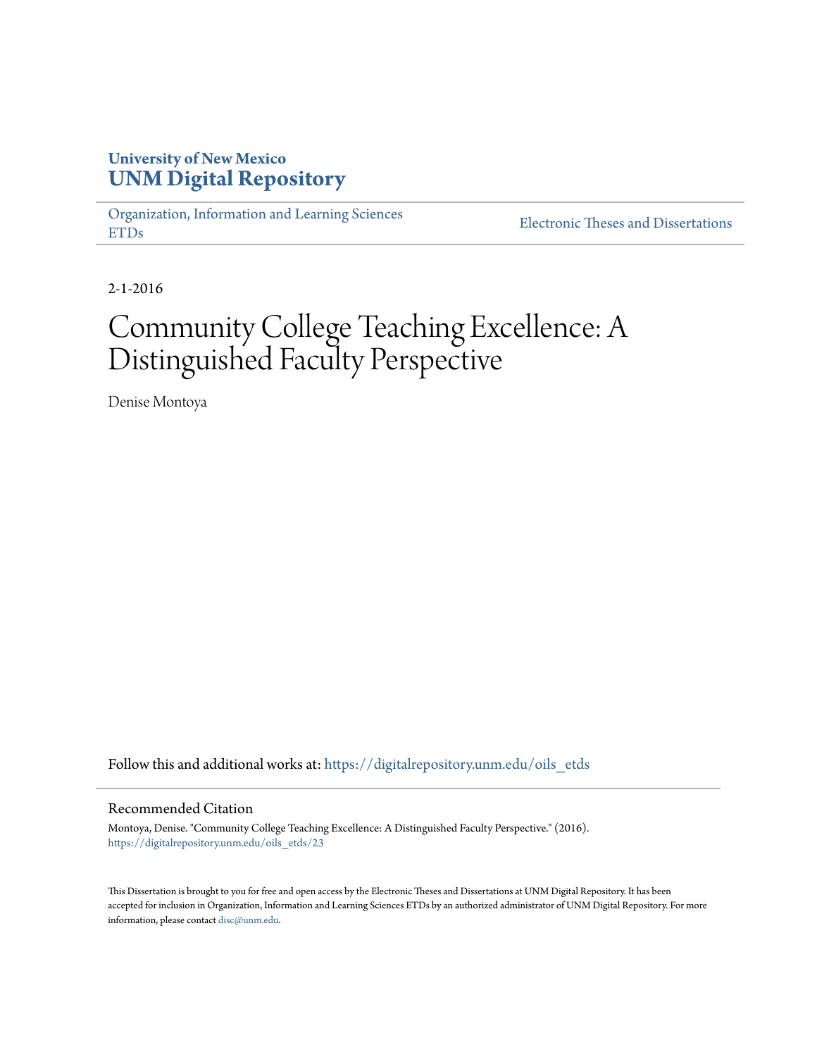University of New Mexico
**UNM Digital Repository**

Organization, Information and Learning Sciences ETDs

Electronic Theses and Dissertations

2-1-2016

# Community College Teaching Excellence: A Distinguished Faculty Perspective

Denise Montoya

Follow this and additional works at: https://digitalrepository.unm.edu/oils_etds

## Recommended Citation

Montoya, Denise. "Community College Teaching Excellence: A Distinguished Faculty Perspective." (2016). https://digitalrepository.unm.edu/oils_etds/23

This Dissertation is brought to you for free and open access by the Electronic Theses and Dissertations at UNM Digital Repository. It has been accepted for inclusion in Organization, Information and Learning Sciences ETDs by an authorized administrator of UNM Digital Repository. For more information, please contact disc@unm.edu.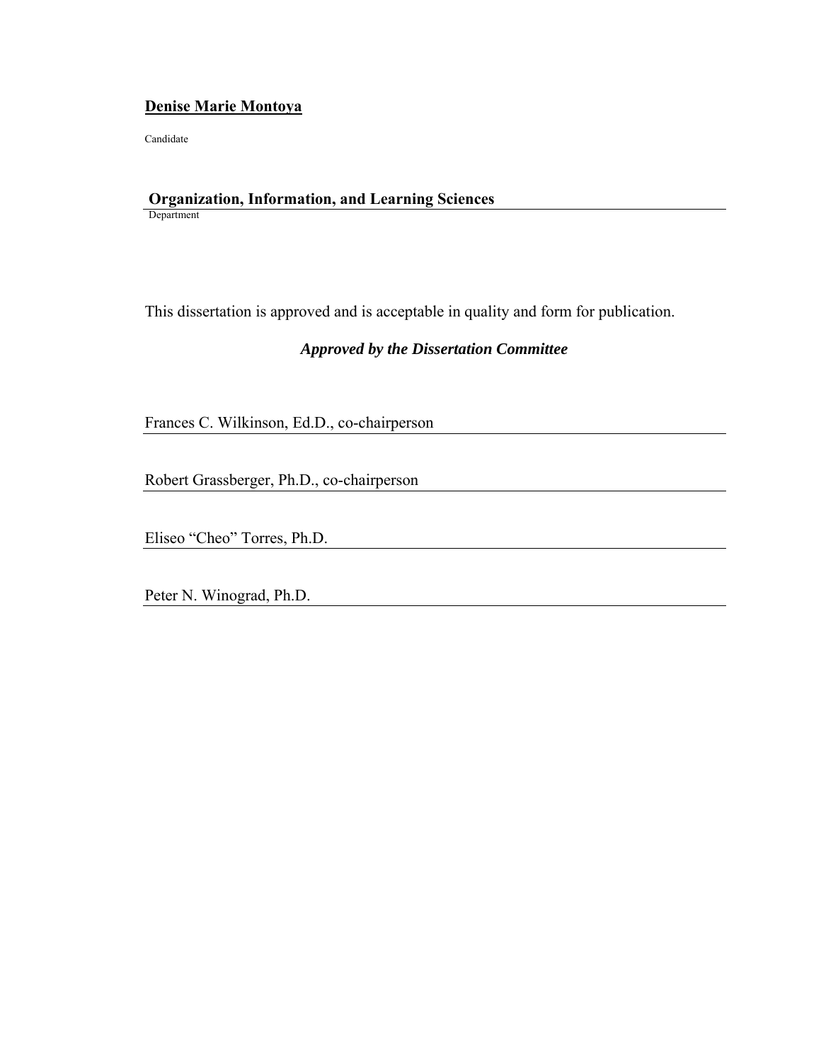**Denise Marie Montoya**

Candidate

**Organization, Information, and Learning Sciences**

Department

This dissertation is approved and is acceptable in quality and form for publication.

***Approved by the Dissertation Committee***

Frances C. Wilkinson, Ed.D., co-chairperson

Robert Grassberger, Ph.D., co-chairperson

Eliseo "Cheo" Torres, Ph.D.

Peter N. Winograd, Ph.D.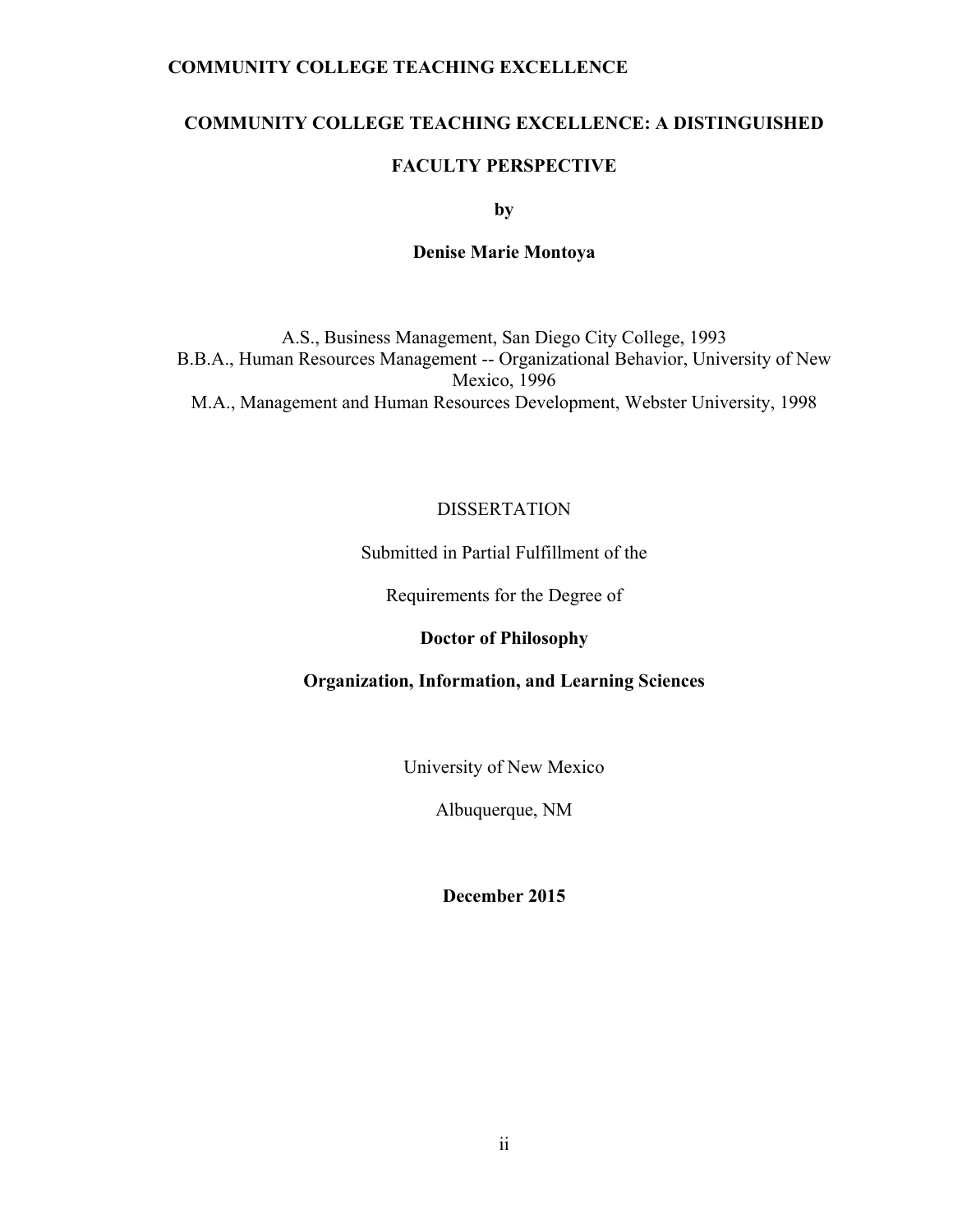# COMMUNITY COLLEGE TEACHING EXCELLENCE: A DISTINGUISHED FACULTY PERSPECTIVE

**by**

**Denise Marie Montoya**

A.S., Business Management, San Diego City College, 1993
B.B.A., Human Resources Management -- Organizational Behavior, University of New Mexico, 1996
M.A., Management and Human Resources Development, Webster University, 1998

DISSERTATION

Submitted in Partial Fulfillment of the

Requirements for the Degree of

**Doctor of Philosophy**

**Organization, Information, and Learning Sciences**

University of New Mexico

Albuquerque, NM

**December 2015**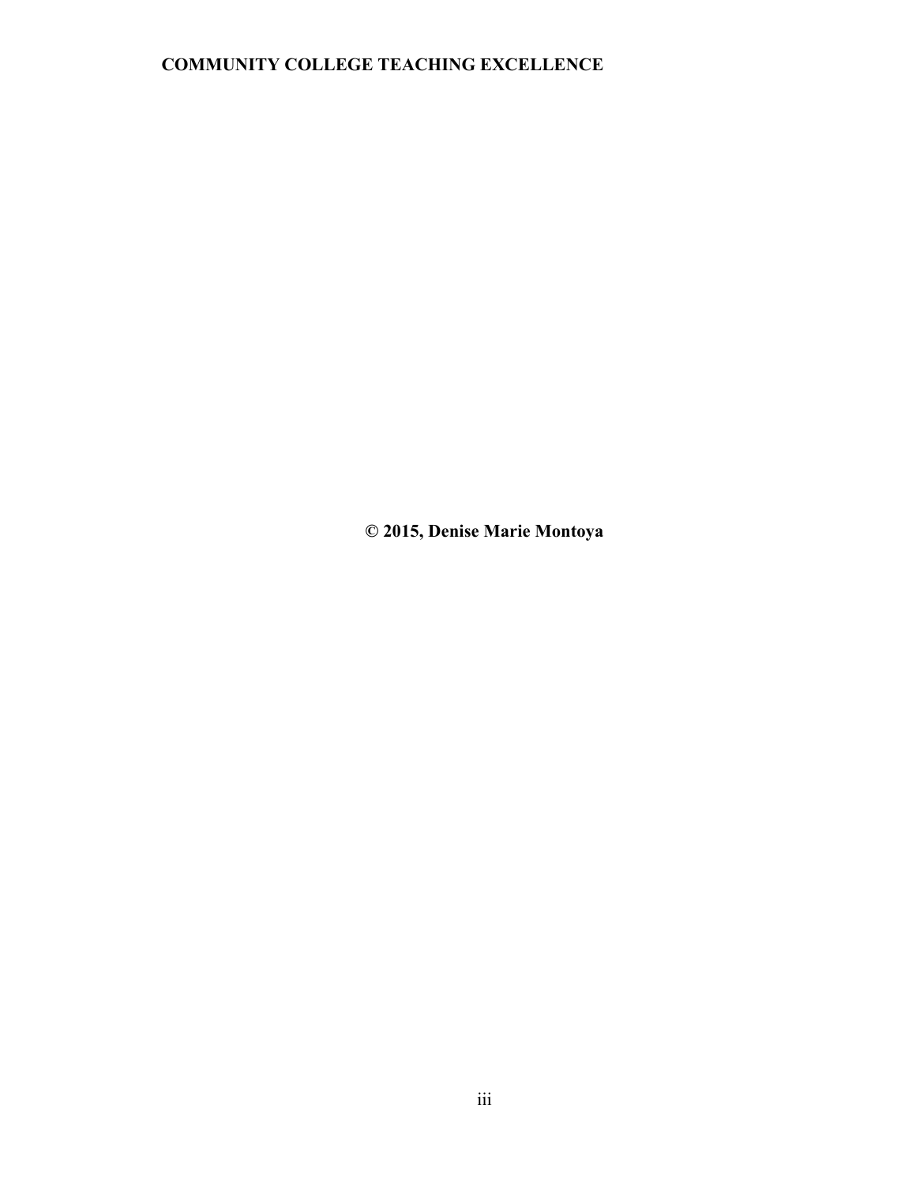**© 2015, Denise Marie Montoya**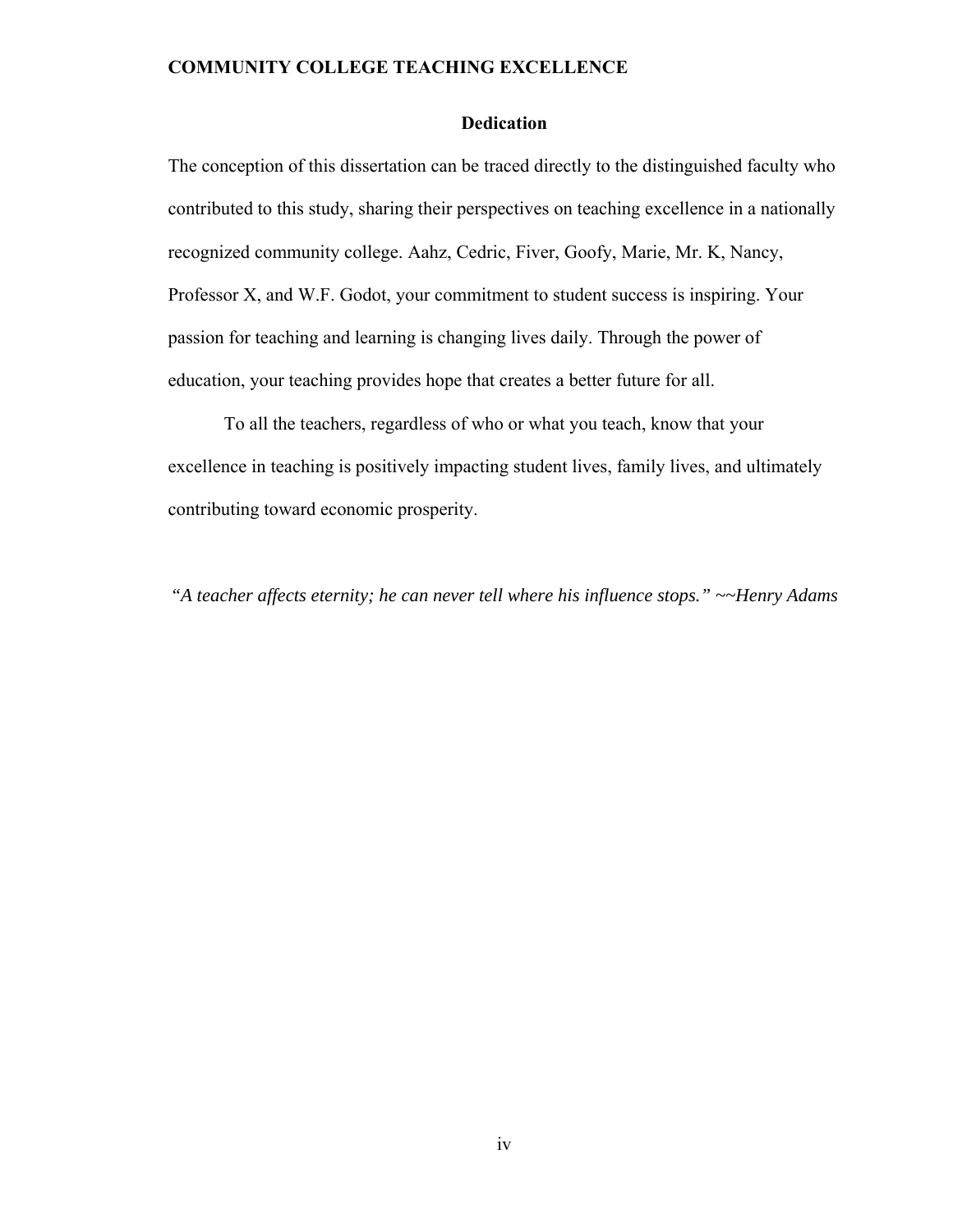## Dedication

The conception of this dissertation can be traced directly to the distinguished faculty who contributed to this study, sharing their perspectives on teaching excellence in a nationally recognized community college. Aahz, Cedric, Fiver, Goofy, Marie, Mr. K, Nancy, Professor X, and W.F. Godot, your commitment to student success is inspiring. Your passion for teaching and learning is changing lives daily. Through the power of education, your teaching provides hope that creates a better future for all.

To all the teachers, regardless of who or what you teach, know that your excellence in teaching is positively impacting student lives, family lives, and ultimately contributing toward economic prosperity.

*"A teacher affects eternity; he can never tell where his influence stops." ~~Henry Adams*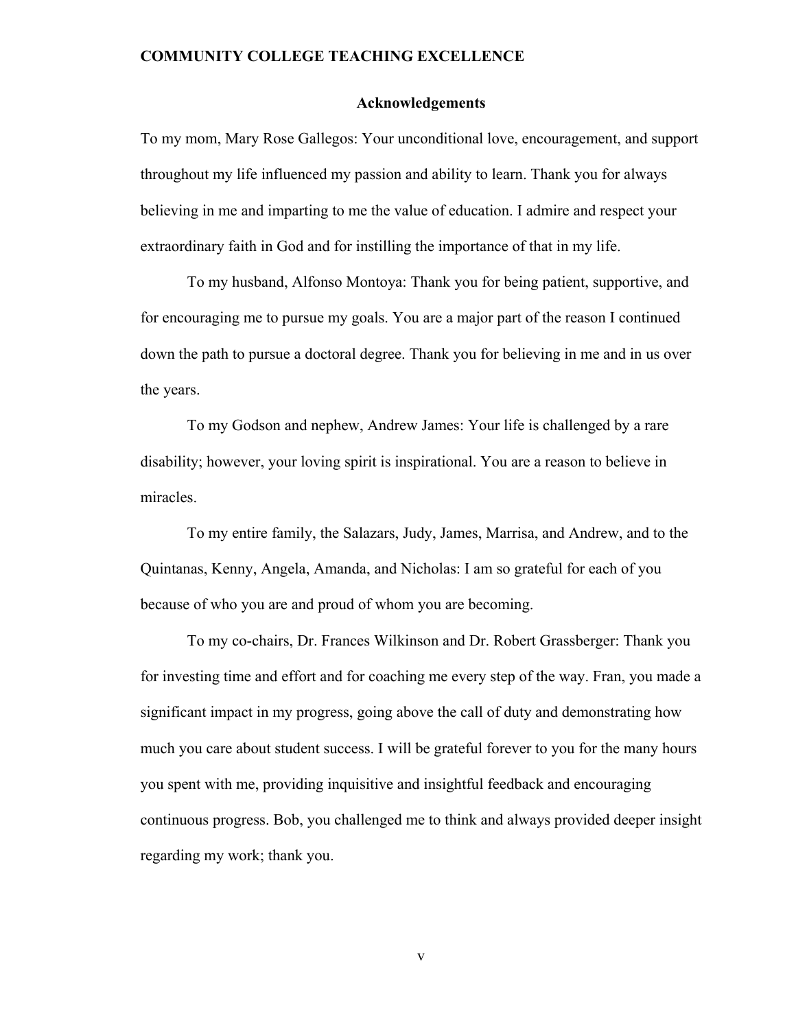## Acknowledgements

To my mom, Mary Rose Gallegos: Your unconditional love, encouragement, and support throughout my life influenced my passion and ability to learn. Thank you for always believing in me and imparting to me the value of education. I admire and respect your extraordinary faith in God and for instilling the importance of that in my life.

To my husband, Alfonso Montoya: Thank you for being patient, supportive, and for encouraging me to pursue my goals. You are a major part of the reason I continued down the path to pursue a doctoral degree. Thank you for believing in me and in us over the years.

To my Godson and nephew, Andrew James: Your life is challenged by a rare disability; however, your loving spirit is inspirational. You are a reason to believe in miracles.

To my entire family, the Salazars, Judy, James, Marrisa, and Andrew, and to the Quintanas, Kenny, Angela, Amanda, and Nicholas: I am so grateful for each of you because of who you are and proud of whom you are becoming.

To my co-chairs, Dr. Frances Wilkinson and Dr. Robert Grassberger: Thank you for investing time and effort and for coaching me every step of the way. Fran, you made a significant impact in my progress, going above the call of duty and demonstrating how much you care about student success. I will be grateful forever to you for the many hours you spent with me, providing inquisitive and insightful feedback and encouraging continuous progress. Bob, you challenged me to think and always provided deeper insight regarding my work; thank you.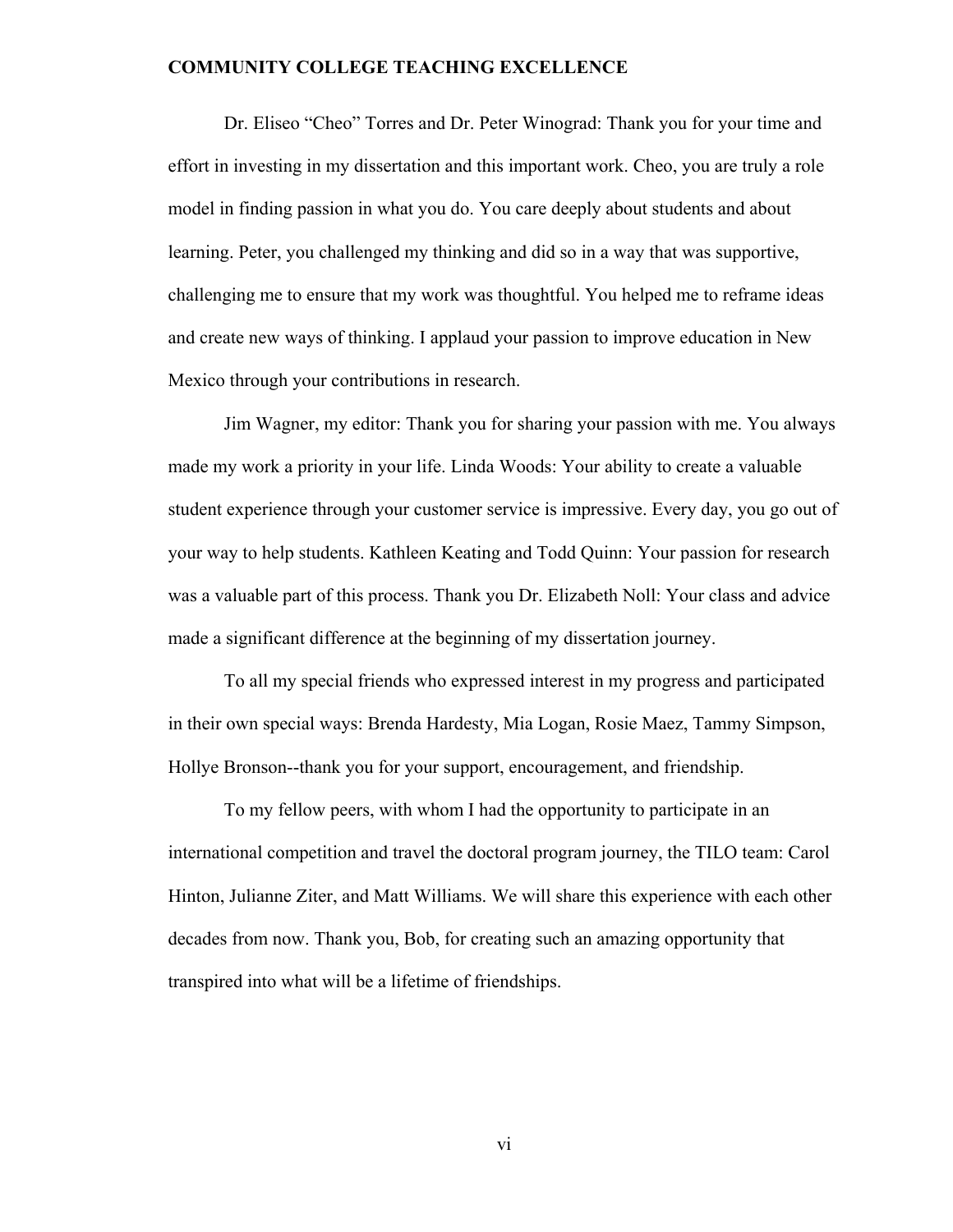Dr. Eliseo "Cheo" Torres and Dr. Peter Winograd: Thank you for your time and effort in investing in my dissertation and this important work. Cheo, you are truly a role model in finding passion in what you do. You care deeply about students and about learning. Peter, you challenged my thinking and did so in a way that was supportive, challenging me to ensure that my work was thoughtful. You helped me to reframe ideas and create new ways of thinking. I applaud your passion to improve education in New Mexico through your contributions in research.

Jim Wagner, my editor: Thank you for sharing your passion with me. You always made my work a priority in your life. Linda Woods: Your ability to create a valuable student experience through your customer service is impressive. Every day, you go out of your way to help students. Kathleen Keating and Todd Quinn: Your passion for research was a valuable part of this process. Thank you Dr. Elizabeth Noll: Your class and advice made a significant difference at the beginning of my dissertation journey.

To all my special friends who expressed interest in my progress and participated in their own special ways: Brenda Hardesty, Mia Logan, Rosie Maez, Tammy Simpson, Hollye Bronson--thank you for your support, encouragement, and friendship.

To my fellow peers, with whom I had the opportunity to participate in an international competition and travel the doctoral program journey, the TILO team: Carol Hinton, Julianne Ziter, and Matt Williams. We will share this experience with each other decades from now. Thank you, Bob, for creating such an amazing opportunity that transpired into what will be a lifetime of friendships.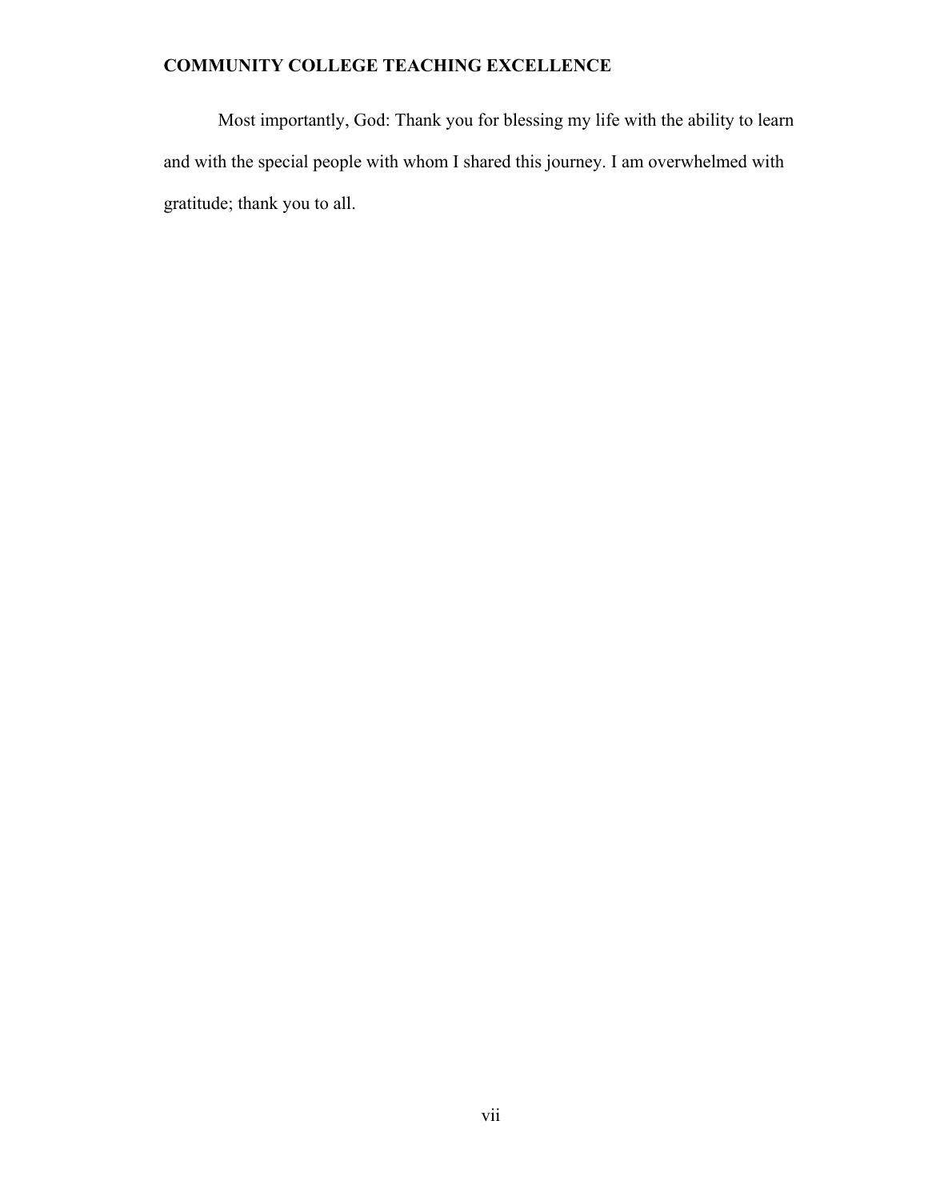Most importantly, God: Thank you for blessing my life with the ability to learn and with the special people with whom I shared this journey. I am overwhelmed with gratitude; thank you to all.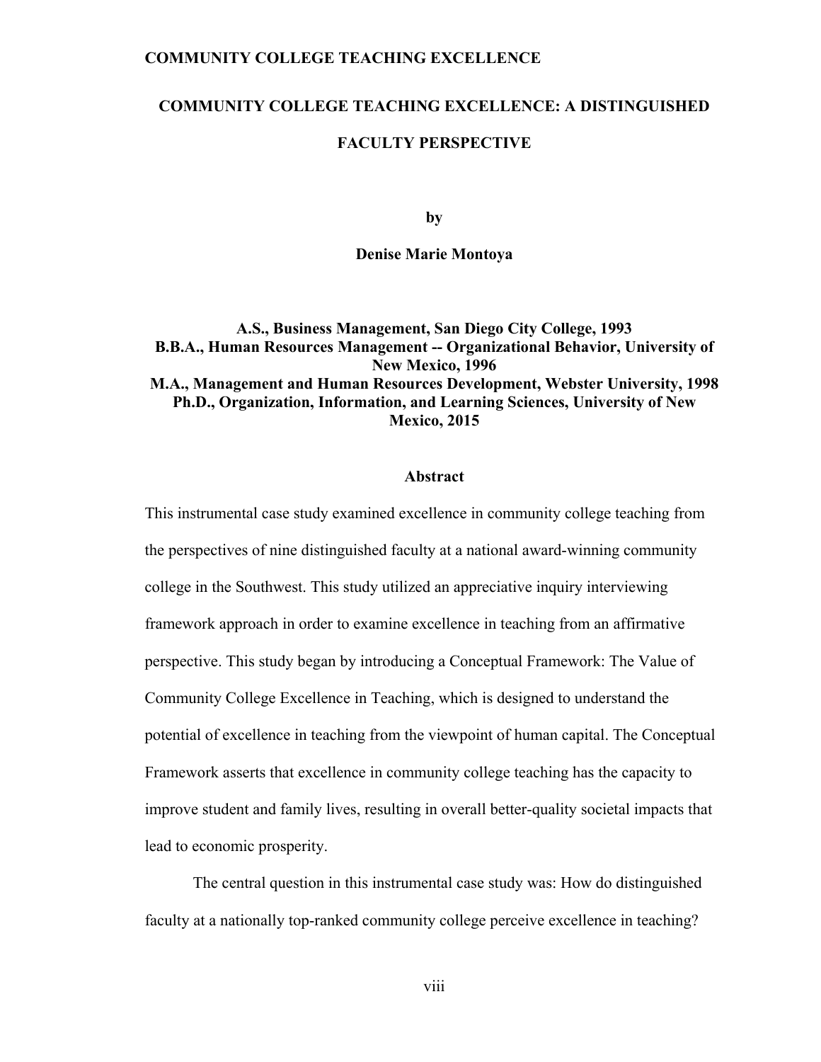**COMMUNITY COLLEGE TEACHING EXCELLENCE: A DISTINGUISHED FACULTY PERSPECTIVE**

by

**Denise Marie Montoya**

**A.S., Business Management, San Diego City College, 1993**
**B.B.A., Human Resources Management -- Organizational Behavior, University of New Mexico, 1996**
**M.A., Management and Human Resources Development, Webster University, 1998**
**Ph.D., Organization, Information, and Learning Sciences, University of New Mexico, 2015**

## Abstract

This instrumental case study examined excellence in community college teaching from the perspectives of nine distinguished faculty at a national award-winning community college in the Southwest. This study utilized an appreciative inquiry interviewing framework approach in order to examine excellence in teaching from an affirmative perspective. This study began by introducing a Conceptual Framework: The Value of Community College Excellence in Teaching, which is designed to understand the potential of excellence in teaching from the viewpoint of human capital. The Conceptual Framework asserts that excellence in community college teaching has the capacity to improve student and family lives, resulting in overall better-quality societal impacts that lead to economic prosperity.

The central question in this instrumental case study was: How do distinguished faculty at a nationally top-ranked community college perceive excellence in teaching?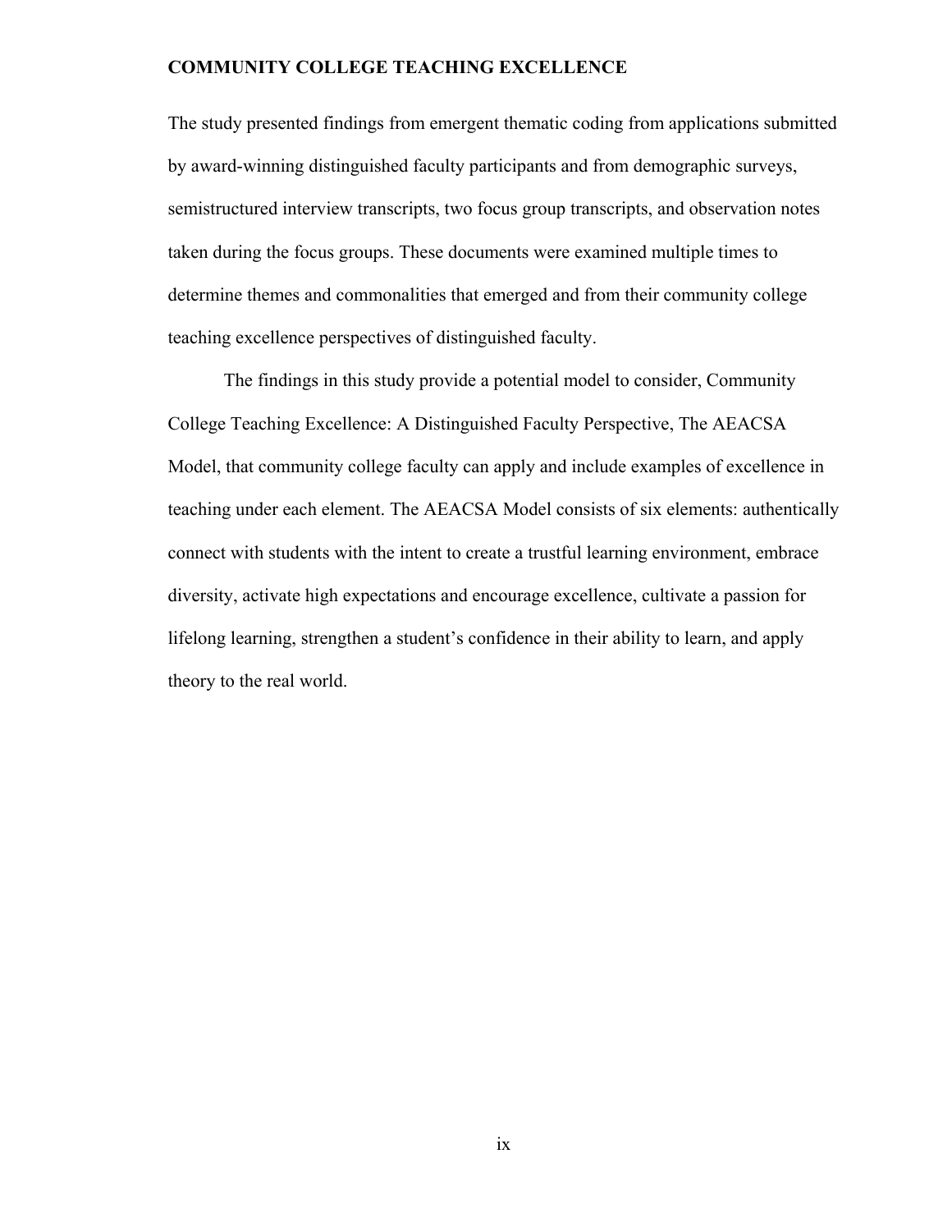The study presented findings from emergent thematic coding from applications submitted by award-winning distinguished faculty participants and from demographic surveys, semistructured interview transcripts, two focus group transcripts, and observation notes taken during the focus groups. These documents were examined multiple times to determine themes and commonalities that emerged and from their community college teaching excellence perspectives of distinguished faculty.

The findings in this study provide a potential model to consider, Community College Teaching Excellence: A Distinguished Faculty Perspective, The AEACSA Model, that community college faculty can apply and include examples of excellence in teaching under each element. The AEACSA Model consists of six elements: authentically connect with students with the intent to create a trustful learning environment, embrace diversity, activate high expectations and encourage excellence, cultivate a passion for lifelong learning, strengthen a student's confidence in their ability to learn, and apply theory to the real world.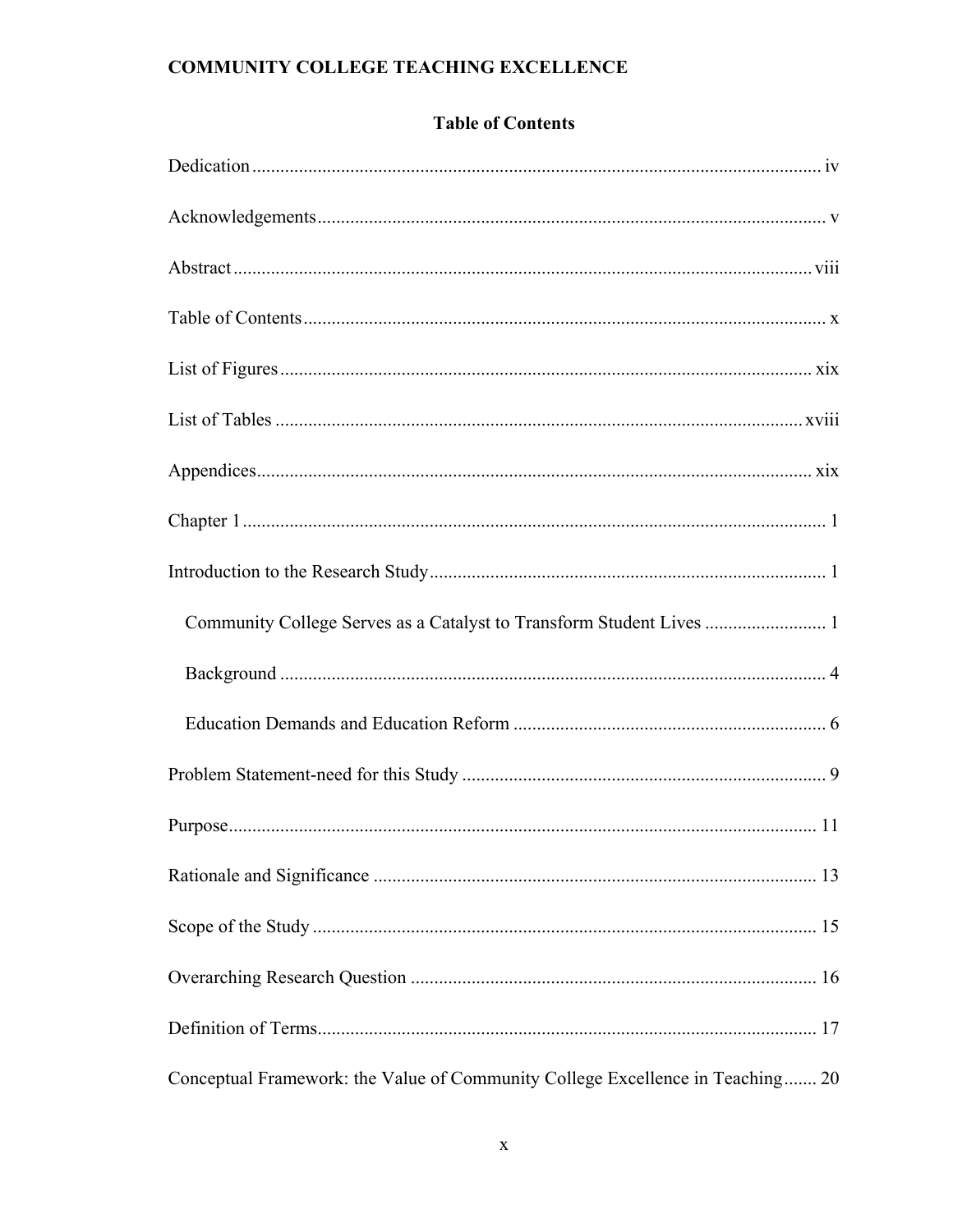## Table of Contents

Dedication ........................................................................................................................ iv

Acknowledgements ........................................................................................................... v

Abstract .......................................................................................................................... viii

Table of Contents ............................................................................................................... x

List of Figures ................................................................................................................. xix

List of Tables ................................................................................................................ xviii

Appendices ...................................................................................................................... xix

Chapter 1 ............................................................................................................................ 1

Introduction to the Research Study .................................................................................... 1

  Community College Serves as a Catalyst to Transform Student Lives .......................... 1

  Background .................................................................................................................... 4

  Education Demands and Education Reform .................................................................. 6

Problem Statement-need for this Study ............................................................................. 9

Purpose ............................................................................................................................ 11

Rationale and Significance .............................................................................................. 13

Scope of the Study ........................................................................................................... 15

Overarching Research Question ...................................................................................... 16

Definition of Terms .......................................................................................................... 17

Conceptual Framework: the Value of Community College Excellence in Teaching ....... 20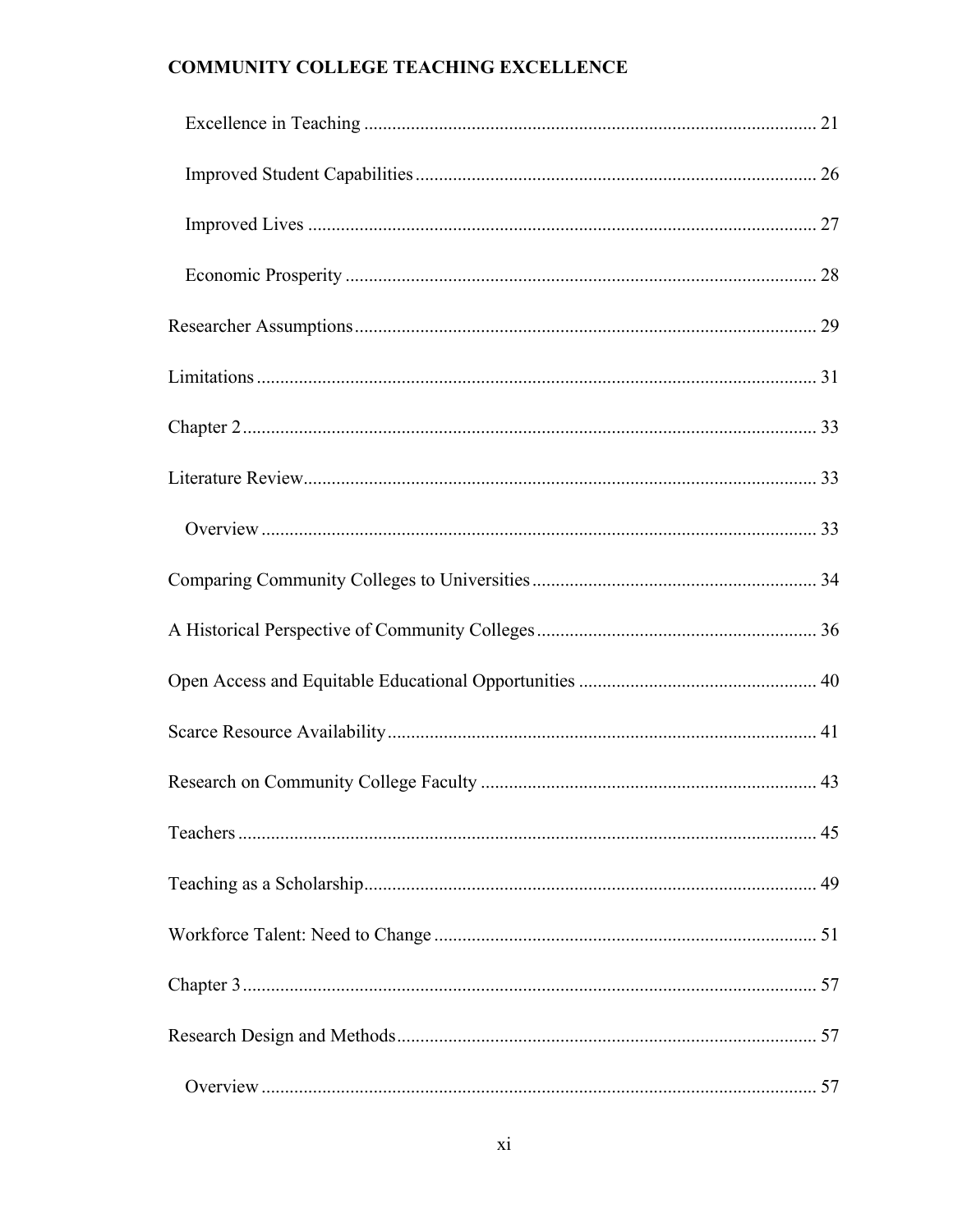Excellence in Teaching ................................................................................................ 21

Improved Student Capabilities ..................................................................................... 26

Improved Lives ............................................................................................................ 27

Economic Prosperity .................................................................................................... 28

Researcher Assumptions .................................................................................................. 29

Limitations ....................................................................................................................... 31

Chapter 2 .......................................................................................................................... 33

Literature Review ............................................................................................................. 33

Overview ...................................................................................................................... 33

Comparing Community Colleges to Universities ............................................................ 34

A Historical Perspective of Community Colleges ........................................................... 36

Open Access and Equitable Educational Opportunities .................................................. 40

Scarce Resource Availability ........................................................................................... 41

Research on Community College Faculty ....................................................................... 43

Teachers ........................................................................................................................... 45

Teaching as a Scholarship ................................................................................................ 49

Workforce Talent: Need to Change ................................................................................. 51

Chapter 3 .......................................................................................................................... 57

Research Design and Methods ......................................................................................... 57

Overview ...................................................................................................................... 57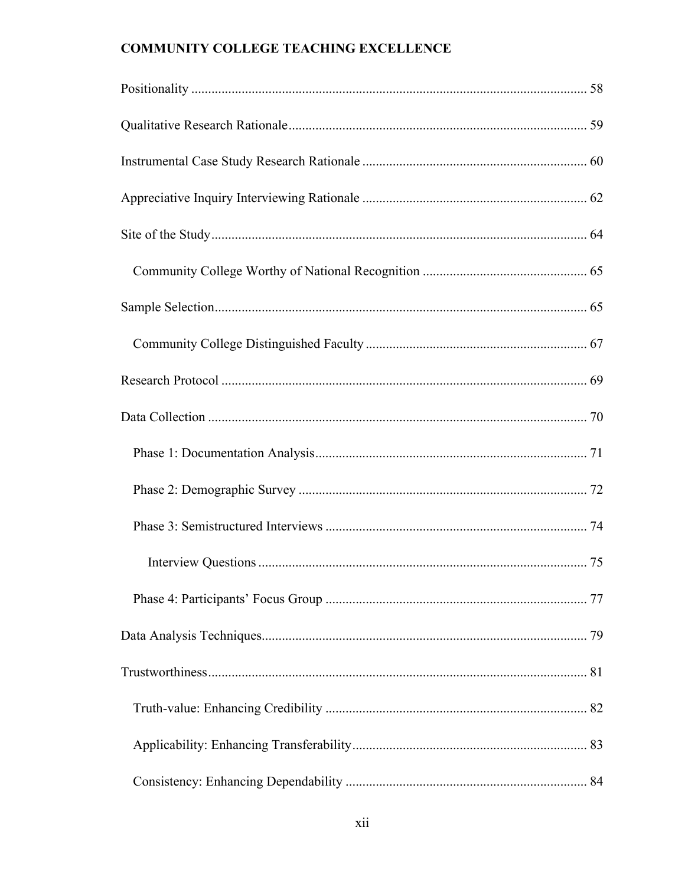Positionality ..................................................................................................................... 58

Qualitative Research Rationale........................................................................................ 59

Instrumental Case Study Research Rationale .................................................................. 60

Appreciative Inquiry Interviewing Rationale .................................................................. 62

Site of the Study............................................................................................................... 64

  Community College Worthy of National Recognition ................................................ 65

Sample Selection.............................................................................................................. 65

  Community College Distinguished Faculty ................................................................. 67

Research Protocol ............................................................................................................ 69

Data Collection ................................................................................................................ 70

  Phase 1: Documentation Analysis................................................................................ 71

  Phase 2: Demographic Survey ..................................................................................... 72

  Phase 3: Semistructured Interviews ............................................................................. 74

    Interview Questions ................................................................................................. 75

  Phase 4: Participants' Focus Group ............................................................................. 77

Data Analysis Techniques................................................................................................ 79

Trustworthiness................................................................................................................ 81

  Truth-value: Enhancing Credibility ............................................................................. 82

  Applicability: Enhancing Transferability..................................................................... 83

  Consistency: Enhancing Dependability ....................................................................... 84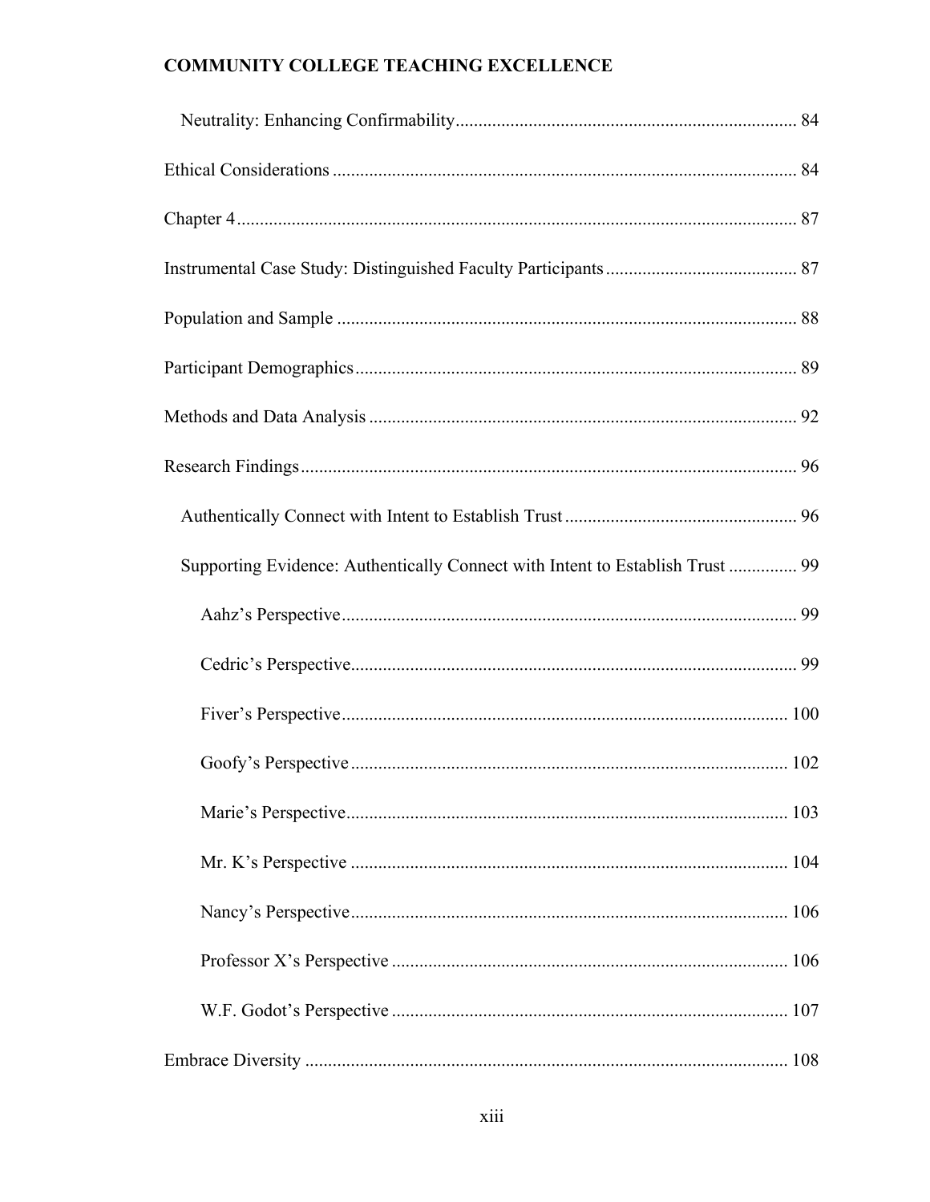Neutrality: Enhancing Confirmability .......................................................................... 84

Ethical Considerations ..................................................................................................... 84

Chapter 4 .......................................................................................................................... 87

Instrumental Case Study: Distinguished Faculty Participants .......................................... 87

Population and Sample .................................................................................................... 88

Participant Demographics ................................................................................................ 89

Methods and Data Analysis ............................................................................................. 92

Research Findings ............................................................................................................ 96

Authentically Connect with Intent to Establish Trust .................................................. 96

Supporting Evidence: Authentically Connect with Intent to Establish Trust ............... 99

Aahz's Perspective .................................................................................................. 99

Cedric's Perspective ................................................................................................ 99

Fiver's Perspective ................................................................................................. 100

Goofy's Perspective ............................................................................................... 102

Marie's Perspective ................................................................................................ 103

Mr. K's Perspective ............................................................................................... 104

Nancy's Perspective ............................................................................................... 106

Professor X's Perspective ...................................................................................... 106

W.F. Godot's Perspective ...................................................................................... 107

Embrace Diversity .......................................................................................................... 108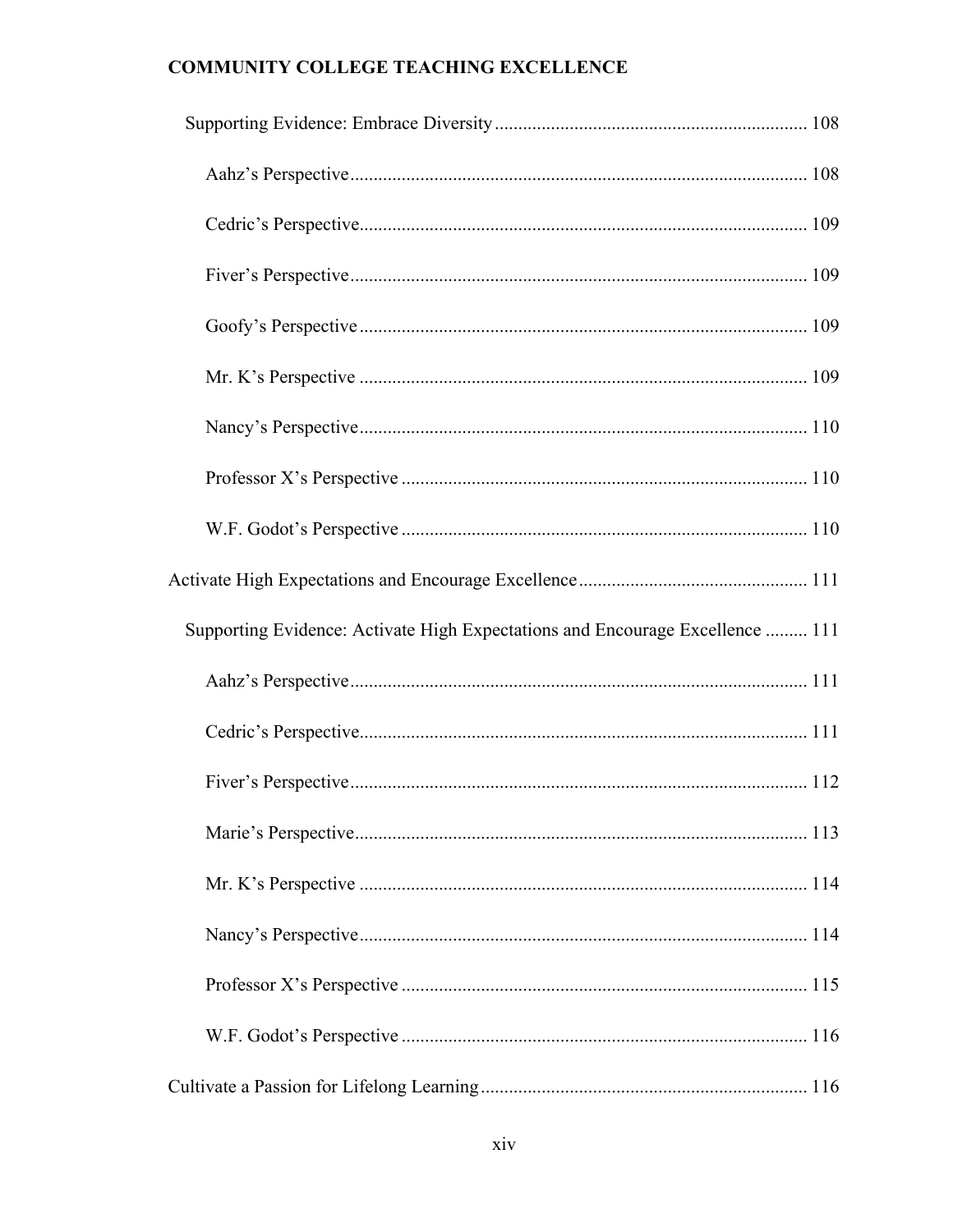Supporting Evidence: Embrace Diversity ........................................ 108

Aahz's Perspective ........................................ 108

Cedric's Perspective ........................................ 109

Fiver's Perspective ........................................ 109

Goofy's Perspective ........................................ 109

Mr. K's Perspective ........................................ 109

Nancy's Perspective ........................................ 110

Professor X's Perspective ........................................ 110

W.F. Godot's Perspective ........................................ 110

Activate High Expectations and Encourage Excellence ........................................ 111

Supporting Evidence: Activate High Expectations and Encourage Excellence ......... 111

Aahz's Perspective ........................................ 111

Cedric's Perspective ........................................ 111

Fiver's Perspective ........................................ 112

Marie's Perspective ........................................ 113

Mr. K's Perspective ........................................ 114

Nancy's Perspective ........................................ 114

Professor X's Perspective ........................................ 115

W.F. Godot's Perspective ........................................ 116

Cultivate a Passion for Lifelong Learning ........................................ 116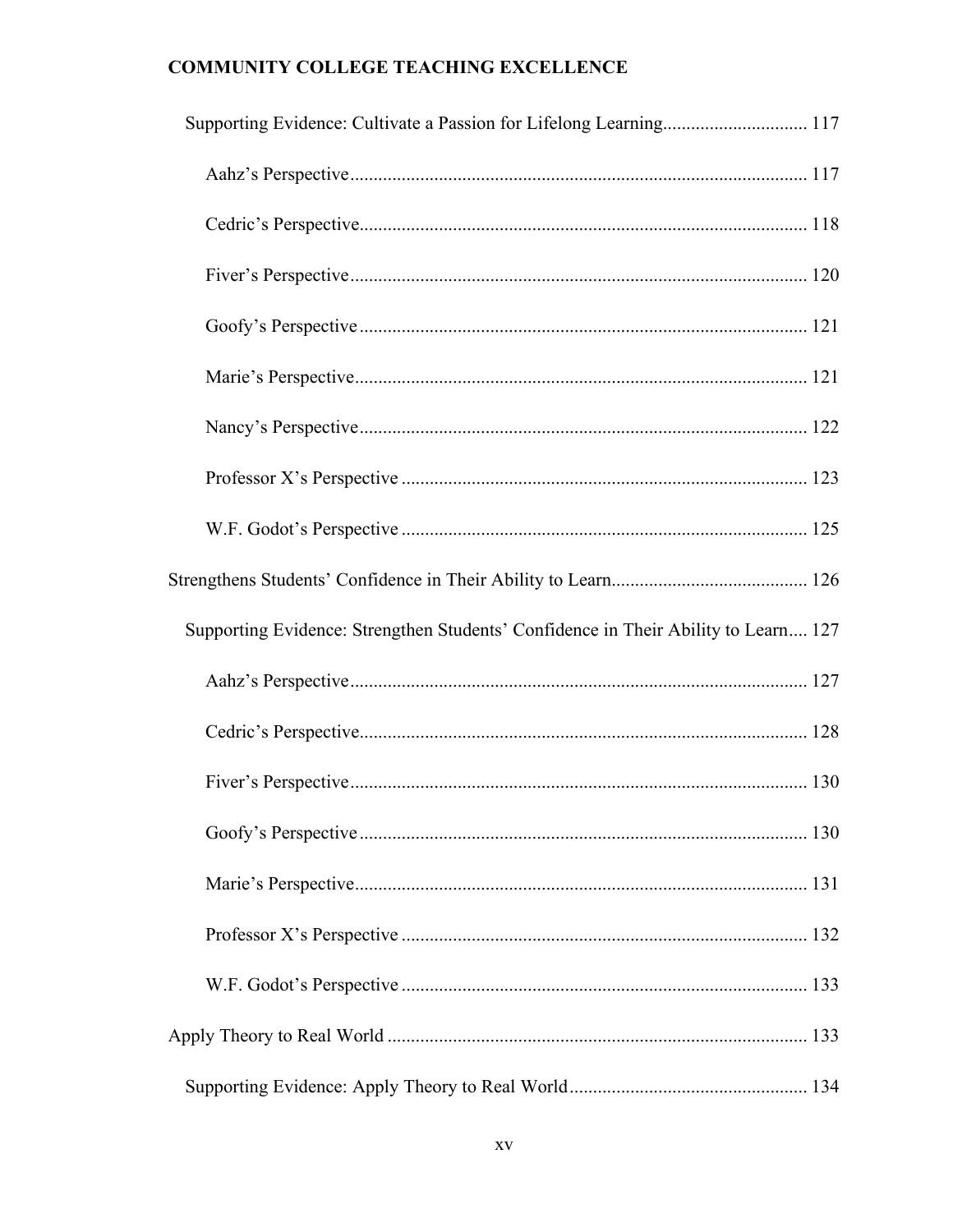Supporting Evidence: Cultivate a Passion for Lifelong Learning.............................. 117

Aahz's Perspective................................................................................................ 117

Cedric's Perspective.............................................................................................. 118

Fiver's Perspective................................................................................................ 120

Goofy's Perspective.............................................................................................. 121

Marie's Perspective................................................................................................ 121

Nancy's Perspective.............................................................................................. 122

Professor X's Perspective ...................................................................................... 123

W.F. Godot's Perspective ...................................................................................... 125

Strengthens Students' Confidence in Their Ability to Learn.......................................... 126

Supporting Evidence: Strengthen Students' Confidence in Their Ability to Learn.... 127

Aahz's Perspective................................................................................................ 127

Cedric's Perspective.............................................................................................. 128

Fiver's Perspective................................................................................................ 130

Goofy's Perspective.............................................................................................. 130

Marie's Perspective................................................................................................ 131

Professor X's Perspective ...................................................................................... 132

W.F. Godot's Perspective ...................................................................................... 133

Apply Theory to Real World .......................................................................................... 133

Supporting Evidence: Apply Theory to Real World.................................................. 134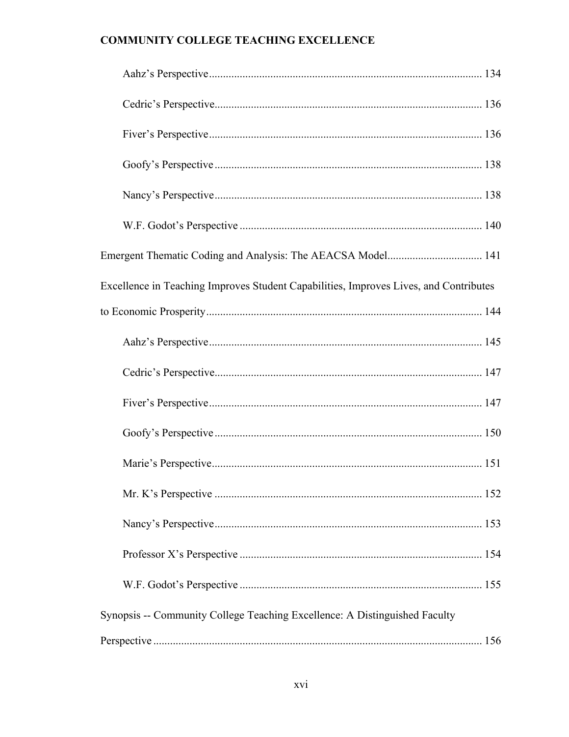Aahz's Perspective ................................................................................................ 134

Cedric's Perspective.............................................................................................. 136

Fiver's Perspective................................................................................................ 136

Goofy's Perspective .............................................................................................. 138

Nancy's Perspective.............................................................................................. 138

W.F. Godot's Perspective ..................................................................................... 140

Emergent Thematic Coding and Analysis: The AEACSA Model.................................. 141

Excellence in Teaching Improves Student Capabilities, Improves Lives, and Contributes to Economic Prosperity.................................................................................................. 144

Aahz's Perspective ................................................................................................ 145

Cedric's Perspective.............................................................................................. 147

Fiver's Perspective................................................................................................ 147

Goofy's Perspective .............................................................................................. 150

Marie's Perspective................................................................................................ 151

Mr. K's Perspective .............................................................................................. 152

Nancy's Perspective.............................................................................................. 153

Professor X's Perspective ...................................................................................... 154

W.F. Godot's Perspective ..................................................................................... 155

Synopsis -- Community College Teaching Excellence: A Distinguished Faculty Perspective .................................................................................................................... 156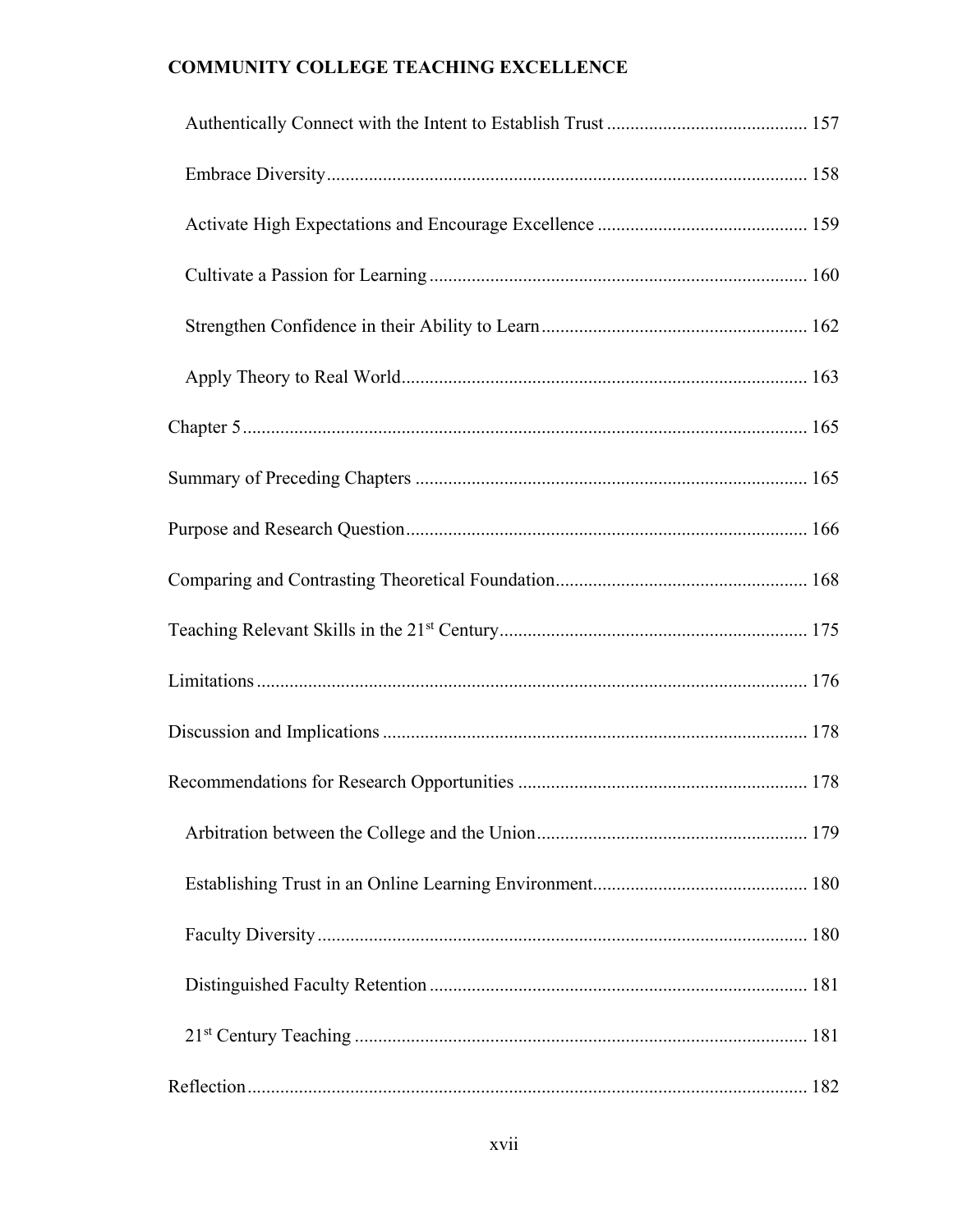Authentically Connect with the Intent to Establish Trust .......................................... 157

Embrace Diversity...................................................................................................... 158

Activate High Expectations and Encourage Excellence ............................................ 159

Cultivate a Passion for Learning ................................................................................ 160

Strengthen Confidence in their Ability to Learn ........................................................ 162

Apply Theory to Real World...................................................................................... 163

Chapter 5 ........................................................................................................................ 165

Summary of Preceding Chapters .................................................................................... 165

Purpose and Research Question...................................................................................... 166

Comparing and Contrasting Theoretical Foundation...................................................... 168

Teaching Relevant Skills in the 21st Century................................................................. 175

Limitations ...................................................................................................................... 176

Discussion and Implications ........................................................................................... 178

Recommendations for Research Opportunities .............................................................. 178

Arbitration between the College and the Union......................................................... 179

Establishing Trust in an Online Learning Environment............................................. 180

Faculty Diversity ........................................................................................................ 180

Distinguished Faculty Retention ................................................................................ 181

21st Century Teaching ................................................................................................ 181

Reflection ....................................................................................................................... 182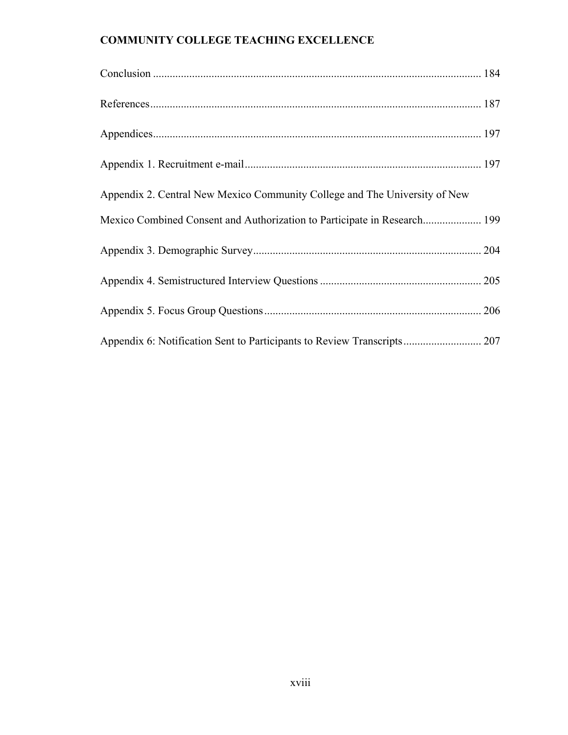Conclusion ..................................................................................................................... 184

References...................................................................................................................... 187

Appendices..................................................................................................................... 197

Appendix 1. Recruitment e-mail..................................................................................... 197

Appendix 2. Central New Mexico Community College and The University of New Mexico Combined Consent and Authorization to Participate in Research..................... 199

Appendix 3. Demographic Survey.................................................................................. 204

Appendix 4. Semistructured Interview Questions .......................................................... 205

Appendix 5. Focus Group Questions.............................................................................. 206

Appendix 6: Notification Sent to Participants to Review Transcripts............................ 207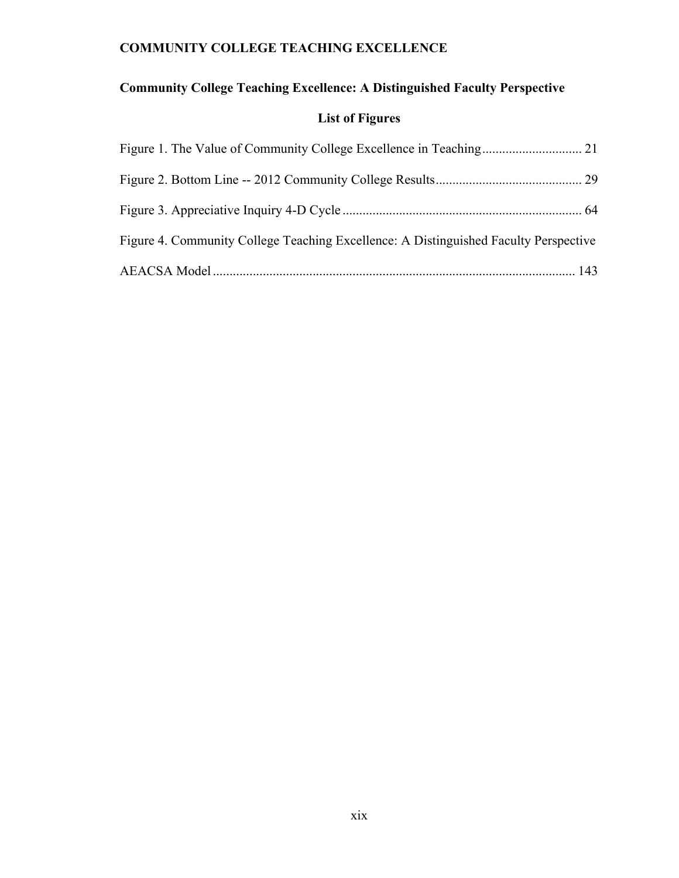**Community College Teaching Excellence: A Distinguished Faculty Perspective**

## List of Figures

Figure 1. The Value of Community College Excellence in Teaching .............................. 21

Figure 2. Bottom Line -- 2012 Community College Results ............................................ 29

Figure 3. Appreciative Inquiry 4-D Cycle ....................................................................... 64

Figure 4. Community College Teaching Excellence: A Distinguished Faculty Perspective AEACSA Model ............................................................................................................ 143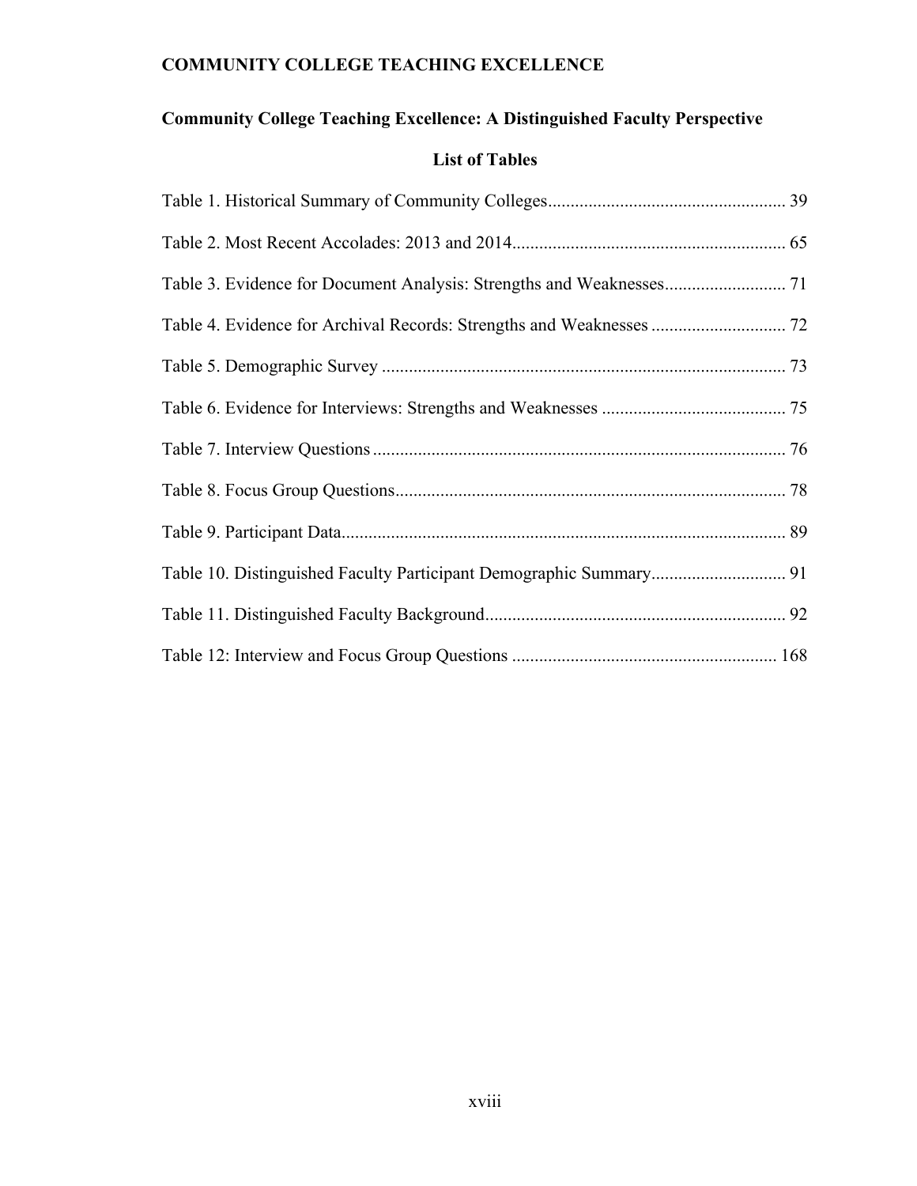## Community College Teaching Excellence: A Distinguished Faculty Perspective

### List of Tables

Table 1. Historical Summary of Community Colleges .................................................... 39

Table 2. Most Recent Accolades: 2013 and 2014 ............................................................ 65

Table 3. Evidence for Document Analysis: Strengths and Weaknesses ........................... 71

Table 4. Evidence for Archival Records: Strengths and Weaknesses .............................. 72

Table 5. Demographic Survey .......................................................................................... 73

Table 6. Evidence for Interviews: Strengths and Weaknesses ......................................... 75

Table 7. Interview Questions ............................................................................................ 76

Table 8. Focus Group Questions ....................................................................................... 78

Table 9. Participant Data ................................................................................................... 89

Table 10. Distinguished Faculty Participant Demographic Summary .............................. 91

Table 11. Distinguished Faculty Background ................................................................... 92

Table 12: Interview and Focus Group Questions ........................................................... 168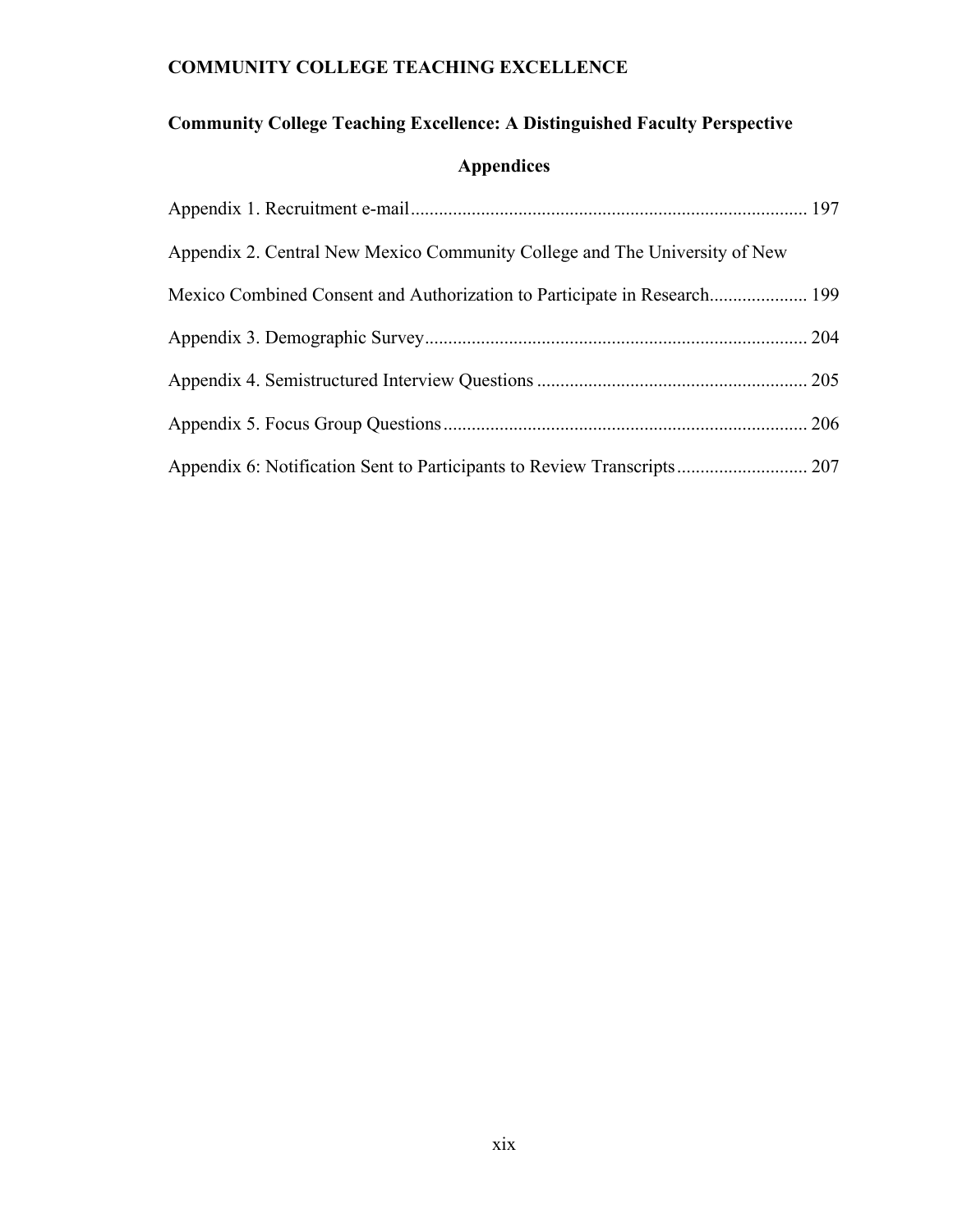**Community College Teaching Excellence: A Distinguished Faculty Perspective**

## Appendices

Appendix 1. Recruitment e-mail .................................................................................... 197

Appendix 2. Central New Mexico Community College and The University of New Mexico Combined Consent and Authorization to Participate in Research..................... 199

Appendix 3. Demographic Survey.................................................................................. 204

Appendix 4. Semistructured Interview Questions .......................................................... 205

Appendix 5. Focus Group Questions.............................................................................. 206

Appendix 6: Notification Sent to Participants to Review Transcripts............................ 207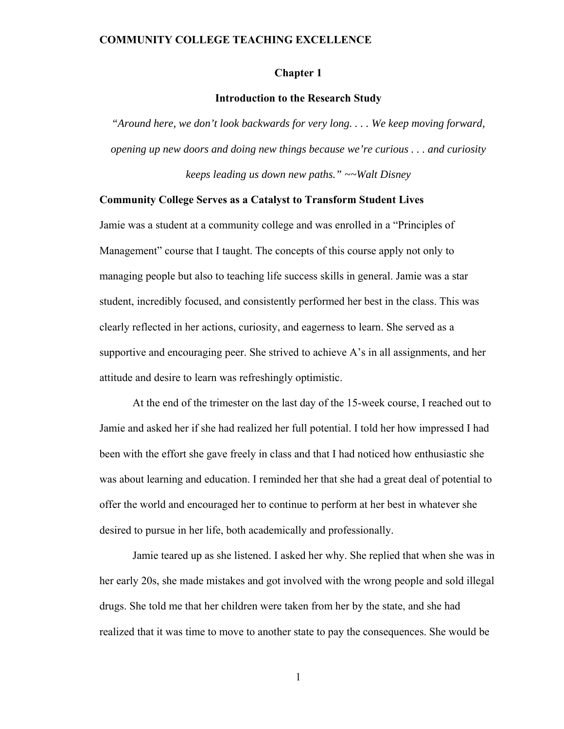# Chapter 1

## Introduction to the Research Study

*"Around here, we don't look backwards for very long. . . . We keep moving forward, opening up new doors and doing new things because we're curious . . . and curiosity keeps leading us down new paths." ~~Walt Disney*

### Community College Serves as a Catalyst to Transform Student Lives

Jamie was a student at a community college and was enrolled in a "Principles of Management" course that I taught. The concepts of this course apply not only to managing people but also to teaching life success skills in general. Jamie was a star student, incredibly focused, and consistently performed her best in the class. This was clearly reflected in her actions, curiosity, and eagerness to learn. She served as a supportive and encouraging peer. She strived to achieve A's in all assignments, and her attitude and desire to learn was refreshingly optimistic.

At the end of the trimester on the last day of the 15-week course, I reached out to Jamie and asked her if she had realized her full potential. I told her how impressed I had been with the effort she gave freely in class and that I had noticed how enthusiastic she was about learning and education. I reminded her that she had a great deal of potential to offer the world and encouraged her to continue to perform at her best in whatever she desired to pursue in her life, both academically and professionally.

Jamie teared up as she listened. I asked her why. She replied that when she was in her early 20s, she made mistakes and got involved with the wrong people and sold illegal drugs. She told me that her children were taken from her by the state, and she had realized that it was time to move to another state to pay the consequences. She would be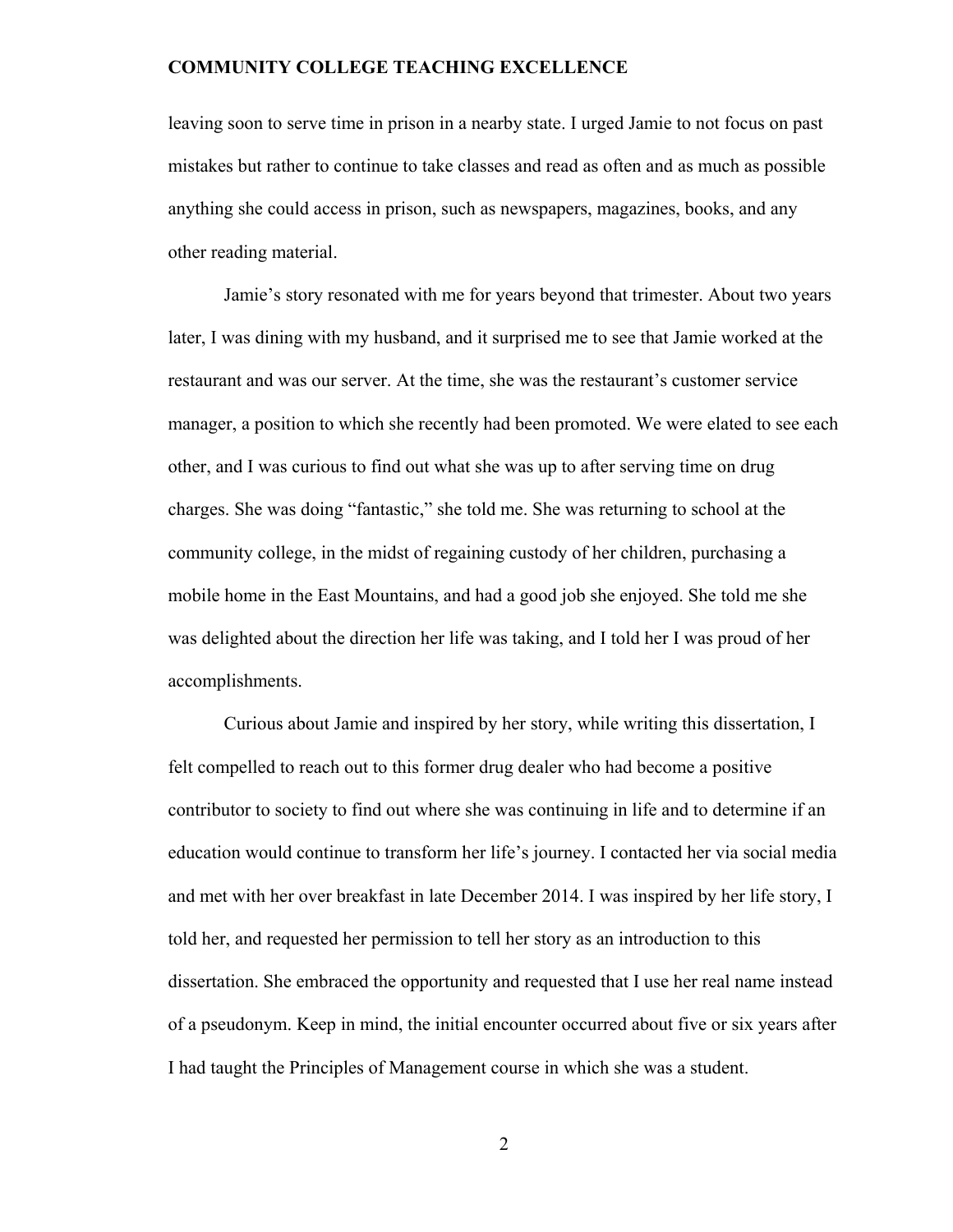leaving soon to serve time in prison in a nearby state. I urged Jamie to not focus on past mistakes but rather to continue to take classes and read as often and as much as possible anything she could access in prison, such as newspapers, magazines, books, and any other reading material.

Jamie's story resonated with me for years beyond that trimester. About two years later, I was dining with my husband, and it surprised me to see that Jamie worked at the restaurant and was our server. At the time, she was the restaurant's customer service manager, a position to which she recently had been promoted. We were elated to see each other, and I was curious to find out what she was up to after serving time on drug charges. She was doing "fantastic," she told me. She was returning to school at the community college, in the midst of regaining custody of her children, purchasing a mobile home in the East Mountains, and had a good job she enjoyed. She told me she was delighted about the direction her life was taking, and I told her I was proud of her accomplishments.

Curious about Jamie and inspired by her story, while writing this dissertation, I felt compelled to reach out to this former drug dealer who had become a positive contributor to society to find out where she was continuing in life and to determine if an education would continue to transform her life's journey. I contacted her via social media and met with her over breakfast in late December 2014. I was inspired by her life story, I told her, and requested her permission to tell her story as an introduction to this dissertation. She embraced the opportunity and requested that I use her real name instead of a pseudonym. Keep in mind, the initial encounter occurred about five or six years after I had taught the Principles of Management course in which she was a student.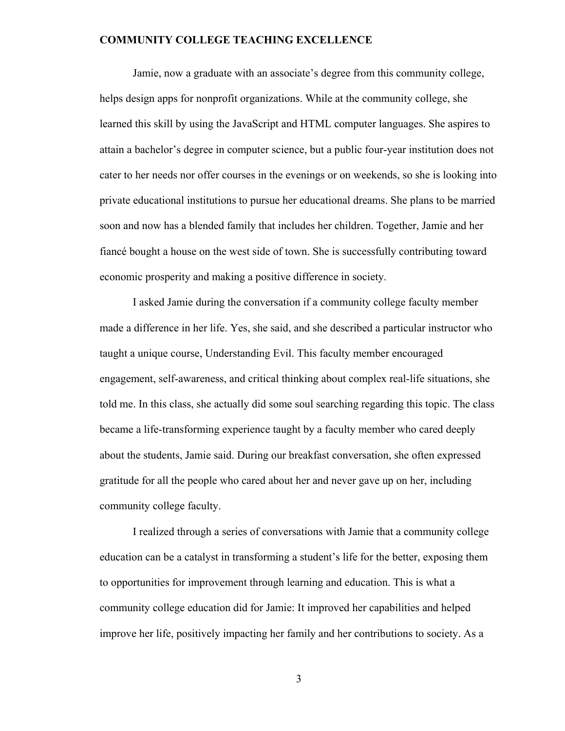Jamie, now a graduate with an associate's degree from this community college, helps design apps for nonprofit organizations. While at the community college, she learned this skill by using the JavaScript and HTML computer languages. She aspires to attain a bachelor's degree in computer science, but a public four-year institution does not cater to her needs nor offer courses in the evenings or on weekends, so she is looking into private educational institutions to pursue her educational dreams. She plans to be married soon and now has a blended family that includes her children. Together, Jamie and her fiancé bought a house on the west side of town. She is successfully contributing toward economic prosperity and making a positive difference in society.

I asked Jamie during the conversation if a community college faculty member made a difference in her life. Yes, she said, and she described a particular instructor who taught a unique course, Understanding Evil. This faculty member encouraged engagement, self-awareness, and critical thinking about complex real-life situations, she told me. In this class, she actually did some soul searching regarding this topic. The class became a life-transforming experience taught by a faculty member who cared deeply about the students, Jamie said. During our breakfast conversation, she often expressed gratitude for all the people who cared about her and never gave up on her, including community college faculty.

I realized through a series of conversations with Jamie that a community college education can be a catalyst in transforming a student's life for the better, exposing them to opportunities for improvement through learning and education. This is what a community college education did for Jamie: It improved her capabilities and helped improve her life, positively impacting her family and her contributions to society. As a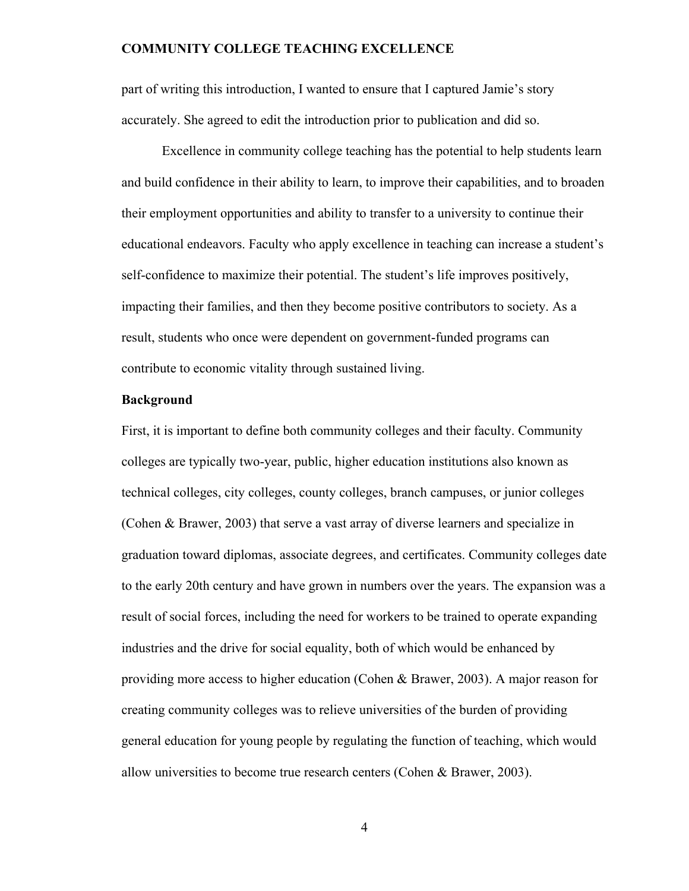part of writing this introduction, I wanted to ensure that I captured Jamie's story accurately. She agreed to edit the introduction prior to publication and did so.

Excellence in community college teaching has the potential to help students learn and build confidence in their ability to learn, to improve their capabilities, and to broaden their employment opportunities and ability to transfer to a university to continue their educational endeavors. Faculty who apply excellence in teaching can increase a student's self-confidence to maximize their potential. The student's life improves positively, impacting their families, and then they become positive contributors to society. As a result, students who once were dependent on government-funded programs can contribute to economic vitality through sustained living.

## Background

First, it is important to define both community colleges and their faculty. Community colleges are typically two-year, public, higher education institutions also known as technical colleges, city colleges, county colleges, branch campuses, or junior colleges (Cohen & Brawer, 2003) that serve a vast array of diverse learners and specialize in graduation toward diplomas, associate degrees, and certificates. Community colleges date to the early 20th century and have grown in numbers over the years. The expansion was a result of social forces, including the need for workers to be trained to operate expanding industries and the drive for social equality, both of which would be enhanced by providing more access to higher education (Cohen & Brawer, 2003). A major reason for creating community colleges was to relieve universities of the burden of providing general education for young people by regulating the function of teaching, which would allow universities to become true research centers (Cohen & Brawer, 2003).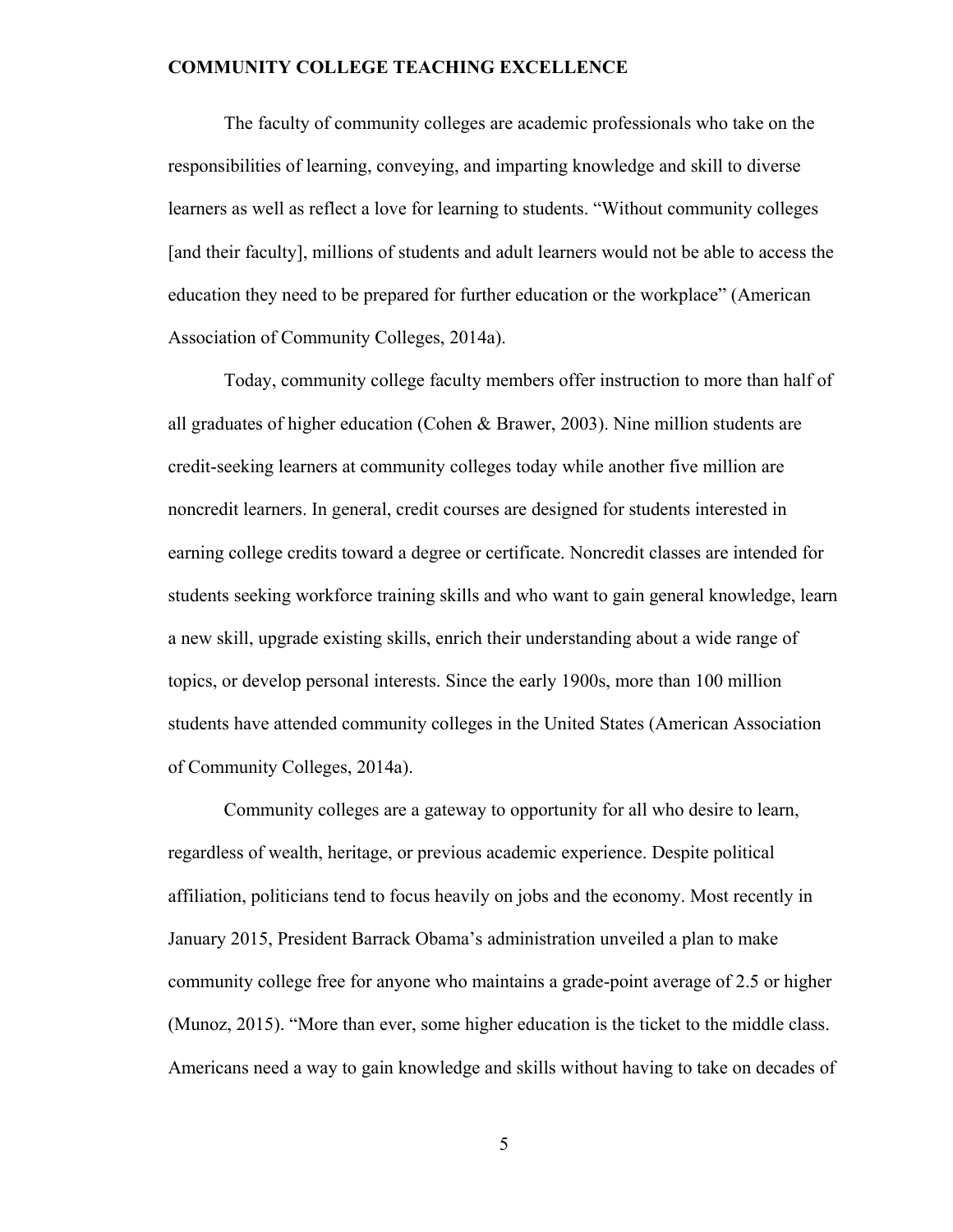The faculty of community colleges are academic professionals who take on the responsibilities of learning, conveying, and imparting knowledge and skill to diverse learners as well as reflect a love for learning to students. "Without community colleges [and their faculty], millions of students and adult learners would not be able to access the education they need to be prepared for further education or the workplace" (American Association of Community Colleges, 2014a).

Today, community college faculty members offer instruction to more than half of all graduates of higher education (Cohen & Brawer, 2003). Nine million students are credit-seeking learners at community colleges today while another five million are noncredit learners. In general, credit courses are designed for students interested in earning college credits toward a degree or certificate. Noncredit classes are intended for students seeking workforce training skills and who want to gain general knowledge, learn a new skill, upgrade existing skills, enrich their understanding about a wide range of topics, or develop personal interests. Since the early 1900s, more than 100 million students have attended community colleges in the United States (American Association of Community Colleges, 2014a).

Community colleges are a gateway to opportunity for all who desire to learn, regardless of wealth, heritage, or previous academic experience. Despite political affiliation, politicians tend to focus heavily on jobs and the economy. Most recently in January 2015, President Barrack Obama's administration unveiled a plan to make community college free for anyone who maintains a grade-point average of 2.5 or higher (Munoz, 2015). "More than ever, some higher education is the ticket to the middle class. Americans need a way to gain knowledge and skills without having to take on decades of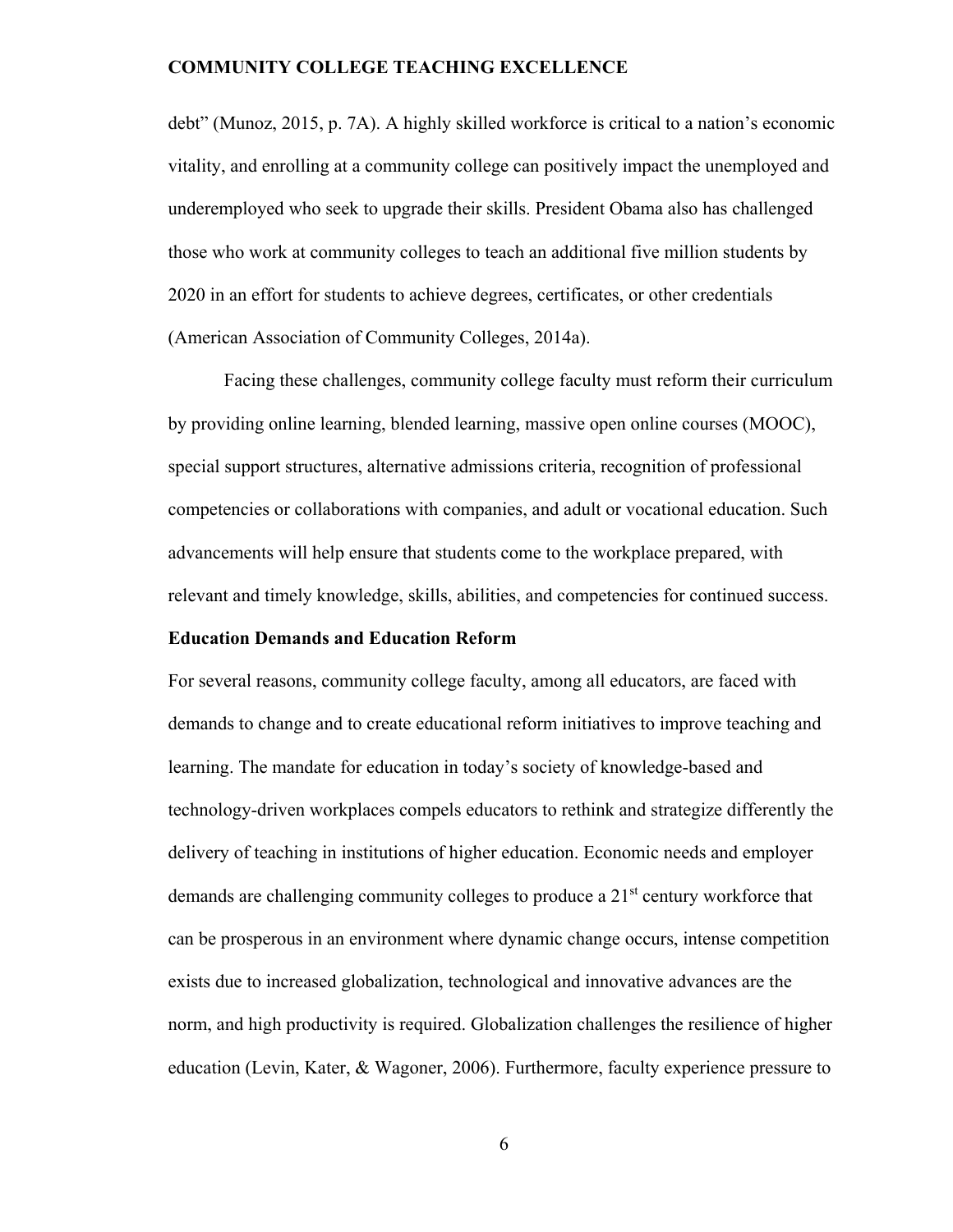debt" (Munoz, 2015, p. 7A). A highly skilled workforce is critical to a nation's economic vitality, and enrolling at a community college can positively impact the unemployed and underemployed who seek to upgrade their skills. President Obama also has challenged those who work at community colleges to teach an additional five million students by 2020 in an effort for students to achieve degrees, certificates, or other credentials (American Association of Community Colleges, 2014a).

Facing these challenges, community college faculty must reform their curriculum by providing online learning, blended learning, massive open online courses (MOOC), special support structures, alternative admissions criteria, recognition of professional competencies or collaborations with companies, and adult or vocational education. Such advancements will help ensure that students come to the workplace prepared, with relevant and timely knowledge, skills, abilities, and competencies for continued success.

## Education Demands and Education Reform

For several reasons, community college faculty, among all educators, are faced with demands to change and to create educational reform initiatives to improve teaching and learning. The mandate for education in today's society of knowledge-based and technology-driven workplaces compels educators to rethink and strategize differently the delivery of teaching in institutions of higher education. Economic needs and employer demands are challenging community colleges to produce a 21st century workforce that can be prosperous in an environment where dynamic change occurs, intense competition exists due to increased globalization, technological and innovative advances are the norm, and high productivity is required. Globalization challenges the resilience of higher education (Levin, Kater, & Wagoner, 2006). Furthermore, faculty experience pressure to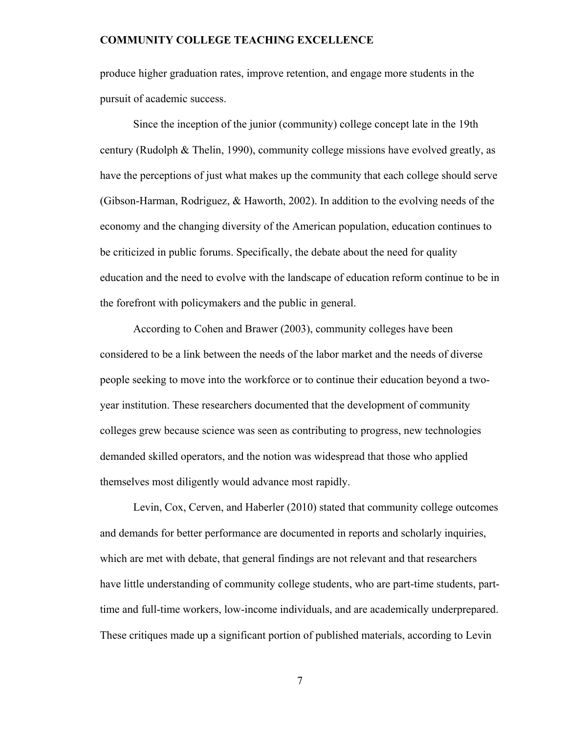produce higher graduation rates, improve retention, and engage more students in the pursuit of academic success.

Since the inception of the junior (community) college concept late in the 19th century (Rudolph & Thelin, 1990), community college missions have evolved greatly, as have the perceptions of just what makes up the community that each college should serve (Gibson-Harman, Rodriguez, & Haworth, 2002). In addition to the evolving needs of the economy and the changing diversity of the American population, education continues to be criticized in public forums. Specifically, the debate about the need for quality education and the need to evolve with the landscape of education reform continue to be in the forefront with policymakers and the public in general.

According to Cohen and Brawer (2003), community colleges have been considered to be a link between the needs of the labor market and the needs of diverse people seeking to move into the workforce or to continue their education beyond a two-year institution. These researchers documented that the development of community colleges grew because science was seen as contributing to progress, new technologies demanded skilled operators, and the notion was widespread that those who applied themselves most diligently would advance most rapidly.

Levin, Cox, Cerven, and Haberler (2010) stated that community college outcomes and demands for better performance are documented in reports and scholarly inquiries, which are met with debate, that general findings are not relevant and that researchers have little understanding of community college students, who are part-time students, part-time and full-time workers, low-income individuals, and are academically underprepared. These critiques made up a significant portion of published materials, according to Levin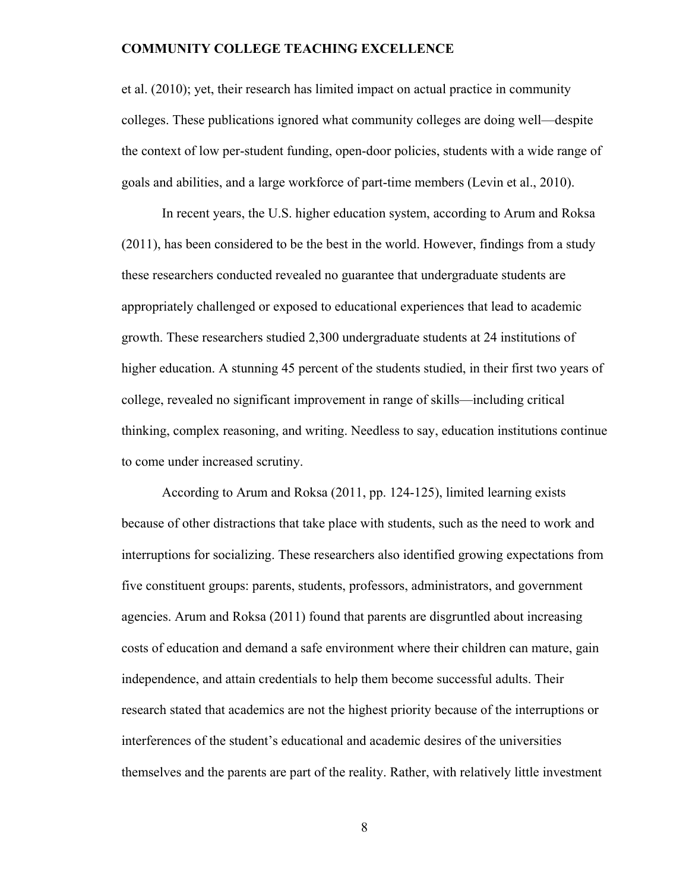et al. (2010); yet, their research has limited impact on actual practice in community colleges. These publications ignored what community colleges are doing well—despite the context of low per-student funding, open-door policies, students with a wide range of goals and abilities, and a large workforce of part-time members (Levin et al., 2010).

In recent years, the U.S. higher education system, according to Arum and Roksa (2011), has been considered to be the best in the world. However, findings from a study these researchers conducted revealed no guarantee that undergraduate students are appropriately challenged or exposed to educational experiences that lead to academic growth. These researchers studied 2,300 undergraduate students at 24 institutions of higher education. A stunning 45 percent of the students studied, in their first two years of college, revealed no significant improvement in range of skills—including critical thinking, complex reasoning, and writing. Needless to say, education institutions continue to come under increased scrutiny.

According to Arum and Roksa (2011, pp. 124-125), limited learning exists because of other distractions that take place with students, such as the need to work and interruptions for socializing. These researchers also identified growing expectations from five constituent groups: parents, students, professors, administrators, and government agencies. Arum and Roksa (2011) found that parents are disgruntled about increasing costs of education and demand a safe environment where their children can mature, gain independence, and attain credentials to help them become successful adults. Their research stated that academics are not the highest priority because of the interruptions or interferences of the student's educational and academic desires of the universities themselves and the parents are part of the reality. Rather, with relatively little investment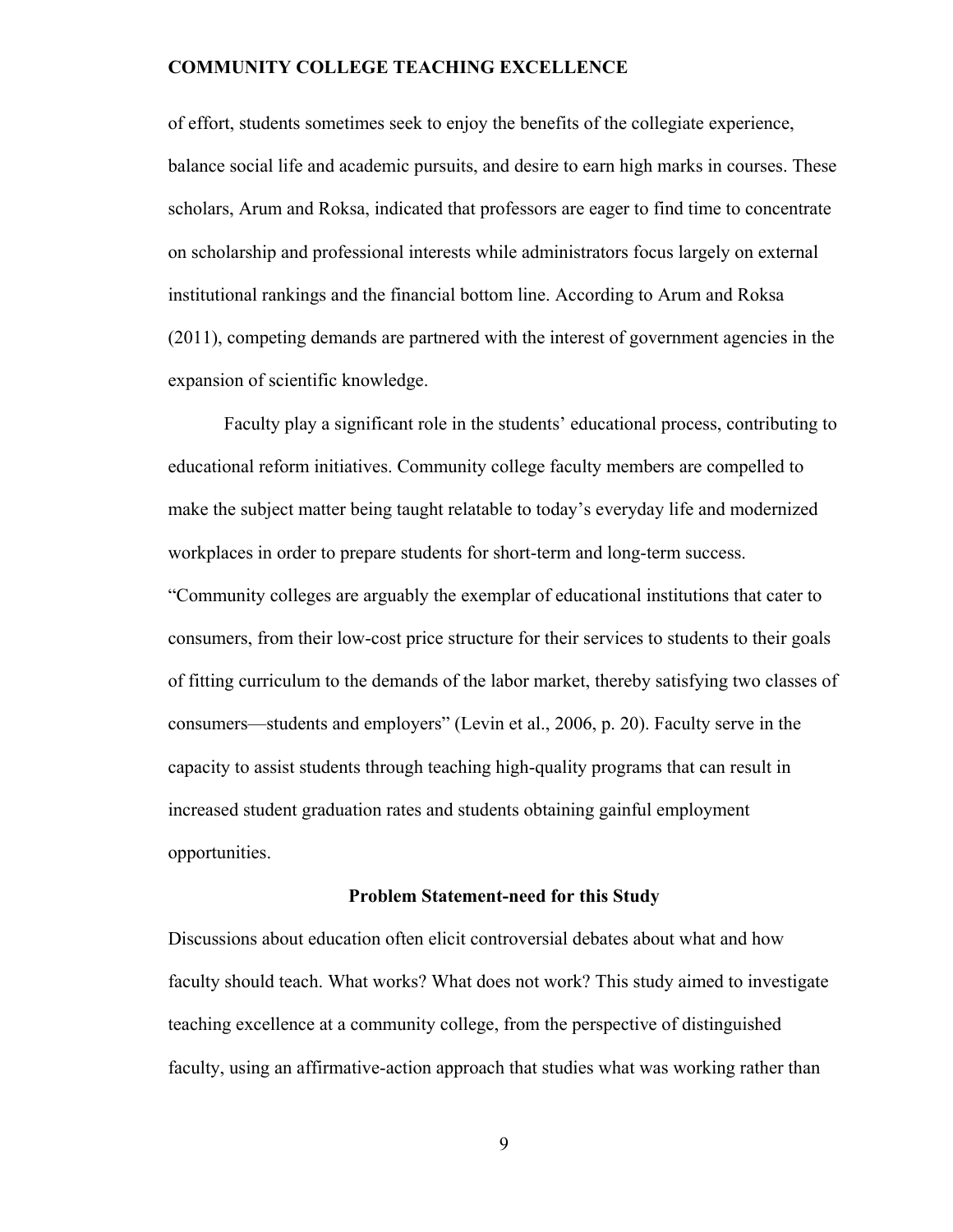of effort, students sometimes seek to enjoy the benefits of the collegiate experience, balance social life and academic pursuits, and desire to earn high marks in courses. These scholars, Arum and Roksa, indicated that professors are eager to find time to concentrate on scholarship and professional interests while administrators focus largely on external institutional rankings and the financial bottom line. According to Arum and Roksa (2011), competing demands are partnered with the interest of government agencies in the expansion of scientific knowledge.

Faculty play a significant role in the students' educational process, contributing to educational reform initiatives. Community college faculty members are compelled to make the subject matter being taught relatable to today's everyday life and modernized workplaces in order to prepare students for short-term and long-term success. "Community colleges are arguably the exemplar of educational institutions that cater to consumers, from their low-cost price structure for their services to students to their goals of fitting curriculum to the demands of the labor market, thereby satisfying two classes of consumers—students and employers" (Levin et al., 2006, p. 20). Faculty serve in the capacity to assist students through teaching high-quality programs that can result in increased student graduation rates and students obtaining gainful employment opportunities.

## Problem Statement-need for this Study

Discussions about education often elicit controversial debates about what and how faculty should teach. What works? What does not work? This study aimed to investigate teaching excellence at a community college, from the perspective of distinguished faculty, using an affirmative-action approach that studies what was working rather than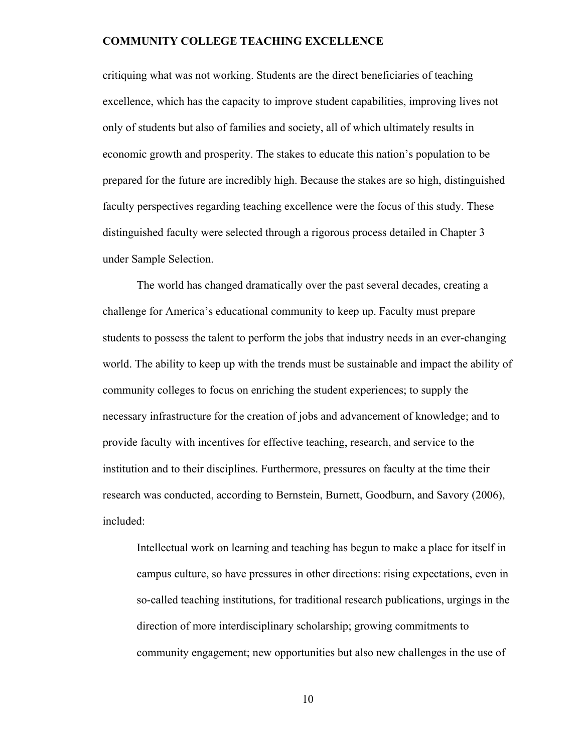critiquing what was not working. Students are the direct beneficiaries of teaching excellence, which has the capacity to improve student capabilities, improving lives not only of students but also of families and society, all of which ultimately results in economic growth and prosperity. The stakes to educate this nation's population to be prepared for the future are incredibly high. Because the stakes are so high, distinguished faculty perspectives regarding teaching excellence were the focus of this study. These distinguished faculty were selected through a rigorous process detailed in Chapter 3 under Sample Selection.

The world has changed dramatically over the past several decades, creating a challenge for America's educational community to keep up. Faculty must prepare students to possess the talent to perform the jobs that industry needs in an ever-changing world. The ability to keep up with the trends must be sustainable and impact the ability of community colleges to focus on enriching the student experiences; to supply the necessary infrastructure for the creation of jobs and advancement of knowledge; and to provide faculty with incentives for effective teaching, research, and service to the institution and to their disciplines. Furthermore, pressures on faculty at the time their research was conducted, according to Bernstein, Burnett, Goodburn, and Savory (2006), included:

> Intellectual work on learning and teaching has begun to make a place for itself in campus culture, so have pressures in other directions: rising expectations, even in so-called teaching institutions, for traditional research publications, urgings in the direction of more interdisciplinary scholarship; growing commitments to community engagement; new opportunities but also new challenges in the use of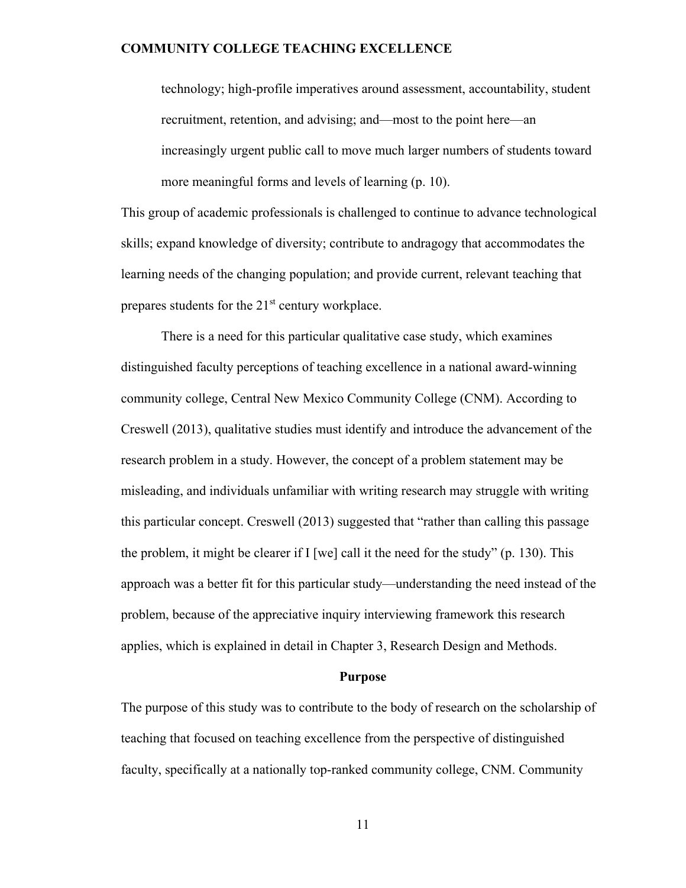> technology; high-profile imperatives around assessment, accountability, student recruitment, retention, and advising; and—most to the point here—an increasingly urgent public call to move much larger numbers of students toward more meaningful forms and levels of learning (p. 10).

This group of academic professionals is challenged to continue to advance technological skills; expand knowledge of diversity; contribute to andragogy that accommodates the learning needs of the changing population; and provide current, relevant teaching that prepares students for the 21st century workplace.

There is a need for this particular qualitative case study, which examines distinguished faculty perceptions of teaching excellence in a national award-winning community college, Central New Mexico Community College (CNM). According to Creswell (2013), qualitative studies must identify and introduce the advancement of the research problem in a study. However, the concept of a problem statement may be misleading, and individuals unfamiliar with writing research may struggle with writing this particular concept. Creswell (2013) suggested that "rather than calling this passage the problem, it might be clearer if I [we] call it the need for the study" (p. 130). This approach was a better fit for this particular study—understanding the need instead of the problem, because of the appreciative inquiry interviewing framework this research applies, which is explained in detail in Chapter 3, Research Design and Methods.

## Purpose

The purpose of this study was to contribute to the body of research on the scholarship of teaching that focused on teaching excellence from the perspective of distinguished faculty, specifically at a nationally top-ranked community college, CNM. Community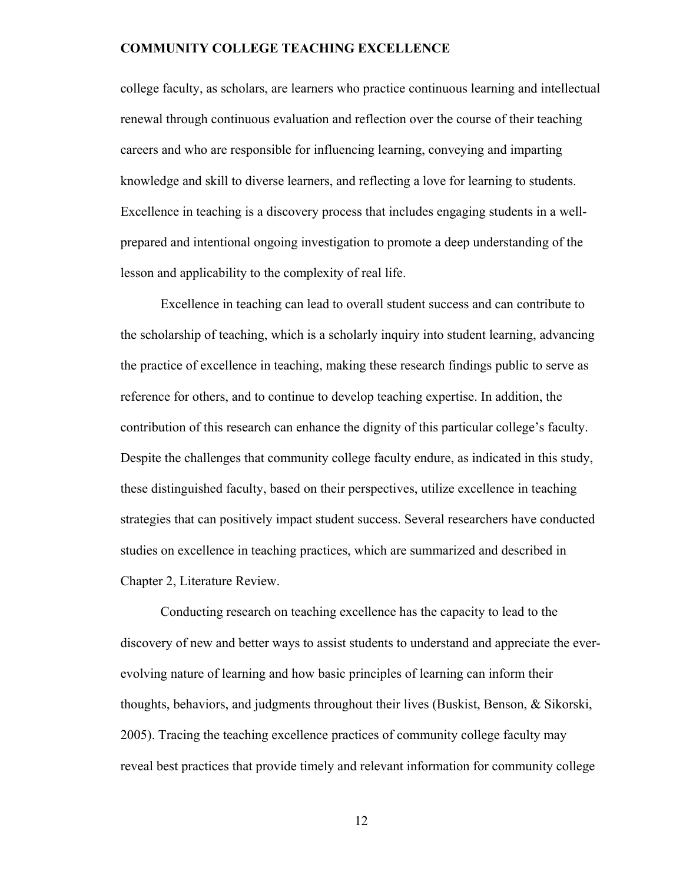college faculty, as scholars, are learners who practice continuous learning and intellectual renewal through continuous evaluation and reflection over the course of their teaching careers and who are responsible for influencing learning, conveying and imparting knowledge and skill to diverse learners, and reflecting a love for learning to students. Excellence in teaching is a discovery process that includes engaging students in a well-prepared and intentional ongoing investigation to promote a deep understanding of the lesson and applicability to the complexity of real life.

Excellence in teaching can lead to overall student success and can contribute to the scholarship of teaching, which is a scholarly inquiry into student learning, advancing the practice of excellence in teaching, making these research findings public to serve as reference for others, and to continue to develop teaching expertise. In addition, the contribution of this research can enhance the dignity of this particular college's faculty. Despite the challenges that community college faculty endure, as indicated in this study, these distinguished faculty, based on their perspectives, utilize excellence in teaching strategies that can positively impact student success. Several researchers have conducted studies on excellence in teaching practices, which are summarized and described in Chapter 2, Literature Review.

Conducting research on teaching excellence has the capacity to lead to the discovery of new and better ways to assist students to understand and appreciate the ever-evolving nature of learning and how basic principles of learning can inform their thoughts, behaviors, and judgments throughout their lives (Buskist, Benson, & Sikorski, 2005). Tracing the teaching excellence practices of community college faculty may reveal best practices that provide timely and relevant information for community college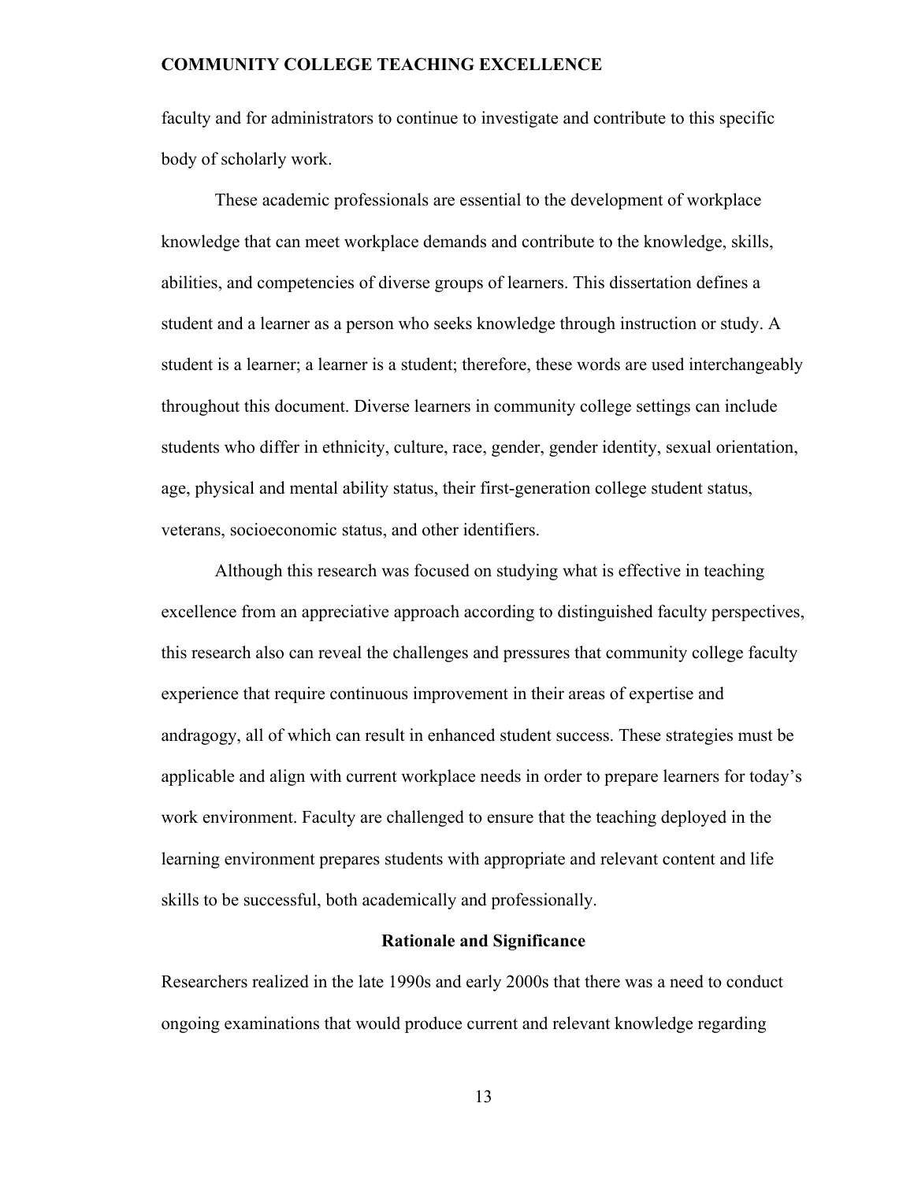faculty and for administrators to continue to investigate and contribute to this specific body of scholarly work.

These academic professionals are essential to the development of workplace knowledge that can meet workplace demands and contribute to the knowledge, skills, abilities, and competencies of diverse groups of learners. This dissertation defines a student and a learner as a person who seeks knowledge through instruction or study. A student is a learner; a learner is a student; therefore, these words are used interchangeably throughout this document. Diverse learners in community college settings can include students who differ in ethnicity, culture, race, gender, gender identity, sexual orientation, age, physical and mental ability status, their first-generation college student status, veterans, socioeconomic status, and other identifiers.

Although this research was focused on studying what is effective in teaching excellence from an appreciative approach according to distinguished faculty perspectives, this research also can reveal the challenges and pressures that community college faculty experience that require continuous improvement in their areas of expertise and andragogy, all of which can result in enhanced student success. These strategies must be applicable and align with current workplace needs in order to prepare learners for today's work environment. Faculty are challenged to ensure that the teaching deployed in the learning environment prepares students with appropriate and relevant content and life skills to be successful, both academically and professionally.

## Rationale and Significance

Researchers realized in the late 1990s and early 2000s that there was a need to conduct ongoing examinations that would produce current and relevant knowledge regarding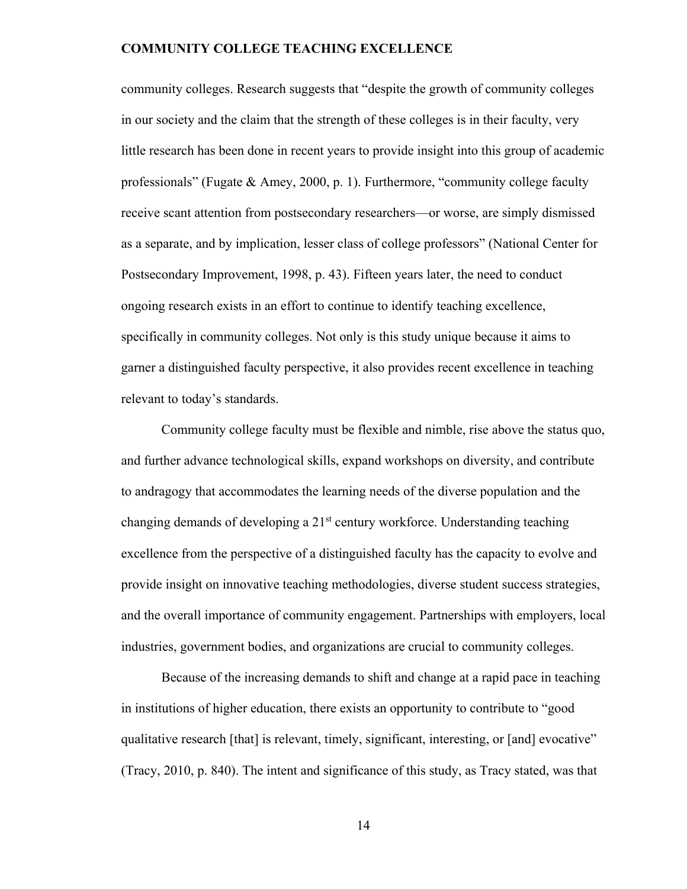community colleges. Research suggests that "despite the growth of community colleges in our society and the claim that the strength of these colleges is in their faculty, very little research has been done in recent years to provide insight into this group of academic professionals" (Fugate & Amey, 2000, p. 1). Furthermore, "community college faculty receive scant attention from postsecondary researchers—or worse, are simply dismissed as a separate, and by implication, lesser class of college professors" (National Center for Postsecondary Improvement, 1998, p. 43). Fifteen years later, the need to conduct ongoing research exists in an effort to continue to identify teaching excellence, specifically in community colleges. Not only is this study unique because it aims to garner a distinguished faculty perspective, it also provides recent excellence in teaching relevant to today's standards.

Community college faculty must be flexible and nimble, rise above the status quo, and further advance technological skills, expand workshops on diversity, and contribute to andragogy that accommodates the learning needs of the diverse population and the changing demands of developing a 21st century workforce. Understanding teaching excellence from the perspective of a distinguished faculty has the capacity to evolve and provide insight on innovative teaching methodologies, diverse student success strategies, and the overall importance of community engagement. Partnerships with employers, local industries, government bodies, and organizations are crucial to community colleges.

Because of the increasing demands to shift and change at a rapid pace in teaching in institutions of higher education, there exists an opportunity to contribute to "good qualitative research [that] is relevant, timely, significant, interesting, or [and] evocative" (Tracy, 2010, p. 840). The intent and significance of this study, as Tracy stated, was that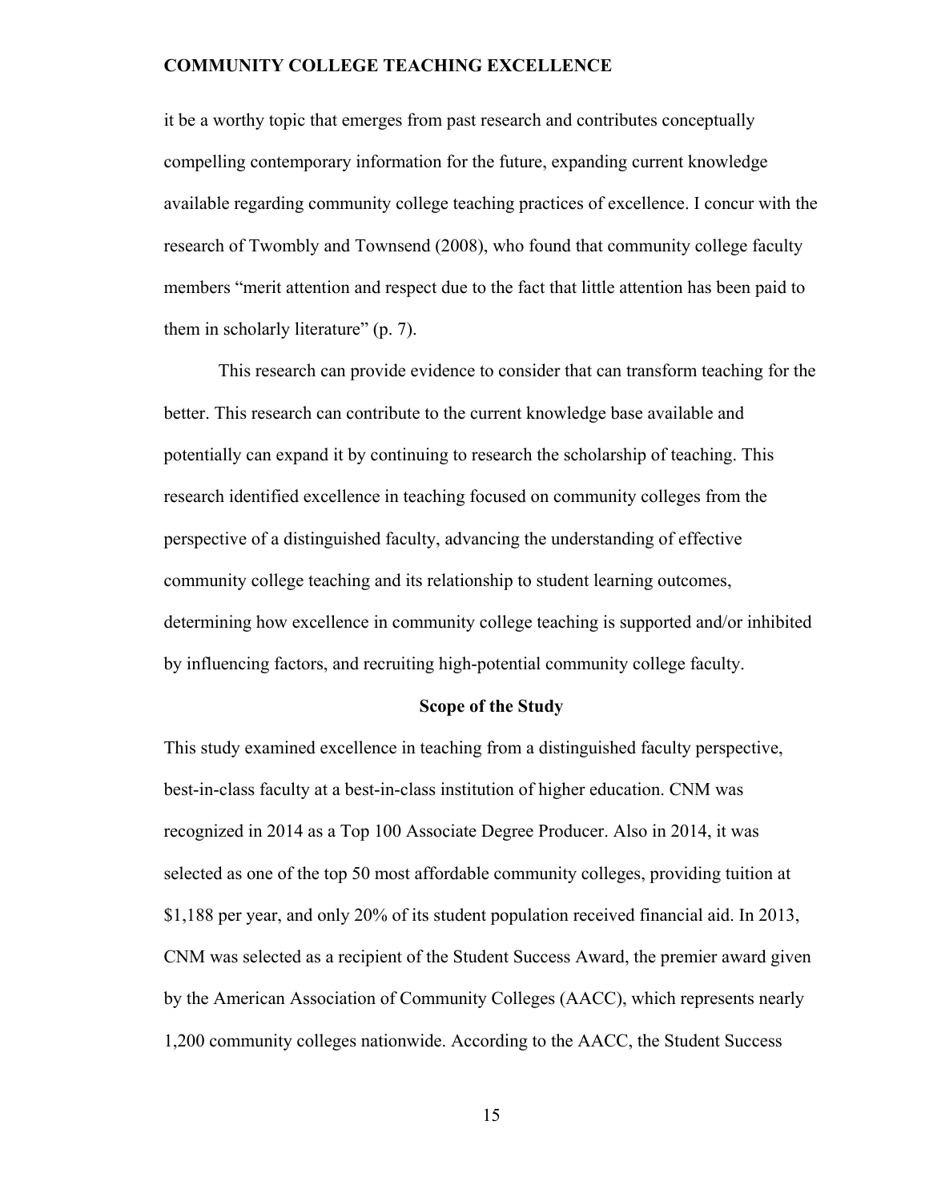it be a worthy topic that emerges from past research and contributes conceptually compelling contemporary information for the future, expanding current knowledge available regarding community college teaching practices of excellence. I concur with the research of Twombly and Townsend (2008), who found that community college faculty members "merit attention and respect due to the fact that little attention has been paid to them in scholarly literature" (p. 7).

This research can provide evidence to consider that can transform teaching for the better. This research can contribute to the current knowledge base available and potentially can expand it by continuing to research the scholarship of teaching. This research identified excellence in teaching focused on community colleges from the perspective of a distinguished faculty, advancing the understanding of effective community college teaching and its relationship to student learning outcomes, determining how excellence in community college teaching is supported and/or inhibited by influencing factors, and recruiting high-potential community college faculty.

## Scope of the Study

This study examined excellence in teaching from a distinguished faculty perspective, best-in-class faculty at a best-in-class institution of higher education. CNM was recognized in 2014 as a Top 100 Associate Degree Producer. Also in 2014, it was selected as one of the top 50 most affordable community colleges, providing tuition at $1,188 per year, and only 20% of its student population received financial aid. In 2013, CNM was selected as a recipient of the Student Success Award, the premier award given by the American Association of Community Colleges (AACC), which represents nearly 1,200 community colleges nationwide. According to the AACC, the Student Success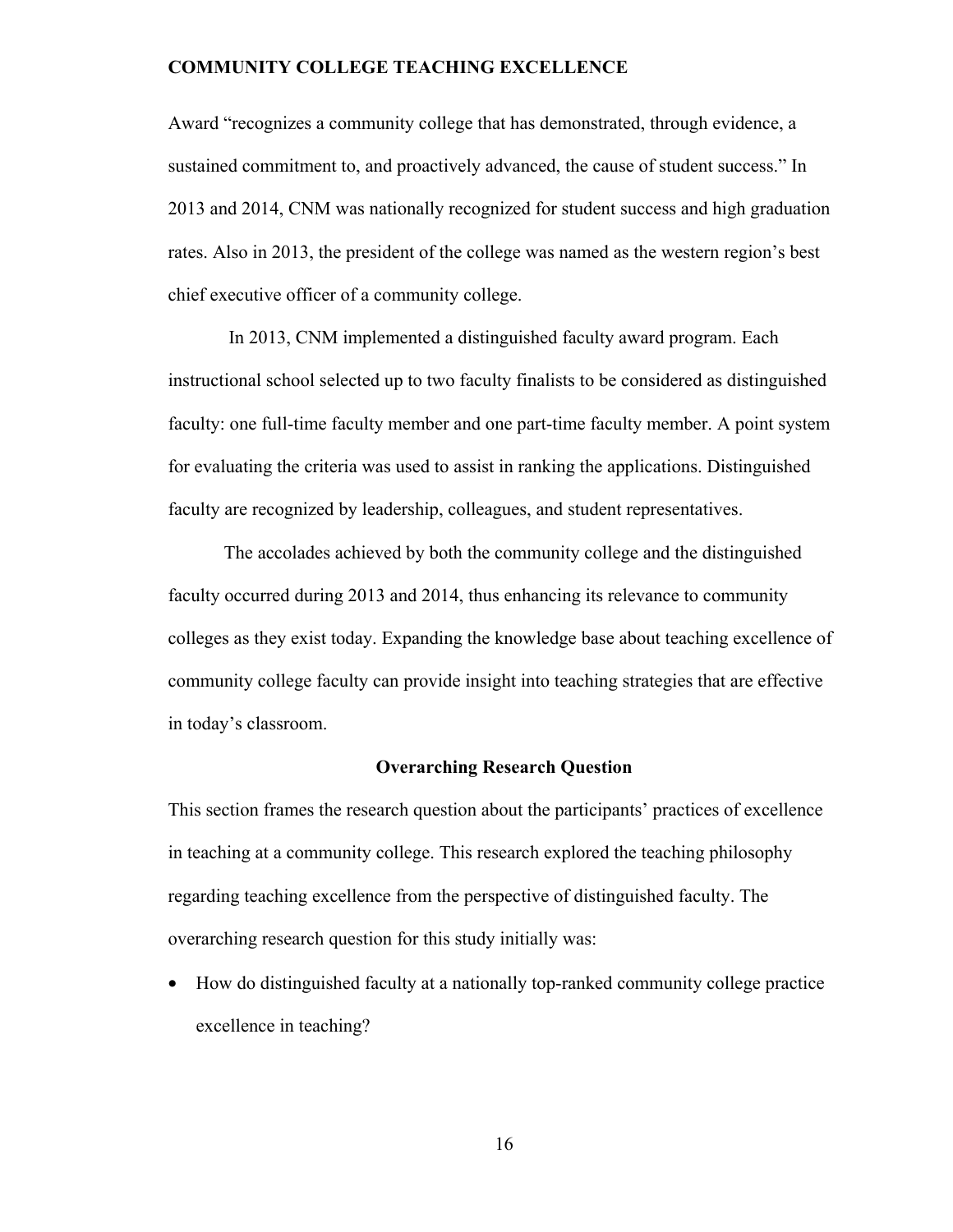Award "recognizes a community college that has demonstrated, through evidence, a sustained commitment to, and proactively advanced, the cause of student success." In 2013 and 2014, CNM was nationally recognized for student success and high graduation rates. Also in 2013, the president of the college was named as the western region's best chief executive officer of a community college.

In 2013, CNM implemented a distinguished faculty award program. Each instructional school selected up to two faculty finalists to be considered as distinguished faculty: one full-time faculty member and one part-time faculty member. A point system for evaluating the criteria was used to assist in ranking the applications. Distinguished faculty are recognized by leadership, colleagues, and student representatives.

The accolades achieved by both the community college and the distinguished faculty occurred during 2013 and 2014, thus enhancing its relevance to community colleges as they exist today. Expanding the knowledge base about teaching excellence of community college faculty can provide insight into teaching strategies that are effective in today's classroom.

## Overarching Research Question

This section frames the research question about the participants' practices of excellence in teaching at a community college. This research explored the teaching philosophy regarding teaching excellence from the perspective of distinguished faculty. The overarching research question for this study initially was:

- How do distinguished faculty at a nationally top-ranked community college practice excellence in teaching?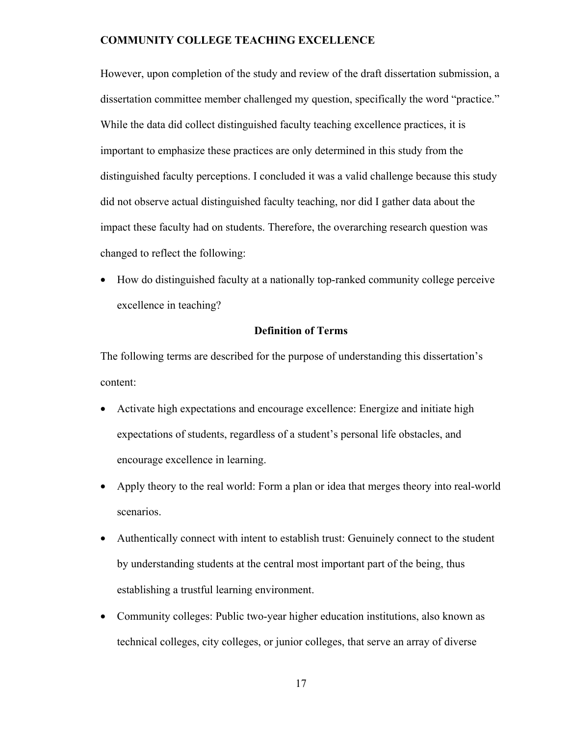However, upon completion of the study and review of the draft dissertation submission, a dissertation committee member challenged my question, specifically the word "practice." While the data did collect distinguished faculty teaching excellence practices, it is important to emphasize these practices are only determined in this study from the distinguished faculty perceptions. I concluded it was a valid challenge because this study did not observe actual distinguished faculty teaching, nor did I gather data about the impact these faculty had on students. Therefore, the overarching research question was changed to reflect the following:

- How do distinguished faculty at a nationally top-ranked community college perceive excellence in teaching?

## Definition of Terms

The following terms are described for the purpose of understanding this dissertation's content:

- Activate high expectations and encourage excellence: Energize and initiate high expectations of students, regardless of a student's personal life obstacles, and encourage excellence in learning.
- Apply theory to the real world: Form a plan or idea that merges theory into real-world scenarios.
- Authentically connect with intent to establish trust: Genuinely connect to the student by understanding students at the central most important part of the being, thus establishing a trustful learning environment.
- Community colleges: Public two-year higher education institutions, also known as technical colleges, city colleges, or junior colleges, that serve an array of diverse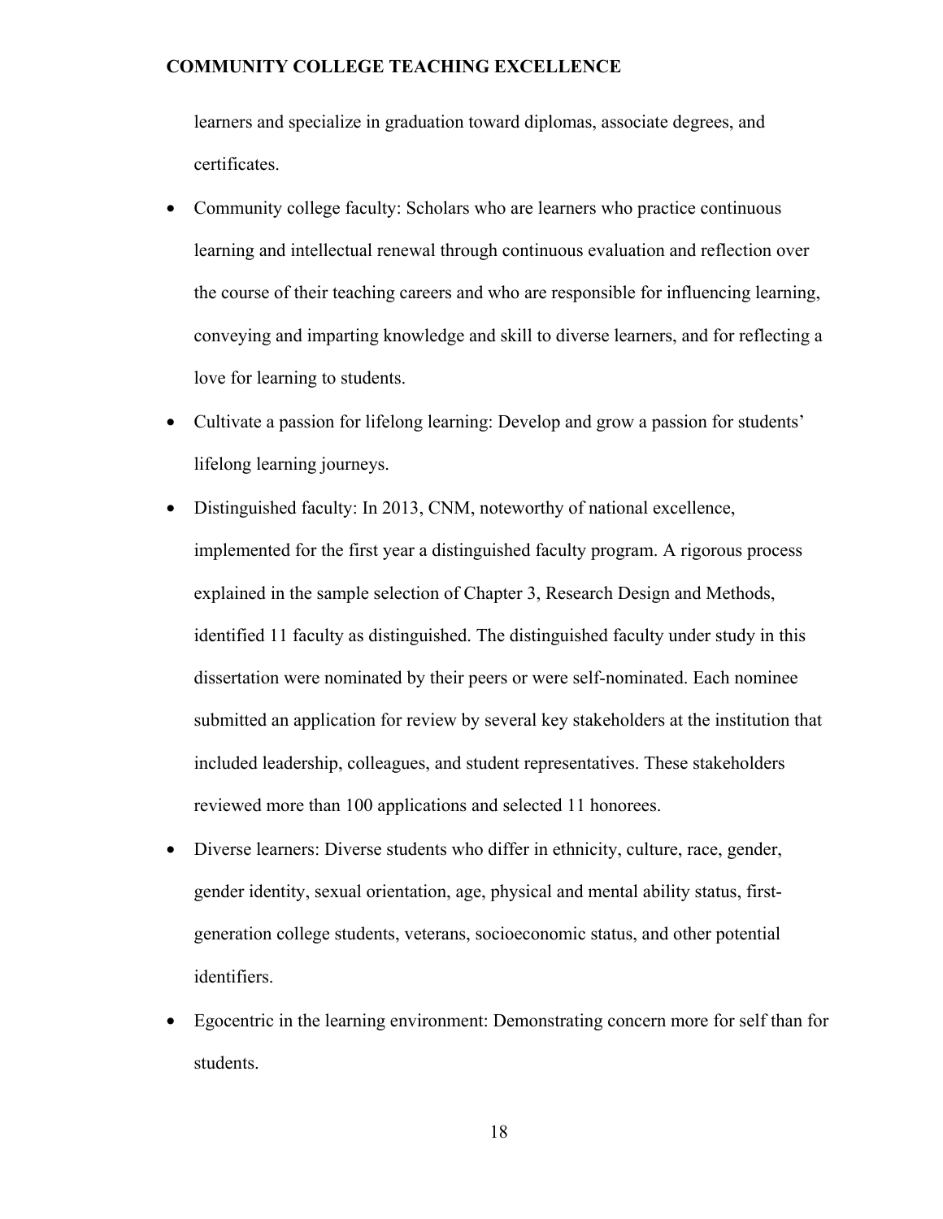learners and specialize in graduation toward diplomas, associate degrees, and certificates.

- Community college faculty: Scholars who are learners who practice continuous learning and intellectual renewal through continuous evaluation and reflection over the course of their teaching careers and who are responsible for influencing learning, conveying and imparting knowledge and skill to diverse learners, and for reflecting a love for learning to students.
- Cultivate a passion for lifelong learning: Develop and grow a passion for students' lifelong learning journeys.
- Distinguished faculty: In 2013, CNM, noteworthy of national excellence, implemented for the first year a distinguished faculty program. A rigorous process explained in the sample selection of Chapter 3, Research Design and Methods, identified 11 faculty as distinguished. The distinguished faculty under study in this dissertation were nominated by their peers or were self-nominated. Each nominee submitted an application for review by several key stakeholders at the institution that included leadership, colleagues, and student representatives. These stakeholders reviewed more than 100 applications and selected 11 honorees.
- Diverse learners: Diverse students who differ in ethnicity, culture, race, gender, gender identity, sexual orientation, age, physical and mental ability status, first-generation college students, veterans, socioeconomic status, and other potential identifiers.
- Egocentric in the learning environment: Demonstrating concern more for self than for students.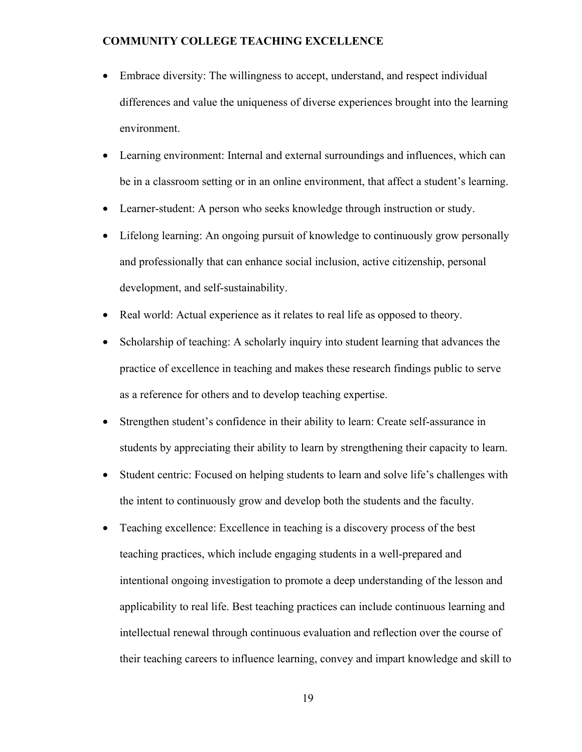- Embrace diversity: The willingness to accept, understand, and respect individual differences and value the uniqueness of diverse experiences brought into the learning environment.
- Learning environment: Internal and external surroundings and influences, which can be in a classroom setting or in an online environment, that affect a student's learning.
- Learner-student: A person who seeks knowledge through instruction or study.
- Lifelong learning: An ongoing pursuit of knowledge to continuously grow personally and professionally that can enhance social inclusion, active citizenship, personal development, and self-sustainability.
- Real world: Actual experience as it relates to real life as opposed to theory.
- Scholarship of teaching: A scholarly inquiry into student learning that advances the practice of excellence in teaching and makes these research findings public to serve as a reference for others and to develop teaching expertise.
- Strengthen student's confidence in their ability to learn: Create self-assurance in students by appreciating their ability to learn by strengthening their capacity to learn.
- Student centric: Focused on helping students to learn and solve life's challenges with the intent to continuously grow and develop both the students and the faculty.
- Teaching excellence: Excellence in teaching is a discovery process of the best teaching practices, which include engaging students in a well-prepared and intentional ongoing investigation to promote a deep understanding of the lesson and applicability to real life. Best teaching practices can include continuous learning and intellectual renewal through continuous evaluation and reflection over the course of their teaching careers to influence learning, convey and impart knowledge and skill to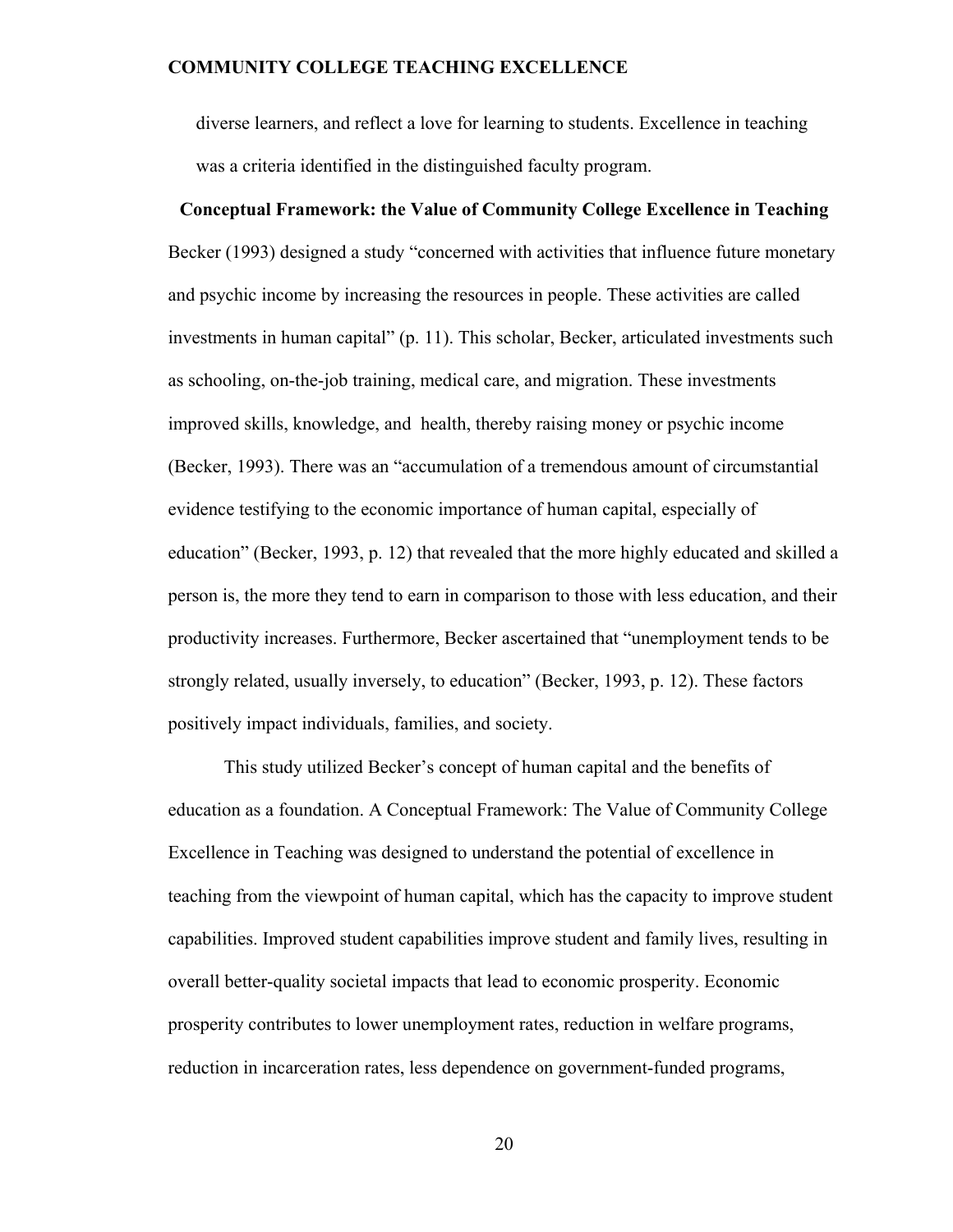diverse learners, and reflect a love for learning to students. Excellence in teaching was a criteria identified in the distinguished faculty program.

**Conceptual Framework: the Value of Community College Excellence in Teaching**

Becker (1993) designed a study "concerned with activities that influence future monetary and psychic income by increasing the resources in people. These activities are called investments in human capital" (p. 11). This scholar, Becker, articulated investments such as schooling, on-the-job training, medical care, and migration. These investments improved skills, knowledge, and health, thereby raising money or psychic income (Becker, 1993). There was an "accumulation of a tremendous amount of circumstantial evidence testifying to the economic importance of human capital, especially of education" (Becker, 1993, p. 12) that revealed that the more highly educated and skilled a person is, the more they tend to earn in comparison to those with less education, and their productivity increases. Furthermore, Becker ascertained that "unemployment tends to be strongly related, usually inversely, to education" (Becker, 1993, p. 12). These factors positively impact individuals, families, and society.

This study utilized Becker's concept of human capital and the benefits of education as a foundation. A Conceptual Framework: The Value of Community College Excellence in Teaching was designed to understand the potential of excellence in teaching from the viewpoint of human capital, which has the capacity to improve student capabilities. Improved student capabilities improve student and family lives, resulting in overall better-quality societal impacts that lead to economic prosperity. Economic prosperity contributes to lower unemployment rates, reduction in welfare programs, reduction in incarceration rates, less dependence on government-funded programs,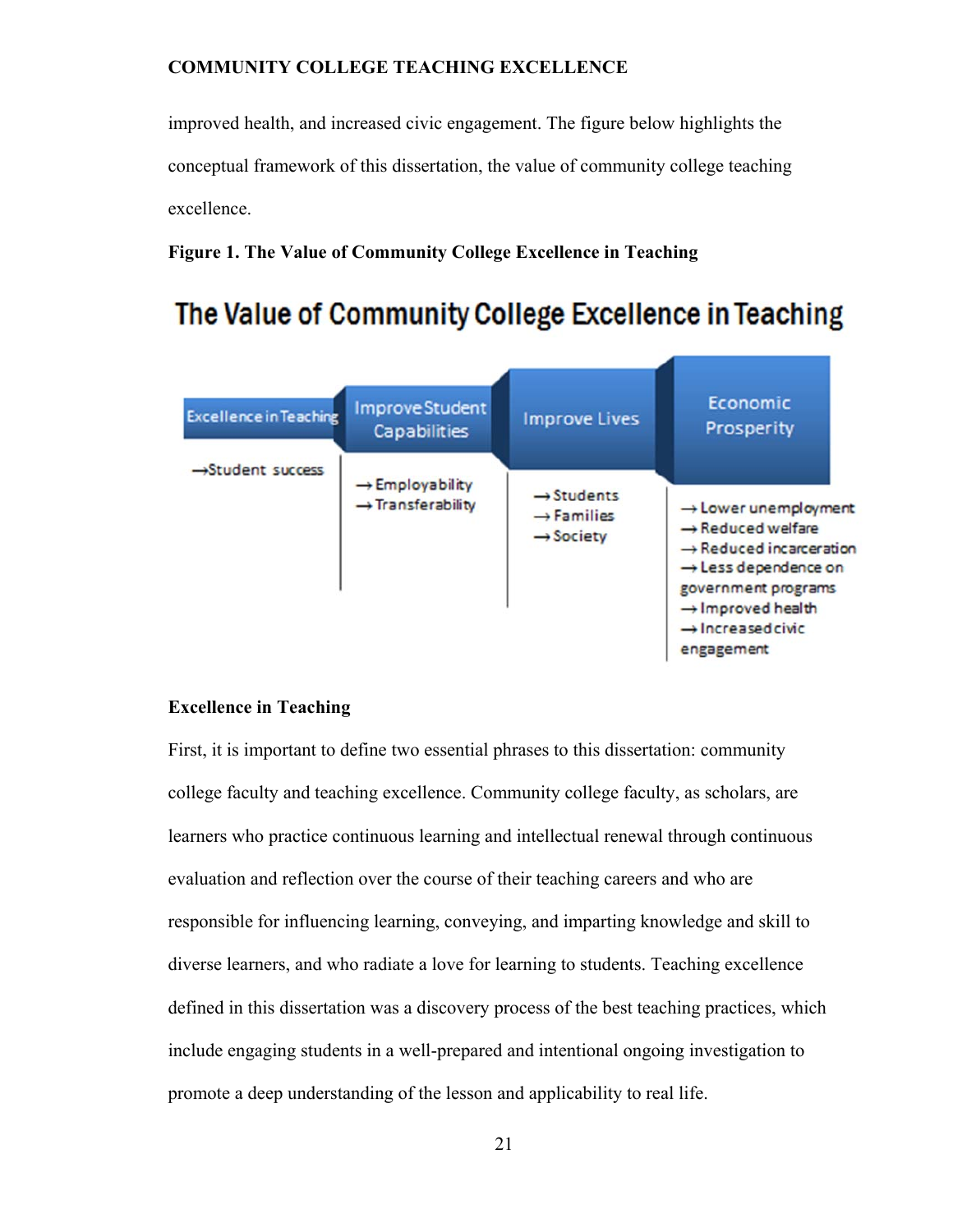improved health, and increased civic engagement. The figure below highlights the conceptual framework of this dissertation, the value of community college teaching excellence.

**Figure 1. The Value of Community College Excellence in Teaching**

The Value of Community College Excellence in Teaching

| Excellence in Teaching | Improve Student Capabilities | Improve Lives | Economic Prosperity |
|---|---|---|---|
| →Student success | → Employability<br>→ Transferability | → Students<br>→ Families<br>→ Society | → Lower unemployment<br>→ Reduced welfare<br>→ Reduced incarceration<br>→ Less dependence on government programs<br>→ Improved health<br>→ Increased civic engagement |

### Excellence in Teaching

First, it is important to define two essential phrases to this dissertation: community college faculty and teaching excellence. Community college faculty, as scholars, are learners who practice continuous learning and intellectual renewal through continuous evaluation and reflection over the course of their teaching careers and who are responsible for influencing learning, conveying, and imparting knowledge and skill to diverse learners, and who radiate a love for learning to students. Teaching excellence defined in this dissertation was a discovery process of the best teaching practices, which include engaging students in a well-prepared and intentional ongoing investigation to promote a deep understanding of the lesson and applicability to real life.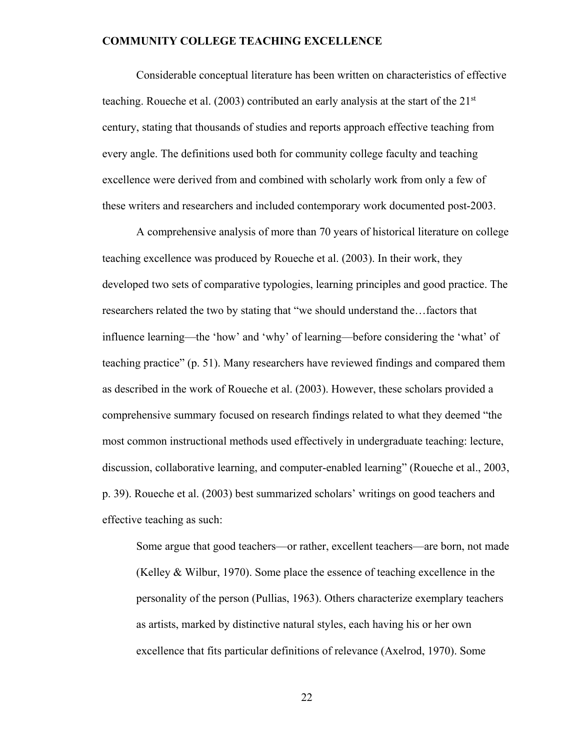Considerable conceptual literature has been written on characteristics of effective teaching. Roueche et al. (2003) contributed an early analysis at the start of the 21st century, stating that thousands of studies and reports approach effective teaching from every angle. The definitions used both for community college faculty and teaching excellence were derived from and combined with scholarly work from only a few of these writers and researchers and included contemporary work documented post-2003.

A comprehensive analysis of more than 70 years of historical literature on college teaching excellence was produced by Roueche et al. (2003). In their work, they developed two sets of comparative typologies, learning principles and good practice. The researchers related the two by stating that "we should understand the…factors that influence learning—the 'how' and 'why' of learning—before considering the 'what' of teaching practice" (p. 51). Many researchers have reviewed findings and compared them as described in the work of Roueche et al. (2003). However, these scholars provided a comprehensive summary focused on research findings related to what they deemed "the most common instructional methods used effectively in undergraduate teaching: lecture, discussion, collaborative learning, and computer-enabled learning" (Roueche et al., 2003, p. 39). Roueche et al. (2003) best summarized scholars' writings on good teachers and effective teaching as such:

> Some argue that good teachers—or rather, excellent teachers—are born, not made (Kelley & Wilbur, 1970). Some place the essence of teaching excellence in the personality of the person (Pullias, 1963). Others characterize exemplary teachers as artists, marked by distinctive natural styles, each having his or her own excellence that fits particular definitions of relevance (Axelrod, 1970). Some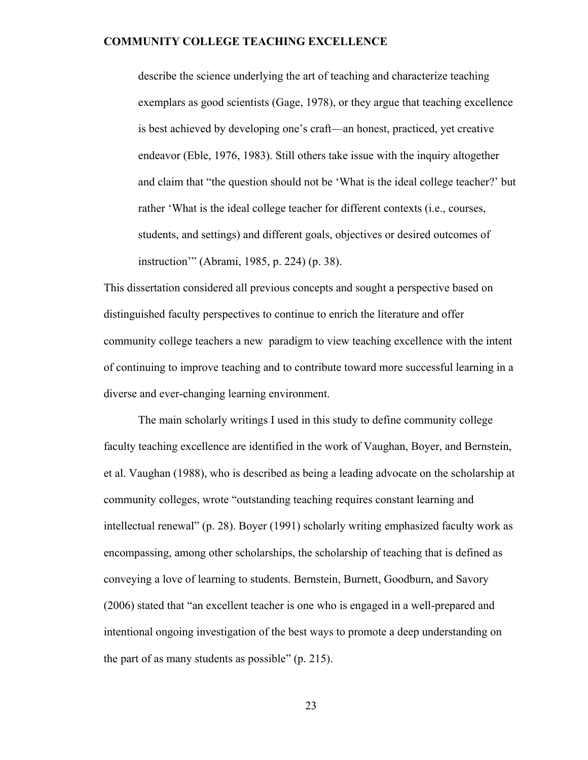> describe the science underlying the art of teaching and characterize teaching exemplars as good scientists (Gage, 1978), or they argue that teaching excellence is best achieved by developing one's craft—an honest, practiced, yet creative endeavor (Eble, 1976, 1983). Still others take issue with the inquiry altogether and claim that "the question should not be 'What is the ideal college teacher?' but rather 'What is the ideal college teacher for different contexts (i.e., courses, students, and settings) and different goals, objectives or desired outcomes of instruction'" (Abrami, 1985, p. 224) (p. 38).

This dissertation considered all previous concepts and sought a perspective based on distinguished faculty perspectives to continue to enrich the literature and offer community college teachers a new paradigm to view teaching excellence with the intent of continuing to improve teaching and to contribute toward more successful learning in a diverse and ever-changing learning environment.

The main scholarly writings I used in this study to define community college faculty teaching excellence are identified in the work of Vaughan, Boyer, and Bernstein, et al. Vaughan (1988), who is described as being a leading advocate on the scholarship at community colleges, wrote "outstanding teaching requires constant learning and intellectual renewal" (p. 28). Boyer (1991) scholarly writing emphasized faculty work as encompassing, among other scholarships, the scholarship of teaching that is defined as conveying a love of learning to students. Bernstein, Burnett, Goodburn, and Savory (2006) stated that "an excellent teacher is one who is engaged in a well-prepared and intentional ongoing investigation of the best ways to promote a deep understanding on the part of as many students as possible" (p. 215).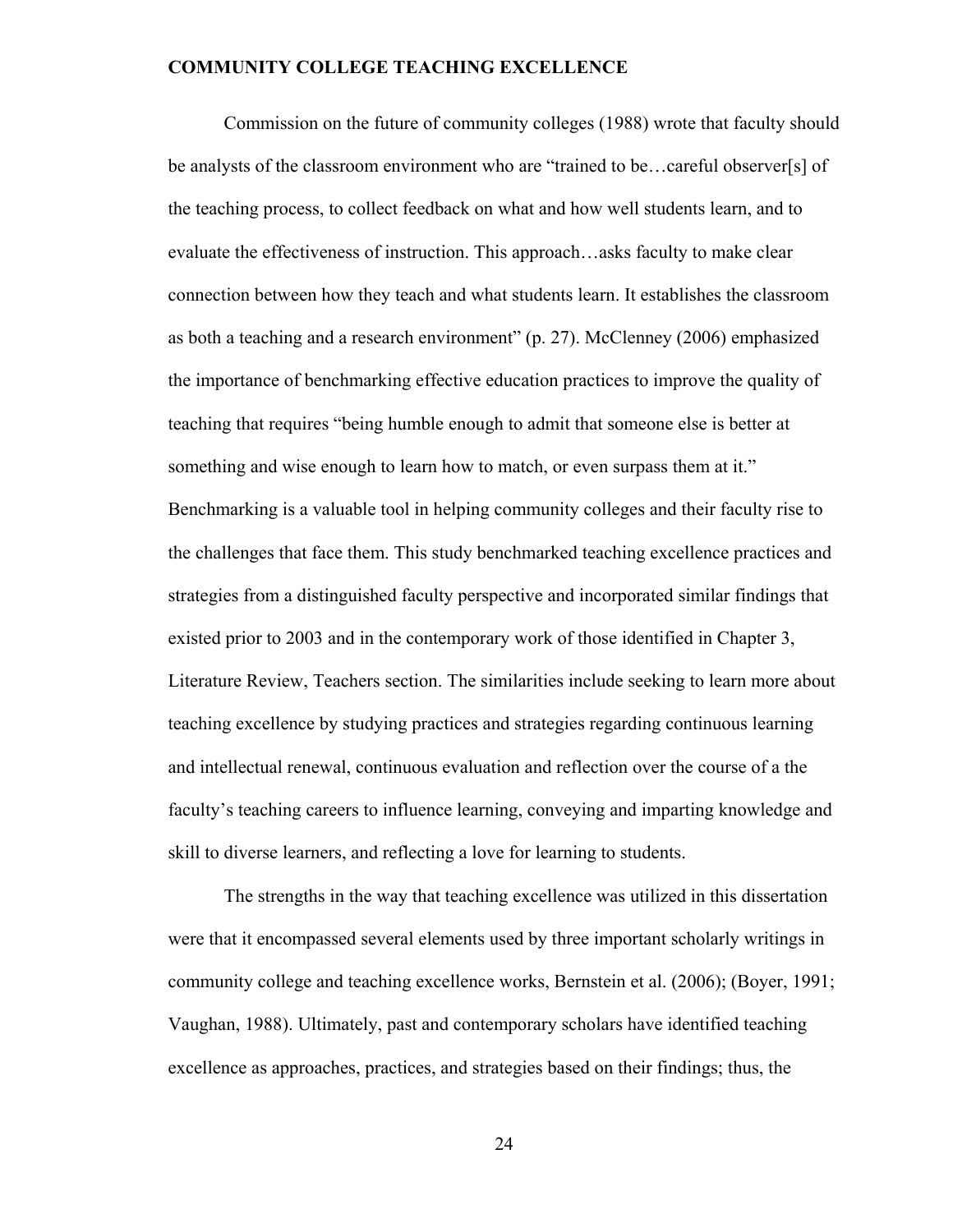Commission on the future of community colleges (1988) wrote that faculty should be analysts of the classroom environment who are "trained to be…careful observer[s] of the teaching process, to collect feedback on what and how well students learn, and to evaluate the effectiveness of instruction. This approach…asks faculty to make clear connection between how they teach and what students learn. It establishes the classroom as both a teaching and a research environment" (p. 27). McClenney (2006) emphasized the importance of benchmarking effective education practices to improve the quality of teaching that requires "being humble enough to admit that someone else is better at something and wise enough to learn how to match, or even surpass them at it." Benchmarking is a valuable tool in helping community colleges and their faculty rise to the challenges that face them. This study benchmarked teaching excellence practices and strategies from a distinguished faculty perspective and incorporated similar findings that existed prior to 2003 and in the contemporary work of those identified in Chapter 3, Literature Review, Teachers section. The similarities include seeking to learn more about teaching excellence by studying practices and strategies regarding continuous learning and intellectual renewal, continuous evaluation and reflection over the course of a the faculty's teaching careers to influence learning, conveying and imparting knowledge and skill to diverse learners, and reflecting a love for learning to students.

The strengths in the way that teaching excellence was utilized in this dissertation were that it encompassed several elements used by three important scholarly writings in community college and teaching excellence works, Bernstein et al. (2006); (Boyer, 1991; Vaughan, 1988). Ultimately, past and contemporary scholars have identified teaching excellence as approaches, practices, and strategies based on their findings; thus, the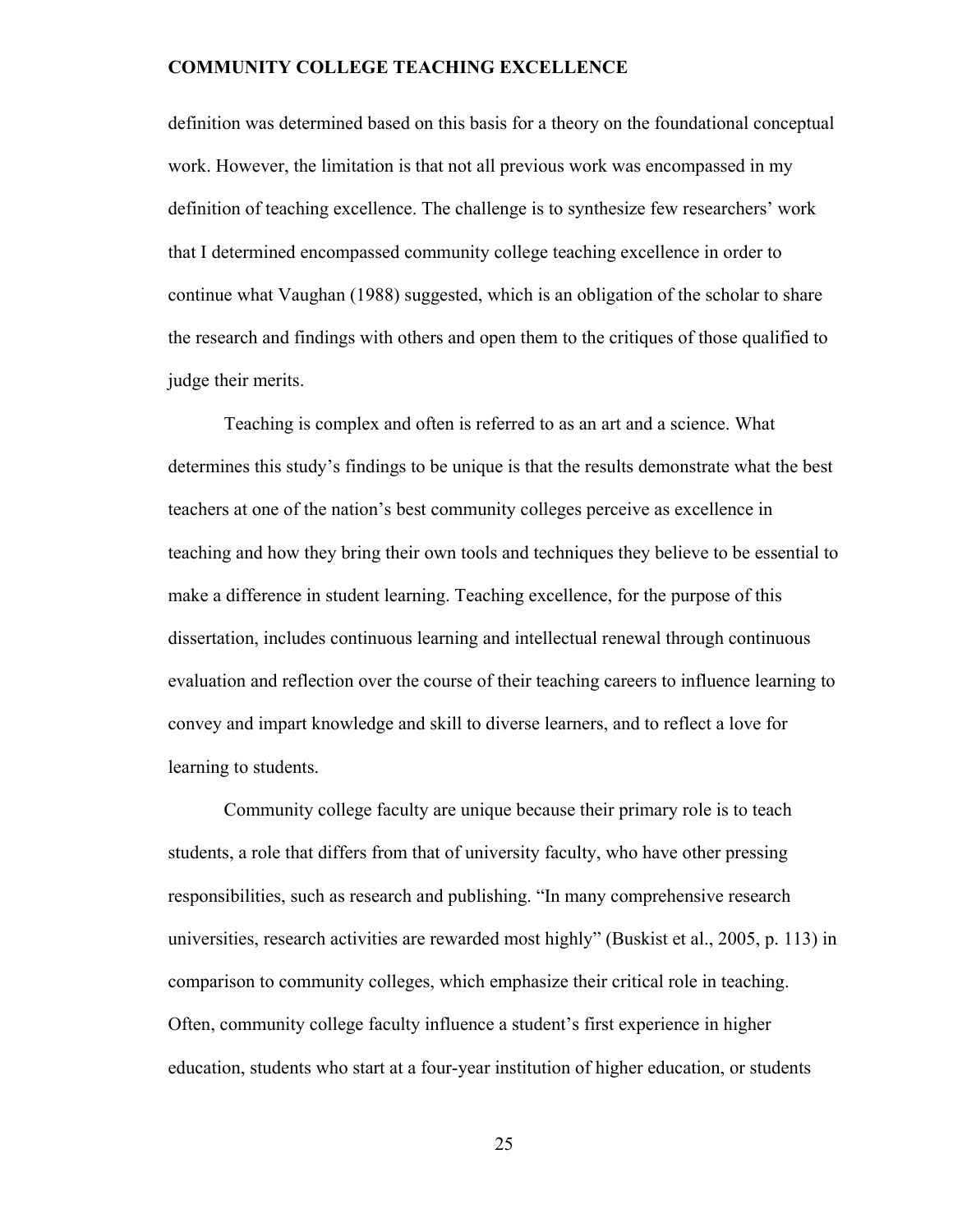definition was determined based on this basis for a theory on the foundational conceptual work. However, the limitation is that not all previous work was encompassed in my definition of teaching excellence. The challenge is to synthesize few researchers' work that I determined encompassed community college teaching excellence in order to continue what Vaughan (1988) suggested, which is an obligation of the scholar to share the research and findings with others and open them to the critiques of those qualified to judge their merits.

Teaching is complex and often is referred to as an art and a science. What determines this study's findings to be unique is that the results demonstrate what the best teachers at one of the nation's best community colleges perceive as excellence in teaching and how they bring their own tools and techniques they believe to be essential to make a difference in student learning. Teaching excellence, for the purpose of this dissertation, includes continuous learning and intellectual renewal through continuous evaluation and reflection over the course of their teaching careers to influence learning to convey and impart knowledge and skill to diverse learners, and to reflect a love for learning to students.

Community college faculty are unique because their primary role is to teach students, a role that differs from that of university faculty, who have other pressing responsibilities, such as research and publishing. "In many comprehensive research universities, research activities are rewarded most highly" (Buskist et al., 2005, p. 113) in comparison to community colleges, which emphasize their critical role in teaching. Often, community college faculty influence a student's first experience in higher education, students who start at a four-year institution of higher education, or students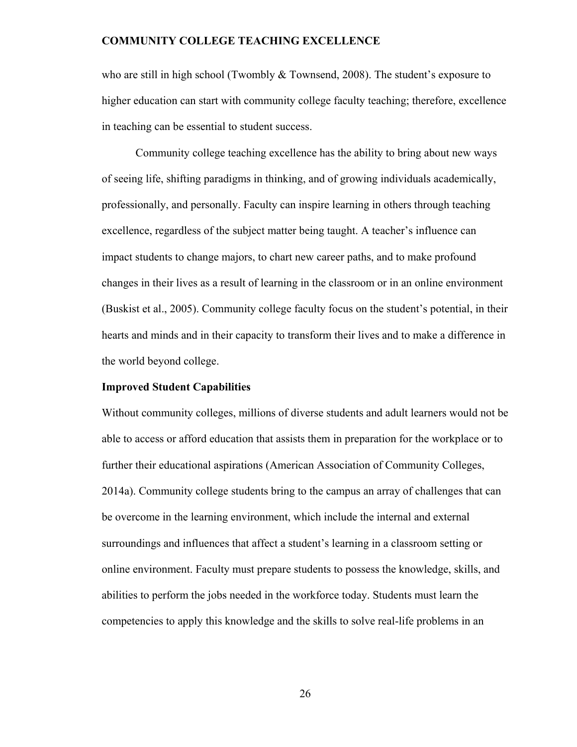who are still in high school (Twombly & Townsend, 2008). The student's exposure to higher education can start with community college faculty teaching; therefore, excellence in teaching can be essential to student success.

Community college teaching excellence has the ability to bring about new ways of seeing life, shifting paradigms in thinking, and of growing individuals academically, professionally, and personally. Faculty can inspire learning in others through teaching excellence, regardless of the subject matter being taught. A teacher's influence can impact students to change majors, to chart new career paths, and to make profound changes in their lives as a result of learning in the classroom or in an online environment (Buskist et al., 2005). Community college faculty focus on the student's potential, in their hearts and minds and in their capacity to transform their lives and to make a difference in the world beyond college.

**Improved Student Capabilities**

Without community colleges, millions of diverse students and adult learners would not be able to access or afford education that assists them in preparation for the workplace or to further their educational aspirations (American Association of Community Colleges, 2014a). Community college students bring to the campus an array of challenges that can be overcome in the learning environment, which include the internal and external surroundings and influences that affect a student's learning in a classroom setting or online environment. Faculty must prepare students to possess the knowledge, skills, and abilities to perform the jobs needed in the workforce today. Students must learn the competencies to apply this knowledge and the skills to solve real-life problems in an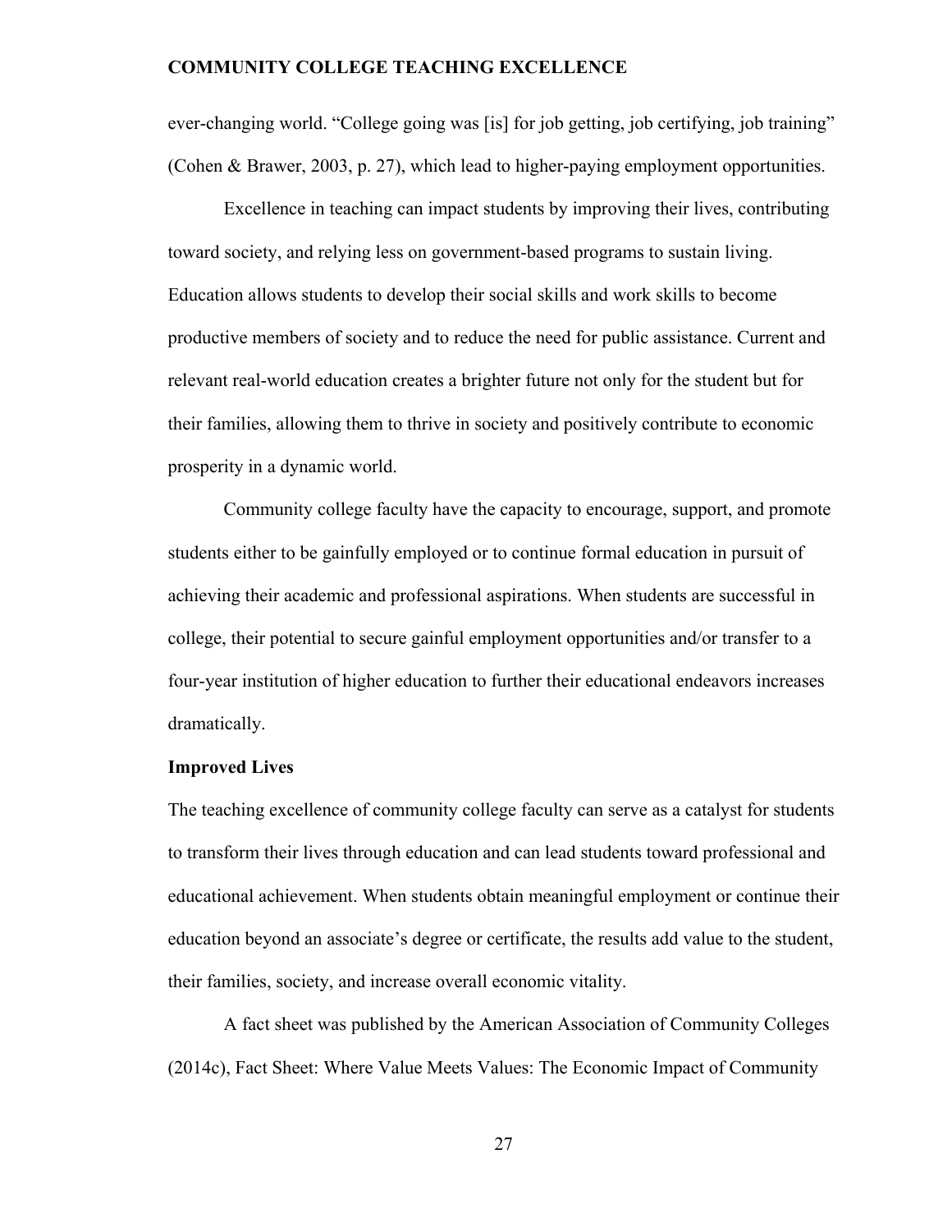ever-changing world. "College going was [is] for job getting, job certifying, job training" (Cohen & Brawer, 2003, p. 27), which lead to higher-paying employment opportunities.

Excellence in teaching can impact students by improving their lives, contributing toward society, and relying less on government-based programs to sustain living. Education allows students to develop their social skills and work skills to become productive members of society and to reduce the need for public assistance. Current and relevant real-world education creates a brighter future not only for the student but for their families, allowing them to thrive in society and positively contribute to economic prosperity in a dynamic world.

Community college faculty have the capacity to encourage, support, and promote students either to be gainfully employed or to continue formal education in pursuit of achieving their academic and professional aspirations. When students are successful in college, their potential to secure gainful employment opportunities and/or transfer to a four-year institution of higher education to further their educational endeavors increases dramatically.

## Improved Lives

The teaching excellence of community college faculty can serve as a catalyst for students to transform their lives through education and can lead students toward professional and educational achievement. When students obtain meaningful employment or continue their education beyond an associate's degree or certificate, the results add value to the student, their families, society, and increase overall economic vitality.

A fact sheet was published by the American Association of Community Colleges (2014c), Fact Sheet: Where Value Meets Values: The Economic Impact of Community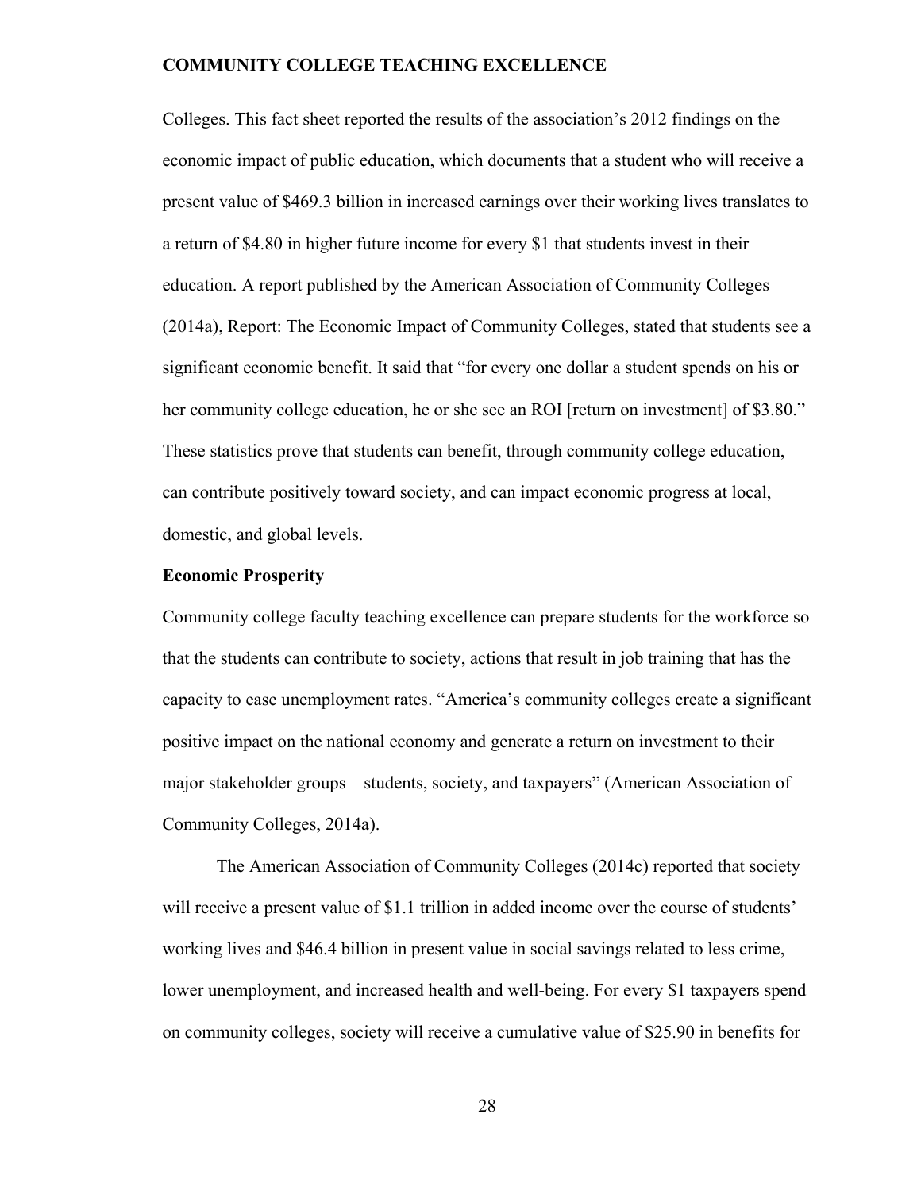Colleges. This fact sheet reported the results of the association's 2012 findings on the economic impact of public education, which documents that a student who will receive a present value of $469.3 billion in increased earnings over their working lives translates to a return of $4.80 in higher future income for every $1 that students invest in their education. A report published by the American Association of Community Colleges (2014a), Report: The Economic Impact of Community Colleges, stated that students see a significant economic benefit. It said that "for every one dollar a student spends on his or her community college education, he or she see an ROI [return on investment] of $3.80." These statistics prove that students can benefit, through community college education, can contribute positively toward society, and can impact economic progress at local, domestic, and global levels.

**Economic Prosperity**

Community college faculty teaching excellence can prepare students for the workforce so that the students can contribute to society, actions that result in job training that has the capacity to ease unemployment rates. "America's community colleges create a significant positive impact on the national economy and generate a return on investment to their major stakeholder groups—students, society, and taxpayers" (American Association of Community Colleges, 2014a).

The American Association of Community Colleges (2014c) reported that society will receive a present value of $1.1 trillion in added income over the course of students' working lives and $46.4 billion in present value in social savings related to less crime, lower unemployment, and increased health and well-being. For every $1 taxpayers spend on community colleges, society will receive a cumulative value of $25.90 in benefits for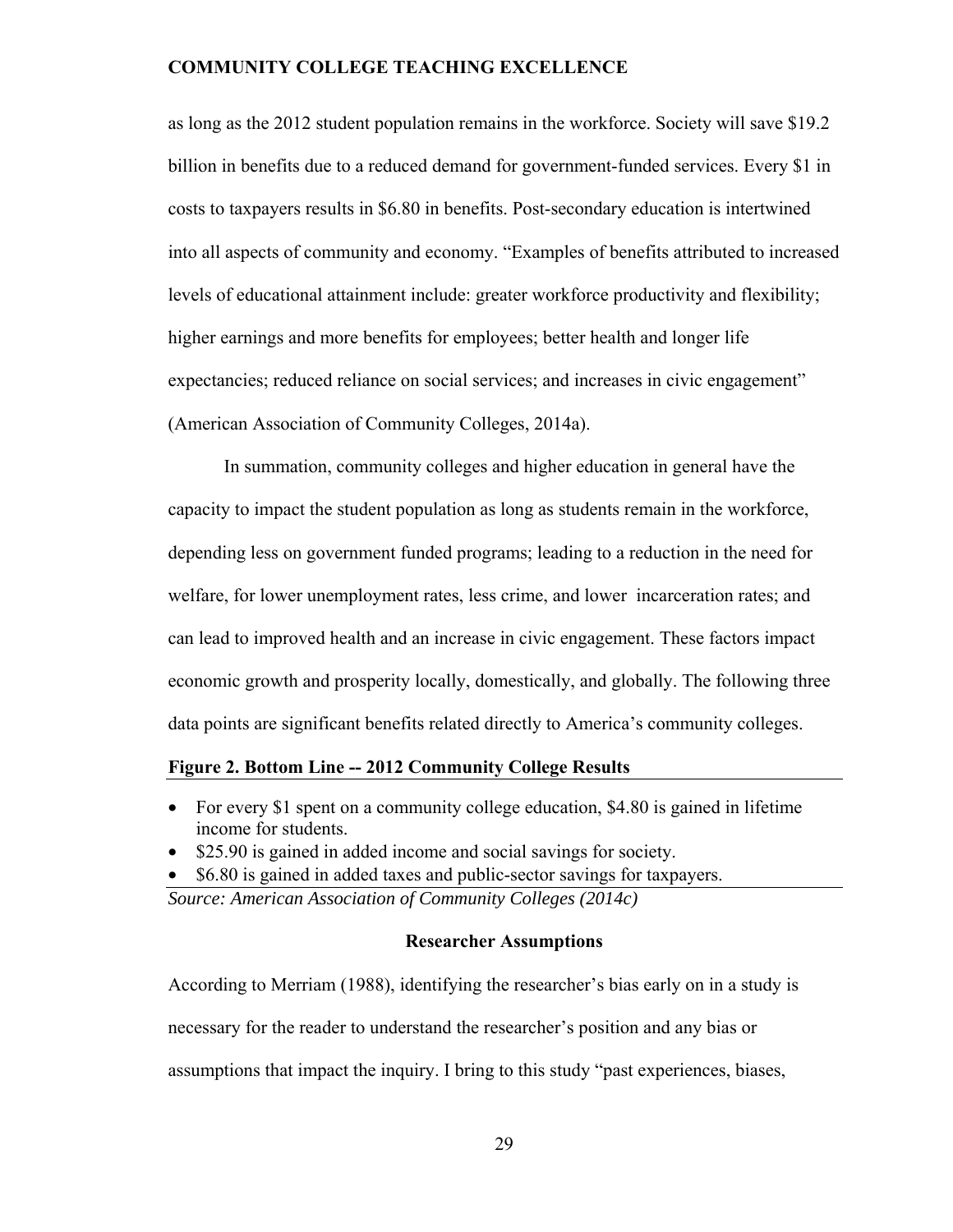as long as the 2012 student population remains in the workforce. Society will save $19.2 billion in benefits due to a reduced demand for government-funded services. Every $1 in costs to taxpayers results in $6.80 in benefits. Post-secondary education is intertwined into all aspects of community and economy. "Examples of benefits attributed to increased levels of educational attainment include: greater workforce productivity and flexibility; higher earnings and more benefits for employees; better health and longer life expectancies; reduced reliance on social services; and increases in civic engagement" (American Association of Community Colleges, 2014a).

In summation, community colleges and higher education in general have the capacity to impact the student population as long as students remain in the workforce, depending less on government funded programs; leading to a reduction in the need for welfare, for lower unemployment rates, less crime, and lower incarceration rates; and can lead to improved health and an increase in civic engagement. These factors impact economic growth and prosperity locally, domestically, and globally. The following three data points are significant benefits related directly to America's community colleges.

**Figure 2. Bottom Line -- 2012 Community College Results**

- For every $1 spent on a community college education, $4.80 is gained in lifetime income for students.
- $25.90 is gained in added income and social savings for society.
- $6.80 is gained in added taxes and public-sector savings for taxpayers.

*Source: American Association of Community Colleges (2014c)*

### Researcher Assumptions

According to Merriam (1988), identifying the researcher's bias early on in a study is necessary for the reader to understand the researcher's position and any bias or assumptions that impact the inquiry. I bring to this study "past experiences, biases,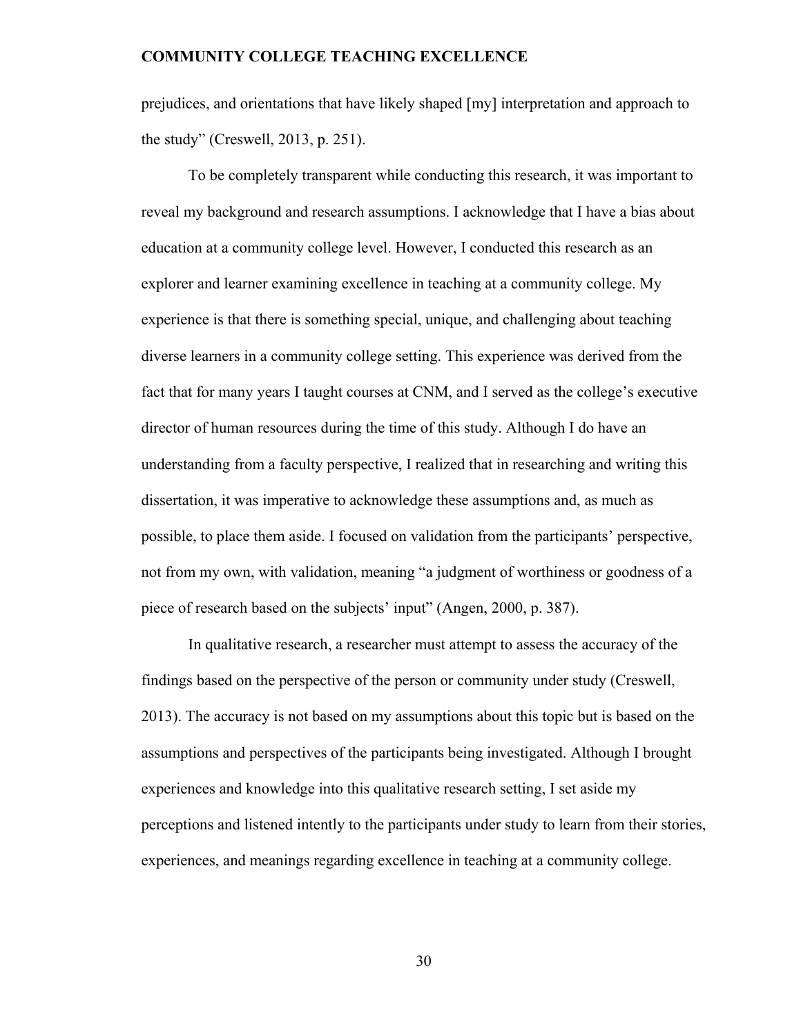prejudices, and orientations that have likely shaped [my] interpretation and approach to the study" (Creswell, 2013, p. 251).

To be completely transparent while conducting this research, it was important to reveal my background and research assumptions. I acknowledge that I have a bias about education at a community college level. However, I conducted this research as an explorer and learner examining excellence in teaching at a community college. My experience is that there is something special, unique, and challenging about teaching diverse learners in a community college setting. This experience was derived from the fact that for many years I taught courses at CNM, and I served as the college's executive director of human resources during the time of this study. Although I do have an understanding from a faculty perspective, I realized that in researching and writing this dissertation, it was imperative to acknowledge these assumptions and, as much as possible, to place them aside. I focused on validation from the participants' perspective, not from my own, with validation, meaning "a judgment of worthiness or goodness of a piece of research based on the subjects' input" (Angen, 2000, p. 387).

In qualitative research, a researcher must attempt to assess the accuracy of the findings based on the perspective of the person or community under study (Creswell, 2013). The accuracy is not based on my assumptions about this topic but is based on the assumptions and perspectives of the participants being investigated. Although I brought experiences and knowledge into this qualitative research setting, I set aside my perceptions and listened intently to the participants under study to learn from their stories, experiences, and meanings regarding excellence in teaching at a community college.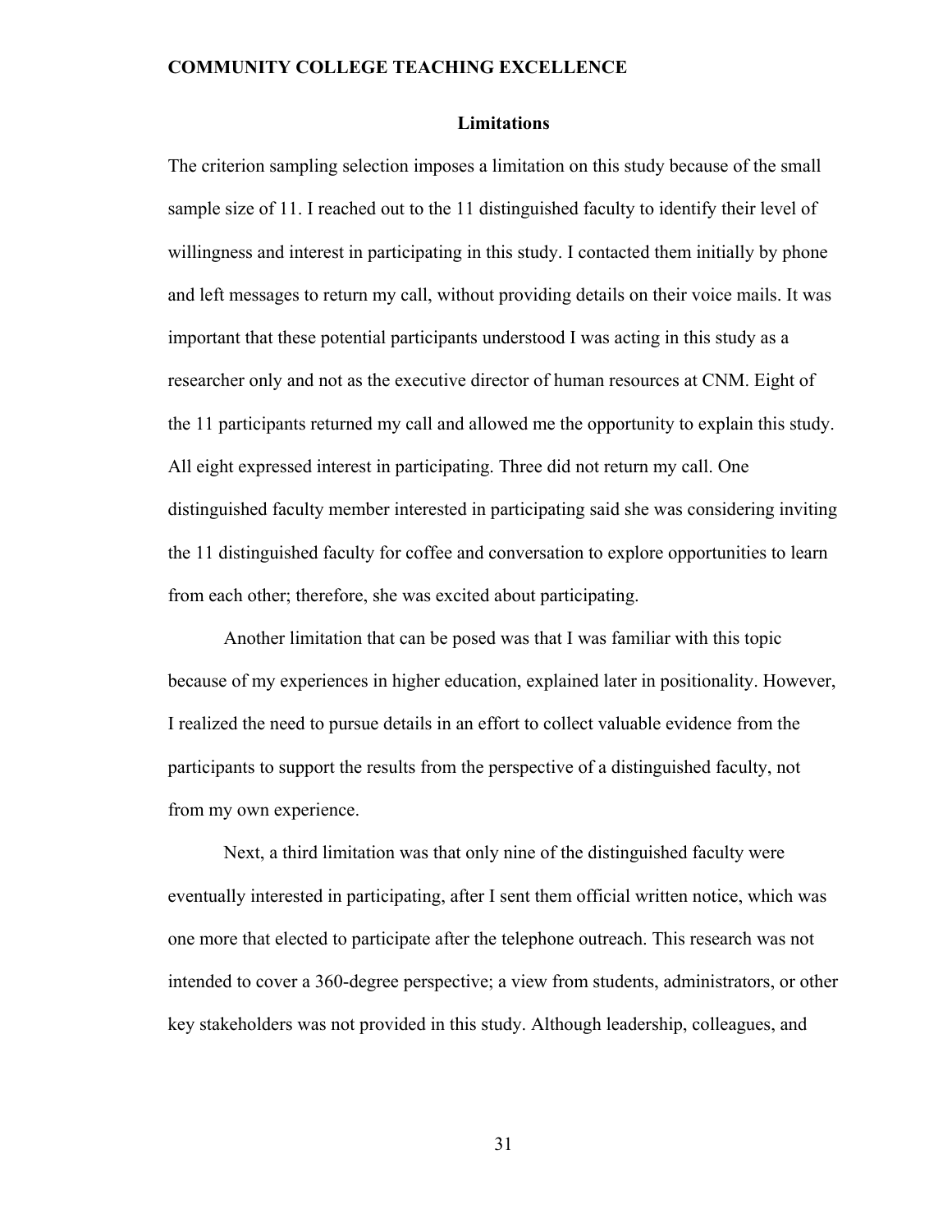## Limitations

The criterion sampling selection imposes a limitation on this study because of the small sample size of 11. I reached out to the 11 distinguished faculty to identify their level of willingness and interest in participating in this study. I contacted them initially by phone and left messages to return my call, without providing details on their voice mails. It was important that these potential participants understood I was acting in this study as a researcher only and not as the executive director of human resources at CNM. Eight of the 11 participants returned my call and allowed me the opportunity to explain this study. All eight expressed interest in participating. Three did not return my call. One distinguished faculty member interested in participating said she was considering inviting the 11 distinguished faculty for coffee and conversation to explore opportunities to learn from each other; therefore, she was excited about participating.

Another limitation that can be posed was that I was familiar with this topic because of my experiences in higher education, explained later in positionality. However, I realized the need to pursue details in an effort to collect valuable evidence from the participants to support the results from the perspective of a distinguished faculty, not from my own experience.

Next, a third limitation was that only nine of the distinguished faculty were eventually interested in participating, after I sent them official written notice, which was one more that elected to participate after the telephone outreach. This research was not intended to cover a 360-degree perspective; a view from students, administrators, or other key stakeholders was not provided in this study. Although leadership, colleagues, and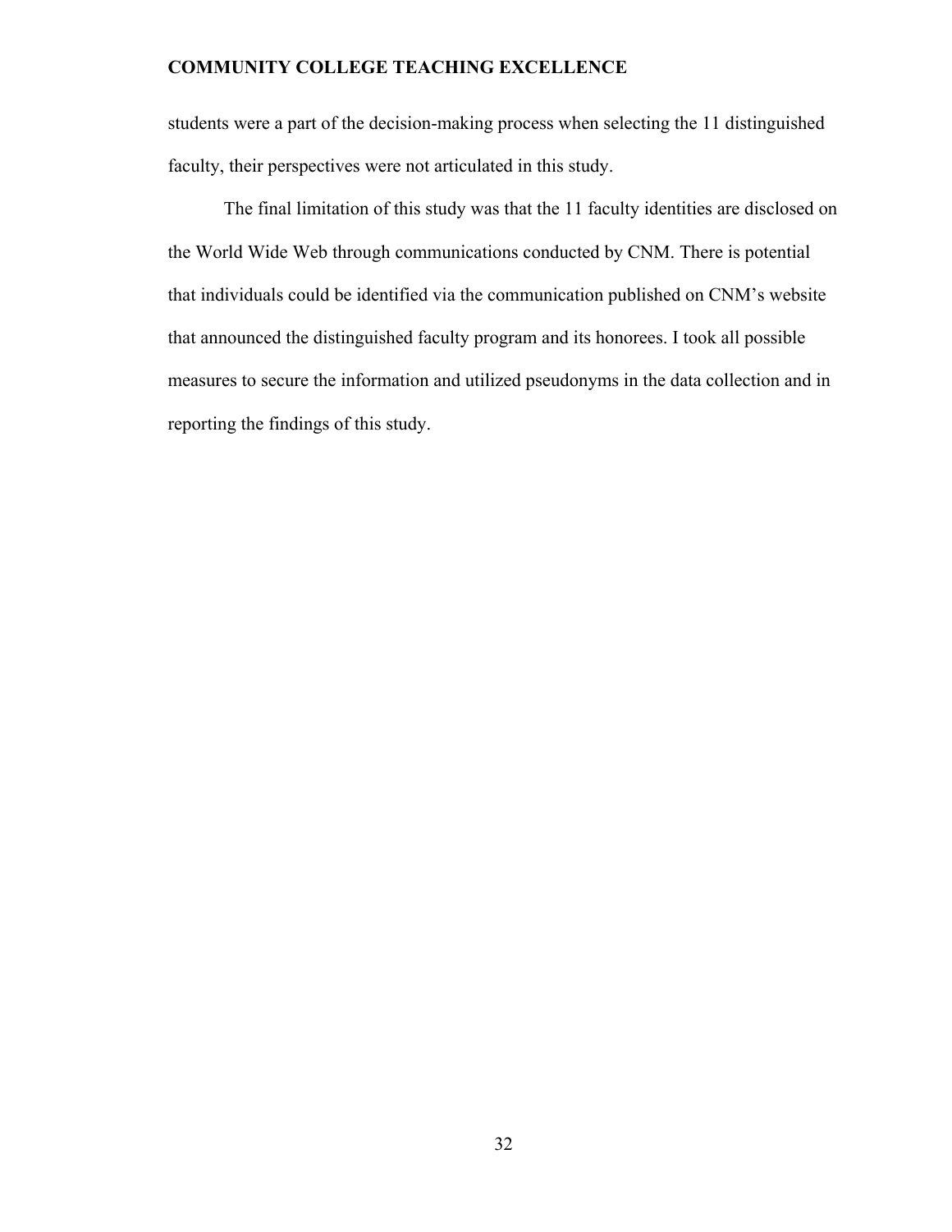students were a part of the decision-making process when selecting the 11 distinguished faculty, their perspectives were not articulated in this study.

The final limitation of this study was that the 11 faculty identities are disclosed on the World Wide Web through communications conducted by CNM. There is potential that individuals could be identified via the communication published on CNM's website that announced the distinguished faculty program and its honorees. I took all possible measures to secure the information and utilized pseudonyms in the data collection and in reporting the findings of this study.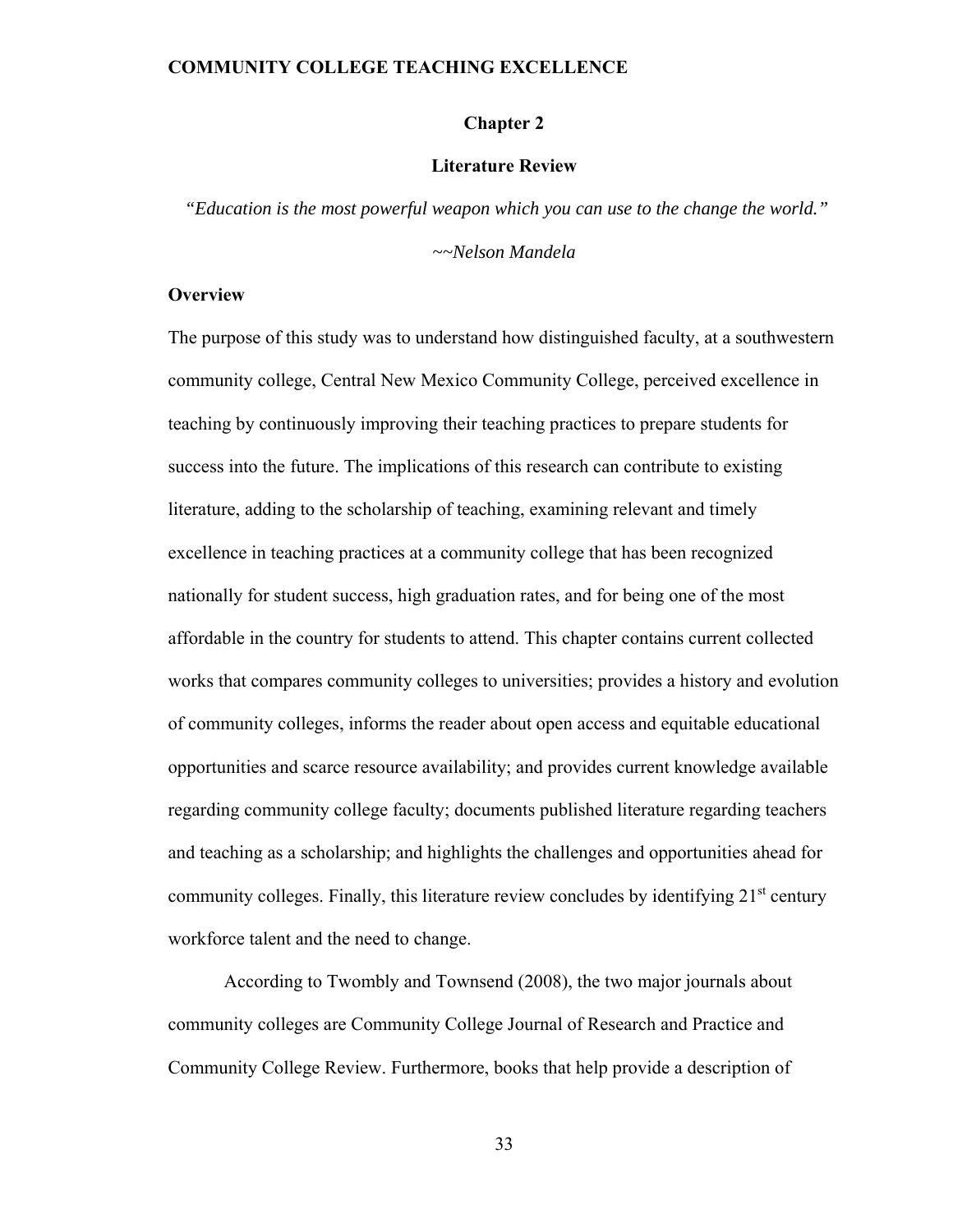# Chapter 2

## Literature Review

*"Education is the most powerful weapon which you can use to the change the world."*

*~~Nelson Mandela*

### Overview

The purpose of this study was to understand how distinguished faculty, at a southwestern community college, Central New Mexico Community College, perceived excellence in teaching by continuously improving their teaching practices to prepare students for success into the future. The implications of this research can contribute to existing literature, adding to the scholarship of teaching, examining relevant and timely excellence in teaching practices at a community college that has been recognized nationally for student success, high graduation rates, and for being one of the most affordable in the country for students to attend. This chapter contains current collected works that compares community colleges to universities; provides a history and evolution of community colleges, informs the reader about open access and equitable educational opportunities and scarce resource availability; and provides current knowledge available regarding community college faculty; documents published literature regarding teachers and teaching as a scholarship; and highlights the challenges and opportunities ahead for community colleges. Finally, this literature review concludes by identifying 21st century workforce talent and the need to change.

According to Twombly and Townsend (2008), the two major journals about community colleges are Community College Journal of Research and Practice and Community College Review. Furthermore, books that help provide a description of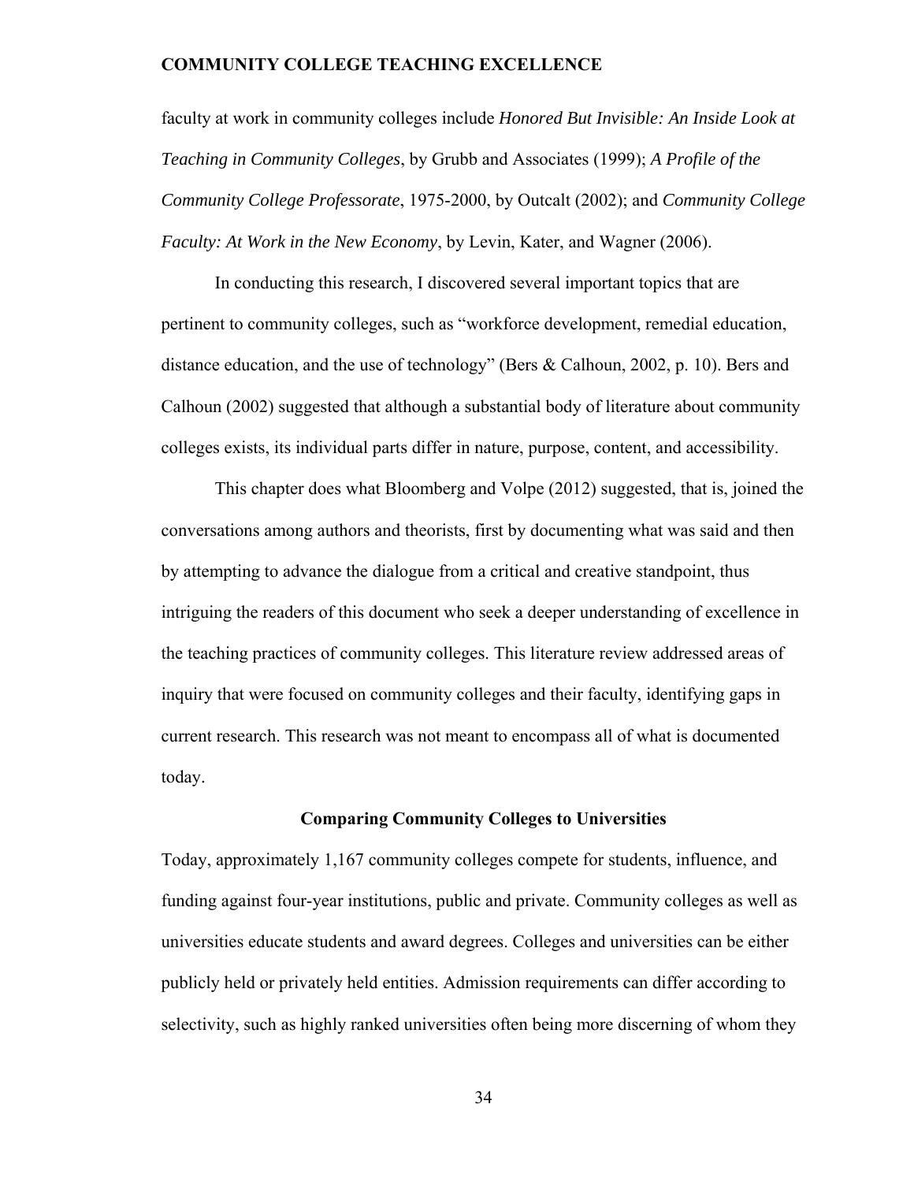faculty at work in community colleges include *Honored But Invisible: An Inside Look at Teaching in Community Colleges*, by Grubb and Associates (1999); *A Profile of the Community College Professorate*, 1975-2000, by Outcalt (2002); and *Community College Faculty: At Work in the New Economy*, by Levin, Kater, and Wagner (2006).

In conducting this research, I discovered several important topics that are pertinent to community colleges, such as "workforce development, remedial education, distance education, and the use of technology" (Bers & Calhoun, 2002, p. 10). Bers and Calhoun (2002) suggested that although a substantial body of literature about community colleges exists, its individual parts differ in nature, purpose, content, and accessibility.

This chapter does what Bloomberg and Volpe (2012) suggested, that is, joined the conversations among authors and theorists, first by documenting what was said and then by attempting to advance the dialogue from a critical and creative standpoint, thus intriguing the readers of this document who seek a deeper understanding of excellence in the teaching practices of community colleges. This literature review addressed areas of inquiry that were focused on community colleges and their faculty, identifying gaps in current research. This research was not meant to encompass all of what is documented today.

## Comparing Community Colleges to Universities

Today, approximately 1,167 community colleges compete for students, influence, and funding against four-year institutions, public and private. Community colleges as well as universities educate students and award degrees. Colleges and universities can be either publicly held or privately held entities. Admission requirements can differ according to selectivity, such as highly ranked universities often being more discerning of whom they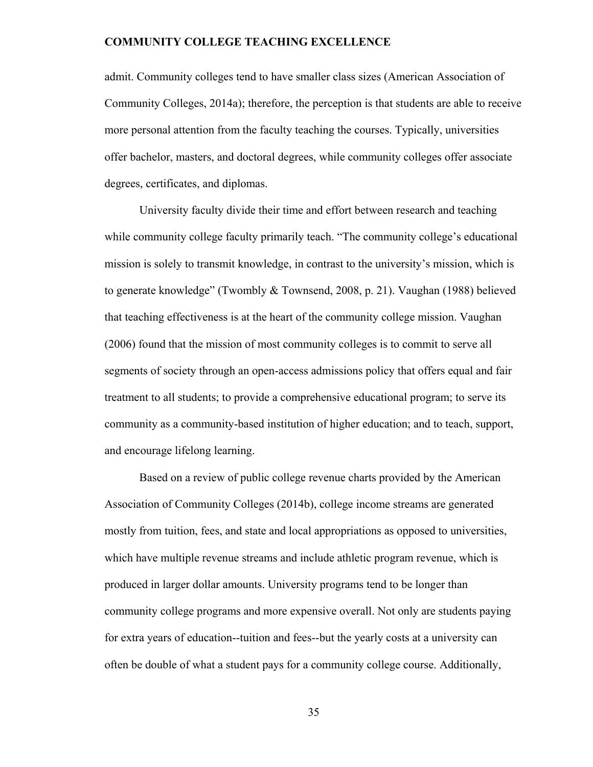admit. Community colleges tend to have smaller class sizes (American Association of Community Colleges, 2014a); therefore, the perception is that students are able to receive more personal attention from the faculty teaching the courses. Typically, universities offer bachelor, masters, and doctoral degrees, while community colleges offer associate degrees, certificates, and diplomas.

University faculty divide their time and effort between research and teaching while community college faculty primarily teach. "The community college's educational mission is solely to transmit knowledge, in contrast to the university's mission, which is to generate knowledge" (Twombly & Townsend, 2008, p. 21). Vaughan (1988) believed that teaching effectiveness is at the heart of the community college mission. Vaughan (2006) found that the mission of most community colleges is to commit to serve all segments of society through an open-access admissions policy that offers equal and fair treatment to all students; to provide a comprehensive educational program; to serve its community as a community-based institution of higher education; and to teach, support, and encourage lifelong learning.

Based on a review of public college revenue charts provided by the American Association of Community Colleges (2014b), college income streams are generated mostly from tuition, fees, and state and local appropriations as opposed to universities, which have multiple revenue streams and include athletic program revenue, which is produced in larger dollar amounts. University programs tend to be longer than community college programs and more expensive overall. Not only are students paying for extra years of education--tuition and fees--but the yearly costs at a university can often be double of what a student pays for a community college course. Additionally,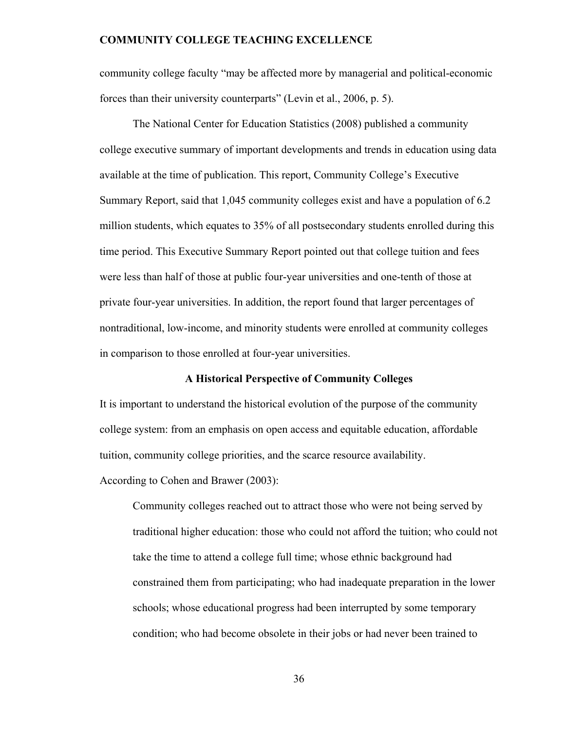community college faculty "may be affected more by managerial and political-economic forces than their university counterparts" (Levin et al., 2006, p. 5).

The National Center for Education Statistics (2008) published a community college executive summary of important developments and trends in education using data available at the time of publication. This report, Community College's Executive Summary Report, said that 1,045 community colleges exist and have a population of 6.2 million students, which equates to 35% of all postsecondary students enrolled during this time period. This Executive Summary Report pointed out that college tuition and fees were less than half of those at public four-year universities and one-tenth of those at private four-year universities. In addition, the report found that larger percentages of nontraditional, low-income, and minority students were enrolled at community colleges in comparison to those enrolled at four-year universities.

## A Historical Perspective of Community Colleges

It is important to understand the historical evolution of the purpose of the community college system: from an emphasis on open access and equitable education, affordable tuition, community college priorities, and the scarce resource availability.

According to Cohen and Brawer (2003):

> Community colleges reached out to attract those who were not being served by traditional higher education: those who could not afford the tuition; who could not take the time to attend a college full time; whose ethnic background had constrained them from participating; who had inadequate preparation in the lower schools; whose educational progress had been interrupted by some temporary condition; who had become obsolete in their jobs or had never been trained to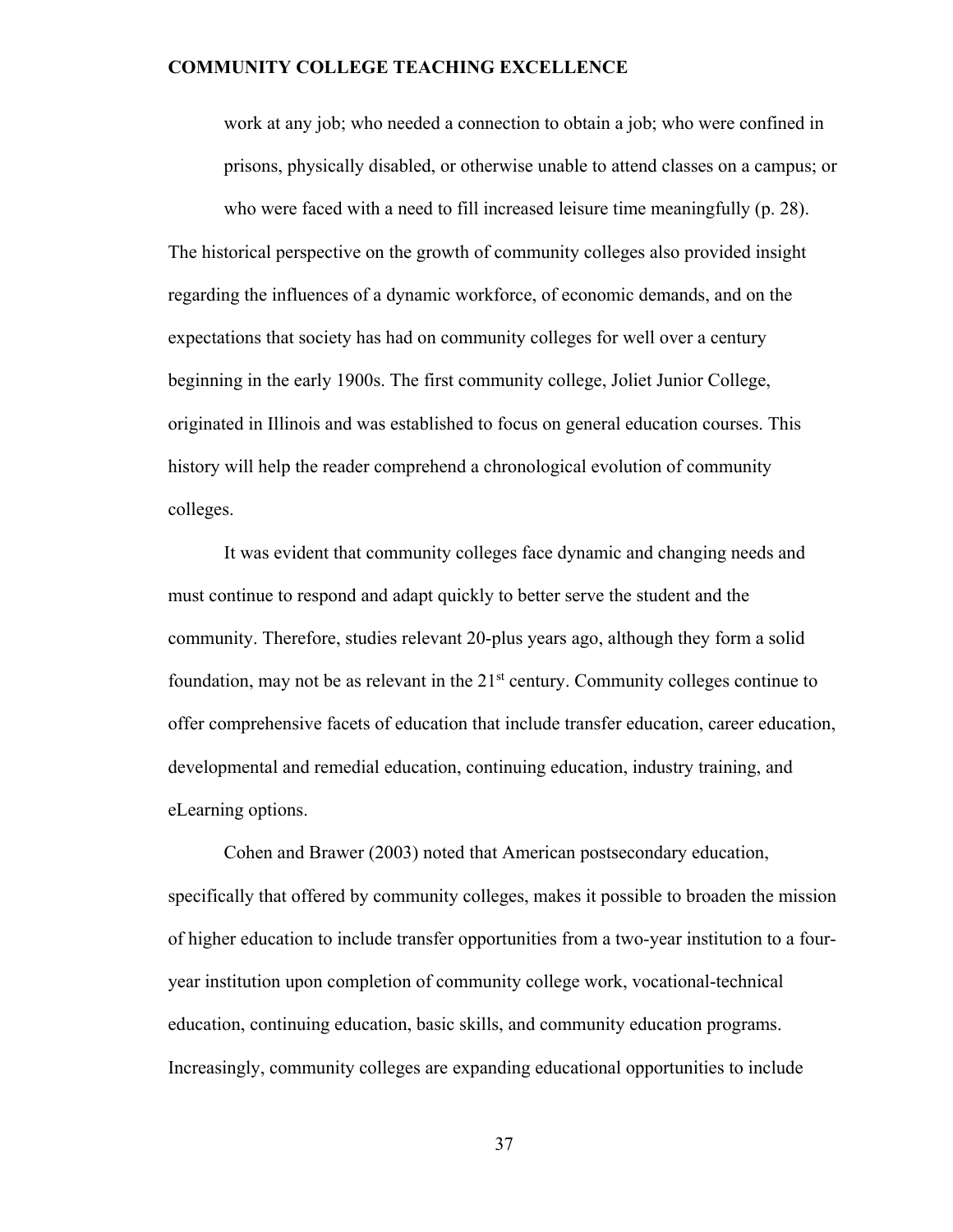> work at any job; who needed a connection to obtain a job; who were confined in prisons, physically disabled, or otherwise unable to attend classes on a campus; or who were faced with a need to fill increased leisure time meaningfully (p. 28).

The historical perspective on the growth of community colleges also provided insight regarding the influences of a dynamic workforce, of economic demands, and on the expectations that society has had on community colleges for well over a century beginning in the early 1900s. The first community college, Joliet Junior College, originated in Illinois and was established to focus on general education courses. This history will help the reader comprehend a chronological evolution of community colleges.

It was evident that community colleges face dynamic and changing needs and must continue to respond and adapt quickly to better serve the student and the community. Therefore, studies relevant 20-plus years ago, although they form a solid foundation, may not be as relevant in the 21st century. Community colleges continue to offer comprehensive facets of education that include transfer education, career education, developmental and remedial education, continuing education, industry training, and eLearning options.

Cohen and Brawer (2003) noted that American postsecondary education, specifically that offered by community colleges, makes it possible to broaden the mission of higher education to include transfer opportunities from a two-year institution to a four-year institution upon completion of community college work, vocational-technical education, continuing education, basic skills, and community education programs. Increasingly, community colleges are expanding educational opportunities to include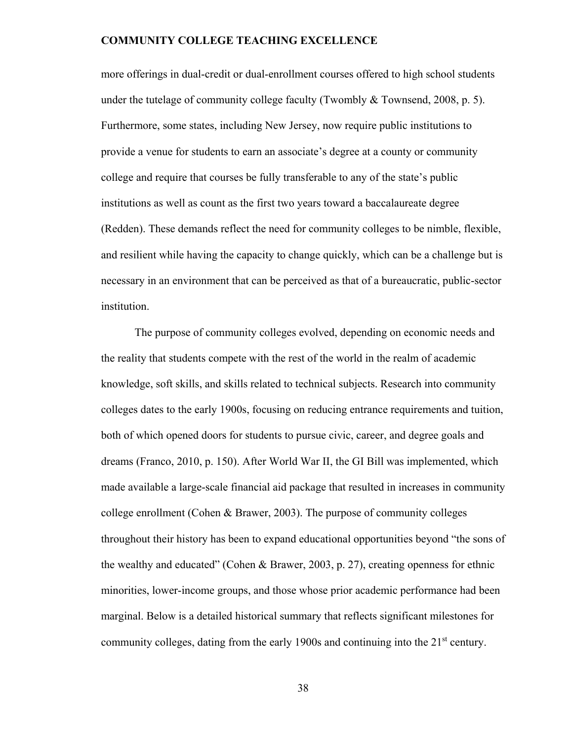more offerings in dual-credit or dual-enrollment courses offered to high school students under the tutelage of community college faculty (Twombly & Townsend, 2008, p. 5). Furthermore, some states, including New Jersey, now require public institutions to provide a venue for students to earn an associate's degree at a county or community college and require that courses be fully transferable to any of the state's public institutions as well as count as the first two years toward a baccalaureate degree (Redden). These demands reflect the need for community colleges to be nimble, flexible, and resilient while having the capacity to change quickly, which can be a challenge but is necessary in an environment that can be perceived as that of a bureaucratic, public-sector institution.

The purpose of community colleges evolved, depending on economic needs and the reality that students compete with the rest of the world in the realm of academic knowledge, soft skills, and skills related to technical subjects. Research into community colleges dates to the early 1900s, focusing on reducing entrance requirements and tuition, both of which opened doors for students to pursue civic, career, and degree goals and dreams (Franco, 2010, p. 150). After World War II, the GI Bill was implemented, which made available a large-scale financial aid package that resulted in increases in community college enrollment (Cohen & Brawer, 2003). The purpose of community colleges throughout their history has been to expand educational opportunities beyond "the sons of the wealthy and educated" (Cohen & Brawer, 2003, p. 27), creating openness for ethnic minorities, lower-income groups, and those whose prior academic performance had been marginal. Below is a detailed historical summary that reflects significant milestones for community colleges, dating from the early 1900s and continuing into the 21st century.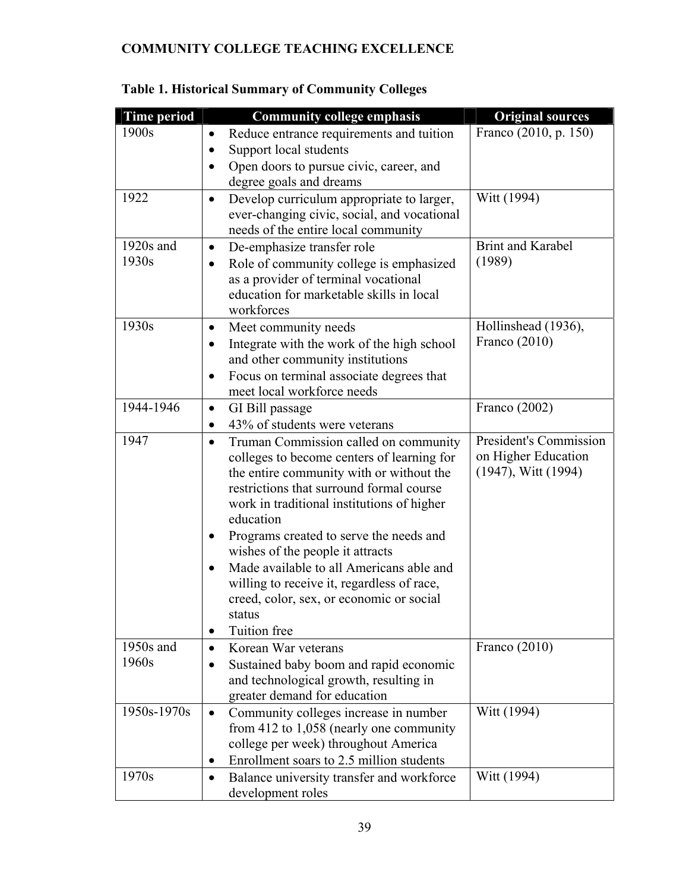**Table 1. Historical Summary of Community Colleges**

| Time period | Community college emphasis | Original sources |
|---|---|---|
| 1900s | • Reduce entrance requirements and tuition<br>• Support local students<br>• Open doors to pursue civic, career, and degree goals and dreams | Franco (2010, p. 150) |
| 1922 | • Develop curriculum appropriate to larger, ever-changing civic, social, and vocational needs of the entire local community | Witt (1994) |
| 1920s and 1930s | • De-emphasize transfer role<br>• Role of community college is emphasized as a provider of terminal vocational education for marketable skills in local workforces | Brint and Karabel (1989) |
| 1930s | • Meet community needs<br>• Integrate with the work of the high school and other community institutions<br>• Focus on terminal associate degrees that meet local workforce needs | Hollinshead (1936), Franco (2010) |
| 1944-1946 | • GI Bill passage<br>• 43% of students were veterans | Franco (2002) |
| 1947 | • Truman Commission called on community colleges to become centers of learning for the entire community with or without the restrictions that surround formal course work in traditional institutions of higher education<br>• Programs created to serve the needs and wishes of the people it attracts<br>• Made available to all Americans able and willing to receive it, regardless of race, creed, color, sex, or economic or social status<br>• Tuition free | President's Commission on Higher Education (1947), Witt (1994) |
| 1950s and 1960s | • Korean War veterans<br>• Sustained baby boom and rapid economic and technological growth, resulting in greater demand for education | Franco (2010) |
| 1950s-1970s | • Community colleges increase in number from 412 to 1,058 (nearly one community college per week) throughout America<br>• Enrollment soars to 2.5 million students | Witt (1994) |
| 1970s | • Balance university transfer and workforce development roles | Witt (1994) |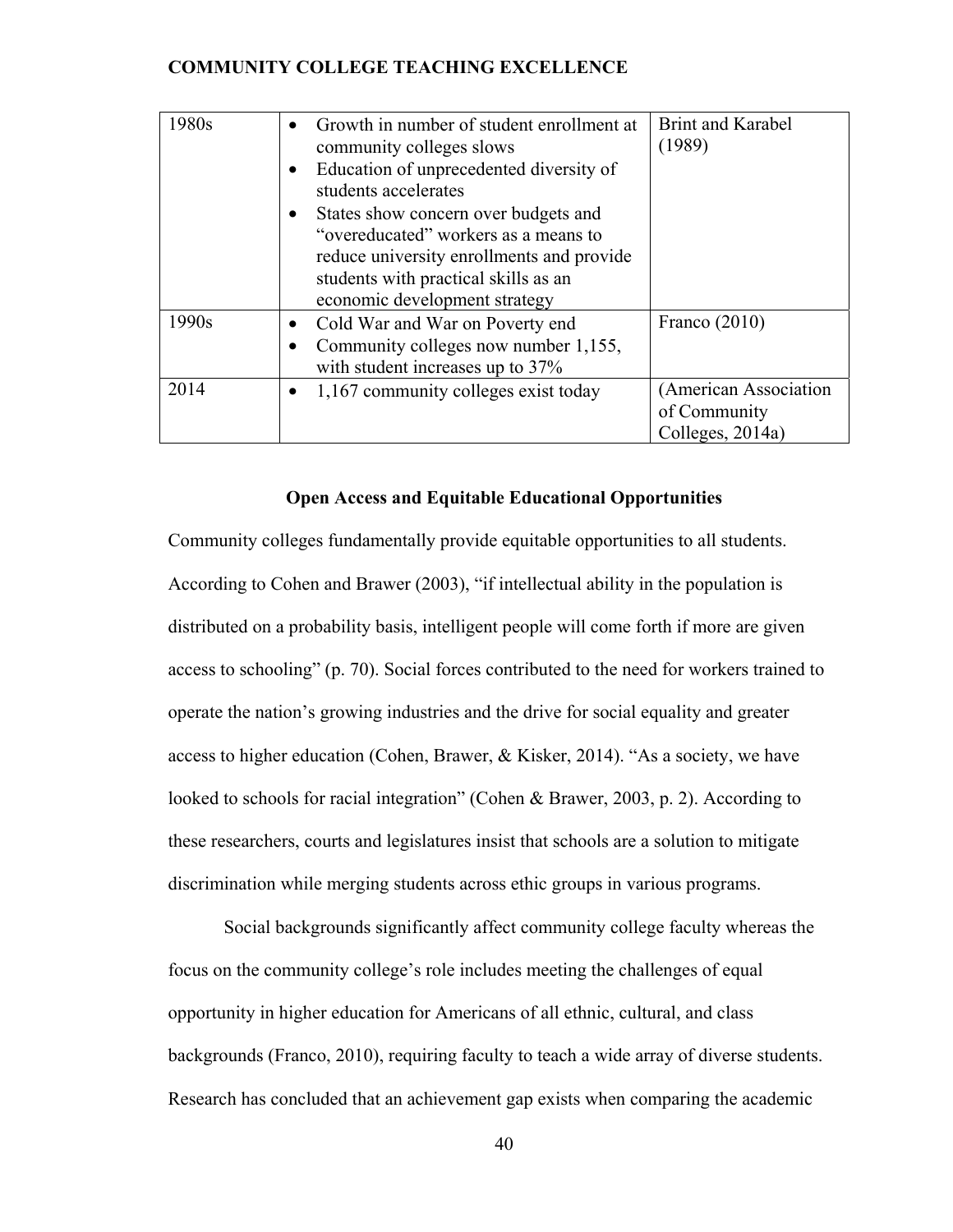| | | |
|---|---|---|
| 1980s | • Growth in number of student enrollment at community colleges slows<br>• Education of unprecedented diversity of students accelerates<br>• States show concern over budgets and “overeducated” workers as a means to reduce university enrollments and provide students with practical skills as an economic development strategy | Brint and Karabel (1989) |
| 1990s | • Cold War and War on Poverty end<br>• Community colleges now number 1,155, with student increases up to 37% | Franco (2010) |
| 2014 | • 1,167 community colleges exist today | (American Association of Community Colleges, 2014a) |

## Open Access and Equitable Educational Opportunities

Community colleges fundamentally provide equitable opportunities to all students. According to Cohen and Brawer (2003), “if intellectual ability in the population is distributed on a probability basis, intelligent people will come forth if more are given access to schooling” (p. 70). Social forces contributed to the need for workers trained to operate the nation’s growing industries and the drive for social equality and greater access to higher education (Cohen, Brawer, & Kisker, 2014). “As a society, we have looked to schools for racial integration” (Cohen & Brawer, 2003, p. 2). According to these researchers, courts and legislatures insist that schools are a solution to mitigate discrimination while merging students across ethic groups in various programs.

Social backgrounds significantly affect community college faculty whereas the focus on the community college’s role includes meeting the challenges of equal opportunity in higher education for Americans of all ethnic, cultural, and class backgrounds (Franco, 2010), requiring faculty to teach a wide array of diverse students. Research has concluded that an achievement gap exists when comparing the academic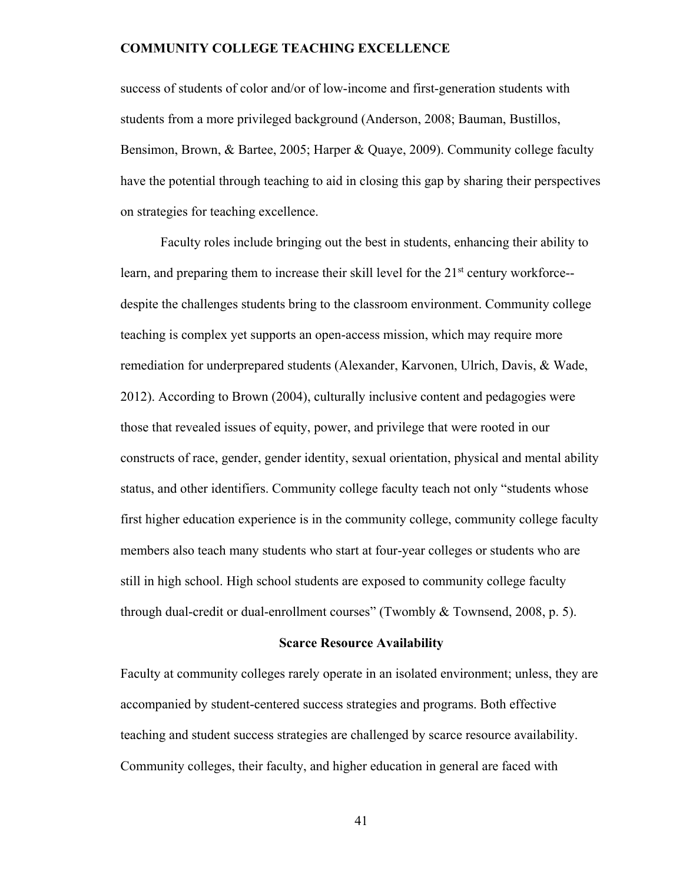success of students of color and/or of low-income and first-generation students with students from a more privileged background (Anderson, 2008; Bauman, Bustillos, Bensimon, Brown, & Bartee, 2005; Harper & Quaye, 2009). Community college faculty have the potential through teaching to aid in closing this gap by sharing their perspectives on strategies for teaching excellence.

Faculty roles include bringing out the best in students, enhancing their ability to learn, and preparing them to increase their skill level for the 21st century workforce--despite the challenges students bring to the classroom environment. Community college teaching is complex yet supports an open-access mission, which may require more remediation for underprepared students (Alexander, Karvonen, Ulrich, Davis, & Wade, 2012). According to Brown (2004), culturally inclusive content and pedagogies were those that revealed issues of equity, power, and privilege that were rooted in our constructs of race, gender, gender identity, sexual orientation, physical and mental ability status, and other identifiers. Community college faculty teach not only "students whose first higher education experience is in the community college, community college faculty members also teach many students who start at four-year colleges or students who are still in high school. High school students are exposed to community college faculty through dual-credit or dual-enrollment courses" (Twombly & Townsend, 2008, p. 5).

## Scarce Resource Availability

Faculty at community colleges rarely operate in an isolated environment; unless, they are accompanied by student-centered success strategies and programs. Both effective teaching and student success strategies are challenged by scarce resource availability. Community colleges, their faculty, and higher education in general are faced with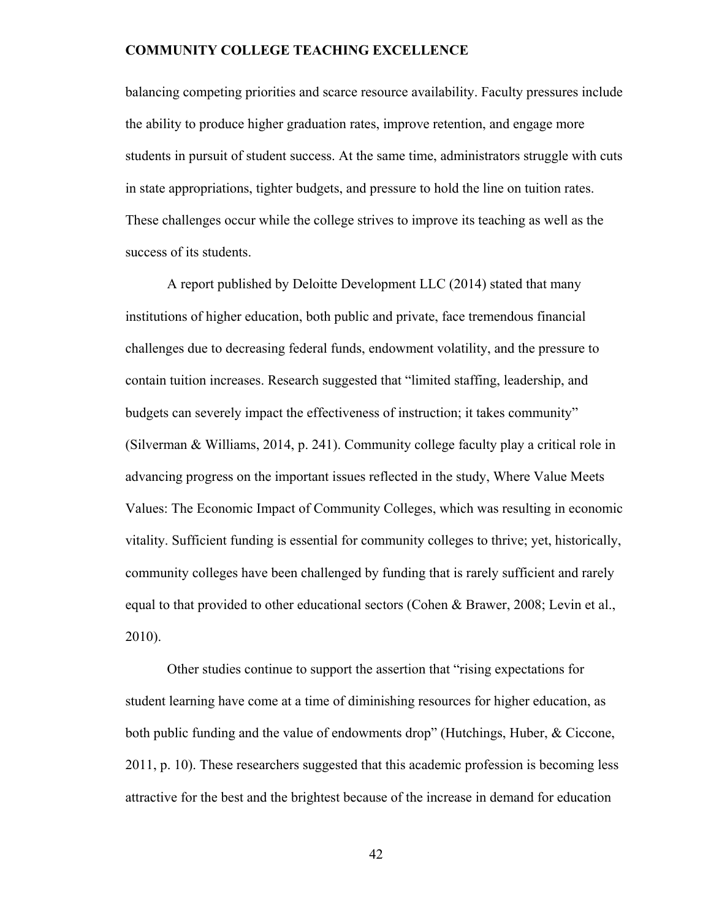balancing competing priorities and scarce resource availability. Faculty pressures include the ability to produce higher graduation rates, improve retention, and engage more students in pursuit of student success. At the same time, administrators struggle with cuts in state appropriations, tighter budgets, and pressure to hold the line on tuition rates. These challenges occur while the college strives to improve its teaching as well as the success of its students.

A report published by Deloitte Development LLC (2014) stated that many institutions of higher education, both public and private, face tremendous financial challenges due to decreasing federal funds, endowment volatility, and the pressure to contain tuition increases. Research suggested that "limited staffing, leadership, and budgets can severely impact the effectiveness of instruction; it takes community" (Silverman & Williams, 2014, p. 241). Community college faculty play a critical role in advancing progress on the important issues reflected in the study, Where Value Meets Values: The Economic Impact of Community Colleges, which was resulting in economic vitality. Sufficient funding is essential for community colleges to thrive; yet, historically, community colleges have been challenged by funding that is rarely sufficient and rarely equal to that provided to other educational sectors (Cohen & Brawer, 2008; Levin et al., 2010).

Other studies continue to support the assertion that "rising expectations for student learning have come at a time of diminishing resources for higher education, as both public funding and the value of endowments drop" (Hutchings, Huber, & Ciccone, 2011, p. 10). These researchers suggested that this academic profession is becoming less attractive for the best and the brightest because of the increase in demand for education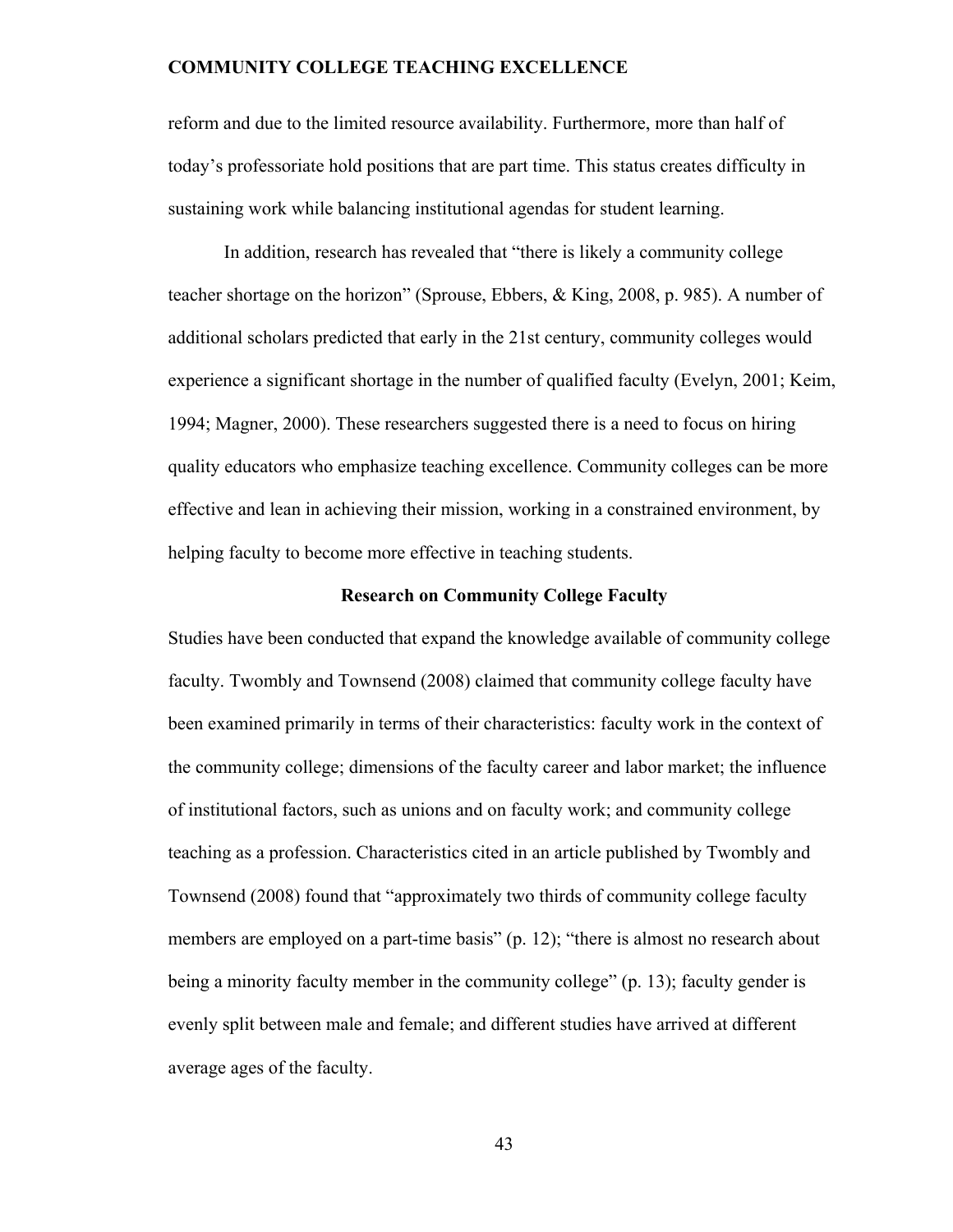reform and due to the limited resource availability. Furthermore, more than half of today's professoriate hold positions that are part time. This status creates difficulty in sustaining work while balancing institutional agendas for student learning.

In addition, research has revealed that "there is likely a community college teacher shortage on the horizon" (Sprouse, Ebbers, & King, 2008, p. 985). A number of additional scholars predicted that early in the 21st century, community colleges would experience a significant shortage in the number of qualified faculty (Evelyn, 2001; Keim, 1994; Magner, 2000). These researchers suggested there is a need to focus on hiring quality educators who emphasize teaching excellence. Community colleges can be more effective and lean in achieving their mission, working in a constrained environment, by helping faculty to become more effective in teaching students.

## Research on Community College Faculty

Studies have been conducted that expand the knowledge available of community college faculty. Twombly and Townsend (2008) claimed that community college faculty have been examined primarily in terms of their characteristics: faculty work in the context of the community college; dimensions of the faculty career and labor market; the influence of institutional factors, such as unions and on faculty work; and community college teaching as a profession. Characteristics cited in an article published by Twombly and Townsend (2008) found that "approximately two thirds of community college faculty members are employed on a part-time basis" (p. 12); "there is almost no research about being a minority faculty member in the community college" (p. 13); faculty gender is evenly split between male and female; and different studies have arrived at different average ages of the faculty.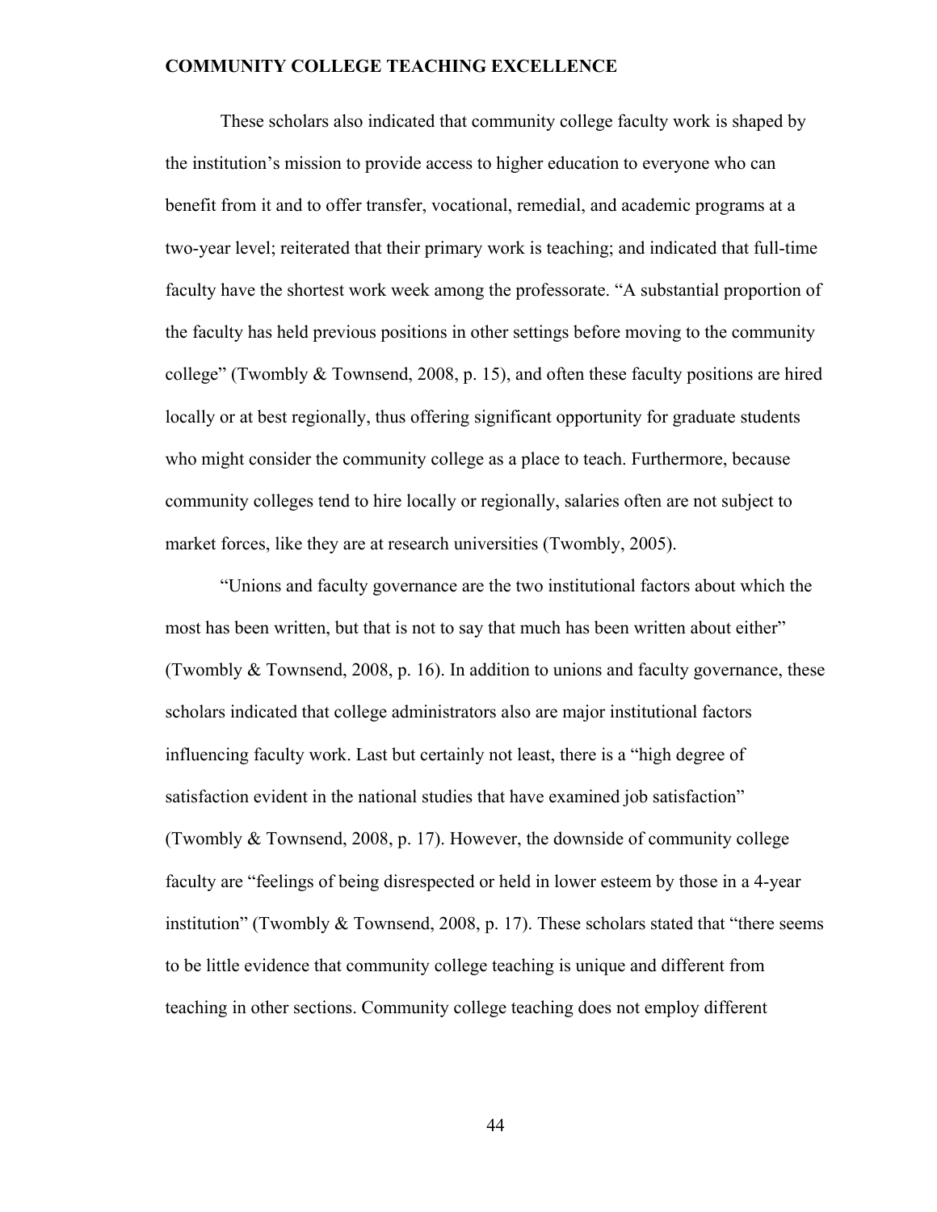These scholars also indicated that community college faculty work is shaped by the institution's mission to provide access to higher education to everyone who can benefit from it and to offer transfer, vocational, remedial, and academic programs at a two-year level; reiterated that their primary work is teaching; and indicated that full-time faculty have the shortest work week among the professorate. "A substantial proportion of the faculty has held previous positions in other settings before moving to the community college" (Twombly & Townsend, 2008, p. 15), and often these faculty positions are hired locally or at best regionally, thus offering significant opportunity for graduate students who might consider the community college as a place to teach. Furthermore, because community colleges tend to hire locally or regionally, salaries often are not subject to market forces, like they are at research universities (Twombly, 2005).

"Unions and faculty governance are the two institutional factors about which the most has been written, but that is not to say that much has been written about either" (Twombly & Townsend, 2008, p. 16). In addition to unions and faculty governance, these scholars indicated that college administrators also are major institutional factors influencing faculty work. Last but certainly not least, there is a "high degree of satisfaction evident in the national studies that have examined job satisfaction" (Twombly & Townsend, 2008, p. 17). However, the downside of community college faculty are "feelings of being disrespected or held in lower esteem by those in a 4-year institution" (Twombly & Townsend, 2008, p. 17). These scholars stated that "there seems to be little evidence that community college teaching is unique and different from teaching in other sections. Community college teaching does not employ different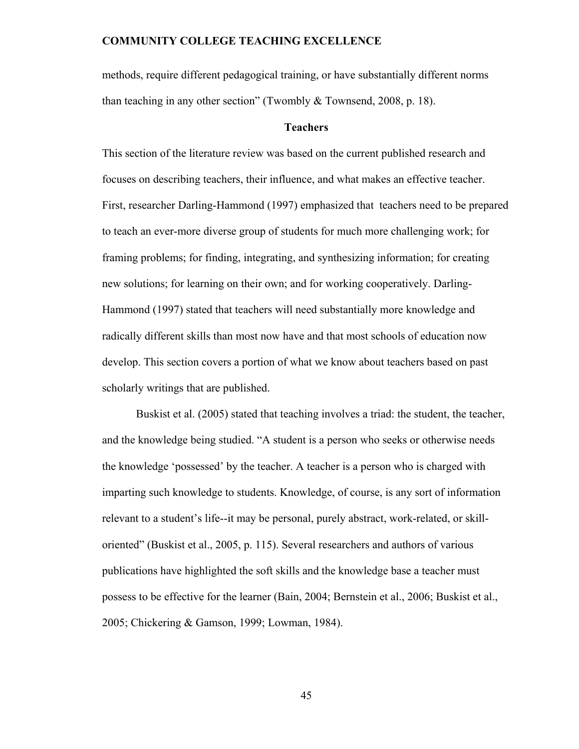methods, require different pedagogical training, or have substantially different norms than teaching in any other section" (Twombly & Townsend, 2008, p. 18).

## Teachers

This section of the literature review was based on the current published research and focuses on describing teachers, their influence, and what makes an effective teacher. First, researcher Darling-Hammond (1997) emphasized that teachers need to be prepared to teach an ever-more diverse group of students for much more challenging work; for framing problems; for finding, integrating, and synthesizing information; for creating new solutions; for learning on their own; and for working cooperatively. Darling-Hammond (1997) stated that teachers will need substantially more knowledge and radically different skills than most now have and that most schools of education now develop. This section covers a portion of what we know about teachers based on past scholarly writings that are published.

Buskist et al. (2005) stated that teaching involves a triad: the student, the teacher, and the knowledge being studied. "A student is a person who seeks or otherwise needs the knowledge 'possessed' by the teacher. A teacher is a person who is charged with imparting such knowledge to students. Knowledge, of course, is any sort of information relevant to a student's life--it may be personal, purely abstract, work-related, or skill-oriented" (Buskist et al., 2005, p. 115). Several researchers and authors of various publications have highlighted the soft skills and the knowledge base a teacher must possess to be effective for the learner (Bain, 2004; Bernstein et al., 2006; Buskist et al., 2005; Chickering & Gamson, 1999; Lowman, 1984).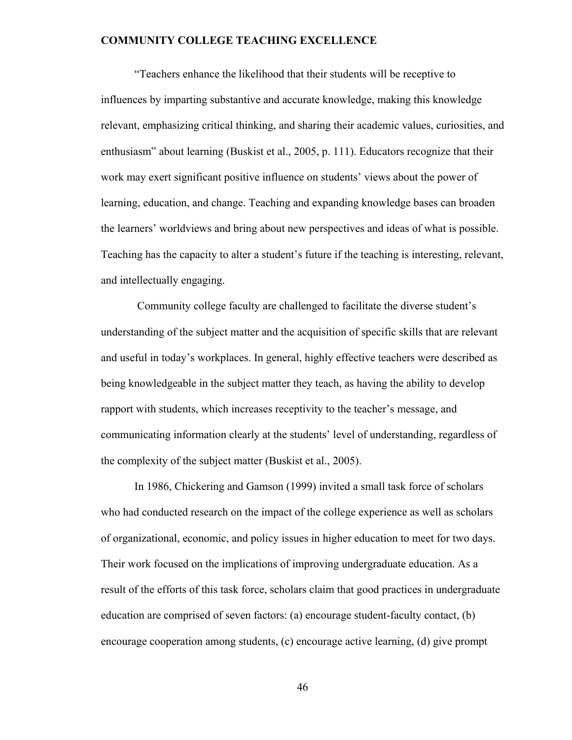"Teachers enhance the likelihood that their students will be receptive to influences by imparting substantive and accurate knowledge, making this knowledge relevant, emphasizing critical thinking, and sharing their academic values, curiosities, and enthusiasm" about learning (Buskist et al., 2005, p. 111). Educators recognize that their work may exert significant positive influence on students' views about the power of learning, education, and change. Teaching and expanding knowledge bases can broaden the learners' worldviews and bring about new perspectives and ideas of what is possible. Teaching has the capacity to alter a student's future if the teaching is interesting, relevant, and intellectually engaging.

Community college faculty are challenged to facilitate the diverse student's understanding of the subject matter and the acquisition of specific skills that are relevant and useful in today's workplaces. In general, highly effective teachers were described as being knowledgeable in the subject matter they teach, as having the ability to develop rapport with students, which increases receptivity to the teacher's message, and communicating information clearly at the students' level of understanding, regardless of the complexity of the subject matter (Buskist et al., 2005).

In 1986, Chickering and Gamson (1999) invited a small task force of scholars who had conducted research on the impact of the college experience as well as scholars of organizational, economic, and policy issues in higher education to meet for two days. Their work focused on the implications of improving undergraduate education. As a result of the efforts of this task force, scholars claim that good practices in undergraduate education are comprised of seven factors: (a) encourage student-faculty contact, (b) encourage cooperation among students, (c) encourage active learning, (d) give prompt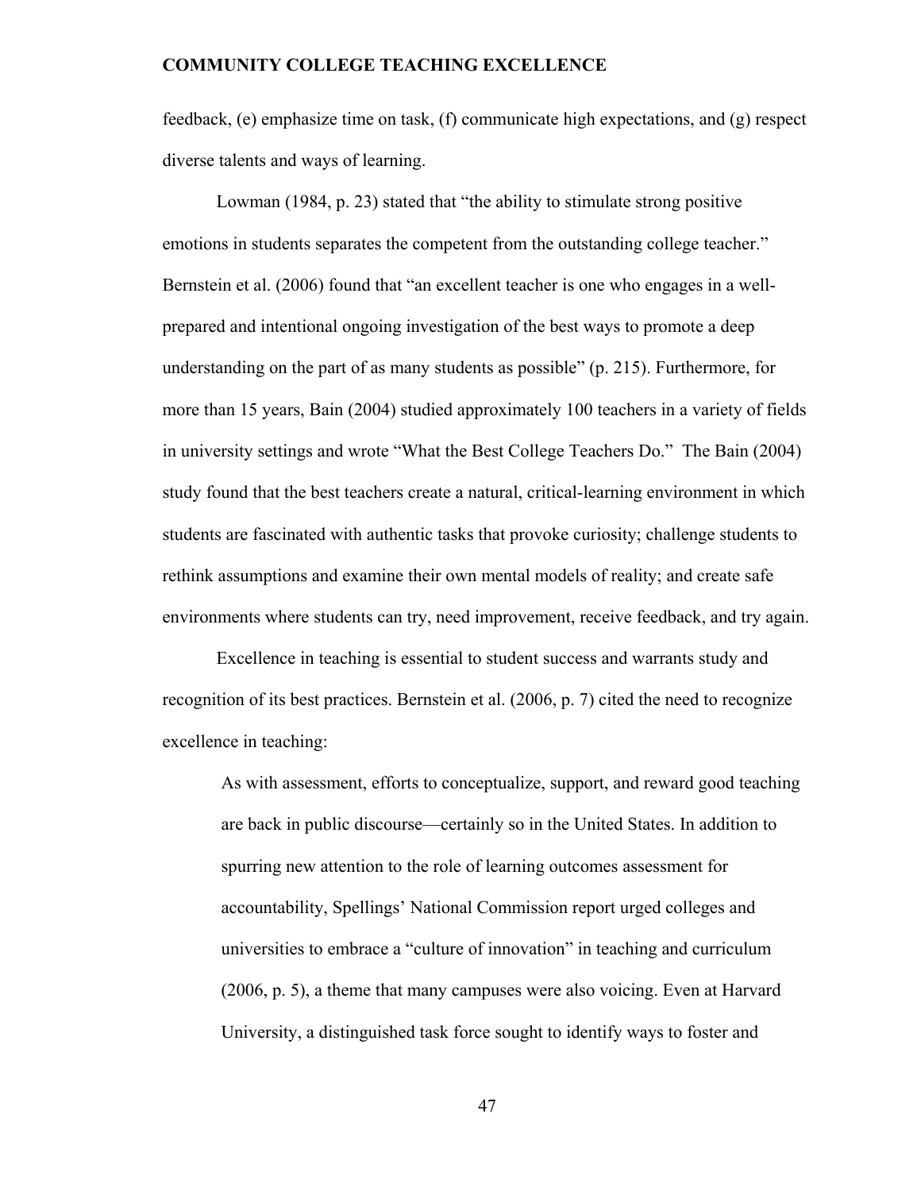feedback, (e) emphasize time on task, (f) communicate high expectations, and (g) respect diverse talents and ways of learning.

Lowman (1984, p. 23) stated that "the ability to stimulate strong positive emotions in students separates the competent from the outstanding college teacher." Bernstein et al. (2006) found that "an excellent teacher is one who engages in a well-prepared and intentional ongoing investigation of the best ways to promote a deep understanding on the part of as many students as possible" (p. 215). Furthermore, for more than 15 years, Bain (2004) studied approximately 100 teachers in a variety of fields in university settings and wrote "What the Best College Teachers Do." The Bain (2004) study found that the best teachers create a natural, critical-learning environment in which students are fascinated with authentic tasks that provoke curiosity; challenge students to rethink assumptions and examine their own mental models of reality; and create safe environments where students can try, need improvement, receive feedback, and try again.

Excellence in teaching is essential to student success and warrants study and recognition of its best practices. Bernstein et al. (2006, p. 7) cited the need to recognize excellence in teaching:

> As with assessment, efforts to conceptualize, support, and reward good teaching are back in public discourse—certainly so in the United States. In addition to spurring new attention to the role of learning outcomes assessment for accountability, Spellings' National Commission report urged colleges and universities to embrace a "culture of innovation" in teaching and curriculum (2006, p. 5), a theme that many campuses were also voicing. Even at Harvard University, a distinguished task force sought to identify ways to foster and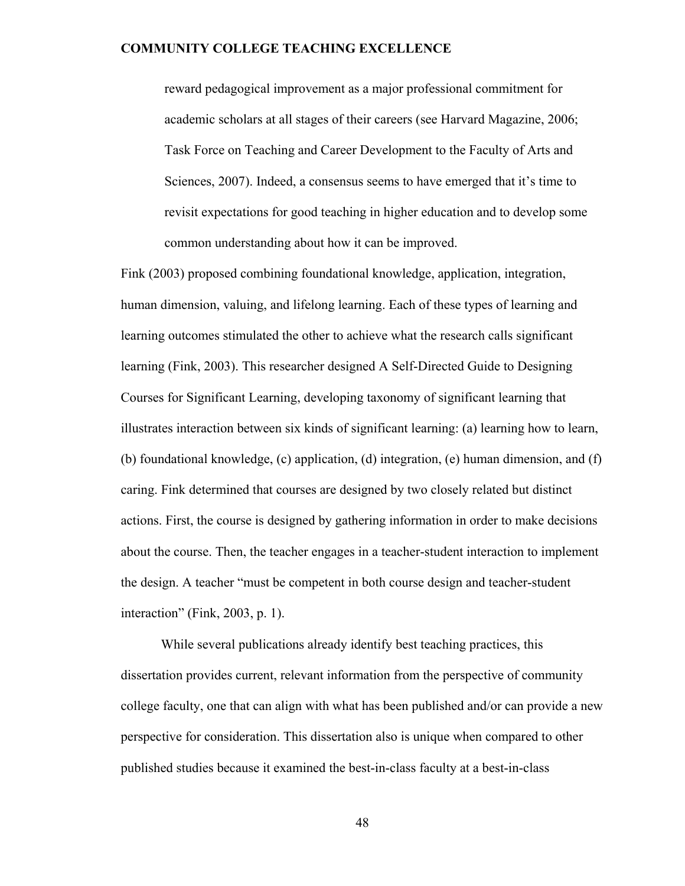> reward pedagogical improvement as a major professional commitment for academic scholars at all stages of their careers (see Harvard Magazine, 2006; Task Force on Teaching and Career Development to the Faculty of Arts and Sciences, 2007). Indeed, a consensus seems to have emerged that it's time to revisit expectations for good teaching in higher education and to develop some common understanding about how it can be improved.

Fink (2003) proposed combining foundational knowledge, application, integration, human dimension, valuing, and lifelong learning. Each of these types of learning and learning outcomes stimulated the other to achieve what the research calls significant learning (Fink, 2003). This researcher designed A Self-Directed Guide to Designing Courses for Significant Learning, developing taxonomy of significant learning that illustrates interaction between six kinds of significant learning: (a) learning how to learn, (b) foundational knowledge, (c) application, (d) integration, (e) human dimension, and (f) caring. Fink determined that courses are designed by two closely related but distinct actions. First, the course is designed by gathering information in order to make decisions about the course. Then, the teacher engages in a teacher-student interaction to implement the design. A teacher "must be competent in both course design and teacher-student interaction" (Fink, 2003, p. 1).

While several publications already identify best teaching practices, this dissertation provides current, relevant information from the perspective of community college faculty, one that can align with what has been published and/or can provide a new perspective for consideration. This dissertation also is unique when compared to other published studies because it examined the best-in-class faculty at a best-in-class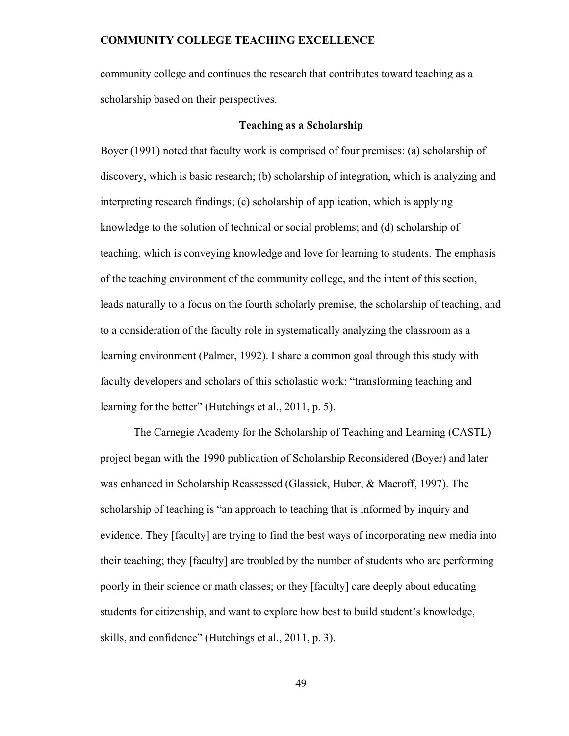community college and continues the research that contributes toward teaching as a scholarship based on their perspectives.

## Teaching as a Scholarship

Boyer (1991) noted that faculty work is comprised of four premises: (a) scholarship of discovery, which is basic research; (b) scholarship of integration, which is analyzing and interpreting research findings; (c) scholarship of application, which is applying knowledge to the solution of technical or social problems; and (d) scholarship of teaching, which is conveying knowledge and love for learning to students. The emphasis of the teaching environment of the community college, and the intent of this section, leads naturally to a focus on the fourth scholarly premise, the scholarship of teaching, and to a consideration of the faculty role in systematically analyzing the classroom as a learning environment (Palmer, 1992). I share a common goal through this study with faculty developers and scholars of this scholastic work: "transforming teaching and learning for the better" (Hutchings et al., 2011, p. 5).

The Carnegie Academy for the Scholarship of Teaching and Learning (CASTL) project began with the 1990 publication of Scholarship Reconsidered (Boyer) and later was enhanced in Scholarship Reassessed (Glassick, Huber, & Maeroff, 1997). The scholarship of teaching is "an approach to teaching that is informed by inquiry and evidence. They [faculty] are trying to find the best ways of incorporating new media into their teaching; they [faculty] are troubled by the number of students who are performing poorly in their science or math classes; or they [faculty] care deeply about educating students for citizenship, and want to explore how best to build student's knowledge, skills, and confidence" (Hutchings et al., 2011, p. 3).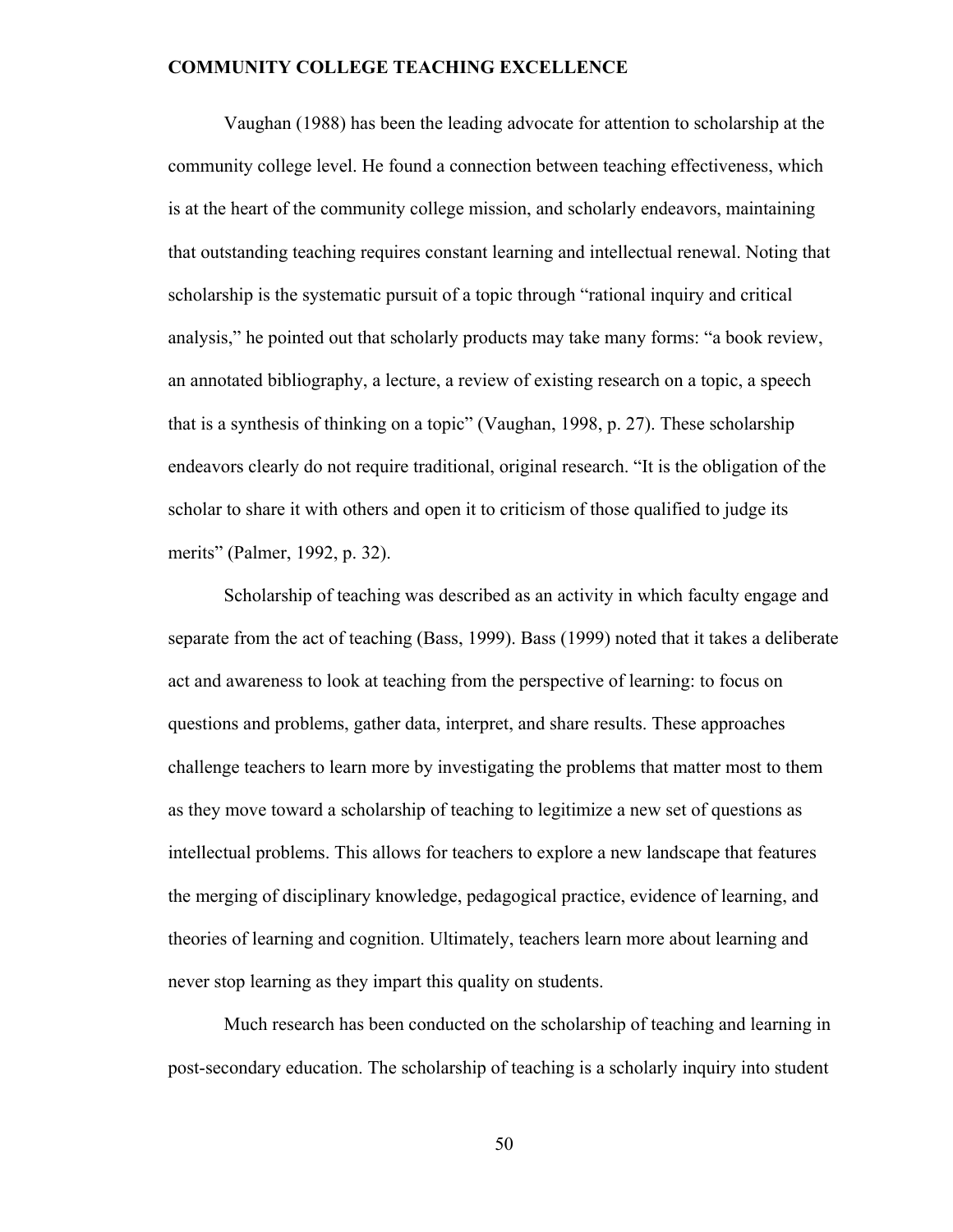Vaughan (1988) has been the leading advocate for attention to scholarship at the community college level. He found a connection between teaching effectiveness, which is at the heart of the community college mission, and scholarly endeavors, maintaining that outstanding teaching requires constant learning and intellectual renewal. Noting that scholarship is the systematic pursuit of a topic through "rational inquiry and critical analysis," he pointed out that scholarly products may take many forms: "a book review, an annotated bibliography, a lecture, a review of existing research on a topic, a speech that is a synthesis of thinking on a topic" (Vaughan, 1998, p. 27). These scholarship endeavors clearly do not require traditional, original research. "It is the obligation of the scholar to share it with others and open it to criticism of those qualified to judge its merits" (Palmer, 1992, p. 32).

Scholarship of teaching was described as an activity in which faculty engage and separate from the act of teaching (Bass, 1999). Bass (1999) noted that it takes a deliberate act and awareness to look at teaching from the perspective of learning: to focus on questions and problems, gather data, interpret, and share results. These approaches challenge teachers to learn more by investigating the problems that matter most to them as they move toward a scholarship of teaching to legitimize a new set of questions as intellectual problems. This allows for teachers to explore a new landscape that features the merging of disciplinary knowledge, pedagogical practice, evidence of learning, and theories of learning and cognition. Ultimately, teachers learn more about learning and never stop learning as they impart this quality on students.

Much research has been conducted on the scholarship of teaching and learning in post-secondary education. The scholarship of teaching is a scholarly inquiry into student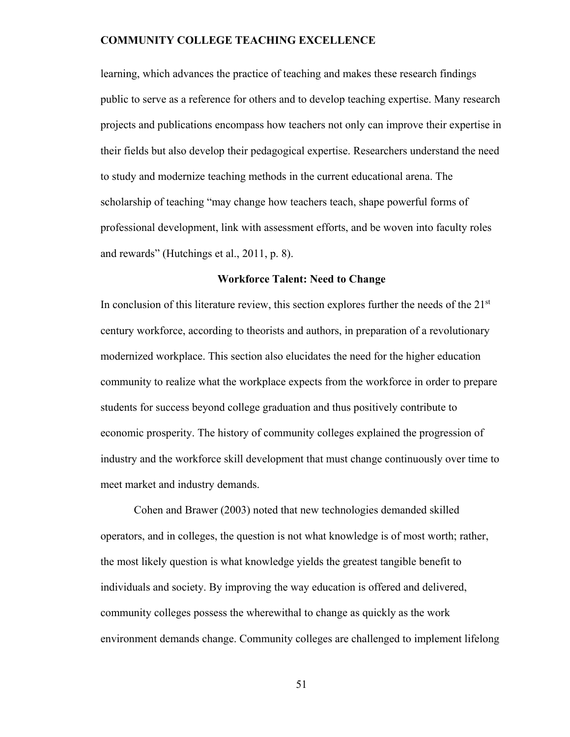learning, which advances the practice of teaching and makes these research findings public to serve as a reference for others and to develop teaching expertise. Many research projects and publications encompass how teachers not only can improve their expertise in their fields but also develop their pedagogical expertise. Researchers understand the need to study and modernize teaching methods in the current educational arena. The scholarship of teaching "may change how teachers teach, shape powerful forms of professional development, link with assessment efforts, and be woven into faculty roles and rewards" (Hutchings et al., 2011, p. 8).

## Workforce Talent: Need to Change

In conclusion of this literature review, this section explores further the needs of the 21st century workforce, according to theorists and authors, in preparation of a revolutionary modernized workplace. This section also elucidates the need for the higher education community to realize what the workplace expects from the workforce in order to prepare students for success beyond college graduation and thus positively contribute to economic prosperity. The history of community colleges explained the progression of industry and the workforce skill development that must change continuously over time to meet market and industry demands.

Cohen and Brawer (2003) noted that new technologies demanded skilled operators, and in colleges, the question is not what knowledge is of most worth; rather, the most likely question is what knowledge yields the greatest tangible benefit to individuals and society. By improving the way education is offered and delivered, community colleges possess the wherewithal to change as quickly as the work environment demands change. Community colleges are challenged to implement lifelong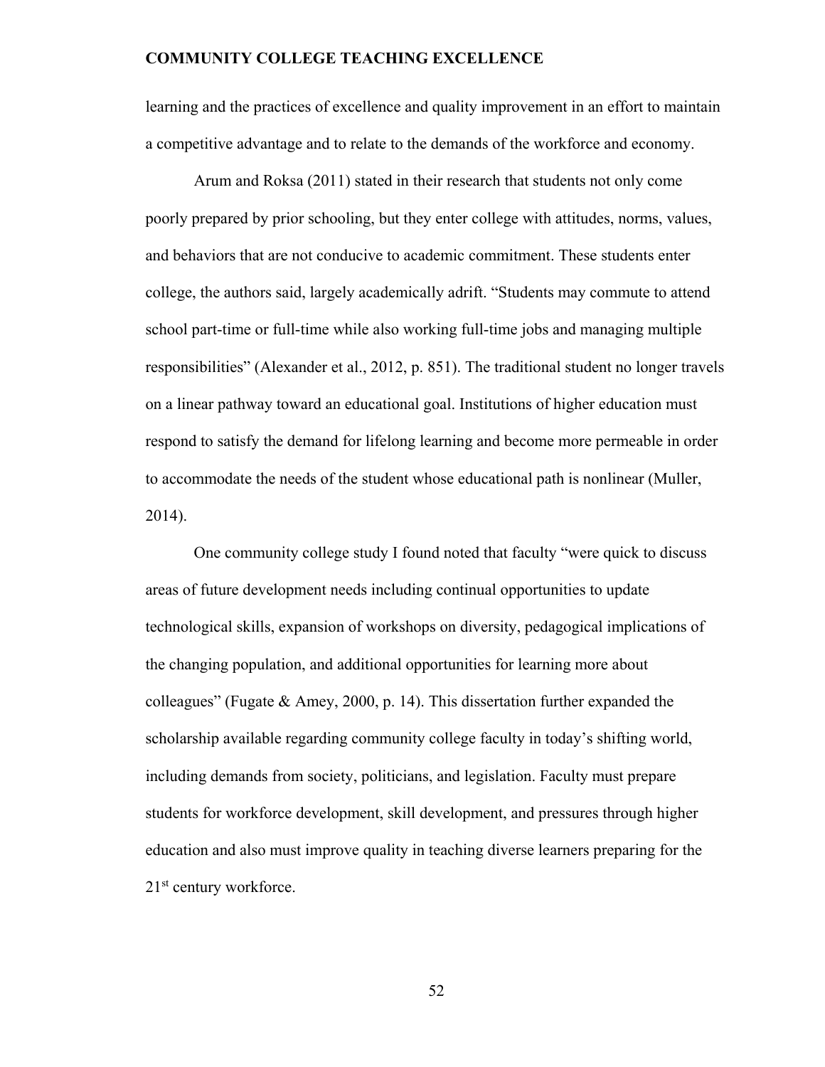learning and the practices of excellence and quality improvement in an effort to maintain a competitive advantage and to relate to the demands of the workforce and economy.

Arum and Roksa (2011) stated in their research that students not only come poorly prepared by prior schooling, but they enter college with attitudes, norms, values, and behaviors that are not conducive to academic commitment. These students enter college, the authors said, largely academically adrift. “Students may commute to attend school part-time or full-time while also working full-time jobs and managing multiple responsibilities” (Alexander et al., 2012, p. 851). The traditional student no longer travels on a linear pathway toward an educational goal. Institutions of higher education must respond to satisfy the demand for lifelong learning and become more permeable in order to accommodate the needs of the student whose educational path is nonlinear (Muller, 2014).

One community college study I found noted that faculty “were quick to discuss areas of future development needs including continual opportunities to update technological skills, expansion of workshops on diversity, pedagogical implications of the changing population, and additional opportunities for learning more about colleagues” (Fugate & Amey, 2000, p. 14). This dissertation further expanded the scholarship available regarding community college faculty in today’s shifting world, including demands from society, politicians, and legislation. Faculty must prepare students for workforce development, skill development, and pressures through higher education and also must improve quality in teaching diverse learners preparing for the 21st century workforce.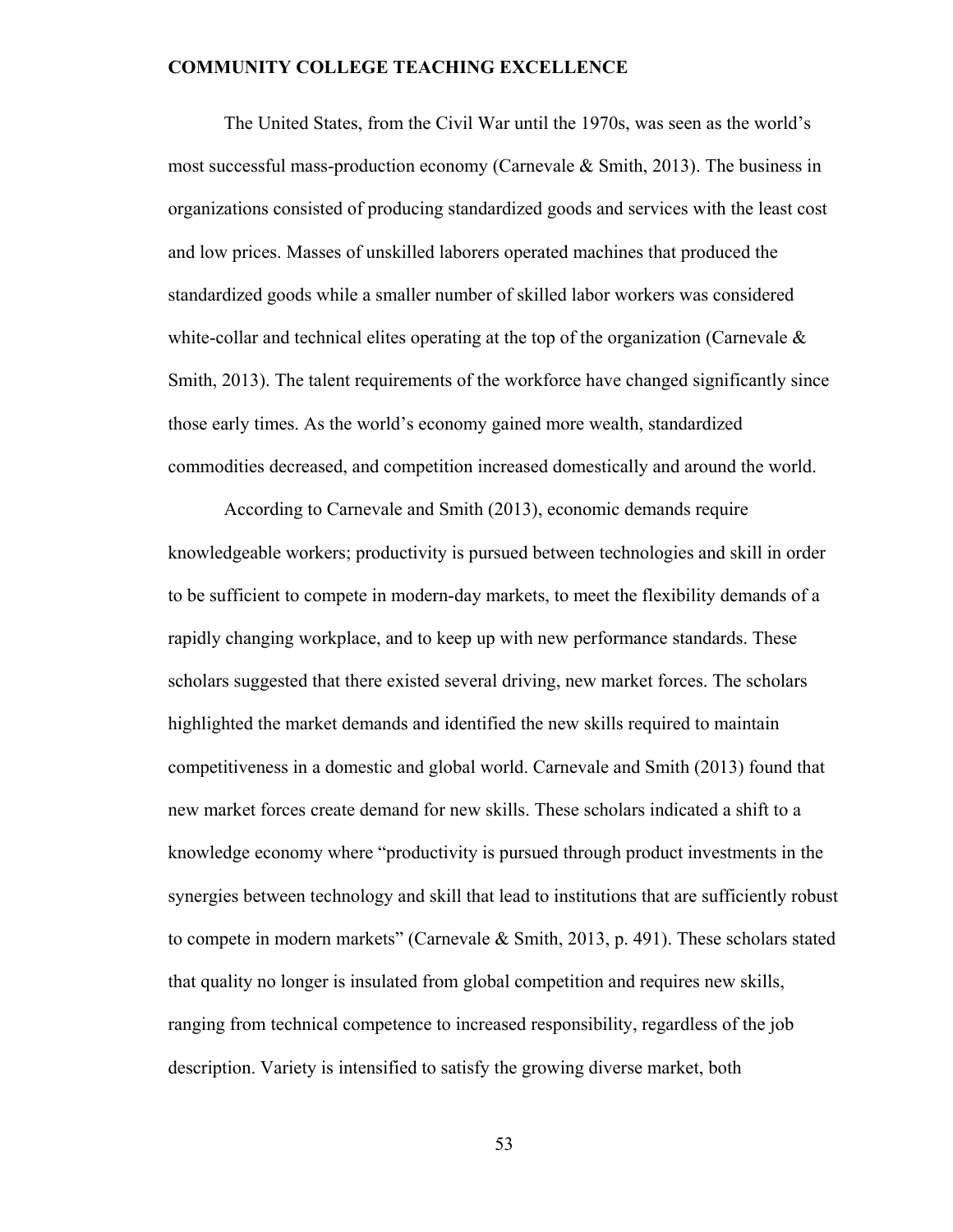The United States, from the Civil War until the 1970s, was seen as the world's most successful mass-production economy (Carnevale & Smith, 2013). The business in organizations consisted of producing standardized goods and services with the least cost and low prices. Masses of unskilled laborers operated machines that produced the standardized goods while a smaller number of skilled labor workers was considered white-collar and technical elites operating at the top of the organization (Carnevale & Smith, 2013). The talent requirements of the workforce have changed significantly since those early times. As the world's economy gained more wealth, standardized commodities decreased, and competition increased domestically and around the world.

According to Carnevale and Smith (2013), economic demands require knowledgeable workers; productivity is pursued between technologies and skill in order to be sufficient to compete in modern-day markets, to meet the flexibility demands of a rapidly changing workplace, and to keep up with new performance standards. These scholars suggested that there existed several driving, new market forces. The scholars highlighted the market demands and identified the new skills required to maintain competitiveness in a domestic and global world. Carnevale and Smith (2013) found that new market forces create demand for new skills. These scholars indicated a shift to a knowledge economy where "productivity is pursued through product investments in the synergies between technology and skill that lead to institutions that are sufficiently robust to compete in modern markets" (Carnevale & Smith, 2013, p. 491). These scholars stated that quality no longer is insulated from global competition and requires new skills, ranging from technical competence to increased responsibility, regardless of the job description. Variety is intensified to satisfy the growing diverse market, both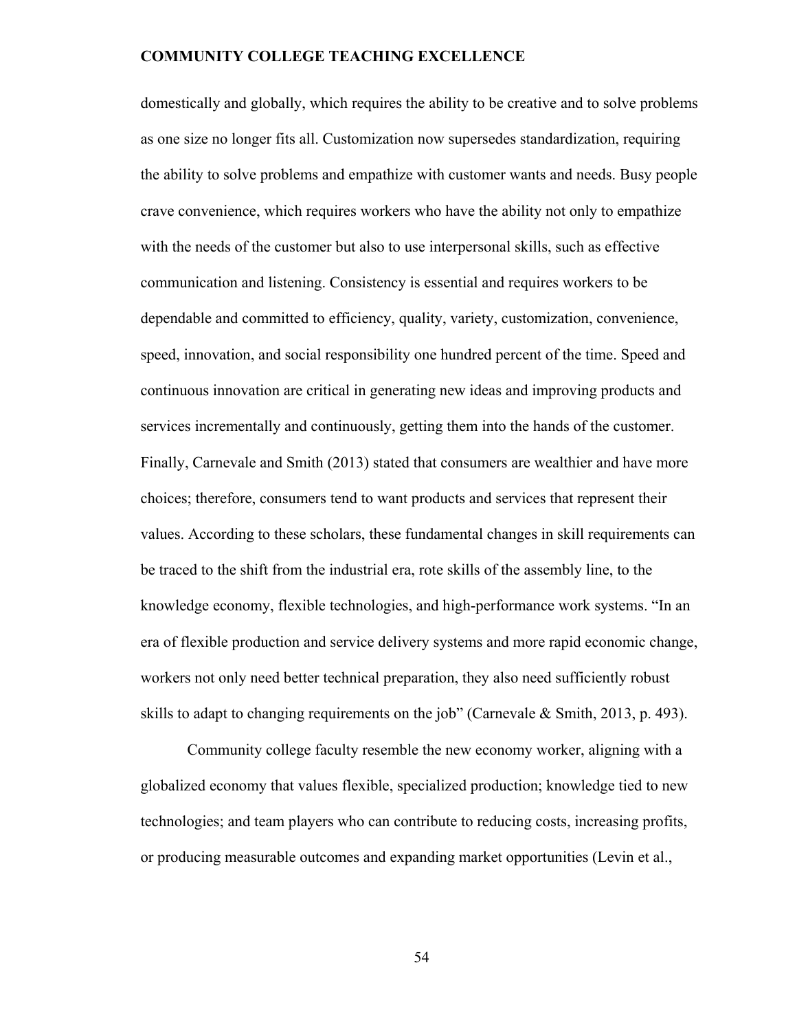domestically and globally, which requires the ability to be creative and to solve problems as one size no longer fits all. Customization now supersedes standardization, requiring the ability to solve problems and empathize with customer wants and needs. Busy people crave convenience, which requires workers who have the ability not only to empathize with the needs of the customer but also to use interpersonal skills, such as effective communication and listening. Consistency is essential and requires workers to be dependable and committed to efficiency, quality, variety, customization, convenience, speed, innovation, and social responsibility one hundred percent of the time. Speed and continuous innovation are critical in generating new ideas and improving products and services incrementally and continuously, getting them into the hands of the customer. Finally, Carnevale and Smith (2013) stated that consumers are wealthier and have more choices; therefore, consumers tend to want products and services that represent their values. According to these scholars, these fundamental changes in skill requirements can be traced to the shift from the industrial era, rote skills of the assembly line, to the knowledge economy, flexible technologies, and high-performance work systems. "In an era of flexible production and service delivery systems and more rapid economic change, workers not only need better technical preparation, they also need sufficiently robust skills to adapt to changing requirements on the job" (Carnevale & Smith, 2013, p. 493).

Community college faculty resemble the new economy worker, aligning with a globalized economy that values flexible, specialized production; knowledge tied to new technologies; and team players who can contribute to reducing costs, increasing profits, or producing measurable outcomes and expanding market opportunities (Levin et al.,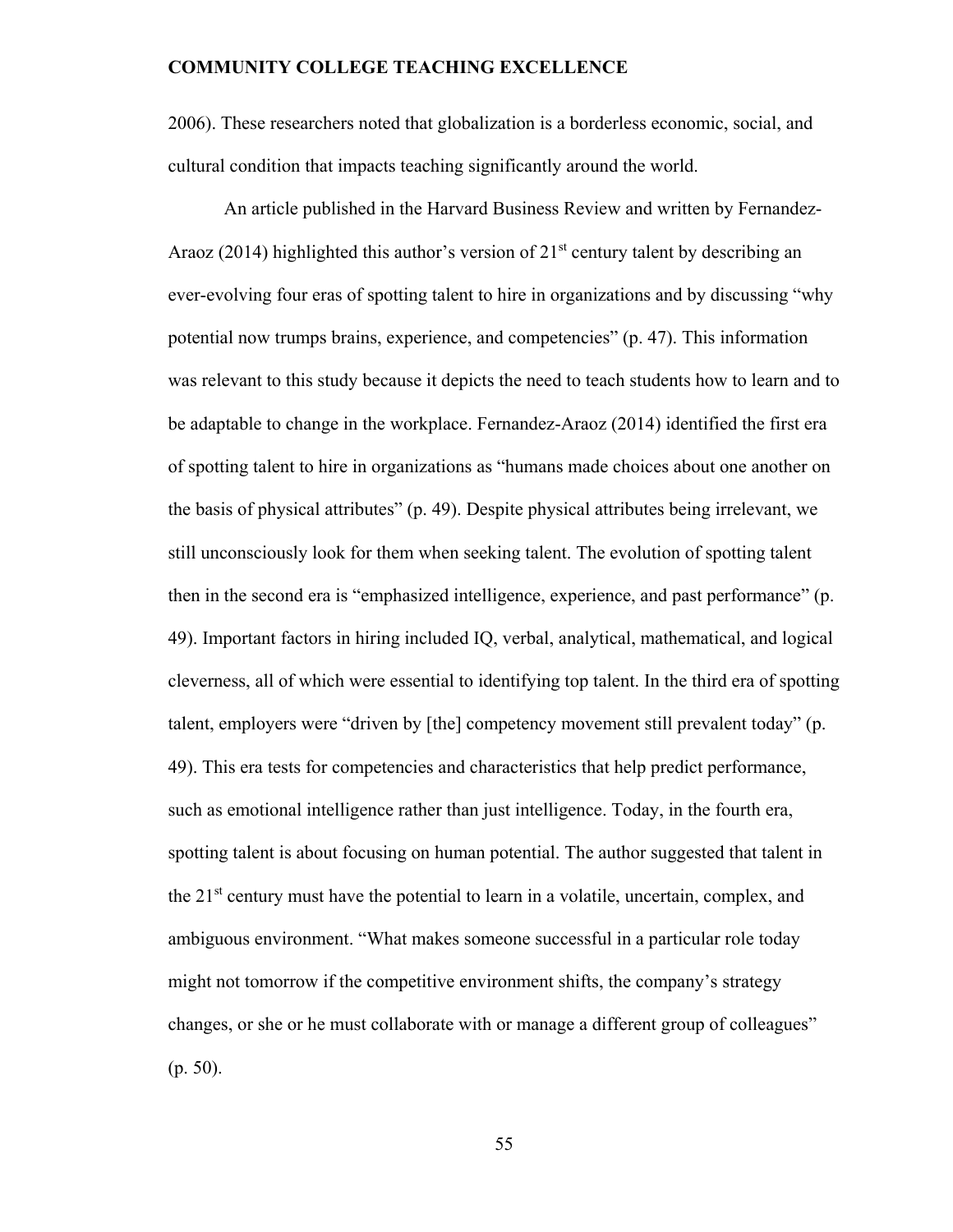2006). These researchers noted that globalization is a borderless economic, social, and cultural condition that impacts teaching significantly around the world.

An article published in the Harvard Business Review and written by Fernandez-Araoz (2014) highlighted this author's version of 21st century talent by describing an ever-evolving four eras of spotting talent to hire in organizations and by discussing "why potential now trumps brains, experience, and competencies" (p. 47). This information was relevant to this study because it depicts the need to teach students how to learn and to be adaptable to change in the workplace. Fernandez-Araoz (2014) identified the first era of spotting talent to hire in organizations as "humans made choices about one another on the basis of physical attributes" (p. 49). Despite physical attributes being irrelevant, we still unconsciously look for them when seeking talent. The evolution of spotting talent then in the second era is "emphasized intelligence, experience, and past performance" (p. 49). Important factors in hiring included IQ, verbal, analytical, mathematical, and logical cleverness, all of which were essential to identifying top talent. In the third era of spotting talent, employers were "driven by [the] competency movement still prevalent today" (p. 49). This era tests for competencies and characteristics that help predict performance, such as emotional intelligence rather than just intelligence. Today, in the fourth era, spotting talent is about focusing on human potential. The author suggested that talent in the 21st century must have the potential to learn in a volatile, uncertain, complex, and ambiguous environment. "What makes someone successful in a particular role today might not tomorrow if the competitive environment shifts, the company's strategy changes, or she or he must collaborate with or manage a different group of colleagues" (p. 50).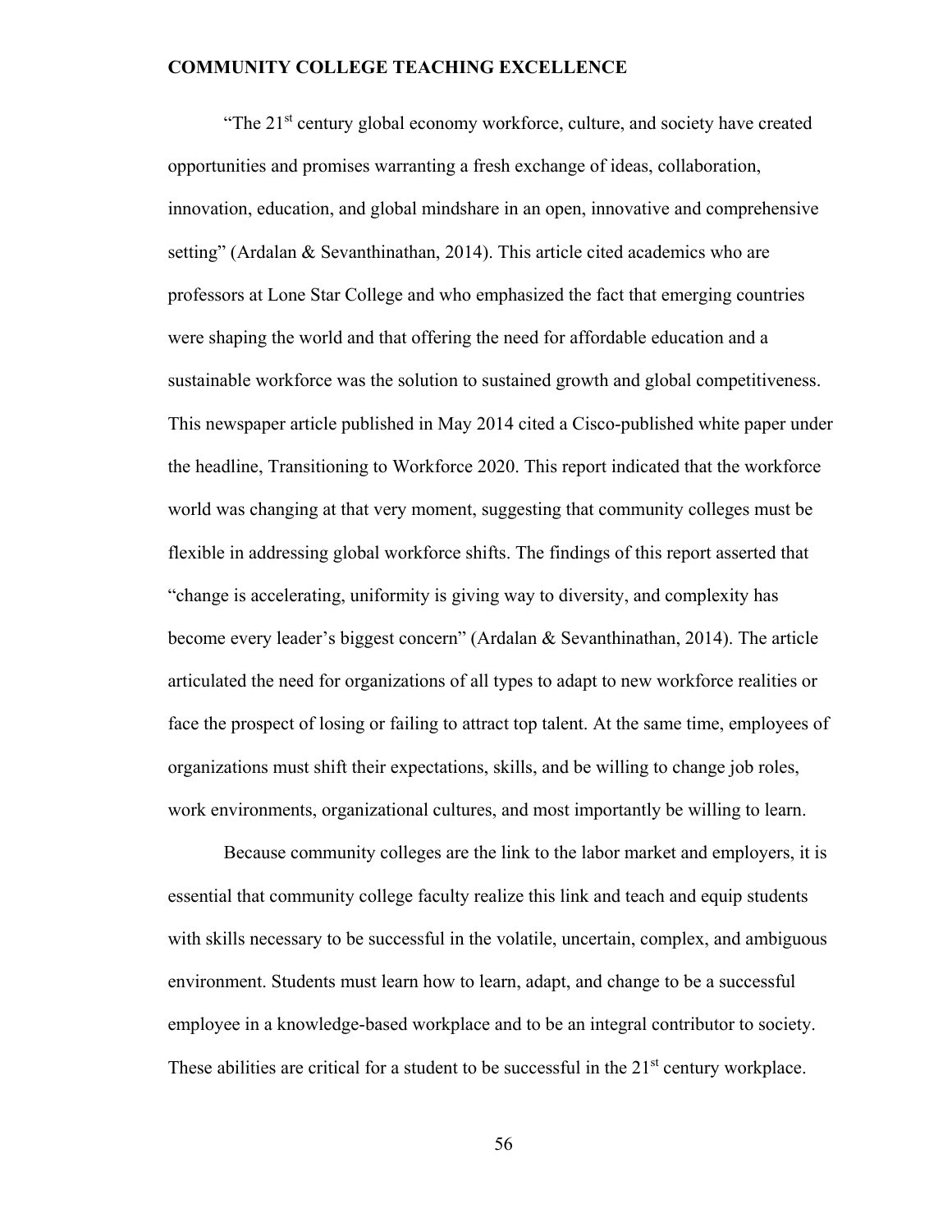"The 21st century global economy workforce, culture, and society have created opportunities and promises warranting a fresh exchange of ideas, collaboration, innovation, education, and global mindshare in an open, innovative and comprehensive setting" (Ardalan & Sevanthinathan, 2014). This article cited academics who are professors at Lone Star College and who emphasized the fact that emerging countries were shaping the world and that offering the need for affordable education and a sustainable workforce was the solution to sustained growth and global competitiveness. This newspaper article published in May 2014 cited a Cisco-published white paper under the headline, Transitioning to Workforce 2020. This report indicated that the workforce world was changing at that very moment, suggesting that community colleges must be flexible in addressing global workforce shifts. The findings of this report asserted that "change is accelerating, uniformity is giving way to diversity, and complexity has become every leader's biggest concern" (Ardalan & Sevanthinathan, 2014). The article articulated the need for organizations of all types to adapt to new workforce realities or face the prospect of losing or failing to attract top talent. At the same time, employees of organizations must shift their expectations, skills, and be willing to change job roles, work environments, organizational cultures, and most importantly be willing to learn.

Because community colleges are the link to the labor market and employers, it is essential that community college faculty realize this link and teach and equip students with skills necessary to be successful in the volatile, uncertain, complex, and ambiguous environment. Students must learn how to learn, adapt, and change to be a successful employee in a knowledge-based workplace and to be an integral contributor to society. These abilities are critical for a student to be successful in the 21st century workplace.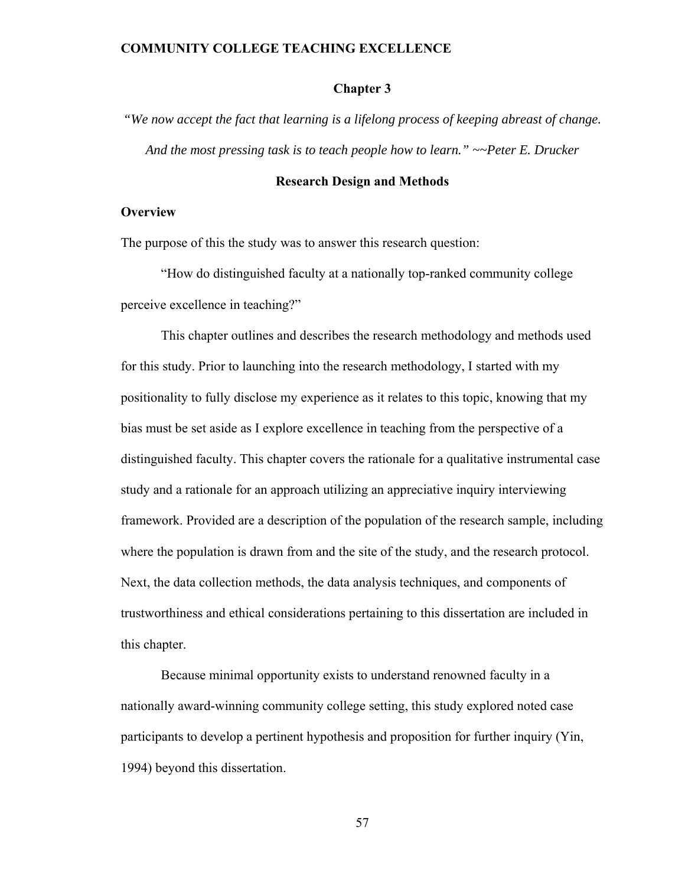# Chapter 3

*"We now accept the fact that learning is a lifelong process of keeping abreast of change. And the most pressing task is to teach people how to learn." ~~Peter E. Drucker*

## Research Design and Methods

### Overview

The purpose of this the study was to answer this research question:

"How do distinguished faculty at a nationally top-ranked community college perceive excellence in teaching?"

This chapter outlines and describes the research methodology and methods used for this study. Prior to launching into the research methodology, I started with my positionality to fully disclose my experience as it relates to this topic, knowing that my bias must be set aside as I explore excellence in teaching from the perspective of a distinguished faculty. This chapter covers the rationale for a qualitative instrumental case study and a rationale for an approach utilizing an appreciative inquiry interviewing framework. Provided are a description of the population of the research sample, including where the population is drawn from and the site of the study, and the research protocol. Next, the data collection methods, the data analysis techniques, and components of trustworthiness and ethical considerations pertaining to this dissertation are included in this chapter.

Because minimal opportunity exists to understand renowned faculty in a nationally award-winning community college setting, this study explored noted case participants to develop a pertinent hypothesis and proposition for further inquiry (Yin, 1994) beyond this dissertation.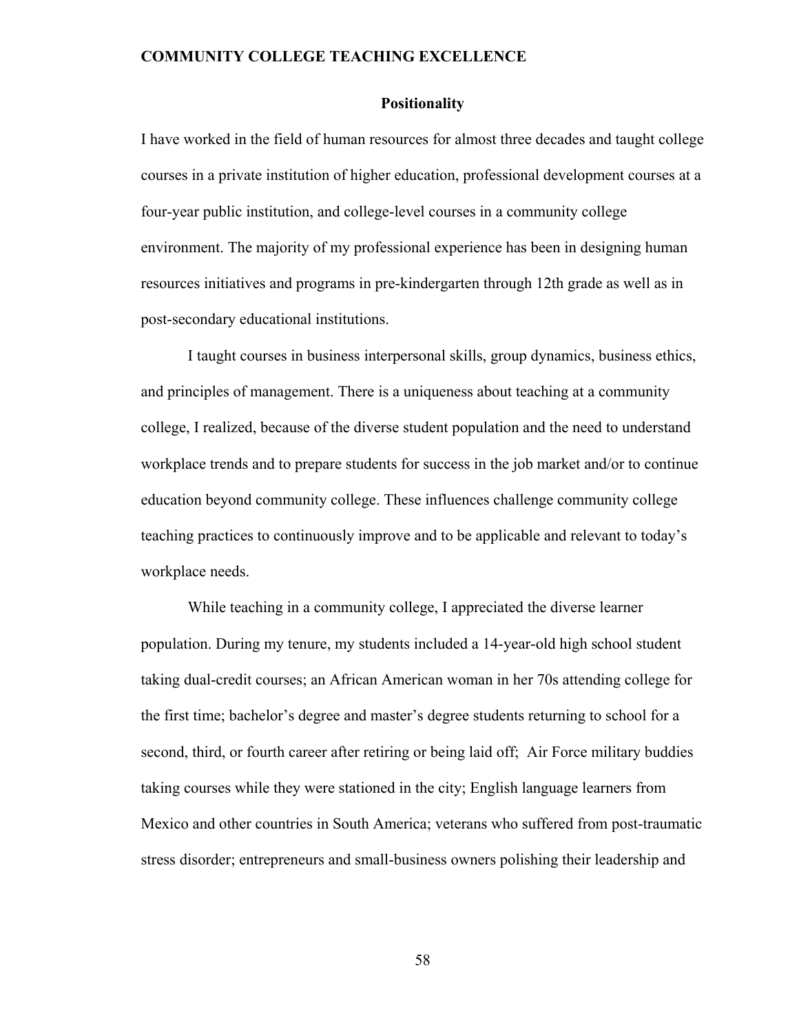## Positionality

I have worked in the field of human resources for almost three decades and taught college courses in a private institution of higher education, professional development courses at a four-year public institution, and college-level courses in a community college environment. The majority of my professional experience has been in designing human resources initiatives and programs in pre-kindergarten through 12th grade as well as in post-secondary educational institutions.

I taught courses in business interpersonal skills, group dynamics, business ethics, and principles of management. There is a uniqueness about teaching at a community college, I realized, because of the diverse student population and the need to understand workplace trends and to prepare students for success in the job market and/or to continue education beyond community college. These influences challenge community college teaching practices to continuously improve and to be applicable and relevant to today's workplace needs.

While teaching in a community college, I appreciated the diverse learner population. During my tenure, my students included a 14-year-old high school student taking dual-credit courses; an African American woman in her 70s attending college for the first time; bachelor's degree and master's degree students returning to school for a second, third, or fourth career after retiring or being laid off; Air Force military buddies taking courses while they were stationed in the city; English language learners from Mexico and other countries in South America; veterans who suffered from post-traumatic stress disorder; entrepreneurs and small-business owners polishing their leadership and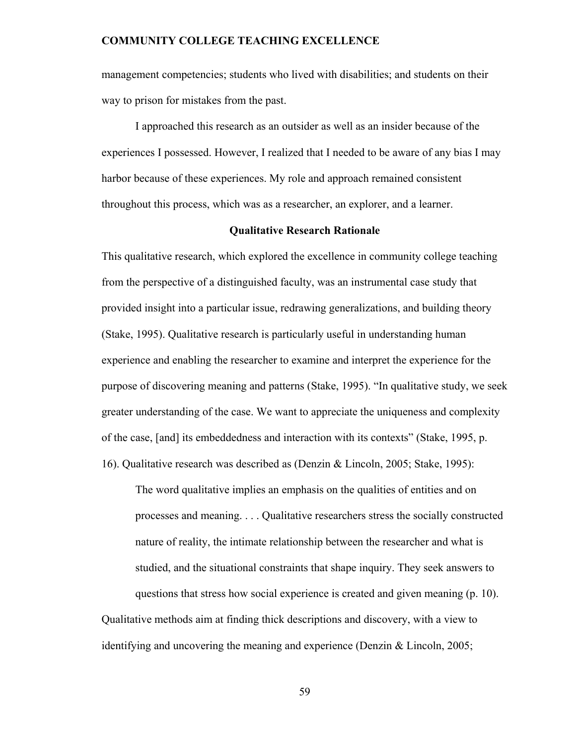management competencies; students who lived with disabilities; and students on their way to prison for mistakes from the past.

I approached this research as an outsider as well as an insider because of the experiences I possessed. However, I realized that I needed to be aware of any bias I may harbor because of these experiences. My role and approach remained consistent throughout this process, which was as a researcher, an explorer, and a learner.

## Qualitative Research Rationale

This qualitative research, which explored the excellence in community college teaching from the perspective of a distinguished faculty, was an instrumental case study that provided insight into a particular issue, redrawing generalizations, and building theory (Stake, 1995). Qualitative research is particularly useful in understanding human experience and enabling the researcher to examine and interpret the experience for the purpose of discovering meaning and patterns (Stake, 1995). "In qualitative study, we seek greater understanding of the case. We want to appreciate the uniqueness and complexity of the case, [and] its embeddedness and interaction with its contexts" (Stake, 1995, p. 16). Qualitative research was described as (Denzin & Lincoln, 2005; Stake, 1995):

> The word qualitative implies an emphasis on the qualities of entities and on processes and meaning. . . . Qualitative researchers stress the socially constructed nature of reality, the intimate relationship between the researcher and what is studied, and the situational constraints that shape inquiry. They seek answers to questions that stress how social experience is created and given meaning (p. 10).

Qualitative methods aim at finding thick descriptions and discovery, with a view to identifying and uncovering the meaning and experience (Denzin & Lincoln, 2005;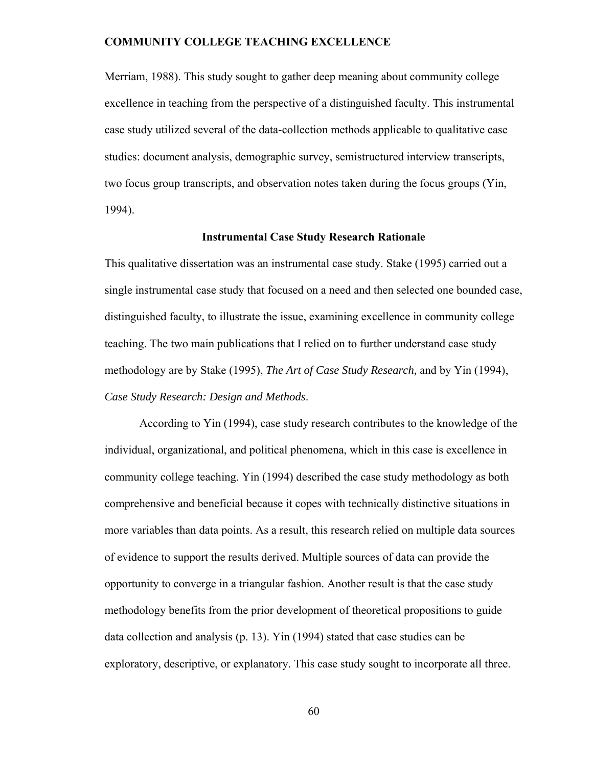Merriam, 1988). This study sought to gather deep meaning about community college excellence in teaching from the perspective of a distinguished faculty. This instrumental case study utilized several of the data-collection methods applicable to qualitative case studies: document analysis, demographic survey, semistructured interview transcripts, two focus group transcripts, and observation notes taken during the focus groups (Yin, 1994).

## Instrumental Case Study Research Rationale

This qualitative dissertation was an instrumental case study. Stake (1995) carried out a single instrumental case study that focused on a need and then selected one bounded case, distinguished faculty, to illustrate the issue, examining excellence in community college teaching. The two main publications that I relied on to further understand case study methodology are by Stake (1995), *The Art of Case Study Research,* and by Yin (1994), *Case Study Research: Design and Methods*.

According to Yin (1994), case study research contributes to the knowledge of the individual, organizational, and political phenomena, which in this case is excellence in community college teaching. Yin (1994) described the case study methodology as both comprehensive and beneficial because it copes with technically distinctive situations in more variables than data points. As a result, this research relied on multiple data sources of evidence to support the results derived. Multiple sources of data can provide the opportunity to converge in a triangular fashion. Another result is that the case study methodology benefits from the prior development of theoretical propositions to guide data collection and analysis (p. 13). Yin (1994) stated that case studies can be exploratory, descriptive, or explanatory. This case study sought to incorporate all three.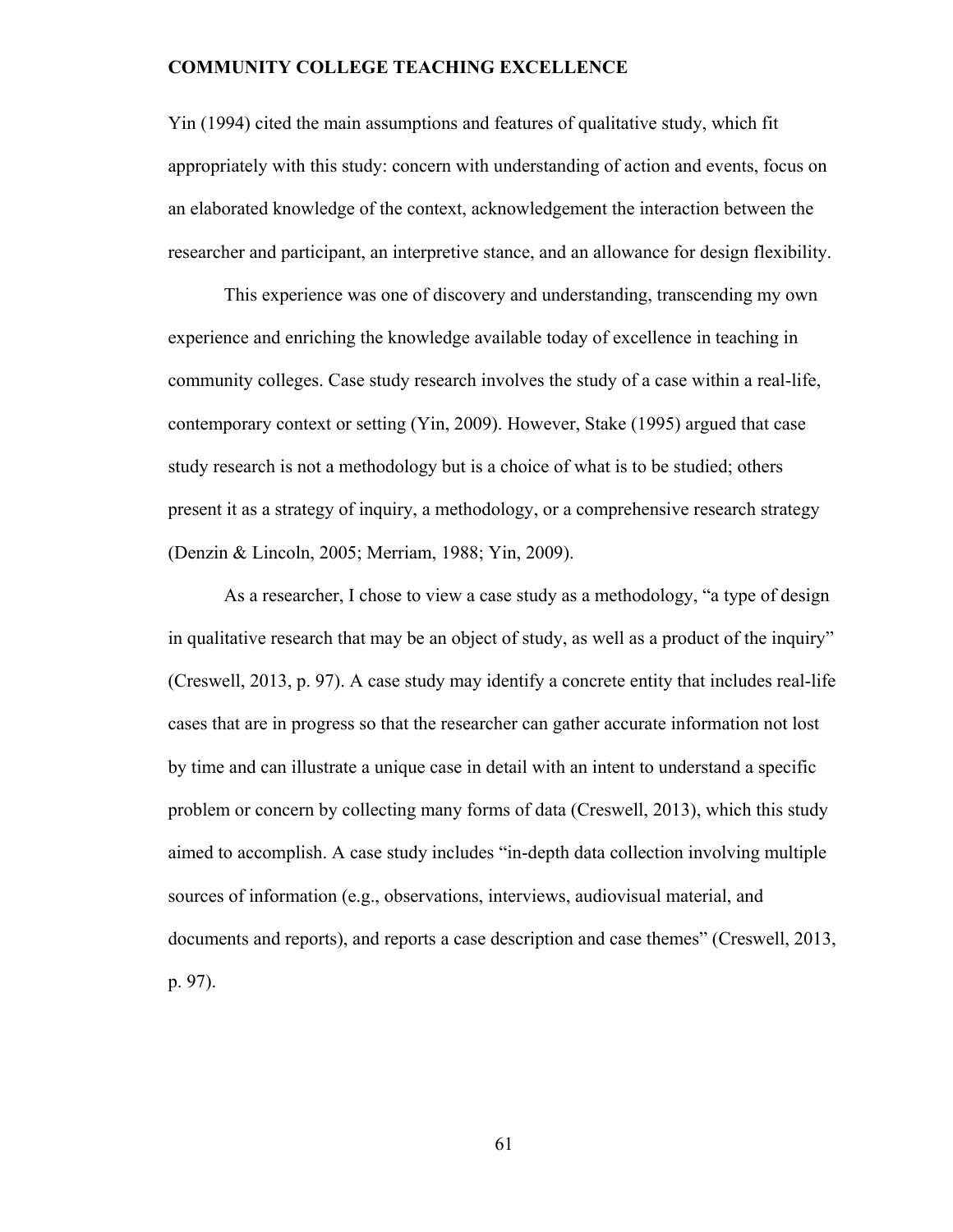Yin (1994) cited the main assumptions and features of qualitative study, which fit appropriately with this study: concern with understanding of action and events, focus on an elaborated knowledge of the context, acknowledgement the interaction between the researcher and participant, an interpretive stance, and an allowance for design flexibility.

This experience was one of discovery and understanding, transcending my own experience and enriching the knowledge available today of excellence in teaching in community colleges. Case study research involves the study of a case within a real-life, contemporary context or setting (Yin, 2009). However, Stake (1995) argued that case study research is not a methodology but is a choice of what is to be studied; others present it as a strategy of inquiry, a methodology, or a comprehensive research strategy (Denzin & Lincoln, 2005; Merriam, 1988; Yin, 2009).

As a researcher, I chose to view a case study as a methodology, "a type of design in qualitative research that may be an object of study, as well as a product of the inquiry" (Creswell, 2013, p. 97). A case study may identify a concrete entity that includes real-life cases that are in progress so that the researcher can gather accurate information not lost by time and can illustrate a unique case in detail with an intent to understand a specific problem or concern by collecting many forms of data (Creswell, 2013), which this study aimed to accomplish. A case study includes "in-depth data collection involving multiple sources of information (e.g., observations, interviews, audiovisual material, and documents and reports), and reports a case description and case themes" (Creswell, 2013, p. 97).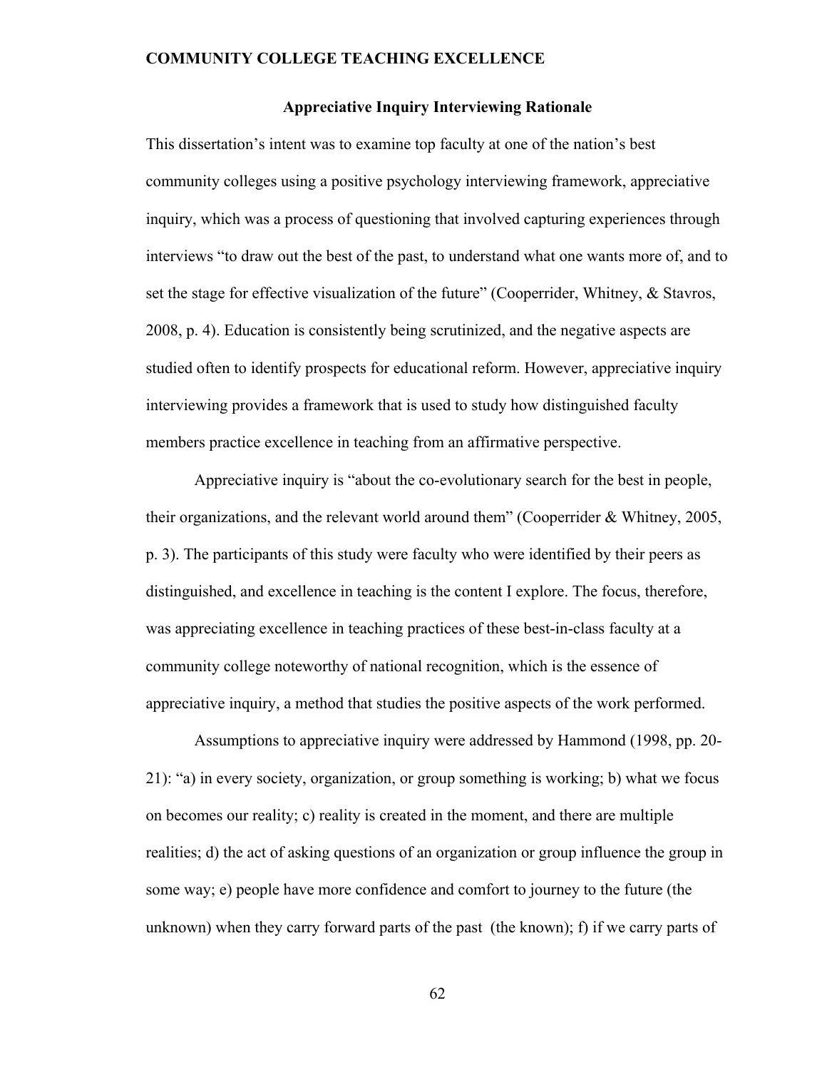## Appreciative Inquiry Interviewing Rationale

This dissertation's intent was to examine top faculty at one of the nation's best community colleges using a positive psychology interviewing framework, appreciative inquiry, which was a process of questioning that involved capturing experiences through interviews "to draw out the best of the past, to understand what one wants more of, and to set the stage for effective visualization of the future" (Cooperrider, Whitney, & Stavros, 2008, p. 4). Education is consistently being scrutinized, and the negative aspects are studied often to identify prospects for educational reform. However, appreciative inquiry interviewing provides a framework that is used to study how distinguished faculty members practice excellence in teaching from an affirmative perspective.

Appreciative inquiry is "about the co-evolutionary search for the best in people, their organizations, and the relevant world around them" (Cooperrider & Whitney, 2005, p. 3). The participants of this study were faculty who were identified by their peers as distinguished, and excellence in teaching is the content I explore. The focus, therefore, was appreciating excellence in teaching practices of these best-in-class faculty at a community college noteworthy of national recognition, which is the essence of appreciative inquiry, a method that studies the positive aspects of the work performed.

Assumptions to appreciative inquiry were addressed by Hammond (1998, pp. 20-21): "a) in every society, organization, or group something is working; b) what we focus on becomes our reality; c) reality is created in the moment, and there are multiple realities; d) the act of asking questions of an organization or group influence the group in some way; e) people have more confidence and comfort to journey to the future (the unknown) when they carry forward parts of the past (the known); f) if we carry parts of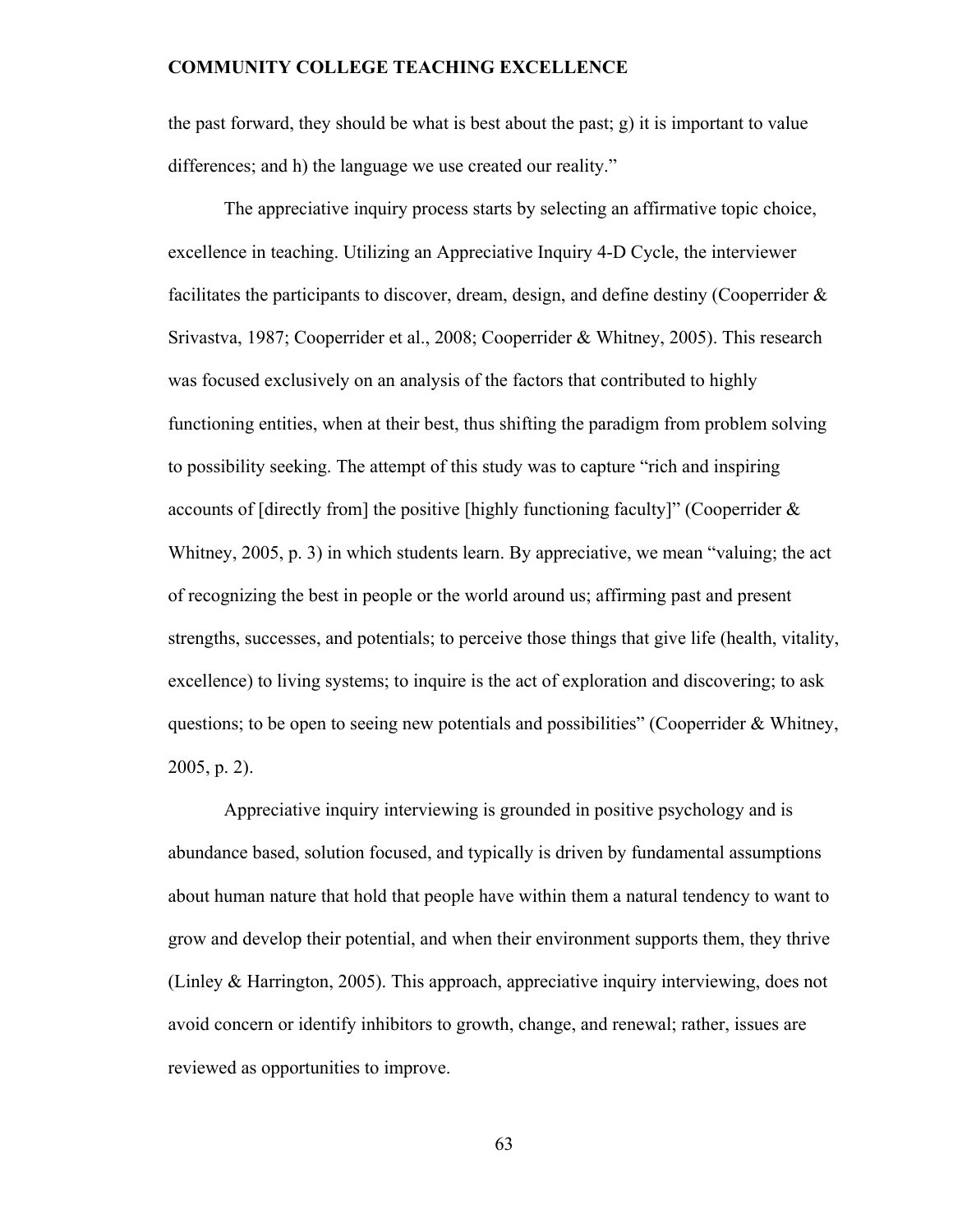the past forward, they should be what is best about the past; g) it is important to value differences; and h) the language we use created our reality."

The appreciative inquiry process starts by selecting an affirmative topic choice, excellence in teaching. Utilizing an Appreciative Inquiry 4-D Cycle, the interviewer facilitates the participants to discover, dream, design, and define destiny (Cooperrider & Srivastva, 1987; Cooperrider et al., 2008; Cooperrider & Whitney, 2005). This research was focused exclusively on an analysis of the factors that contributed to highly functioning entities, when at their best, thus shifting the paradigm from problem solving to possibility seeking. The attempt of this study was to capture "rich and inspiring accounts of [directly from] the positive [highly functioning faculty]" (Cooperrider & Whitney, 2005, p. 3) in which students learn. By appreciative, we mean "valuing; the act of recognizing the best in people or the world around us; affirming past and present strengths, successes, and potentials; to perceive those things that give life (health, vitality, excellence) to living systems; to inquire is the act of exploration and discovering; to ask questions; to be open to seeing new potentials and possibilities" (Cooperrider & Whitney, 2005, p. 2).

Appreciative inquiry interviewing is grounded in positive psychology and is abundance based, solution focused, and typically is driven by fundamental assumptions about human nature that hold that people have within them a natural tendency to want to grow and develop their potential, and when their environment supports them, they thrive (Linley & Harrington, 2005). This approach, appreciative inquiry interviewing, does not avoid concern or identify inhibitors to growth, change, and renewal; rather, issues are reviewed as opportunities to improve.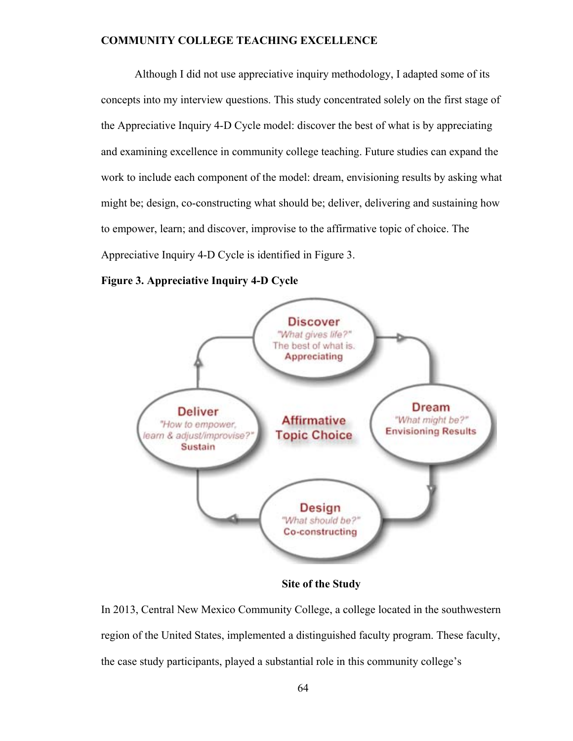Although I did not use appreciative inquiry methodology, I adapted some of its concepts into my interview questions. This study concentrated solely on the first stage of the Appreciative Inquiry 4-D Cycle model: discover the best of what is by appreciating and examining excellence in community college teaching. Future studies can expand the work to include each component of the model: dream, envisioning results by asking what might be; design, co-constructing what should be; deliver, delivering and sustaining how to empower, learn; and discover, improvise to the affirmative topic of choice. The Appreciative Inquiry 4-D Cycle is identified in Figure 3.

**Figure 3. Appreciative Inquiry 4-D Cycle**

Discover
"What gives life?"
The best of what is.
Appreciating

Dream
"What might be?"
Envisioning Results

Design
"What should be?"
Co-constructing

Deliver
"How to empower, learn & adjust/improvise?"
Sustain

Affirmative Topic Choice

## Site of the Study

In 2013, Central New Mexico Community College, a college located in the southwestern region of the United States, implemented a distinguished faculty program. These faculty, the case study participants, played a substantial role in this community college's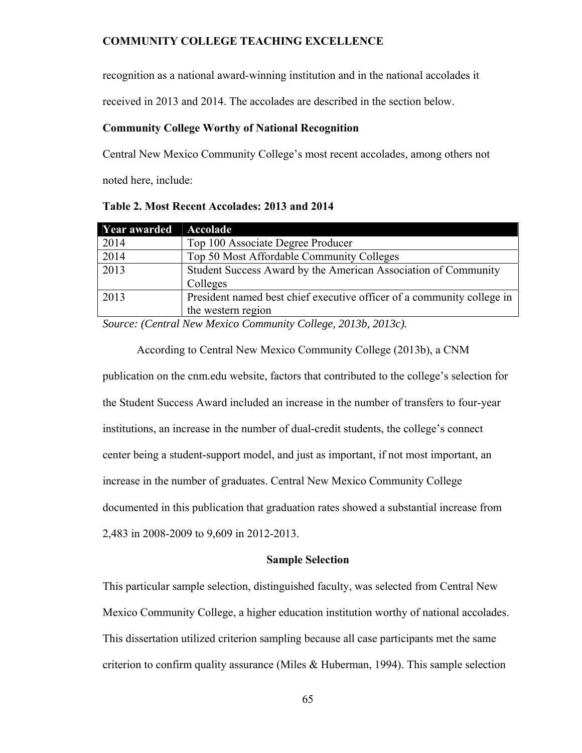recognition as a national award-winning institution and in the national accolades it received in 2013 and 2014. The accolades are described in the section below.

**Community College Worthy of National Recognition**

Central New Mexico Community College's most recent accolades, among others not noted here, include:

**Table 2. Most Recent Accolades: 2013 and 2014**

| Year awarded | Accolade |
| --- | --- |
| 2014 | Top 100 Associate Degree Producer |
| 2014 | Top 50 Most Affordable Community Colleges |
| 2013 | Student Success Award by the American Association of Community Colleges |
| 2013 | President named best chief executive officer of a community college in the western region |

*Source: (Central New Mexico Community College, 2013b, 2013c).*

According to Central New Mexico Community College (2013b), a CNM publication on the cnm.edu website, factors that contributed to the college's selection for the Student Success Award included an increase in the number of transfers to four-year institutions, an increase in the number of dual-credit students, the college's connect center being a student-support model, and just as important, if not most important, an increase in the number of graduates. Central New Mexico Community College documented in this publication that graduation rates showed a substantial increase from 2,483 in 2008-2009 to 9,609 in 2012-2013.

**Sample Selection**

This particular sample selection, distinguished faculty, was selected from Central New Mexico Community College, a higher education institution worthy of national accolades. This dissertation utilized criterion sampling because all case participants met the same criterion to confirm quality assurance (Miles & Huberman, 1994). This sample selection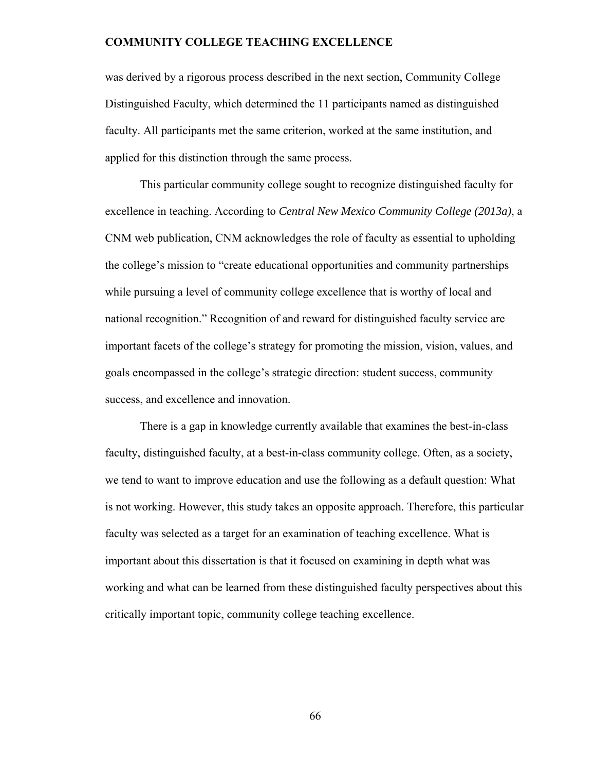was derived by a rigorous process described in the next section, Community College Distinguished Faculty, which determined the 11 participants named as distinguished faculty. All participants met the same criterion, worked at the same institution, and applied for this distinction through the same process.

This particular community college sought to recognize distinguished faculty for excellence in teaching. According to *Central New Mexico Community College (2013a)*, a CNM web publication, CNM acknowledges the role of faculty as essential to upholding the college's mission to "create educational opportunities and community partnerships while pursuing a level of community college excellence that is worthy of local and national recognition." Recognition of and reward for distinguished faculty service are important facets of the college's strategy for promoting the mission, vision, values, and goals encompassed in the college's strategic direction: student success, community success, and excellence and innovation.

There is a gap in knowledge currently available that examines the best-in-class faculty, distinguished faculty, at a best-in-class community college. Often, as a society, we tend to want to improve education and use the following as a default question: What is not working. However, this study takes an opposite approach. Therefore, this particular faculty was selected as a target for an examination of teaching excellence. What is important about this dissertation is that it focused on examining in depth what was working and what can be learned from these distinguished faculty perspectives about this critically important topic, community college teaching excellence.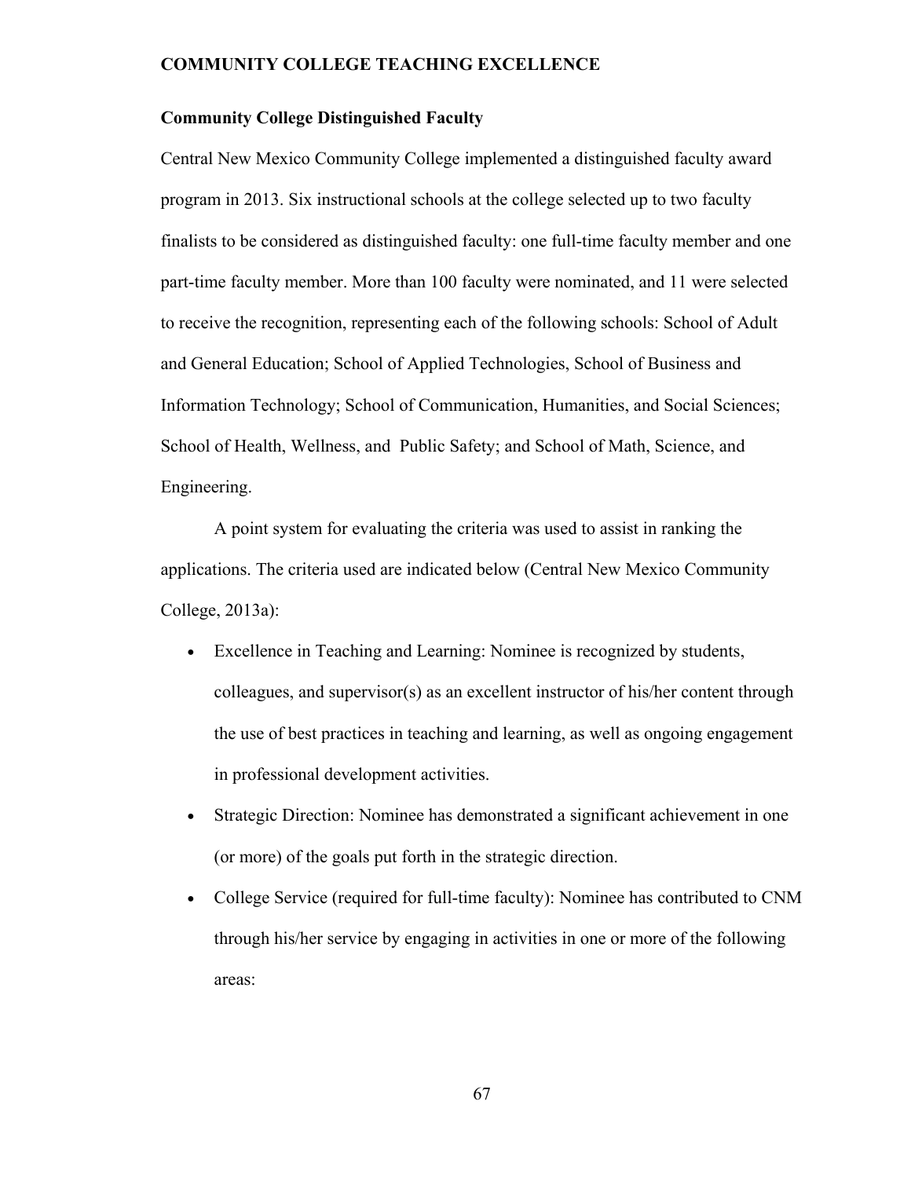# COMMUNITY COLLEGE TEACHING EXCELLENCE

## Community College Distinguished Faculty

Central New Mexico Community College implemented a distinguished faculty award program in 2013. Six instructional schools at the college selected up to two faculty finalists to be considered as distinguished faculty: one full-time faculty member and one part-time faculty member. More than 100 faculty were nominated, and 11 were selected to receive the recognition, representing each of the following schools: School of Adult and General Education; School of Applied Technologies, School of Business and Information Technology; School of Communication, Humanities, and Social Sciences; School of Health, Wellness, and Public Safety; and School of Math, Science, and Engineering.

A point system for evaluating the criteria was used to assist in ranking the applications. The criteria used are indicated below (Central New Mexico Community College, 2013a):

- Excellence in Teaching and Learning: Nominee is recognized by students, colleagues, and supervisor(s) as an excellent instructor of his/her content through the use of best practices in teaching and learning, as well as ongoing engagement in professional development activities.
- Strategic Direction: Nominee has demonstrated a significant achievement in one (or more) of the goals put forth in the strategic direction.
- College Service (required for full-time faculty): Nominee has contributed to CNM through his/her service by engaging in activities in one or more of the following areas: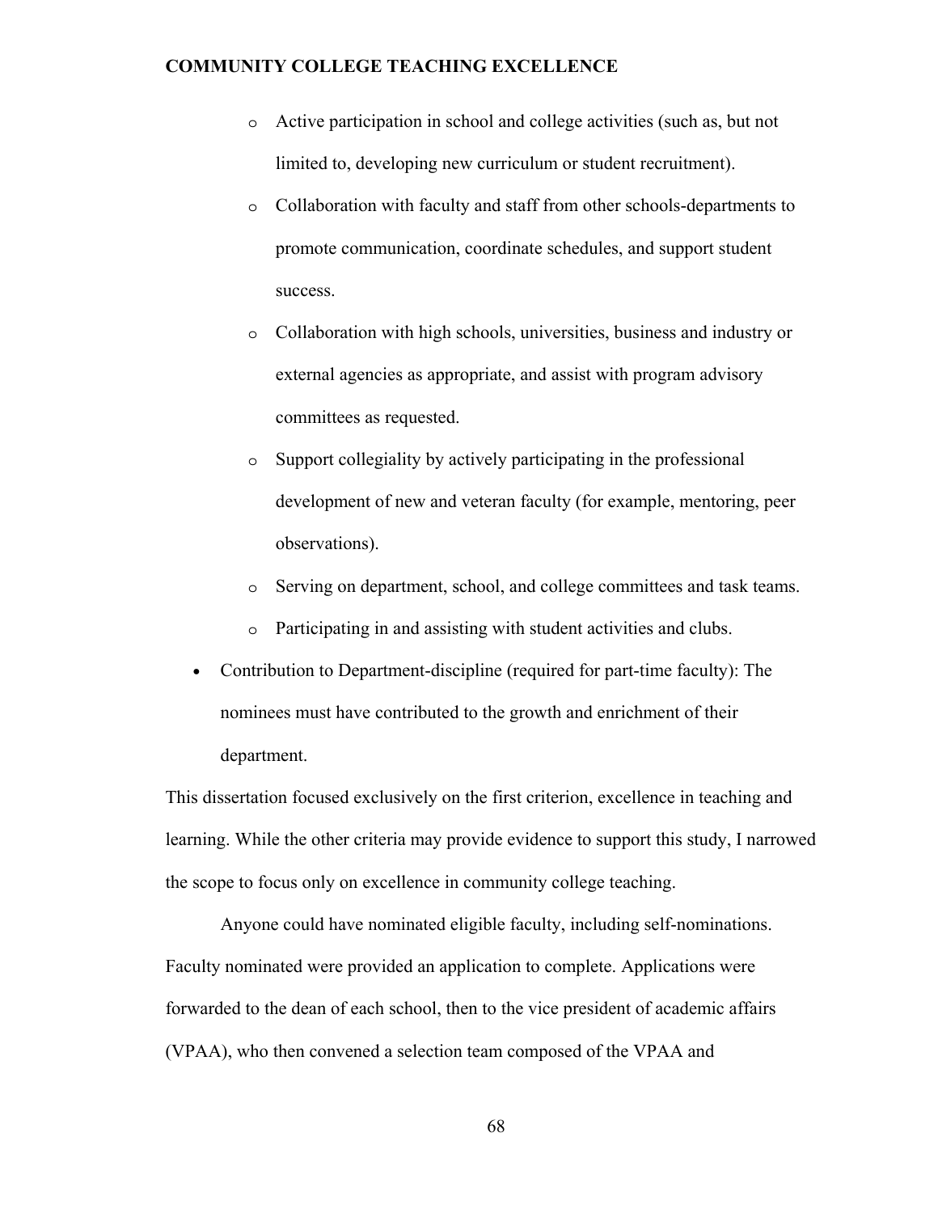- Active participation in school and college activities (such as, but not limited to, developing new curriculum or student recruitment).
    - Collaboration with faculty and staff from other schools-departments to promote communication, coordinate schedules, and support student success.
    - Collaboration with high schools, universities, business and industry or external agencies as appropriate, and assist with program advisory committees as requested.
    - Support collegiality by actively participating in the professional development of new and veteran faculty (for example, mentoring, peer observations).
    - Serving on department, school, and college committees and task teams.
    - Participating in and assisting with student activities and clubs.
- Contribution to Department-discipline (required for part-time faculty): The nominees must have contributed to the growth and enrichment of their department.

This dissertation focused exclusively on the first criterion, excellence in teaching and learning. While the other criteria may provide evidence to support this study, I narrowed the scope to focus only on excellence in community college teaching.

Anyone could have nominated eligible faculty, including self-nominations. Faculty nominated were provided an application to complete. Applications were forwarded to the dean of each school, then to the vice president of academic affairs (VPAA), who then convened a selection team composed of the VPAA and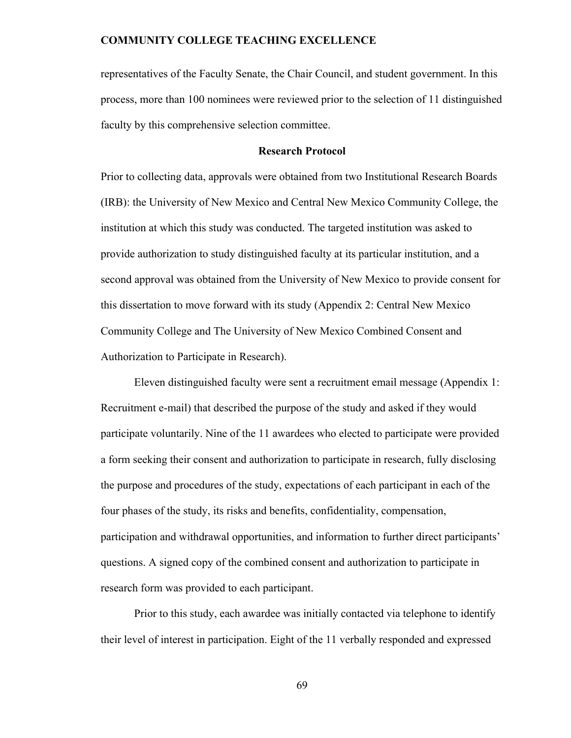representatives of the Faculty Senate, the Chair Council, and student government. In this process, more than 100 nominees were reviewed prior to the selection of 11 distinguished faculty by this comprehensive selection committee.

## Research Protocol

Prior to collecting data, approvals were obtained from two Institutional Research Boards (IRB): the University of New Mexico and Central New Mexico Community College, the institution at which this study was conducted. The targeted institution was asked to provide authorization to study distinguished faculty at its particular institution, and a second approval was obtained from the University of New Mexico to provide consent for this dissertation to move forward with its study (Appendix 2: Central New Mexico Community College and The University of New Mexico Combined Consent and Authorization to Participate in Research).

Eleven distinguished faculty were sent a recruitment email message (Appendix 1: Recruitment e-mail) that described the purpose of the study and asked if they would participate voluntarily. Nine of the 11 awardees who elected to participate were provided a form seeking their consent and authorization to participate in research, fully disclosing the purpose and procedures of the study, expectations of each participant in each of the four phases of the study, its risks and benefits, confidentiality, compensation, participation and withdrawal opportunities, and information to further direct participants' questions. A signed copy of the combined consent and authorization to participate in research form was provided to each participant.

Prior to this study, each awardee was initially contacted via telephone to identify their level of interest in participation. Eight of the 11 verbally responded and expressed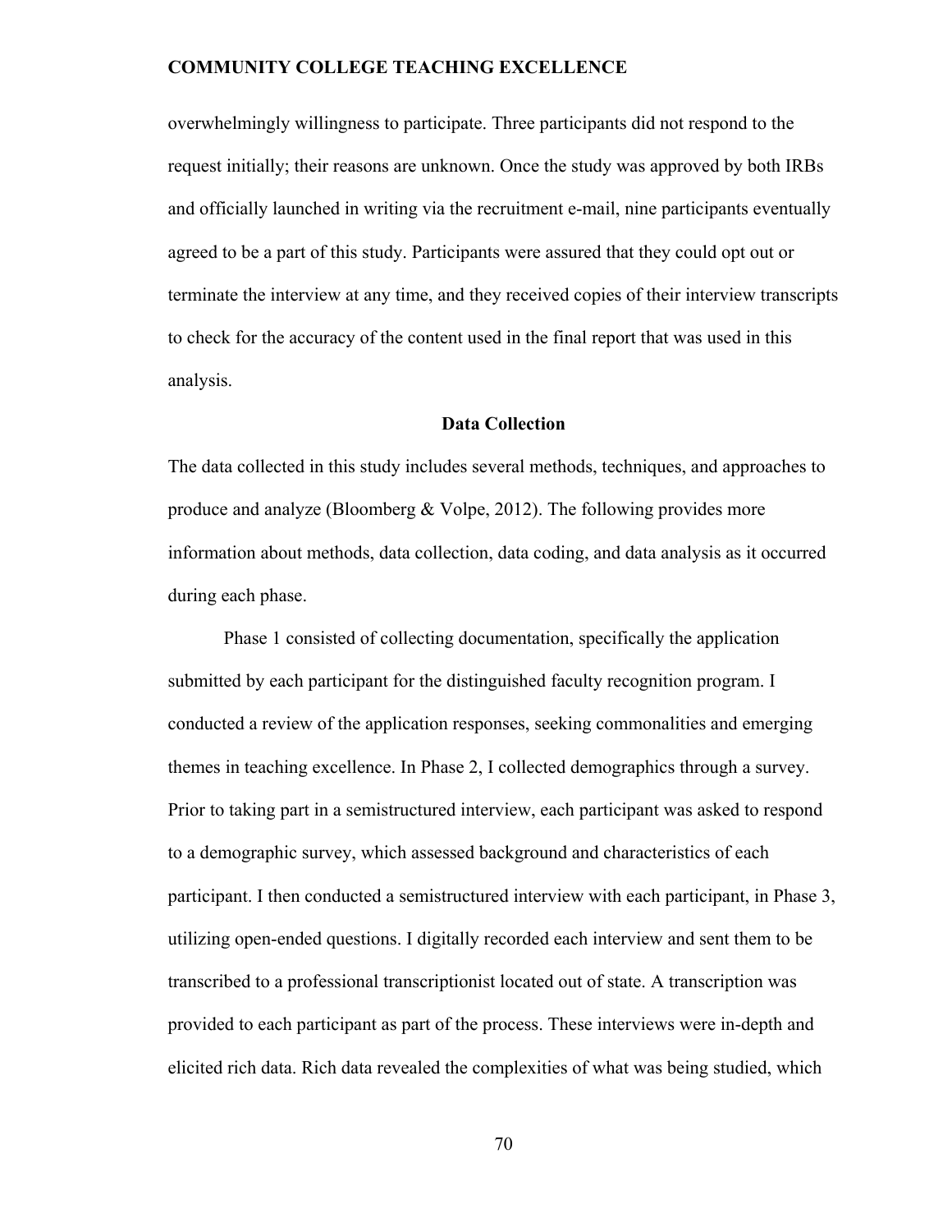overwhelmingly willingness to participate. Three participants did not respond to the request initially; their reasons are unknown. Once the study was approved by both IRBs and officially launched in writing via the recruitment e-mail, nine participants eventually agreed to be a part of this study. Participants were assured that they could opt out or terminate the interview at any time, and they received copies of their interview transcripts to check for the accuracy of the content used in the final report that was used in this analysis.

## Data Collection

The data collected in this study includes several methods, techniques, and approaches to produce and analyze (Bloomberg & Volpe, 2012). The following provides more information about methods, data collection, data coding, and data analysis as it occurred during each phase.

Phase 1 consisted of collecting documentation, specifically the application submitted by each participant for the distinguished faculty recognition program. I conducted a review of the application responses, seeking commonalities and emerging themes in teaching excellence. In Phase 2, I collected demographics through a survey. Prior to taking part in a semistructured interview, each participant was asked to respond to a demographic survey, which assessed background and characteristics of each participant. I then conducted a semistructured interview with each participant, in Phase 3, utilizing open-ended questions. I digitally recorded each interview and sent them to be transcribed to a professional transcriptionist located out of state. A transcription was provided to each participant as part of the process. These interviews were in-depth and elicited rich data. Rich data revealed the complexities of what was being studied, which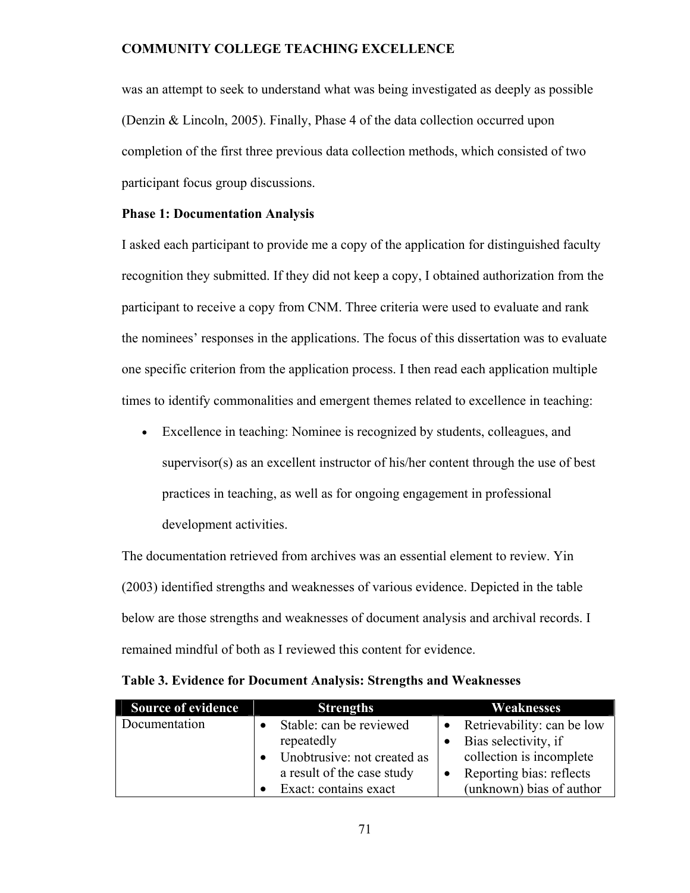was an attempt to seek to understand what was being investigated as deeply as possible (Denzin & Lincoln, 2005). Finally, Phase 4 of the data collection occurred upon completion of the first three previous data collection methods, which consisted of two participant focus group discussions.

**Phase 1: Documentation Analysis**

I asked each participant to provide me a copy of the application for distinguished faculty recognition they submitted. If they did not keep a copy, I obtained authorization from the participant to receive a copy from CNM. Three criteria were used to evaluate and rank the nominees' responses in the applications. The focus of this dissertation was to evaluate one specific criterion from the application process. I then read each application multiple times to identify commonalities and emergent themes related to excellence in teaching:

- Excellence in teaching: Nominee is recognized by students, colleagues, and supervisor(s) as an excellent instructor of his/her content through the use of best practices in teaching, as well as for ongoing engagement in professional development activities.

The documentation retrieved from archives was an essential element to review. Yin (2003) identified strengths and weaknesses of various evidence. Depicted in the table below are those strengths and weaknesses of document analysis and archival records. I remained mindful of both as I reviewed this content for evidence.

**Table 3. Evidence for Document Analysis: Strengths and Weaknesses**

| Source of evidence | Strengths | Weaknesses |
|---|---|---|
| Documentation | • Stable: can be reviewed repeatedly<br>• Unobtrusive: not created as a result of the case study<br>• Exact: contains exact | • Retrievability: can be low<br>• Bias selectivity, if collection is incomplete<br>• Reporting bias: reflects (unknown) bias of author |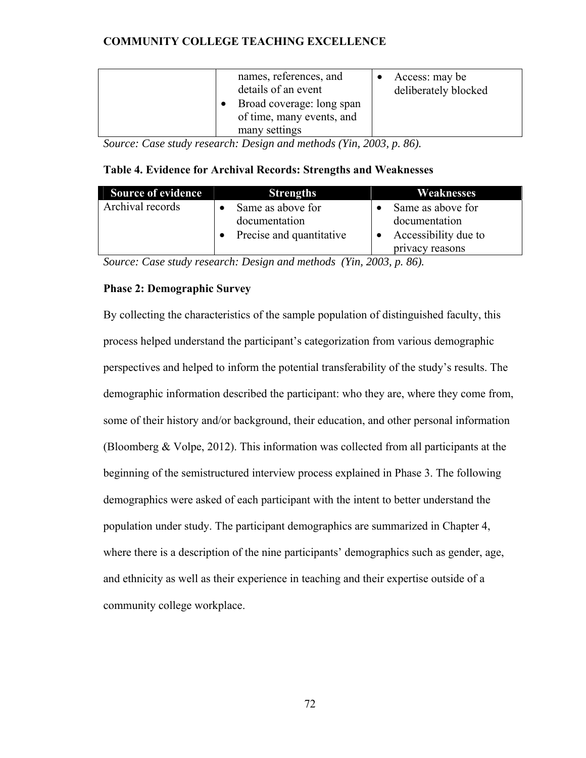| | | |
|---|---|---|
| | names, references, and details of an event<br>• Broad coverage: long span of time, many events, and many settings | • Access: may be deliberately blocked |

*Source: Case study research: Design and methods (Yin, 2003, p. 86).*

**Table 4. Evidence for Archival Records: Strengths and Weaknesses**

| Source of evidence | Strengths | Weaknesses |
|---|---|---|
| Archival records | • Same as above for documentation<br>• Precise and quantitative | • Same as above for documentation<br>• Accessibility due to privacy reasons |

*Source: Case study research: Design and methods (Yin, 2003, p. 86).*

**Phase 2: Demographic Survey**

By collecting the characteristics of the sample population of distinguished faculty, this process helped understand the participant's categorization from various demographic perspectives and helped to inform the potential transferability of the study's results. The demographic information described the participant: who they are, where they come from, some of their history and/or background, their education, and other personal information (Bloomberg & Volpe, 2012). This information was collected from all participants at the beginning of the semistructured interview process explained in Phase 3. The following demographics were asked of each participant with the intent to better understand the population under study. The participant demographics are summarized in Chapter 4, where there is a description of the nine participants' demographics such as gender, age, and ethnicity as well as their experience in teaching and their expertise outside of a community college workplace.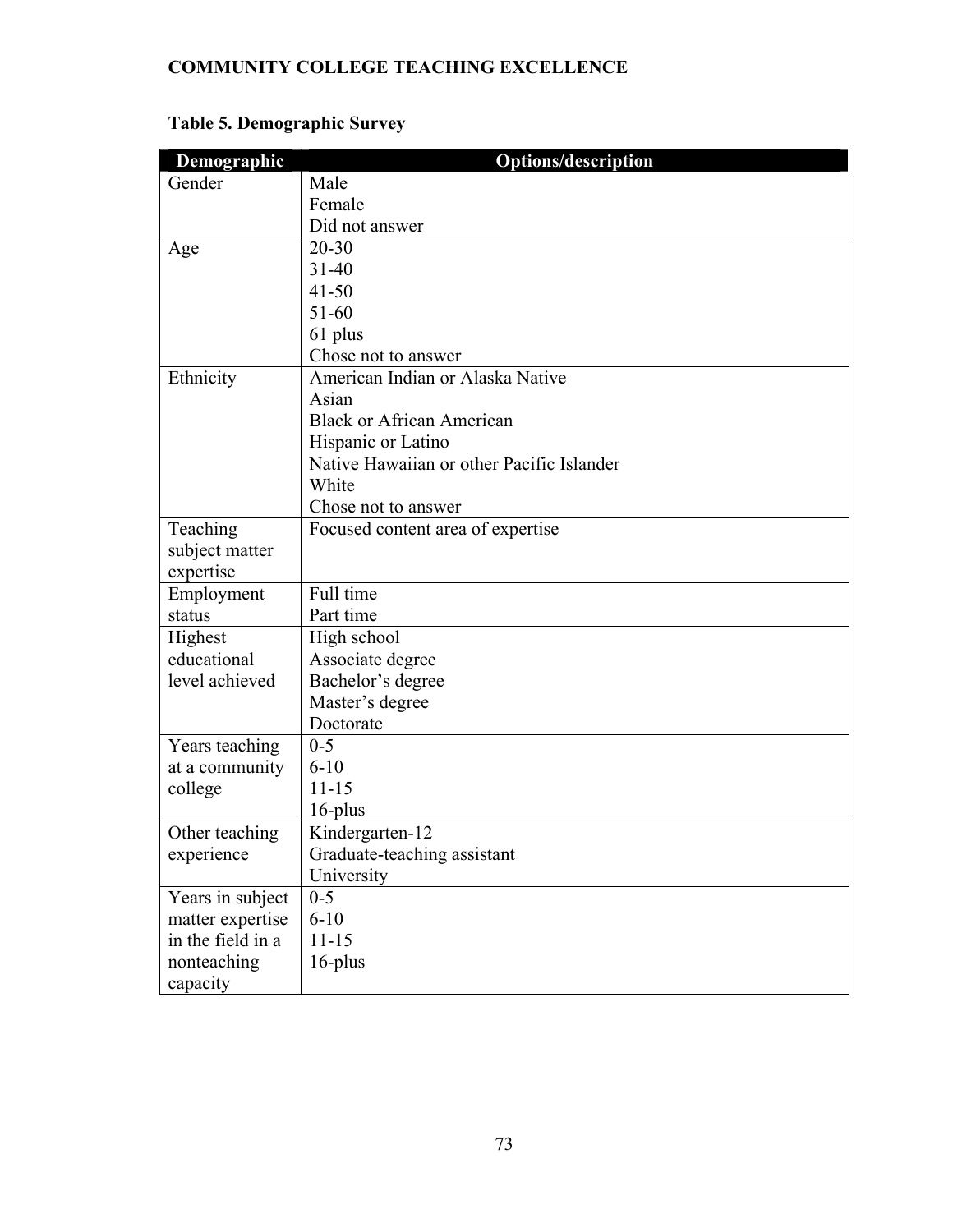**Table 5. Demographic Survey**

| Demographic | Options/description |
|---|---|
| Gender | Male<br>Female<br>Did not answer |
| Age | 20-30<br>31-40<br>41-50<br>51-60<br>61 plus<br>Chose not to answer |
| Ethnicity | American Indian or Alaska Native<br>Asian<br>Black or African American<br>Hispanic or Latino<br>Native Hawaiian or other Pacific Islander<br>White<br>Chose not to answer |
| Teaching subject matter expertise | Focused content area of expertise |
| Employment status | Full time<br>Part time |
| Highest educational level achieved | High school<br>Associate degree<br>Bachelor's degree<br>Master's degree<br>Doctorate |
| Years teaching at a community college | 0-5<br>6-10<br>11-15<br>16-plus |
| Other teaching experience | Kindergarten-12<br>Graduate-teaching assistant<br>University |
| Years in subject matter expertise in the field in a nonteaching capacity | 0-5<br>6-10<br>11-15<br>16-plus |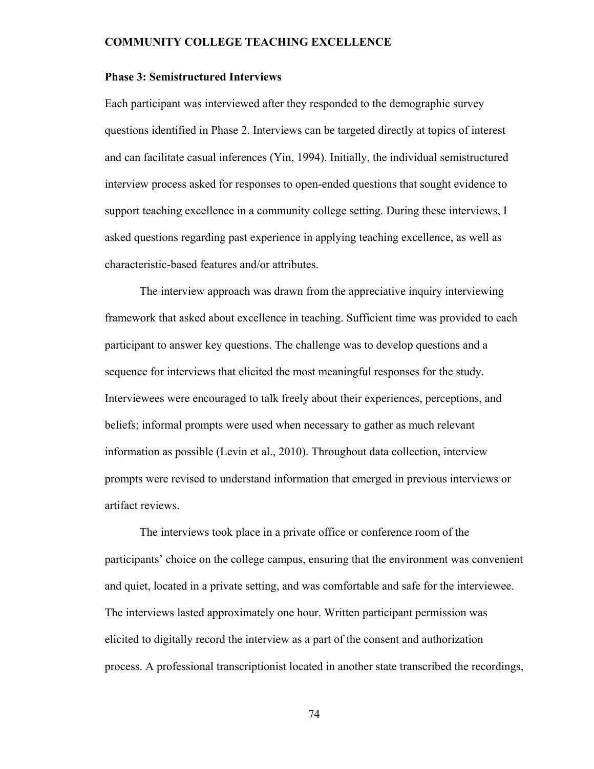### Phase 3: Semistructured Interviews

Each participant was interviewed after they responded to the demographic survey questions identified in Phase 2. Interviews can be targeted directly at topics of interest and can facilitate casual inferences (Yin, 1994). Initially, the individual semistructured interview process asked for responses to open-ended questions that sought evidence to support teaching excellence in a community college setting. During these interviews, I asked questions regarding past experience in applying teaching excellence, as well as characteristic-based features and/or attributes.

The interview approach was drawn from the appreciative inquiry interviewing framework that asked about excellence in teaching. Sufficient time was provided to each participant to answer key questions. The challenge was to develop questions and a sequence for interviews that elicited the most meaningful responses for the study. Interviewees were encouraged to talk freely about their experiences, perceptions, and beliefs; informal prompts were used when necessary to gather as much relevant information as possible (Levin et al., 2010). Throughout data collection, interview prompts were revised to understand information that emerged in previous interviews or artifact reviews.

The interviews took place in a private office or conference room of the participants' choice on the college campus, ensuring that the environment was convenient and quiet, located in a private setting, and was comfortable and safe for the interviewee. The interviews lasted approximately one hour. Written participant permission was elicited to digitally record the interview as a part of the consent and authorization process. A professional transcriptionist located in another state transcribed the recordings,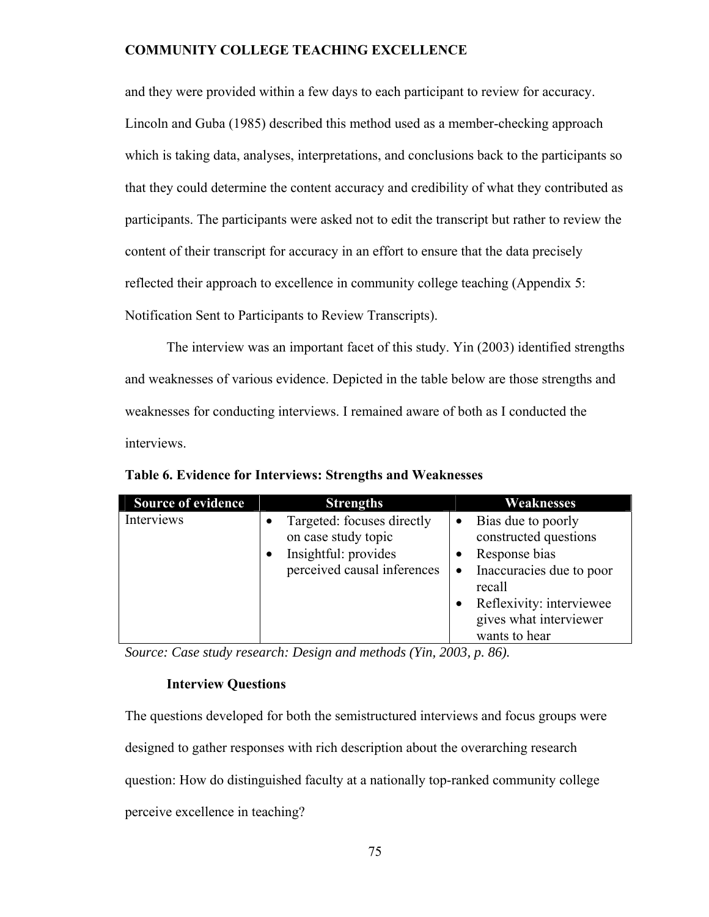and they were provided within a few days to each participant to review for accuracy. Lincoln and Guba (1985) described this method used as a member-checking approach which is taking data, analyses, interpretations, and conclusions back to the participants so that they could determine the content accuracy and credibility of what they contributed as participants. The participants were asked not to edit the transcript but rather to review the content of their transcript for accuracy in an effort to ensure that the data precisely reflected their approach to excellence in community college teaching (Appendix 5: Notification Sent to Participants to Review Transcripts).

The interview was an important facet of this study. Yin (2003) identified strengths and weaknesses of various evidence. Depicted in the table below are those strengths and weaknesses for conducting interviews. I remained aware of both as I conducted the interviews.

**Table 6. Evidence for Interviews: Strengths and Weaknesses**

| Source of evidence | Strengths | Weaknesses |
|---|---|---|
| Interviews | • Targeted: focuses directly on case study topic<br>• Insightful: provides perceived causal inferences | • Bias due to poorly constructed questions<br>• Response bias<br>• Inaccuracies due to poor recall<br>• Reflexivity: interviewee gives what interviewer wants to hear |

*Source: Case study research: Design and methods (Yin, 2003, p. 86).*

### Interview Questions

The questions developed for both the semistructured interviews and focus groups were designed to gather responses with rich description about the overarching research question: How do distinguished faculty at a nationally top-ranked community college perceive excellence in teaching?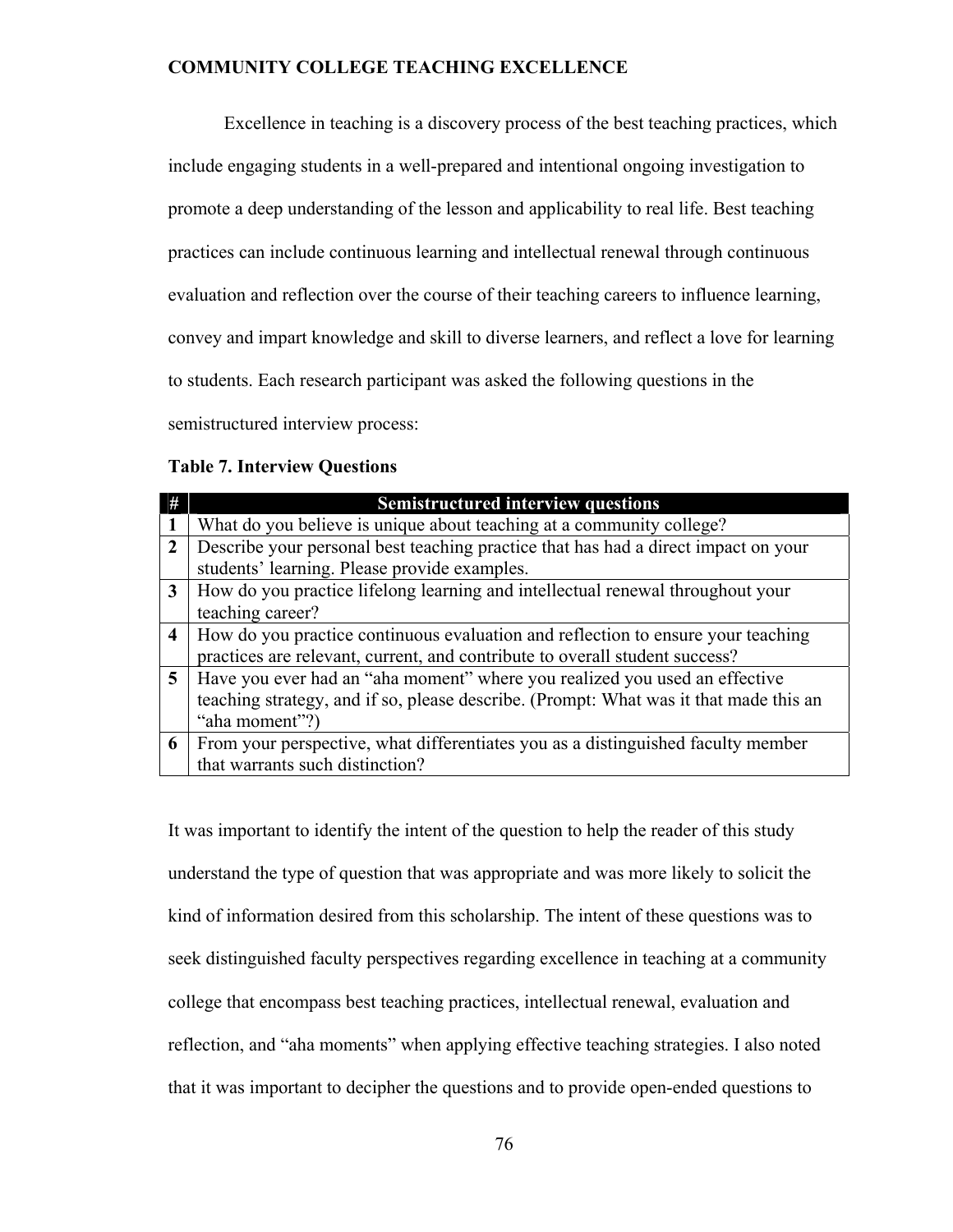Excellence in teaching is a discovery process of the best teaching practices, which include engaging students in a well-prepared and intentional ongoing investigation to promote a deep understanding of the lesson and applicability to real life. Best teaching practices can include continuous learning and intellectual renewal through continuous evaluation and reflection over the course of their teaching careers to influence learning, convey and impart knowledge and skill to diverse learners, and reflect a love for learning to students. Each research participant was asked the following questions in the semistructured interview process:

**Table 7. Interview Questions**

| # | Semistructured interview questions |
|---|---|
| 1 | What do you believe is unique about teaching at a community college? |
| 2 | Describe your personal best teaching practice that has had a direct impact on your students' learning. Please provide examples. |
| 3 | How do you practice lifelong learning and intellectual renewal throughout your teaching career? |
| 4 | How do you practice continuous evaluation and reflection to ensure your teaching practices are relevant, current, and contribute to overall student success? |
| 5 | Have you ever had an "aha moment" where you realized you used an effective teaching strategy, and if so, please describe. (Prompt: What was it that made this an "aha moment"?) |
| 6 | From your perspective, what differentiates you as a distinguished faculty member that warrants such distinction? |

It was important to identify the intent of the question to help the reader of this study understand the type of question that was appropriate and was more likely to solicit the kind of information desired from this scholarship. The intent of these questions was to seek distinguished faculty perspectives regarding excellence in teaching at a community college that encompass best teaching practices, intellectual renewal, evaluation and reflection, and "aha moments" when applying effective teaching strategies. I also noted that it was important to decipher the questions and to provide open-ended questions to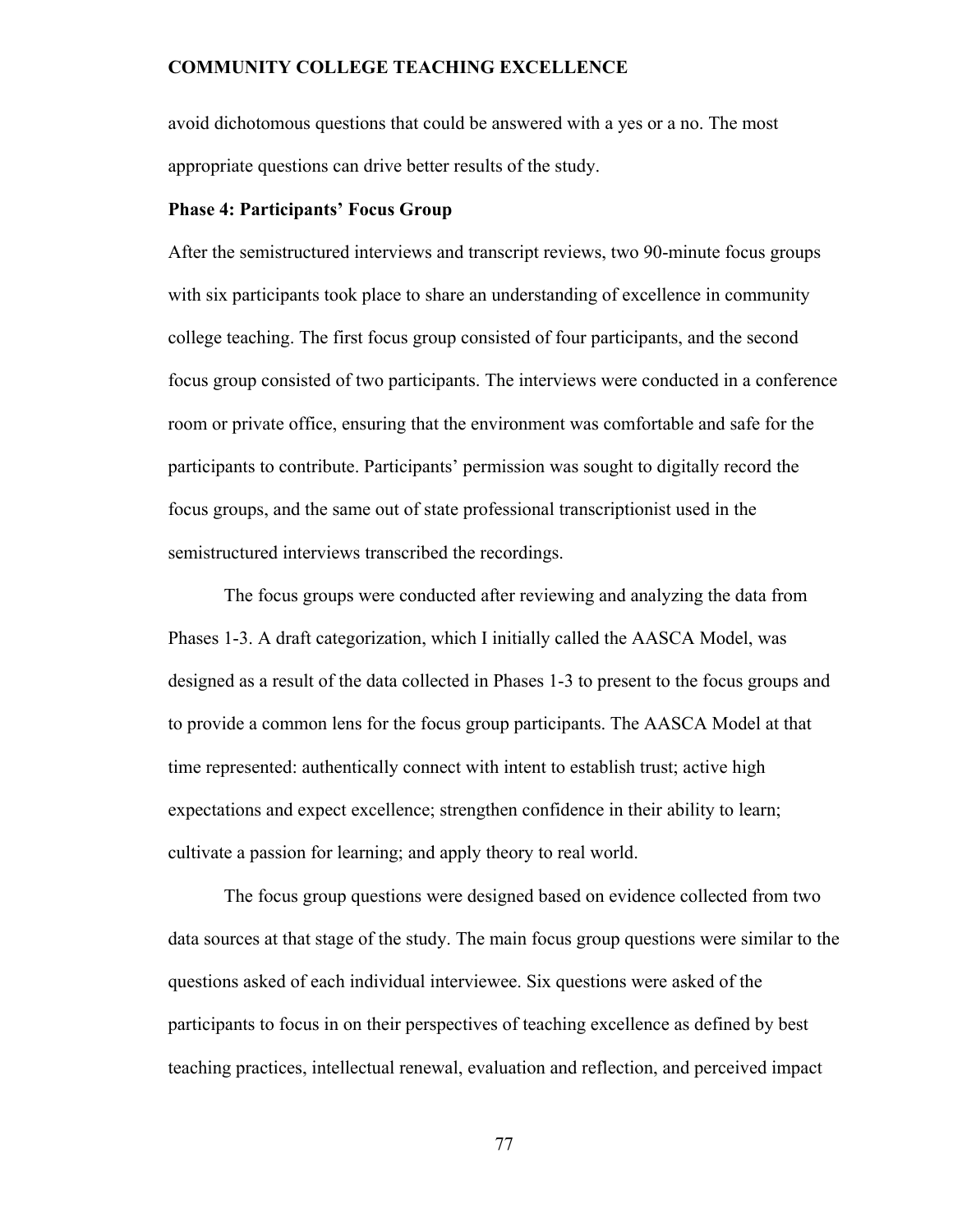avoid dichotomous questions that could be answered with a yes or a no. The most appropriate questions can drive better results of the study.

### Phase 4: Participants' Focus Group

After the semistructured interviews and transcript reviews, two 90-minute focus groups with six participants took place to share an understanding of excellence in community college teaching. The first focus group consisted of four participants, and the second focus group consisted of two participants. The interviews were conducted in a conference room or private office, ensuring that the environment was comfortable and safe for the participants to contribute. Participants' permission was sought to digitally record the focus groups, and the same out of state professional transcriptionist used in the semistructured interviews transcribed the recordings.

The focus groups were conducted after reviewing and analyzing the data from Phases 1-3. A draft categorization, which I initially called the AASCA Model, was designed as a result of the data collected in Phases 1-3 to present to the focus groups and to provide a common lens for the focus group participants. The AASCA Model at that time represented: authentically connect with intent to establish trust; active high expectations and expect excellence; strengthen confidence in their ability to learn; cultivate a passion for learning; and apply theory to real world.

The focus group questions were designed based on evidence collected from two data sources at that stage of the study. The main focus group questions were similar to the questions asked of each individual interviewee. Six questions were asked of the participants to focus in on their perspectives of teaching excellence as defined by best teaching practices, intellectual renewal, evaluation and reflection, and perceived impact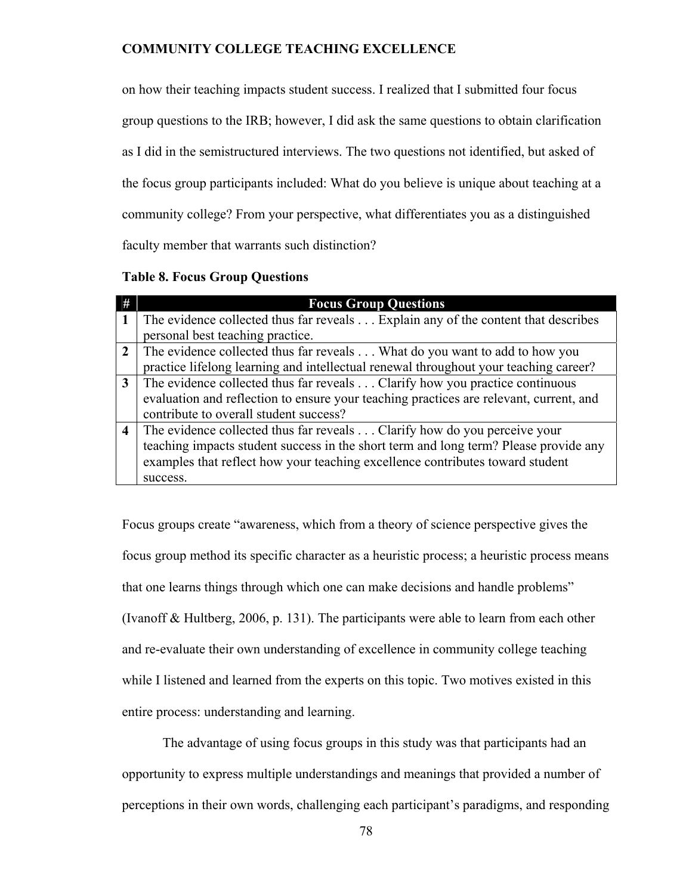on how their teaching impacts student success. I realized that I submitted four focus group questions to the IRB; however, I did ask the same questions to obtain clarification as I did in the semistructured interviews. The two questions not identified, but asked of the focus group participants included: What do you believe is unique about teaching at a community college? From your perspective, what differentiates you as a distinguished faculty member that warrants such distinction?

**Table 8. Focus Group Questions**

| # | Focus Group Questions |
|---|---|
| **1** | The evidence collected thus far reveals . . . Explain any of the content that describes personal best teaching practice. |
| **2** | The evidence collected thus far reveals . . . What do you want to add to how you practice lifelong learning and intellectual renewal throughout your teaching career? |
| **3** | The evidence collected thus far reveals . . . Clarify how you practice continuous evaluation and reflection to ensure your teaching practices are relevant, current, and contribute to overall student success? |
| **4** | The evidence collected thus far reveals . . . Clarify how do you perceive your teaching impacts student success in the short term and long term? Please provide any examples that reflect how your teaching excellence contributes toward student success. |

Focus groups create "awareness, which from a theory of science perspective gives the focus group method its specific character as a heuristic process; a heuristic process means that one learns things through which one can make decisions and handle problems" (Ivanoff & Hultberg, 2006, p. 131). The participants were able to learn from each other and re-evaluate their own understanding of excellence in community college teaching while I listened and learned from the experts on this topic. Two motives existed in this entire process: understanding and learning.

The advantage of using focus groups in this study was that participants had an opportunity to express multiple understandings and meanings that provided a number of perceptions in their own words, challenging each participant's paradigms, and responding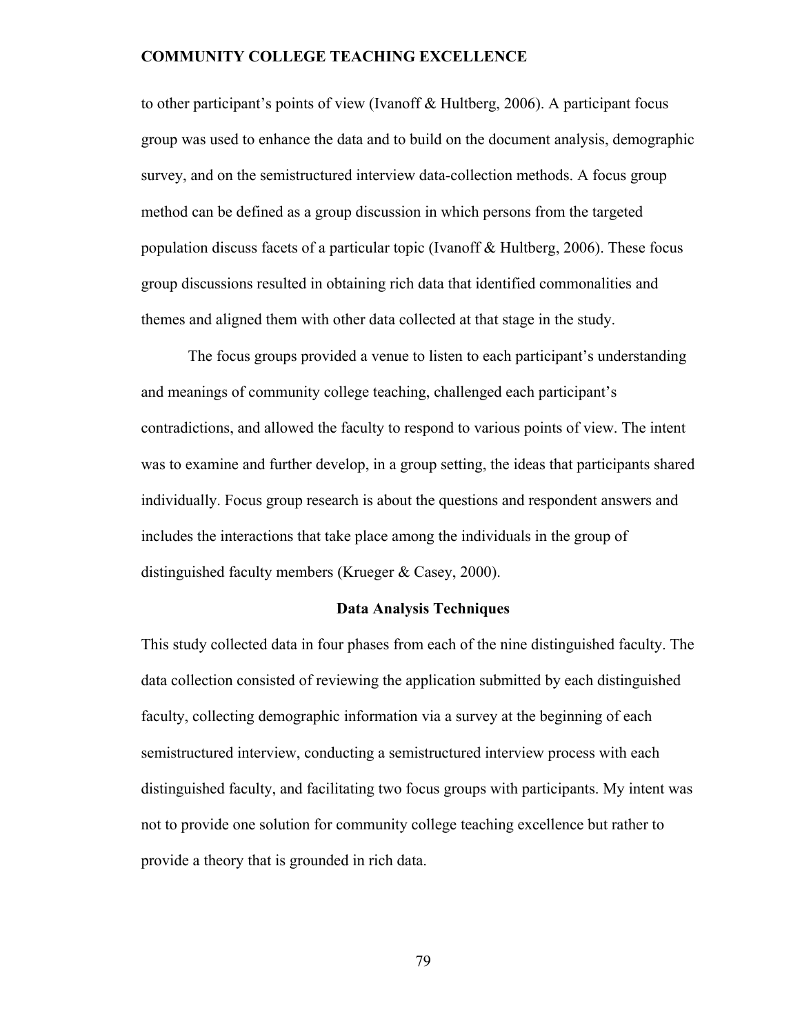to other participant's points of view (Ivanoff & Hultberg, 2006). A participant focus group was used to enhance the data and to build on the document analysis, demographic survey, and on the semistructured interview data-collection methods. A focus group method can be defined as a group discussion in which persons from the targeted population discuss facets of a particular topic (Ivanoff & Hultberg, 2006). These focus group discussions resulted in obtaining rich data that identified commonalities and themes and aligned them with other data collected at that stage in the study.

The focus groups provided a venue to listen to each participant's understanding and meanings of community college teaching, challenged each participant's contradictions, and allowed the faculty to respond to various points of view. The intent was to examine and further develop, in a group setting, the ideas that participants shared individually. Focus group research is about the questions and respondent answers and includes the interactions that take place among the individuals in the group of distinguished faculty members (Krueger & Casey, 2000).

## Data Analysis Techniques

This study collected data in four phases from each of the nine distinguished faculty. The data collection consisted of reviewing the application submitted by each distinguished faculty, collecting demographic information via a survey at the beginning of each semistructured interview, conducting a semistructured interview process with each distinguished faculty, and facilitating two focus groups with participants. My intent was not to provide one solution for community college teaching excellence but rather to provide a theory that is grounded in rich data.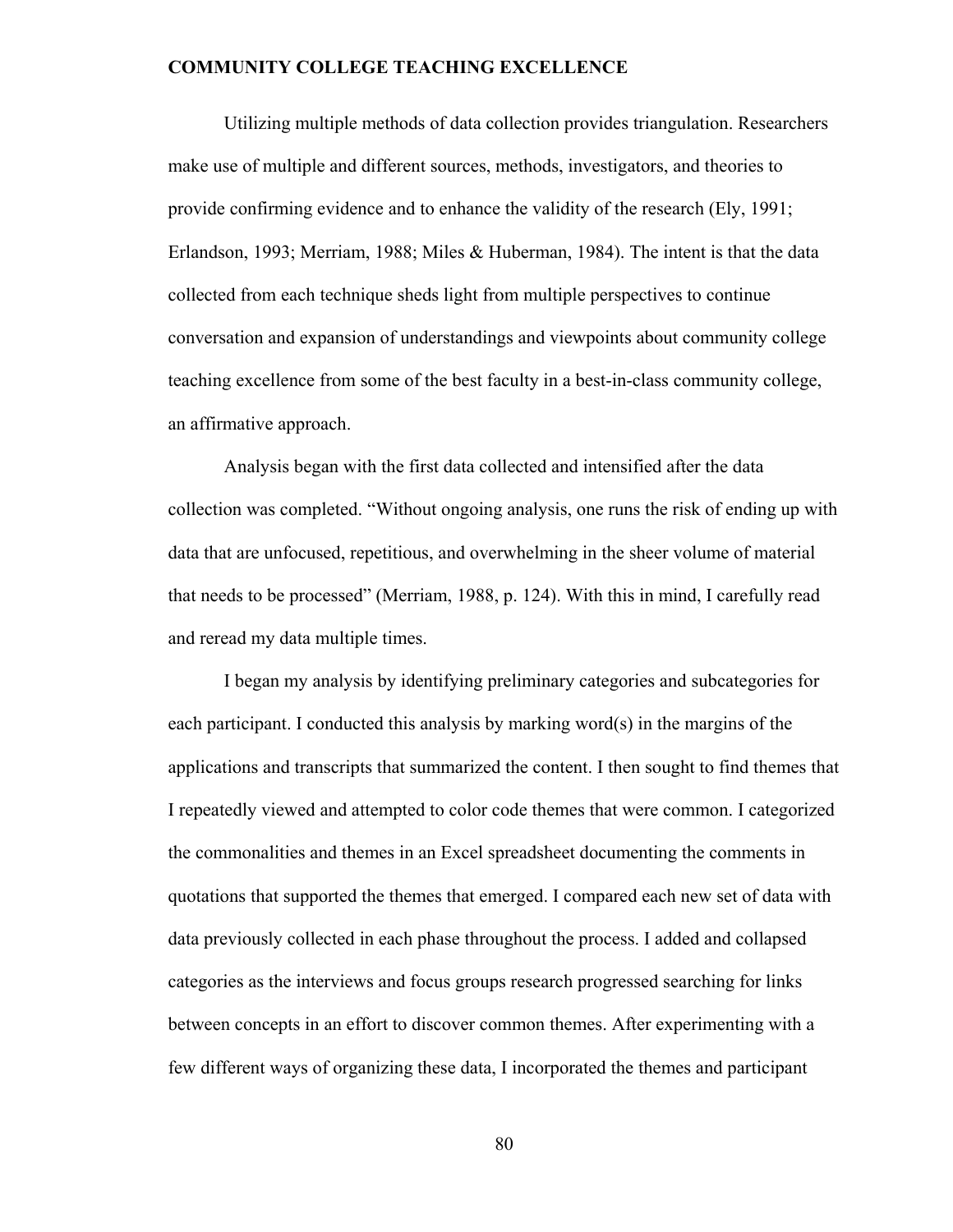Utilizing multiple methods of data collection provides triangulation. Researchers make use of multiple and different sources, methods, investigators, and theories to provide confirming evidence and to enhance the validity of the research (Ely, 1991; Erlandson, 1993; Merriam, 1988; Miles & Huberman, 1984). The intent is that the data collected from each technique sheds light from multiple perspectives to continue conversation and expansion of understandings and viewpoints about community college teaching excellence from some of the best faculty in a best-in-class community college, an affirmative approach.

Analysis began with the first data collected and intensified after the data collection was completed. "Without ongoing analysis, one runs the risk of ending up with data that are unfocused, repetitious, and overwhelming in the sheer volume of material that needs to be processed" (Merriam, 1988, p. 124). With this in mind, I carefully read and reread my data multiple times.

I began my analysis by identifying preliminary categories and subcategories for each participant. I conducted this analysis by marking word(s) in the margins of the applications and transcripts that summarized the content. I then sought to find themes that I repeatedly viewed and attempted to color code themes that were common. I categorized the commonalities and themes in an Excel spreadsheet documenting the comments in quotations that supported the themes that emerged. I compared each new set of data with data previously collected in each phase throughout the process. I added and collapsed categories as the interviews and focus groups research progressed searching for links between concepts in an effort to discover common themes. After experimenting with a few different ways of organizing these data, I incorporated the themes and participant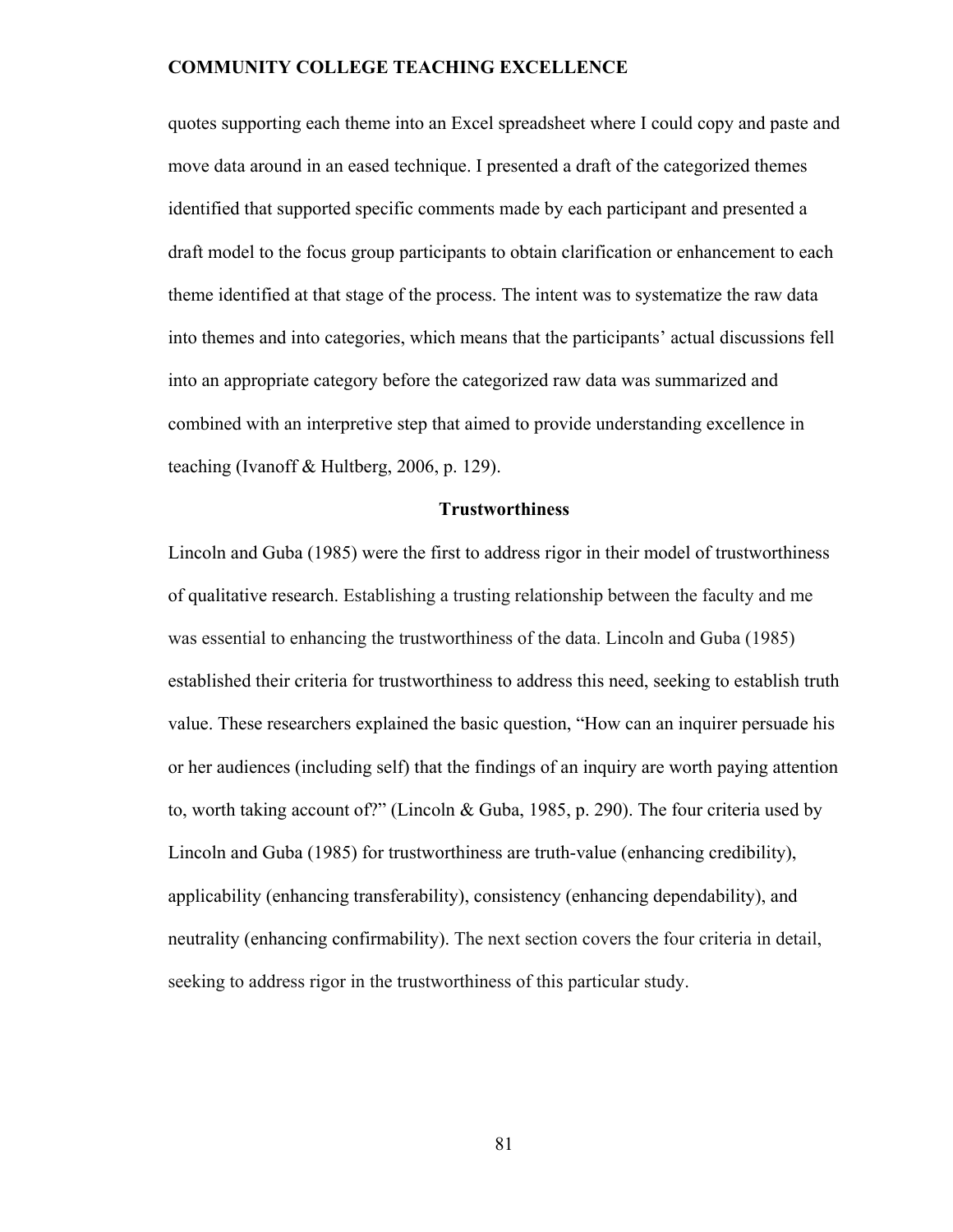quotes supporting each theme into an Excel spreadsheet where I could copy and paste and move data around in an eased technique. I presented a draft of the categorized themes identified that supported specific comments made by each participant and presented a draft model to the focus group participants to obtain clarification or enhancement to each theme identified at that stage of the process. The intent was to systematize the raw data into themes and into categories, which means that the participants' actual discussions fell into an appropriate category before the categorized raw data was summarized and combined with an interpretive step that aimed to provide understanding excellence in teaching (Ivanoff & Hultberg, 2006, p. 129).

## Trustworthiness

Lincoln and Guba (1985) were the first to address rigor in their model of trustworthiness of qualitative research. Establishing a trusting relationship between the faculty and me was essential to enhancing the trustworthiness of the data. Lincoln and Guba (1985) established their criteria for trustworthiness to address this need, seeking to establish truth value. These researchers explained the basic question, "How can an inquirer persuade his or her audiences (including self) that the findings of an inquiry are worth paying attention to, worth taking account of?" (Lincoln & Guba, 1985, p. 290). The four criteria used by Lincoln and Guba (1985) for trustworthiness are truth-value (enhancing credibility), applicability (enhancing transferability), consistency (enhancing dependability), and neutrality (enhancing confirmability). The next section covers the four criteria in detail, seeking to address rigor in the trustworthiness of this particular study.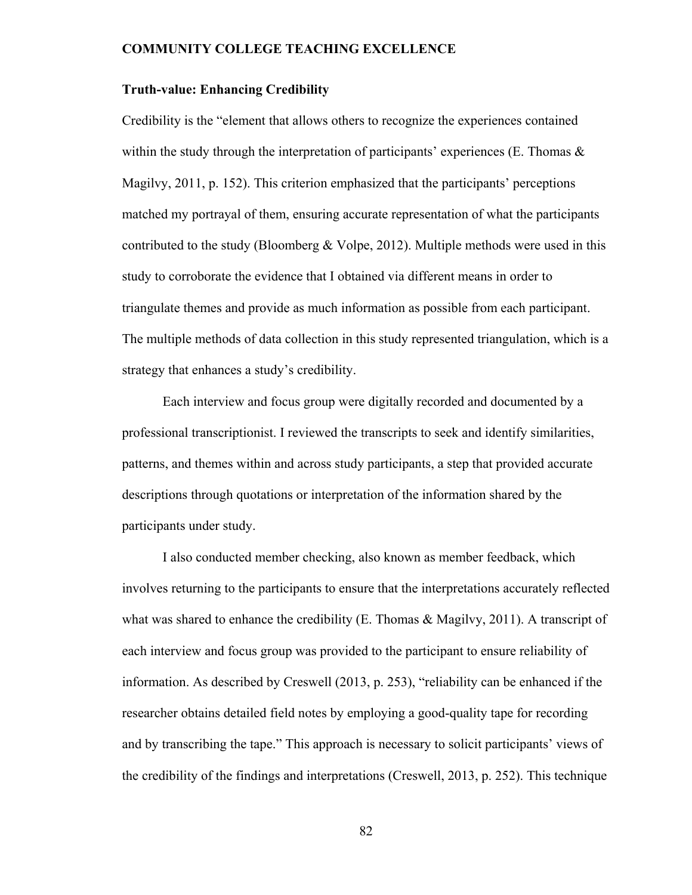### Truth-value: Enhancing Credibility

Credibility is the "element that allows others to recognize the experiences contained within the study through the interpretation of participants' experiences (E. Thomas & Magilvy, 2011, p. 152). This criterion emphasized that the participants' perceptions matched my portrayal of them, ensuring accurate representation of what the participants contributed to the study (Bloomberg & Volpe, 2012). Multiple methods were used in this study to corroborate the evidence that I obtained via different means in order to triangulate themes and provide as much information as possible from each participant. The multiple methods of data collection in this study represented triangulation, which is a strategy that enhances a study's credibility.

Each interview and focus group were digitally recorded and documented by a professional transcriptionist. I reviewed the transcripts to seek and identify similarities, patterns, and themes within and across study participants, a step that provided accurate descriptions through quotations or interpretation of the information shared by the participants under study.

I also conducted member checking, also known as member feedback, which involves returning to the participants to ensure that the interpretations accurately reflected what was shared to enhance the credibility (E. Thomas & Magilvy, 2011). A transcript of each interview and focus group was provided to the participant to ensure reliability of information. As described by Creswell (2013, p. 253), "reliability can be enhanced if the researcher obtains detailed field notes by employing a good-quality tape for recording and by transcribing the tape." This approach is necessary to solicit participants' views of the credibility of the findings and interpretations (Creswell, 2013, p. 252). This technique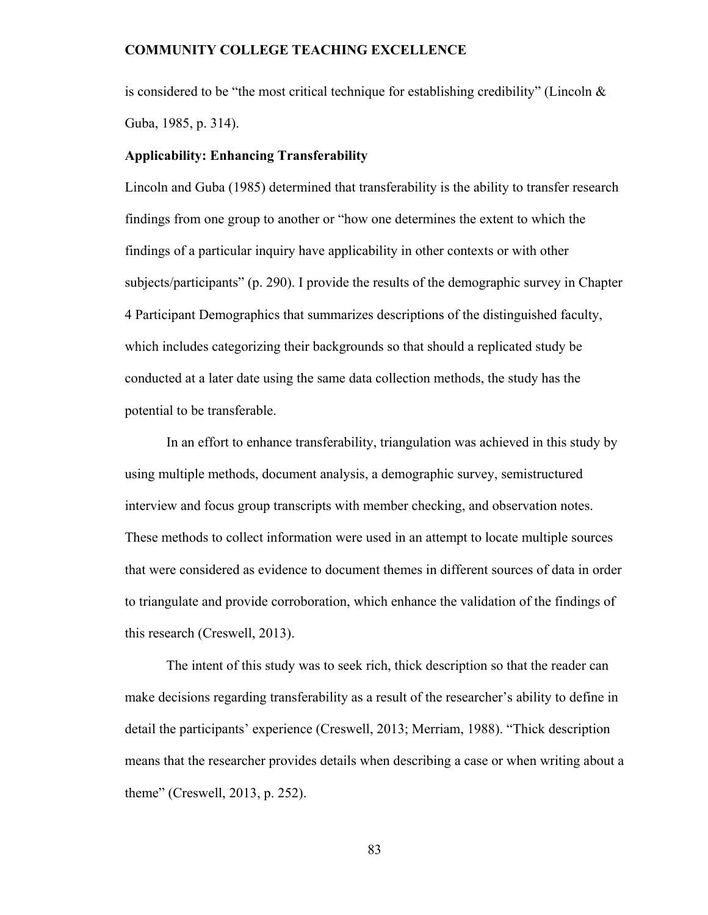is considered to be "the most critical technique for establishing credibility" (Lincoln & Guba, 1985, p. 314).

### Applicability: Enhancing Transferability

Lincoln and Guba (1985) determined that transferability is the ability to transfer research findings from one group to another or "how one determines the extent to which the findings of a particular inquiry have applicability in other contexts or with other subjects/participants" (p. 290). I provide the results of the demographic survey in Chapter 4 Participant Demographics that summarizes descriptions of the distinguished faculty, which includes categorizing their backgrounds so that should a replicated study be conducted at a later date using the same data collection methods, the study has the potential to be transferable.

In an effort to enhance transferability, triangulation was achieved in this study by using multiple methods, document analysis, a demographic survey, semistructured interview and focus group transcripts with member checking, and observation notes. These methods to collect information were used in an attempt to locate multiple sources that were considered as evidence to document themes in different sources of data in order to triangulate and provide corroboration, which enhance the validation of the findings of this research (Creswell, 2013).

The intent of this study was to seek rich, thick description so that the reader can make decisions regarding transferability as a result of the researcher's ability to define in detail the participants' experience (Creswell, 2013; Merriam, 1988). "Thick description means that the researcher provides details when describing a case or when writing about a theme" (Creswell, 2013, p. 252).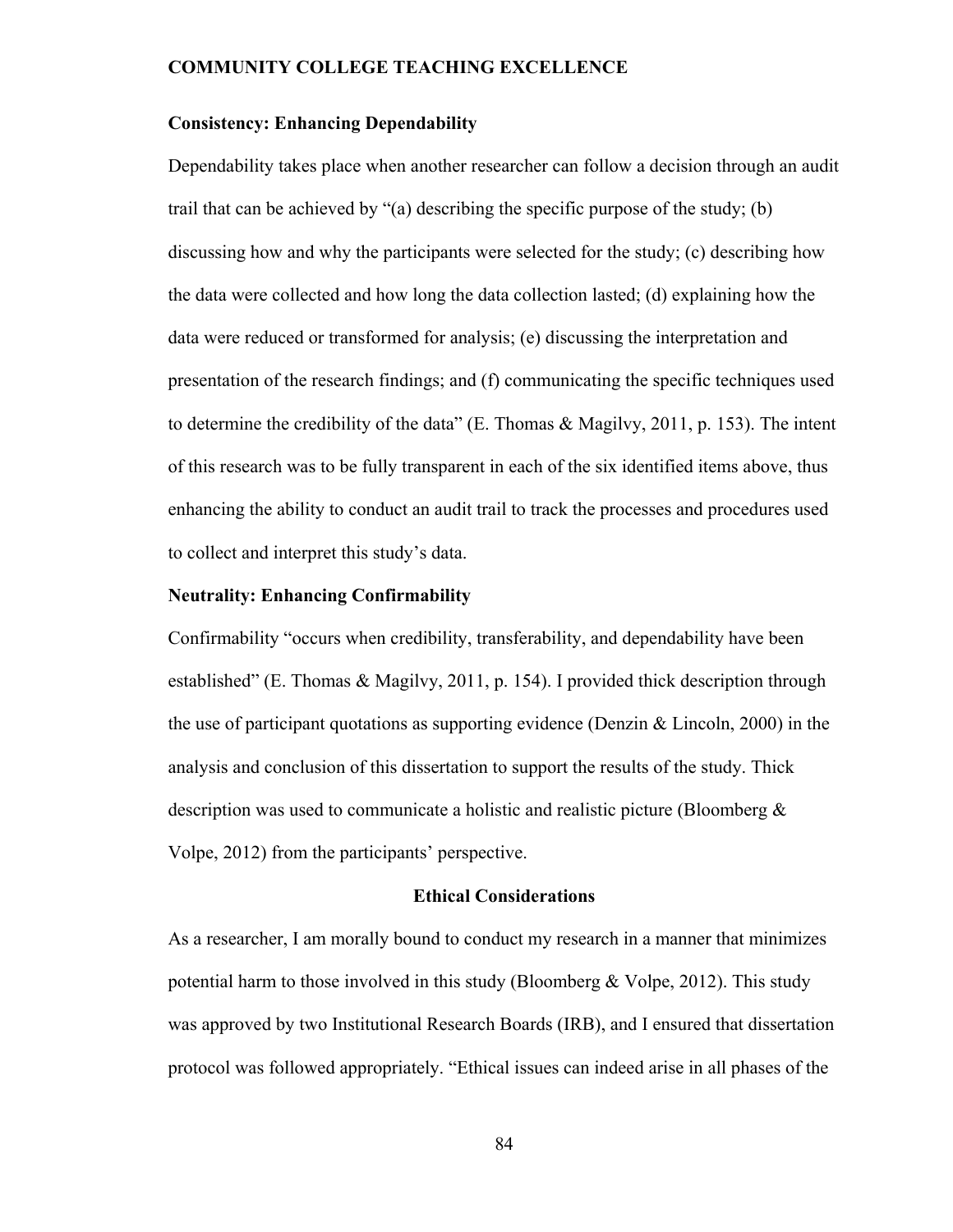### Consistency: Enhancing Dependability

Dependability takes place when another researcher can follow a decision through an audit trail that can be achieved by "(a) describing the specific purpose of the study; (b) discussing how and why the participants were selected for the study; (c) describing how the data were collected and how long the data collection lasted; (d) explaining how the data were reduced or transformed for analysis; (e) discussing the interpretation and presentation of the research findings; and (f) communicating the specific techniques used to determine the credibility of the data" (E. Thomas & Magilvy, 2011, p. 153). The intent of this research was to be fully transparent in each of the six identified items above, thus enhancing the ability to conduct an audit trail to track the processes and procedures used to collect and interpret this study's data.

### Neutrality: Enhancing Confirmability

Confirmability "occurs when credibility, transferability, and dependability have been established" (E. Thomas & Magilvy, 2011, p. 154). I provided thick description through the use of participant quotations as supporting evidence (Denzin & Lincoln, 2000) in the analysis and conclusion of this dissertation to support the results of the study. Thick description was used to communicate a holistic and realistic picture (Bloomberg & Volpe, 2012) from the participants' perspective.

## Ethical Considerations

As a researcher, I am morally bound to conduct my research in a manner that minimizes potential harm to those involved in this study (Bloomberg & Volpe, 2012). This study was approved by two Institutional Research Boards (IRB), and I ensured that dissertation protocol was followed appropriately. "Ethical issues can indeed arise in all phases of the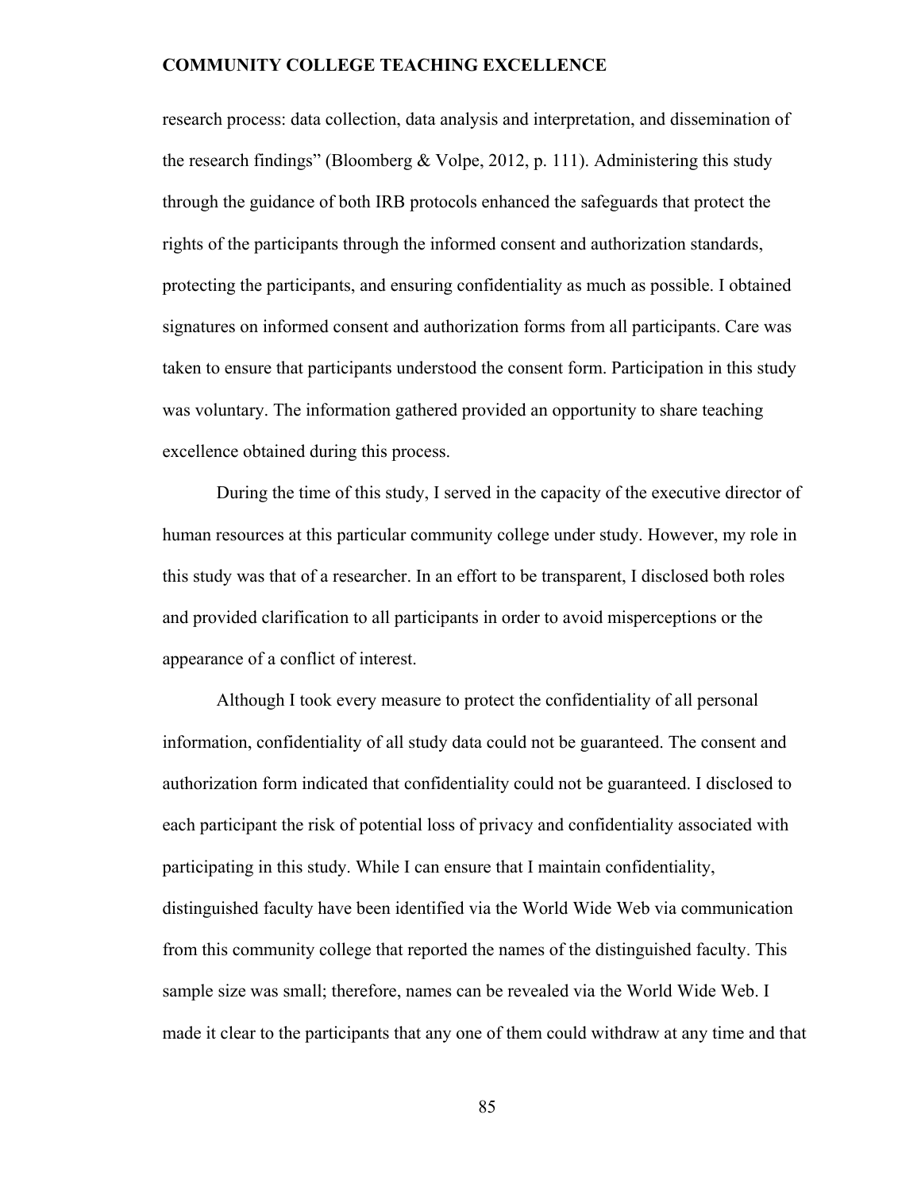research process: data collection, data analysis and interpretation, and dissemination of the research findings" (Bloomberg & Volpe, 2012, p. 111). Administering this study through the guidance of both IRB protocols enhanced the safeguards that protect the rights of the participants through the informed consent and authorization standards, protecting the participants, and ensuring confidentiality as much as possible. I obtained signatures on informed consent and authorization forms from all participants. Care was taken to ensure that participants understood the consent form. Participation in this study was voluntary. The information gathered provided an opportunity to share teaching excellence obtained during this process.

During the time of this study, I served in the capacity of the executive director of human resources at this particular community college under study. However, my role in this study was that of a researcher. In an effort to be transparent, I disclosed both roles and provided clarification to all participants in order to avoid misperceptions or the appearance of a conflict of interest.

Although I took every measure to protect the confidentiality of all personal information, confidentiality of all study data could not be guaranteed. The consent and authorization form indicated that confidentiality could not be guaranteed. I disclosed to each participant the risk of potential loss of privacy and confidentiality associated with participating in this study. While I can ensure that I maintain confidentiality, distinguished faculty have been identified via the World Wide Web via communication from this community college that reported the names of the distinguished faculty. This sample size was small; therefore, names can be revealed via the World Wide Web. I made it clear to the participants that any one of them could withdraw at any time and that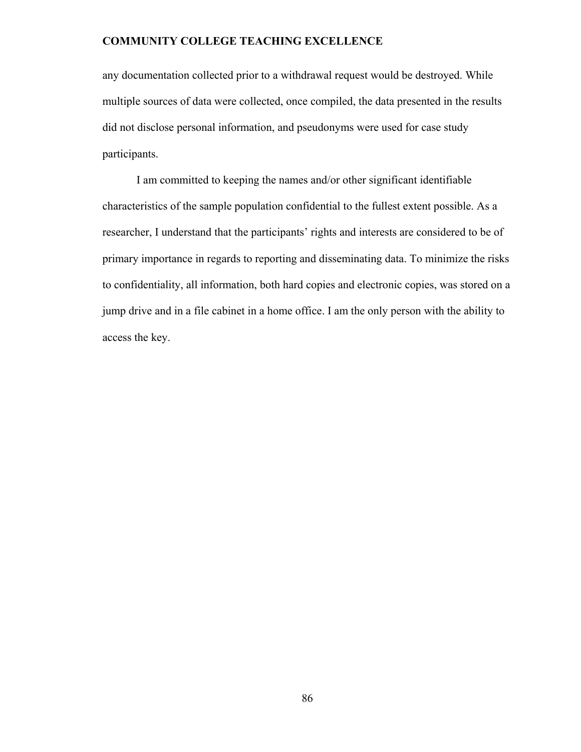any documentation collected prior to a withdrawal request would be destroyed. While multiple sources of data were collected, once compiled, the data presented in the results did not disclose personal information, and pseudonyms were used for case study participants.

I am committed to keeping the names and/or other significant identifiable characteristics of the sample population confidential to the fullest extent possible. As a researcher, I understand that the participants' rights and interests are considered to be of primary importance in regards to reporting and disseminating data. To minimize the risks to confidentiality, all information, both hard copies and electronic copies, was stored on a jump drive and in a file cabinet in a home office. I am the only person with the ability to access the key.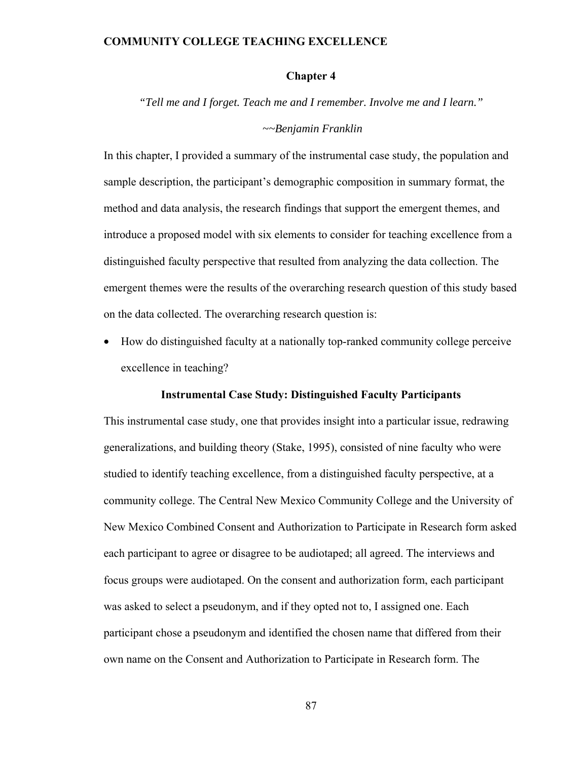# Chapter 4

*"Tell me and I forget. Teach me and I remember. Involve me and I learn."*

*~~Benjamin Franklin*

In this chapter, I provided a summary of the instrumental case study, the population and sample description, the participant's demographic composition in summary format, the method and data analysis, the research findings that support the emergent themes, and introduce a proposed model with six elements to consider for teaching excellence from a distinguished faculty perspective that resulted from analyzing the data collection. The emergent themes were the results of the overarching research question of this study based on the data collected. The overarching research question is:

- How do distinguished faculty at a nationally top-ranked community college perceive excellence in teaching?

## Instrumental Case Study: Distinguished Faculty Participants

This instrumental case study, one that provides insight into a particular issue, redrawing generalizations, and building theory (Stake, 1995), consisted of nine faculty who were studied to identify teaching excellence, from a distinguished faculty perspective, at a community college. The Central New Mexico Community College and the University of New Mexico Combined Consent and Authorization to Participate in Research form asked each participant to agree or disagree to be audiotaped; all agreed. The interviews and focus groups were audiotaped. On the consent and authorization form, each participant was asked to select a pseudonym, and if they opted not to, I assigned one. Each participant chose a pseudonym and identified the chosen name that differed from their own name on the Consent and Authorization to Participate in Research form. The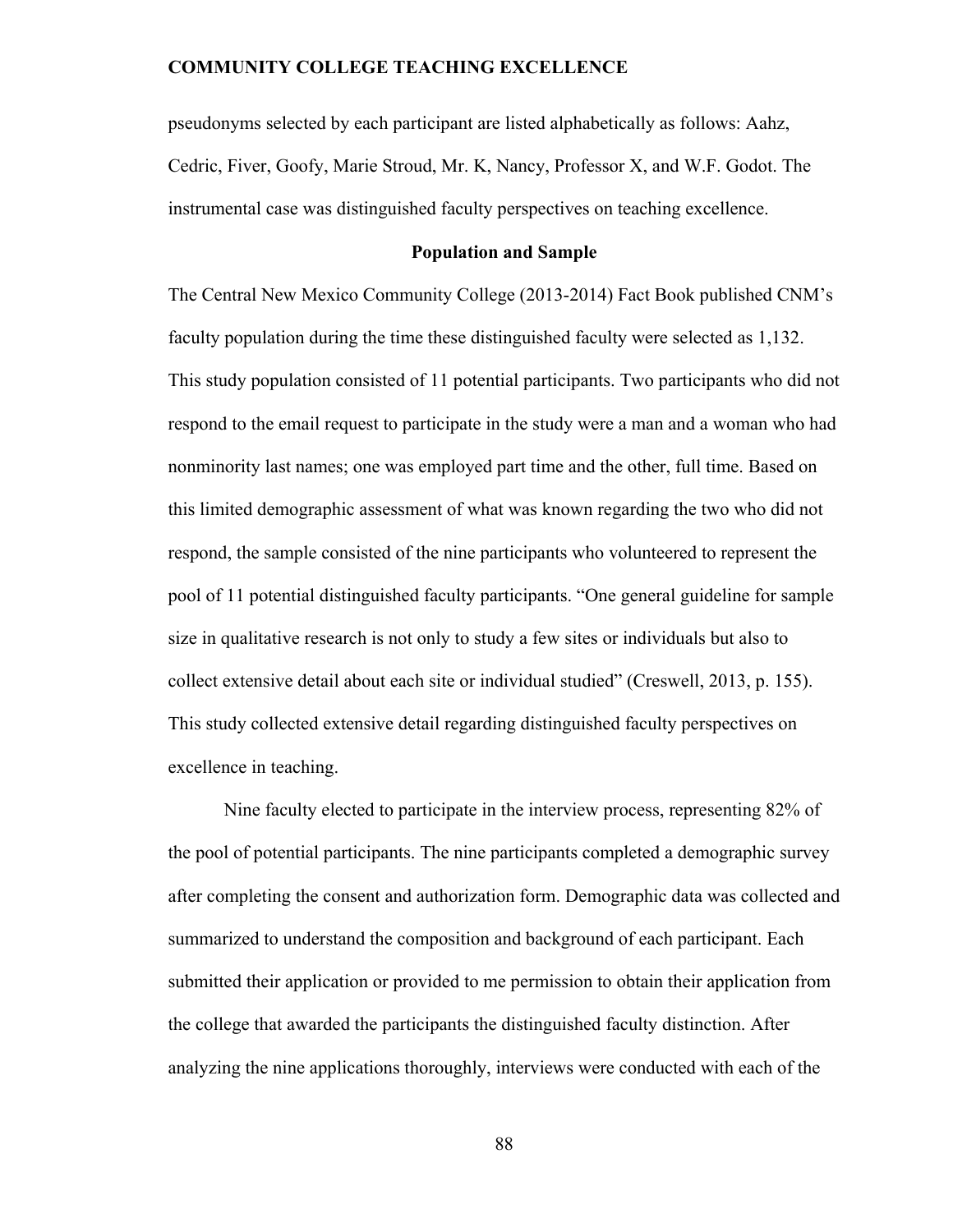pseudonyms selected by each participant are listed alphabetically as follows: Aahz, Cedric, Fiver, Goofy, Marie Stroud, Mr. K, Nancy, Professor X, and W.F. Godot. The instrumental case was distinguished faculty perspectives on teaching excellence.

## Population and Sample

The Central New Mexico Community College (2013-2014) Fact Book published CNM's faculty population during the time these distinguished faculty were selected as 1,132. This study population consisted of 11 potential participants. Two participants who did not respond to the email request to participate in the study were a man and a woman who had nonminority last names; one was employed part time and the other, full time. Based on this limited demographic assessment of what was known regarding the two who did not respond, the sample consisted of the nine participants who volunteered to represent the pool of 11 potential distinguished faculty participants. "One general guideline for sample size in qualitative research is not only to study a few sites or individuals but also to collect extensive detail about each site or individual studied" (Creswell, 2013, p. 155). This study collected extensive detail regarding distinguished faculty perspectives on excellence in teaching.

Nine faculty elected to participate in the interview process, representing 82% of the pool of potential participants. The nine participants completed a demographic survey after completing the consent and authorization form. Demographic data was collected and summarized to understand the composition and background of each participant. Each submitted their application or provided to me permission to obtain their application from the college that awarded the participants the distinguished faculty distinction. After analyzing the nine applications thoroughly, interviews were conducted with each of the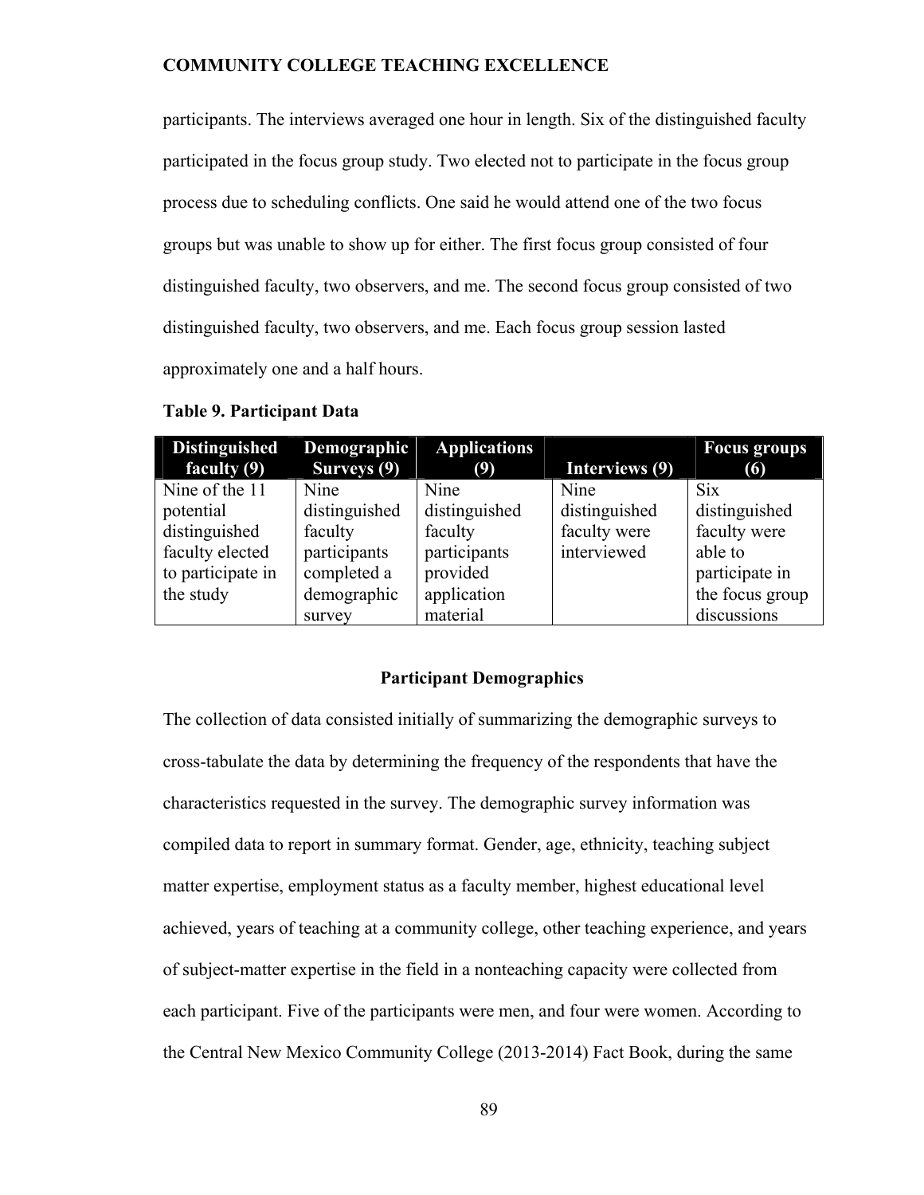participants. The interviews averaged one hour in length. Six of the distinguished faculty participated in the focus group study. Two elected not to participate in the focus group process due to scheduling conflicts. One said he would attend one of the two focus groups but was unable to show up for either. The first focus group consisted of four distinguished faculty, two observers, and me. The second focus group consisted of two distinguished faculty, two observers, and me. Each focus group session lasted approximately one and a half hours.

**Table 9. Participant Data**

| Distinguished faculty (9) | Demographic Surveys (9) | Applications (9) | Interviews (9) | Focus groups (6) |
|---|---|---|---|---|
| Nine of the 11 potential distinguished faculty elected to participate in the study | Nine distinguished faculty participants completed a demographic survey | Nine distinguished faculty participants provided application material | Nine distinguished faculty were interviewed | Six distinguished faculty were able to participate in the focus group discussions |

## Participant Demographics

The collection of data consisted initially of summarizing the demographic surveys to cross-tabulate the data by determining the frequency of the respondents that have the characteristics requested in the survey. The demographic survey information was compiled data to report in summary format. Gender, age, ethnicity, teaching subject matter expertise, employment status as a faculty member, highest educational level achieved, years of teaching at a community college, other teaching experience, and years of subject-matter expertise in the field in a nonteaching capacity were collected from each participant. Five of the participants were men, and four were women. According to the Central New Mexico Community College (2013-2014) Fact Book, during the same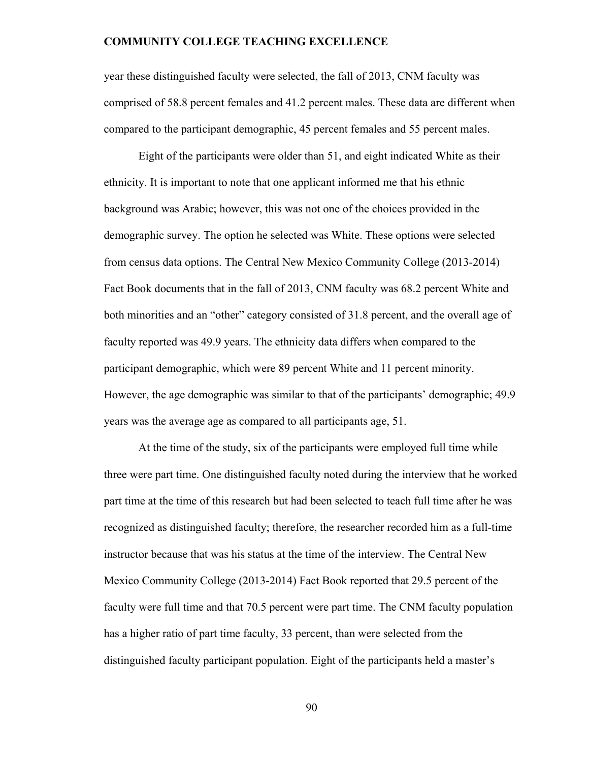year these distinguished faculty were selected, the fall of 2013, CNM faculty was comprised of 58.8 percent females and 41.2 percent males. These data are different when compared to the participant demographic, 45 percent females and 55 percent males.

Eight of the participants were older than 51, and eight indicated White as their ethnicity. It is important to note that one applicant informed me that his ethnic background was Arabic; however, this was not one of the choices provided in the demographic survey. The option he selected was White. These options were selected from census data options. The Central New Mexico Community College (2013-2014) Fact Book documents that in the fall of 2013, CNM faculty was 68.2 percent White and both minorities and an "other" category consisted of 31.8 percent, and the overall age of faculty reported was 49.9 years. The ethnicity data differs when compared to the participant demographic, which were 89 percent White and 11 percent minority. However, the age demographic was similar to that of the participants' demographic; 49.9 years was the average age as compared to all participants age, 51.

At the time of the study, six of the participants were employed full time while three were part time. One distinguished faculty noted during the interview that he worked part time at the time of this research but had been selected to teach full time after he was recognized as distinguished faculty; therefore, the researcher recorded him as a full-time instructor because that was his status at the time of the interview. The Central New Mexico Community College (2013-2014) Fact Book reported that 29.5 percent of the faculty were full time and that 70.5 percent were part time. The CNM faculty population has a higher ratio of part time faculty, 33 percent, than were selected from the distinguished faculty participant population. Eight of the participants held a master's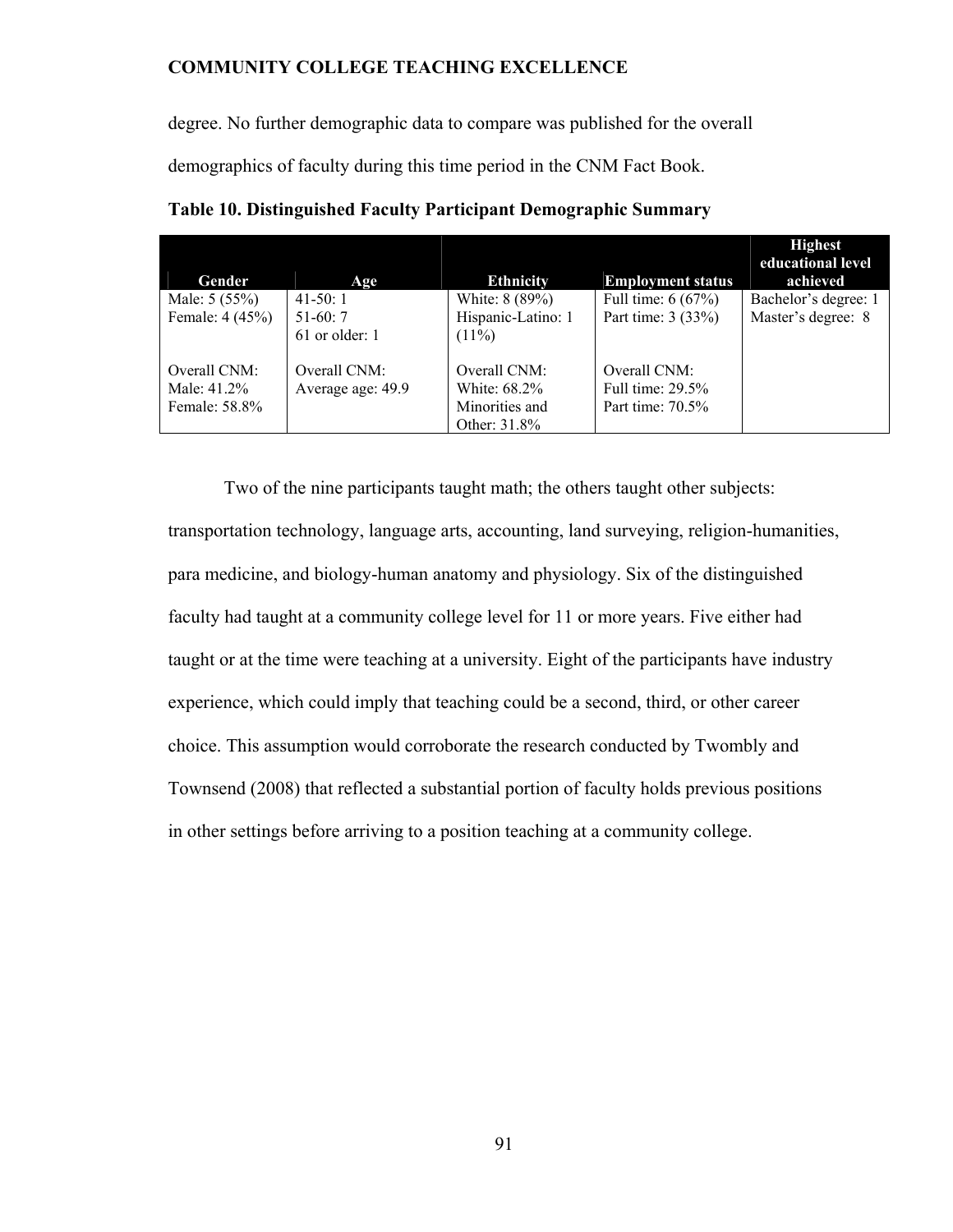degree. No further demographic data to compare was published for the overall demographics of faculty during this time period in the CNM Fact Book.

**Table 10. Distinguished Faculty Participant Demographic Summary**

| Gender | Age | Ethnicity | Employment status | Highest educational level achieved |
|---|---|---|---|---|
| Male: 5 (55%)<br>Female: 4 (45%) | 41-50: 1<br>51-60: 7<br>61 or older: 1 | White: 8 (89%)<br>Hispanic-Latino: 1 (11%) | Full time: 6 (67%)<br>Part time: 3 (33%) | Bachelor's degree: 1<br>Master's degree: 8 |
| Overall CNM:<br>Male: 41.2%<br>Female: 58.8% | Overall CNM:<br>Average age: 49.9 | Overall CNM:<br>White: 68.2%<br>Minorities and Other: 31.8% | Overall CNM:<br>Full time: 29.5%<br>Part time: 70.5% | |

Two of the nine participants taught math; the others taught other subjects: transportation technology, language arts, accounting, land surveying, religion-humanities, para medicine, and biology-human anatomy and physiology. Six of the distinguished faculty had taught at a community college level for 11 or more years. Five either had taught or at the time were teaching at a university. Eight of the participants have industry experience, which could imply that teaching could be a second, third, or other career choice. This assumption would corroborate the research conducted by Twombly and Townsend (2008) that reflected a substantial portion of faculty holds previous positions in other settings before arriving to a position teaching at a community college.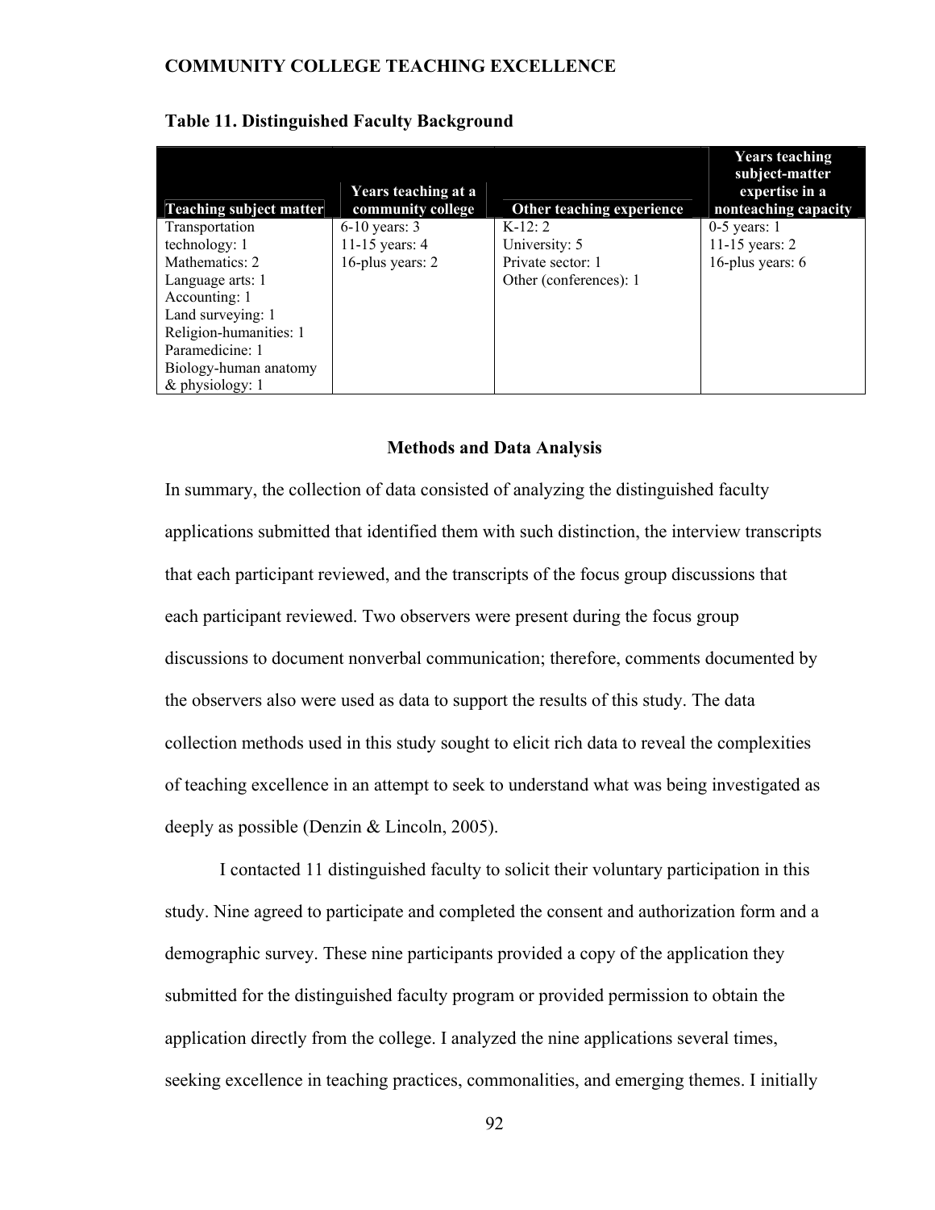**Table 11. Distinguished Faculty Background**

| Teaching subject matter | Years teaching at a community college | Other teaching experience | Years teaching subject-matter expertise in a nonteaching capacity |
|---|---|---|---|
| Transportation technology: 1 | 6-10 years: 3 | K-12: 2 | 0-5 years: 1 |
| Mathematics: 2 | 11-15 years: 4 | University: 5 | 11-15 years: 2 |
| Language arts: 1 | 16-plus years: 2 | Private sector: 1 | 16-plus years: 6 |
| Accounting: 1 | | Other (conferences): 1 | |
| Land surveying: 1 | | | |
| Religion-humanities: 1 | | | |
| Paramedicine: 1 | | | |
| Biology-human anatomy & physiology: 1 | | | |

## Methods and Data Analysis

In summary, the collection of data consisted of analyzing the distinguished faculty applications submitted that identified them with such distinction, the interview transcripts that each participant reviewed, and the transcripts of the focus group discussions that each participant reviewed. Two observers were present during the focus group discussions to document nonverbal communication; therefore, comments documented by the observers also were used as data to support the results of this study. The data collection methods used in this study sought to elicit rich data to reveal the complexities of teaching excellence in an attempt to seek to understand what was being investigated as deeply as possible (Denzin & Lincoln, 2005).

I contacted 11 distinguished faculty to solicit their voluntary participation in this study. Nine agreed to participate and completed the consent and authorization form and a demographic survey. These nine participants provided a copy of the application they submitted for the distinguished faculty program or provided permission to obtain the application directly from the college. I analyzed the nine applications several times, seeking excellence in teaching practices, commonalities, and emerging themes. I initially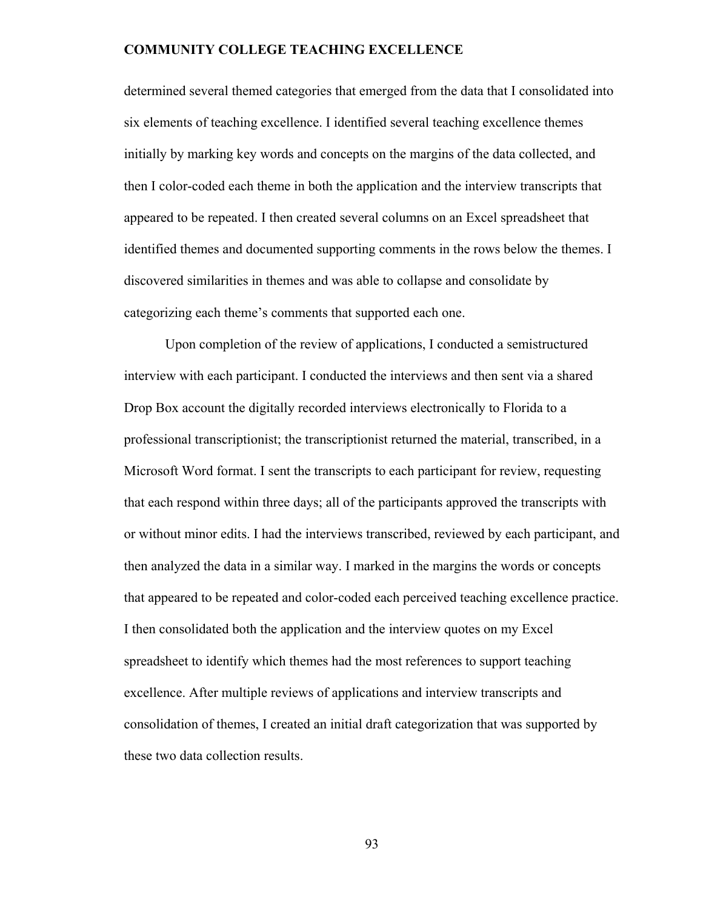determined several themed categories that emerged from the data that I consolidated into six elements of teaching excellence. I identified several teaching excellence themes initially by marking key words and concepts on the margins of the data collected, and then I color-coded each theme in both the application and the interview transcripts that appeared to be repeated. I then created several columns on an Excel spreadsheet that identified themes and documented supporting comments in the rows below the themes. I discovered similarities in themes and was able to collapse and consolidate by categorizing each theme's comments that supported each one.

Upon completion of the review of applications, I conducted a semistructured interview with each participant. I conducted the interviews and then sent via a shared Drop Box account the digitally recorded interviews electronically to Florida to a professional transcriptionist; the transcriptionist returned the material, transcribed, in a Microsoft Word format. I sent the transcripts to each participant for review, requesting that each respond within three days; all of the participants approved the transcripts with or without minor edits. I had the interviews transcribed, reviewed by each participant, and then analyzed the data in a similar way. I marked in the margins the words or concepts that appeared to be repeated and color-coded each perceived teaching excellence practice. I then consolidated both the application and the interview quotes on my Excel spreadsheet to identify which themes had the most references to support teaching excellence. After multiple reviews of applications and interview transcripts and consolidation of themes, I created an initial draft categorization that was supported by these two data collection results.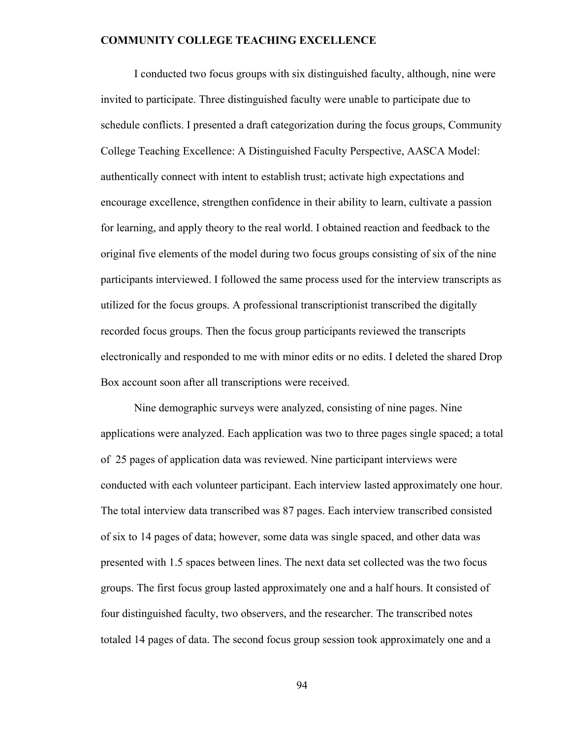I conducted two focus groups with six distinguished faculty, although, nine were invited to participate. Three distinguished faculty were unable to participate due to schedule conflicts. I presented a draft categorization during the focus groups, Community College Teaching Excellence: A Distinguished Faculty Perspective, AASCA Model: authentically connect with intent to establish trust; activate high expectations and encourage excellence, strengthen confidence in their ability to learn, cultivate a passion for learning, and apply theory to the real world. I obtained reaction and feedback to the original five elements of the model during two focus groups consisting of six of the nine participants interviewed. I followed the same process used for the interview transcripts as utilized for the focus groups. A professional transcriptionist transcribed the digitally recorded focus groups. Then the focus group participants reviewed the transcripts electronically and responded to me with minor edits or no edits. I deleted the shared Drop Box account soon after all transcriptions were received.

Nine demographic surveys were analyzed, consisting of nine pages. Nine applications were analyzed. Each application was two to three pages single spaced; a total of 25 pages of application data was reviewed. Nine participant interviews were conducted with each volunteer participant. Each interview lasted approximately one hour. The total interview data transcribed was 87 pages. Each interview transcribed consisted of six to 14 pages of data; however, some data was single spaced, and other data was presented with 1.5 spaces between lines. The next data set collected was the two focus groups. The first focus group lasted approximately one and a half hours. It consisted of four distinguished faculty, two observers, and the researcher. The transcribed notes totaled 14 pages of data. The second focus group session took approximately one and a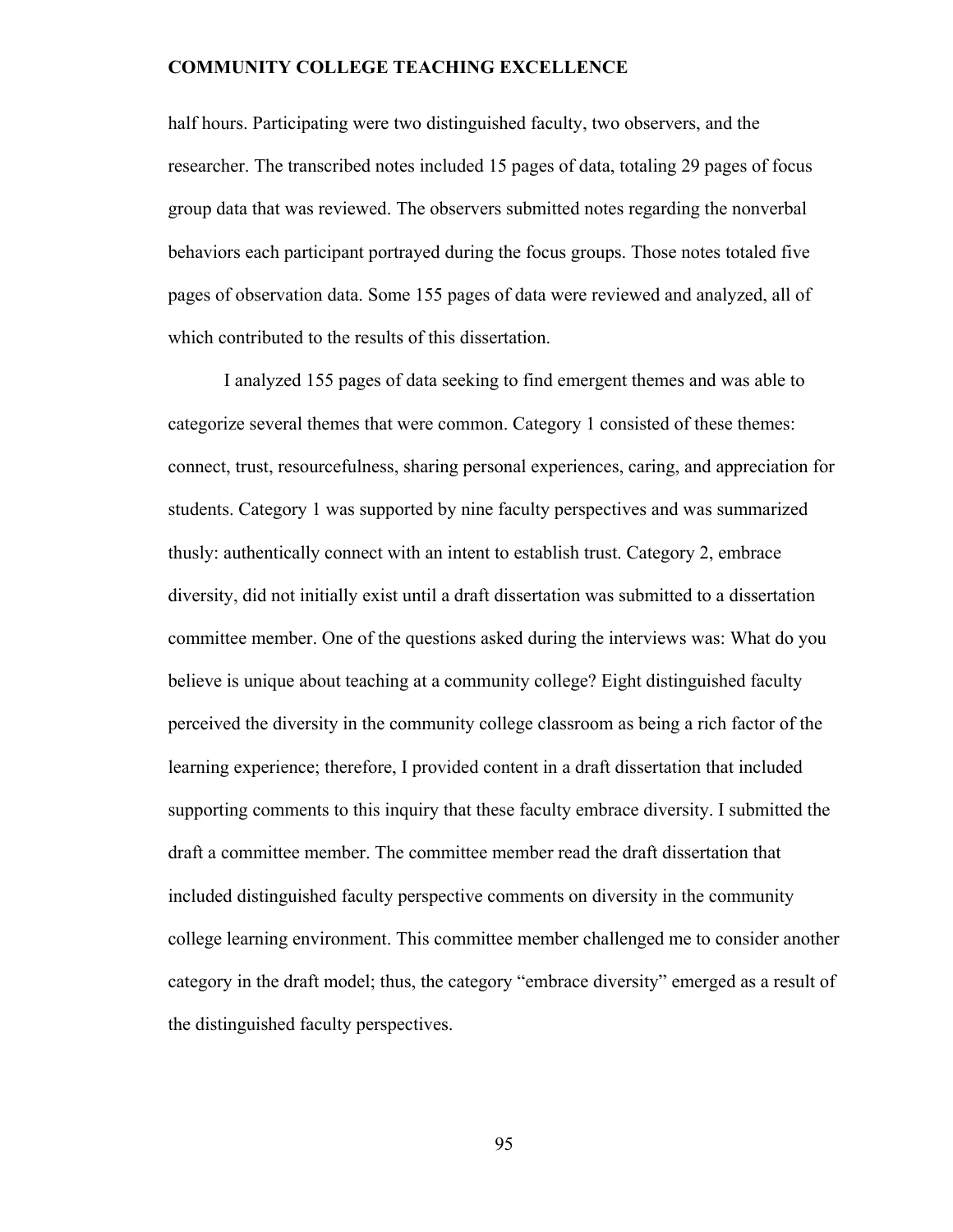half hours. Participating were two distinguished faculty, two observers, and the researcher. The transcribed notes included 15 pages of data, totaling 29 pages of focus group data that was reviewed. The observers submitted notes regarding the nonverbal behaviors each participant portrayed during the focus groups. Those notes totaled five pages of observation data. Some 155 pages of data were reviewed and analyzed, all of which contributed to the results of this dissertation.

I analyzed 155 pages of data seeking to find emergent themes and was able to categorize several themes that were common. Category 1 consisted of these themes: connect, trust, resourcefulness, sharing personal experiences, caring, and appreciation for students. Category 1 was supported by nine faculty perspectives and was summarized thusly: authentically connect with an intent to establish trust. Category 2, embrace diversity, did not initially exist until a draft dissertation was submitted to a dissertation committee member. One of the questions asked during the interviews was: What do you believe is unique about teaching at a community college? Eight distinguished faculty perceived the diversity in the community college classroom as being a rich factor of the learning experience; therefore, I provided content in a draft dissertation that included supporting comments to this inquiry that these faculty embrace diversity. I submitted the draft a committee member. The committee member read the draft dissertation that included distinguished faculty perspective comments on diversity in the community college learning environment. This committee member challenged me to consider another category in the draft model; thus, the category "embrace diversity" emerged as a result of the distinguished faculty perspectives.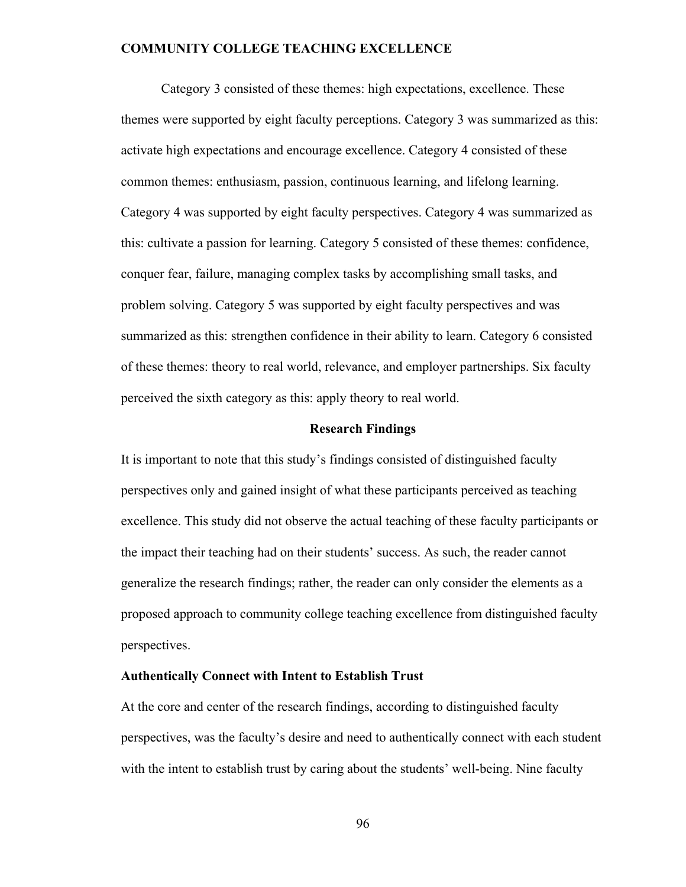Category 3 consisted of these themes: high expectations, excellence. These themes were supported by eight faculty perceptions. Category 3 was summarized as this: activate high expectations and encourage excellence. Category 4 consisted of these common themes: enthusiasm, passion, continuous learning, and lifelong learning. Category 4 was supported by eight faculty perspectives. Category 4 was summarized as this: cultivate a passion for learning. Category 5 consisted of these themes: confidence, conquer fear, failure, managing complex tasks by accomplishing small tasks, and problem solving. Category 5 was supported by eight faculty perspectives and was summarized as this: strengthen confidence in their ability to learn. Category 6 consisted of these themes: theory to real world, relevance, and employer partnerships. Six faculty perceived the sixth category as this: apply theory to real world.

## Research Findings

It is important to note that this study's findings consisted of distinguished faculty perspectives only and gained insight of what these participants perceived as teaching excellence. This study did not observe the actual teaching of these faculty participants or the impact their teaching had on their students' success. As such, the reader cannot generalize the research findings; rather, the reader can only consider the elements as a proposed approach to community college teaching excellence from distinguished faculty perspectives.

### Authentically Connect with Intent to Establish Trust

At the core and center of the research findings, according to distinguished faculty perspectives, was the faculty's desire and need to authentically connect with each student with the intent to establish trust by caring about the students' well-being. Nine faculty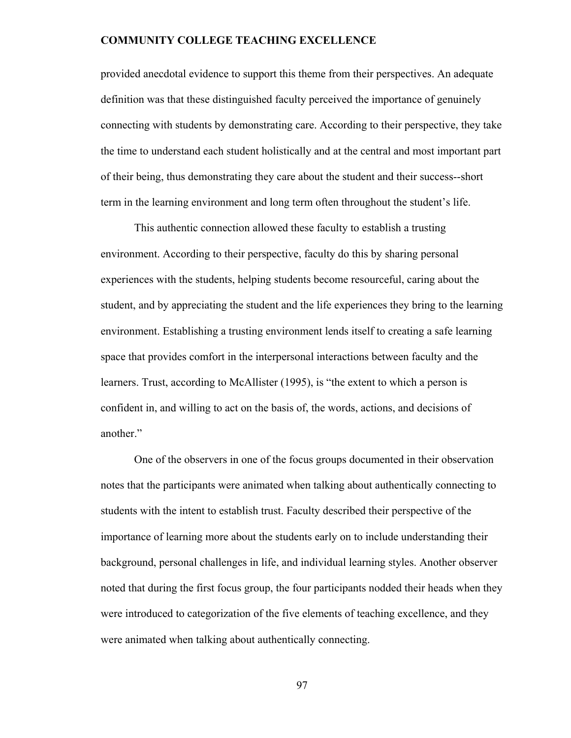provided anecdotal evidence to support this theme from their perspectives. An adequate definition was that these distinguished faculty perceived the importance of genuinely connecting with students by demonstrating care. According to their perspective, they take the time to understand each student holistically and at the central and most important part of their being, thus demonstrating they care about the student and their success--short term in the learning environment and long term often throughout the student's life.

This authentic connection allowed these faculty to establish a trusting environment. According to their perspective, faculty do this by sharing personal experiences with the students, helping students become resourceful, caring about the student, and by appreciating the student and the life experiences they bring to the learning environment. Establishing a trusting environment lends itself to creating a safe learning space that provides comfort in the interpersonal interactions between faculty and the learners. Trust, according to McAllister (1995), is "the extent to which a person is confident in, and willing to act on the basis of, the words, actions, and decisions of another."

One of the observers in one of the focus groups documented in their observation notes that the participants were animated when talking about authentically connecting to students with the intent to establish trust. Faculty described their perspective of the importance of learning more about the students early on to include understanding their background, personal challenges in life, and individual learning styles. Another observer noted that during the first focus group, the four participants nodded their heads when they were introduced to categorization of the five elements of teaching excellence, and they were animated when talking about authentically connecting.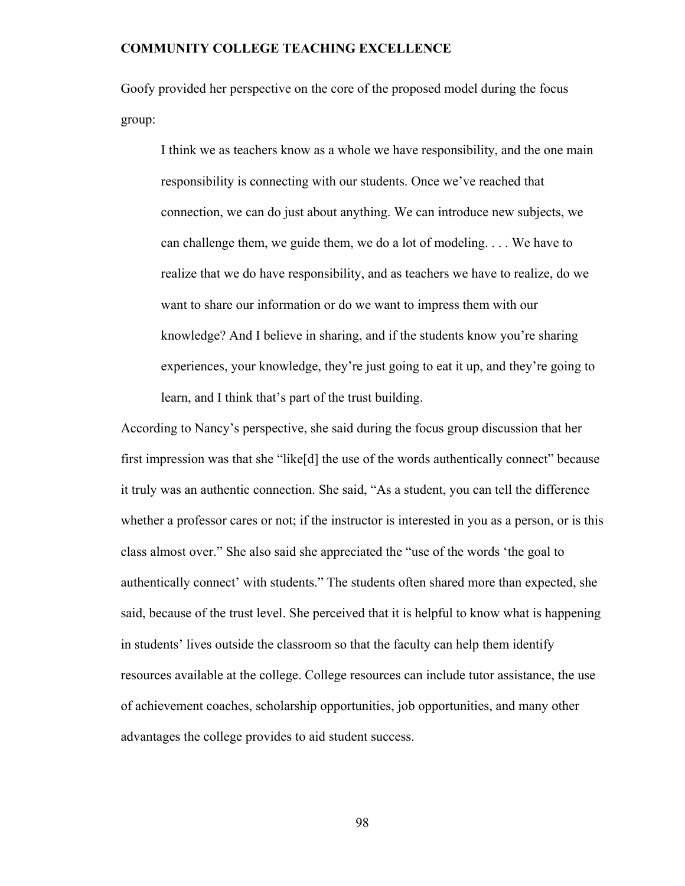Goofy provided her perspective on the core of the proposed model during the focus group:

> I think we as teachers know as a whole we have responsibility, and the one main responsibility is connecting with our students. Once we've reached that connection, we can do just about anything. We can introduce new subjects, we can challenge them, we guide them, we do a lot of modeling. . . . We have to realize that we do have responsibility, and as teachers we have to realize, do we want to share our information or do we want to impress them with our knowledge? And I believe in sharing, and if the students know you're sharing experiences, your knowledge, they're just going to eat it up, and they're going to learn, and I think that's part of the trust building.

According to Nancy's perspective, she said during the focus group discussion that her first impression was that she "like[d] the use of the words authentically connect" because it truly was an authentic connection. She said, "As a student, you can tell the difference whether a professor cares or not; if the instructor is interested in you as a person, or is this class almost over." She also said she appreciated the "use of the words 'the goal to authentically connect' with students." The students often shared more than expected, she said, because of the trust level. She perceived that it is helpful to know what is happening in students' lives outside the classroom so that the faculty can help them identify resources available at the college. College resources can include tutor assistance, the use of achievement coaches, scholarship opportunities, job opportunities, and many other advantages the college provides to aid student success.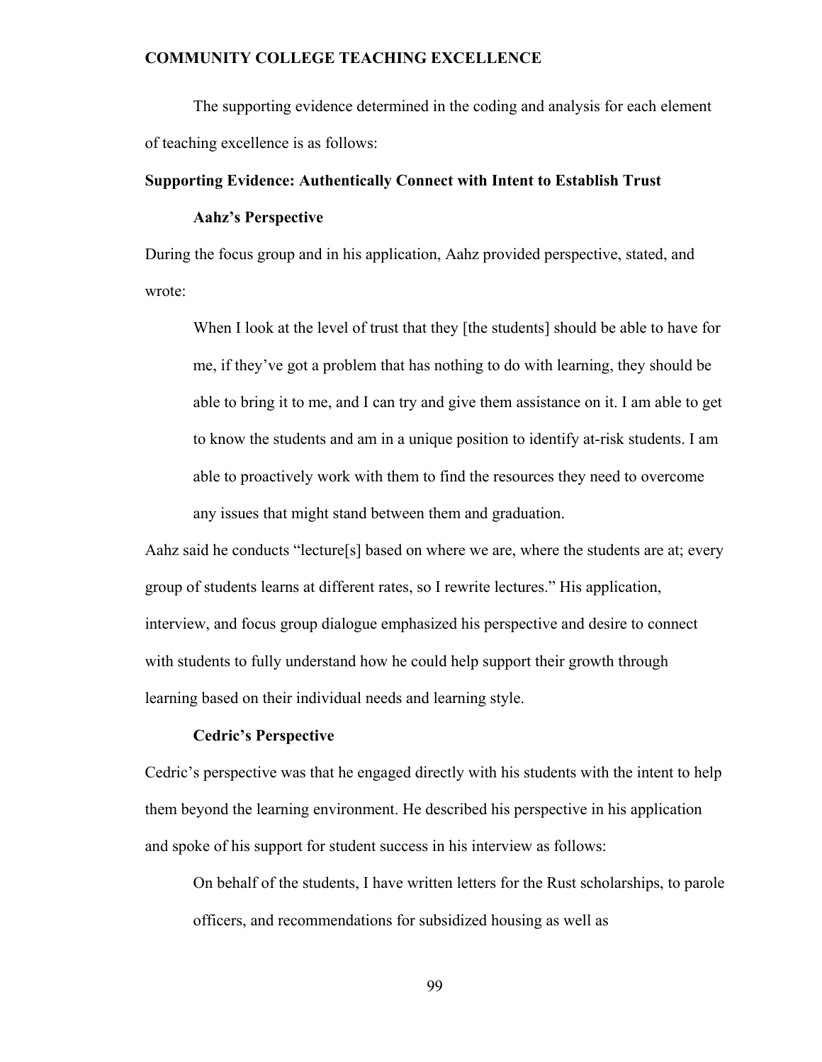The supporting evidence determined in the coding and analysis for each element of teaching excellence is as follows:

## Supporting Evidence: Authentically Connect with Intent to Establish Trust

### Aahz's Perspective

During the focus group and in his application, Aahz provided perspective, stated, and wrote:

> When I look at the level of trust that they [the students] should be able to have for me, if they've got a problem that has nothing to do with learning, they should be able to bring it to me, and I can try and give them assistance on it. I am able to get to know the students and am in a unique position to identify at-risk students. I am able to proactively work with them to find the resources they need to overcome any issues that might stand between them and graduation.

Aahz said he conducts "lecture[s] based on where we are, where the students are at; every group of students learns at different rates, so I rewrite lectures." His application, interview, and focus group dialogue emphasized his perspective and desire to connect with students to fully understand how he could help support their growth through learning based on their individual needs and learning style.

### Cedric's Perspective

Cedric's perspective was that he engaged directly with his students with the intent to help them beyond the learning environment. He described his perspective in his application and spoke of his support for student success in his interview as follows:

> On behalf of the students, I have written letters for the Rust scholarships, to parole officers, and recommendations for subsidized housing as well as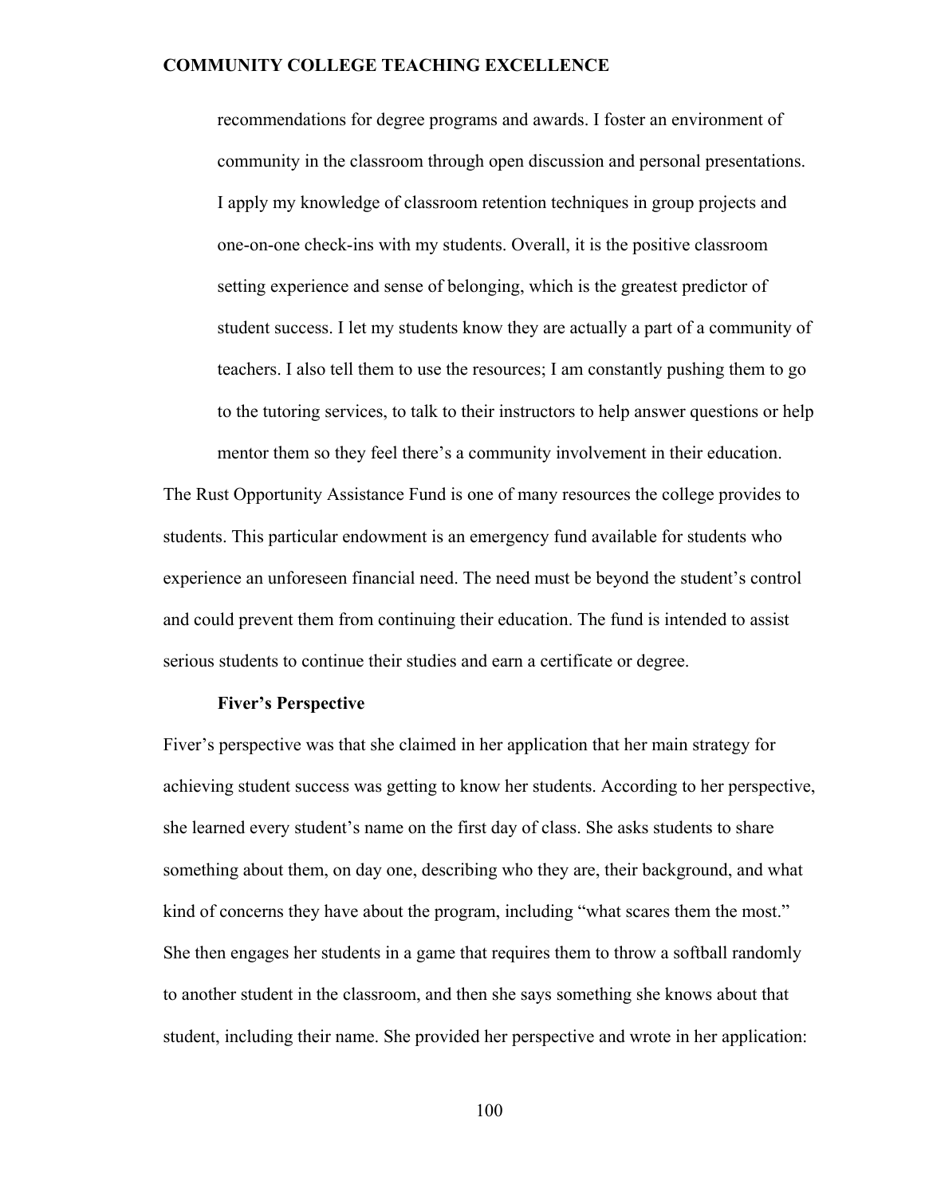> recommendations for degree programs and awards. I foster an environment of community in the classroom through open discussion and personal presentations. I apply my knowledge of classroom retention techniques in group projects and one-on-one check-ins with my students. Overall, it is the positive classroom setting experience and sense of belonging, which is the greatest predictor of student success. I let my students know they are actually a part of a community of teachers. I also tell them to use the resources; I am constantly pushing them to go to the tutoring services, to talk to their instructors to help answer questions or help mentor them so they feel there's a community involvement in their education.

The Rust Opportunity Assistance Fund is one of many resources the college provides to students. This particular endowment is an emergency fund available for students who experience an unforeseen financial need. The need must be beyond the student's control and could prevent them from continuing their education. The fund is intended to assist serious students to continue their studies and earn a certificate or degree.

**Fiver's Perspective**

Fiver's perspective was that she claimed in her application that her main strategy for achieving student success was getting to know her students. According to her perspective, she learned every student's name on the first day of class. She asks students to share something about them, on day one, describing who they are, their background, and what kind of concerns they have about the program, including "what scares them the most." She then engages her students in a game that requires them to throw a softball randomly to another student in the classroom, and then she says something she knows about that student, including their name. She provided her perspective and wrote in her application: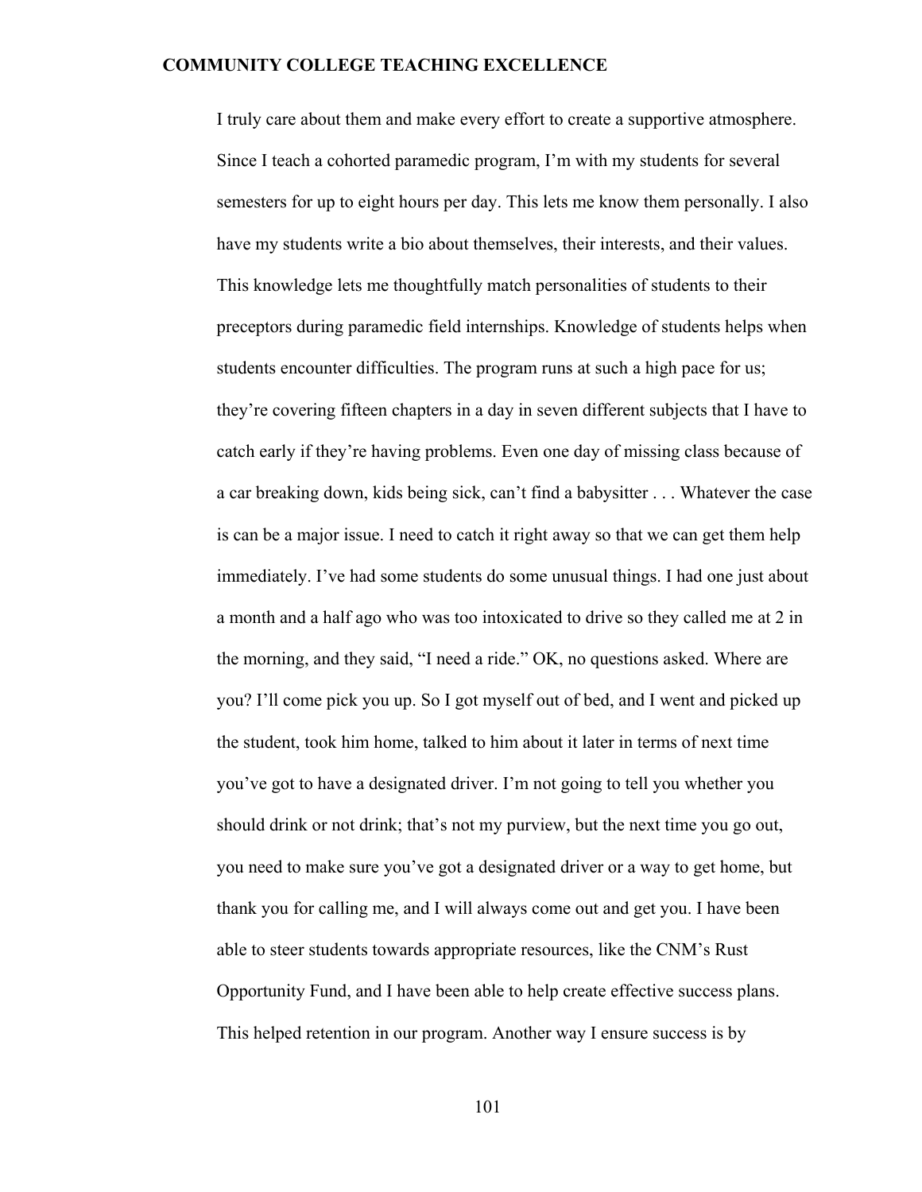I truly care about them and make every effort to create a supportive atmosphere. Since I teach a cohorted paramedic program, I'm with my students for several semesters for up to eight hours per day. This lets me know them personally. I also have my students write a bio about themselves, their interests, and their values. This knowledge lets me thoughtfully match personalities of students to their preceptors during paramedic field internships. Knowledge of students helps when students encounter difficulties. The program runs at such a high pace for us; they're covering fifteen chapters in a day in seven different subjects that I have to catch early if they're having problems. Even one day of missing class because of a car breaking down, kids being sick, can't find a babysitter . . . Whatever the case is can be a major issue. I need to catch it right away so that we can get them help immediately. I've had some students do some unusual things. I had one just about a month and a half ago who was too intoxicated to drive so they called me at 2 in the morning, and they said, "I need a ride." OK, no questions asked. Where are you? I'll come pick you up. So I got myself out of bed, and I went and picked up the student, took him home, talked to him about it later in terms of next time you've got to have a designated driver. I'm not going to tell you whether you should drink or not drink; that's not my purview, but the next time you go out, you need to make sure you've got a designated driver or a way to get home, but thank you for calling me, and I will always come out and get you. I have been able to steer students towards appropriate resources, like the CNM's Rust Opportunity Fund, and I have been able to help create effective success plans. This helped retention in our program. Another way I ensure success is by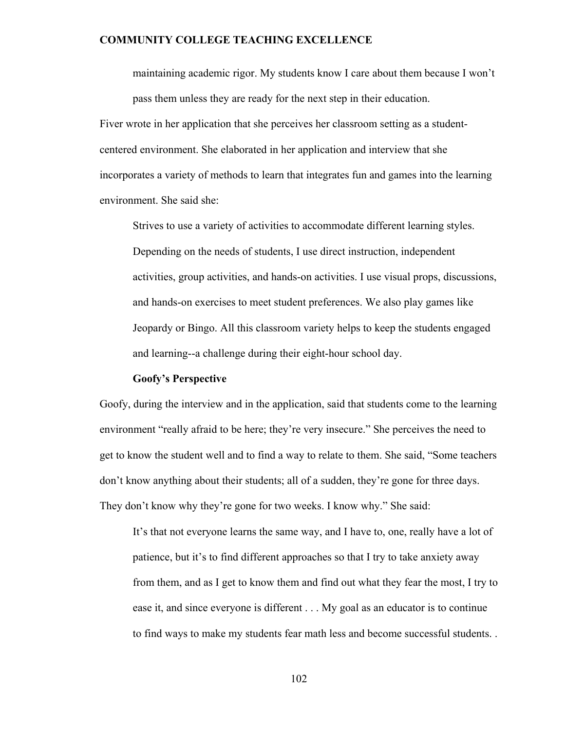> maintaining academic rigor. My students know I care about them because I won't pass them unless they are ready for the next step in their education.

Fiver wrote in her application that she perceives her classroom setting as a student-centered environment. She elaborated in her application and interview that she incorporates a variety of methods to learn that integrates fun and games into the learning environment. She said she:

> Strives to use a variety of activities to accommodate different learning styles. Depending on the needs of students, I use direct instruction, independent activities, group activities, and hands-on activities. I use visual props, discussions, and hands-on exercises to meet student preferences. We also play games like Jeopardy or Bingo. All this classroom variety helps to keep the students engaged and learning--a challenge during their eight-hour school day.

### Goofy's Perspective

Goofy, during the interview and in the application, said that students come to the learning environment "really afraid to be here; they're very insecure." She perceives the need to get to know the student well and to find a way to relate to them. She said, "Some teachers don't know anything about their students; all of a sudden, they're gone for three days. They don't know why they're gone for two weeks. I know why." She said:

> It's that not everyone learns the same way, and I have to, one, really have a lot of patience, but it's to find different approaches so that I try to take anxiety away from them, and as I get to know them and find out what they fear the most, I try to ease it, and since everyone is different . . . My goal as an educator is to continue to find ways to make my students fear math less and become successful students. .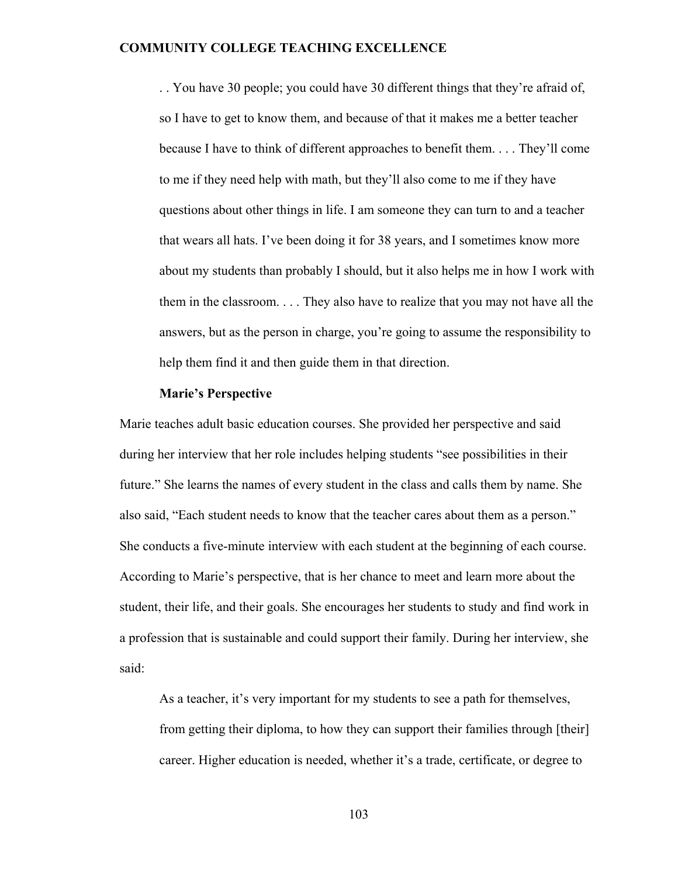> . . You have 30 people; you could have 30 different things that they're afraid of, so I have to get to know them, and because of that it makes me a better teacher because I have to think of different approaches to benefit them. . . . They'll come to me if they need help with math, but they'll also come to me if they have questions about other things in life. I am someone they can turn to and a teacher that wears all hats. I've been doing it for 38 years, and I sometimes know more about my students than probably I should, but it also helps me in how I work with them in the classroom. . . . They also have to realize that you may not have all the answers, but as the person in charge, you're going to assume the responsibility to help them find it and then guide them in that direction.

**Marie's Perspective**

Marie teaches adult basic education courses. She provided her perspective and said during her interview that her role includes helping students "see possibilities in their future." She learns the names of every student in the class and calls them by name. She also said, "Each student needs to know that the teacher cares about them as a person." She conducts a five-minute interview with each student at the beginning of each course. According to Marie's perspective, that is her chance to meet and learn more about the student, their life, and their goals. She encourages her students to study and find work in a profession that is sustainable and could support their family. During her interview, she said:

> As a teacher, it's very important for my students to see a path for themselves, from getting their diploma, to how they can support their families through [their] career. Higher education is needed, whether it's a trade, certificate, or degree to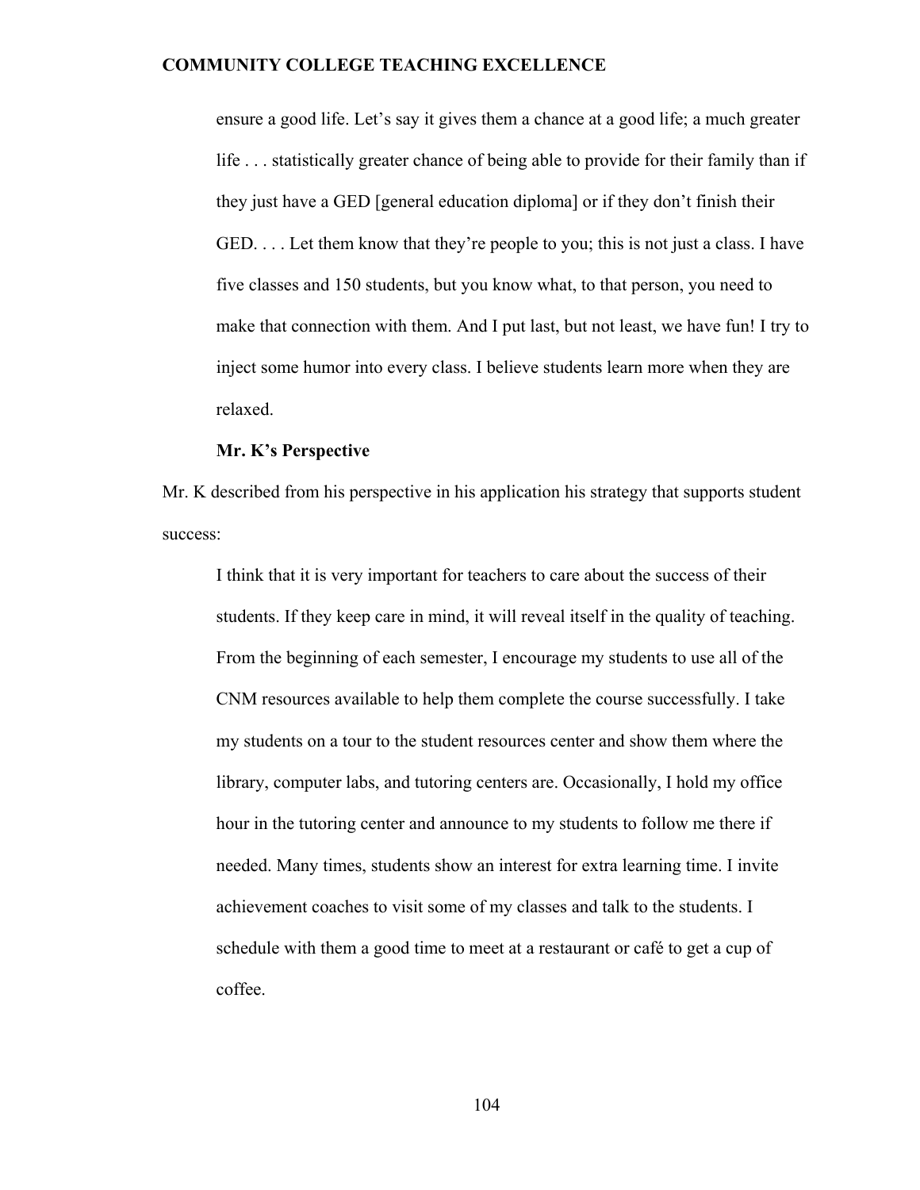> ensure a good life. Let's say it gives them a chance at a good life; a much greater life . . . statistically greater chance of being able to provide for their family than if they just have a GED [general education diploma] or if they don't finish their GED. . . . Let them know that they're people to you; this is not just a class. I have five classes and 150 students, but you know what, to that person, you need to make that connection with them. And I put last, but not least, we have fun! I try to inject some humor into every class. I believe students learn more when they are relaxed.

**Mr. K's Perspective**

Mr. K described from his perspective in his application his strategy that supports student success:

> I think that it is very important for teachers to care about the success of their students. If they keep care in mind, it will reveal itself in the quality of teaching. From the beginning of each semester, I encourage my students to use all of the CNM resources available to help them complete the course successfully. I take my students on a tour to the student resources center and show them where the library, computer labs, and tutoring centers are. Occasionally, I hold my office hour in the tutoring center and announce to my students to follow me there if needed. Many times, students show an interest for extra learning time. I invite achievement coaches to visit some of my classes and talk to the students. I schedule with them a good time to meet at a restaurant or café to get a cup of coffee.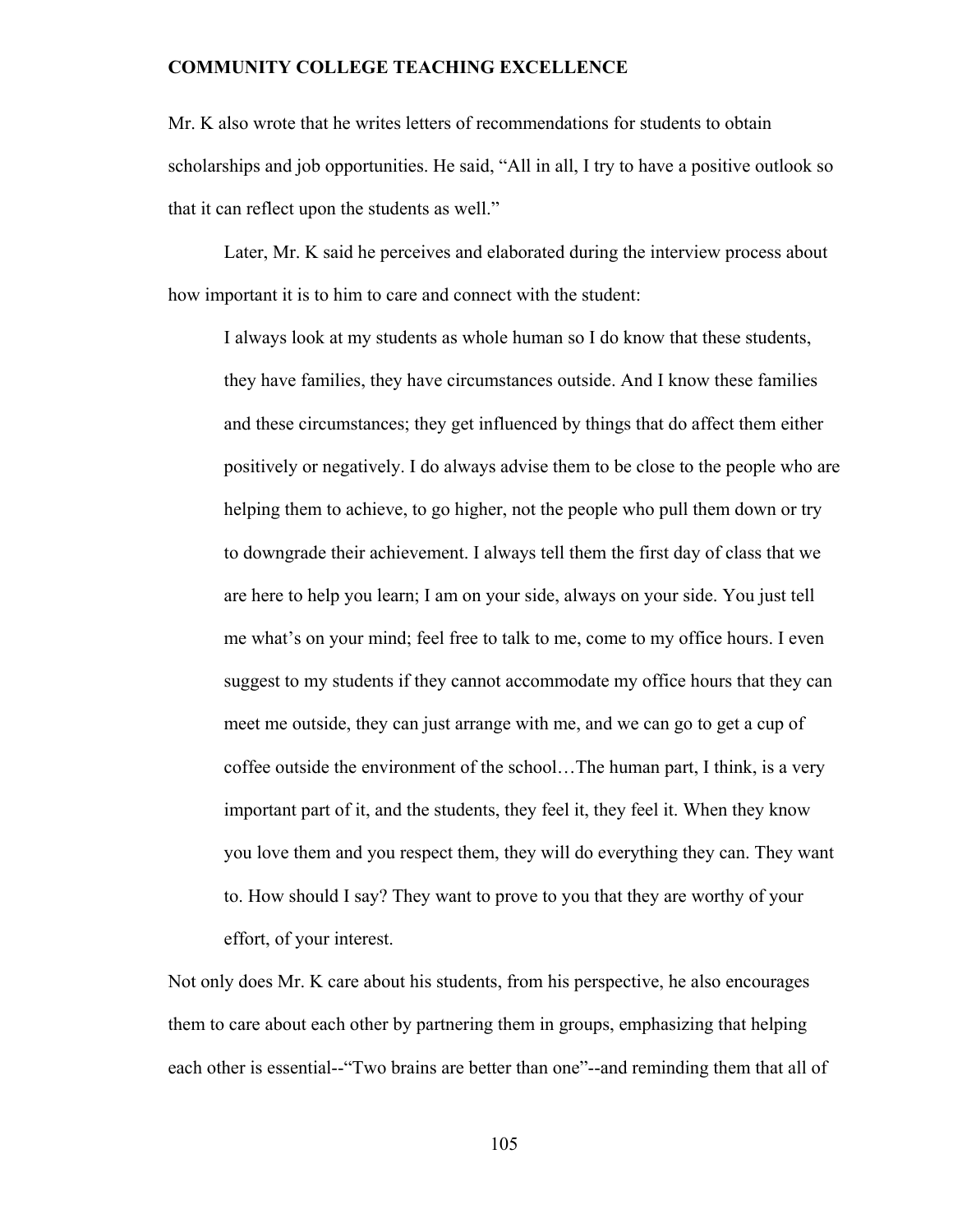Mr. K also wrote that he writes letters of recommendations for students to obtain scholarships and job opportunities. He said, “All in all, I try to have a positive outlook so that it can reflect upon the students as well.”

Later, Mr. K said he perceives and elaborated during the interview process about how important it is to him to care and connect with the student:

> I always look at my students as whole human so I do know that these students, they have families, they have circumstances outside. And I know these families and these circumstances; they get influenced by things that do affect them either positively or negatively. I do always advise them to be close to the people who are helping them to achieve, to go higher, not the people who pull them down or try to downgrade their achievement. I always tell them the first day of class that we are here to help you learn; I am on your side, always on your side. You just tell me what’s on your mind; feel free to talk to me, come to my office hours. I even suggest to my students if they cannot accommodate my office hours that they can meet me outside, they can just arrange with me, and we can go to get a cup of coffee outside the environment of the school…The human part, I think, is a very important part of it, and the students, they feel it, they feel it. When they know you love them and you respect them, they will do everything they can. They want to. How should I say? They want to prove to you that they are worthy of your effort, of your interest.

Not only does Mr. K care about his students, from his perspective, he also encourages them to care about each other by partnering them in groups, emphasizing that helping each other is essential--“Two brains are better than one”--and reminding them that all of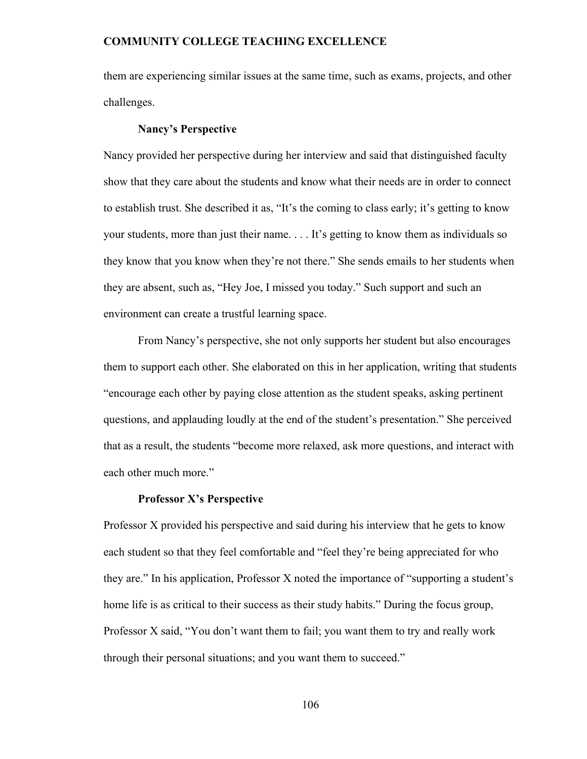them are experiencing similar issues at the same time, such as exams, projects, and other challenges.

### Nancy's Perspective

Nancy provided her perspective during her interview and said that distinguished faculty show that they care about the students and know what their needs are in order to connect to establish trust. She described it as, "It's the coming to class early; it's getting to know your students, more than just their name. . . . It's getting to know them as individuals so they know that you know when they're not there." She sends emails to her students when they are absent, such as, "Hey Joe, I missed you today." Such support and such an environment can create a trustful learning space.

From Nancy's perspective, she not only supports her student but also encourages them to support each other. She elaborated on this in her application, writing that students "encourage each other by paying close attention as the student speaks, asking pertinent questions, and applauding loudly at the end of the student's presentation." She perceived that as a result, the students "become more relaxed, ask more questions, and interact with each other much more."

### Professor X's Perspective

Professor X provided his perspective and said during his interview that he gets to know each student so that they feel comfortable and "feel they're being appreciated for who they are." In his application, Professor X noted the importance of "supporting a student's home life is as critical to their success as their study habits." During the focus group, Professor X said, "You don't want them to fail; you want them to try and really work through their personal situations; and you want them to succeed."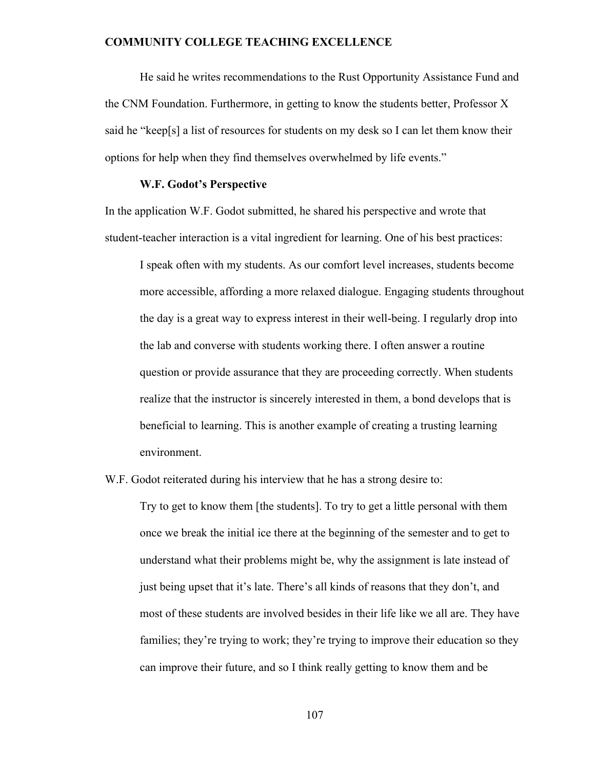He said he writes recommendations to the Rust Opportunity Assistance Fund and the CNM Foundation. Furthermore, in getting to know the students better, Professor X said he "keep[s] a list of resources for students on my desk so I can let them know their options for help when they find themselves overwhelmed by life events."

**W.F. Godot's Perspective**

In the application W.F. Godot submitted, he shared his perspective and wrote that student-teacher interaction is a vital ingredient for learning. One of his best practices:

> I speak often with my students. As our comfort level increases, students become more accessible, affording a more relaxed dialogue. Engaging students throughout the day is a great way to express interest in their well-being. I regularly drop into the lab and converse with students working there. I often answer a routine question or provide assurance that they are proceeding correctly. When students realize that the instructor is sincerely interested in them, a bond develops that is beneficial to learning. This is another example of creating a trusting learning environment.

W.F. Godot reiterated during his interview that he has a strong desire to:

> Try to get to know them [the students]. To try to get a little personal with them once we break the initial ice there at the beginning of the semester and to get to understand what their problems might be, why the assignment is late instead of just being upset that it's late. There's all kinds of reasons that they don't, and most of these students are involved besides in their life like we all are. They have families; they're trying to work; they're trying to improve their education so they can improve their future, and so I think really getting to know them and be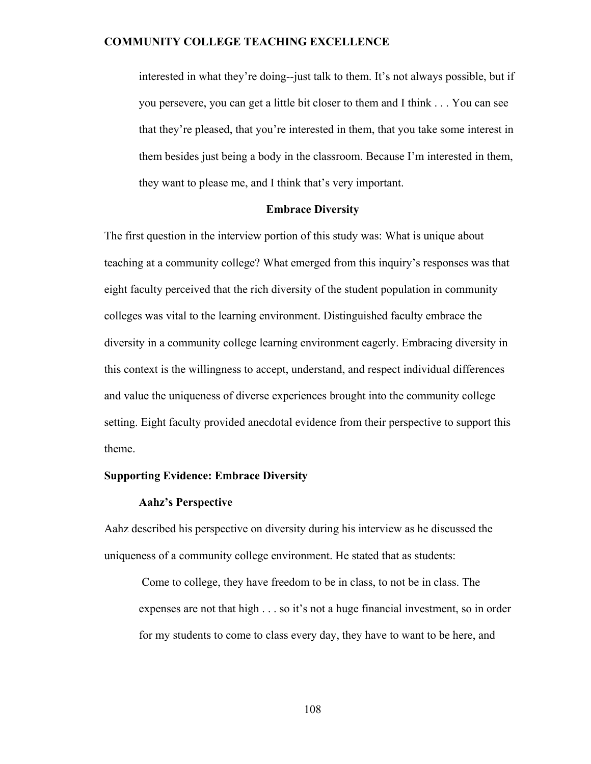> interested in what they're doing--just talk to them. It's not always possible, but if you persevere, you can get a little bit closer to them and I think . . . You can see that they're pleased, that you're interested in them, that you take some interest in them besides just being a body in the classroom. Because I'm interested in them, they want to please me, and I think that's very important.

## Embrace Diversity

The first question in the interview portion of this study was: What is unique about teaching at a community college? What emerged from this inquiry's responses was that eight faculty perceived that the rich diversity of the student population in community colleges was vital to the learning environment. Distinguished faculty embrace the diversity in a community college learning environment eagerly. Embracing diversity in this context is the willingness to accept, understand, and respect individual differences and value the uniqueness of diverse experiences brought into the community college setting. Eight faculty provided anecdotal evidence from their perspective to support this theme.

### Supporting Evidence: Embrace Diversity

#### Aahz's Perspective

Aahz described his perspective on diversity during his interview as he discussed the uniqueness of a community college environment. He stated that as students:

> Come to college, they have freedom to be in class, to not be in class. The expenses are not that high . . . so it's not a huge financial investment, so in order for my students to come to class every day, they have to want to be here, and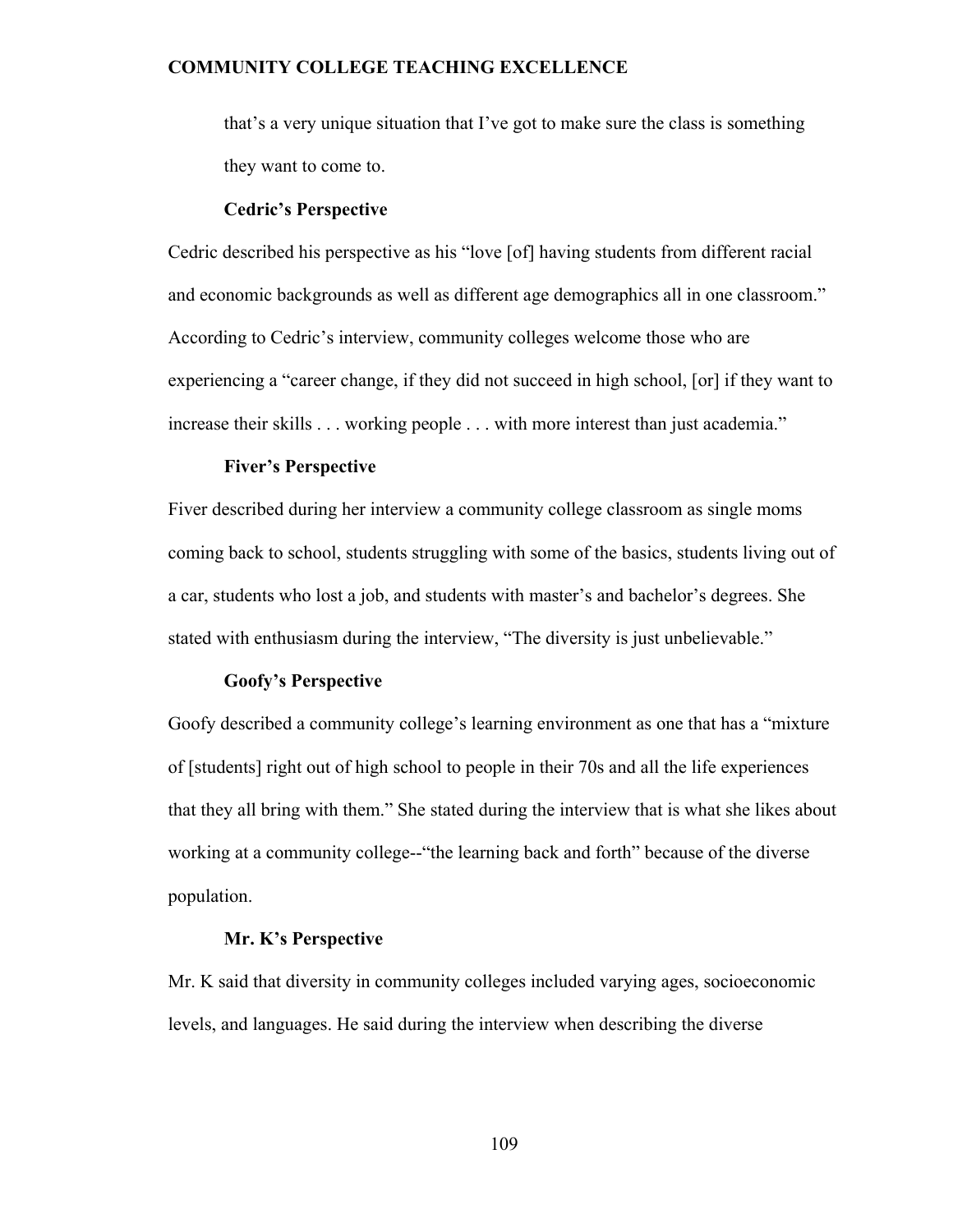> that's a very unique situation that I've got to make sure the class is something they want to come to.

### Cedric's Perspective

Cedric described his perspective as his "love [of] having students from different racial and economic backgrounds as well as different age demographics all in one classroom." According to Cedric's interview, community colleges welcome those who are experiencing a "career change, if they did not succeed in high school, [or] if they want to increase their skills . . . working people . . . with more interest than just academia."

### Fiver's Perspective

Fiver described during her interview a community college classroom as single moms coming back to school, students struggling with some of the basics, students living out of a car, students who lost a job, and students with master's and bachelor's degrees. She stated with enthusiasm during the interview, "The diversity is just unbelievable."

### Goofy's Perspective

Goofy described a community college's learning environment as one that has a "mixture of [students] right out of high school to people in their 70s and all the life experiences that they all bring with them." She stated during the interview that is what she likes about working at a community college--"the learning back and forth" because of the diverse population.

### Mr. K's Perspective

Mr. K said that diversity in community colleges included varying ages, socioeconomic levels, and languages. He said during the interview when describing the diverse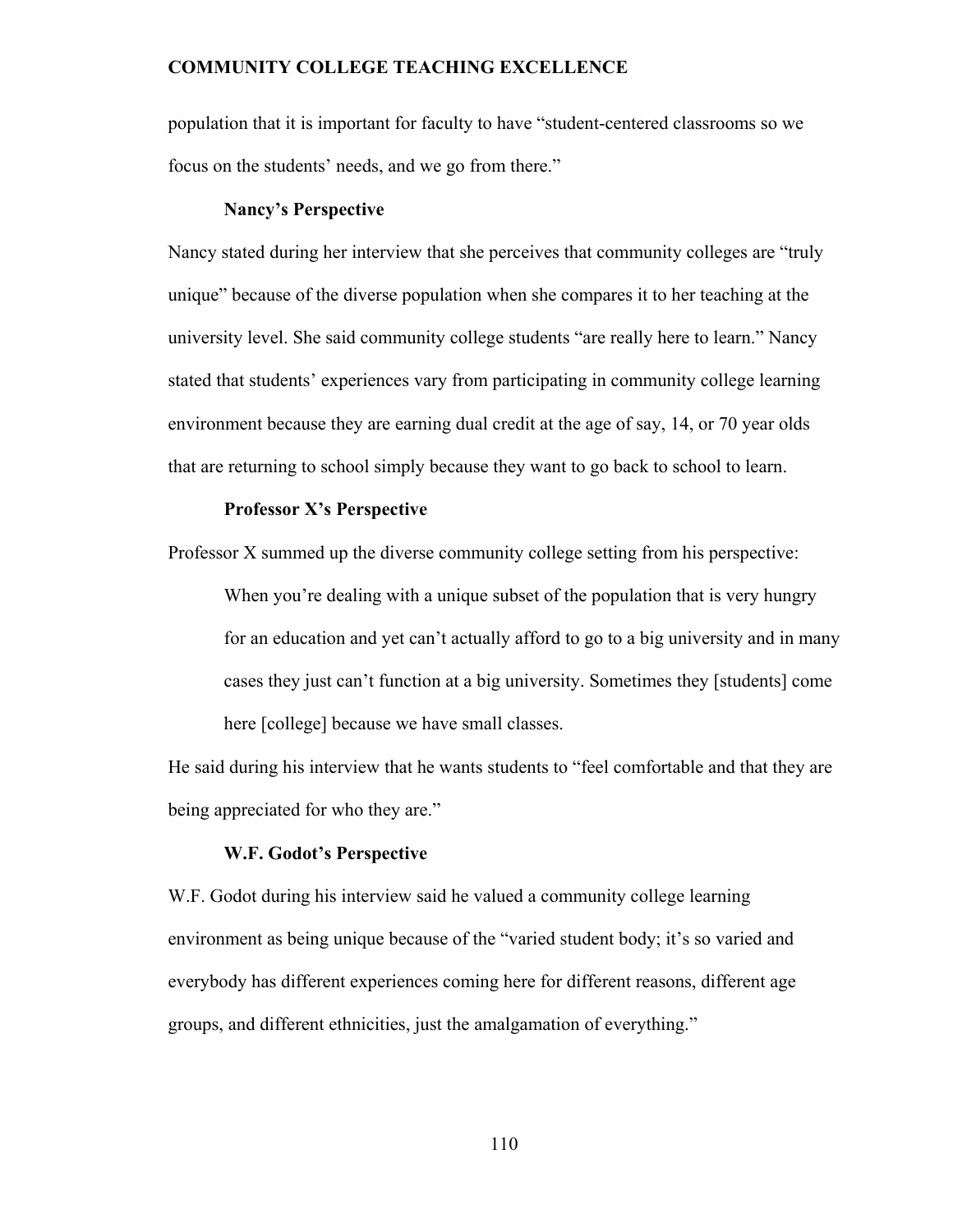population that it is important for faculty to have "student-centered classrooms so we focus on the students' needs, and we go from there."

### Nancy's Perspective

Nancy stated during her interview that she perceives that community colleges are "truly unique" because of the diverse population when she compares it to her teaching at the university level. She said community college students "are really here to learn." Nancy stated that students' experiences vary from participating in community college learning environment because they are earning dual credit at the age of say, 14, or 70 year olds that are returning to school simply because they want to go back to school to learn.

### Professor X's Perspective

Professor X summed up the diverse community college setting from his perspective:

> When you're dealing with a unique subset of the population that is very hungry for an education and yet can't actually afford to go to a big university and in many cases they just can't function at a big university. Sometimes they [students] come here [college] because we have small classes.

He said during his interview that he wants students to "feel comfortable and that they are being appreciated for who they are."

### W.F. Godot's Perspective

W.F. Godot during his interview said he valued a community college learning environment as being unique because of the "varied student body; it's so varied and everybody has different experiences coming here for different reasons, different age groups, and different ethnicities, just the amalgamation of everything."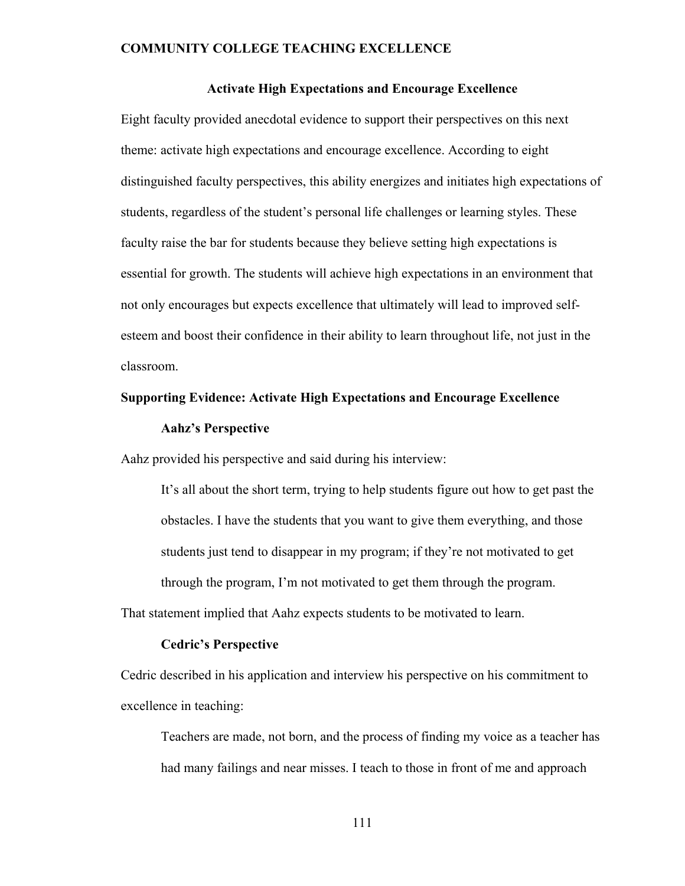## Activate High Expectations and Encourage Excellence

Eight faculty provided anecdotal evidence to support their perspectives on this next theme: activate high expectations and encourage excellence. According to eight distinguished faculty perspectives, this ability energizes and initiates high expectations of students, regardless of the student's personal life challenges or learning styles. These faculty raise the bar for students because they believe setting high expectations is essential for growth. The students will achieve high expectations in an environment that not only encourages but expects excellence that ultimately will lead to improved self-esteem and boost their confidence in their ability to learn throughout life, not just in the classroom.

### Supporting Evidence: Activate High Expectations and Encourage Excellence

#### Aahz's Perspective

Aahz provided his perspective and said during his interview:

> It's all about the short term, trying to help students figure out how to get past the obstacles. I have the students that you want to give them everything, and those students just tend to disappear in my program; if they're not motivated to get through the program, I'm not motivated to get them through the program.

That statement implied that Aahz expects students to be motivated to learn.

#### Cedric's Perspective

Cedric described in his application and interview his perspective on his commitment to excellence in teaching:

> Teachers are made, not born, and the process of finding my voice as a teacher has had many failings and near misses. I teach to those in front of me and approach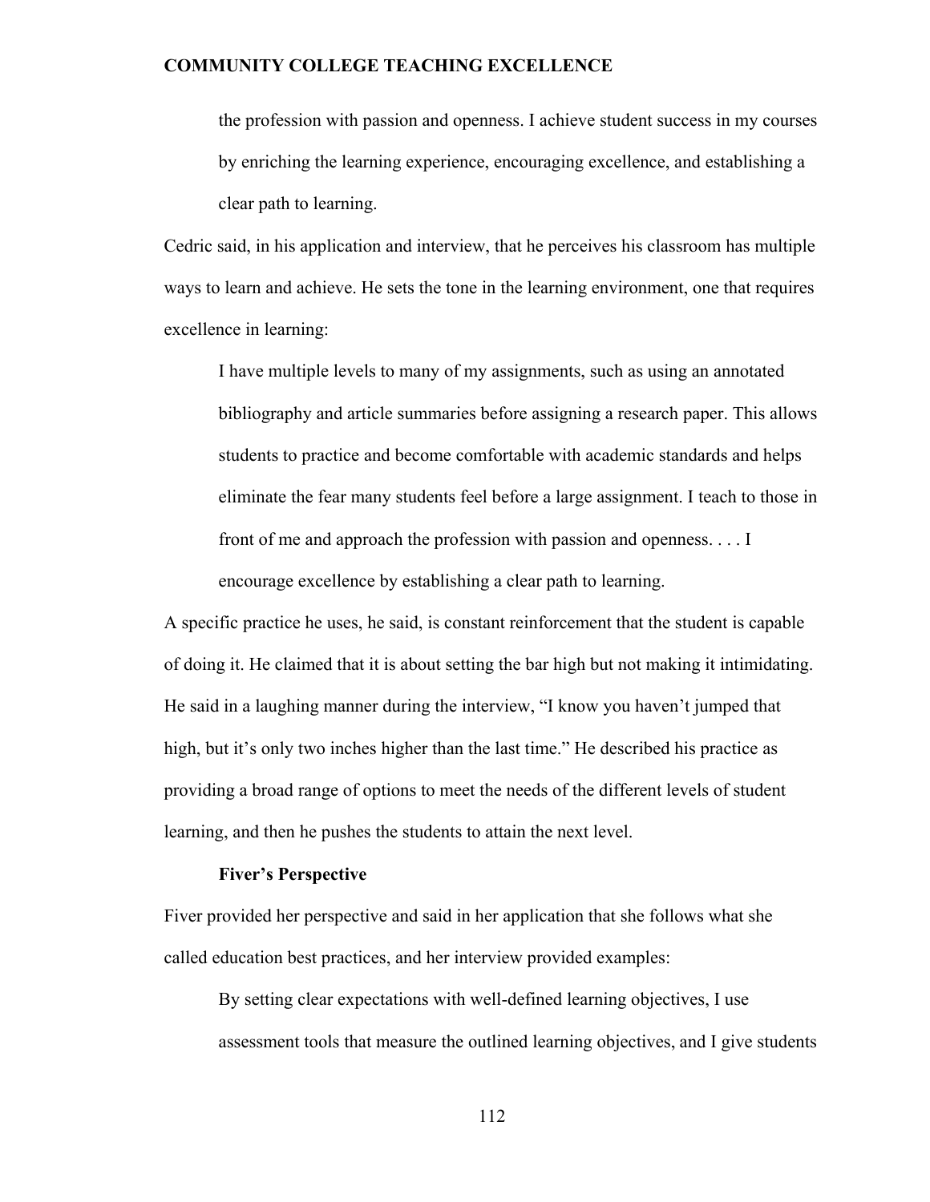> the profession with passion and openness. I achieve student success in my courses by enriching the learning experience, encouraging excellence, and establishing a clear path to learning.

Cedric said, in his application and interview, that he perceives his classroom has multiple ways to learn and achieve. He sets the tone in the learning environment, one that requires excellence in learning:

> I have multiple levels to many of my assignments, such as using an annotated bibliography and article summaries before assigning a research paper. This allows students to practice and become comfortable with academic standards and helps eliminate the fear many students feel before a large assignment. I teach to those in front of me and approach the profession with passion and openness. . . . I encourage excellence by establishing a clear path to learning.

A specific practice he uses, he said, is constant reinforcement that the student is capable of doing it. He claimed that it is about setting the bar high but not making it intimidating. He said in a laughing manner during the interview, "I know you haven't jumped that high, but it's only two inches higher than the last time." He described his practice as providing a broad range of options to meet the needs of the different levels of student learning, and then he pushes the students to attain the next level.

### Fiver's Perspective

Fiver provided her perspective and said in her application that she follows what she called education best practices, and her interview provided examples:

> By setting clear expectations with well-defined learning objectives, I use assessment tools that measure the outlined learning objectives, and I give students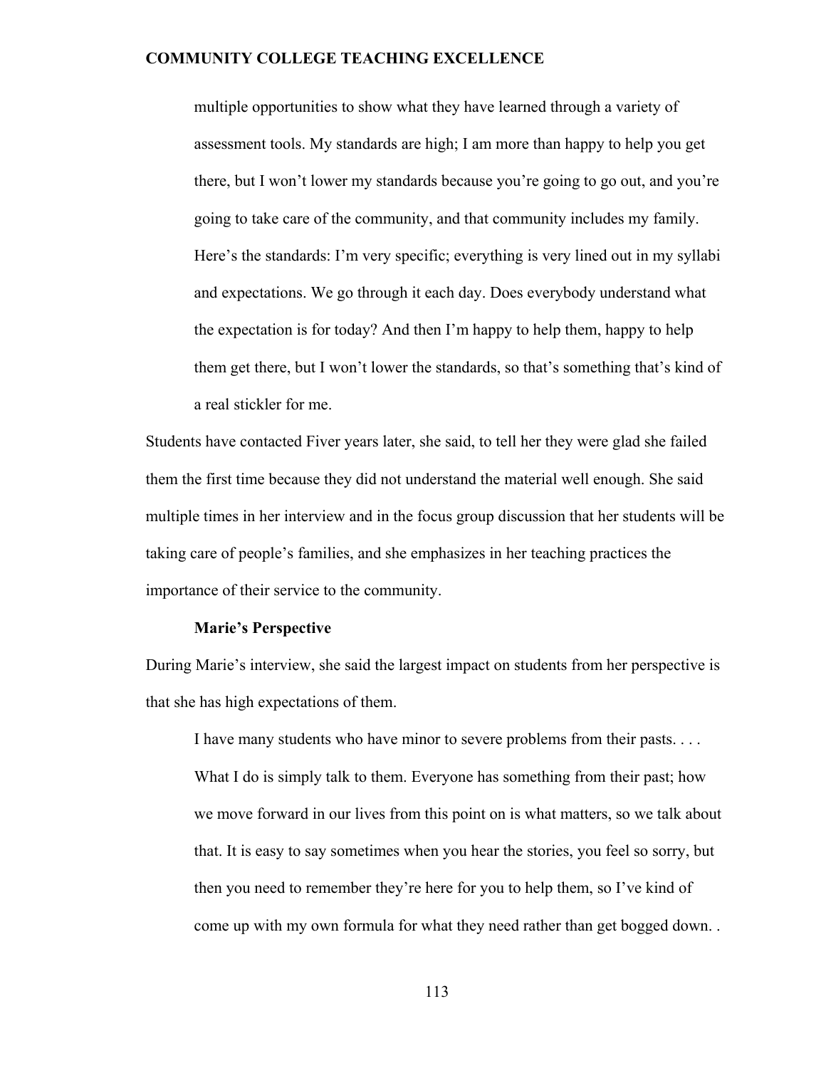> multiple opportunities to show what they have learned through a variety of assessment tools. My standards are high; I am more than happy to help you get there, but I won't lower my standards because you're going to go out, and you're going to take care of the community, and that community includes my family. Here's the standards: I'm very specific; everything is very lined out in my syllabi and expectations. We go through it each day. Does everybody understand what the expectation is for today? And then I'm happy to help them, happy to help them get there, but I won't lower the standards, so that's something that's kind of a real stickler for me.

Students have contacted Fiver years later, she said, to tell her they were glad she failed them the first time because they did not understand the material well enough. She said multiple times in her interview and in the focus group discussion that her students will be taking care of people's families, and she emphasizes in her teaching practices the importance of their service to the community.

### Marie's Perspective

During Marie's interview, she said the largest impact on students from her perspective is that she has high expectations of them.

> I have many students who have minor to severe problems from their pasts. . . . What I do is simply talk to them. Everyone has something from their past; how we move forward in our lives from this point on is what matters, so we talk about that. It is easy to say sometimes when you hear the stories, you feel so sorry, but then you need to remember they're here for you to help them, so I've kind of come up with my own formula for what they need rather than get bogged down. .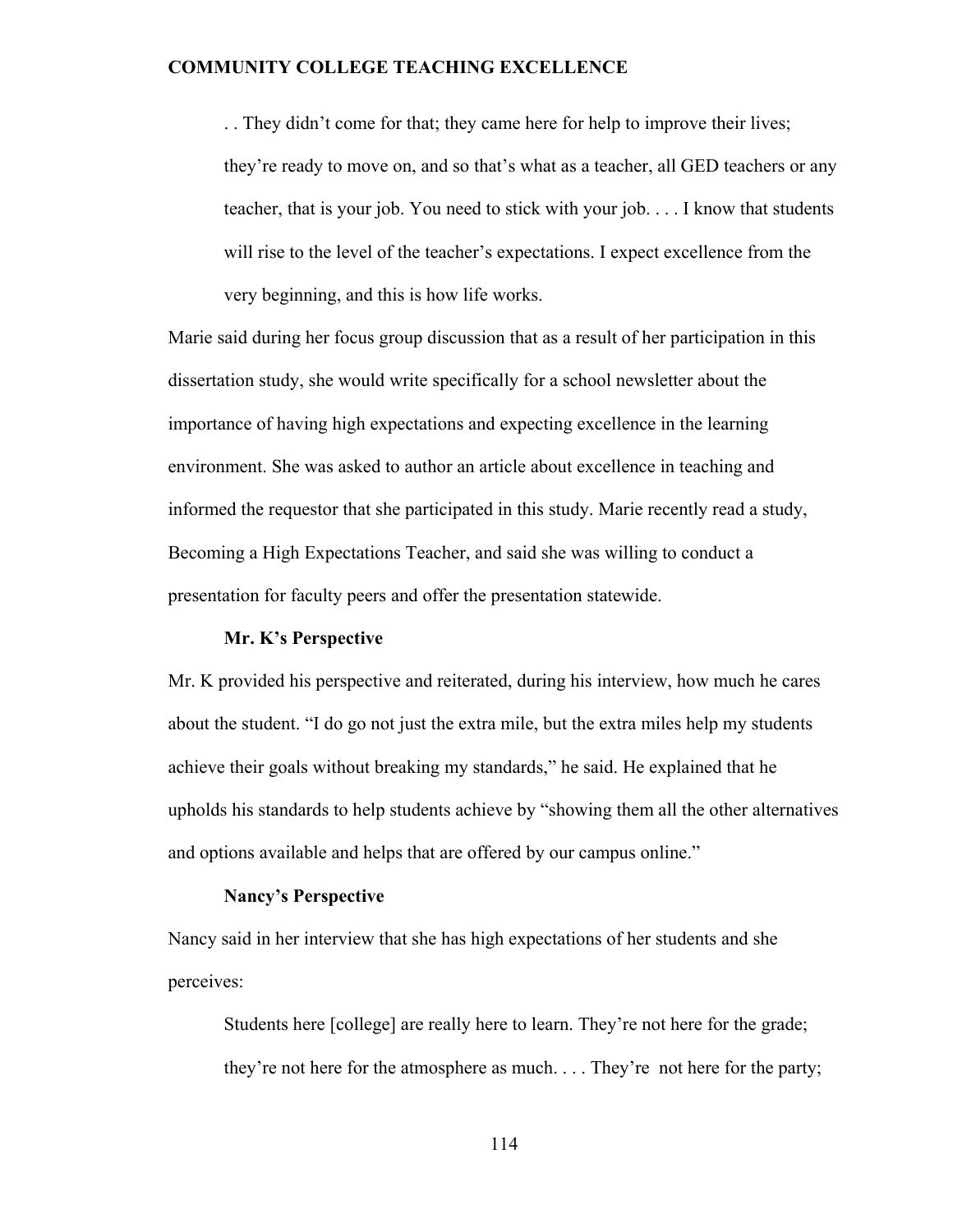> . . They didn't come for that; they came here for help to improve their lives; they're ready to move on, and so that's what as a teacher, all GED teachers or any teacher, that is your job. You need to stick with your job. . . . I know that students will rise to the level of the teacher's expectations. I expect excellence from the very beginning, and this is how life works.

Marie said during her focus group discussion that as a result of her participation in this dissertation study, she would write specifically for a school newsletter about the importance of having high expectations and expecting excellence in the learning environment. She was asked to author an article about excellence in teaching and informed the requestor that she participated in this study. Marie recently read a study, Becoming a High Expectations Teacher, and said she was willing to conduct a presentation for faculty peers and offer the presentation statewide.

**Mr. K's Perspective**

Mr. K provided his perspective and reiterated, during his interview, how much he cares about the student. "I do go not just the extra mile, but the extra miles help my students achieve their goals without breaking my standards," he said. He explained that he upholds his standards to help students achieve by "showing them all the other alternatives and options available and helps that are offered by our campus online."

**Nancy's Perspective**

Nancy said in her interview that she has high expectations of her students and she perceives:

> Students here [college] are really here to learn. They're not here for the grade; they're not here for the atmosphere as much. . . . They're not here for the party;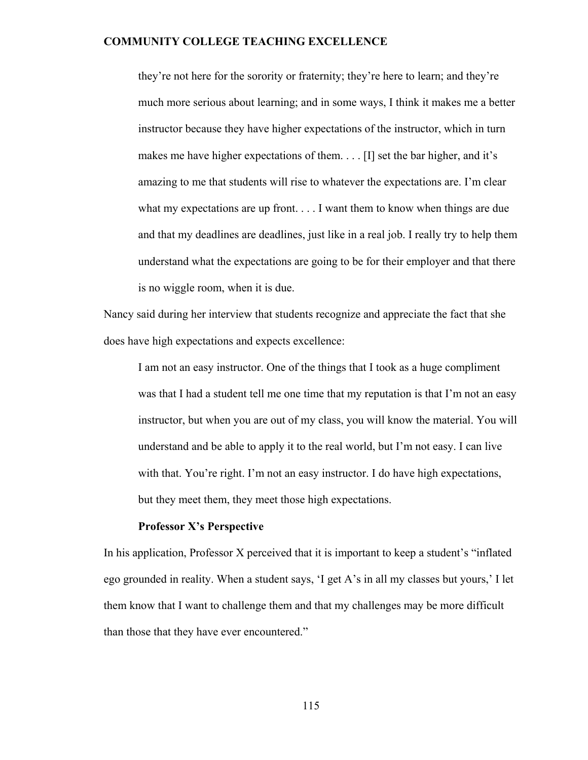> they're not here for the sorority or fraternity; they're here to learn; and they're much more serious about learning; and in some ways, I think it makes me a better instructor because they have higher expectations of the instructor, which in turn makes me have higher expectations of them. . . . [I] set the bar higher, and it's amazing to me that students will rise to whatever the expectations are. I'm clear what my expectations are up front. . . . I want them to know when things are due and that my deadlines are deadlines, just like in a real job. I really try to help them understand what the expectations are going to be for their employer and that there is no wiggle room, when it is due.

Nancy said during her interview that students recognize and appreciate the fact that she does have high expectations and expects excellence:

> I am not an easy instructor. One of the things that I took as a huge compliment was that I had a student tell me one time that my reputation is that I'm not an easy instructor, but when you are out of my class, you will know the material. You will understand and be able to apply it to the real world, but I'm not easy. I can live with that. You're right. I'm not an easy instructor. I do have high expectations, but they meet them, they meet those high expectations.

**Professor X's Perspective**

In his application, Professor X perceived that it is important to keep a student's "inflated ego grounded in reality. When a student says, 'I get A's in all my classes but yours,' I let them know that I want to challenge them and that my challenges may be more difficult than those that they have ever encountered."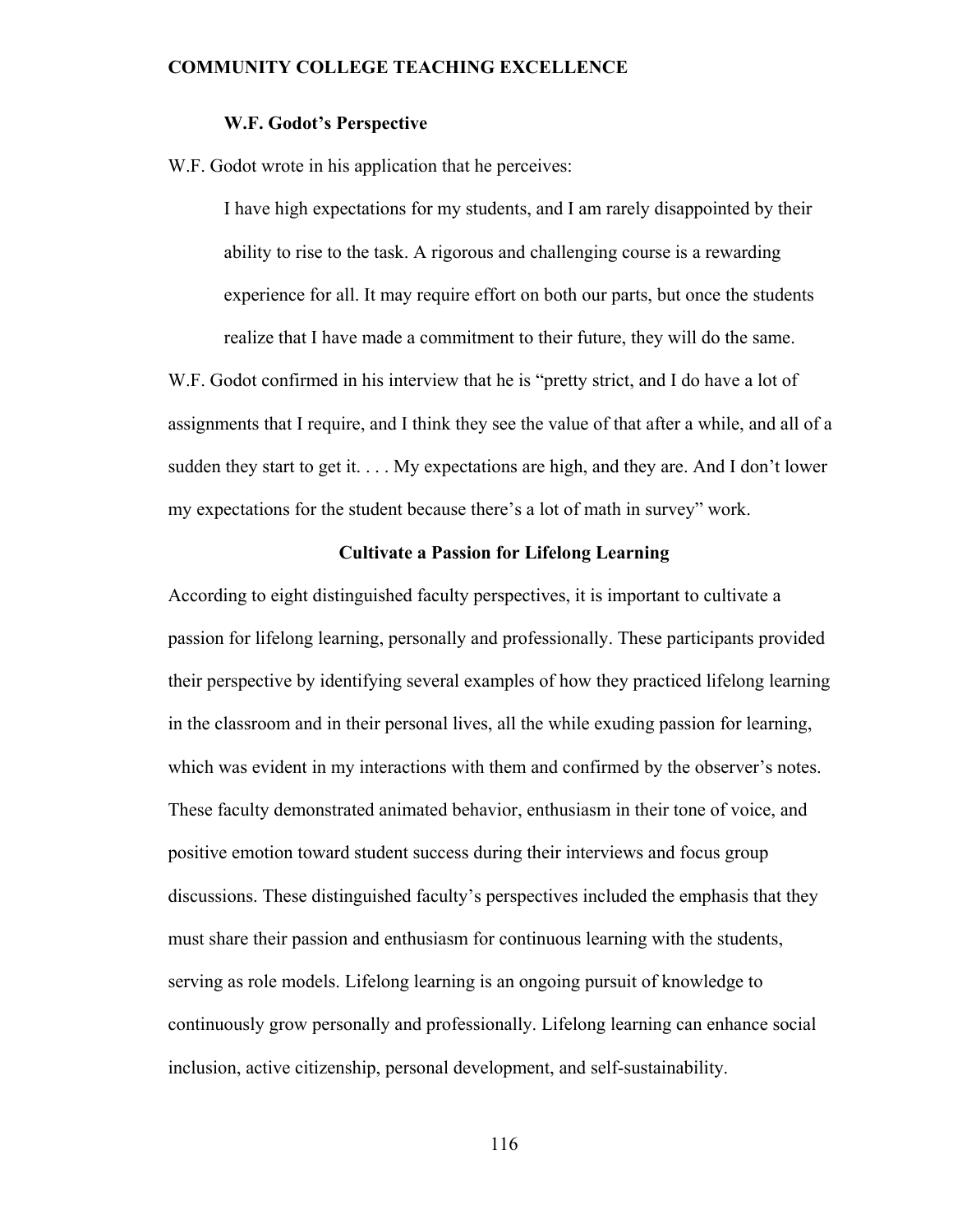### W.F. Godot's Perspective

W.F. Godot wrote in his application that he perceives:

> I have high expectations for my students, and I am rarely disappointed by their ability to rise to the task. A rigorous and challenging course is a rewarding experience for all. It may require effort on both our parts, but once the students realize that I have made a commitment to their future, they will do the same.

W.F. Godot confirmed in his interview that he is "pretty strict, and I do have a lot of assignments that I require, and I think they see the value of that after a while, and all of a sudden they start to get it. . . . My expectations are high, and they are. And I don't lower my expectations for the student because there's a lot of math in survey" work.

## Cultivate a Passion for Lifelong Learning

According to eight distinguished faculty perspectives, it is important to cultivate a passion for lifelong learning, personally and professionally. These participants provided their perspective by identifying several examples of how they practiced lifelong learning in the classroom and in their personal lives, all the while exuding passion for learning, which was evident in my interactions with them and confirmed by the observer's notes. These faculty demonstrated animated behavior, enthusiasm in their tone of voice, and positive emotion toward student success during their interviews and focus group discussions. These distinguished faculty's perspectives included the emphasis that they must share their passion and enthusiasm for continuous learning with the students, serving as role models. Lifelong learning is an ongoing pursuit of knowledge to continuously grow personally and professionally. Lifelong learning can enhance social inclusion, active citizenship, personal development, and self-sustainability.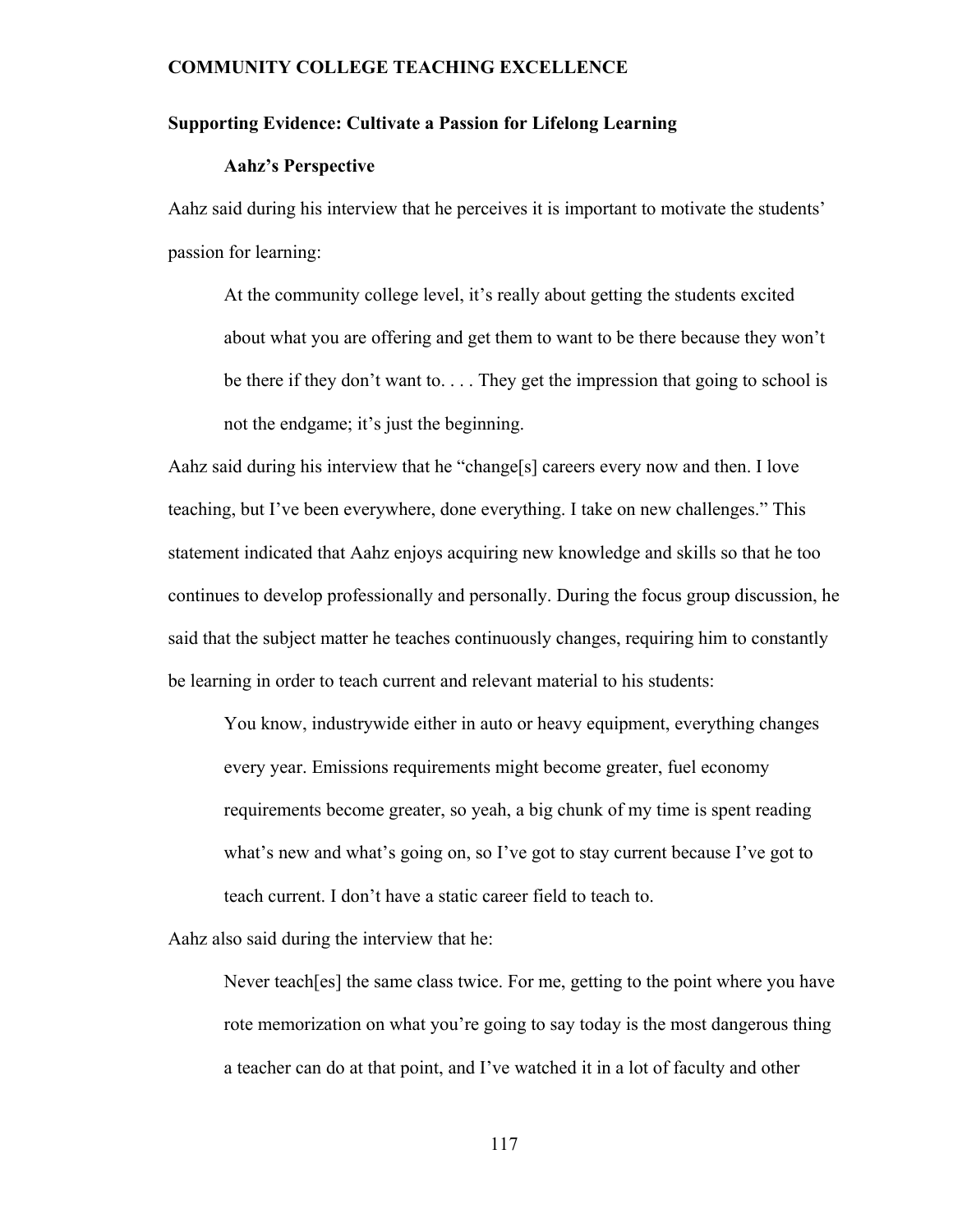## Supporting Evidence: Cultivate a Passion for Lifelong Learning

### Aahz's Perspective

Aahz said during his interview that he perceives it is important to motivate the students' passion for learning:

> At the community college level, it's really about getting the students excited about what you are offering and get them to want to be there because they won't be there if they don't want to. . . . They get the impression that going to school is not the endgame; it's just the beginning.

Aahz said during his interview that he "change[s] careers every now and then. I love teaching, but I've been everywhere, done everything. I take on new challenges." This statement indicated that Aahz enjoys acquiring new knowledge and skills so that he too continues to develop professionally and personally. During the focus group discussion, he said that the subject matter he teaches continuously changes, requiring him to constantly be learning in order to teach current and relevant material to his students:

> You know, industrywide either in auto or heavy equipment, everything changes every year. Emissions requirements might become greater, fuel economy requirements become greater, so yeah, a big chunk of my time is spent reading what's new and what's going on, so I've got to stay current because I've got to teach current. I don't have a static career field to teach to.

Aahz also said during the interview that he:

> Never teach[es] the same class twice. For me, getting to the point where you have rote memorization on what you're going to say today is the most dangerous thing a teacher can do at that point, and I've watched it in a lot of faculty and other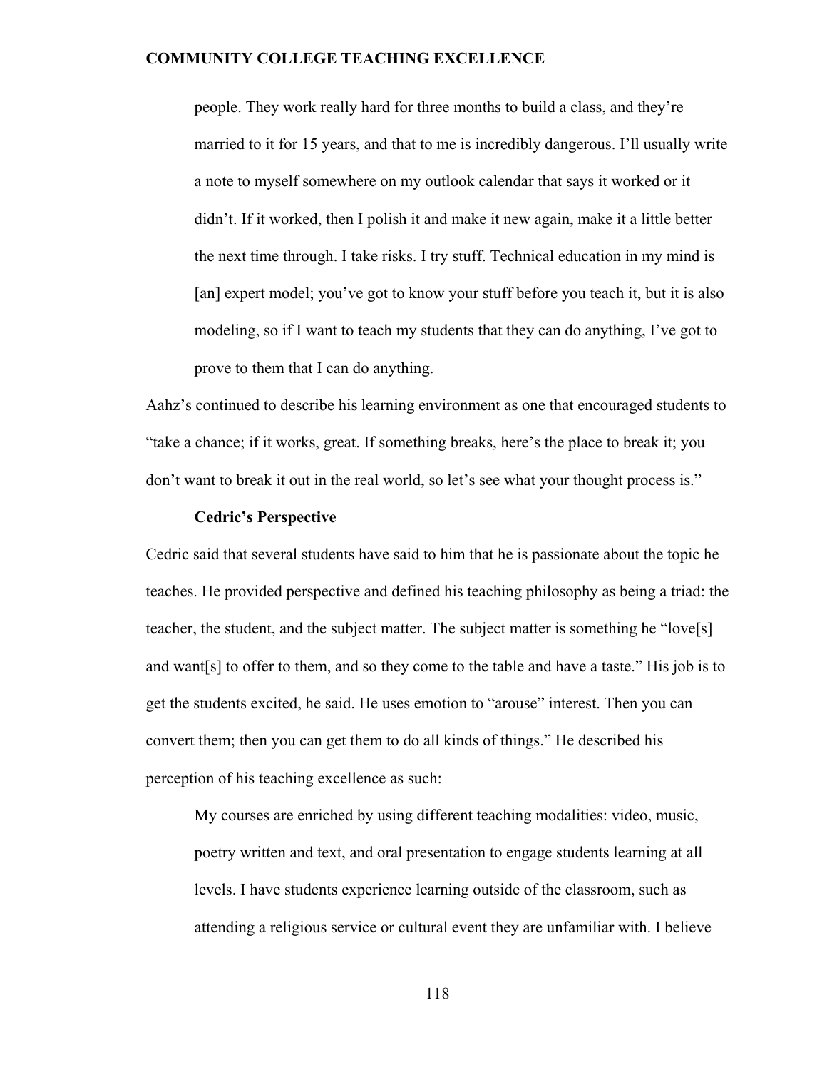> people. They work really hard for three months to build a class, and they're married to it for 15 years, and that to me is incredibly dangerous. I'll usually write a note to myself somewhere on my outlook calendar that says it worked or it didn't. If it worked, then I polish it and make it new again, make it a little better the next time through. I take risks. I try stuff. Technical education in my mind is [an] expert model; you've got to know your stuff before you teach it, but it is also modeling, so if I want to teach my students that they can do anything, I've got to prove to them that I can do anything.

Aahz's continued to describe his learning environment as one that encouraged students to "take a chance; if it works, great. If something breaks, here's the place to break it; you don't want to break it out in the real world, so let's see what your thought process is."

**Cedric's Perspective**

Cedric said that several students have said to him that he is passionate about the topic he teaches. He provided perspective and defined his teaching philosophy as being a triad: the teacher, the student, and the subject matter. The subject matter is something he "love[s] and want[s] to offer to them, and so they come to the table and have a taste." His job is to get the students excited, he said. He uses emotion to "arouse" interest. Then you can convert them; then you can get them to do all kinds of things." He described his perception of his teaching excellence as such:

> My courses are enriched by using different teaching modalities: video, music, poetry written and text, and oral presentation to engage students learning at all levels. I have students experience learning outside of the classroom, such as attending a religious service or cultural event they are unfamiliar with. I believe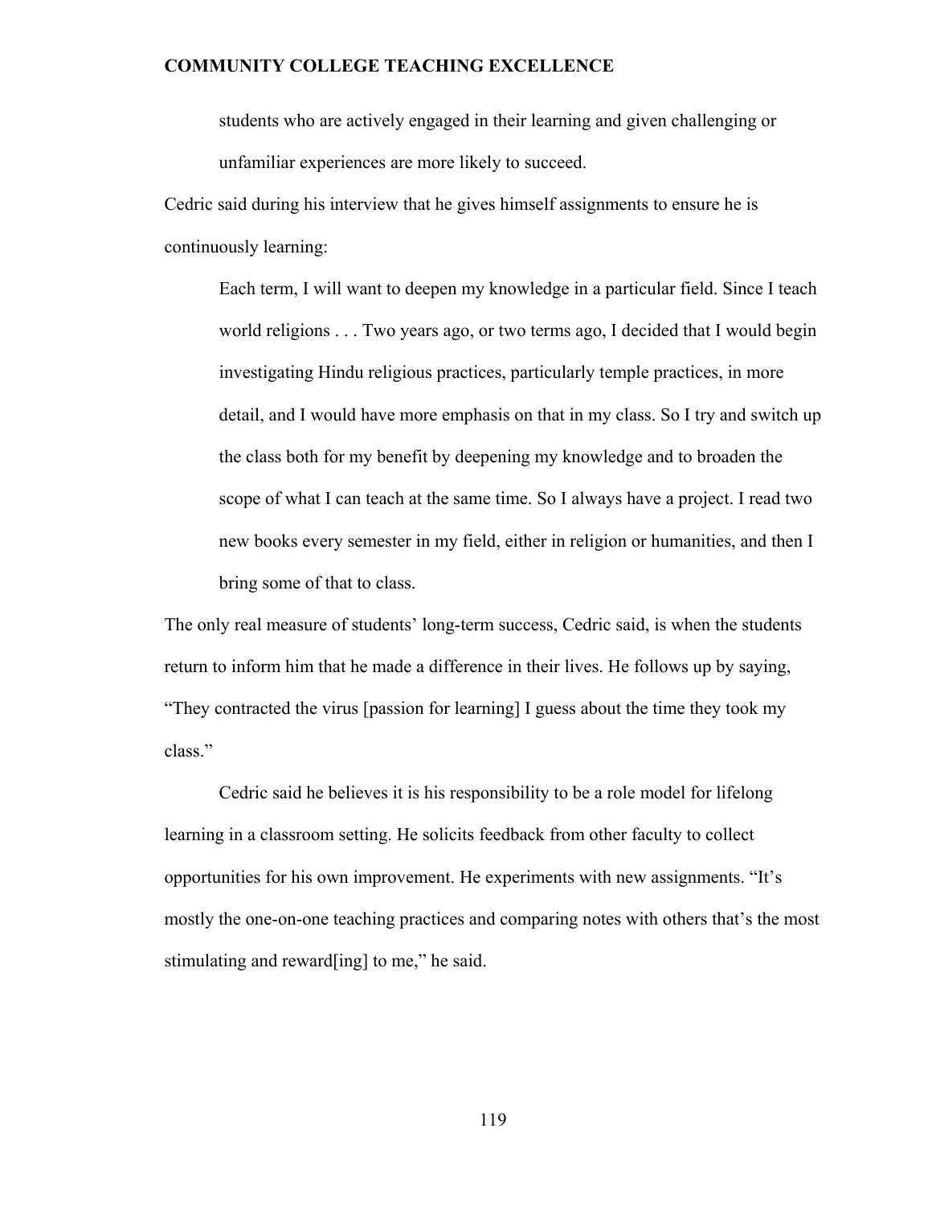> students who are actively engaged in their learning and given challenging or unfamiliar experiences are more likely to succeed.

Cedric said during his interview that he gives himself assignments to ensure he is continuously learning:

> Each term, I will want to deepen my knowledge in a particular field. Since I teach world religions . . . Two years ago, or two terms ago, I decided that I would begin investigating Hindu religious practices, particularly temple practices, in more detail, and I would have more emphasis on that in my class. So I try and switch up the class both for my benefit by deepening my knowledge and to broaden the scope of what I can teach at the same time. So I always have a project. I read two new books every semester in my field, either in religion or humanities, and then I bring some of that to class.

The only real measure of students' long-term success, Cedric said, is when the students return to inform him that he made a difference in their lives. He follows up by saying, "They contracted the virus [passion for learning] I guess about the time they took my class."

Cedric said he believes it is his responsibility to be a role model for lifelong learning in a classroom setting. He solicits feedback from other faculty to collect opportunities for his own improvement. He experiments with new assignments. "It's mostly the one-on-one teaching practices and comparing notes with others that's the most stimulating and reward[ing] to me," he said.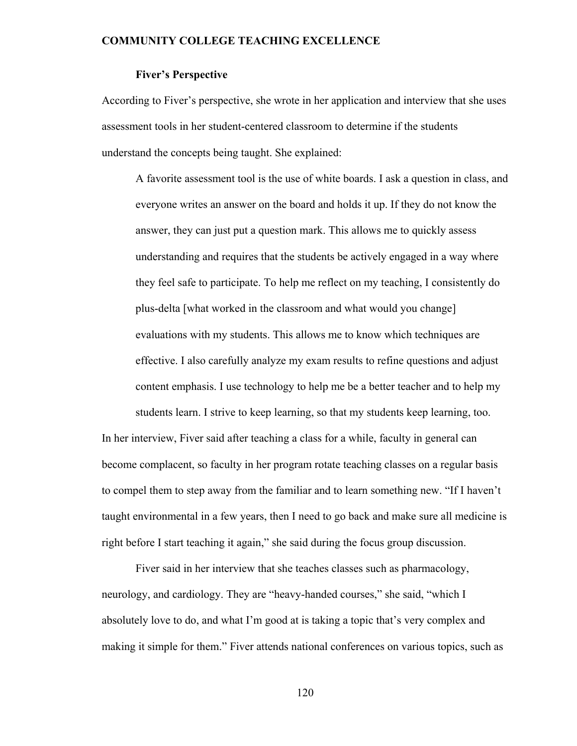### Fiver's Perspective

According to Fiver's perspective, she wrote in her application and interview that she uses assessment tools in her student-centered classroom to determine if the students understand the concepts being taught. She explained:

> A favorite assessment tool is the use of white boards. I ask a question in class, and everyone writes an answer on the board and holds it up. If they do not know the answer, they can just put a question mark. This allows me to quickly assess understanding and requires that the students be actively engaged in a way where they feel safe to participate. To help me reflect on my teaching, I consistently do plus-delta [what worked in the classroom and what would you change] evaluations with my students. This allows me to know which techniques are effective. I also carefully analyze my exam results to refine questions and adjust content emphasis. I use technology to help me be a better teacher and to help my students learn. I strive to keep learning, so that my students keep learning, too.

In her interview, Fiver said after teaching a class for a while, faculty in general can become complacent, so faculty in her program rotate teaching classes on a regular basis to compel them to step away from the familiar and to learn something new. "If I haven't taught environmental in a few years, then I need to go back and make sure all medicine is right before I start teaching it again," she said during the focus group discussion.

Fiver said in her interview that she teaches classes such as pharmacology, neurology, and cardiology. They are "heavy-handed courses," she said, "which I absolutely love to do, and what I'm good at is taking a topic that's very complex and making it simple for them." Fiver attends national conferences on various topics, such as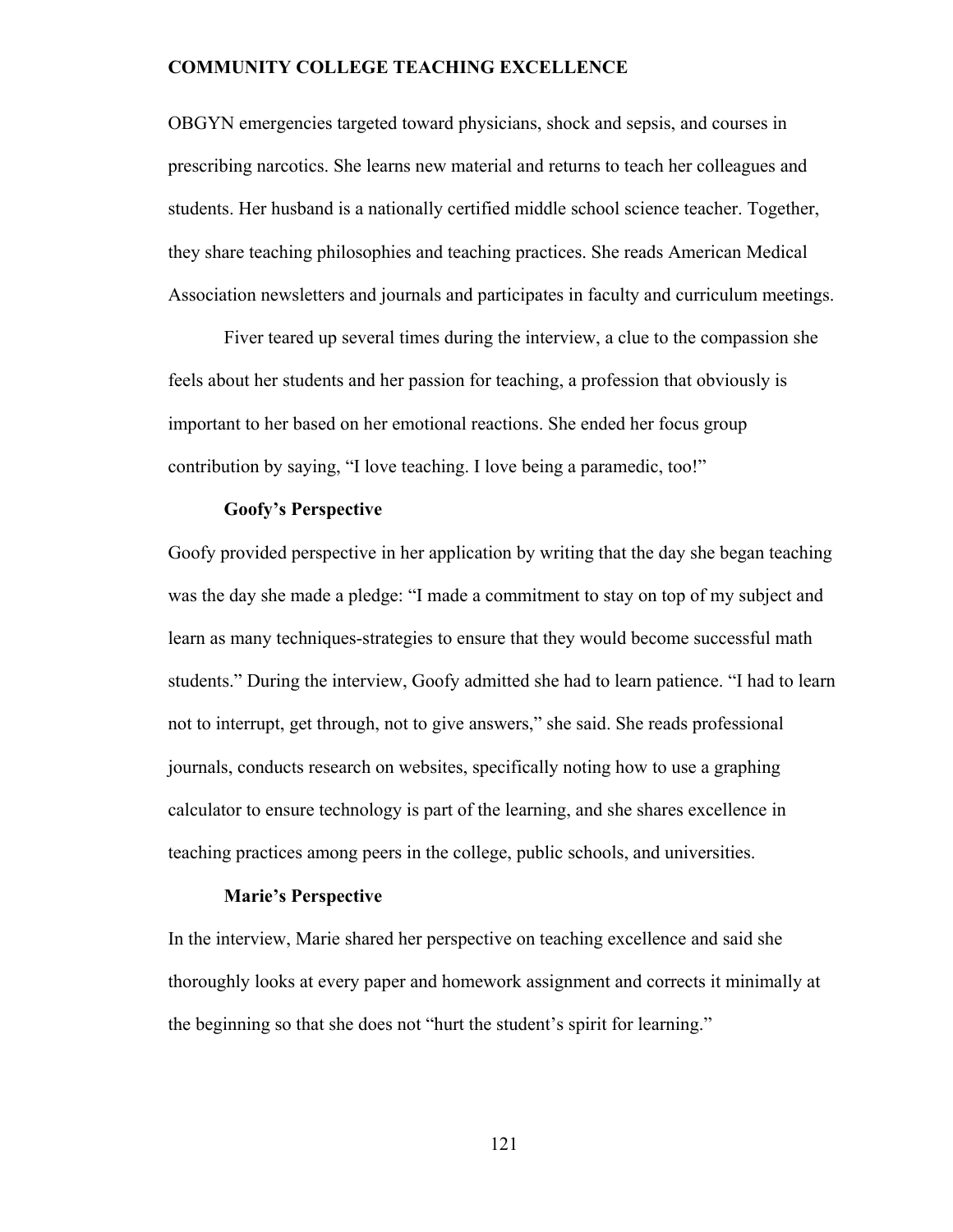OBGYN emergencies targeted toward physicians, shock and sepsis, and courses in prescribing narcotics. She learns new material and returns to teach her colleagues and students. Her husband is a nationally certified middle school science teacher. Together, they share teaching philosophies and teaching practices. She reads American Medical Association newsletters and journals and participates in faculty and curriculum meetings.

Fiver teared up several times during the interview, a clue to the compassion she feels about her students and her passion for teaching, a profession that obviously is important to her based on her emotional reactions. She ended her focus group contribution by saying, "I love teaching. I love being a paramedic, too!"

### Goofy's Perspective

Goofy provided perspective in her application by writing that the day she began teaching was the day she made a pledge: "I made a commitment to stay on top of my subject and learn as many techniques-strategies to ensure that they would become successful math students." During the interview, Goofy admitted she had to learn patience. "I had to learn not to interrupt, get through, not to give answers," she said. She reads professional journals, conducts research on websites, specifically noting how to use a graphing calculator to ensure technology is part of the learning, and she shares excellence in teaching practices among peers in the college, public schools, and universities.

### Marie's Perspective

In the interview, Marie shared her perspective on teaching excellence and said she thoroughly looks at every paper and homework assignment and corrects it minimally at the beginning so that she does not "hurt the student's spirit for learning."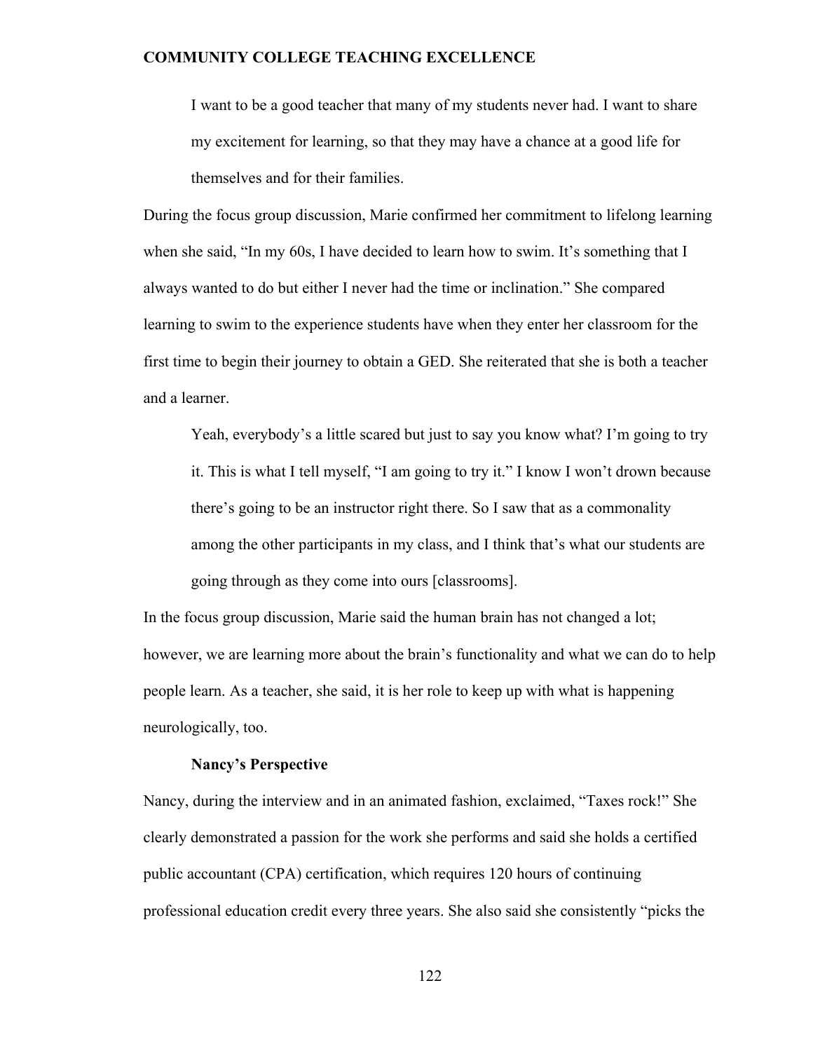> I want to be a good teacher that many of my students never had. I want to share my excitement for learning, so that they may have a chance at a good life for themselves and for their families.

During the focus group discussion, Marie confirmed her commitment to lifelong learning when she said, "In my 60s, I have decided to learn how to swim. It's something that I always wanted to do but either I never had the time or inclination." She compared learning to swim to the experience students have when they enter her classroom for the first time to begin their journey to obtain a GED. She reiterated that she is both a teacher and a learner.

> Yeah, everybody's a little scared but just to say you know what? I'm going to try it. This is what I tell myself, "I am going to try it." I know I won't drown because there's going to be an instructor right there. So I saw that as a commonality among the other participants in my class, and I think that's what our students are going through as they come into ours [classrooms].

In the focus group discussion, Marie said the human brain has not changed a lot; however, we are learning more about the brain's functionality and what we can do to help people learn. As a teacher, she said, it is her role to keep up with what is happening neurologically, too.

### Nancy's Perspective

Nancy, during the interview and in an animated fashion, exclaimed, "Taxes rock!" She clearly demonstrated a passion for the work she performs and said she holds a certified public accountant (CPA) certification, which requires 120 hours of continuing professional education credit every three years. She also said she consistently "picks the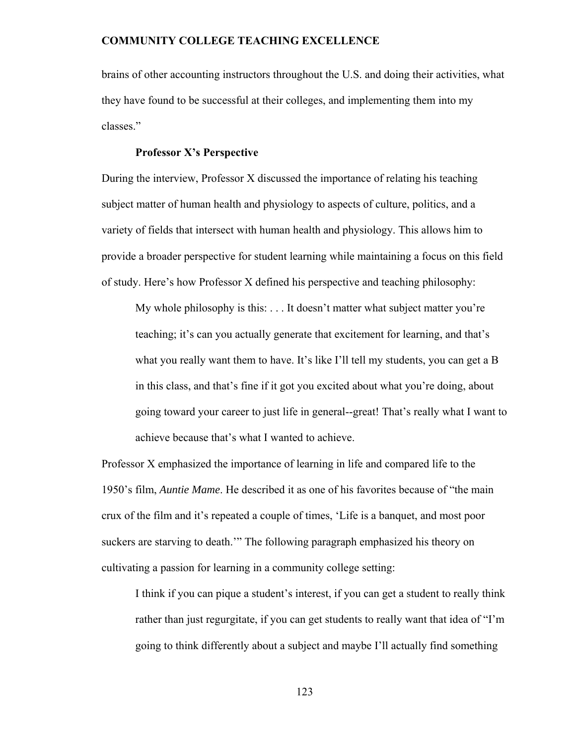brains of other accounting instructors throughout the U.S. and doing their activities, what they have found to be successful at their colleges, and implementing them into my classes."

**Professor X's Perspective**

During the interview, Professor X discussed the importance of relating his teaching subject matter of human health and physiology to aspects of culture, politics, and a variety of fields that intersect with human health and physiology. This allows him to provide a broader perspective for student learning while maintaining a focus on this field of study. Here's how Professor X defined his perspective and teaching philosophy:

> My whole philosophy is this: . . . It doesn't matter what subject matter you're teaching; it's can you actually generate that excitement for learning, and that's what you really want them to have. It's like I'll tell my students, you can get a B in this class, and that's fine if it got you excited about what you're doing, about going toward your career to just life in general--great! That's really what I want to achieve because that's what I wanted to achieve.

Professor X emphasized the importance of learning in life and compared life to the 1950's film, *Auntie Mame*. He described it as one of his favorites because of "the main crux of the film and it's repeated a couple of times, 'Life is a banquet, and most poor suckers are starving to death.'" The following paragraph emphasized his theory on cultivating a passion for learning in a community college setting:

> I think if you can pique a student's interest, if you can get a student to really think rather than just regurgitate, if you can get students to really want that idea of "I'm going to think differently about a subject and maybe I'll actually find something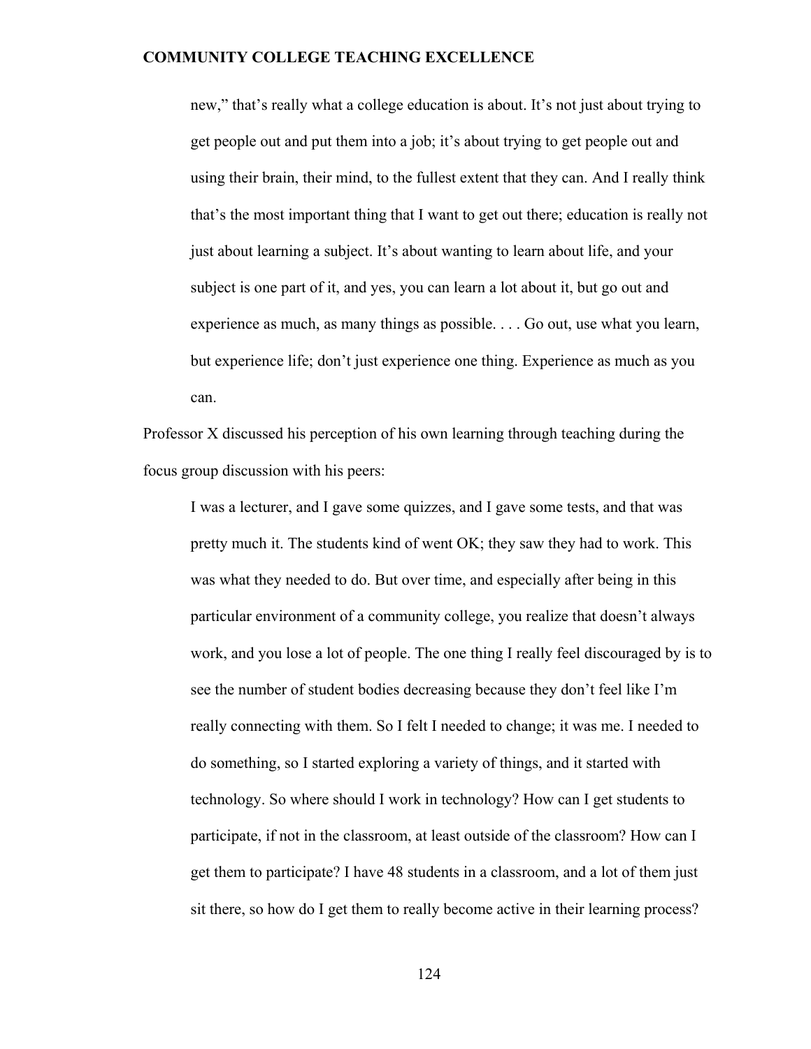> new," that's really what a college education is about. It's not just about trying to get people out and put them into a job; it's about trying to get people out and using their brain, their mind, to the fullest extent that they can. And I really think that's the most important thing that I want to get out there; education is really not just about learning a subject. It's about wanting to learn about life, and your subject is one part of it, and yes, you can learn a lot about it, but go out and experience as much, as many things as possible. . . . Go out, use what you learn, but experience life; don't just experience one thing. Experience as much as you can.

Professor X discussed his perception of his own learning through teaching during the focus group discussion with his peers:

> I was a lecturer, and I gave some quizzes, and I gave some tests, and that was pretty much it. The students kind of went OK; they saw they had to work. This was what they needed to do. But over time, and especially after being in this particular environment of a community college, you realize that doesn't always work, and you lose a lot of people. The one thing I really feel discouraged by is to see the number of student bodies decreasing because they don't feel like I'm really connecting with them. So I felt I needed to change; it was me. I needed to do something, so I started exploring a variety of things, and it started with technology. So where should I work in technology? How can I get students to participate, if not in the classroom, at least outside of the classroom? How can I get them to participate? I have 48 students in a classroom, and a lot of them just sit there, so how do I get them to really become active in their learning process?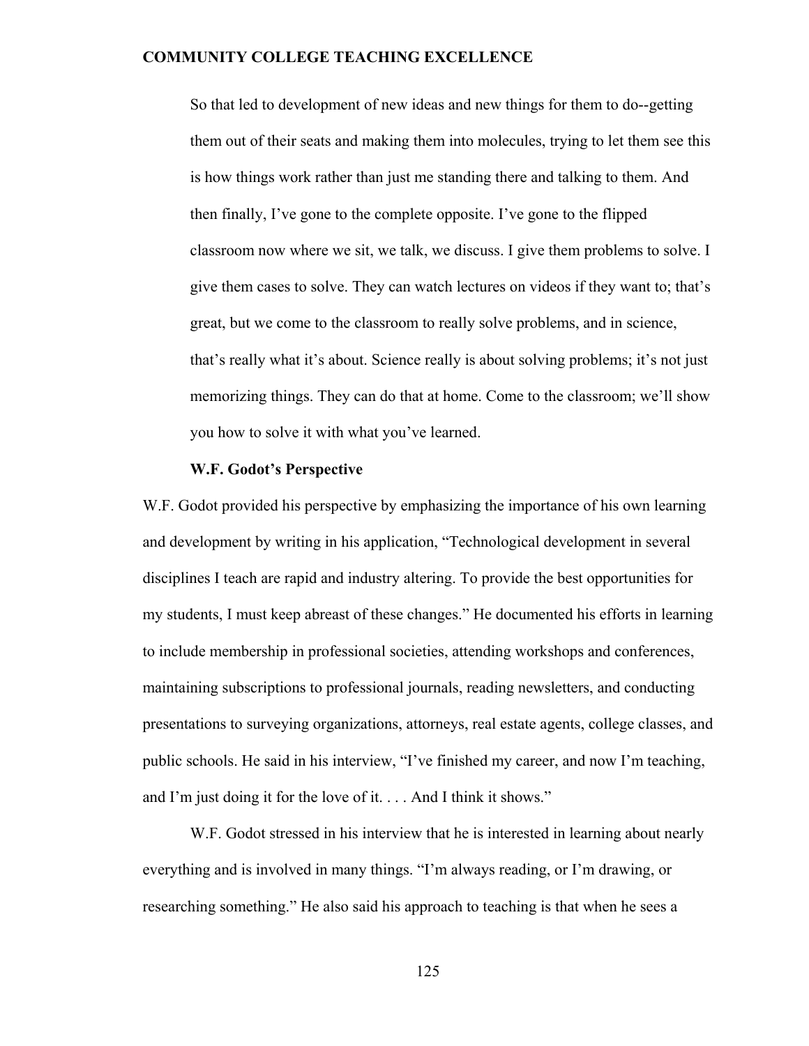> So that led to development of new ideas and new things for them to do--getting them out of their seats and making them into molecules, trying to let them see this is how things work rather than just me standing there and talking to them. And then finally, I've gone to the complete opposite. I've gone to the flipped classroom now where we sit, we talk, we discuss. I give them problems to solve. I give them cases to solve. They can watch lectures on videos if they want to; that's great, but we come to the classroom to really solve problems, and in science, that's really what it's about. Science really is about solving problems; it's not just memorizing things. They can do that at home. Come to the classroom; we'll show you how to solve it with what you've learned.

### W.F. Godot's Perspective

W.F. Godot provided his perspective by emphasizing the importance of his own learning and development by writing in his application, "Technological development in several disciplines I teach are rapid and industry altering. To provide the best opportunities for my students, I must keep abreast of these changes." He documented his efforts in learning to include membership in professional societies, attending workshops and conferences, maintaining subscriptions to professional journals, reading newsletters, and conducting presentations to surveying organizations, attorneys, real estate agents, college classes, and public schools. He said in his interview, "I've finished my career, and now I'm teaching, and I'm just doing it for the love of it. . . . And I think it shows."

W.F. Godot stressed in his interview that he is interested in learning about nearly everything and is involved in many things. "I'm always reading, or I'm drawing, or researching something." He also said his approach to teaching is that when he sees a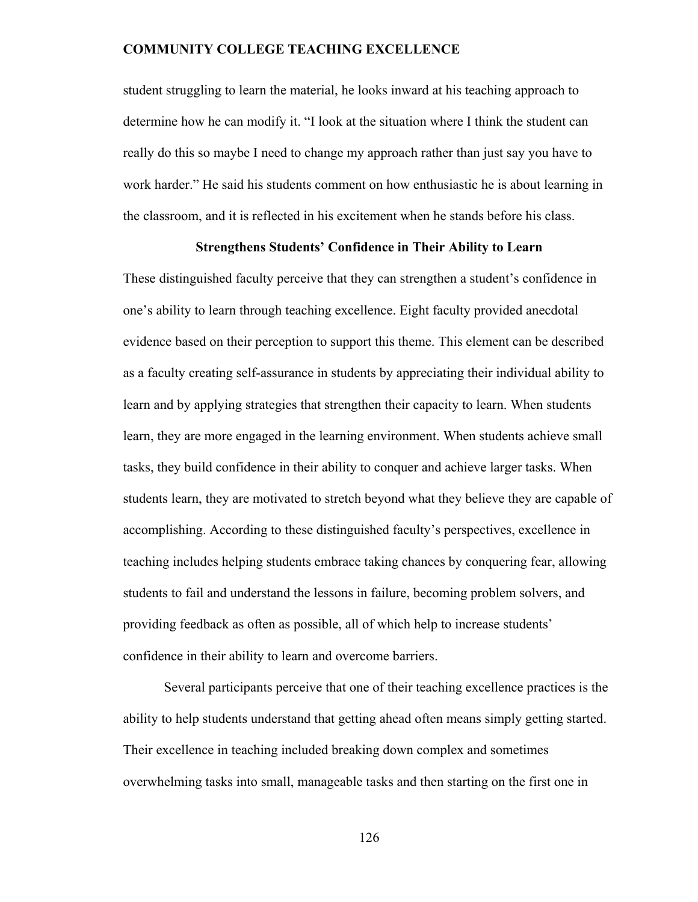student struggling to learn the material, he looks inward at his teaching approach to determine how he can modify it. "I look at the situation where I think the student can really do this so maybe I need to change my approach rather than just say you have to work harder." He said his students comment on how enthusiastic he is about learning in the classroom, and it is reflected in his excitement when he stands before his class.

### Strengthens Students' Confidence in Their Ability to Learn

These distinguished faculty perceive that they can strengthen a student's confidence in one's ability to learn through teaching excellence. Eight faculty provided anecdotal evidence based on their perception to support this theme. This element can be described as a faculty creating self-assurance in students by appreciating their individual ability to learn and by applying strategies that strengthen their capacity to learn. When students learn, they are more engaged in the learning environment. When students achieve small tasks, they build confidence in their ability to conquer and achieve larger tasks. When students learn, they are motivated to stretch beyond what they believe they are capable of accomplishing. According to these distinguished faculty's perspectives, excellence in teaching includes helping students embrace taking chances by conquering fear, allowing students to fail and understand the lessons in failure, becoming problem solvers, and providing feedback as often as possible, all of which help to increase students' confidence in their ability to learn and overcome barriers.

Several participants perceive that one of their teaching excellence practices is the ability to help students understand that getting ahead often means simply getting started. Their excellence in teaching included breaking down complex and sometimes overwhelming tasks into small, manageable tasks and then starting on the first one in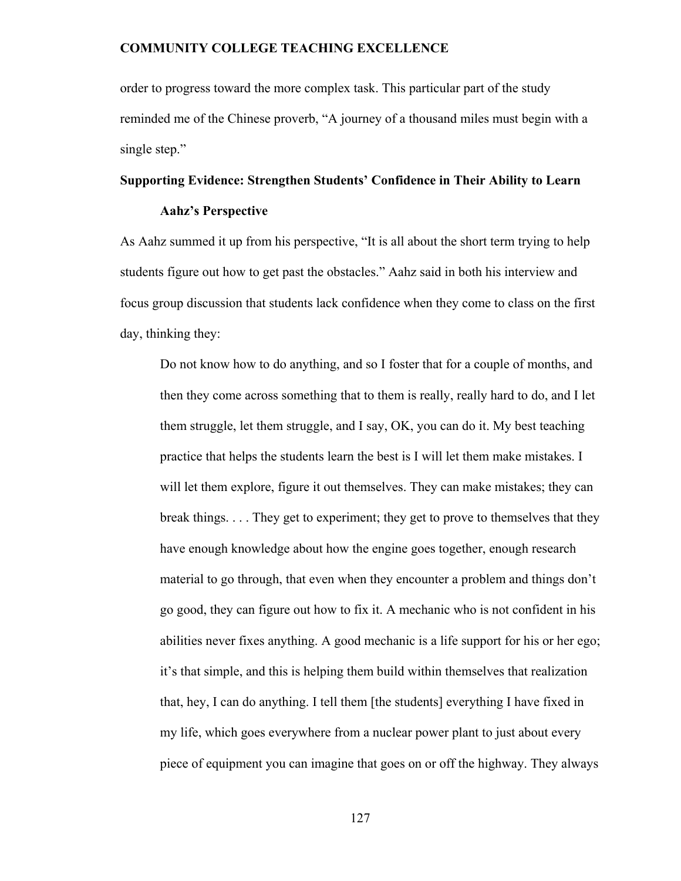order to progress toward the more complex task. This particular part of the study reminded me of the Chinese proverb, "A journey of a thousand miles must begin with a single step."

## Supporting Evidence: Strengthen Students' Confidence in Their Ability to Learn

### Aahz's Perspective

As Aahz summed it up from his perspective, "It is all about the short term trying to help students figure out how to get past the obstacles." Aahz said in both his interview and focus group discussion that students lack confidence when they come to class on the first day, thinking they:

> Do not know how to do anything, and so I foster that for a couple of months, and then they come across something that to them is really, really hard to do, and I let them struggle, let them struggle, and I say, OK, you can do it. My best teaching practice that helps the students learn the best is I will let them make mistakes. I will let them explore, figure it out themselves. They can make mistakes; they can break things. . . . They get to experiment; they get to prove to themselves that they have enough knowledge about how the engine goes together, enough research material to go through, that even when they encounter a problem and things don't go good, they can figure out how to fix it. A mechanic who is not confident in his abilities never fixes anything. A good mechanic is a life support for his or her ego; it's that simple, and this is helping them build within themselves that realization that, hey, I can do anything. I tell them [the students] everything I have fixed in my life, which goes everywhere from a nuclear power plant to just about every piece of equipment you can imagine that goes on or off the highway. They always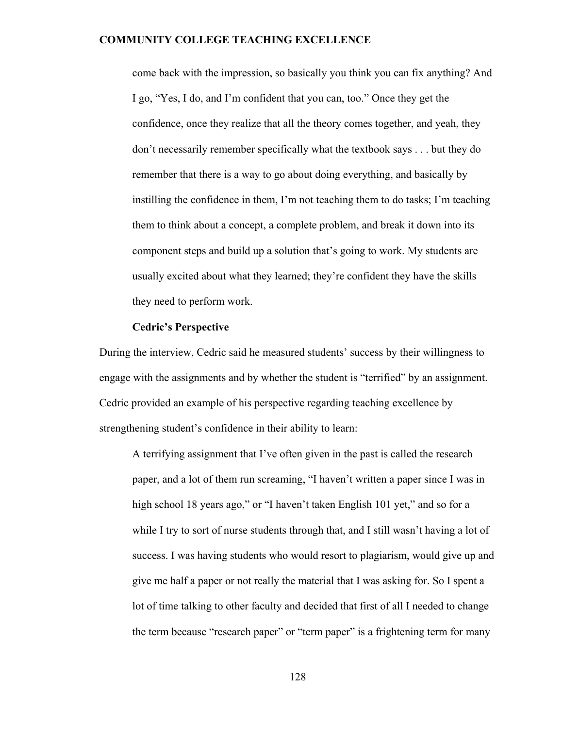> come back with the impression, so basically you think you can fix anything? And I go, "Yes, I do, and I'm confident that you can, too." Once they get the confidence, once they realize that all the theory comes together, and yeah, they don't necessarily remember specifically what the textbook says . . . but they do remember that there is a way to go about doing everything, and basically by instilling the confidence in them, I'm not teaching them to do tasks; I'm teaching them to think about a concept, a complete problem, and break it down into its component steps and build up a solution that's going to work. My students are usually excited about what they learned; they're confident they have the skills they need to perform work.

### Cedric's Perspective

During the interview, Cedric said he measured students' success by their willingness to engage with the assignments and by whether the student is "terrified" by an assignment. Cedric provided an example of his perspective regarding teaching excellence by strengthening student's confidence in their ability to learn:

> A terrifying assignment that I've often given in the past is called the research paper, and a lot of them run screaming, "I haven't written a paper since I was in high school 18 years ago," or "I haven't taken English 101 yet," and so for a while I try to sort of nurse students through that, and I still wasn't having a lot of success. I was having students who would resort to plagiarism, would give up and give me half a paper or not really the material that I was asking for. So I spent a lot of time talking to other faculty and decided that first of all I needed to change the term because "research paper" or "term paper" is a frightening term for many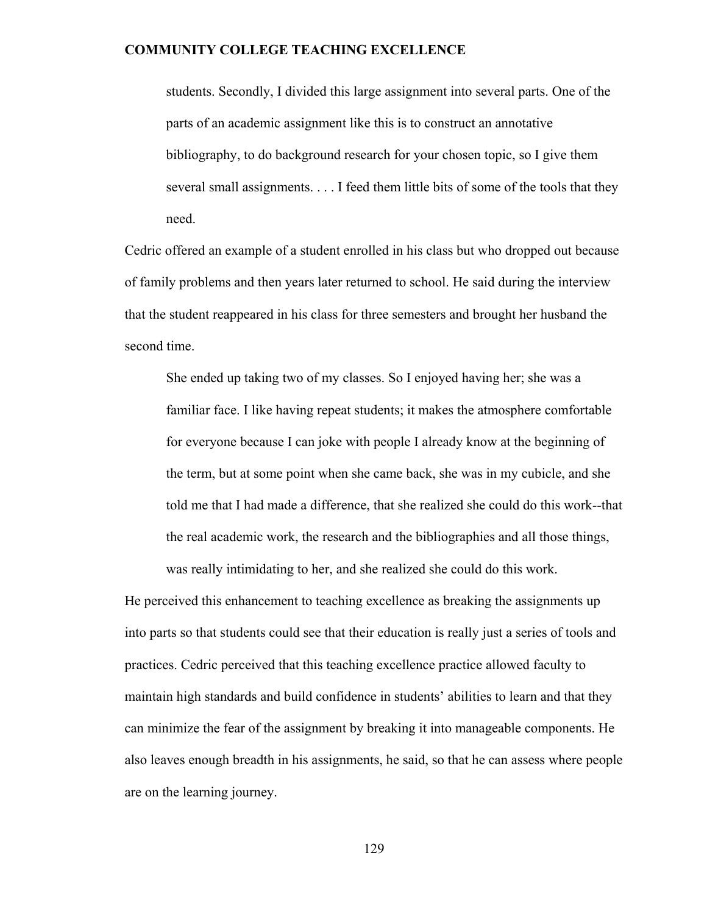> students. Secondly, I divided this large assignment into several parts. One of the parts of an academic assignment like this is to construct an annotative bibliography, to do background research for your chosen topic, so I give them several small assignments. . . . I feed them little bits of some of the tools that they need.

Cedric offered an example of a student enrolled in his class but who dropped out because of family problems and then years later returned to school. He said during the interview that the student reappeared in his class for three semesters and brought her husband the second time.

> She ended up taking two of my classes. So I enjoyed having her; she was a familiar face. I like having repeat students; it makes the atmosphere comfortable for everyone because I can joke with people I already know at the beginning of the term, but at some point when she came back, she was in my cubicle, and she told me that I had made a difference, that she realized she could do this work--that the real academic work, the research and the bibliographies and all those things, was really intimidating to her, and she realized she could do this work.

He perceived this enhancement to teaching excellence as breaking the assignments up into parts so that students could see that their education is really just a series of tools and practices. Cedric perceived that this teaching excellence practice allowed faculty to maintain high standards and build confidence in students' abilities to learn and that they can minimize the fear of the assignment by breaking it into manageable components. He also leaves enough breadth in his assignments, he said, so that he can assess where people are on the learning journey.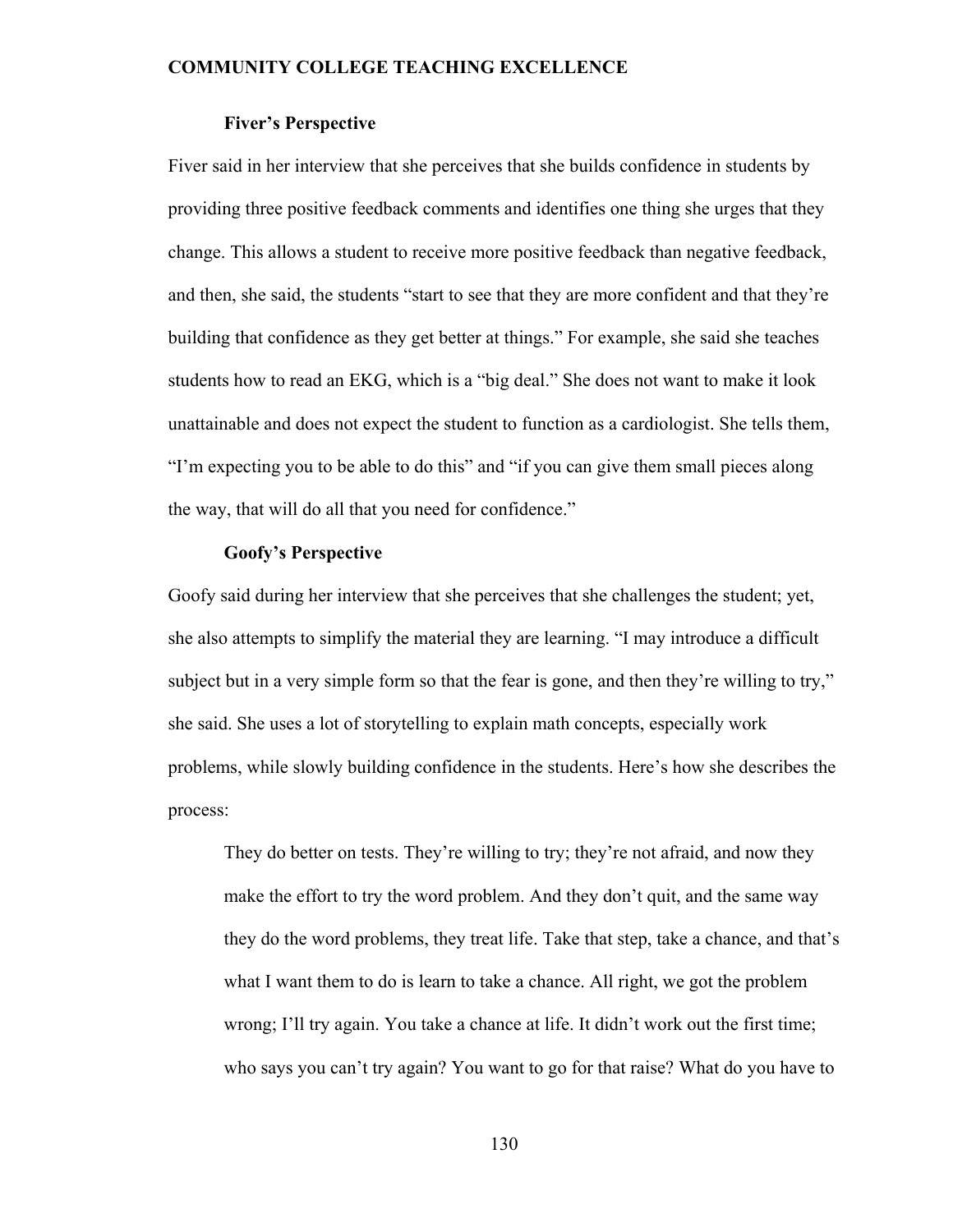### Fiver's Perspective

Fiver said in her interview that she perceives that she builds confidence in students by providing three positive feedback comments and identifies one thing she urges that they change. This allows a student to receive more positive feedback than negative feedback, and then, she said, the students "start to see that they are more confident and that they're building that confidence as they get better at things." For example, she said she teaches students how to read an EKG, which is a "big deal." She does not want to make it look unattainable and does not expect the student to function as a cardiologist. She tells them, "I'm expecting you to be able to do this" and "if you can give them small pieces along the way, that will do all that you need for confidence."

### Goofy's Perspective

Goofy said during her interview that she perceives that she challenges the student; yet, she also attempts to simplify the material they are learning. "I may introduce a difficult subject but in a very simple form so that the fear is gone, and then they're willing to try," she said. She uses a lot of storytelling to explain math concepts, especially work problems, while slowly building confidence in the students. Here's how she describes the process:

> They do better on tests. They're willing to try; they're not afraid, and now they make the effort to try the word problem. And they don't quit, and the same way they do the word problems, they treat life. Take that step, take a chance, and that's what I want them to do is learn to take a chance. All right, we got the problem wrong; I'll try again. You take a chance at life. It didn't work out the first time; who says you can't try again? You want to go for that raise? What do you have to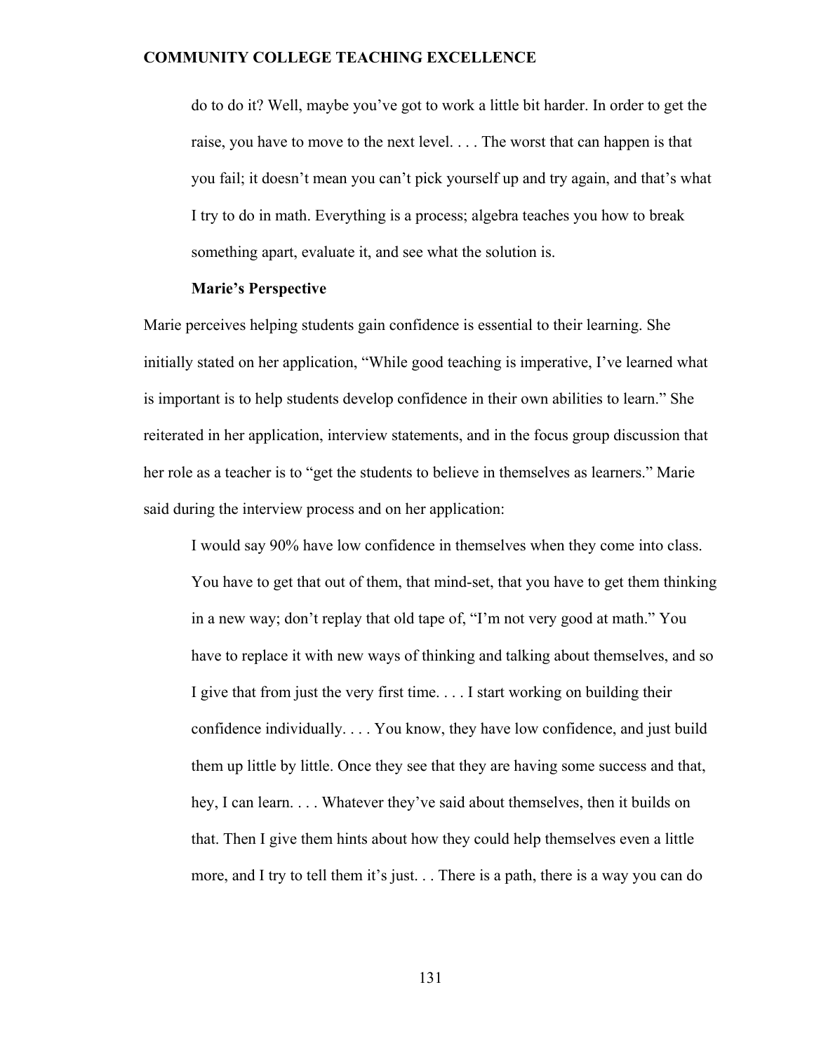> do to do it? Well, maybe you've got to work a little bit harder. In order to get the raise, you have to move to the next level. . . . The worst that can happen is that you fail; it doesn't mean you can't pick yourself up and try again, and that's what I try to do in math. Everything is a process; algebra teaches you how to break something apart, evaluate it, and see what the solution is.

**Marie's Perspective**

Marie perceives helping students gain confidence is essential to their learning. She initially stated on her application, "While good teaching is imperative, I've learned what is important is to help students develop confidence in their own abilities to learn." She reiterated in her application, interview statements, and in the focus group discussion that her role as a teacher is to "get the students to believe in themselves as learners." Marie said during the interview process and on her application:

> I would say 90% have low confidence in themselves when they come into class. You have to get that out of them, that mind-set, that you have to get them thinking in a new way; don't replay that old tape of, "I'm not very good at math." You have to replace it with new ways of thinking and talking about themselves, and so I give that from just the very first time. . . . I start working on building their confidence individually. . . . You know, they have low confidence, and just build them up little by little. Once they see that they are having some success and that, hey, I can learn. . . . Whatever they've said about themselves, then it builds on that. Then I give them hints about how they could help themselves even a little more, and I try to tell them it's just. . . There is a path, there is a way you can do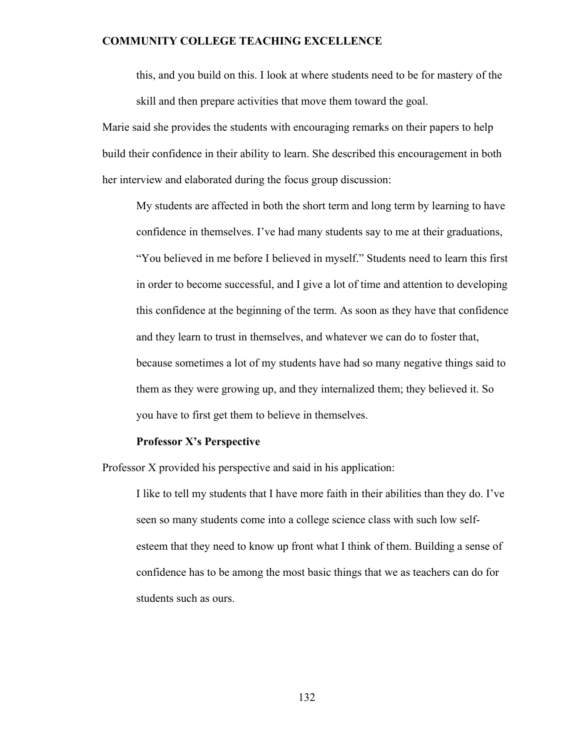> this, and you build on this. I look at where students need to be for mastery of the skill and then prepare activities that move them toward the goal.

Marie said she provides the students with encouraging remarks on their papers to help build their confidence in their ability to learn. She described this encouragement in both her interview and elaborated during the focus group discussion:

> My students are affected in both the short term and long term by learning to have confidence in themselves. I've had many students say to me at their graduations, "You believed in me before I believed in myself." Students need to learn this first in order to become successful, and I give a lot of time and attention to developing this confidence at the beginning of the term. As soon as they have that confidence and they learn to trust in themselves, and whatever we can do to foster that, because sometimes a lot of my students have had so many negative things said to them as they were growing up, and they internalized them; they believed it. So you have to first get them to believe in themselves.

### Professor X's Perspective

Professor X provided his perspective and said in his application:

> I like to tell my students that I have more faith in their abilities than they do. I've seen so many students come into a college science class with such low self-esteem that they need to know up front what I think of them. Building a sense of confidence has to be among the most basic things that we as teachers can do for students such as ours.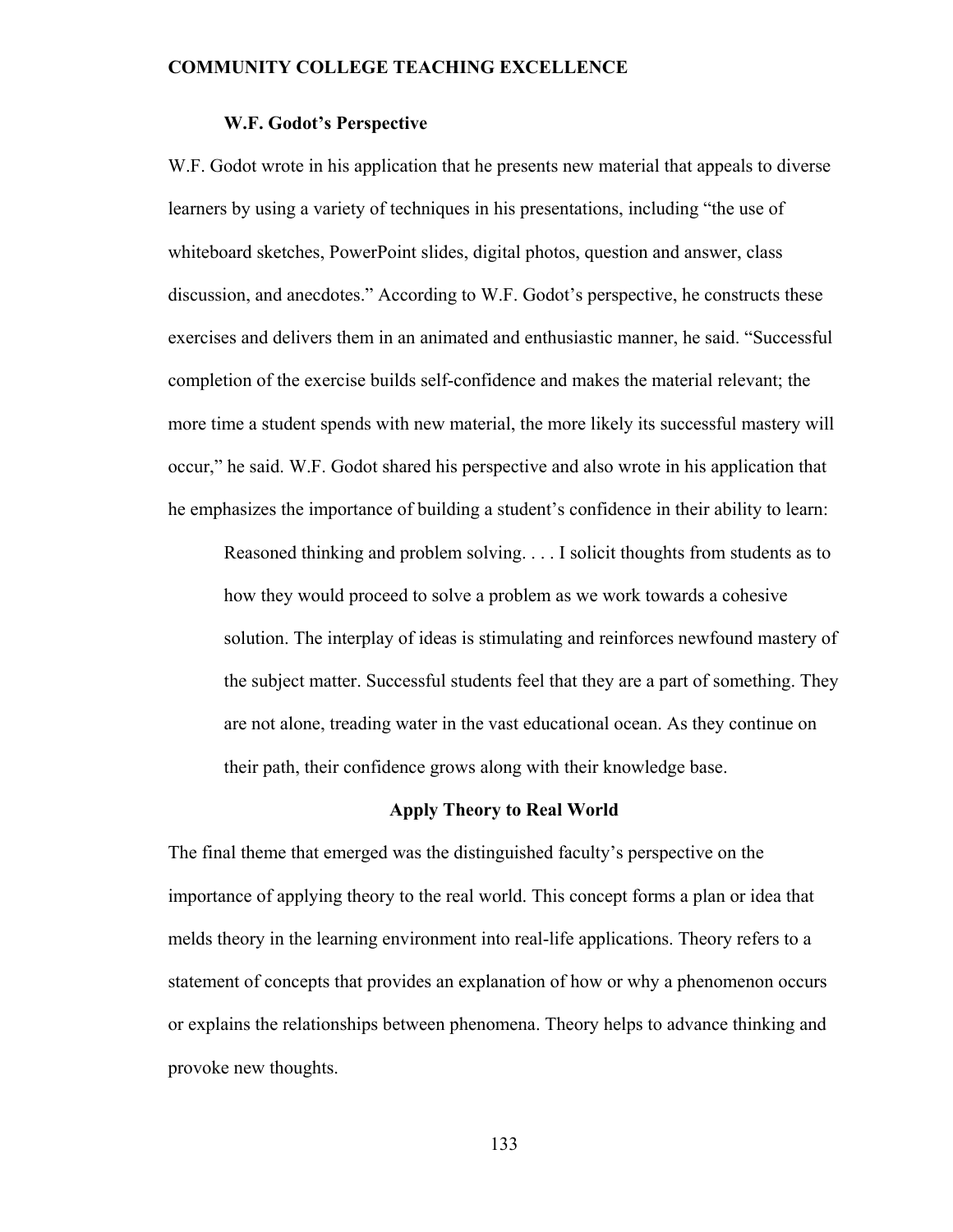### W.F. Godot's Perspective

W.F. Godot wrote in his application that he presents new material that appeals to diverse learners by using a variety of techniques in his presentations, including "the use of whiteboard sketches, PowerPoint slides, digital photos, question and answer, class discussion, and anecdotes." According to W.F. Godot's perspective, he constructs these exercises and delivers them in an animated and enthusiastic manner, he said. "Successful completion of the exercise builds self-confidence and makes the material relevant; the more time a student spends with new material, the more likely its successful mastery will occur," he said. W.F. Godot shared his perspective and also wrote in his application that he emphasizes the importance of building a student's confidence in their ability to learn:

> Reasoned thinking and problem solving. . . . I solicit thoughts from students as to how they would proceed to solve a problem as we work towards a cohesive solution. The interplay of ideas is stimulating and reinforces newfound mastery of the subject matter. Successful students feel that they are a part of something. They are not alone, treading water in the vast educational ocean. As they continue on their path, their confidence grows along with their knowledge base.

## Apply Theory to Real World

The final theme that emerged was the distinguished faculty's perspective on the importance of applying theory to the real world. This concept forms a plan or idea that melds theory in the learning environment into real-life applications. Theory refers to a statement of concepts that provides an explanation of how or why a phenomenon occurs or explains the relationships between phenomena. Theory helps to advance thinking and provoke new thoughts.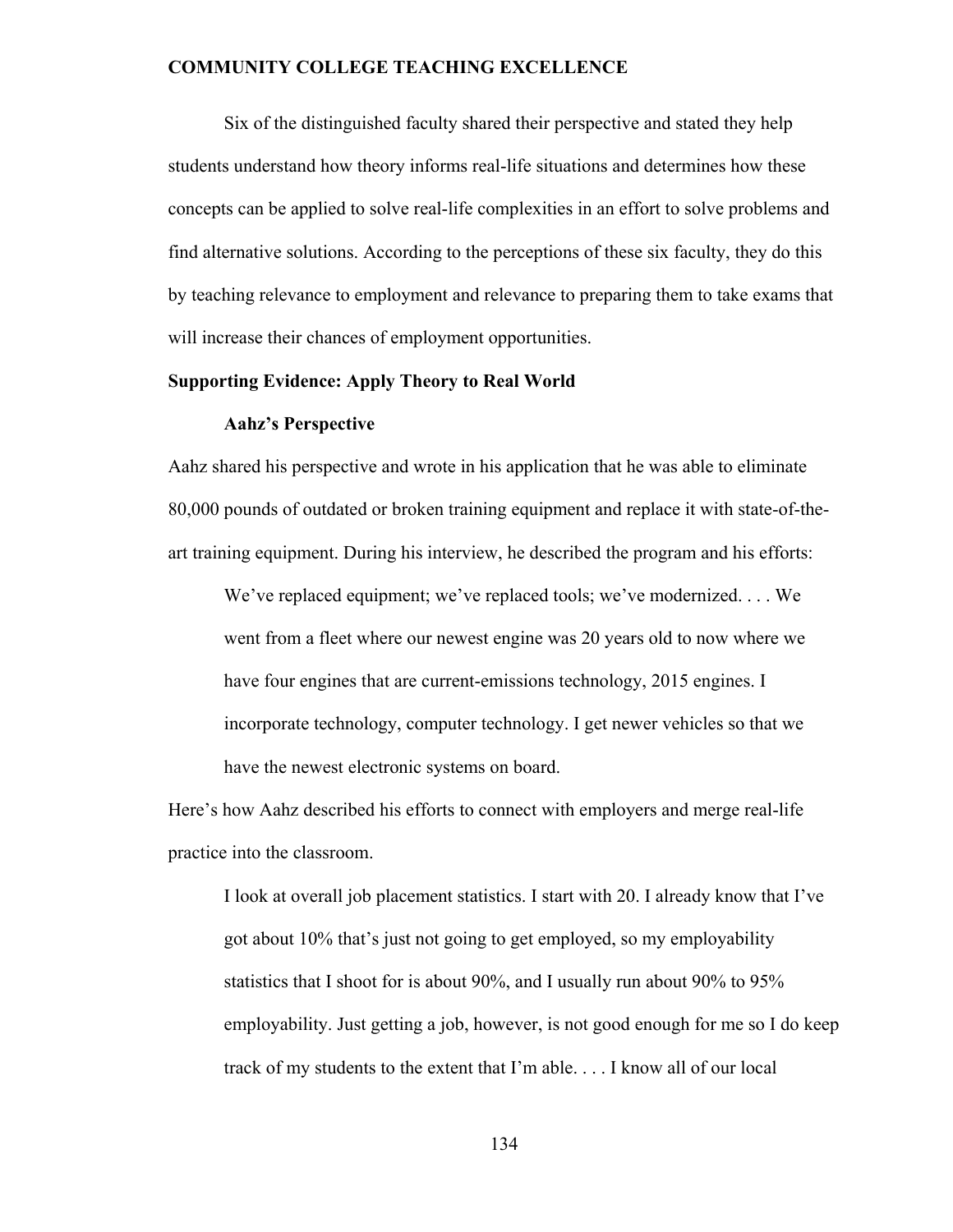Six of the distinguished faculty shared their perspective and stated they help students understand how theory informs real-life situations and determines how these concepts can be applied to solve real-life complexities in an effort to solve problems and find alternative solutions. According to the perceptions of these six faculty, they do this by teaching relevance to employment and relevance to preparing them to take exams that will increase their chances of employment opportunities.

## Supporting Evidence: Apply Theory to Real World

### Aahz's Perspective

Aahz shared his perspective and wrote in his application that he was able to eliminate 80,000 pounds of outdated or broken training equipment and replace it with state-of-the-art training equipment. During his interview, he described the program and his efforts:

> We've replaced equipment; we've replaced tools; we've modernized. . . . We went from a fleet where our newest engine was 20 years old to now where we have four engines that are current-emissions technology, 2015 engines. I incorporate technology, computer technology. I get newer vehicles so that we have the newest electronic systems on board.

Here's how Aahz described his efforts to connect with employers and merge real-life practice into the classroom.

> I look at overall job placement statistics. I start with 20. I already know that I've got about 10% that's just not going to get employed, so my employability statistics that I shoot for is about 90%, and I usually run about 90% to 95% employability. Just getting a job, however, is not good enough for me so I do keep track of my students to the extent that I'm able. . . . I know all of our local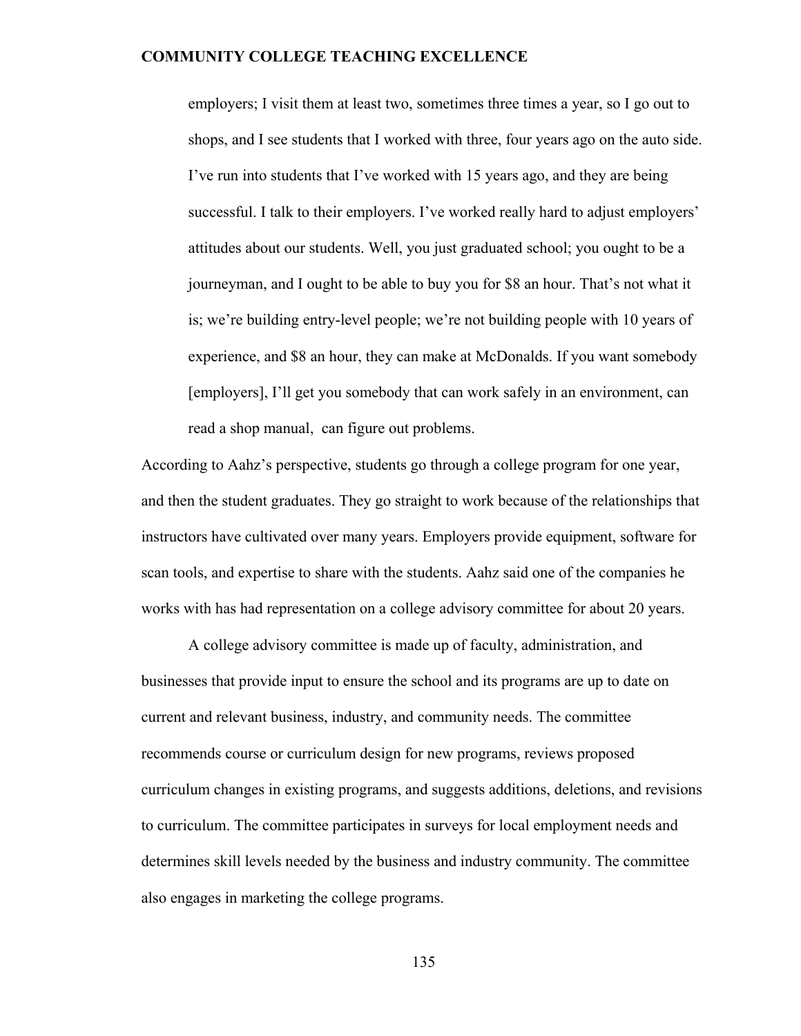> employers; I visit them at least two, sometimes three times a year, so I go out to shops, and I see students that I worked with three, four years ago on the auto side. I've run into students that I've worked with 15 years ago, and they are being successful. I talk to their employers. I've worked really hard to adjust employers' attitudes about our students. Well, you just graduated school; you ought to be a journeyman, and I ought to be able to buy you for $8 an hour. That's not what it is; we're building entry-level people; we're not building people with 10 years of experience, and $8 an hour, they can make at McDonalds. If you want somebody [employers], I'll get you somebody that can work safely in an environment, can read a shop manual, can figure out problems.

According to Aahz's perspective, students go through a college program for one year, and then the student graduates. They go straight to work because of the relationships that instructors have cultivated over many years. Employers provide equipment, software for scan tools, and expertise to share with the students. Aahz said one of the companies he works with has had representation on a college advisory committee for about 20 years.

A college advisory committee is made up of faculty, administration, and businesses that provide input to ensure the school and its programs are up to date on current and relevant business, industry, and community needs. The committee recommends course or curriculum design for new programs, reviews proposed curriculum changes in existing programs, and suggests additions, deletions, and revisions to curriculum. The committee participates in surveys for local employment needs and determines skill levels needed by the business and industry community. The committee also engages in marketing the college programs.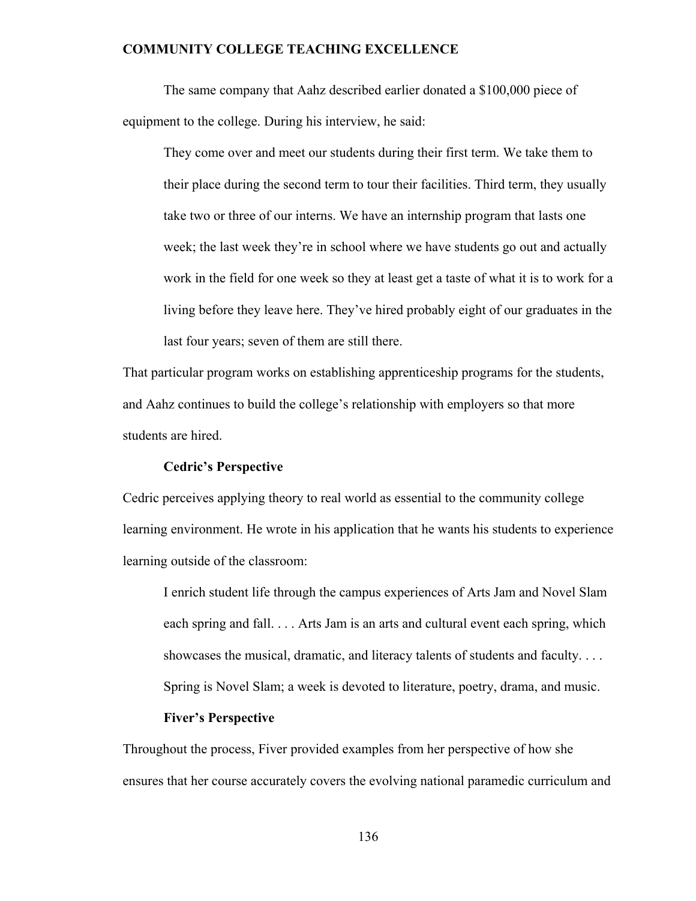The same company that Aahz described earlier donated a $100,000 piece of equipment to the college. During his interview, he said:

> They come over and meet our students during their first term. We take them to their place during the second term to tour their facilities. Third term, they usually take two or three of our interns. We have an internship program that lasts one week; the last week they're in school where we have students go out and actually work in the field for one week so they at least get a taste of what it is to work for a living before they leave here. They've hired probably eight of our graduates in the last four years; seven of them are still there.

That particular program works on establishing apprenticeship programs for the students, and Aahz continues to build the college's relationship with employers so that more students are hired.

### Cedric's Perspective

Cedric perceives applying theory to real world as essential to the community college learning environment. He wrote in his application that he wants his students to experience learning outside of the classroom:

> I enrich student life through the campus experiences of Arts Jam and Novel Slam each spring and fall. . . . Arts Jam is an arts and cultural event each spring, which showcases the musical, dramatic, and literacy talents of students and faculty. . . . Spring is Novel Slam; a week is devoted to literature, poetry, drama, and music.

### Fiver's Perspective

Throughout the process, Fiver provided examples from her perspective of how she ensures that her course accurately covers the evolving national paramedic curriculum and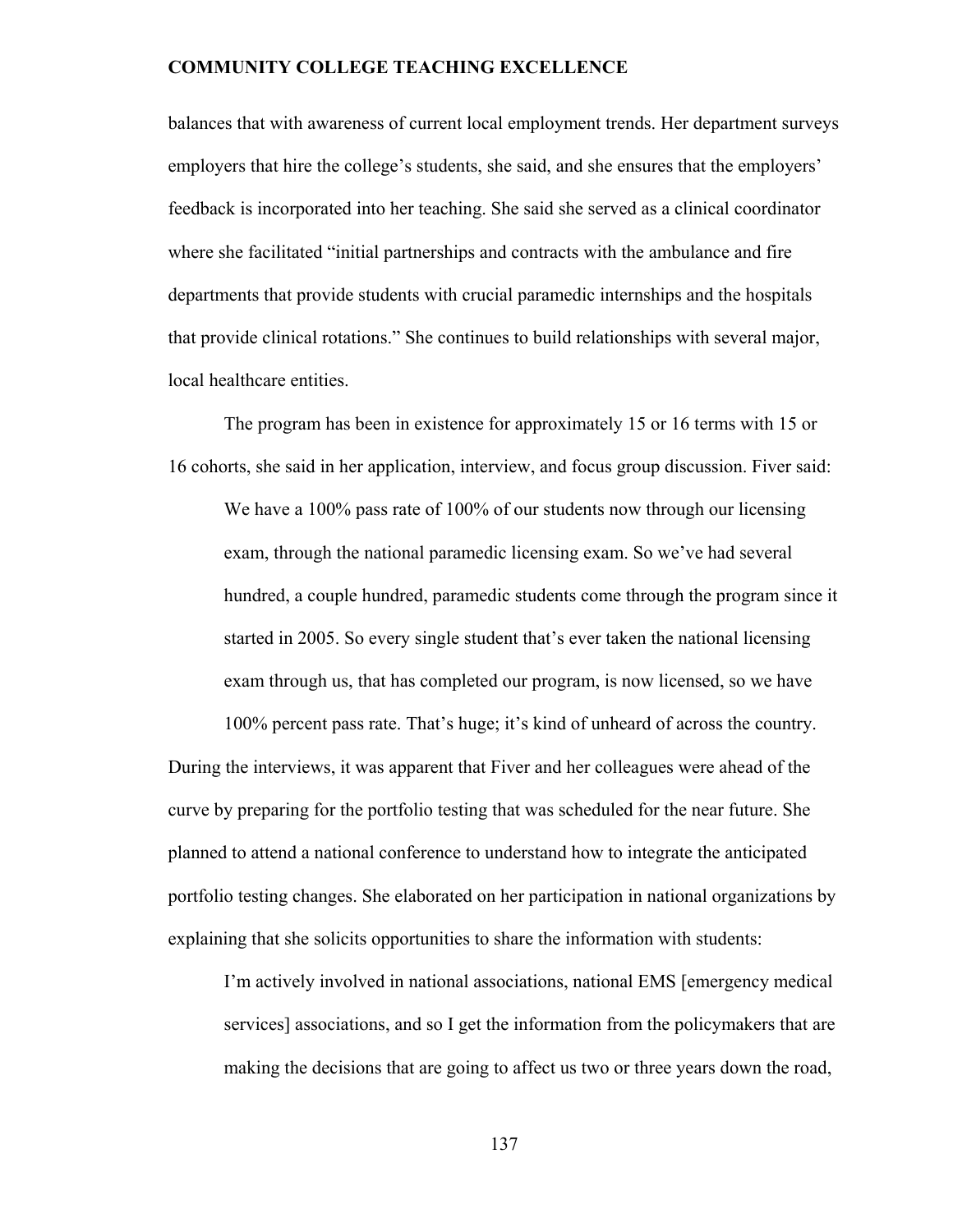balances that with awareness of current local employment trends. Her department surveys employers that hire the college's students, she said, and she ensures that the employers' feedback is incorporated into her teaching. She said she served as a clinical coordinator where she facilitated "initial partnerships and contracts with the ambulance and fire departments that provide students with crucial paramedic internships and the hospitals that provide clinical rotations." She continues to build relationships with several major, local healthcare entities.

The program has been in existence for approximately 15 or 16 terms with 15 or 16 cohorts, she said in her application, interview, and focus group discussion. Fiver said:

> We have a 100% pass rate of 100% of our students now through our licensing exam, through the national paramedic licensing exam. So we've had several hundred, a couple hundred, paramedic students come through the program since it started in 2005. So every single student that's ever taken the national licensing exam through us, that has completed our program, is now licensed, so we have 100% percent pass rate. That's huge; it's kind of unheard of across the country.

During the interviews, it was apparent that Fiver and her colleagues were ahead of the curve by preparing for the portfolio testing that was scheduled for the near future. She planned to attend a national conference to understand how to integrate the anticipated portfolio testing changes. She elaborated on her participation in national organizations by explaining that she solicits opportunities to share the information with students:

> I'm actively involved in national associations, national EMS [emergency medical services] associations, and so I get the information from the policymakers that are making the decisions that are going to affect us two or three years down the road,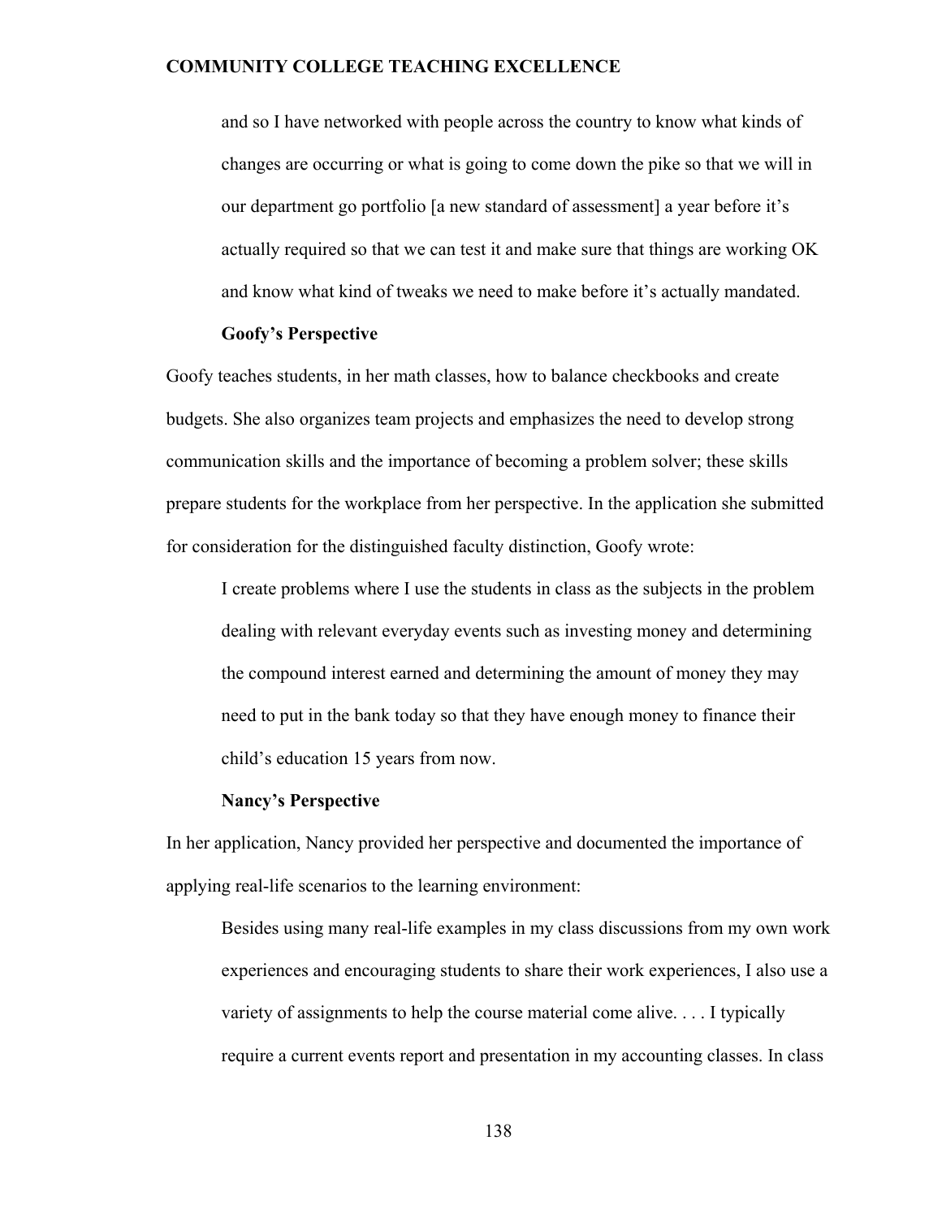> and so I have networked with people across the country to know what kinds of changes are occurring or what is going to come down the pike so that we will in our department go portfolio [a new standard of assessment] a year before it's actually required so that we can test it and make sure that things are working OK and know what kind of tweaks we need to make before it's actually mandated.

**Goofy's Perspective**

Goofy teaches students, in her math classes, how to balance checkbooks and create budgets. She also organizes team projects and emphasizes the need to develop strong communication skills and the importance of becoming a problem solver; these skills prepare students for the workplace from her perspective. In the application she submitted for consideration for the distinguished faculty distinction, Goofy wrote:

> I create problems where I use the students in class as the subjects in the problem dealing with relevant everyday events such as investing money and determining the compound interest earned and determining the amount of money they may need to put in the bank today so that they have enough money to finance their child's education 15 years from now.

**Nancy's Perspective**

In her application, Nancy provided her perspective and documented the importance of applying real-life scenarios to the learning environment:

> Besides using many real-life examples in my class discussions from my own work experiences and encouraging students to share their work experiences, I also use a variety of assignments to help the course material come alive. . . . I typically require a current events report and presentation in my accounting classes. In class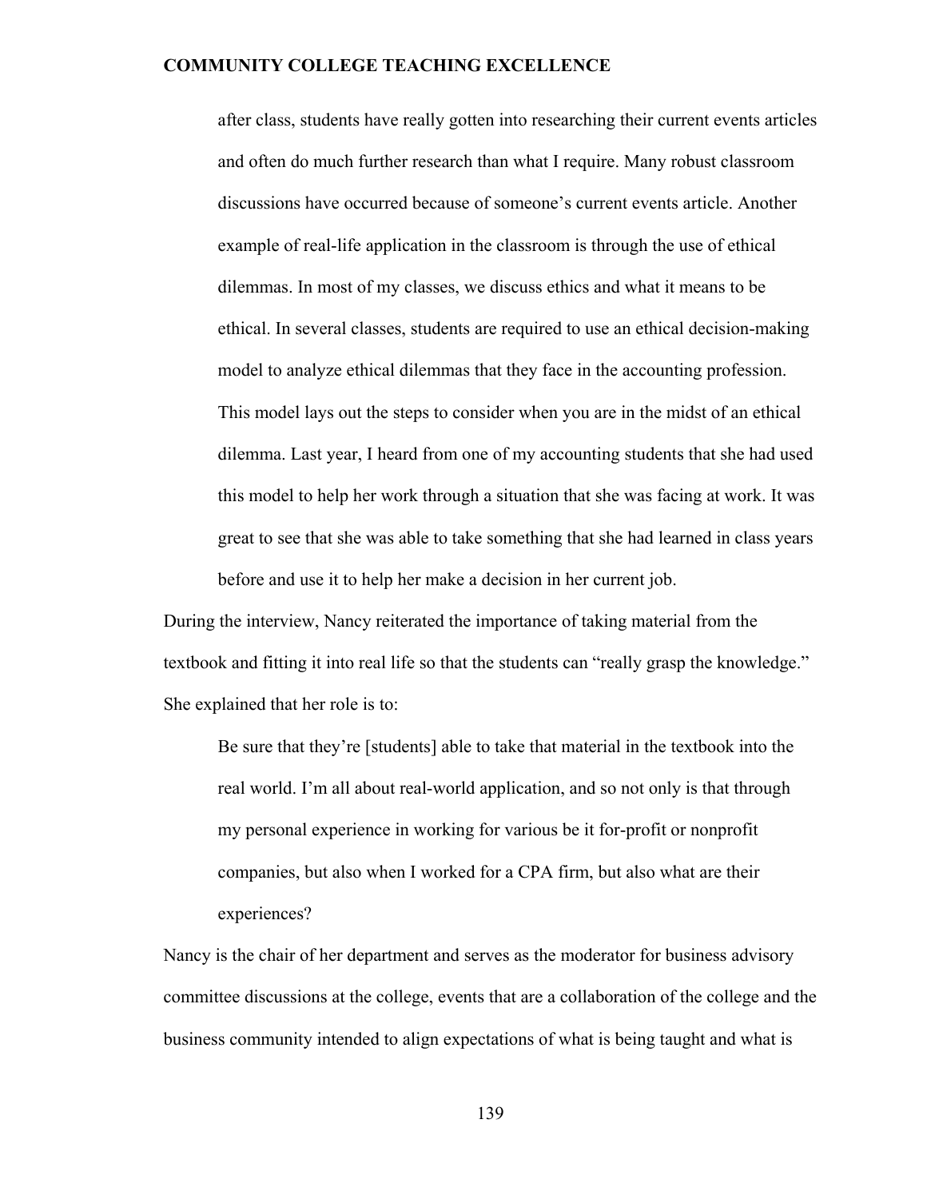> after class, students have really gotten into researching their current events articles and often do much further research than what I require. Many robust classroom discussions have occurred because of someone's current events article. Another example of real-life application in the classroom is through the use of ethical dilemmas. In most of my classes, we discuss ethics and what it means to be ethical. In several classes, students are required to use an ethical decision-making model to analyze ethical dilemmas that they face in the accounting profession. This model lays out the steps to consider when you are in the midst of an ethical dilemma. Last year, I heard from one of my accounting students that she had used this model to help her work through a situation that she was facing at work. It was great to see that she was able to take something that she had learned in class years before and use it to help her make a decision in her current job.

During the interview, Nancy reiterated the importance of taking material from the textbook and fitting it into real life so that the students can "really grasp the knowledge." She explained that her role is to:

> Be sure that they're [students] able to take that material in the textbook into the real world. I'm all about real-world application, and so not only is that through my personal experience in working for various be it for-profit or nonprofit companies, but also when I worked for a CPA firm, but also what are their experiences?

Nancy is the chair of her department and serves as the moderator for business advisory committee discussions at the college, events that are a collaboration of the college and the business community intended to align expectations of what is being taught and what is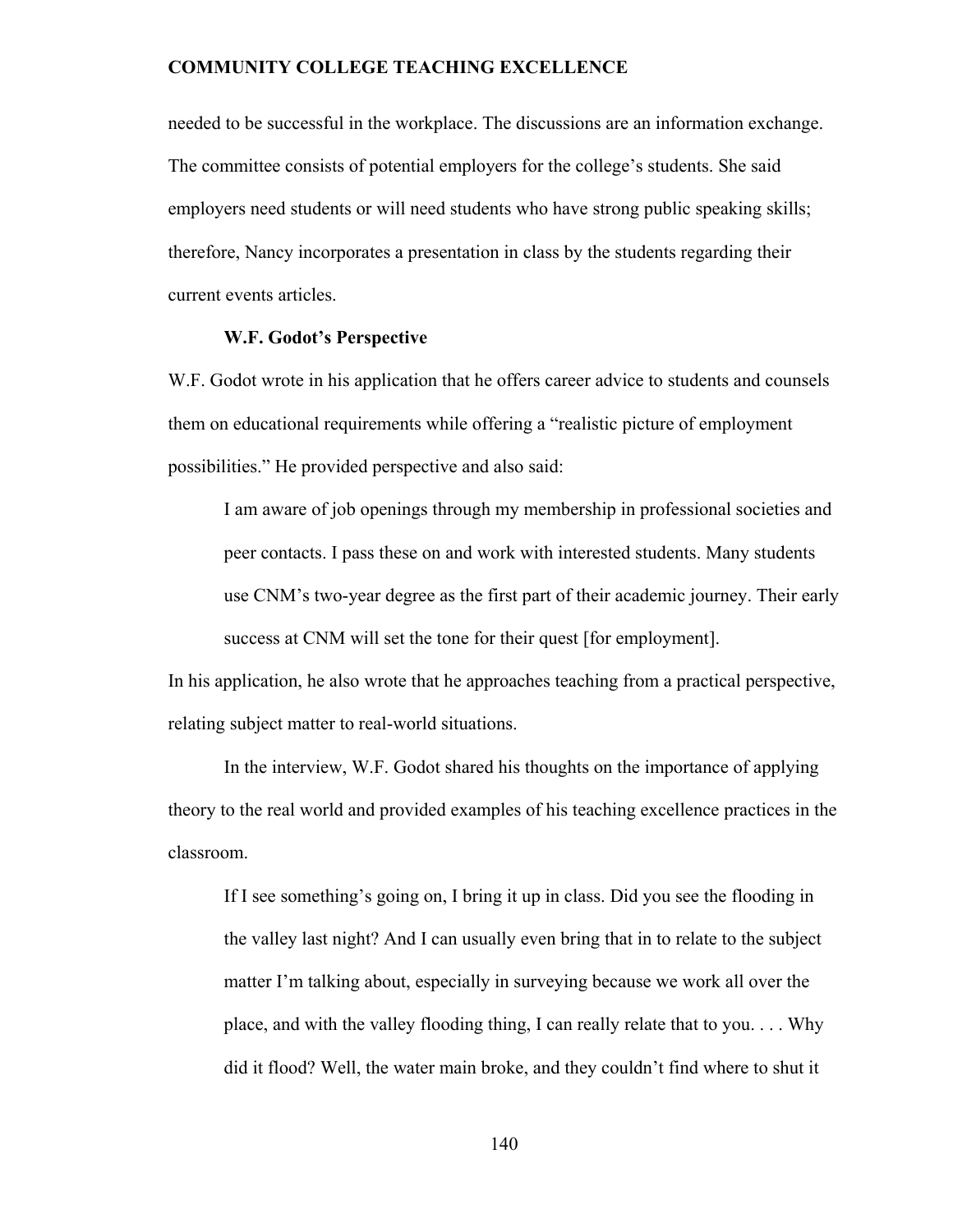needed to be successful in the workplace. The discussions are an information exchange. The committee consists of potential employers for the college's students. She said employers need students or will need students who have strong public speaking skills; therefore, Nancy incorporates a presentation in class by the students regarding their current events articles.

### W.F. Godot's Perspective

W.F. Godot wrote in his application that he offers career advice to students and counsels them on educational requirements while offering a "realistic picture of employment possibilities." He provided perspective and also said:

> I am aware of job openings through my membership in professional societies and peer contacts. I pass these on and work with interested students. Many students use CNM's two-year degree as the first part of their academic journey. Their early success at CNM will set the tone for their quest [for employment].

In his application, he also wrote that he approaches teaching from a practical perspective, relating subject matter to real-world situations.

In the interview, W.F. Godot shared his thoughts on the importance of applying theory to the real world and provided examples of his teaching excellence practices in the classroom.

> If I see something's going on, I bring it up in class. Did you see the flooding in the valley last night? And I can usually even bring that in to relate to the subject matter I'm talking about, especially in surveying because we work all over the place, and with the valley flooding thing, I can really relate that to you. . . . Why did it flood? Well, the water main broke, and they couldn't find where to shut it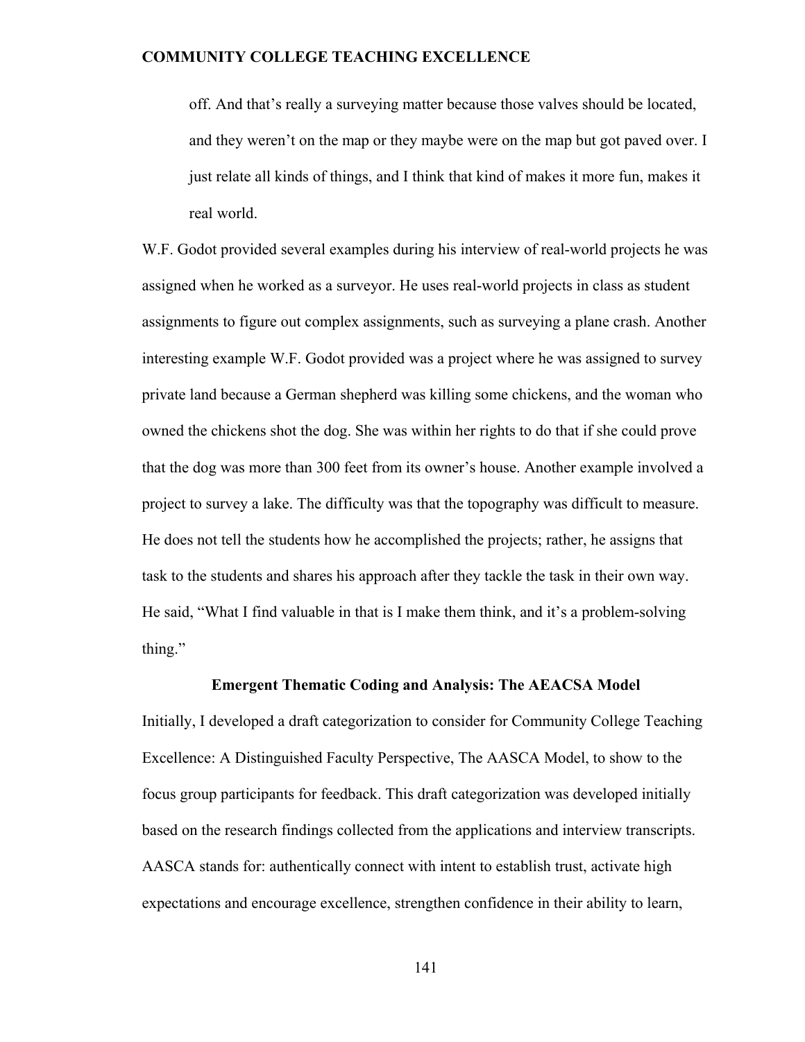> off. And that's really a surveying matter because those valves should be located, and they weren't on the map or they maybe were on the map but got paved over. I just relate all kinds of things, and I think that kind of makes it more fun, makes it real world.

W.F. Godot provided several examples during his interview of real-world projects he was assigned when he worked as a surveyor. He uses real-world projects in class as student assignments to figure out complex assignments, such as surveying a plane crash. Another interesting example W.F. Godot provided was a project where he was assigned to survey private land because a German shepherd was killing some chickens, and the woman who owned the chickens shot the dog. She was within her rights to do that if she could prove that the dog was more than 300 feet from its owner's house. Another example involved a project to survey a lake. The difficulty was that the topography was difficult to measure. He does not tell the students how he accomplished the projects; rather, he assigns that task to the students and shares his approach after they tackle the task in their own way. He said, "What I find valuable in that is I make them think, and it's a problem-solving thing."

### Emergent Thematic Coding and Analysis: The AEACSA Model

Initially, I developed a draft categorization to consider for Community College Teaching Excellence: A Distinguished Faculty Perspective, The AASCA Model, to show to the focus group participants for feedback. This draft categorization was developed initially based on the research findings collected from the applications and interview transcripts. AASCA stands for: authentically connect with intent to establish trust, activate high expectations and encourage excellence, strengthen confidence in their ability to learn,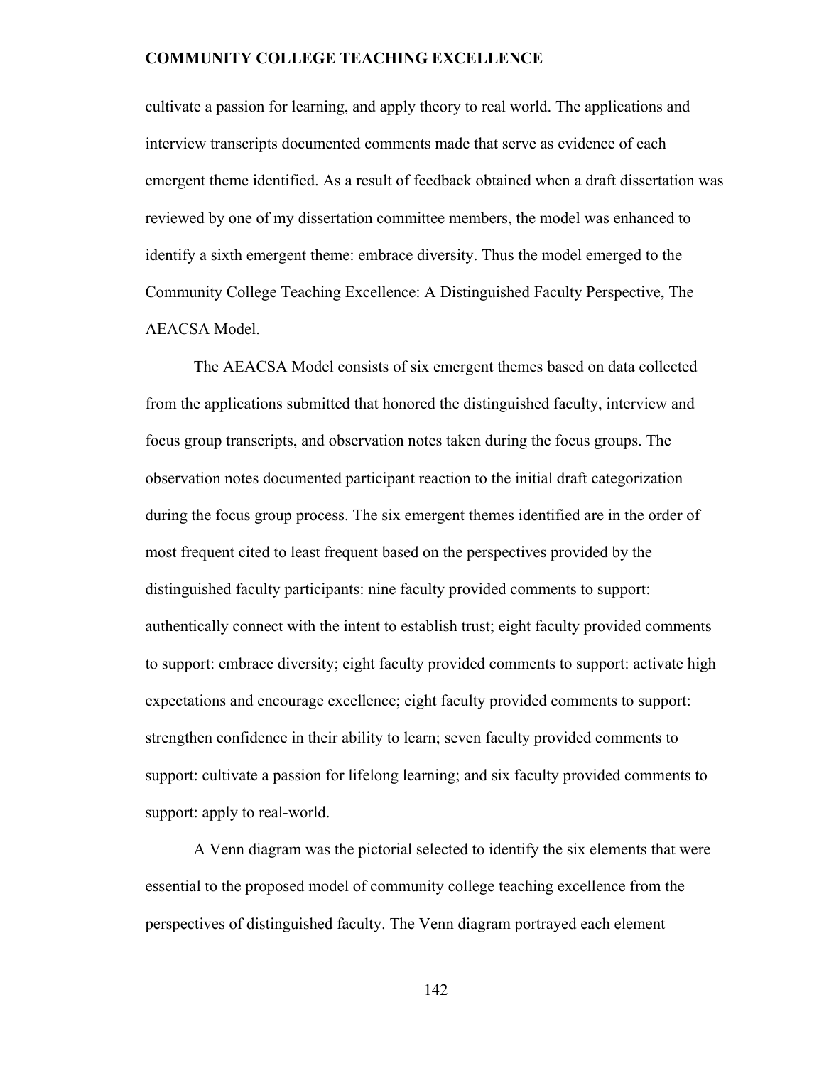cultivate a passion for learning, and apply theory to real world. The applications and interview transcripts documented comments made that serve as evidence of each emergent theme identified. As a result of feedback obtained when a draft dissertation was reviewed by one of my dissertation committee members, the model was enhanced to identify a sixth emergent theme: embrace diversity. Thus the model emerged to the Community College Teaching Excellence: A Distinguished Faculty Perspective, The AEACSA Model.

The AEACSA Model consists of six emergent themes based on data collected from the applications submitted that honored the distinguished faculty, interview and focus group transcripts, and observation notes taken during the focus groups. The observation notes documented participant reaction to the initial draft categorization during the focus group process. The six emergent themes identified are in the order of most frequent cited to least frequent based on the perspectives provided by the distinguished faculty participants: nine faculty provided comments to support: authentically connect with the intent to establish trust; eight faculty provided comments to support: embrace diversity; eight faculty provided comments to support: activate high expectations and encourage excellence; eight faculty provided comments to support: strengthen confidence in their ability to learn; seven faculty provided comments to support: cultivate a passion for lifelong learning; and six faculty provided comments to support: apply to real-world.

A Venn diagram was the pictorial selected to identify the six elements that were essential to the proposed model of community college teaching excellence from the perspectives of distinguished faculty. The Venn diagram portrayed each element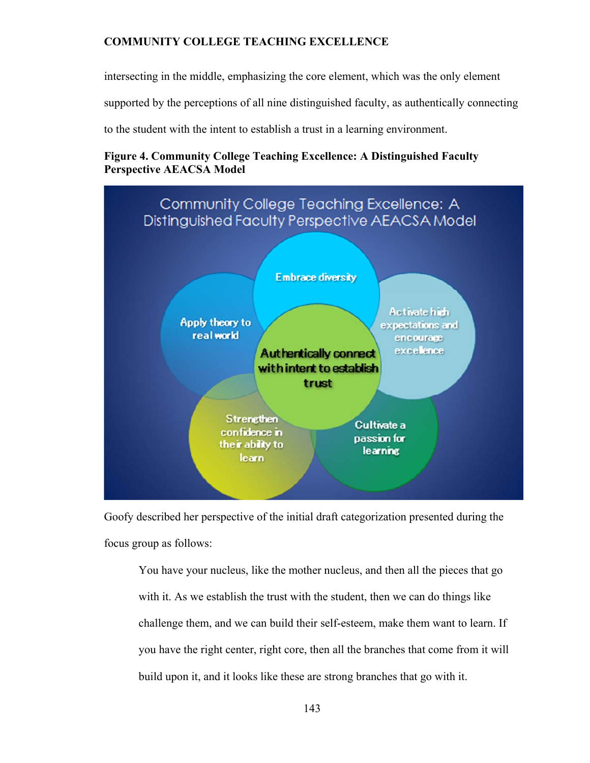intersecting in the middle, emphasizing the core element, which was the only element supported by the perceptions of all nine distinguished faculty, as authentically connecting to the student with the intent to establish a trust in a learning environment.

**Figure 4. Community College Teaching Excellence: A Distinguished Faculty Perspective AEACSA Model**

Community College Teaching Excellence: A Distinguished Faculty Perspective AEACSA Model

- Authentically connect with intent to establish trust
- Embrace diversity
- Activate high expectations and encourage excellence
- Cultivate a passion for learning
- Strengthen confidence in their ability to learn
- Apply theory to real world

Goofy described her perspective of the initial draft categorization presented during the focus group as follows:

> You have your nucleus, like the mother nucleus, and then all the pieces that go with it. As we establish the trust with the student, then we can do things like challenge them, and we can build their self-esteem, make them want to learn. If you have the right center, right core, then all the branches that come from it will build upon it, and it looks like these are strong branches that go with it.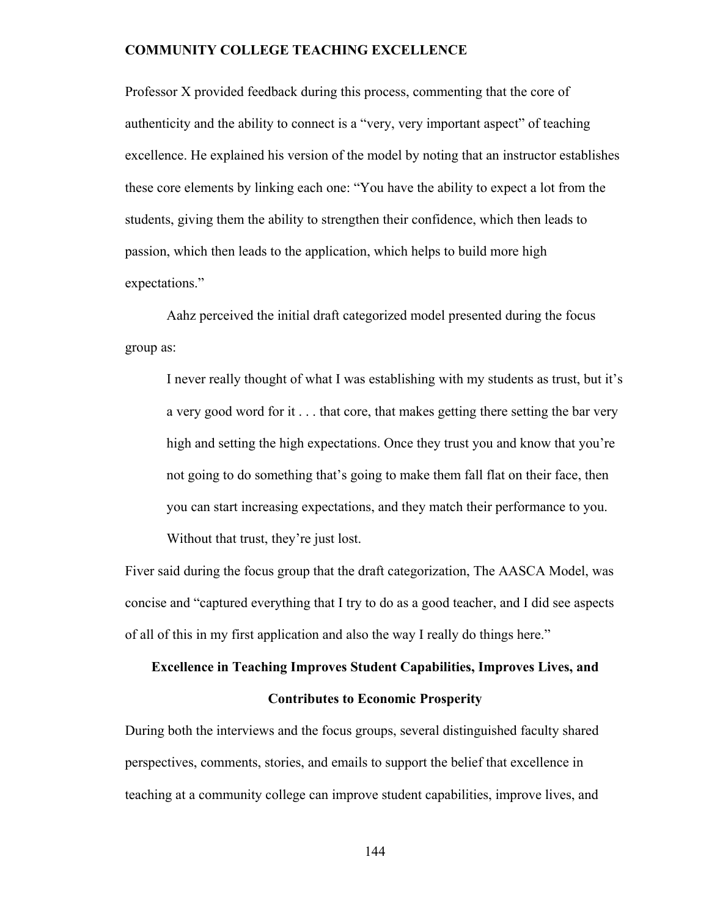Professor X provided feedback during this process, commenting that the core of authenticity and the ability to connect is a “very, very important aspect” of teaching excellence. He explained his version of the model by noting that an instructor establishes these core elements by linking each one: “You have the ability to expect a lot from the students, giving them the ability to strengthen their confidence, which then leads to passion, which then leads to the application, which helps to build more high expectations.”

Aahz perceived the initial draft categorized model presented during the focus group as:

> I never really thought of what I was establishing with my students as trust, but it’s a very good word for it . . . that core, that makes getting there setting the bar very high and setting the high expectations. Once they trust you and know that you’re not going to do something that’s going to make them fall flat on their face, then you can start increasing expectations, and they match their performance to you. Without that trust, they’re just lost.

Fiver said during the focus group that the draft categorization, The AASCA Model, was concise and “captured everything that I try to do as a good teacher, and I did see aspects of all of this in my first application and also the way I really do things here.”

## Excellence in Teaching Improves Student Capabilities, Improves Lives, and Contributes to Economic Prosperity

During both the interviews and the focus groups, several distinguished faculty shared perspectives, comments, stories, and emails to support the belief that excellence in teaching at a community college can improve student capabilities, improve lives, and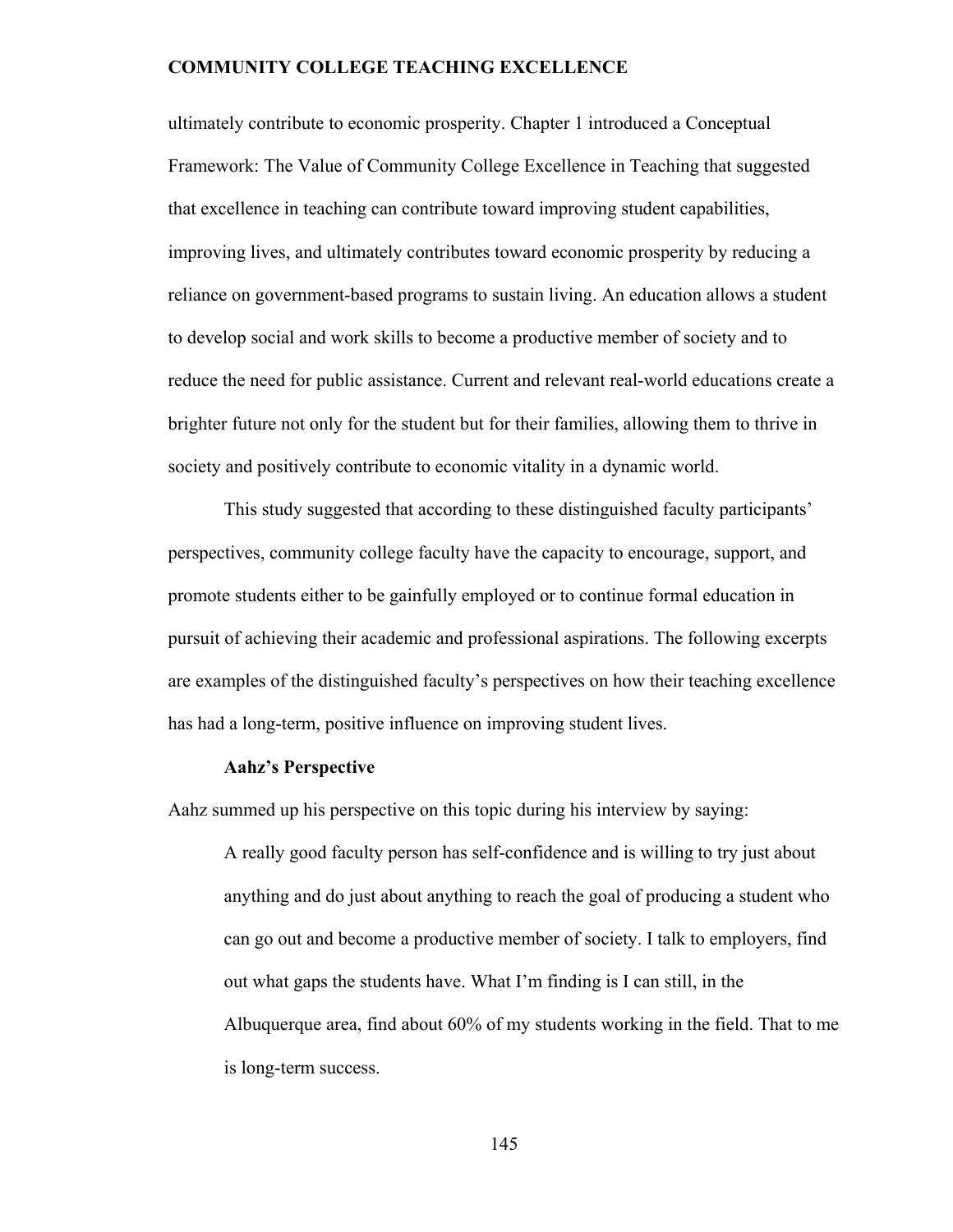ultimately contribute to economic prosperity. Chapter 1 introduced a Conceptual Framework: The Value of Community College Excellence in Teaching that suggested that excellence in teaching can contribute toward improving student capabilities, improving lives, and ultimately contributes toward economic prosperity by reducing a reliance on government-based programs to sustain living. An education allows a student to develop social and work skills to become a productive member of society and to reduce the need for public assistance. Current and relevant real-world educations create a brighter future not only for the student but for their families, allowing them to thrive in society and positively contribute to economic vitality in a dynamic world.

This study suggested that according to these distinguished faculty participants' perspectives, community college faculty have the capacity to encourage, support, and promote students either to be gainfully employed or to continue formal education in pursuit of achieving their academic and professional aspirations. The following excerpts are examples of the distinguished faculty's perspectives on how their teaching excellence has had a long-term, positive influence on improving student lives.

**Aahz's Perspective**

Aahz summed up his perspective on this topic during his interview by saying:

> A really good faculty person has self-confidence and is willing to try just about anything and do just about anything to reach the goal of producing a student who can go out and become a productive member of society. I talk to employers, find out what gaps the students have. What I'm finding is I can still, in the Albuquerque area, find about 60% of my students working in the field. That to me is long-term success.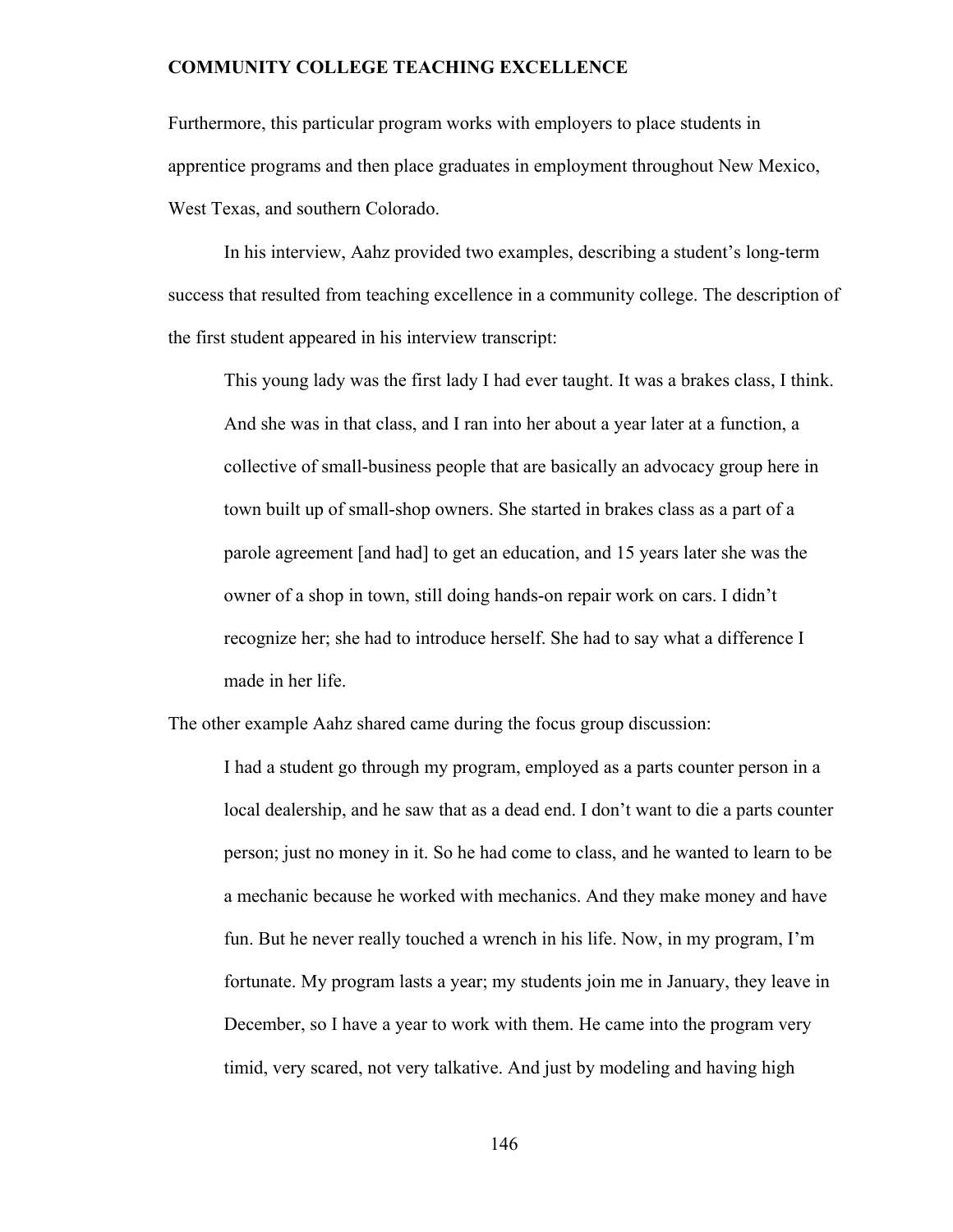Furthermore, this particular program works with employers to place students in apprentice programs and then place graduates in employment throughout New Mexico, West Texas, and southern Colorado.

In his interview, Aahz provided two examples, describing a student's long-term success that resulted from teaching excellence in a community college. The description of the first student appeared in his interview transcript:

> This young lady was the first lady I had ever taught. It was a brakes class, I think. And she was in that class, and I ran into her about a year later at a function, a collective of small-business people that are basically an advocacy group here in town built up of small-shop owners. She started in brakes class as a part of a parole agreement [and had] to get an education, and 15 years later she was the owner of a shop in town, still doing hands-on repair work on cars. I didn't recognize her; she had to introduce herself. She had to say what a difference I made in her life.

The other example Aahz shared came during the focus group discussion:

> I had a student go through my program, employed as a parts counter person in a local dealership, and he saw that as a dead end. I don't want to die a parts counter person; just no money in it. So he had come to class, and he wanted to learn to be a mechanic because he worked with mechanics. And they make money and have fun. But he never really touched a wrench in his life. Now, in my program, I'm fortunate. My program lasts a year; my students join me in January, they leave in December, so I have a year to work with them. He came into the program very timid, very scared, not very talkative. And just by modeling and having high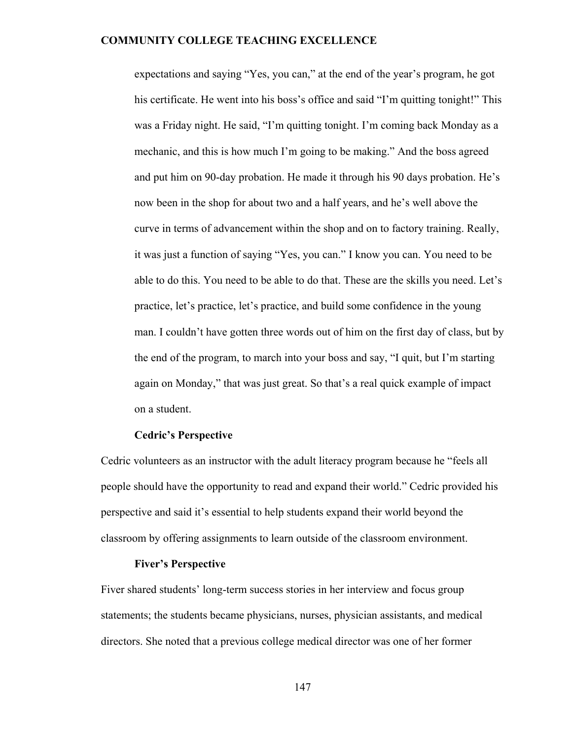> expectations and saying "Yes, you can," at the end of the year's program, he got his certificate. He went into his boss's office and said "I'm quitting tonight!" This was a Friday night. He said, "I'm quitting tonight. I'm coming back Monday as a mechanic, and this is how much I'm going to be making." And the boss agreed and put him on 90-day probation. He made it through his 90 days probation. He's now been in the shop for about two and a half years, and he's well above the curve in terms of advancement within the shop and on to factory training. Really, it was just a function of saying "Yes, you can." I know you can. You need to be able to do this. You need to be able to do that. These are the skills you need. Let's practice, let's practice, let's practice, and build some confidence in the young man. I couldn't have gotten three words out of him on the first day of class, but by the end of the program, to march into your boss and say, "I quit, but I'm starting again on Monday," that was just great. So that's a real quick example of impact on a student.

### Cedric's Perspective

Cedric volunteers as an instructor with the adult literacy program because he "feels all people should have the opportunity to read and expand their world." Cedric provided his perspective and said it's essential to help students expand their world beyond the classroom by offering assignments to learn outside of the classroom environment.

### Fiver's Perspective

Fiver shared students' long-term success stories in her interview and focus group statements; the students became physicians, nurses, physician assistants, and medical directors. She noted that a previous college medical director was one of her former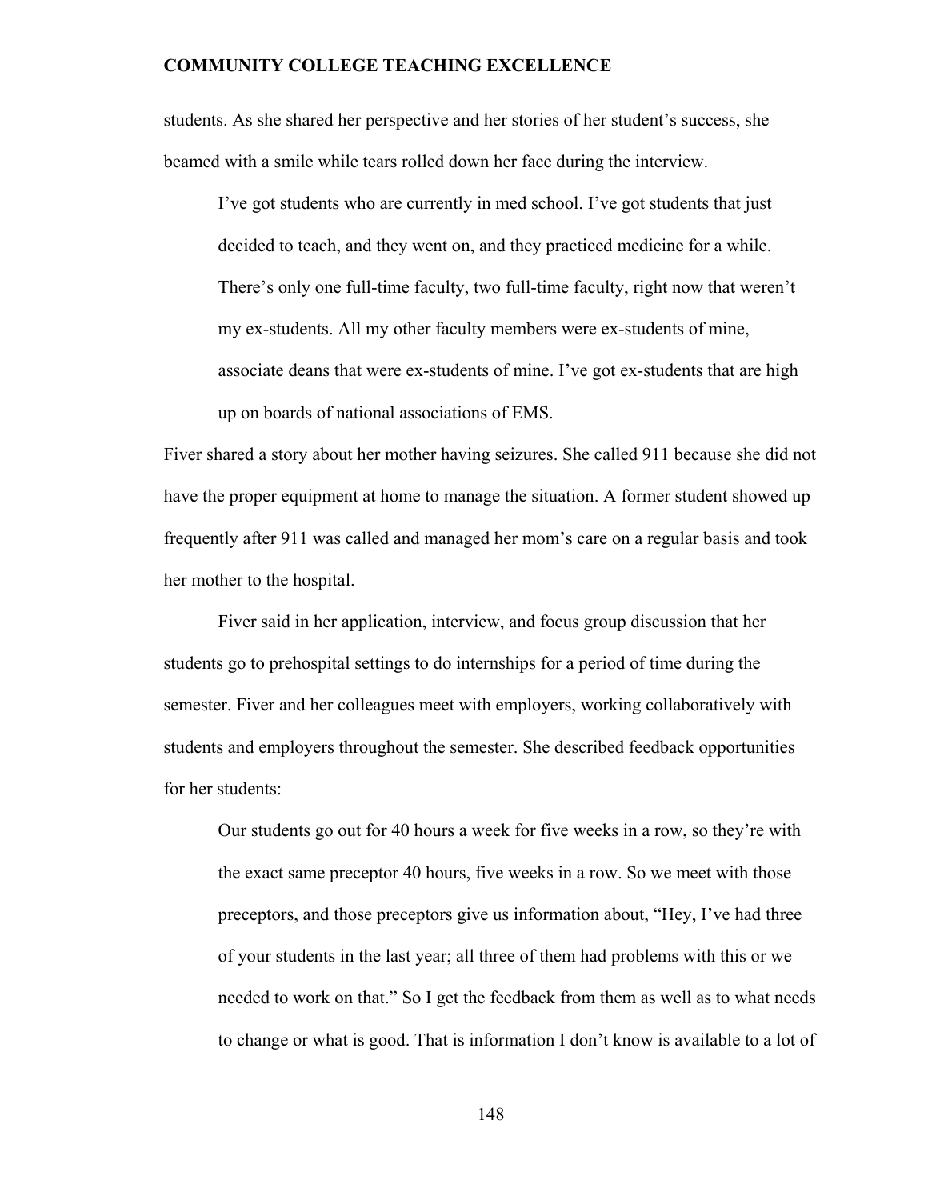students. As she shared her perspective and her stories of her student's success, she beamed with a smile while tears rolled down her face during the interview.

> I've got students who are currently in med school. I've got students that just decided to teach, and they went on, and they practiced medicine for a while. There's only one full-time faculty, two full-time faculty, right now that weren't my ex-students. All my other faculty members were ex-students of mine, associate deans that were ex-students of mine. I've got ex-students that are high up on boards of national associations of EMS.

Fiver shared a story about her mother having seizures. She called 911 because she did not have the proper equipment at home to manage the situation. A former student showed up frequently after 911 was called and managed her mom's care on a regular basis and took her mother to the hospital.

Fiver said in her application, interview, and focus group discussion that her students go to prehospital settings to do internships for a period of time during the semester. Fiver and her colleagues meet with employers, working collaboratively with students and employers throughout the semester. She described feedback opportunities for her students:

> Our students go out for 40 hours a week for five weeks in a row, so they're with the exact same preceptor 40 hours, five weeks in a row. So we meet with those preceptors, and those preceptors give us information about, "Hey, I've had three of your students in the last year; all three of them had problems with this or we needed to work on that." So I get the feedback from them as well as to what needs to change or what is good. That is information I don't know is available to a lot of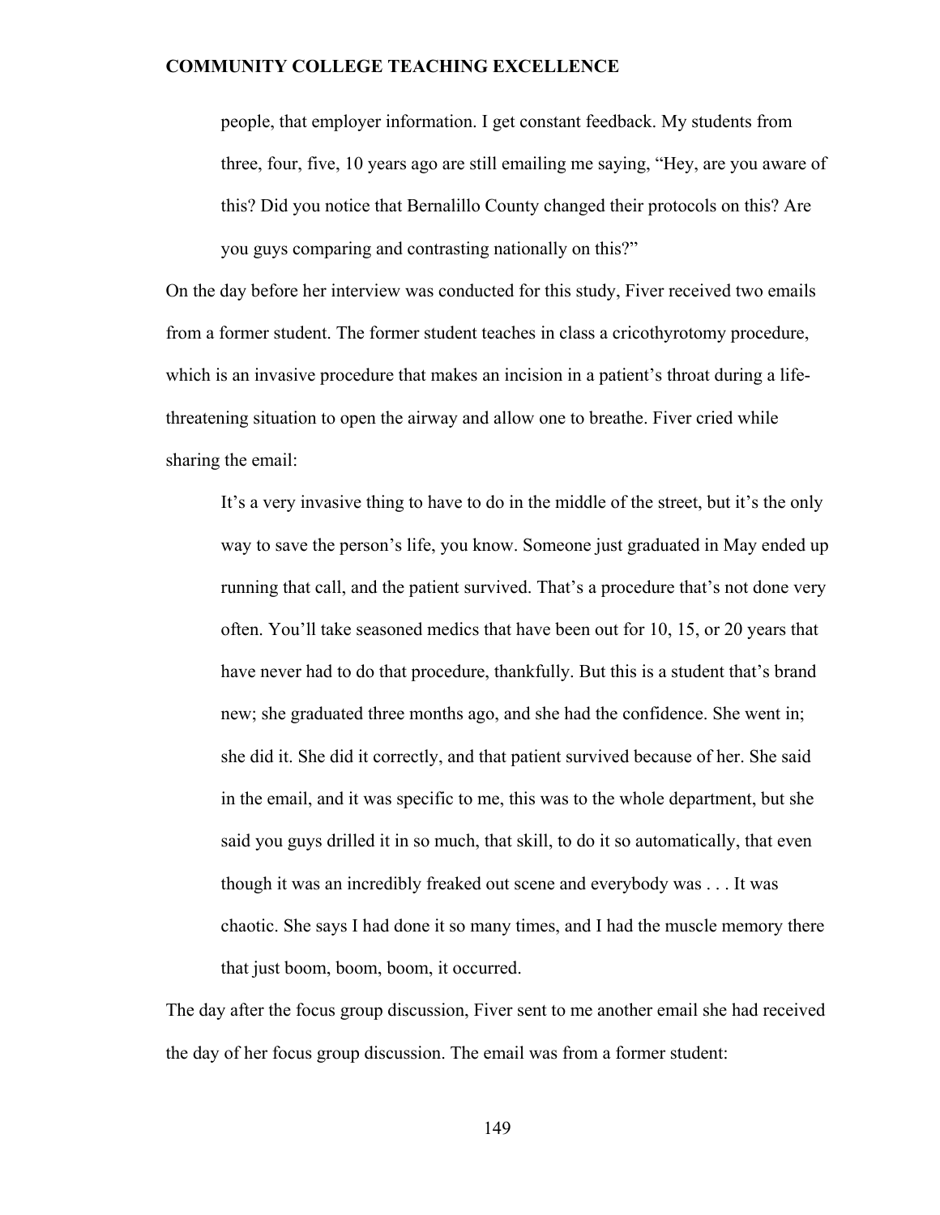> people, that employer information. I get constant feedback. My students from three, four, five, 10 years ago are still emailing me saying, "Hey, are you aware of this? Did you notice that Bernalillo County changed their protocols on this? Are you guys comparing and contrasting nationally on this?"

On the day before her interview was conducted for this study, Fiver received two emails from a former student. The former student teaches in class a cricothyrotomy procedure, which is an invasive procedure that makes an incision in a patient's throat during a life-threatening situation to open the airway and allow one to breathe. Fiver cried while sharing the email:

> It's a very invasive thing to have to do in the middle of the street, but it's the only way to save the person's life, you know. Someone just graduated in May ended up running that call, and the patient survived. That's a procedure that's not done very often. You'll take seasoned medics that have been out for 10, 15, or 20 years that have never had to do that procedure, thankfully. But this is a student that's brand new; she graduated three months ago, and she had the confidence. She went in; she did it. She did it correctly, and that patient survived because of her. She said in the email, and it was specific to me, this was to the whole department, but she said you guys drilled it in so much, that skill, to do it so automatically, that even though it was an incredibly freaked out scene and everybody was . . . It was chaotic. She says I had done it so many times, and I had the muscle memory there that just boom, boom, boom, it occurred.

The day after the focus group discussion, Fiver sent to me another email she had received the day of her focus group discussion. The email was from a former student: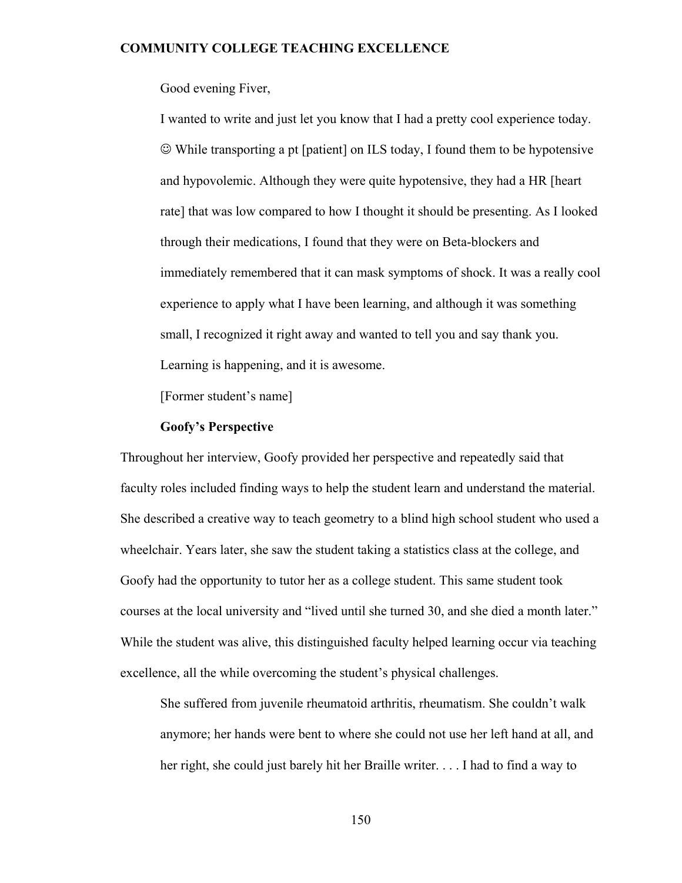> Good evening Fiver,
>
> I wanted to write and just let you know that I had a pretty cool experience today. ☺ While transporting a pt [patient] on ILS today, I found them to be hypotensive and hypovolemic. Although they were quite hypotensive, they had a HR [heart rate] that was low compared to how I thought it should be presenting. As I looked through their medications, I found that they were on Beta-blockers and immediately remembered that it can mask symptoms of shock. It was a really cool experience to apply what I have been learning, and although it was something small, I recognized it right away and wanted to tell you and say thank you. Learning is happening, and it is awesome.
>
> [Former student's name]

**Goofy's Perspective**

Throughout her interview, Goofy provided her perspective and repeatedly said that faculty roles included finding ways to help the student learn and understand the material. She described a creative way to teach geometry to a blind high school student who used a wheelchair. Years later, she saw the student taking a statistics class at the college, and Goofy had the opportunity to tutor her as a college student. This same student took courses at the local university and "lived until she turned 30, and she died a month later." While the student was alive, this distinguished faculty helped learning occur via teaching excellence, all the while overcoming the student's physical challenges.

> She suffered from juvenile rheumatoid arthritis, rheumatism. She couldn't walk anymore; her hands were bent to where she could not use her left hand at all, and her right, she could just barely hit her Braille writer. . . . I had to find a way to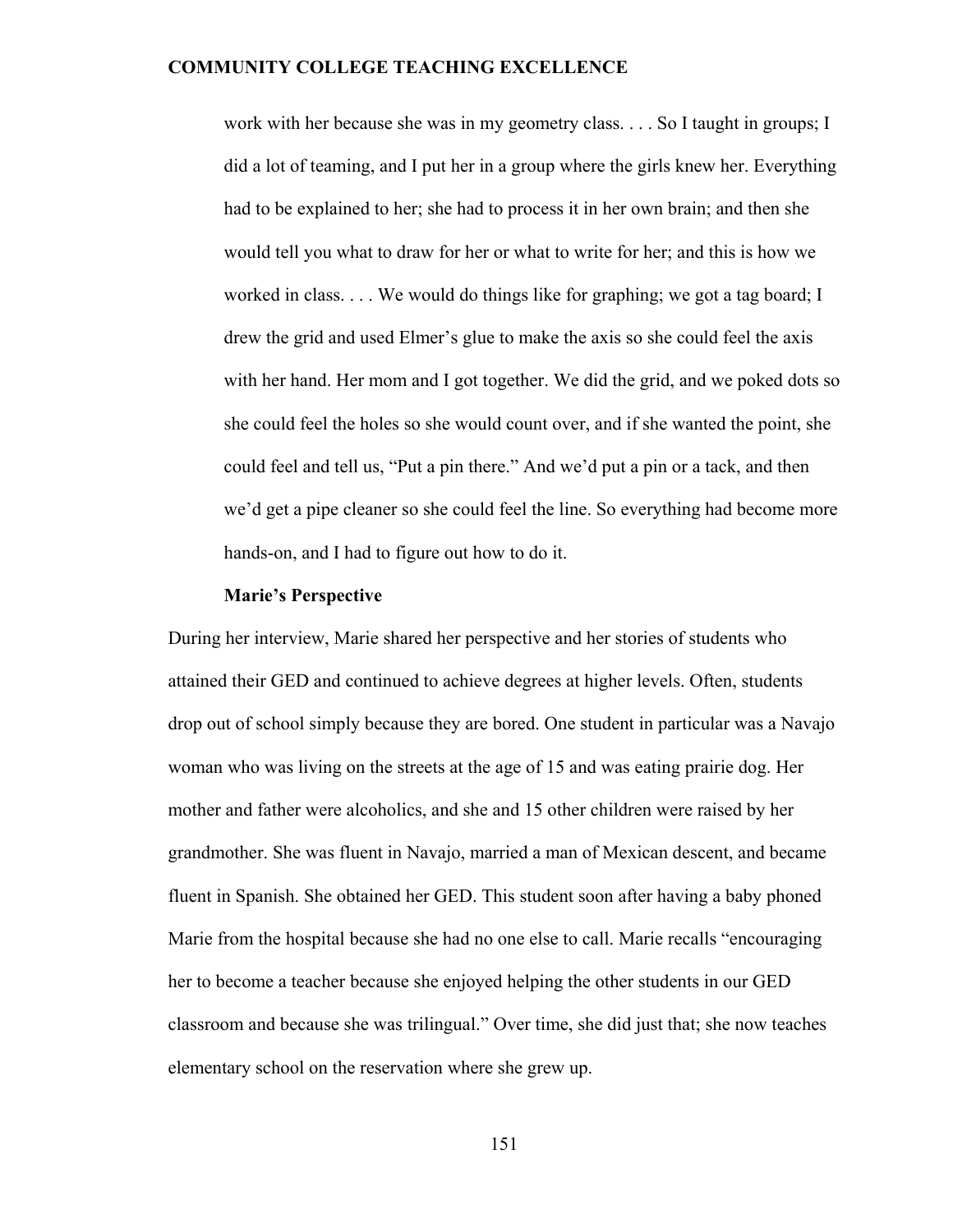> work with her because she was in my geometry class. . . . So I taught in groups; I did a lot of teaming, and I put her in a group where the girls knew her. Everything had to be explained to her; she had to process it in her own brain; and then she would tell you what to draw for her or what to write for her; and this is how we worked in class. . . . We would do things like for graphing; we got a tag board; I drew the grid and used Elmer's glue to make the axis so she could feel the axis with her hand. Her mom and I got together. We did the grid, and we poked dots so she could feel the holes so she would count over, and if she wanted the point, she could feel and tell us, "Put a pin there." And we'd put a pin or a tack, and then we'd get a pipe cleaner so she could feel the line. So everything had become more hands-on, and I had to figure out how to do it.

**Marie's Perspective**

During her interview, Marie shared her perspective and her stories of students who attained their GED and continued to achieve degrees at higher levels. Often, students drop out of school simply because they are bored. One student in particular was a Navajo woman who was living on the streets at the age of 15 and was eating prairie dog. Her mother and father were alcoholics, and she and 15 other children were raised by her grandmother. She was fluent in Navajo, married a man of Mexican descent, and became fluent in Spanish. She obtained her GED. This student soon after having a baby phoned Marie from the hospital because she had no one else to call. Marie recalls "encouraging her to become a teacher because she enjoyed helping the other students in our GED classroom and because she was trilingual." Over time, she did just that; she now teaches elementary school on the reservation where she grew up.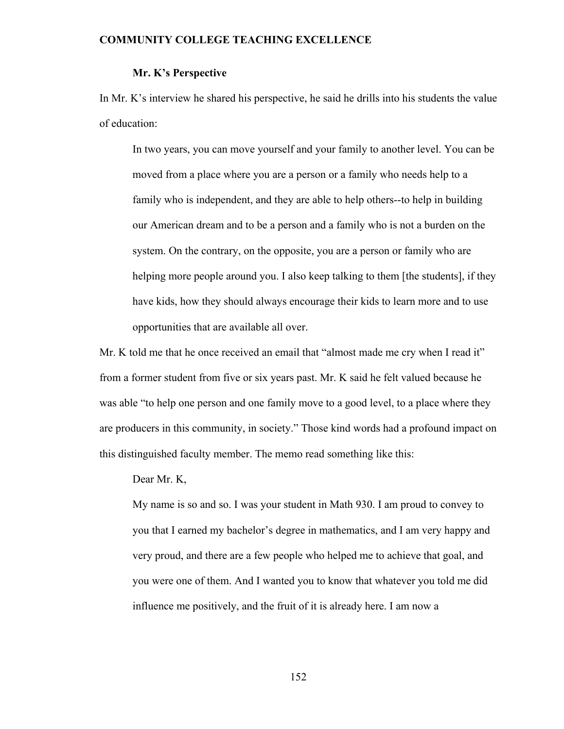### Mr. K's Perspective

In Mr. K's interview he shared his perspective, he said he drills into his students the value of education:

> In two years, you can move yourself and your family to another level. You can be moved from a place where you are a person or a family who needs help to a family who is independent, and they are able to help others--to help in building our American dream and to be a person and a family who is not a burden on the system. On the contrary, on the opposite, you are a person or family who are helping more people around you. I also keep talking to them [the students], if they have kids, how they should always encourage their kids to learn more and to use opportunities that are available all over.

Mr. K told me that he once received an email that "almost made me cry when I read it" from a former student from five or six years past. Mr. K said he felt valued because he was able "to help one person and one family move to a good level, to a place where they are producers in this community, in society." Those kind words had a profound impact on this distinguished faculty member. The memo read something like this:

> Dear Mr. K,
>
> My name is so and so. I was your student in Math 930. I am proud to convey to you that I earned my bachelor's degree in mathematics, and I am very happy and very proud, and there are a few people who helped me to achieve that goal, and you were one of them. And I wanted you to know that whatever you told me did influence me positively, and the fruit of it is already here. I am now a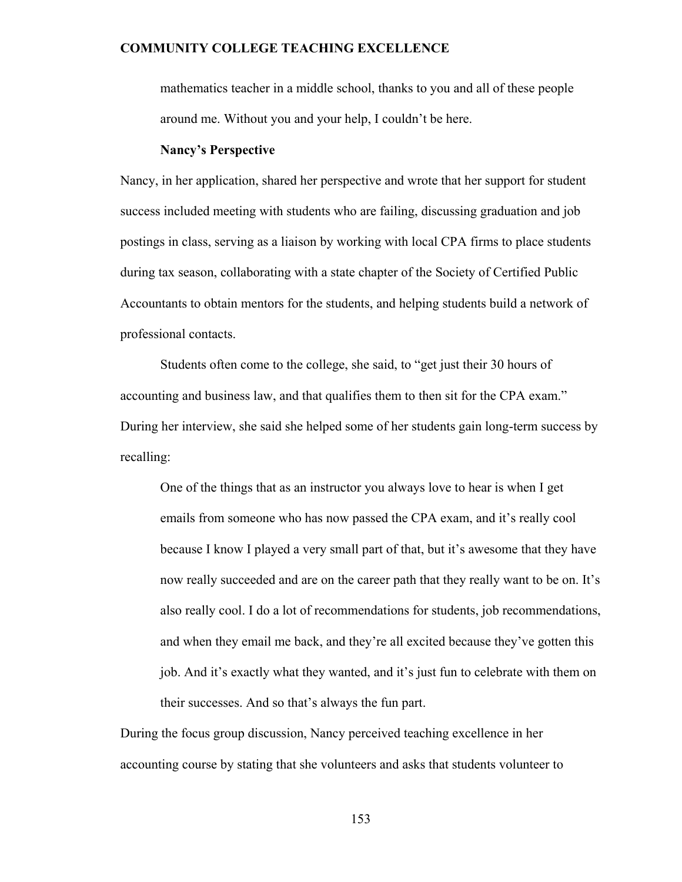mathematics teacher in a middle school, thanks to you and all of these people around me. Without you and your help, I couldn't be here.

**Nancy's Perspective**

Nancy, in her application, shared her perspective and wrote that her support for student success included meeting with students who are failing, discussing graduation and job postings in class, serving as a liaison by working with local CPA firms to place students during tax season, collaborating with a state chapter of the Society of Certified Public Accountants to obtain mentors for the students, and helping students build a network of professional contacts.

Students often come to the college, she said, to "get just their 30 hours of accounting and business law, and that qualifies them to then sit for the CPA exam." During her interview, she said she helped some of her students gain long-term success by recalling:

> One of the things that as an instructor you always love to hear is when I get emails from someone who has now passed the CPA exam, and it's really cool because I know I played a very small part of that, but it's awesome that they have now really succeeded and are on the career path that they really want to be on. It's also really cool. I do a lot of recommendations for students, job recommendations, and when they email me back, and they're all excited because they've gotten this job. And it's exactly what they wanted, and it's just fun to celebrate with them on their successes. And so that's always the fun part.

During the focus group discussion, Nancy perceived teaching excellence in her accounting course by stating that she volunteers and asks that students volunteer to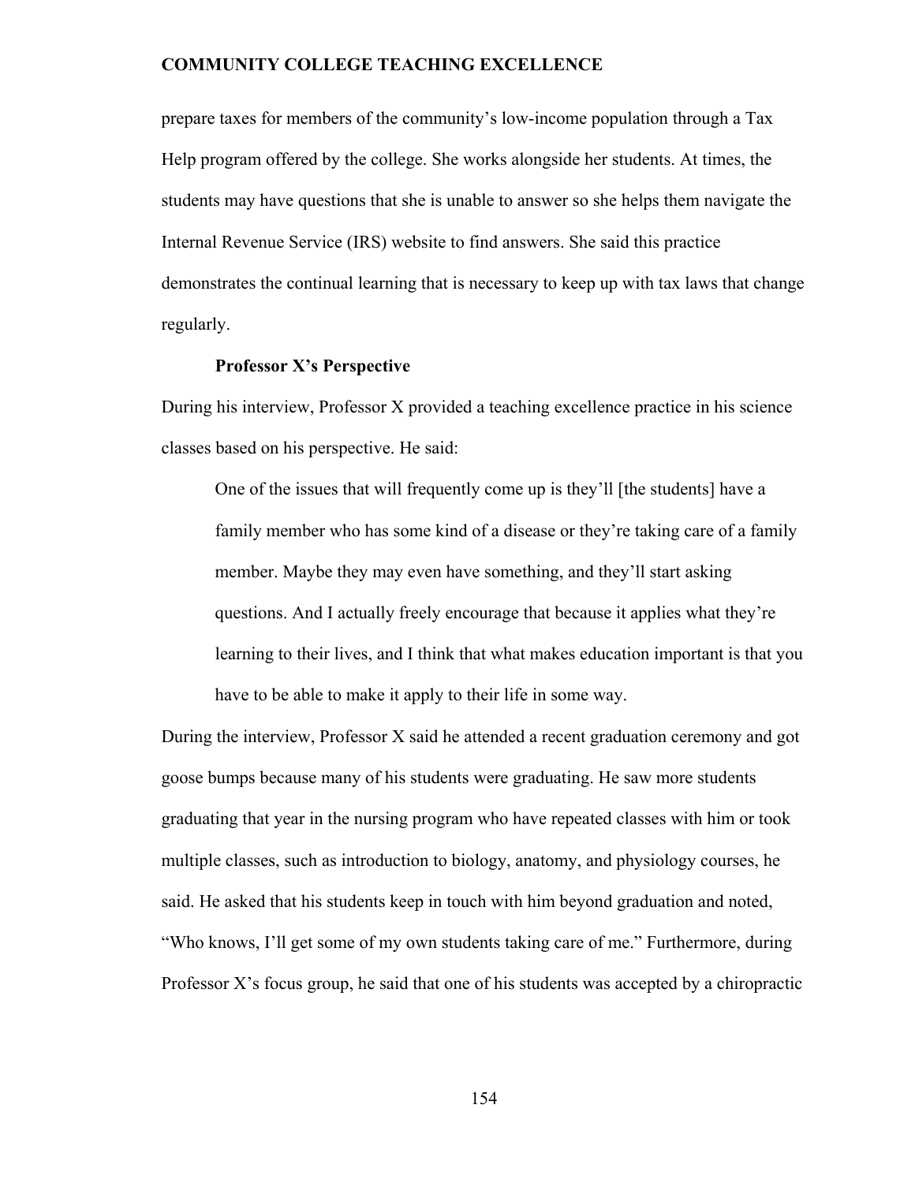prepare taxes for members of the community's low-income population through a Tax Help program offered by the college. She works alongside her students. At times, the students may have questions that she is unable to answer so she helps them navigate the Internal Revenue Service (IRS) website to find answers. She said this practice demonstrates the continual learning that is necessary to keep up with tax laws that change regularly.

### Professor X's Perspective

During his interview, Professor X provided a teaching excellence practice in his science classes based on his perspective. He said:

> One of the issues that will frequently come up is they'll [the students] have a family member who has some kind of a disease or they're taking care of a family member. Maybe they may even have something, and they'll start asking questions. And I actually freely encourage that because it applies what they're learning to their lives, and I think that what makes education important is that you have to be able to make it apply to their life in some way.

During the interview, Professor X said he attended a recent graduation ceremony and got goose bumps because many of his students were graduating. He saw more students graduating that year in the nursing program who have repeated classes with him or took multiple classes, such as introduction to biology, anatomy, and physiology courses, he said. He asked that his students keep in touch with him beyond graduation and noted, "Who knows, I'll get some of my own students taking care of me." Furthermore, during Professor X's focus group, he said that one of his students was accepted by a chiropractic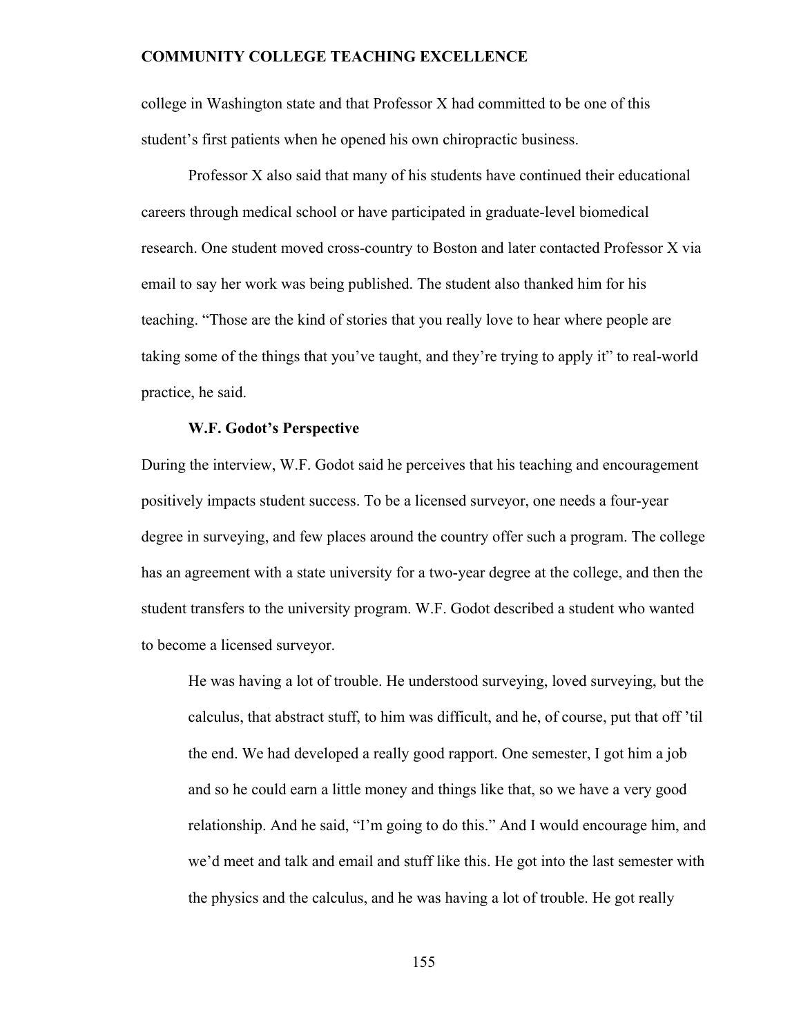college in Washington state and that Professor X had committed to be one of this student's first patients when he opened his own chiropractic business.

Professor X also said that many of his students have continued their educational careers through medical school or have participated in graduate-level biomedical research. One student moved cross-country to Boston and later contacted Professor X via email to say her work was being published. The student also thanked him for his teaching. "Those are the kind of stories that you really love to hear where people are taking some of the things that you've taught, and they're trying to apply it" to real-world practice, he said.

### W.F. Godot's Perspective

During the interview, W.F. Godot said he perceives that his teaching and encouragement positively impacts student success. To be a licensed surveyor, one needs a four-year degree in surveying, and few places around the country offer such a program. The college has an agreement with a state university for a two-year degree at the college, and then the student transfers to the university program. W.F. Godot described a student who wanted to become a licensed surveyor.

> He was having a lot of trouble. He understood surveying, loved surveying, but the calculus, that abstract stuff, to him was difficult, and he, of course, put that off 'til the end. We had developed a really good rapport. One semester, I got him a job and so he could earn a little money and things like that, so we have a very good relationship. And he said, "I'm going to do this." And I would encourage him, and we'd meet and talk and email and stuff like this. He got into the last semester with the physics and the calculus, and he was having a lot of trouble. He got really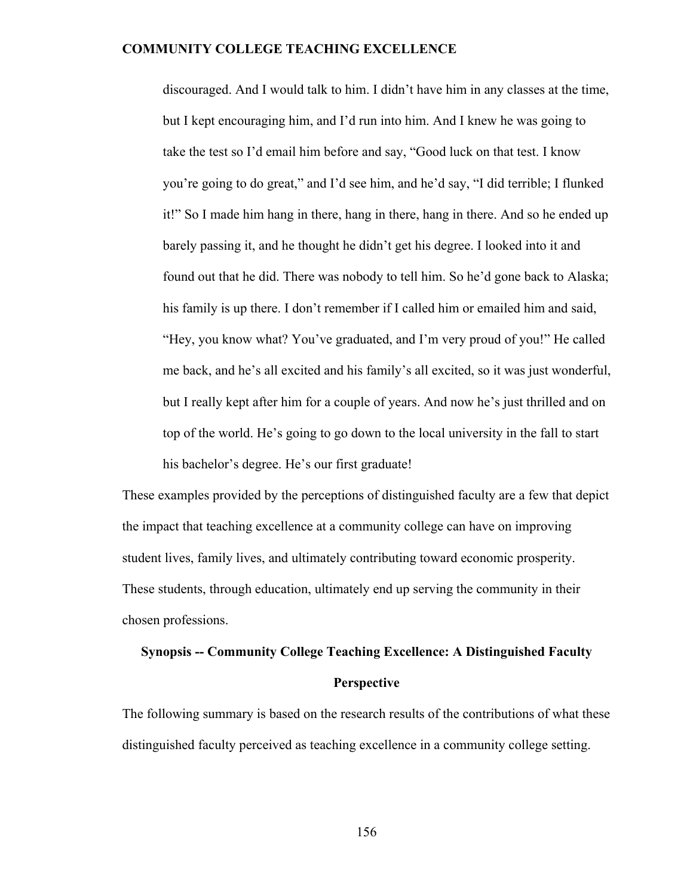> discouraged. And I would talk to him. I didn't have him in any classes at the time, but I kept encouraging him, and I'd run into him. And I knew he was going to take the test so I'd email him before and say, "Good luck on that test. I know you're going to do great," and I'd see him, and he'd say, "I did terrible; I flunked it!" So I made him hang in there, hang in there, hang in there. And so he ended up barely passing it, and he thought he didn't get his degree. I looked into it and found out that he did. There was nobody to tell him. So he'd gone back to Alaska; his family is up there. I don't remember if I called him or emailed him and said, "Hey, you know what? You've graduated, and I'm very proud of you!" He called me back, and he's all excited and his family's all excited, so it was just wonderful, but I really kept after him for a couple of years. And now he's just thrilled and on top of the world. He's going to go down to the local university in the fall to start his bachelor's degree. He's our first graduate!

These examples provided by the perceptions of distinguished faculty are a few that depict the impact that teaching excellence at a community college can have on improving student lives, family lives, and ultimately contributing toward economic prosperity. These students, through education, ultimately end up serving the community in their chosen professions.

## Synopsis -- Community College Teaching Excellence: A Distinguished Faculty Perspective

The following summary is based on the research results of the contributions of what these distinguished faculty perceived as teaching excellence in a community college setting.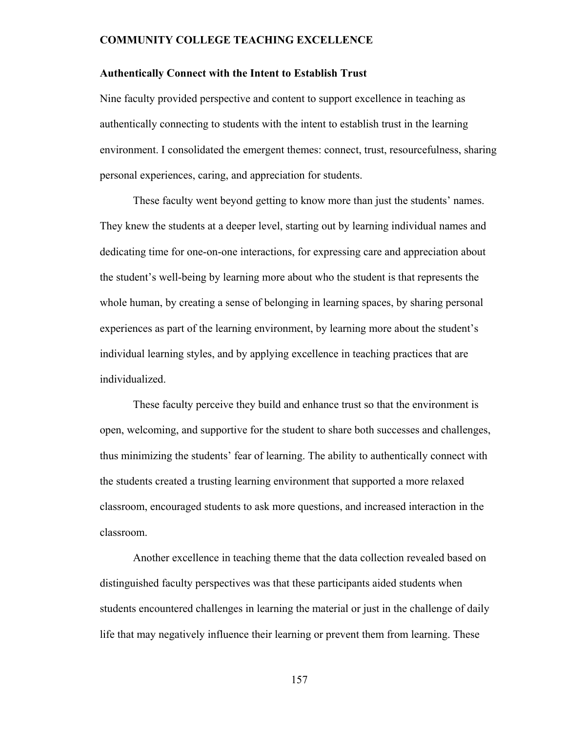## Authentically Connect with the Intent to Establish Trust

Nine faculty provided perspective and content to support excellence in teaching as authentically connecting to students with the intent to establish trust in the learning environment. I consolidated the emergent themes: connect, trust, resourcefulness, sharing personal experiences, caring, and appreciation for students.

These faculty went beyond getting to know more than just the students' names. They knew the students at a deeper level, starting out by learning individual names and dedicating time for one-on-one interactions, for expressing care and appreciation about the student's well-being by learning more about who the student is that represents the whole human, by creating a sense of belonging in learning spaces, by sharing personal experiences as part of the learning environment, by learning more about the student's individual learning styles, and by applying excellence in teaching practices that are individualized.

These faculty perceive they build and enhance trust so that the environment is open, welcoming, and supportive for the student to share both successes and challenges, thus minimizing the students' fear of learning. The ability to authentically connect with the students created a trusting learning environment that supported a more relaxed classroom, encouraged students to ask more questions, and increased interaction in the classroom.

Another excellence in teaching theme that the data collection revealed based on distinguished faculty perspectives was that these participants aided students when students encountered challenges in learning the material or just in the challenge of daily life that may negatively influence their learning or prevent them from learning. These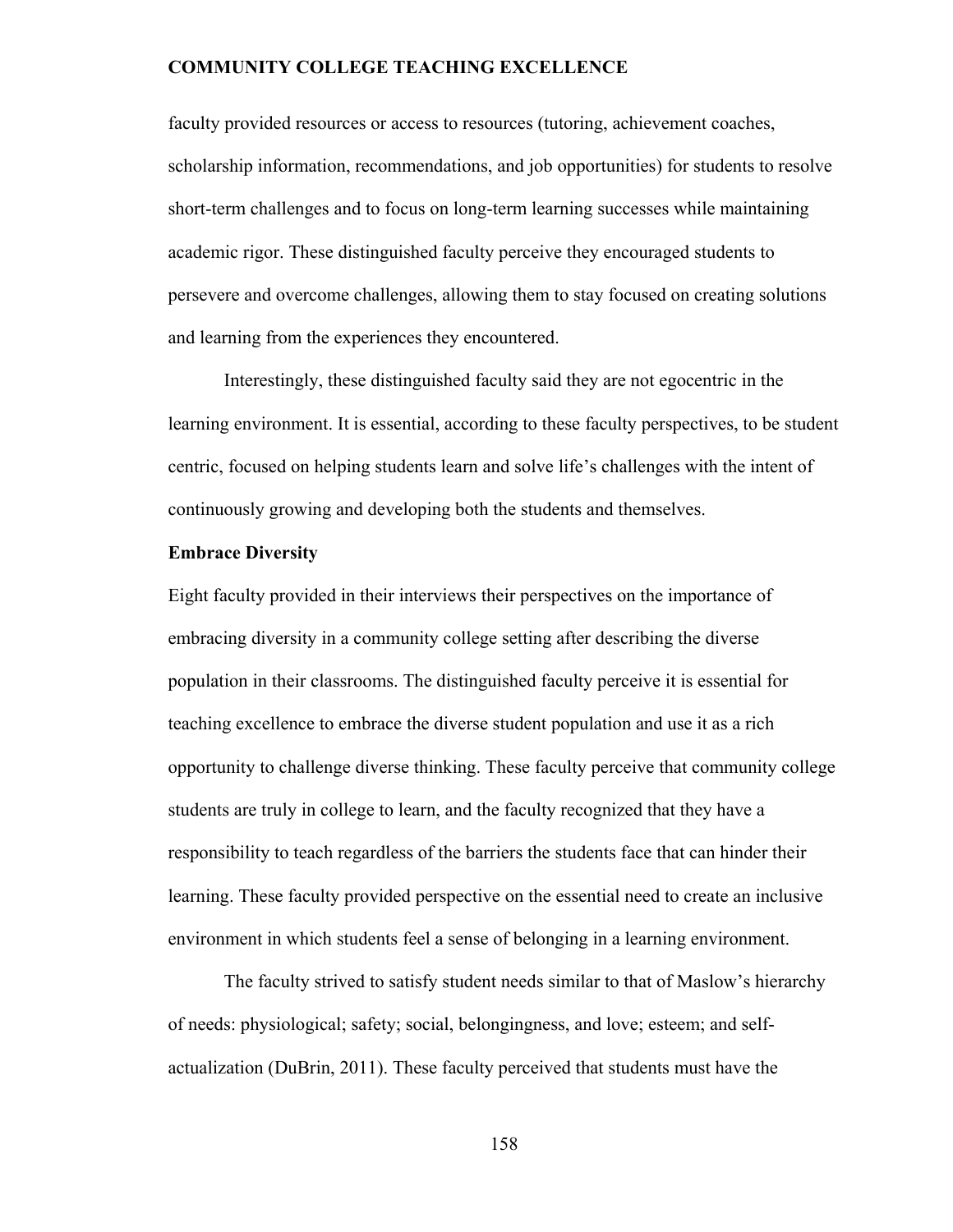faculty provided resources or access to resources (tutoring, achievement coaches, scholarship information, recommendations, and job opportunities) for students to resolve short-term challenges and to focus on long-term learning successes while maintaining academic rigor. These distinguished faculty perceive they encouraged students to persevere and overcome challenges, allowing them to stay focused on creating solutions and learning from the experiences they encountered.

Interestingly, these distinguished faculty said they are not egocentric in the learning environment. It is essential, according to these faculty perspectives, to be student centric, focused on helping students learn and solve life's challenges with the intent of continuously growing and developing both the students and themselves.

**Embrace Diversity**

Eight faculty provided in their interviews their perspectives on the importance of embracing diversity in a community college setting after describing the diverse population in their classrooms. The distinguished faculty perceive it is essential for teaching excellence to embrace the diverse student population and use it as a rich opportunity to challenge diverse thinking. These faculty perceive that community college students are truly in college to learn, and the faculty recognized that they have a responsibility to teach regardless of the barriers the students face that can hinder their learning. These faculty provided perspective on the essential need to create an inclusive environment in which students feel a sense of belonging in a learning environment.

The faculty strived to satisfy student needs similar to that of Maslow's hierarchy of needs: physiological; safety; social, belongingness, and love; esteem; and self-actualization (DuBrin, 2011). These faculty perceived that students must have the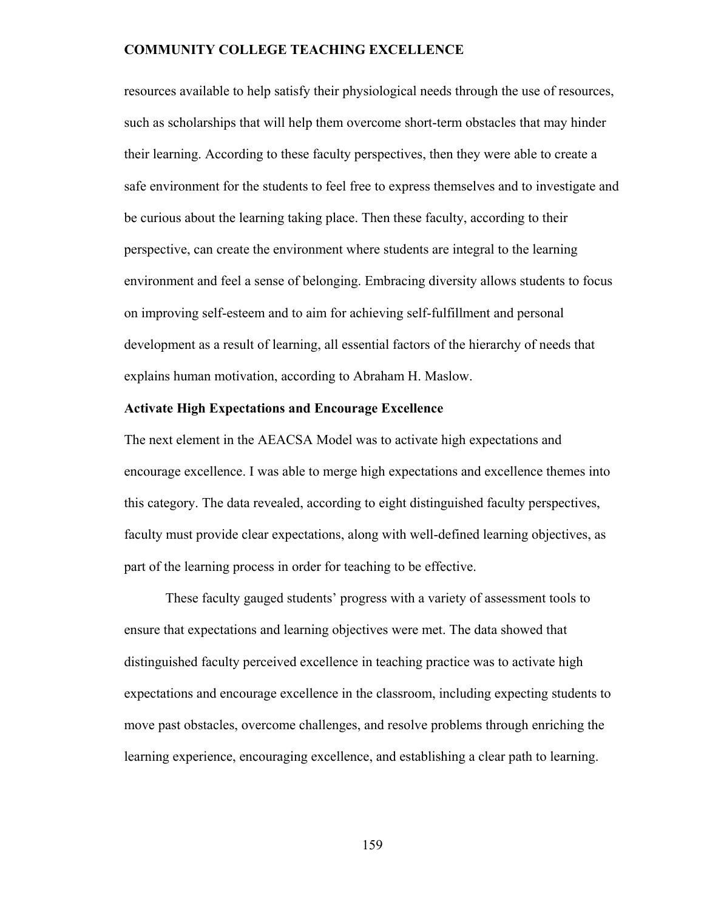resources available to help satisfy their physiological needs through the use of resources, such as scholarships that will help them overcome short-term obstacles that may hinder their learning. According to these faculty perspectives, then they were able to create a safe environment for the students to feel free to express themselves and to investigate and be curious about the learning taking place. Then these faculty, according to their perspective, can create the environment where students are integral to the learning environment and feel a sense of belonging. Embracing diversity allows students to focus on improving self-esteem and to aim for achieving self-fulfillment and personal development as a result of learning, all essential factors of the hierarchy of needs that explains human motivation, according to Abraham H. Maslow.

**Activate High Expectations and Encourage Excellence**

The next element in the AEACSA Model was to activate high expectations and encourage excellence. I was able to merge high expectations and excellence themes into this category. The data revealed, according to eight distinguished faculty perspectives, faculty must provide clear expectations, along with well-defined learning objectives, as part of the learning process in order for teaching to be effective.

These faculty gauged students' progress with a variety of assessment tools to ensure that expectations and learning objectives were met. The data showed that distinguished faculty perceived excellence in teaching practice was to activate high expectations and encourage excellence in the classroom, including expecting students to move past obstacles, overcome challenges, and resolve problems through enriching the learning experience, encouraging excellence, and establishing a clear path to learning.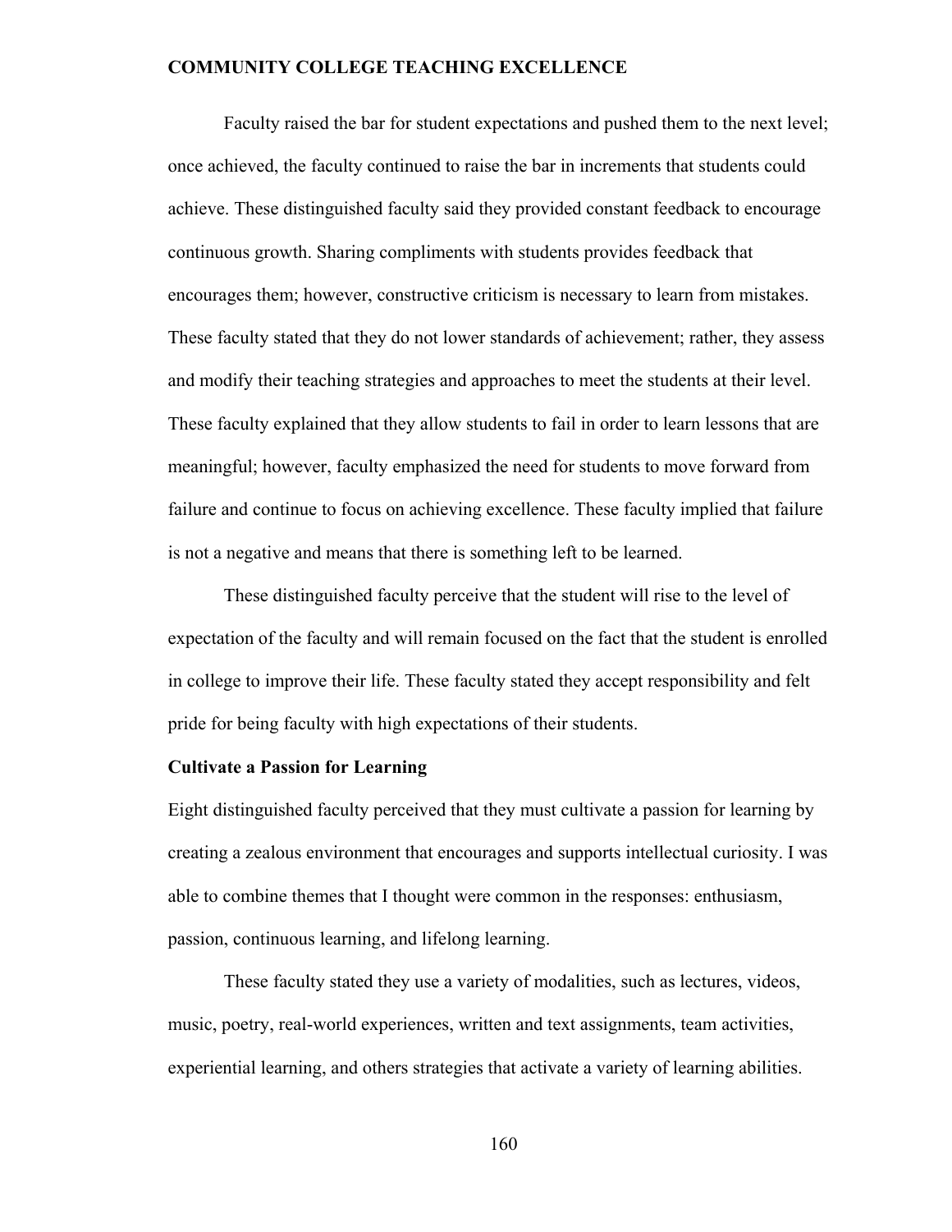Faculty raised the bar for student expectations and pushed them to the next level; once achieved, the faculty continued to raise the bar in increments that students could achieve. These distinguished faculty said they provided constant feedback to encourage continuous growth. Sharing compliments with students provides feedback that encourages them; however, constructive criticism is necessary to learn from mistakes. These faculty stated that they do not lower standards of achievement; rather, they assess and modify their teaching strategies and approaches to meet the students at their level. These faculty explained that they allow students to fail in order to learn lessons that are meaningful; however, faculty emphasized the need for students to move forward from failure and continue to focus on achieving excellence. These faculty implied that failure is not a negative and means that there is something left to be learned.

These distinguished faculty perceive that the student will rise to the level of expectation of the faculty and will remain focused on the fact that the student is enrolled in college to improve their life. These faculty stated they accept responsibility and felt pride for being faculty with high expectations of their students.

### Cultivate a Passion for Learning

Eight distinguished faculty perceived that they must cultivate a passion for learning by creating a zealous environment that encourages and supports intellectual curiosity. I was able to combine themes that I thought were common in the responses: enthusiasm, passion, continuous learning, and lifelong learning.

These faculty stated they use a variety of modalities, such as lectures, videos, music, poetry, real-world experiences, written and text assignments, team activities, experiential learning, and others strategies that activate a variety of learning abilities.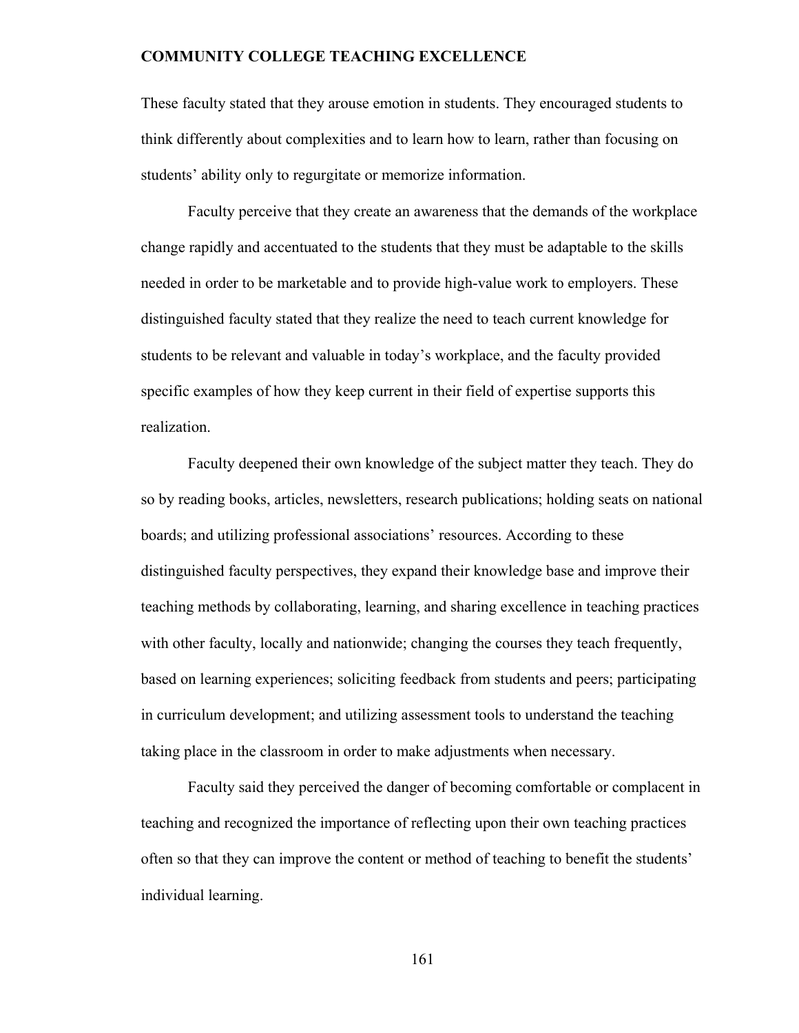These faculty stated that they arouse emotion in students. They encouraged students to think differently about complexities and to learn how to learn, rather than focusing on students' ability only to regurgitate or memorize information.

Faculty perceive that they create an awareness that the demands of the workplace change rapidly and accentuated to the students that they must be adaptable to the skills needed in order to be marketable and to provide high-value work to employers. These distinguished faculty stated that they realize the need to teach current knowledge for students to be relevant and valuable in today's workplace, and the faculty provided specific examples of how they keep current in their field of expertise supports this realization.

Faculty deepened their own knowledge of the subject matter they teach. They do so by reading books, articles, newsletters, research publications; holding seats on national boards; and utilizing professional associations' resources. According to these distinguished faculty perspectives, they expand their knowledge base and improve their teaching methods by collaborating, learning, and sharing excellence in teaching practices with other faculty, locally and nationwide; changing the courses they teach frequently, based on learning experiences; soliciting feedback from students and peers; participating in curriculum development; and utilizing assessment tools to understand the teaching taking place in the classroom in order to make adjustments when necessary.

Faculty said they perceived the danger of becoming comfortable or complacent in teaching and recognized the importance of reflecting upon their own teaching practices often so that they can improve the content or method of teaching to benefit the students' individual learning.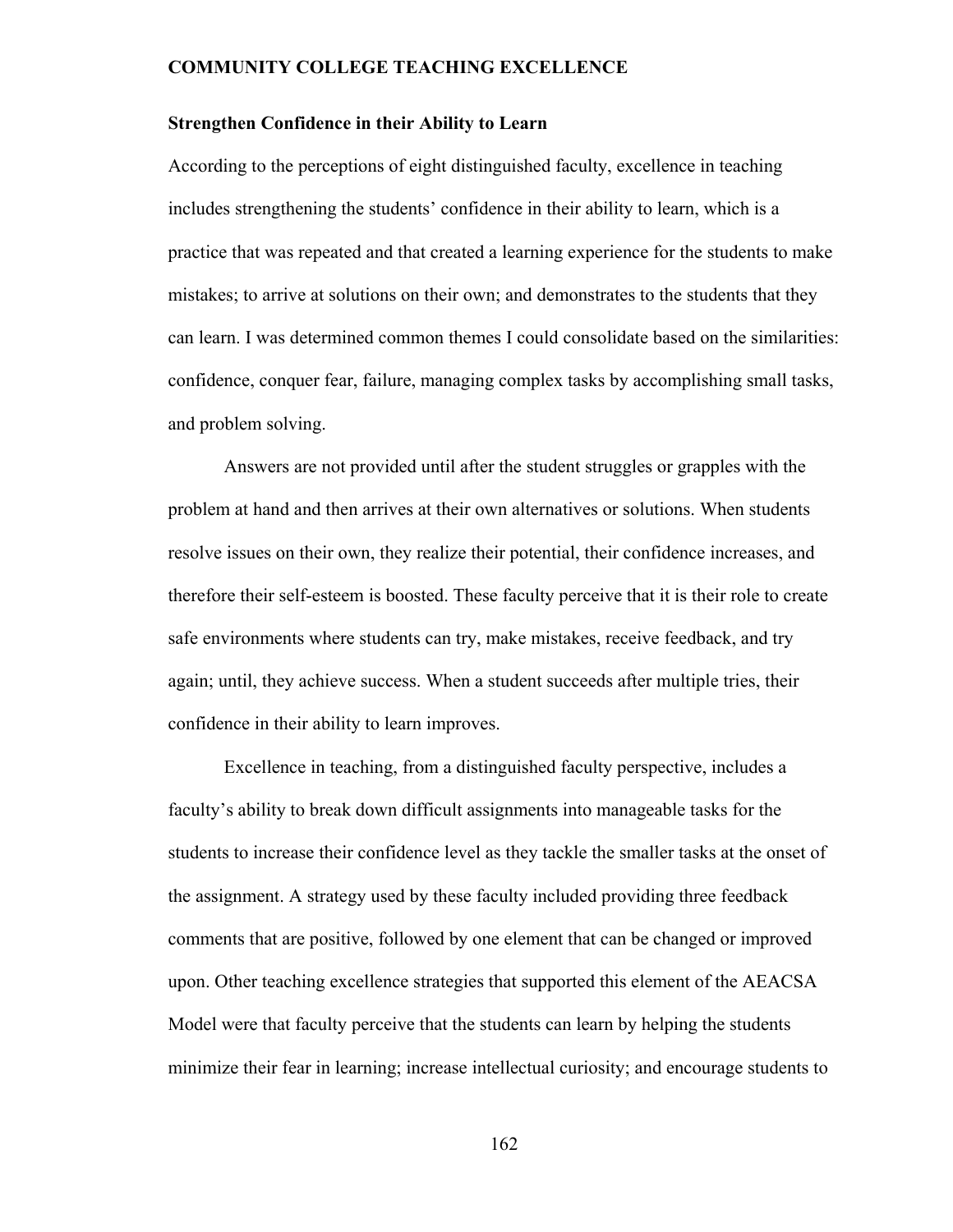### Strengthen Confidence in their Ability to Learn

According to the perceptions of eight distinguished faculty, excellence in teaching includes strengthening the students' confidence in their ability to learn, which is a practice that was repeated and that created a learning experience for the students to make mistakes; to arrive at solutions on their own; and demonstrates to the students that they can learn. I was determined common themes I could consolidate based on the similarities: confidence, conquer fear, failure, managing complex tasks by accomplishing small tasks, and problem solving.

Answers are not provided until after the student struggles or grapples with the problem at hand and then arrives at their own alternatives or solutions. When students resolve issues on their own, they realize their potential, their confidence increases, and therefore their self-esteem is boosted. These faculty perceive that it is their role to create safe environments where students can try, make mistakes, receive feedback, and try again; until, they achieve success. When a student succeeds after multiple tries, their confidence in their ability to learn improves.

Excellence in teaching, from a distinguished faculty perspective, includes a faculty's ability to break down difficult assignments into manageable tasks for the students to increase their confidence level as they tackle the smaller tasks at the onset of the assignment. A strategy used by these faculty included providing three feedback comments that are positive, followed by one element that can be changed or improved upon. Other teaching excellence strategies that supported this element of the AEACSA Model were that faculty perceive that the students can learn by helping the students minimize their fear in learning; increase intellectual curiosity; and encourage students to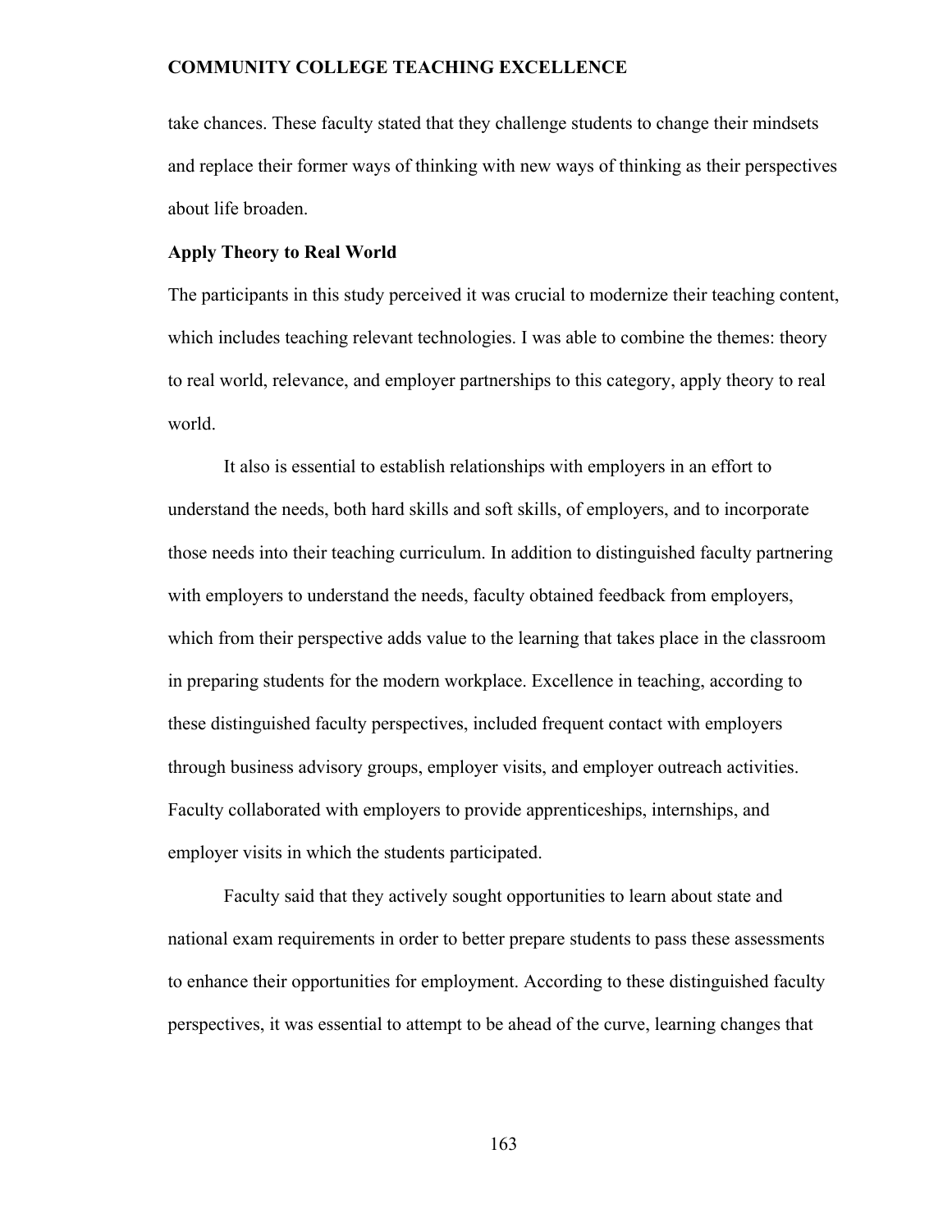take chances. These faculty stated that they challenge students to change their mindsets and replace their former ways of thinking with new ways of thinking as their perspectives about life broaden.

**Apply Theory to Real World**

The participants in this study perceived it was crucial to modernize their teaching content, which includes teaching relevant technologies. I was able to combine the themes: theory to real world, relevance, and employer partnerships to this category, apply theory to real world.

It also is essential to establish relationships with employers in an effort to understand the needs, both hard skills and soft skills, of employers, and to incorporate those needs into their teaching curriculum. In addition to distinguished faculty partnering with employers to understand the needs, faculty obtained feedback from employers, which from their perspective adds value to the learning that takes place in the classroom in preparing students for the modern workplace. Excellence in teaching, according to these distinguished faculty perspectives, included frequent contact with employers through business advisory groups, employer visits, and employer outreach activities. Faculty collaborated with employers to provide apprenticeships, internships, and employer visits in which the students participated.

Faculty said that they actively sought opportunities to learn about state and national exam requirements in order to better prepare students to pass these assessments to enhance their opportunities for employment. According to these distinguished faculty perspectives, it was essential to attempt to be ahead of the curve, learning changes that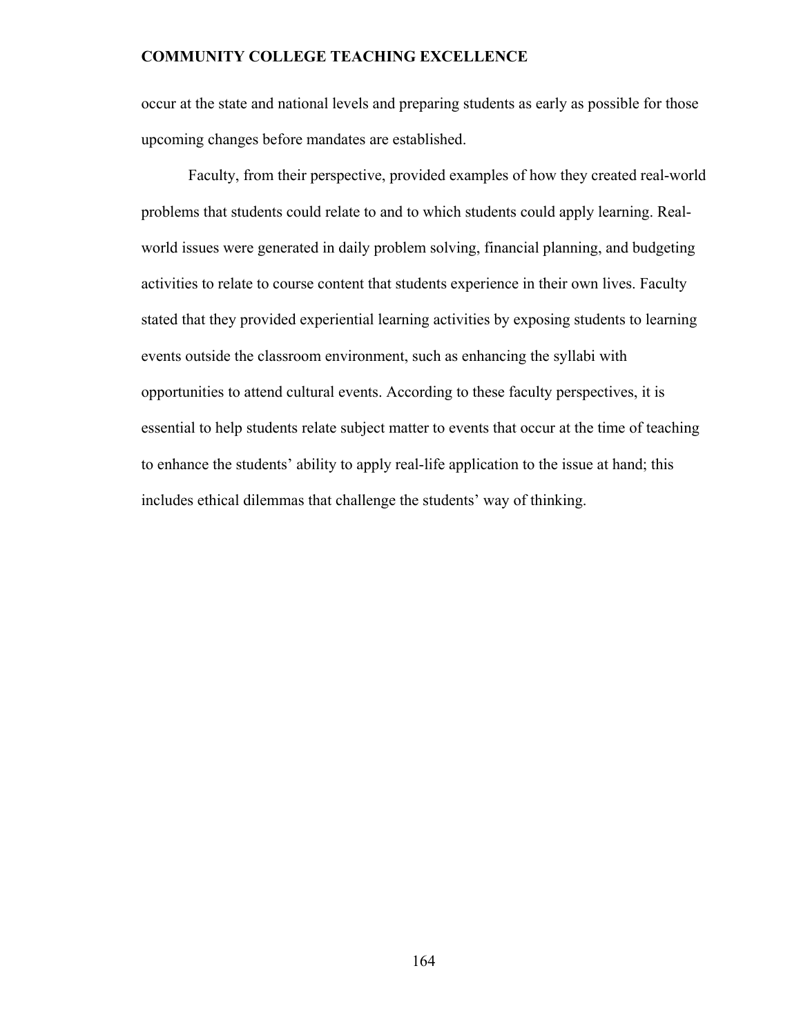occur at the state and national levels and preparing students as early as possible for those upcoming changes before mandates are established.

Faculty, from their perspective, provided examples of how they created real-world problems that students could relate to and to which students could apply learning. Real-world issues were generated in daily problem solving, financial planning, and budgeting activities to relate to course content that students experience in their own lives. Faculty stated that they provided experiential learning activities by exposing students to learning events outside the classroom environment, such as enhancing the syllabi with opportunities to attend cultural events. According to these faculty perspectives, it is essential to help students relate subject matter to events that occur at the time of teaching to enhance the students' ability to apply real-life application to the issue at hand; this includes ethical dilemmas that challenge the students' way of thinking.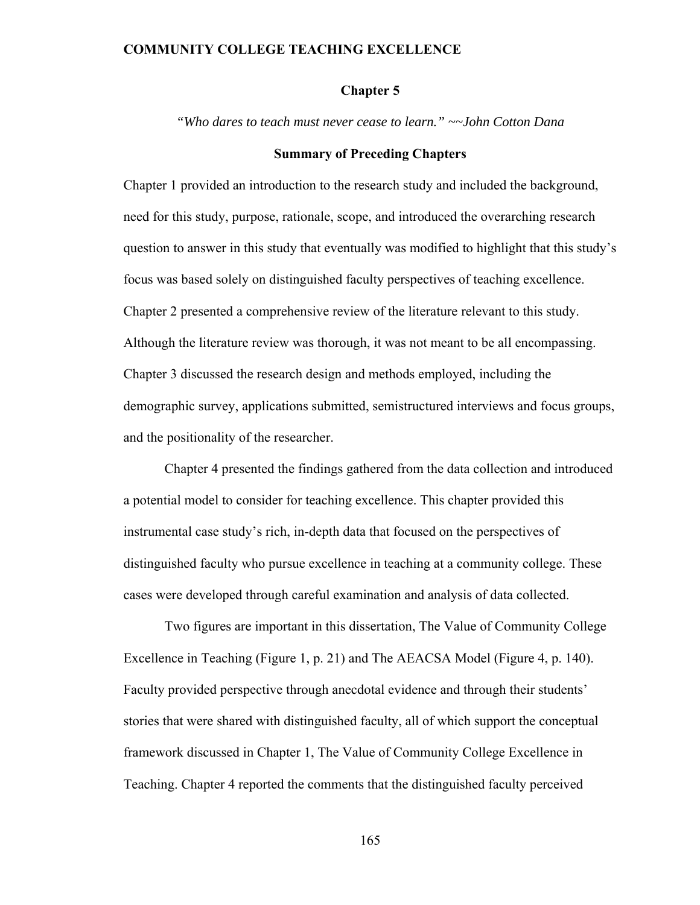# Chapter 5

*"Who dares to teach must never cease to learn." ~~John Cotton Dana*

## Summary of Preceding Chapters

Chapter 1 provided an introduction to the research study and included the background, need for this study, purpose, rationale, scope, and introduced the overarching research question to answer in this study that eventually was modified to highlight that this study's focus was based solely on distinguished faculty perspectives of teaching excellence. Chapter 2 presented a comprehensive review of the literature relevant to this study. Although the literature review was thorough, it was not meant to be all encompassing. Chapter 3 discussed the research design and methods employed, including the demographic survey, applications submitted, semistructured interviews and focus groups, and the positionality of the researcher.

Chapter 4 presented the findings gathered from the data collection and introduced a potential model to consider for teaching excellence. This chapter provided this instrumental case study's rich, in-depth data that focused on the perspectives of distinguished faculty who pursue excellence in teaching at a community college. These cases were developed through careful examination and analysis of data collected.

Two figures are important in this dissertation, The Value of Community College Excellence in Teaching (Figure 1, p. 21) and The AEACSA Model (Figure 4, p. 140). Faculty provided perspective through anecdotal evidence and through their students' stories that were shared with distinguished faculty, all of which support the conceptual framework discussed in Chapter 1, The Value of Community College Excellence in Teaching. Chapter 4 reported the comments that the distinguished faculty perceived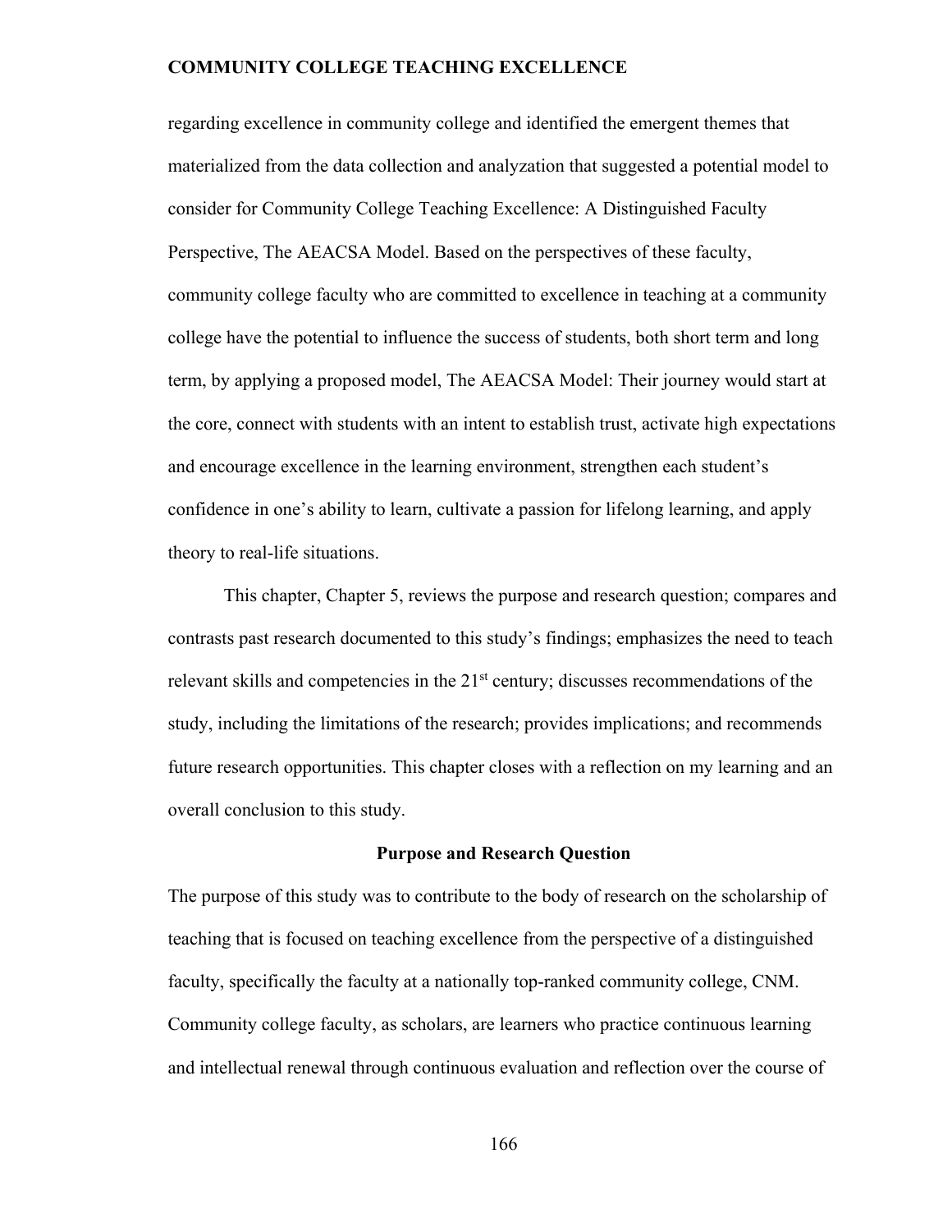regarding excellence in community college and identified the emergent themes that materialized from the data collection and analyzation that suggested a potential model to consider for Community College Teaching Excellence: A Distinguished Faculty Perspective, The AEACSA Model. Based on the perspectives of these faculty, community college faculty who are committed to excellence in teaching at a community college have the potential to influence the success of students, both short term and long term, by applying a proposed model, The AEACSA Model: Their journey would start at the core, connect with students with an intent to establish trust, activate high expectations and encourage excellence in the learning environment, strengthen each student's confidence in one's ability to learn, cultivate a passion for lifelong learning, and apply theory to real-life situations.

This chapter, Chapter 5, reviews the purpose and research question; compares and contrasts past research documented to this study's findings; emphasizes the need to teach relevant skills and competencies in the 21st century; discusses recommendations of the study, including the limitations of the research; provides implications; and recommends future research opportunities. This chapter closes with a reflection on my learning and an overall conclusion to this study.

## Purpose and Research Question

The purpose of this study was to contribute to the body of research on the scholarship of teaching that is focused on teaching excellence from the perspective of a distinguished faculty, specifically the faculty at a nationally top-ranked community college, CNM. Community college faculty, as scholars, are learners who practice continuous learning and intellectual renewal through continuous evaluation and reflection over the course of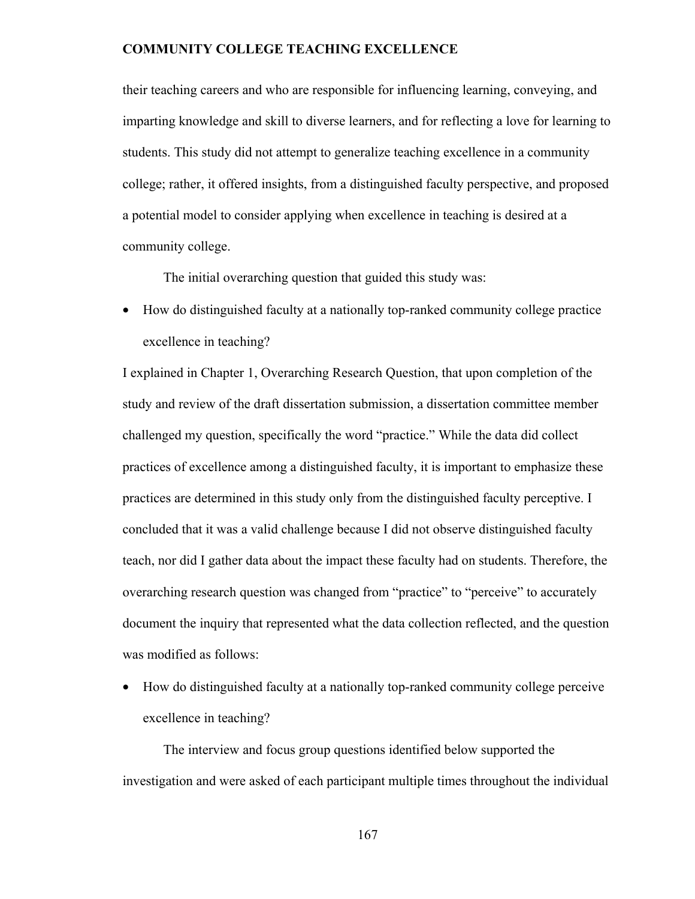their teaching careers and who are responsible for influencing learning, conveying, and imparting knowledge and skill to diverse learners, and for reflecting a love for learning to students. This study did not attempt to generalize teaching excellence in a community college; rather, it offered insights, from a distinguished faculty perspective, and proposed a potential model to consider applying when excellence in teaching is desired at a community college.

The initial overarching question that guided this study was:

- How do distinguished faculty at a nationally top-ranked community college practice excellence in teaching?

I explained in Chapter 1, Overarching Research Question, that upon completion of the study and review of the draft dissertation submission, a dissertation committee member challenged my question, specifically the word "practice." While the data did collect practices of excellence among a distinguished faculty, it is important to emphasize these practices are determined in this study only from the distinguished faculty perceptive. I concluded that it was a valid challenge because I did not observe distinguished faculty teach, nor did I gather data about the impact these faculty had on students. Therefore, the overarching research question was changed from "practice" to "perceive" to accurately document the inquiry that represented what the data collection reflected, and the question was modified as follows:

- How do distinguished faculty at a nationally top-ranked community college perceive excellence in teaching?

The interview and focus group questions identified below supported the investigation and were asked of each participant multiple times throughout the individual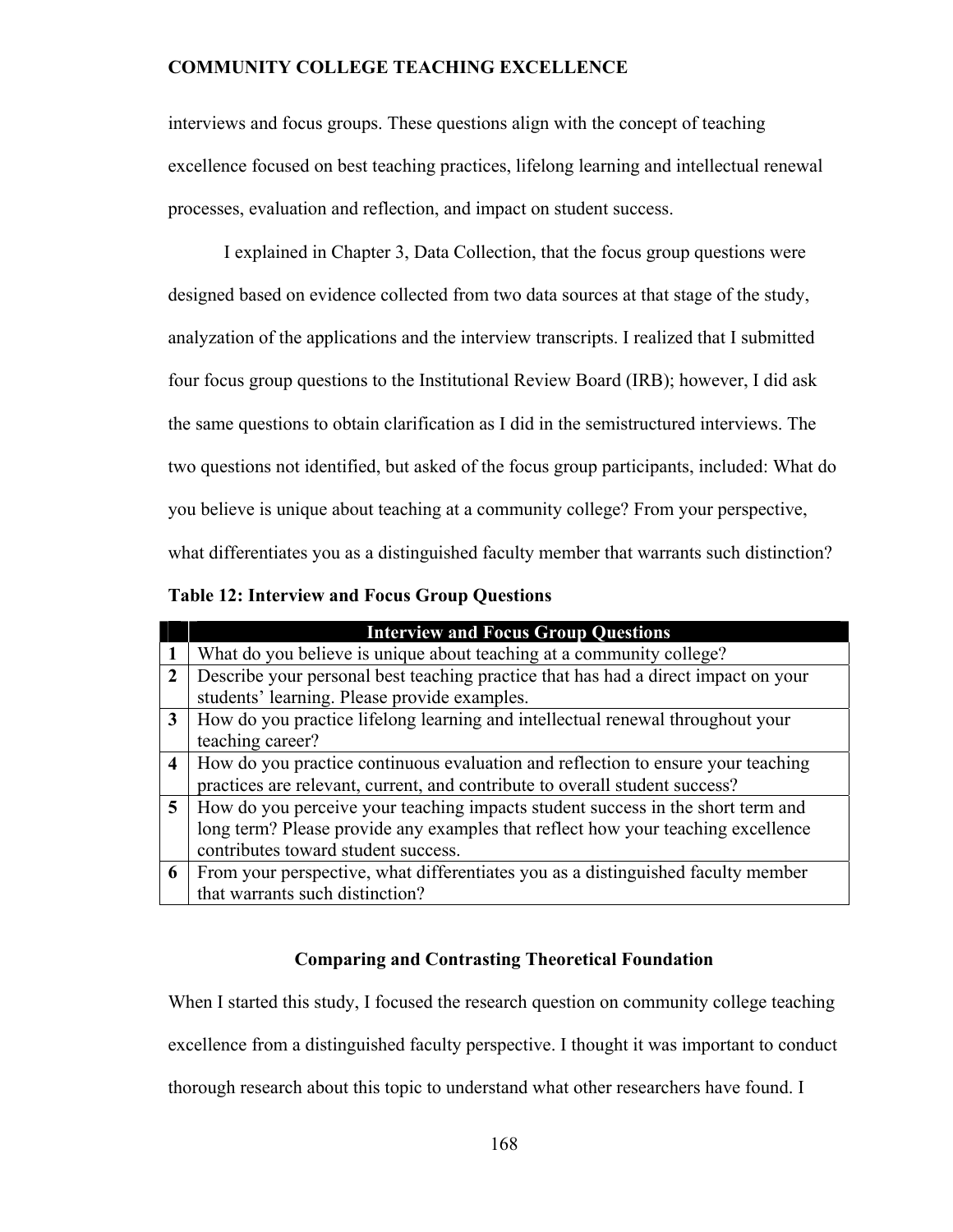interviews and focus groups. These questions align with the concept of teaching excellence focused on best teaching practices, lifelong learning and intellectual renewal processes, evaluation and reflection, and impact on student success.

I explained in Chapter 3, Data Collection, that the focus group questions were designed based on evidence collected from two data sources at that stage of the study, analyzation of the applications and the interview transcripts. I realized that I submitted four focus group questions to the Institutional Review Board (IRB); however, I did ask the same questions to obtain clarification as I did in the semistructured interviews. The two questions not identified, but asked of the focus group participants, included: What do you believe is unique about teaching at a community college? From your perspective, what differentiates you as a distinguished faculty member that warrants such distinction?

**Table 12: Interview and Focus Group Questions**

| | Interview and Focus Group Questions |
|---|---|
| 1 | What do you believe is unique about teaching at a community college? |
| 2 | Describe your personal best teaching practice that has had a direct impact on your students' learning. Please provide examples. |
| 3 | How do you practice lifelong learning and intellectual renewal throughout your teaching career? |
| 4 | How do you practice continuous evaluation and reflection to ensure your teaching practices are relevant, current, and contribute to overall student success? |
| 5 | How do you perceive your teaching impacts student success in the short term and long term? Please provide any examples that reflect how your teaching excellence contributes toward student success. |
| 6 | From your perspective, what differentiates you as a distinguished faculty member that warrants such distinction? |

## Comparing and Contrasting Theoretical Foundation

When I started this study, I focused the research question on community college teaching excellence from a distinguished faculty perspective. I thought it was important to conduct thorough research about this topic to understand what other researchers have found. I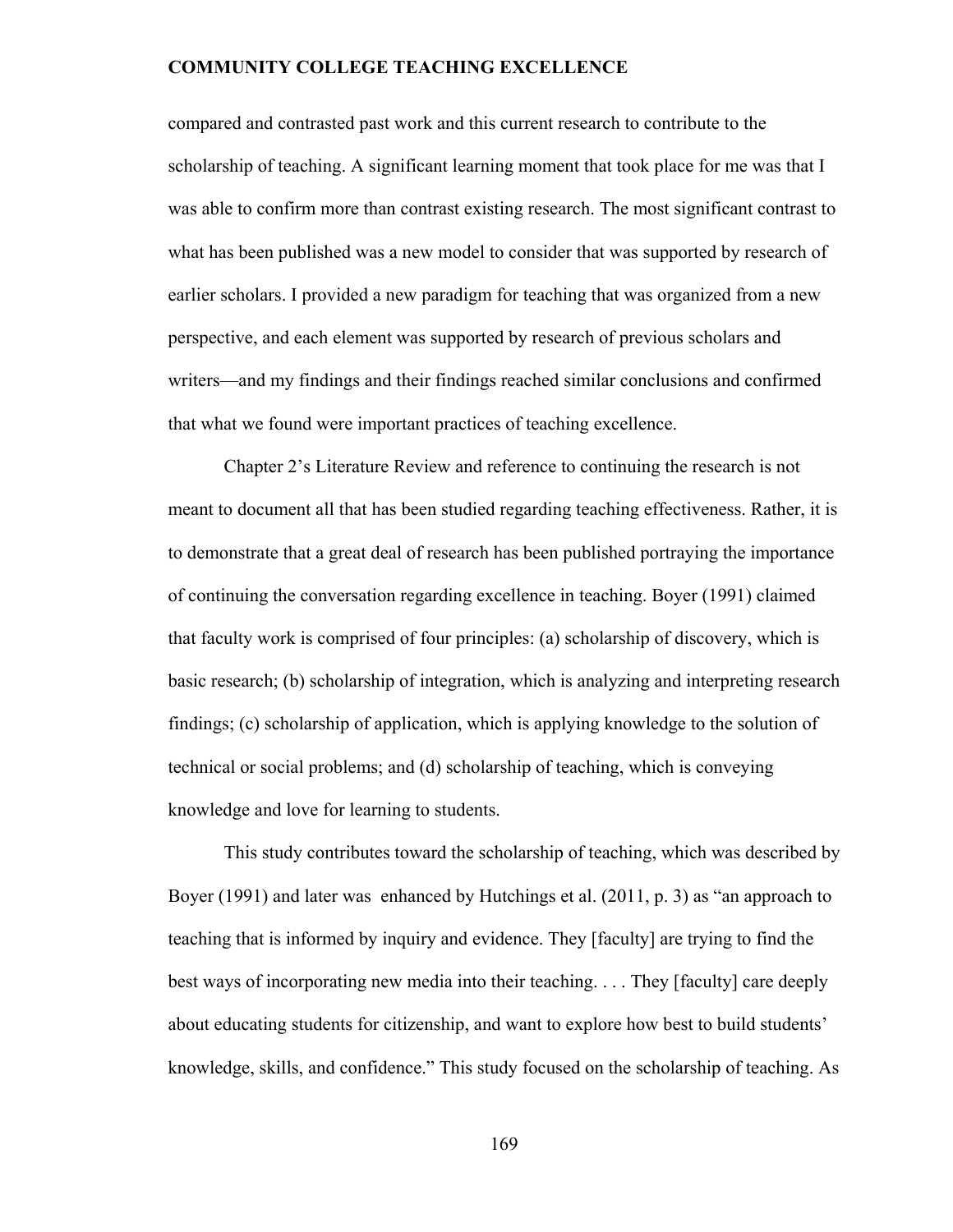compared and contrasted past work and this current research to contribute to the scholarship of teaching. A significant learning moment that took place for me was that I was able to confirm more than contrast existing research. The most significant contrast to what has been published was a new model to consider that was supported by research of earlier scholars. I provided a new paradigm for teaching that was organized from a new perspective, and each element was supported by research of previous scholars and writers—and my findings and their findings reached similar conclusions and confirmed that what we found were important practices of teaching excellence.

Chapter 2's Literature Review and reference to continuing the research is not meant to document all that has been studied regarding teaching effectiveness. Rather, it is to demonstrate that a great deal of research has been published portraying the importance of continuing the conversation regarding excellence in teaching. Boyer (1991) claimed that faculty work is comprised of four principles: (a) scholarship of discovery, which is basic research; (b) scholarship of integration, which is analyzing and interpreting research findings; (c) scholarship of application, which is applying knowledge to the solution of technical or social problems; and (d) scholarship of teaching, which is conveying knowledge and love for learning to students.

This study contributes toward the scholarship of teaching, which was described by Boyer (1991) and later was enhanced by Hutchings et al. (2011, p. 3) as "an approach to teaching that is informed by inquiry and evidence. They [faculty] are trying to find the best ways of incorporating new media into their teaching. . . . They [faculty] care deeply about educating students for citizenship, and want to explore how best to build students' knowledge, skills, and confidence." This study focused on the scholarship of teaching. As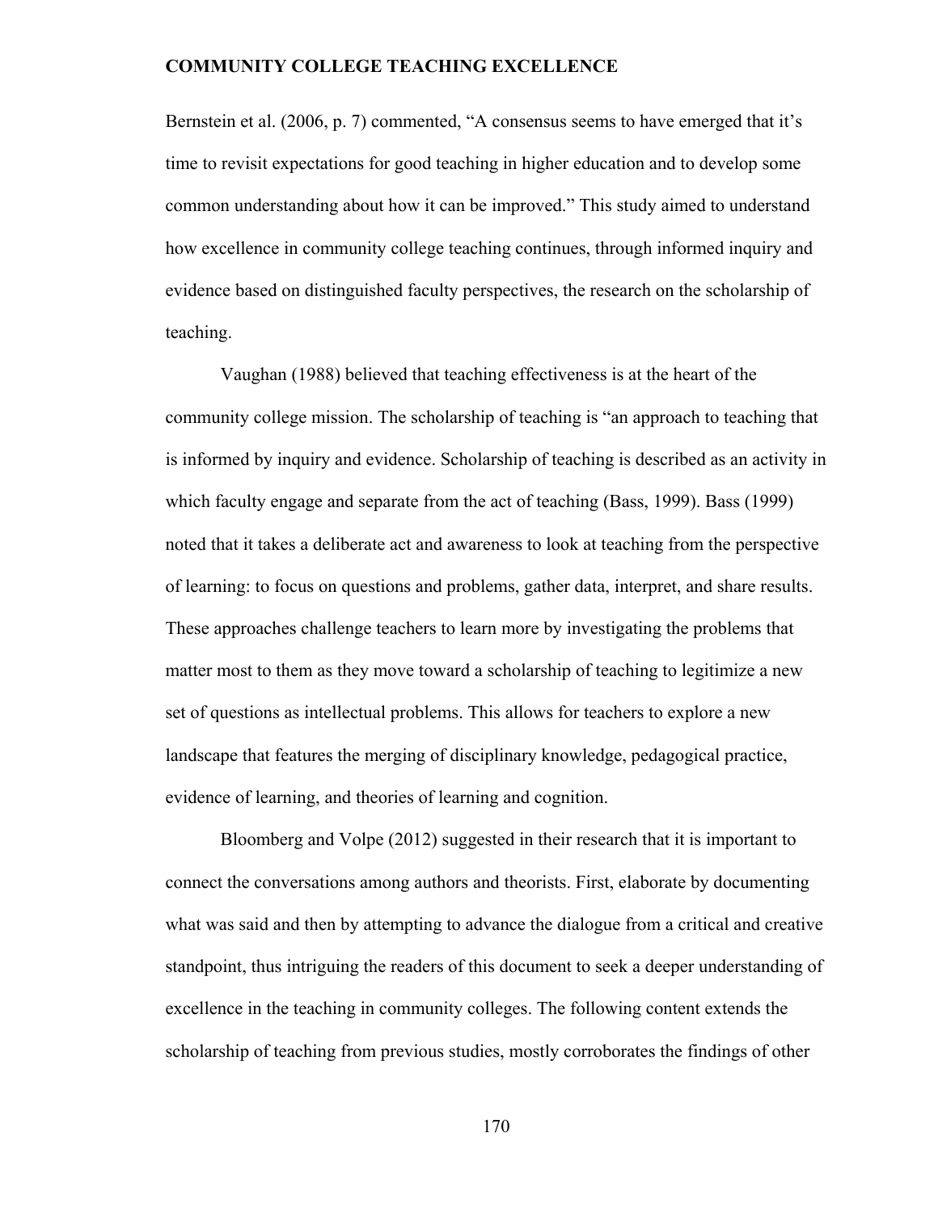Bernstein et al. (2006, p. 7) commented, “A consensus seems to have emerged that it’s time to revisit expectations for good teaching in higher education and to develop some common understanding about how it can be improved.” This study aimed to understand how excellence in community college teaching continues, through informed inquiry and evidence based on distinguished faculty perspectives, the research on the scholarship of teaching.

Vaughan (1988) believed that teaching effectiveness is at the heart of the community college mission. The scholarship of teaching is “an approach to teaching that is informed by inquiry and evidence. Scholarship of teaching is described as an activity in which faculty engage and separate from the act of teaching (Bass, 1999). Bass (1999) noted that it takes a deliberate act and awareness to look at teaching from the perspective of learning: to focus on questions and problems, gather data, interpret, and share results. These approaches challenge teachers to learn more by investigating the problems that matter most to them as they move toward a scholarship of teaching to legitimize a new set of questions as intellectual problems. This allows for teachers to explore a new landscape that features the merging of disciplinary knowledge, pedagogical practice, evidence of learning, and theories of learning and cognition.

Bloomberg and Volpe (2012) suggested in their research that it is important to connect the conversations among authors and theorists. First, elaborate by documenting what was said and then by attempting to advance the dialogue from a critical and creative standpoint, thus intriguing the readers of this document to seek a deeper understanding of excellence in the teaching in community colleges. The following content extends the scholarship of teaching from previous studies, mostly corroborates the findings of other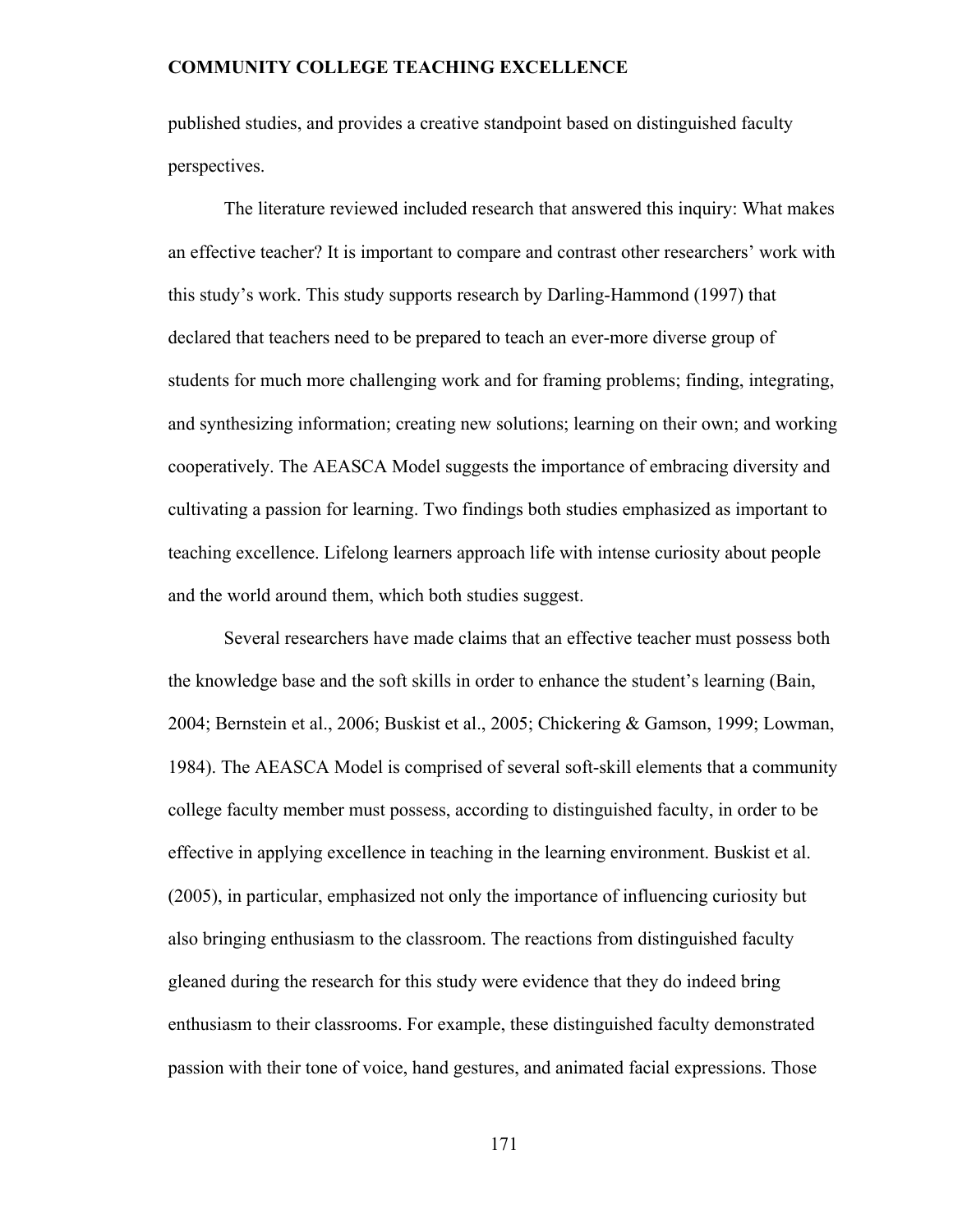published studies, and provides a creative standpoint based on distinguished faculty perspectives.

The literature reviewed included research that answered this inquiry: What makes an effective teacher? It is important to compare and contrast other researchers' work with this study's work. This study supports research by Darling-Hammond (1997) that declared that teachers need to be prepared to teach an ever-more diverse group of students for much more challenging work and for framing problems; finding, integrating, and synthesizing information; creating new solutions; learning on their own; and working cooperatively. The AEASCA Model suggests the importance of embracing diversity and cultivating a passion for learning. Two findings both studies emphasized as important to teaching excellence. Lifelong learners approach life with intense curiosity about people and the world around them, which both studies suggest.

Several researchers have made claims that an effective teacher must possess both the knowledge base and the soft skills in order to enhance the student's learning (Bain, 2004; Bernstein et al., 2006; Buskist et al., 2005; Chickering & Gamson, 1999; Lowman, 1984). The AEASCA Model is comprised of several soft-skill elements that a community college faculty member must possess, according to distinguished faculty, in order to be effective in applying excellence in teaching in the learning environment. Buskist et al. (2005), in particular, emphasized not only the importance of influencing curiosity but also bringing enthusiasm to the classroom. The reactions from distinguished faculty gleaned during the research for this study were evidence that they do indeed bring enthusiasm to their classrooms. For example, these distinguished faculty demonstrated passion with their tone of voice, hand gestures, and animated facial expressions. Those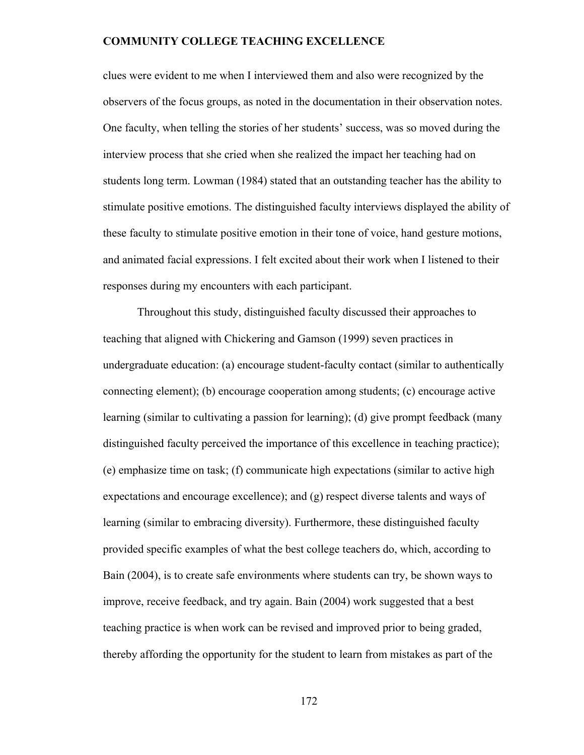clues were evident to me when I interviewed them and also were recognized by the observers of the focus groups, as noted in the documentation in their observation notes. One faculty, when telling the stories of her students' success, was so moved during the interview process that she cried when she realized the impact her teaching had on students long term. Lowman (1984) stated that an outstanding teacher has the ability to stimulate positive emotions. The distinguished faculty interviews displayed the ability of these faculty to stimulate positive emotion in their tone of voice, hand gesture motions, and animated facial expressions. I felt excited about their work when I listened to their responses during my encounters with each participant.

Throughout this study, distinguished faculty discussed their approaches to teaching that aligned with Chickering and Gamson (1999) seven practices in undergraduate education: (a) encourage student-faculty contact (similar to authentically connecting element); (b) encourage cooperation among students; (c) encourage active learning (similar to cultivating a passion for learning); (d) give prompt feedback (many distinguished faculty perceived the importance of this excellence in teaching practice); (e) emphasize time on task; (f) communicate high expectations (similar to active high expectations and encourage excellence); and (g) respect diverse talents and ways of learning (similar to embracing diversity). Furthermore, these distinguished faculty provided specific examples of what the best college teachers do, which, according to Bain (2004), is to create safe environments where students can try, be shown ways to improve, receive feedback, and try again. Bain (2004) work suggested that a best teaching practice is when work can be revised and improved prior to being graded, thereby affording the opportunity for the student to learn from mistakes as part of the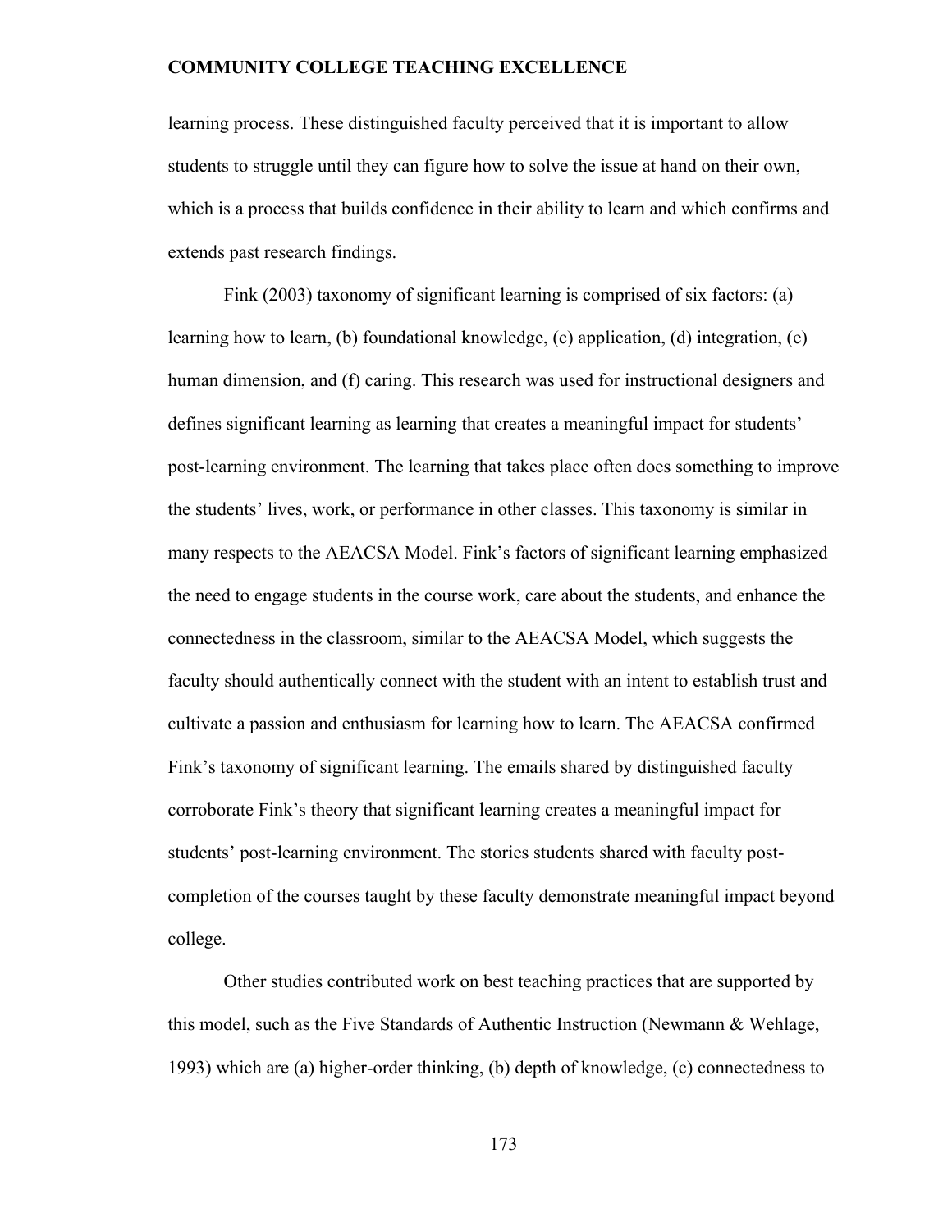learning process. These distinguished faculty perceived that it is important to allow students to struggle until they can figure how to solve the issue at hand on their own, which is a process that builds confidence in their ability to learn and which confirms and extends past research findings.

Fink (2003) taxonomy of significant learning is comprised of six factors: (a) learning how to learn, (b) foundational knowledge, (c) application, (d) integration, (e) human dimension, and (f) caring. This research was used for instructional designers and defines significant learning as learning that creates a meaningful impact for students' post-learning environment. The learning that takes place often does something to improve the students' lives, work, or performance in other classes. This taxonomy is similar in many respects to the AEACSA Model. Fink's factors of significant learning emphasized the need to engage students in the course work, care about the students, and enhance the connectedness in the classroom, similar to the AEACSA Model, which suggests the faculty should authentically connect with the student with an intent to establish trust and cultivate a passion and enthusiasm for learning how to learn. The AEACSA confirmed Fink's taxonomy of significant learning. The emails shared by distinguished faculty corroborate Fink's theory that significant learning creates a meaningful impact for students' post-learning environment. The stories students shared with faculty post-completion of the courses taught by these faculty demonstrate meaningful impact beyond college.

Other studies contributed work on best teaching practices that are supported by this model, such as the Five Standards of Authentic Instruction (Newmann & Wehlage, 1993) which are (a) higher-order thinking, (b) depth of knowledge, (c) connectedness to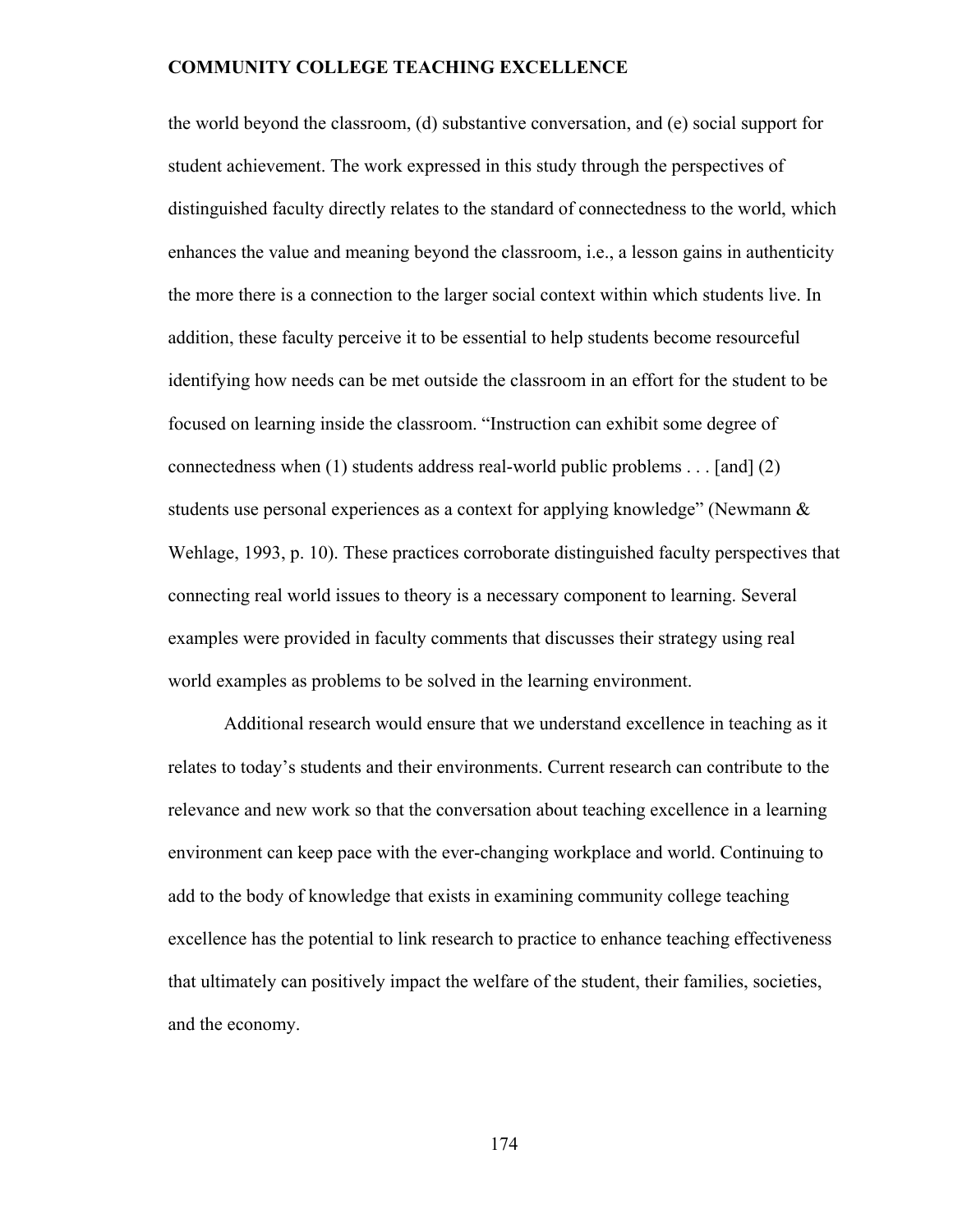the world beyond the classroom, (d) substantive conversation, and (e) social support for student achievement. The work expressed in this study through the perspectives of distinguished faculty directly relates to the standard of connectedness to the world, which enhances the value and meaning beyond the classroom, i.e., a lesson gains in authenticity the more there is a connection to the larger social context within which students live. In addition, these faculty perceive it to be essential to help students become resourceful identifying how needs can be met outside the classroom in an effort for the student to be focused on learning inside the classroom. "Instruction can exhibit some degree of connectedness when (1) students address real-world public problems . . . [and] (2) students use personal experiences as a context for applying knowledge" (Newmann & Wehlage, 1993, p. 10). These practices corroborate distinguished faculty perspectives that connecting real world issues to theory is a necessary component to learning. Several examples were provided in faculty comments that discusses their strategy using real world examples as problems to be solved in the learning environment.

Additional research would ensure that we understand excellence in teaching as it relates to today's students and their environments. Current research can contribute to the relevance and new work so that the conversation about teaching excellence in a learning environment can keep pace with the ever-changing workplace and world. Continuing to add to the body of knowledge that exists in examining community college teaching excellence has the potential to link research to practice to enhance teaching effectiveness that ultimately can positively impact the welfare of the student, their families, societies, and the economy.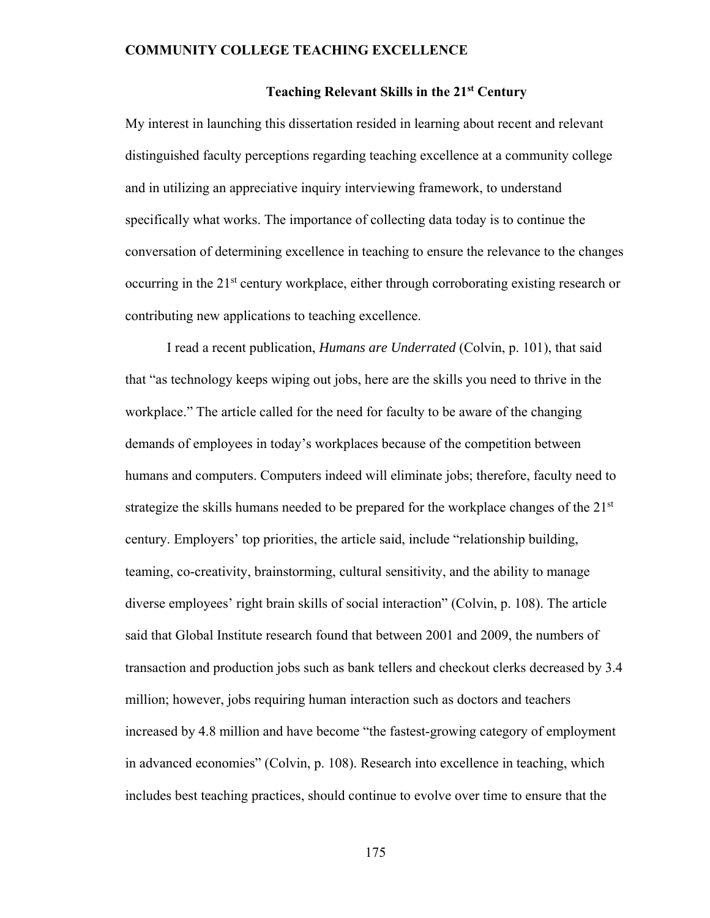## Teaching Relevant Skills in the 21st Century

My interest in launching this dissertation resided in learning about recent and relevant distinguished faculty perceptions regarding teaching excellence at a community college and in utilizing an appreciative inquiry interviewing framework, to understand specifically what works. The importance of collecting data today is to continue the conversation of determining excellence in teaching to ensure the relevance to the changes occurring in the 21st century workplace, either through corroborating existing research or contributing new applications to teaching excellence.

I read a recent publication, *Humans are Underrated* (Colvin, p. 101), that said that "as technology keeps wiping out jobs, here are the skills you need to thrive in the workplace." The article called for the need for faculty to be aware of the changing demands of employees in today's workplaces because of the competition between humans and computers. Computers indeed will eliminate jobs; therefore, faculty need to strategize the skills humans needed to be prepared for the workplace changes of the 21st century. Employers' top priorities, the article said, include "relationship building, teaming, co-creativity, brainstorming, cultural sensitivity, and the ability to manage diverse employees' right brain skills of social interaction" (Colvin, p. 108). The article said that Global Institute research found that between 2001 and 2009, the numbers of transaction and production jobs such as bank tellers and checkout clerks decreased by 3.4 million; however, jobs requiring human interaction such as doctors and teachers increased by 4.8 million and have become "the fastest-growing category of employment in advanced economies" (Colvin, p. 108). Research into excellence in teaching, which includes best teaching practices, should continue to evolve over time to ensure that the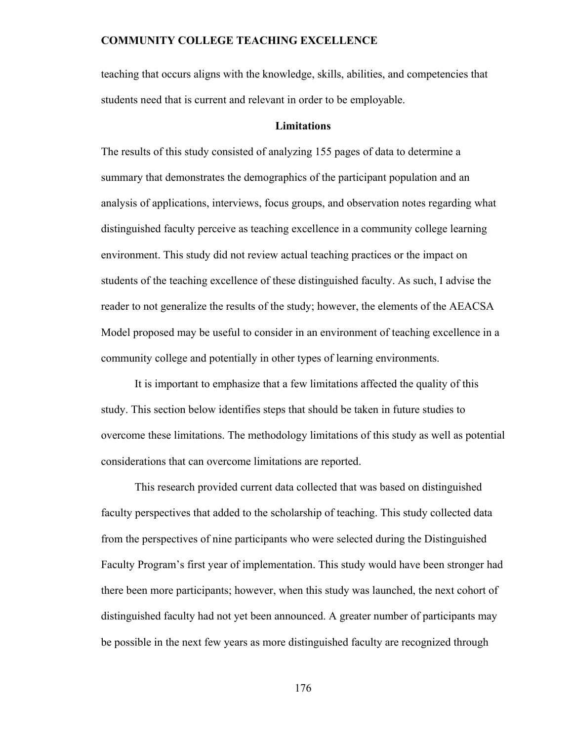teaching that occurs aligns with the knowledge, skills, abilities, and competencies that students need that is current and relevant in order to be employable.

## Limitations

The results of this study consisted of analyzing 155 pages of data to determine a summary that demonstrates the demographics of the participant population and an analysis of applications, interviews, focus groups, and observation notes regarding what distinguished faculty perceive as teaching excellence in a community college learning environment. This study did not review actual teaching practices or the impact on students of the teaching excellence of these distinguished faculty. As such, I advise the reader to not generalize the results of the study; however, the elements of the AEACSA Model proposed may be useful to consider in an environment of teaching excellence in a community college and potentially in other types of learning environments.

It is important to emphasize that a few limitations affected the quality of this study. This section below identifies steps that should be taken in future studies to overcome these limitations. The methodology limitations of this study as well as potential considerations that can overcome limitations are reported.

This research provided current data collected that was based on distinguished faculty perspectives that added to the scholarship of teaching. This study collected data from the perspectives of nine participants who were selected during the Distinguished Faculty Program's first year of implementation. This study would have been stronger had there been more participants; however, when this study was launched, the next cohort of distinguished faculty had not yet been announced. A greater number of participants may be possible in the next few years as more distinguished faculty are recognized through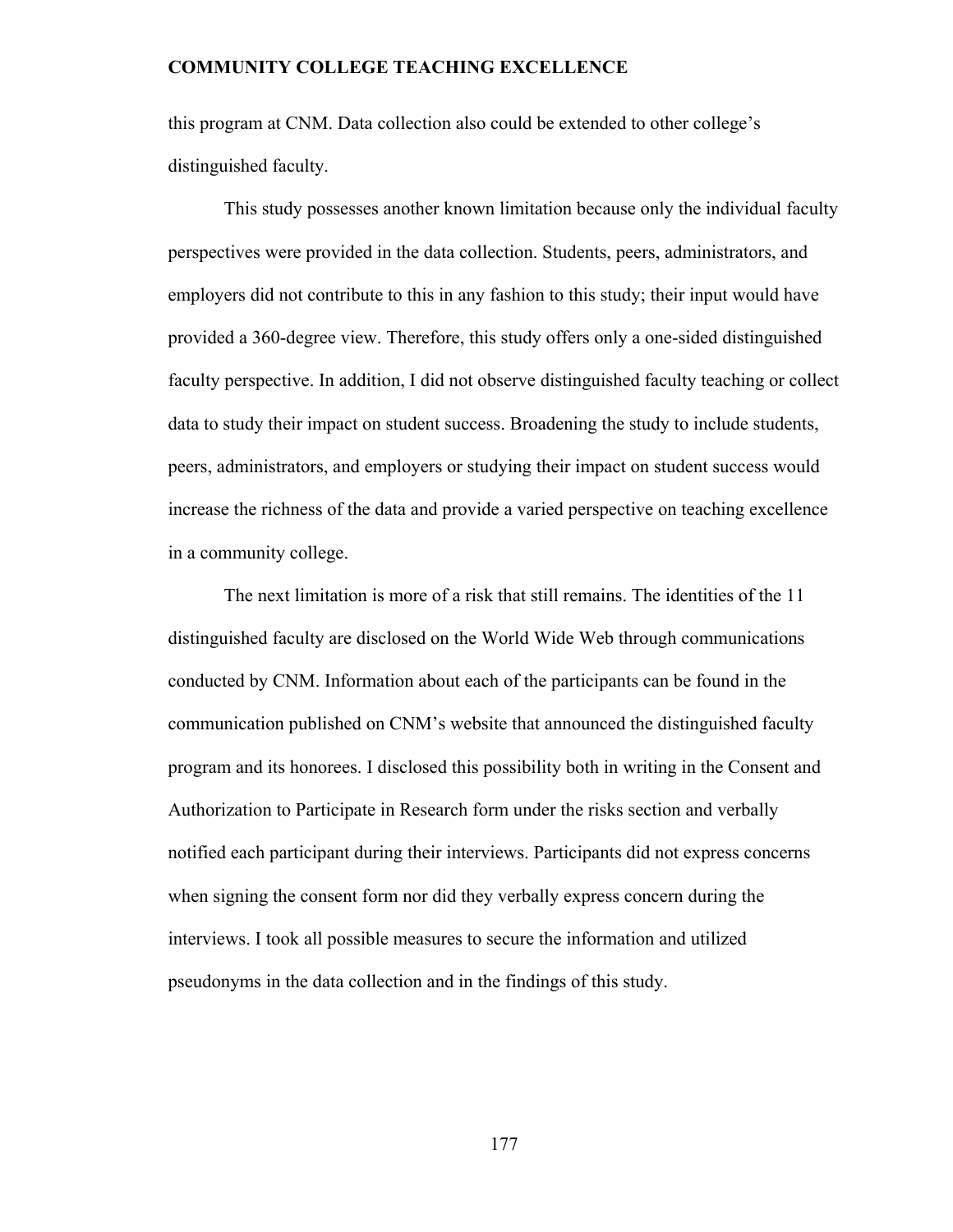this program at CNM. Data collection also could be extended to other college's distinguished faculty.

This study possesses another known limitation because only the individual faculty perspectives were provided in the data collection. Students, peers, administrators, and employers did not contribute to this in any fashion to this study; their input would have provided a 360-degree view. Therefore, this study offers only a one-sided distinguished faculty perspective. In addition, I did not observe distinguished faculty teaching or collect data to study their impact on student success. Broadening the study to include students, peers, administrators, and employers or studying their impact on student success would increase the richness of the data and provide a varied perspective on teaching excellence in a community college.

The next limitation is more of a risk that still remains. The identities of the 11 distinguished faculty are disclosed on the World Wide Web through communications conducted by CNM. Information about each of the participants can be found in the communication published on CNM's website that announced the distinguished faculty program and its honorees. I disclosed this possibility both in writing in the Consent and Authorization to Participate in Research form under the risks section and verbally notified each participant during their interviews. Participants did not express concerns when signing the consent form nor did they verbally express concern during the interviews. I took all possible measures to secure the information and utilized pseudonyms in the data collection and in the findings of this study.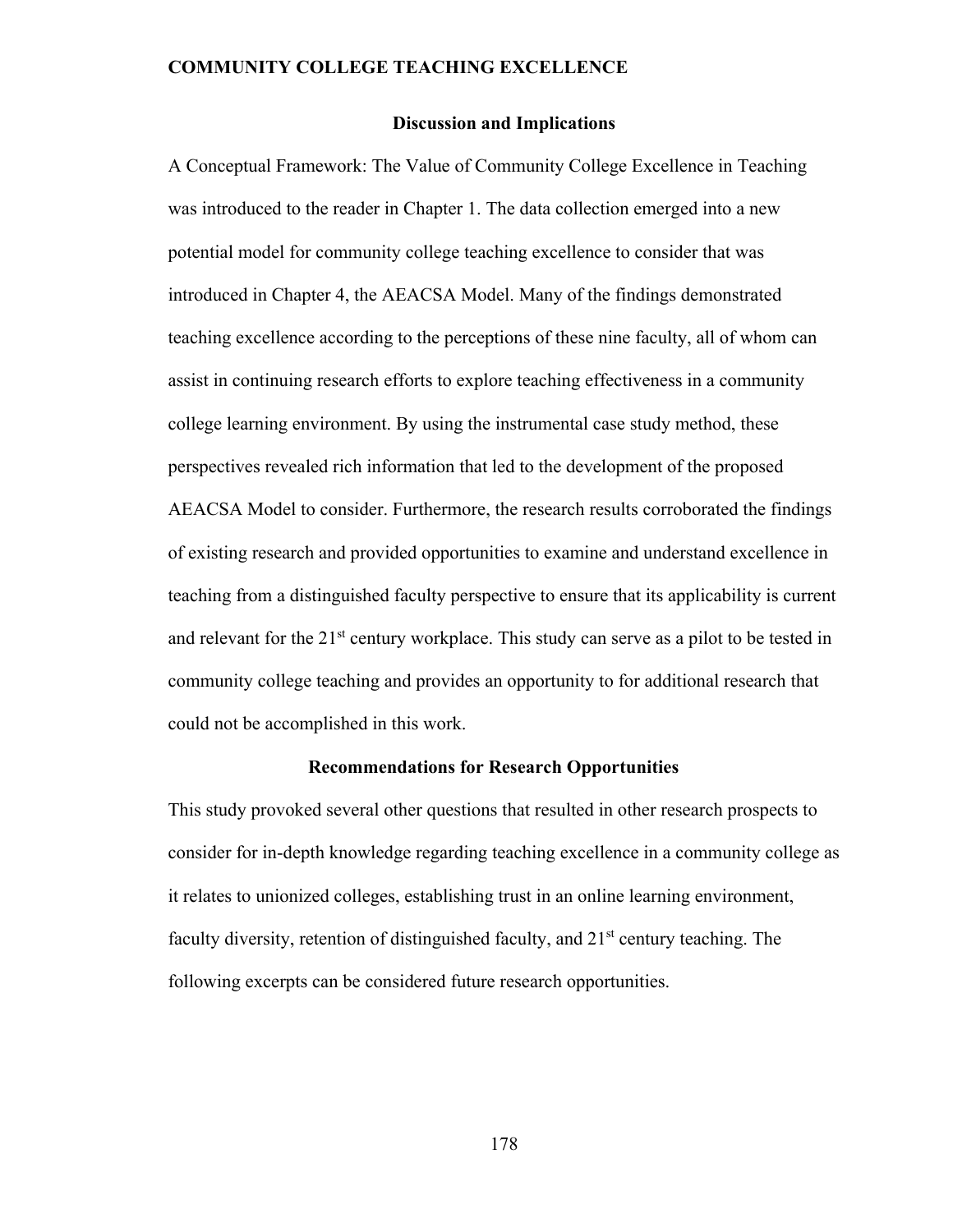## Discussion and Implications

A Conceptual Framework: The Value of Community College Excellence in Teaching was introduced to the reader in Chapter 1. The data collection emerged into a new potential model for community college teaching excellence to consider that was introduced in Chapter 4, the AEACSA Model. Many of the findings demonstrated teaching excellence according to the perceptions of these nine faculty, all of whom can assist in continuing research efforts to explore teaching effectiveness in a community college learning environment. By using the instrumental case study method, these perspectives revealed rich information that led to the development of the proposed AEACSA Model to consider. Furthermore, the research results corroborated the findings of existing research and provided opportunities to examine and understand excellence in teaching from a distinguished faculty perspective to ensure that its applicability is current and relevant for the 21st century workplace. This study can serve as a pilot to be tested in community college teaching and provides an opportunity to for additional research that could not be accomplished in this work.

## Recommendations for Research Opportunities

This study provoked several other questions that resulted in other research prospects to consider for in-depth knowledge regarding teaching excellence in a community college as it relates to unionized colleges, establishing trust in an online learning environment, faculty diversity, retention of distinguished faculty, and 21st century teaching. The following excerpts can be considered future research opportunities.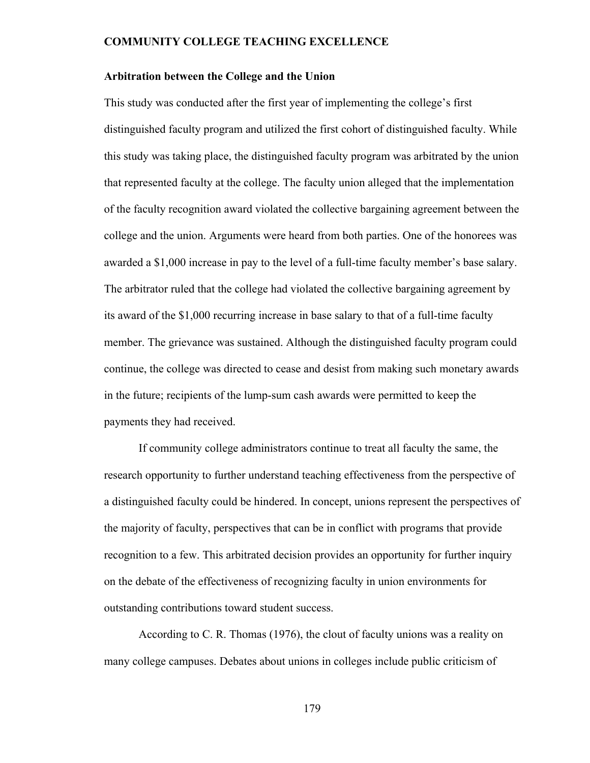### Arbitration between the College and the Union

This study was conducted after the first year of implementing the college's first distinguished faculty program and utilized the first cohort of distinguished faculty. While this study was taking place, the distinguished faculty program was arbitrated by the union that represented faculty at the college. The faculty union alleged that the implementation of the faculty recognition award violated the collective bargaining agreement between the college and the union. Arguments were heard from both parties. One of the honorees was awarded a $1,000 increase in pay to the level of a full-time faculty member's base salary. The arbitrator ruled that the college had violated the collective bargaining agreement by its award of the $1,000 recurring increase in base salary to that of a full-time faculty member. The grievance was sustained. Although the distinguished faculty program could continue, the college was directed to cease and desist from making such monetary awards in the future; recipients of the lump-sum cash awards were permitted to keep the payments they had received.

If community college administrators continue to treat all faculty the same, the research opportunity to further understand teaching effectiveness from the perspective of a distinguished faculty could be hindered. In concept, unions represent the perspectives of the majority of faculty, perspectives that can be in conflict with programs that provide recognition to a few. This arbitrated decision provides an opportunity for further inquiry on the debate of the effectiveness of recognizing faculty in union environments for outstanding contributions toward student success.

According to C. R. Thomas (1976), the clout of faculty unions was a reality on many college campuses. Debates about unions in colleges include public criticism of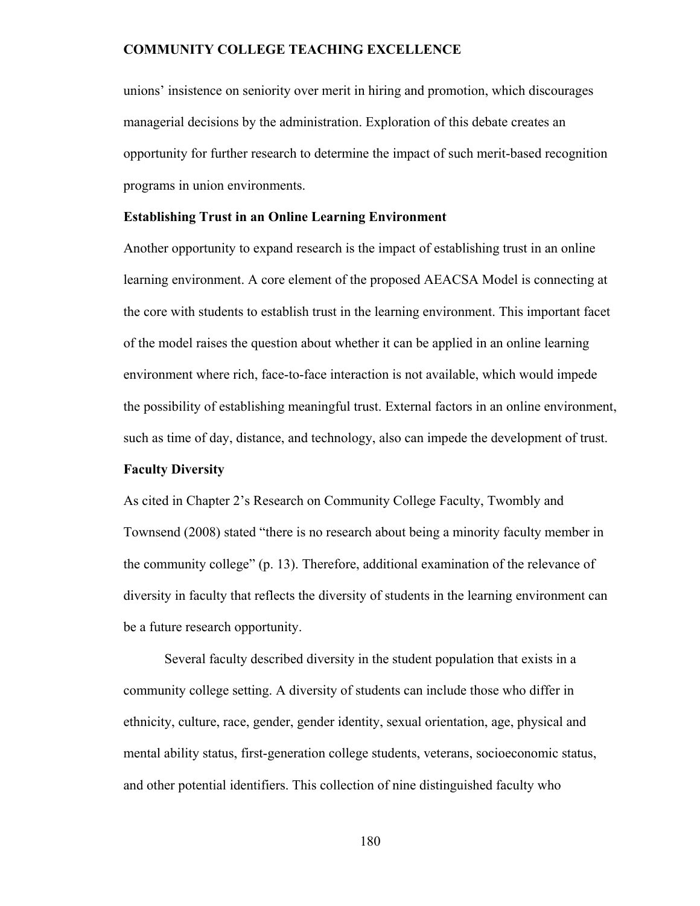unions' insistence on seniority over merit in hiring and promotion, which discourages managerial decisions by the administration. Exploration of this debate creates an opportunity for further research to determine the impact of such merit-based recognition programs in union environments.

### Establishing Trust in an Online Learning Environment

Another opportunity to expand research is the impact of establishing trust in an online learning environment. A core element of the proposed AEACSA Model is connecting at the core with students to establish trust in the learning environment. This important facet of the model raises the question about whether it can be applied in an online learning environment where rich, face-to-face interaction is not available, which would impede the possibility of establishing meaningful trust. External factors in an online environment, such as time of day, distance, and technology, also can impede the development of trust.

### Faculty Diversity

As cited in Chapter 2's Research on Community College Faculty, Twombly and Townsend (2008) stated "there is no research about being a minority faculty member in the community college" (p. 13). Therefore, additional examination of the relevance of diversity in faculty that reflects the diversity of students in the learning environment can be a future research opportunity.

Several faculty described diversity in the student population that exists in a community college setting. A diversity of students can include those who differ in ethnicity, culture, race, gender, gender identity, sexual orientation, age, physical and mental ability status, first-generation college students, veterans, socioeconomic status, and other potential identifiers. This collection of nine distinguished faculty who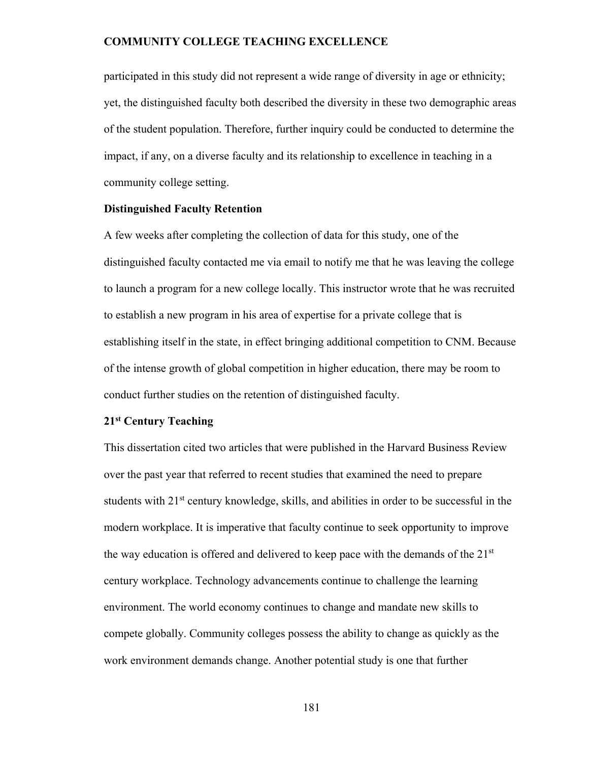participated in this study did not represent a wide range of diversity in age or ethnicity; yet, the distinguished faculty both described the diversity in these two demographic areas of the student population. Therefore, further inquiry could be conducted to determine the impact, if any, on a diverse faculty and its relationship to excellence in teaching in a community college setting.

## Distinguished Faculty Retention

A few weeks after completing the collection of data for this study, one of the distinguished faculty contacted me via email to notify me that he was leaving the college to launch a program for a new college locally. This instructor wrote that he was recruited to establish a new program in his area of expertise for a private college that is establishing itself in the state, in effect bringing additional competition to CNM. Because of the intense growth of global competition in higher education, there may be room to conduct further studies on the retention of distinguished faculty.

## 21st Century Teaching

This dissertation cited two articles that were published in the Harvard Business Review over the past year that referred to recent studies that examined the need to prepare students with 21st century knowledge, skills, and abilities in order to be successful in the modern workplace. It is imperative that faculty continue to seek opportunity to improve the way education is offered and delivered to keep pace with the demands of the 21st century workplace. Technology advancements continue to challenge the learning environment. The world economy continues to change and mandate new skills to compete globally. Community colleges possess the ability to change as quickly as the work environment demands change. Another potential study is one that further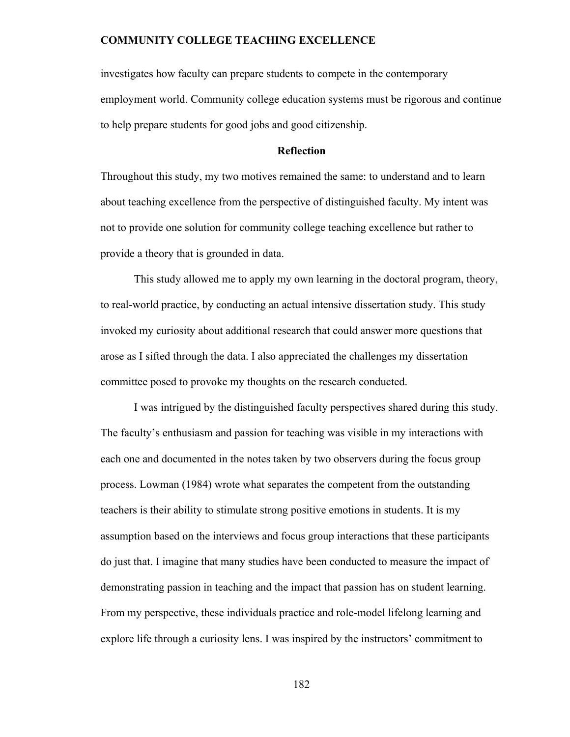investigates how faculty can prepare students to compete in the contemporary employment world. Community college education systems must be rigorous and continue to help prepare students for good jobs and good citizenship.

## Reflection

Throughout this study, my two motives remained the same: to understand and to learn about teaching excellence from the perspective of distinguished faculty. My intent was not to provide one solution for community college teaching excellence but rather to provide a theory that is grounded in data.

This study allowed me to apply my own learning in the doctoral program, theory, to real-world practice, by conducting an actual intensive dissertation study. This study invoked my curiosity about additional research that could answer more questions that arose as I sifted through the data. I also appreciated the challenges my dissertation committee posed to provoke my thoughts on the research conducted.

I was intrigued by the distinguished faculty perspectives shared during this study. The faculty's enthusiasm and passion for teaching was visible in my interactions with each one and documented in the notes taken by two observers during the focus group process. Lowman (1984) wrote what separates the competent from the outstanding teachers is their ability to stimulate strong positive emotions in students. It is my assumption based on the interviews and focus group interactions that these participants do just that. I imagine that many studies have been conducted to measure the impact of demonstrating passion in teaching and the impact that passion has on student learning. From my perspective, these individuals practice and role-model lifelong learning and explore life through a curiosity lens. I was inspired by the instructors' commitment to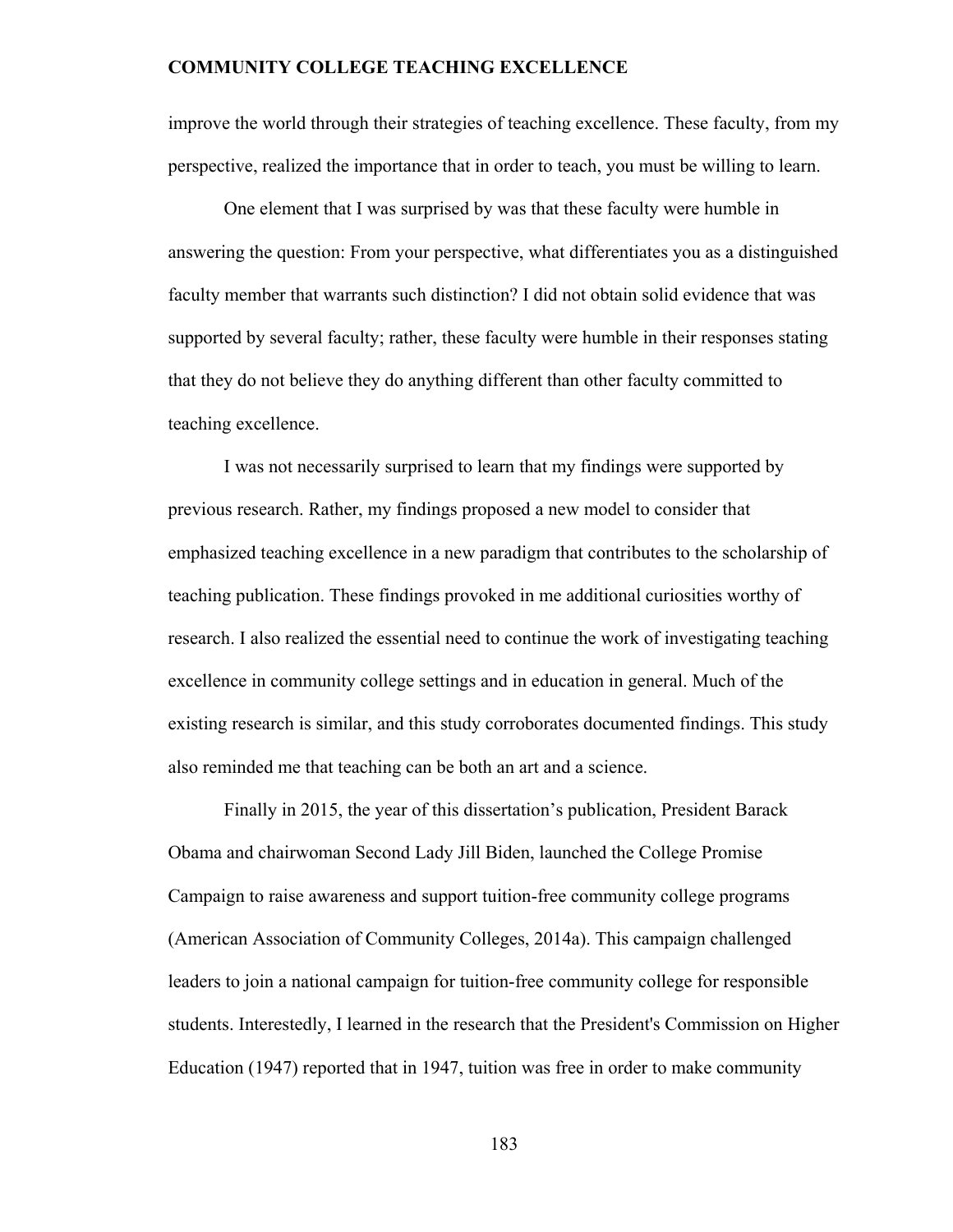improve the world through their strategies of teaching excellence. These faculty, from my perspective, realized the importance that in order to teach, you must be willing to learn.

One element that I was surprised by was that these faculty were humble in answering the question: From your perspective, what differentiates you as a distinguished faculty member that warrants such distinction? I did not obtain solid evidence that was supported by several faculty; rather, these faculty were humble in their responses stating that they do not believe they do anything different than other faculty committed to teaching excellence.

I was not necessarily surprised to learn that my findings were supported by previous research. Rather, my findings proposed a new model to consider that emphasized teaching excellence in a new paradigm that contributes to the scholarship of teaching publication. These findings provoked in me additional curiosities worthy of research. I also realized the essential need to continue the work of investigating teaching excellence in community college settings and in education in general. Much of the existing research is similar, and this study corroborates documented findings. This study also reminded me that teaching can be both an art and a science.

Finally in 2015, the year of this dissertation's publication, President Barack Obama and chairwoman Second Lady Jill Biden, launched the College Promise Campaign to raise awareness and support tuition-free community college programs (American Association of Community Colleges, 2014a). This campaign challenged leaders to join a national campaign for tuition-free community college for responsible students. Interestedly, I learned in the research that the President's Commission on Higher Education (1947) reported that in 1947, tuition was free in order to make community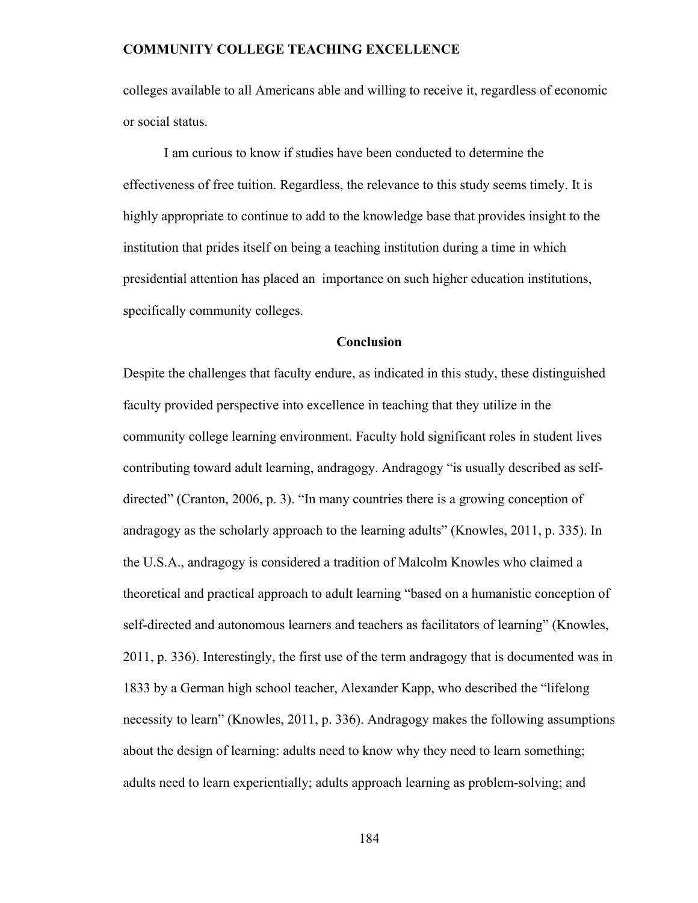colleges available to all Americans able and willing to receive it, regardless of economic or social status.

I am curious to know if studies have been conducted to determine the effectiveness of free tuition. Regardless, the relevance to this study seems timely. It is highly appropriate to continue to add to the knowledge base that provides insight to the institution that prides itself on being a teaching institution during a time in which presidential attention has placed an importance on such higher education institutions, specifically community colleges.

## Conclusion

Despite the challenges that faculty endure, as indicated in this study, these distinguished faculty provided perspective into excellence in teaching that they utilize in the community college learning environment. Faculty hold significant roles in student lives contributing toward adult learning, andragogy. Andragogy "is usually described as self-directed" (Cranton, 2006, p. 3). "In many countries there is a growing conception of andragogy as the scholarly approach to the learning adults" (Knowles, 2011, p. 335). In the U.S.A., andragogy is considered a tradition of Malcolm Knowles who claimed a theoretical and practical approach to adult learning "based on a humanistic conception of self-directed and autonomous learners and teachers as facilitators of learning" (Knowles, 2011, p. 336). Interestingly, the first use of the term andragogy that is documented was in 1833 by a German high school teacher, Alexander Kapp, who described the "lifelong necessity to learn" (Knowles, 2011, p. 336). Andragogy makes the following assumptions about the design of learning: adults need to know why they need to learn something; adults need to learn experientially; adults approach learning as problem-solving; and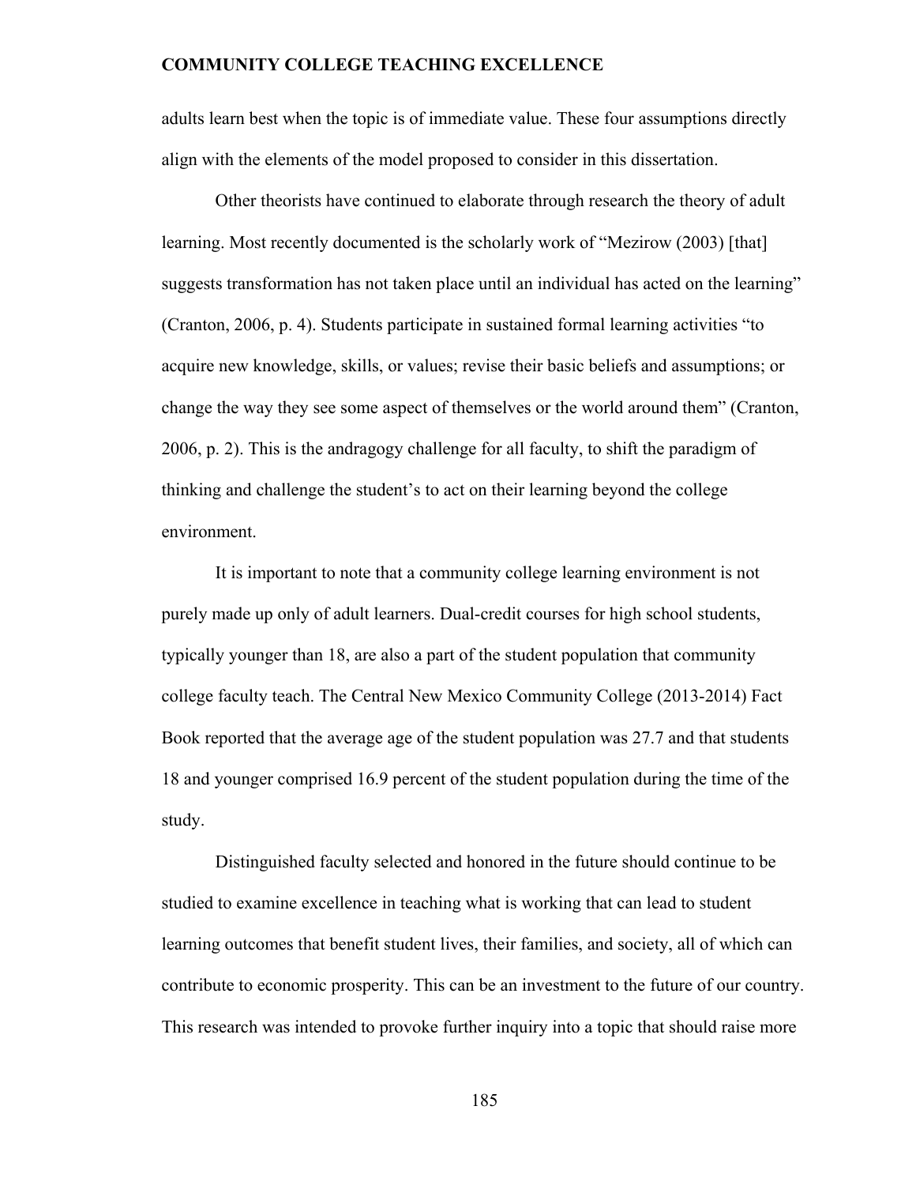adults learn best when the topic is of immediate value. These four assumptions directly align with the elements of the model proposed to consider in this dissertation.

Other theorists have continued to elaborate through research the theory of adult learning. Most recently documented is the scholarly work of "Mezirow (2003) [that] suggests transformation has not taken place until an individual has acted on the learning" (Cranton, 2006, p. 4). Students participate in sustained formal learning activities "to acquire new knowledge, skills, or values; revise their basic beliefs and assumptions; or change the way they see some aspect of themselves or the world around them" (Cranton, 2006, p. 2). This is the andragogy challenge for all faculty, to shift the paradigm of thinking and challenge the student's to act on their learning beyond the college environment.

It is important to note that a community college learning environment is not purely made up only of adult learners. Dual-credit courses for high school students, typically younger than 18, are also a part of the student population that community college faculty teach. The Central New Mexico Community College (2013-2014) Fact Book reported that the average age of the student population was 27.7 and that students 18 and younger comprised 16.9 percent of the student population during the time of the study.

Distinguished faculty selected and honored in the future should continue to be studied to examine excellence in teaching what is working that can lead to student learning outcomes that benefit student lives, their families, and society, all of which can contribute to economic prosperity. This can be an investment to the future of our country. This research was intended to provoke further inquiry into a topic that should raise more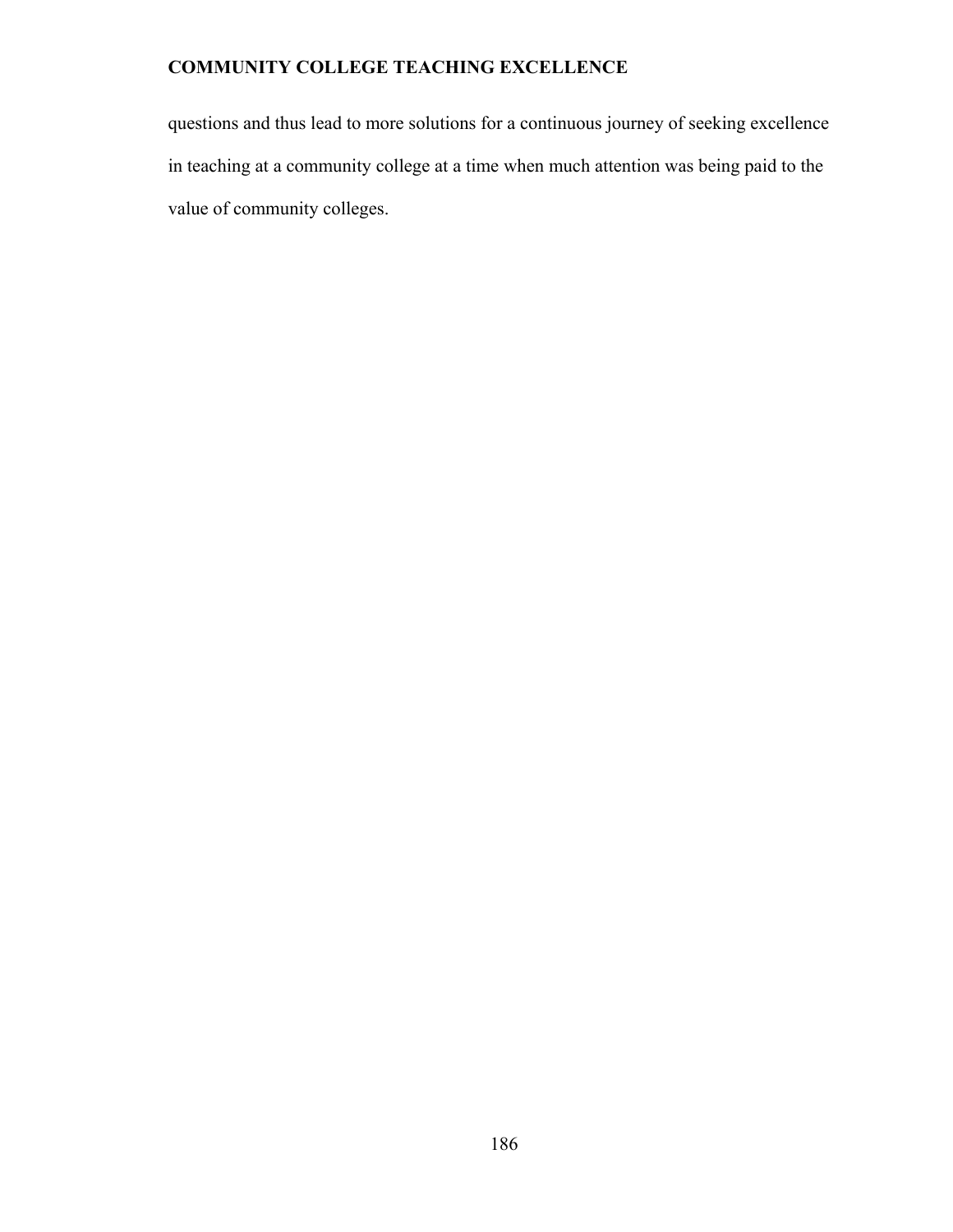questions and thus lead to more solutions for a continuous journey of seeking excellence in teaching at a community college at a time when much attention was being paid to the value of community colleges.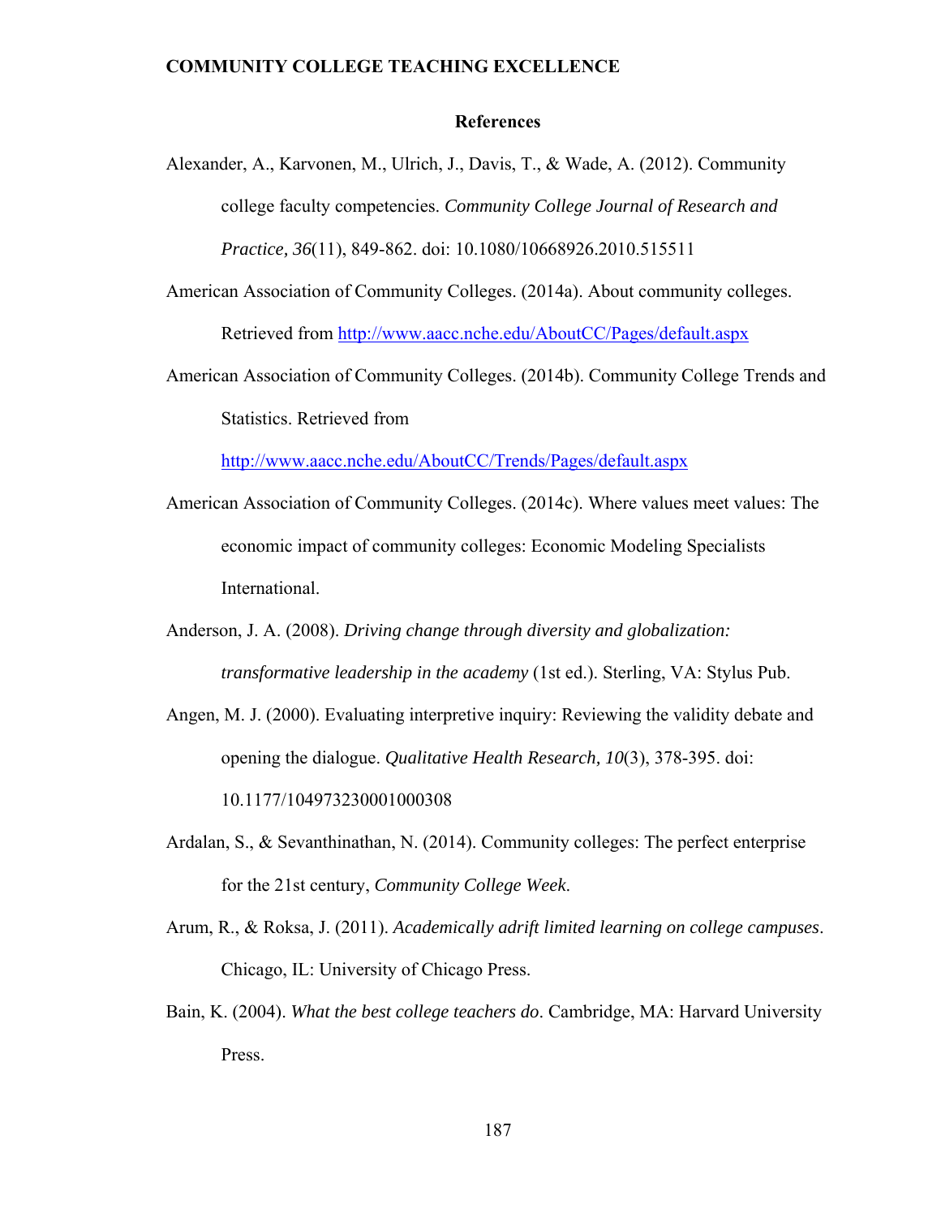## References

Alexander, A., Karvonen, M., Ulrich, J., Davis, T., & Wade, A. (2012). Community college faculty competencies. *Community College Journal of Research and Practice, 36*(11), 849-862. doi: 10.1080/10668926.2010.515511

American Association of Community Colleges. (2014a). About community colleges. Retrieved from http://www.aacc.nche.edu/AboutCC/Pages/default.aspx

American Association of Community Colleges. (2014b). Community College Trends and Statistics. Retrieved from http://www.aacc.nche.edu/AboutCC/Trends/Pages/default.aspx

American Association of Community Colleges. (2014c). Where values meet values: The economic impact of community colleges: Economic Modeling Specialists International.

Anderson, J. A. (2008). *Driving change through diversity and globalization: transformative leadership in the academy* (1st ed.). Sterling, VA: Stylus Pub.

Angen, M. J. (2000). Evaluating interpretive inquiry: Reviewing the validity debate and opening the dialogue. *Qualitative Health Research, 10*(3), 378-395. doi: 10.1177/104973230001000308

Ardalan, S., & Sevanthinathan, N. (2014). Community colleges: The perfect enterprise for the 21st century, *Community College Week*.

Arum, R., & Roksa, J. (2011). *Academically adrift limited learning on college campuses*. Chicago, IL: University of Chicago Press.

Bain, K. (2004). *What the best college teachers do*. Cambridge, MA: Harvard University Press.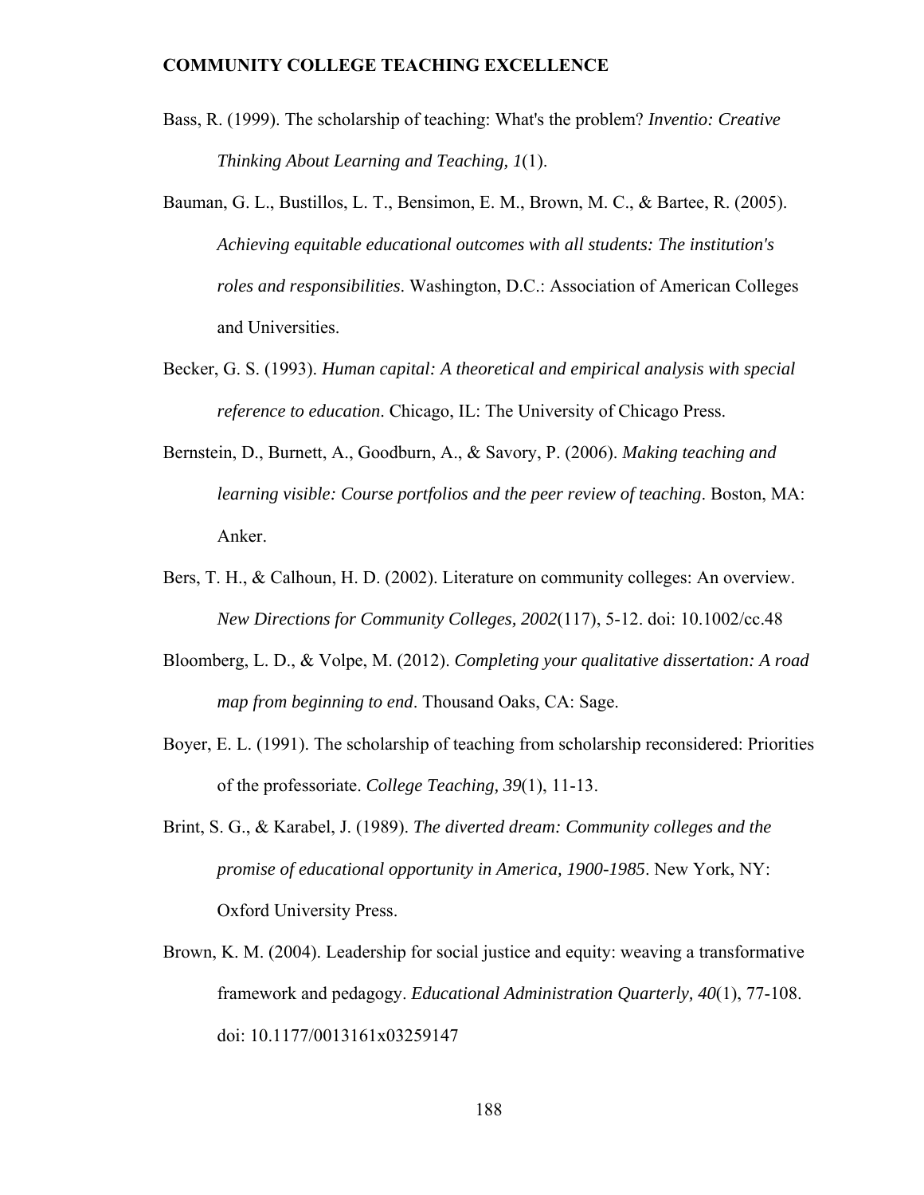Bass, R. (1999). The scholarship of teaching: What's the problem? *Inventio: Creative Thinking About Learning and Teaching, 1*(1).

Bauman, G. L., Bustillos, L. T., Bensimon, E. M., Brown, M. C., & Bartee, R. (2005). *Achieving equitable educational outcomes with all students: The institution's roles and responsibilities*. Washington, D.C.: Association of American Colleges and Universities.

Becker, G. S. (1993). *Human capital: A theoretical and empirical analysis with special reference to education*. Chicago, IL: The University of Chicago Press.

Bernstein, D., Burnett, A., Goodburn, A., & Savory, P. (2006). *Making teaching and learning visible: Course portfolios and the peer review of teaching*. Boston, MA: Anker.

Bers, T. H., & Calhoun, H. D. (2002). Literature on community colleges: An overview. *New Directions for Community Colleges, 2002*(117), 5-12. doi: 10.1002/cc.48

Bloomberg, L. D., & Volpe, M. (2012). *Completing your qualitative dissertation: A road map from beginning to end*. Thousand Oaks, CA: Sage.

Boyer, E. L. (1991). The scholarship of teaching from scholarship reconsidered: Priorities of the professoriate. *College Teaching, 39*(1), 11-13.

Brint, S. G., & Karabel, J. (1989). *The diverted dream: Community colleges and the promise of educational opportunity in America, 1900-1985*. New York, NY: Oxford University Press.

Brown, K. M. (2004). Leadership for social justice and equity: weaving a transformative framework and pedagogy. *Educational Administration Quarterly, 40*(1), 77-108. doi: 10.1177/0013161x03259147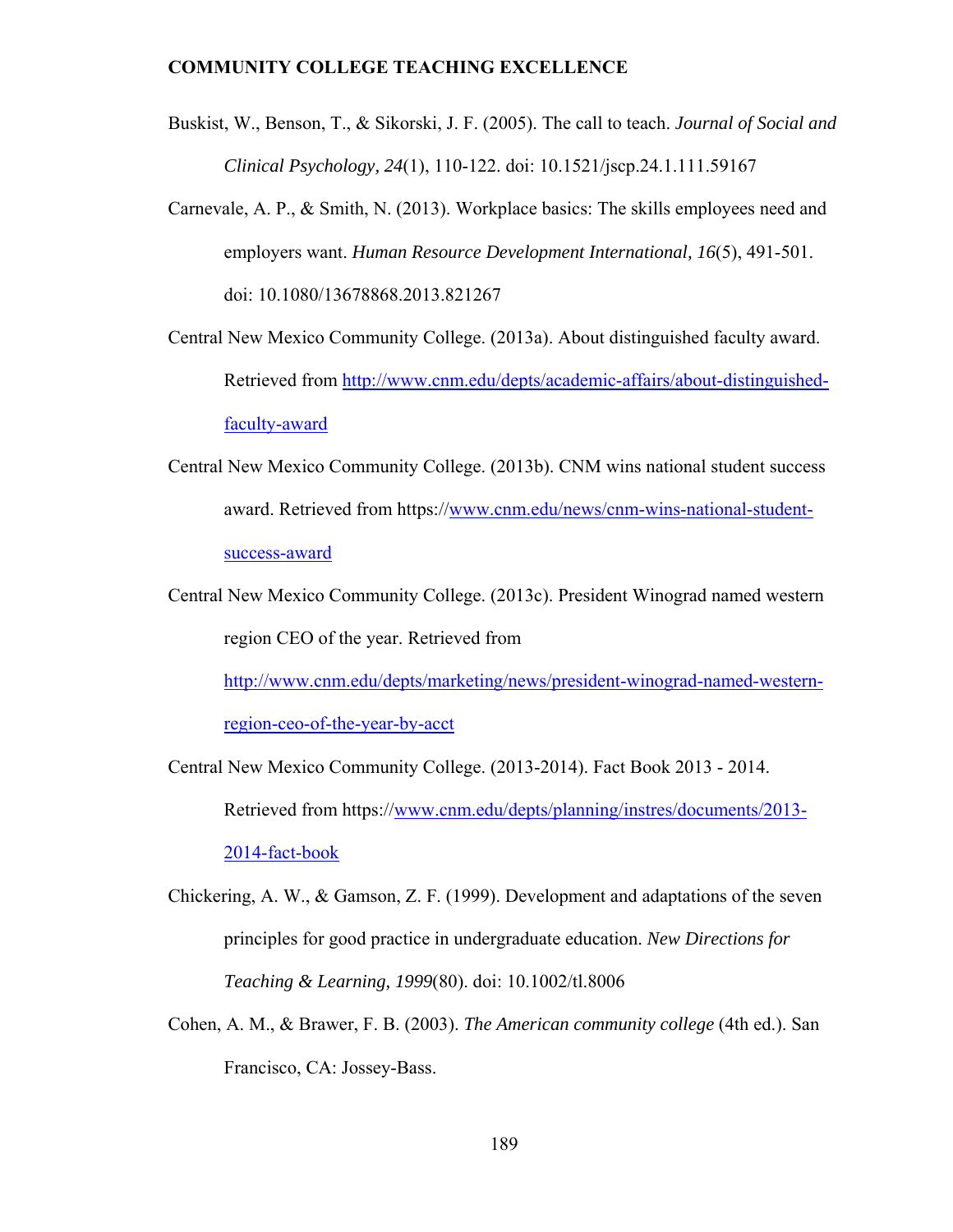Buskist, W., Benson, T., & Sikorski, J. F. (2005). The call to teach. *Journal of Social and Clinical Psychology, 24*(1), 110-122. doi: 10.1521/jscp.24.1.111.59167

Carnevale, A. P., & Smith, N. (2013). Workplace basics: The skills employees need and employers want. *Human Resource Development International, 16*(5), 491-501. doi: 10.1080/13678868.2013.821267

Central New Mexico Community College. (2013a). About distinguished faculty award. Retrieved from http://www.cnm.edu/depts/academic-affairs/about-distinguished-faculty-award

Central New Mexico Community College. (2013b). CNM wins national student success award. Retrieved from https://www.cnm.edu/news/cnm-wins-national-student-success-award

Central New Mexico Community College. (2013c). President Winograd named western region CEO of the year. Retrieved from http://www.cnm.edu/depts/marketing/news/president-winograd-named-western-region-ceo-of-the-year-by-acct

Central New Mexico Community College. (2013-2014). Fact Book 2013 - 2014. Retrieved from https://www.cnm.edu/depts/planning/instres/documents/2013-2014-fact-book

Chickering, A. W., & Gamson, Z. F. (1999). Development and adaptations of the seven principles for good practice in undergraduate education. *New Directions for Teaching & Learning, 1999*(80). doi: 10.1002/tl.8006

Cohen, A. M., & Brawer, F. B. (2003). *The American community college* (4th ed.). San Francisco, CA: Jossey-Bass.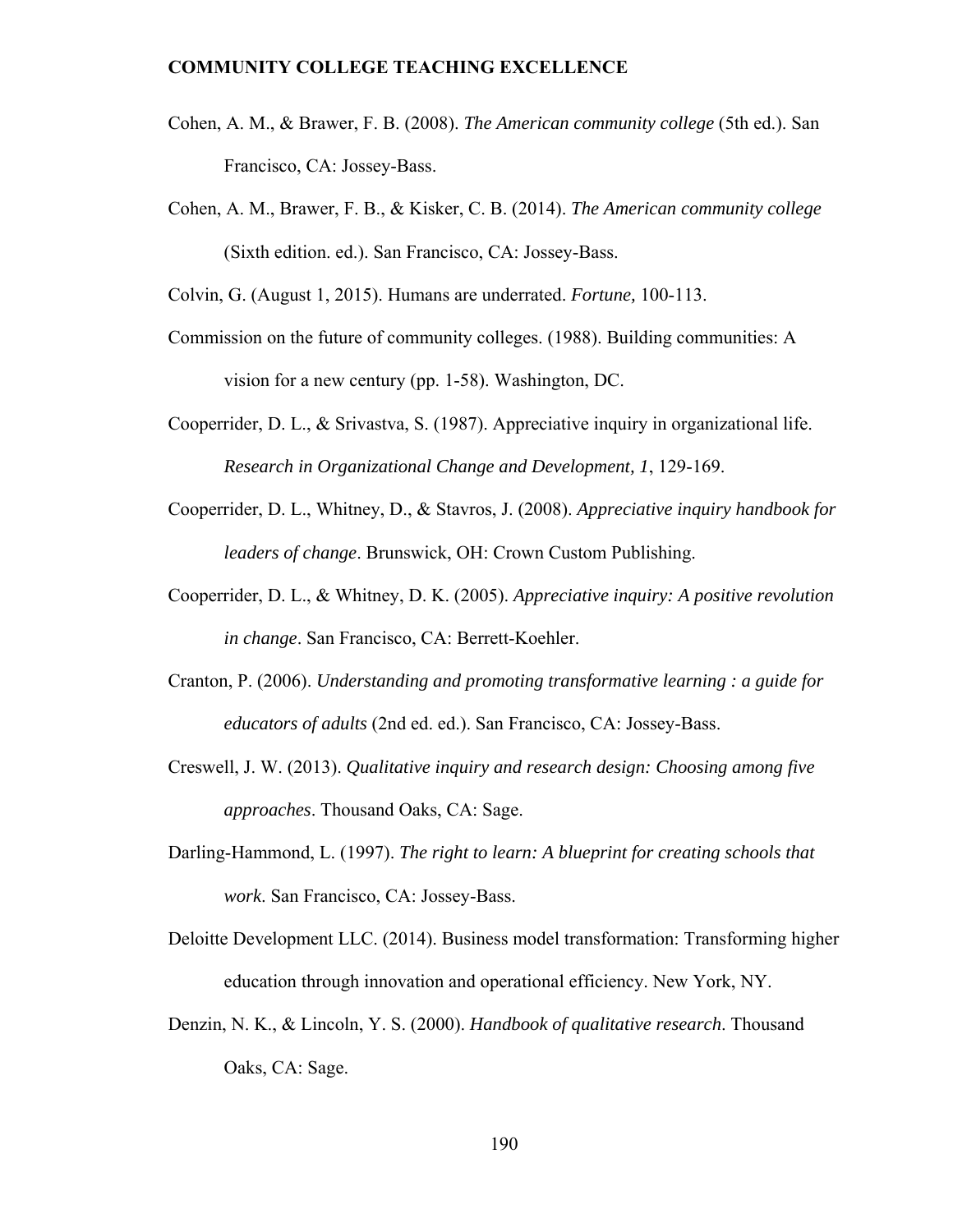Cohen, A. M., & Brawer, F. B. (2008). *The American community college* (5th ed.). San Francisco, CA: Jossey-Bass.

Cohen, A. M., Brawer, F. B., & Kisker, C. B. (2014). *The American community college* (Sixth edition. ed.). San Francisco, CA: Jossey-Bass.

Colvin, G. (August 1, 2015). Humans are underrated. *Fortune,* 100-113.

Commission on the future of community colleges. (1988). Building communities: A vision for a new century (pp. 1-58). Washington, DC.

Cooperrider, D. L., & Srivastva, S. (1987). Appreciative inquiry in organizational life. *Research in Organizational Change and Development, 1*, 129-169.

Cooperrider, D. L., Whitney, D., & Stavros, J. (2008). *Appreciative inquiry handbook for leaders of change*. Brunswick, OH: Crown Custom Publishing.

Cooperrider, D. L., & Whitney, D. K. (2005). *Appreciative inquiry: A positive revolution in change*. San Francisco, CA: Berrett-Koehler.

Cranton, P. (2006). *Understanding and promoting transformative learning : a guide for educators of adults* (2nd ed. ed.). San Francisco, CA: Jossey-Bass.

Creswell, J. W. (2013). *Qualitative inquiry and research design: Choosing among five approaches*. Thousand Oaks, CA: Sage.

Darling-Hammond, L. (1997). *The right to learn: A blueprint for creating schools that work*. San Francisco, CA: Jossey-Bass.

Deloitte Development LLC. (2014). Business model transformation: Transforming higher education through innovation and operational efficiency. New York, NY.

Denzin, N. K., & Lincoln, Y. S. (2000). *Handbook of qualitative research*. Thousand Oaks, CA: Sage.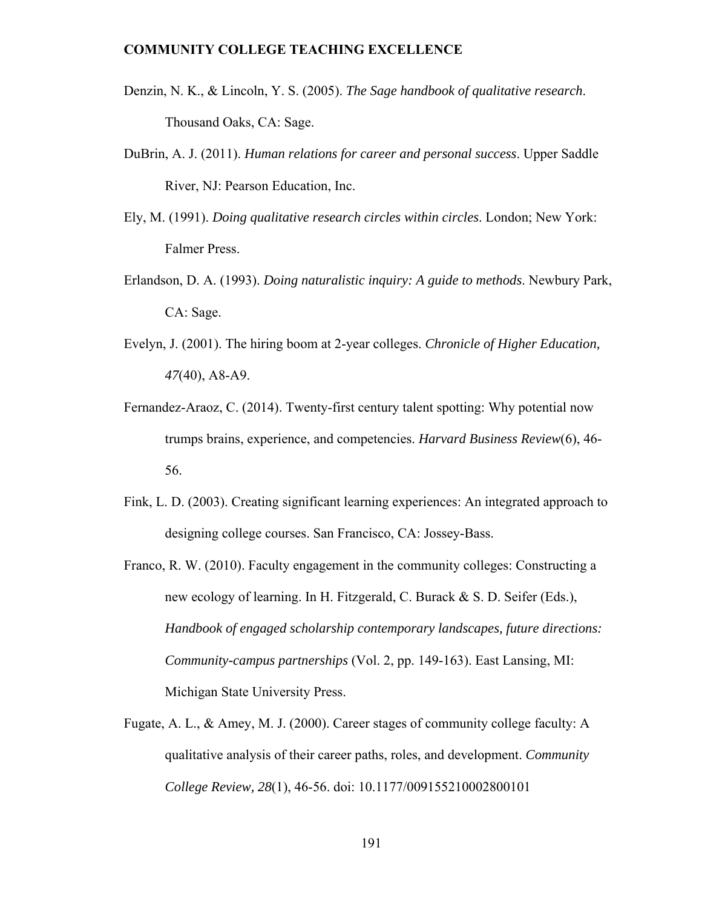Denzin, N. K., & Lincoln, Y. S. (2005). *The Sage handbook of qualitative research*. Thousand Oaks, CA: Sage.

DuBrin, A. J. (2011). *Human relations for career and personal success*. Upper Saddle River, NJ: Pearson Education, Inc.

Ely, M. (1991). *Doing qualitative research circles within circles*. London; New York: Falmer Press.

Erlandson, D. A. (1993). *Doing naturalistic inquiry: A guide to methods*. Newbury Park, CA: Sage.

Evelyn, J. (2001). The hiring boom at 2-year colleges. *Chronicle of Higher Education, 47*(40), A8-A9.

Fernandez-Araoz, C. (2014). Twenty-first century talent spotting: Why potential now trumps brains, experience, and competencies. *Harvard Business Review*(6), 46-56.

Fink, L. D. (2003). Creating significant learning experiences: An integrated approach to designing college courses. San Francisco, CA: Jossey-Bass.

Franco, R. W. (2010). Faculty engagement in the community colleges: Constructing a new ecology of learning. In H. Fitzgerald, C. Burack & S. D. Seifer (Eds.), *Handbook of engaged scholarship contemporary landscapes, future directions: Community-campus partnerships* (Vol. 2, pp. 149-163). East Lansing, MI: Michigan State University Press.

Fugate, A. L., & Amey, M. J. (2000). Career stages of community college faculty: A qualitative analysis of their career paths, roles, and development. *Community College Review, 28*(1), 46-56. doi: 10.1177/009155210002800101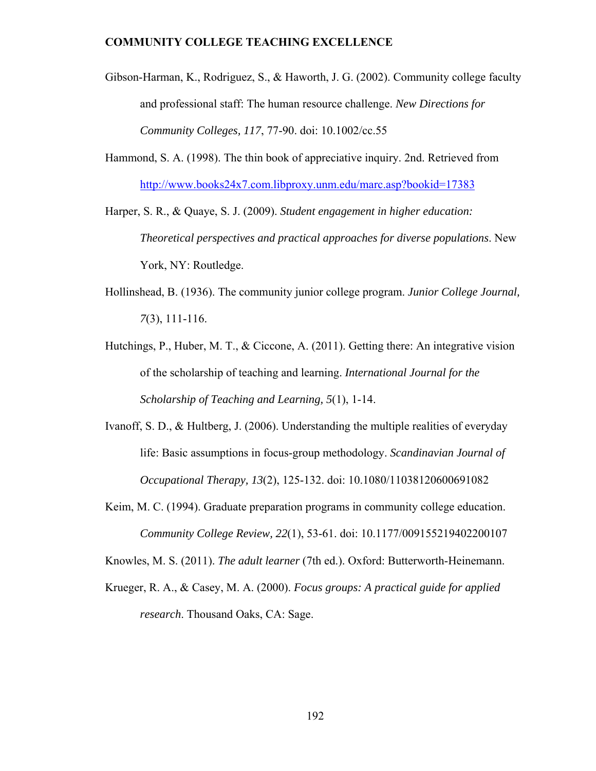Gibson-Harman, K., Rodriguez, S., & Haworth, J. G. (2002). Community college faculty and professional staff: The human resource challenge. *New Directions for Community Colleges, 117*, 77-90. doi: 10.1002/cc.55

Hammond, S. A. (1998). The thin book of appreciative inquiry. 2nd. Retrieved from http://www.books24x7.com.libproxy.unm.edu/marc.asp?bookid=17383

Harper, S. R., & Quaye, S. J. (2009). *Student engagement in higher education: Theoretical perspectives and practical approaches for diverse populations*. New York, NY: Routledge.

Hollinshead, B. (1936). The community junior college program. *Junior College Journal, 7*(3), 111-116.

Hutchings, P., Huber, M. T., & Ciccone, A. (2011). Getting there: An integrative vision of the scholarship of teaching and learning. *International Journal for the Scholarship of Teaching and Learning, 5*(1), 1-14.

Ivanoff, S. D., & Hultberg, J. (2006). Understanding the multiple realities of everyday life: Basic assumptions in focus-group methodology. *Scandinavian Journal of Occupational Therapy, 13*(2), 125-132. doi: 10.1080/11038120600691082

Keim, M. C. (1994). Graduate preparation programs in community college education. *Community College Review, 22*(1), 53-61. doi: 10.1177/009155219402200107

Knowles, M. S. (2011). *The adult learner* (7th ed.). Oxford: Butterworth-Heinemann.

Krueger, R. A., & Casey, M. A. (2000). *Focus groups: A practical guide for applied research*. Thousand Oaks, CA: Sage.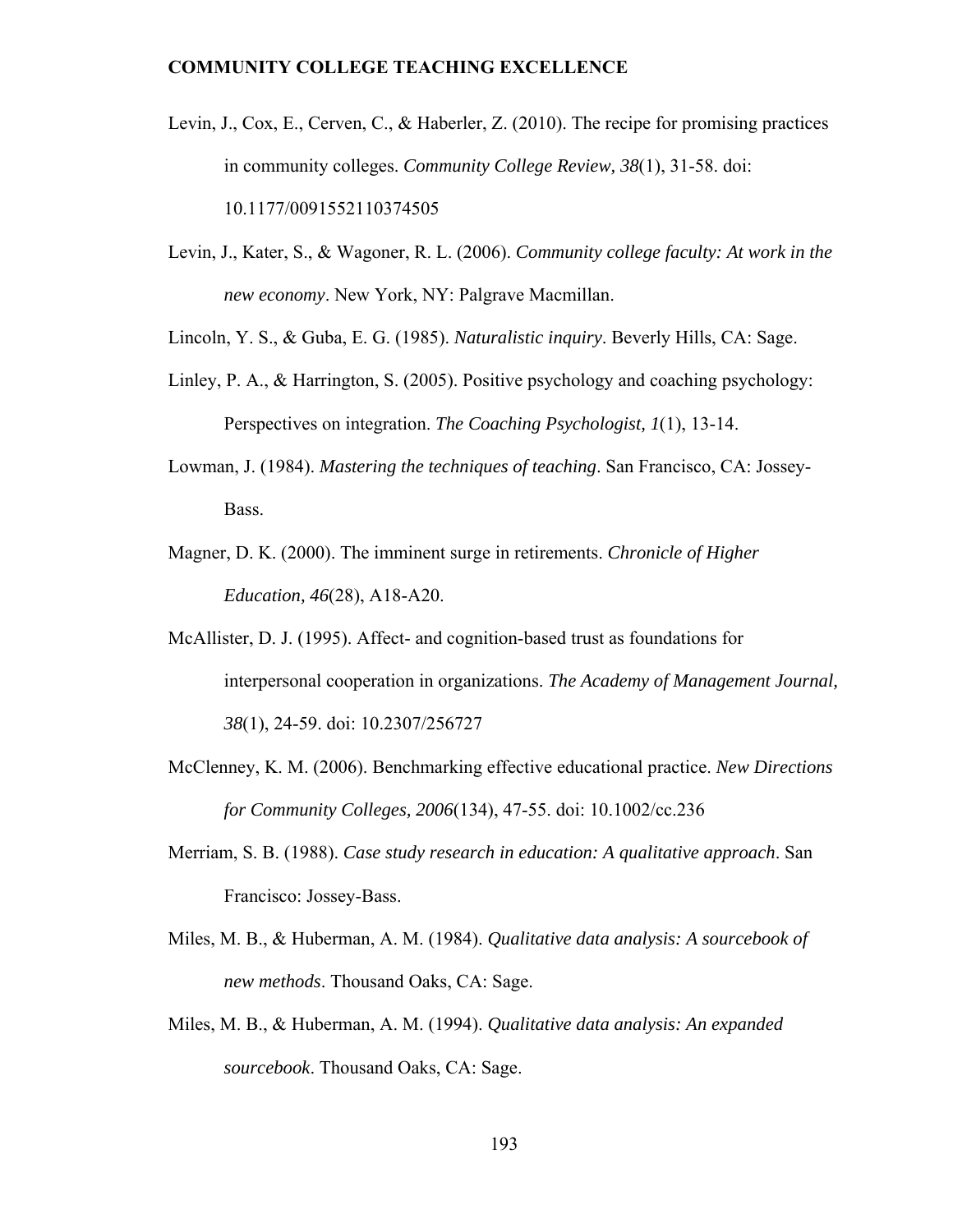Levin, J., Cox, E., Cerven, C., & Haberler, Z. (2010). The recipe for promising practices in community colleges. *Community College Review, 38*(1), 31-58. doi: 10.1177/0091552110374505

Levin, J., Kater, S., & Wagoner, R. L. (2006). *Community college faculty: At work in the new economy*. New York, NY: Palgrave Macmillan.

Lincoln, Y. S., & Guba, E. G. (1985). *Naturalistic inquiry*. Beverly Hills, CA: Sage.

Linley, P. A., & Harrington, S. (2005). Positive psychology and coaching psychology: Perspectives on integration. *The Coaching Psychologist, 1*(1), 13-14.

Lowman, J. (1984). *Mastering the techniques of teaching*. San Francisco, CA: Jossey-Bass.

Magner, D. K. (2000). The imminent surge in retirements. *Chronicle of Higher Education, 46*(28), A18-A20.

McAllister, D. J. (1995). Affect- and cognition-based trust as foundations for interpersonal cooperation in organizations. *The Academy of Management Journal, 38*(1), 24-59. doi: 10.2307/256727

McClenney, K. M. (2006). Benchmarking effective educational practice. *New Directions for Community Colleges, 2006*(134), 47-55. doi: 10.1002/cc.236

Merriam, S. B. (1988). *Case study research in education: A qualitative approach*. San Francisco: Jossey-Bass.

Miles, M. B., & Huberman, A. M. (1984). *Qualitative data analysis: A sourcebook of new methods*. Thousand Oaks, CA: Sage.

Miles, M. B., & Huberman, A. M. (1994). *Qualitative data analysis: An expanded sourcebook*. Thousand Oaks, CA: Sage.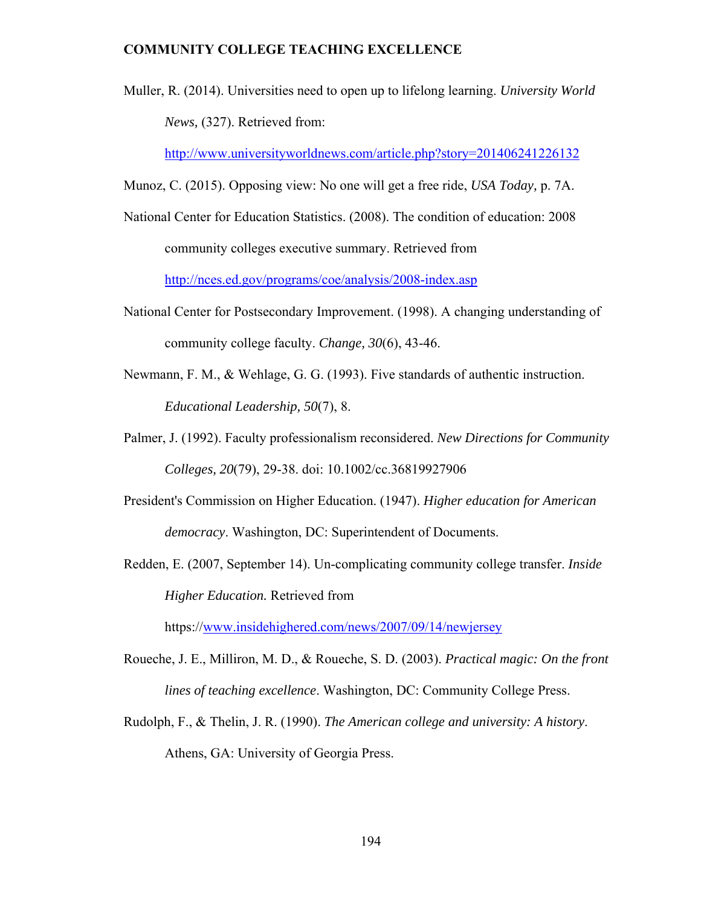Muller, R. (2014). Universities need to open up to lifelong learning. *University World News,* (327). Retrieved from: http://www.universityworldnews.com/article.php?story=201406241226132

Munoz, C. (2015). Opposing view: No one will get a free ride, *USA Today,* p. 7A.

National Center for Education Statistics. (2008). The condition of education: 2008 community colleges executive summary. Retrieved from http://nces.ed.gov/programs/coe/analysis/2008-index.asp

National Center for Postsecondary Improvement. (1998). A changing understanding of community college faculty. *Change, 30*(6), 43-46.

Newmann, F. M., & Wehlage, G. G. (1993). Five standards of authentic instruction. *Educational Leadership, 50*(7), 8.

Palmer, J. (1992). Faculty professionalism reconsidered. *New Directions for Community Colleges, 20*(79), 29-38. doi: 10.1002/cc.36819927906

President's Commission on Higher Education. (1947). *Higher education for American democracy*. Washington, DC: Superintendent of Documents.

Redden, E. (2007, September 14). Un-complicating community college transfer. *Inside Higher Education.* Retrieved from https://www.insidehighered.com/news/2007/09/14/newjersey

Roueche, J. E., Milliron, M. D., & Roueche, S. D. (2003). *Practical magic: On the front lines of teaching excellence*. Washington, DC: Community College Press.

Rudolph, F., & Thelin, J. R. (1990). *The American college and university: A history*. Athens, GA: University of Georgia Press.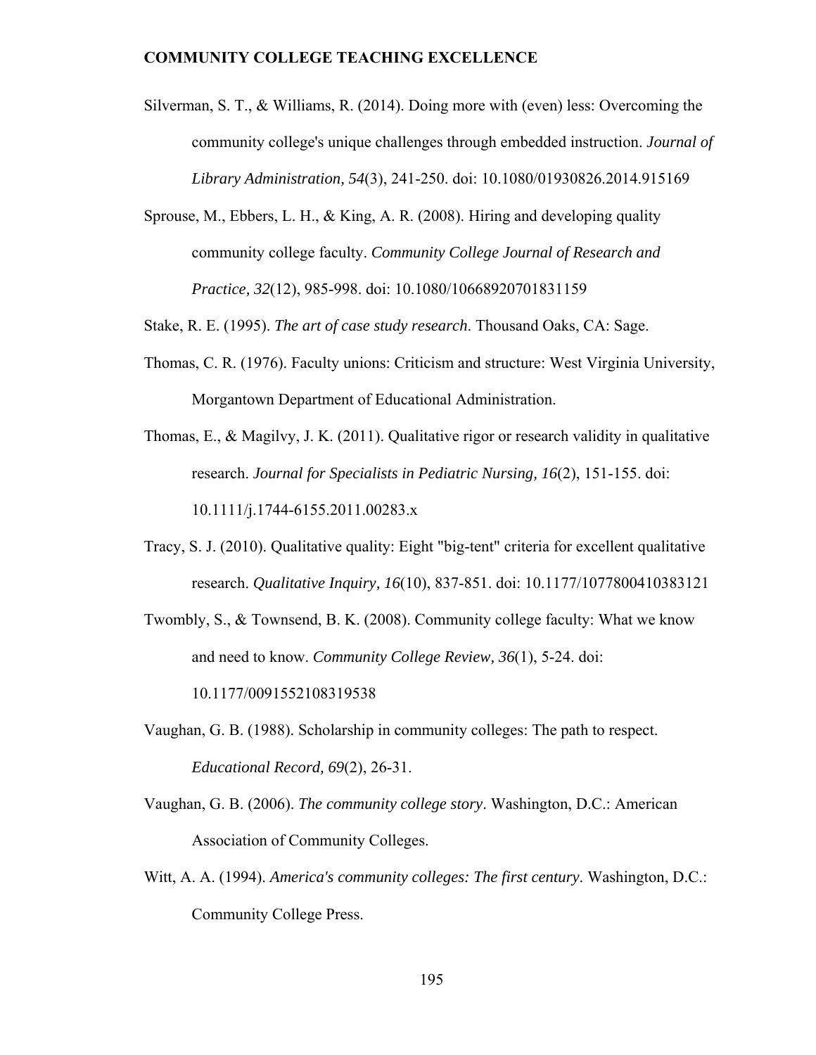Silverman, S. T., & Williams, R. (2014). Doing more with (even) less: Overcoming the community college's unique challenges through embedded instruction. *Journal of Library Administration, 54*(3), 241-250. doi: 10.1080/01930826.2014.915169

Sprouse, M., Ebbers, L. H., & King, A. R. (2008). Hiring and developing quality community college faculty. *Community College Journal of Research and Practice, 32*(12), 985-998. doi: 10.1080/10668920701831159

Stake, R. E. (1995). *The art of case study research*. Thousand Oaks, CA: Sage.

Thomas, C. R. (1976). Faculty unions: Criticism and structure: West Virginia University, Morgantown Department of Educational Administration.

Thomas, E., & Magilvy, J. K. (2011). Qualitative rigor or research validity in qualitative research. *Journal for Specialists in Pediatric Nursing, 16*(2), 151-155. doi: 10.1111/j.1744-6155.2011.00283.x

Tracy, S. J. (2010). Qualitative quality: Eight "big-tent" criteria for excellent qualitative research. *Qualitative Inquiry, 16*(10), 837-851. doi: 10.1177/1077800410383121

Twombly, S., & Townsend, B. K. (2008). Community college faculty: What we know and need to know. *Community College Review, 36*(1), 5-24. doi: 10.1177/0091552108319538

Vaughan, G. B. (1988). Scholarship in community colleges: The path to respect. *Educational Record, 69*(2), 26-31.

Vaughan, G. B. (2006). *The community college story*. Washington, D.C.: American Association of Community Colleges.

Witt, A. A. (1994). *America's community colleges: The first century*. Washington, D.C.: Community College Press.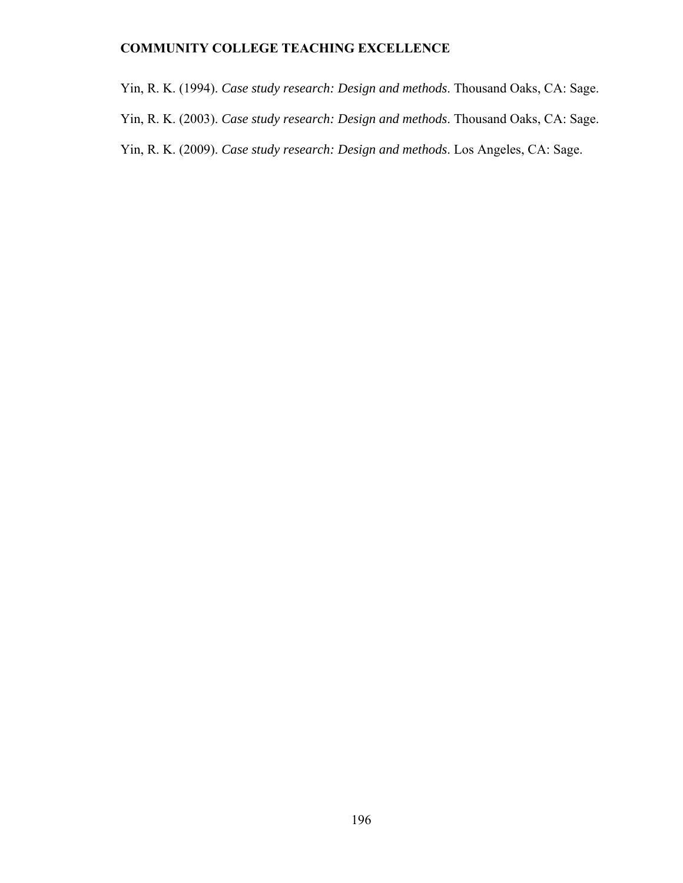Yin, R. K. (1994). *Case study research: Design and methods*. Thousand Oaks, CA: Sage.

Yin, R. K. (2003). *Case study research: Design and methods*. Thousand Oaks, CA: Sage.

Yin, R. K. (2009). *Case study research: Design and methods*. Los Angeles, CA: Sage.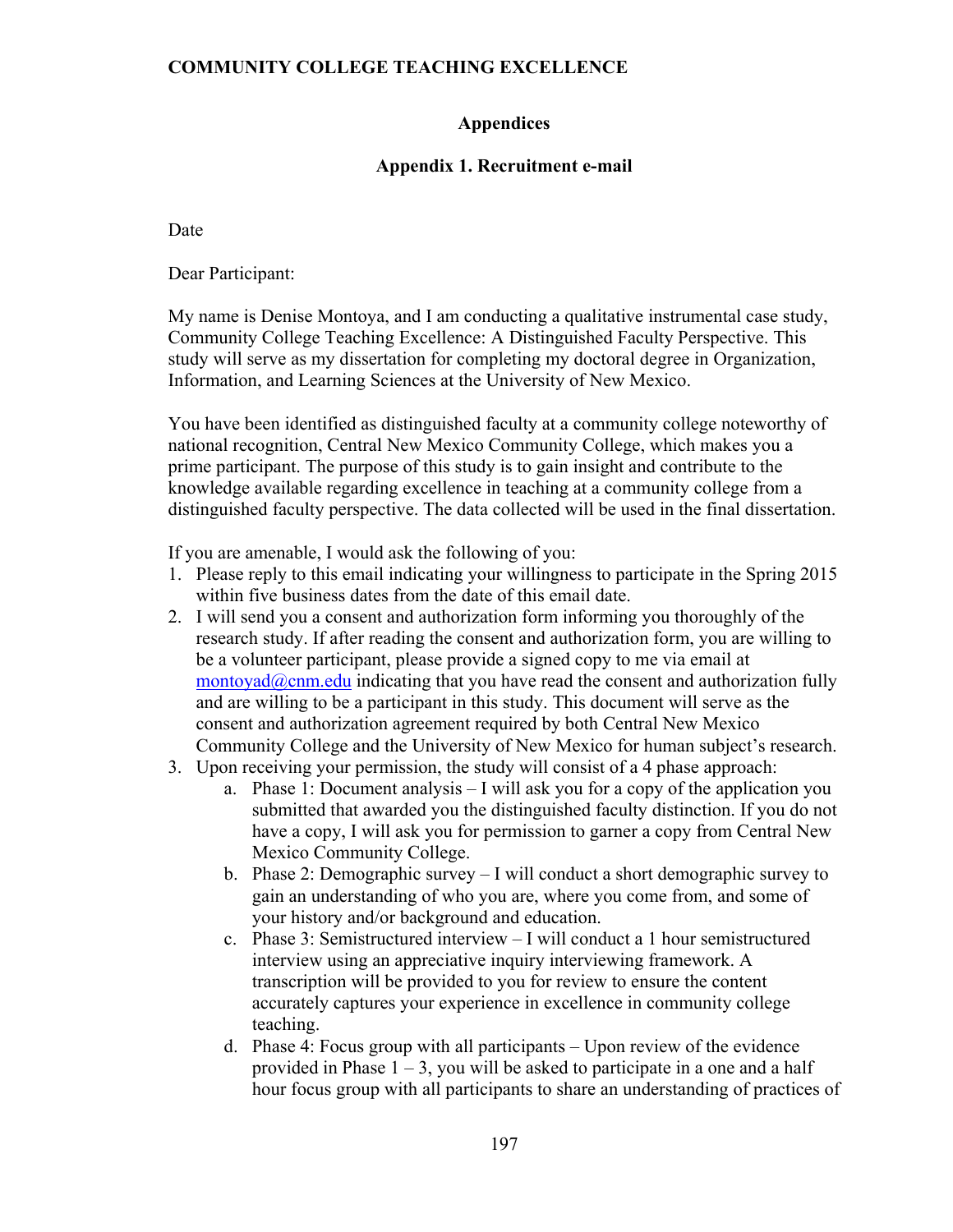## Appendices

### Appendix 1. Recruitment e-mail

Date

Dear Participant:

My name is Denise Montoya, and I am conducting a qualitative instrumental case study, Community College Teaching Excellence: A Distinguished Faculty Perspective. This study will serve as my dissertation for completing my doctoral degree in Organization, Information, and Learning Sciences at the University of New Mexico.

You have been identified as distinguished faculty at a community college noteworthy of national recognition, Central New Mexico Community College, which makes you a prime participant. The purpose of this study is to gain insight and contribute to the knowledge available regarding excellence in teaching at a community college from a distinguished faculty perspective. The data collected will be used in the final dissertation.

If you are amenable, I would ask the following of you:

1. Please reply to this email indicating your willingness to participate in the Spring 2015 within five business dates from the date of this email date.
2. I will send you a consent and authorization form informing you thoroughly of the research study. If after reading the consent and authorization form, you are willing to be a volunteer participant, please provide a signed copy to me via email at montoyad@cnm.edu indicating that you have read the consent and authorization fully and are willing to be a participant in this study. This document will serve as the consent and authorization agreement required by both Central New Mexico Community College and the University of New Mexico for human subject's research.
3. Upon receiving your permission, the study will consist of a 4 phase approach:
    a. Phase 1: Document analysis – I will ask you for a copy of the application you submitted that awarded you the distinguished faculty distinction. If you do not have a copy, I will ask you for permission to garner a copy from Central New Mexico Community College.
    b. Phase 2: Demographic survey – I will conduct a short demographic survey to gain an understanding of who you are, where you come from, and some of your history and/or background and education.
    c. Phase 3: Semistructured interview – I will conduct a 1 hour semistructured interview using an appreciative inquiry interviewing framework. A transcription will be provided to you for review to ensure the content accurately captures your experience in excellence in community college teaching.
    d. Phase 4: Focus group with all participants – Upon review of the evidence provided in Phase 1 – 3, you will be asked to participate in a one and a half hour focus group with all participants to share an understanding of practices of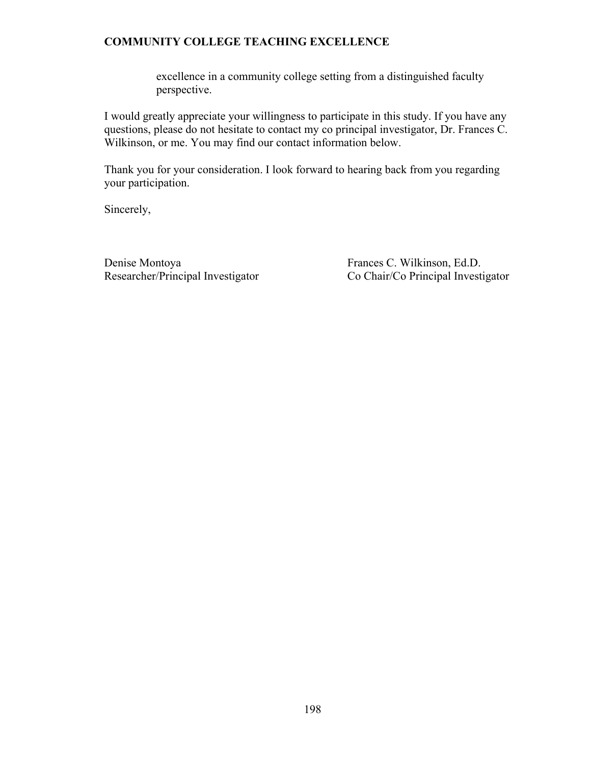excellence in a community college setting from a distinguished faculty perspective.

I would greatly appreciate your willingness to participate in this study. If you have any questions, please do not hesitate to contact my co principal investigator, Dr. Frances C. Wilkinson, or me. You may find our contact information below.

Thank you for your consideration. I look forward to hearing back from you regarding your participation.

Sincerely,

Denise Montoya
Researcher/Principal Investigator

Frances C. Wilkinson, Ed.D.
Co Chair/Co Principal Investigator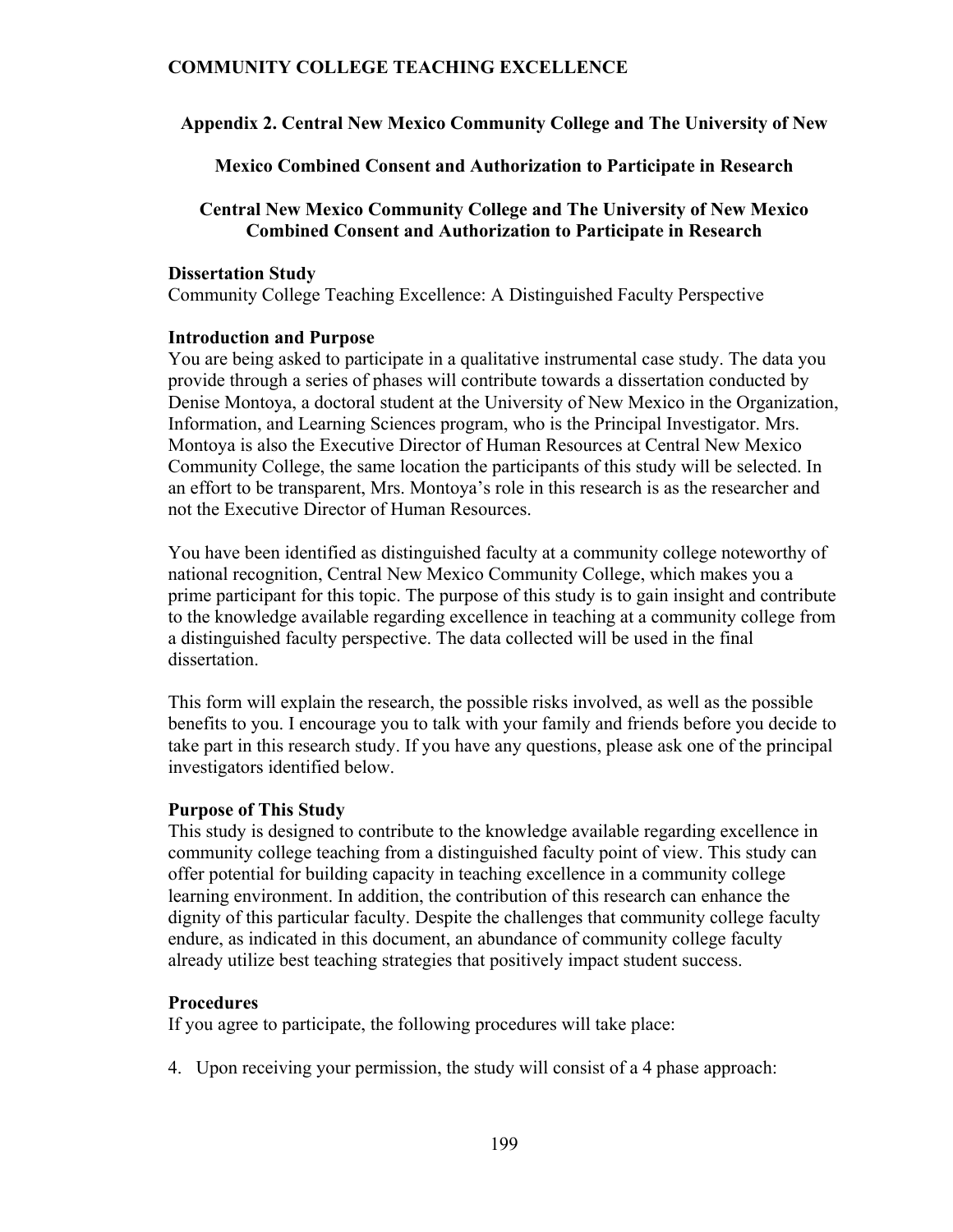## Appendix 2. Central New Mexico Community College and The University of New Mexico Combined Consent and Authorization to Participate in Research

### Central New Mexico Community College and The University of New Mexico Combined Consent and Authorization to Participate in Research

**Dissertation Study**
Community College Teaching Excellence: A Distinguished Faculty Perspective

**Introduction and Purpose**
You are being asked to participate in a qualitative instrumental case study. The data you provide through a series of phases will contribute towards a dissertation conducted by Denise Montoya, a doctoral student at the University of New Mexico in the Organization, Information, and Learning Sciences program, who is the Principal Investigator. Mrs. Montoya is also the Executive Director of Human Resources at Central New Mexico Community College, the same location the participants of this study will be selected. In an effort to be transparent, Mrs. Montoya's role in this research is as the researcher and not the Executive Director of Human Resources.

You have been identified as distinguished faculty at a community college noteworthy of national recognition, Central New Mexico Community College, which makes you a prime participant for this topic. The purpose of this study is to gain insight and contribute to the knowledge available regarding excellence in teaching at a community college from a distinguished faculty perspective. The data collected will be used in the final dissertation.

This form will explain the research, the possible risks involved, as well as the possible benefits to you. I encourage you to talk with your family and friends before you decide to take part in this research study. If you have any questions, please ask one of the principal investigators identified below.

**Purpose of This Study**
This study is designed to contribute to the knowledge available regarding excellence in community college teaching from a distinguished faculty point of view. This study can offer potential for building capacity in teaching excellence in a community college learning environment. In addition, the contribution of this research can enhance the dignity of this particular faculty. Despite the challenges that community college faculty endure, as indicated in this document, an abundance of community college faculty already utilize best teaching strategies that positively impact student success.

**Procedures**
If you agree to participate, the following procedures will take place:

4. Upon receiving your permission, the study will consist of a 4 phase approach: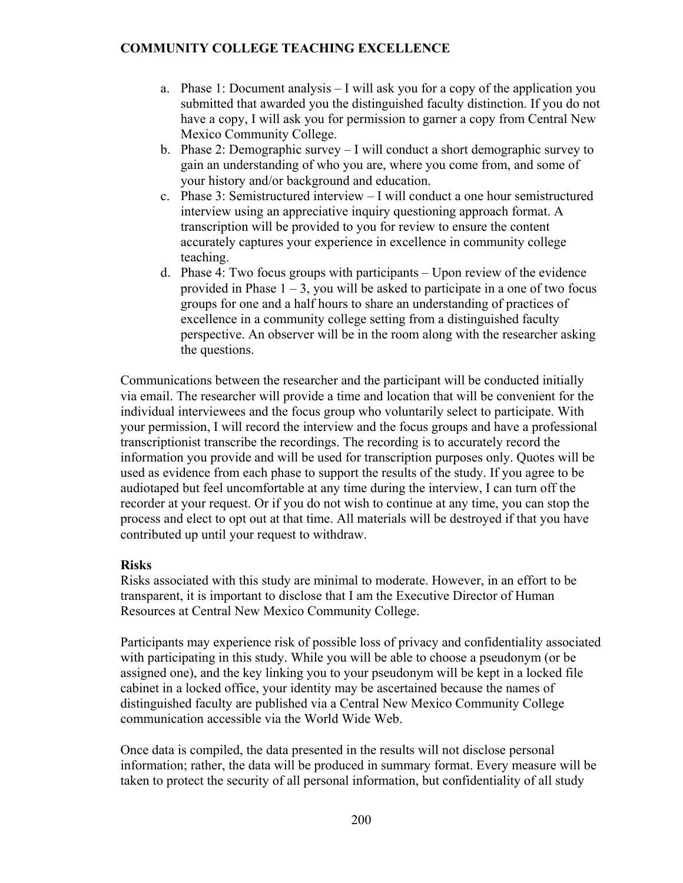a. Phase 1: Document analysis – I will ask you for a copy of the application you submitted that awarded you the distinguished faculty distinction. If you do not have a copy, I will ask you for permission to garner a copy from Central New Mexico Community College.
b. Phase 2: Demographic survey – I will conduct a short demographic survey to gain an understanding of who you are, where you come from, and some of your history and/or background and education.
c. Phase 3: Semistructured interview – I will conduct a one hour semistructured interview using an appreciative inquiry questioning approach format. A transcription will be provided to you for review to ensure the content accurately captures your experience in excellence in community college teaching.
d. Phase 4: Two focus groups with participants – Upon review of the evidence provided in Phase 1 – 3, you will be asked to participate in a one of two focus groups for one and a half hours to share an understanding of practices of excellence in a community college setting from a distinguished faculty perspective. An observer will be in the room along with the researcher asking the questions.

Communications between the researcher and the participant will be conducted initially via email. The researcher will provide a time and location that will be convenient for the individual interviewees and the focus group who voluntarily select to participate. With your permission, I will record the interview and the focus groups and have a professional transcriptionist transcribe the recordings. The recording is to accurately record the information you provide and will be used for transcription purposes only. Quotes will be used as evidence from each phase to support the results of the study. If you agree to be audiotaped but feel uncomfortable at any time during the interview, I can turn off the recorder at your request. Or if you do not wish to continue at any time, you can stop the process and elect to opt out at that time. All materials will be destroyed if that you have contributed up until your request to withdraw.

**Risks**

Risks associated with this study are minimal to moderate. However, in an effort to be transparent, it is important to disclose that I am the Executive Director of Human Resources at Central New Mexico Community College.

Participants may experience risk of possible loss of privacy and confidentiality associated with participating in this study. While you will be able to choose a pseudonym (or be assigned one), and the key linking you to your pseudonym will be kept in a locked file cabinet in a locked office, your identity may be ascertained because the names of distinguished faculty are published via a Central New Mexico Community College communication accessible via the World Wide Web.

Once data is compiled, the data presented in the results will not disclose personal information; rather, the data will be produced in summary format. Every measure will be taken to protect the security of all personal information, but confidentiality of all study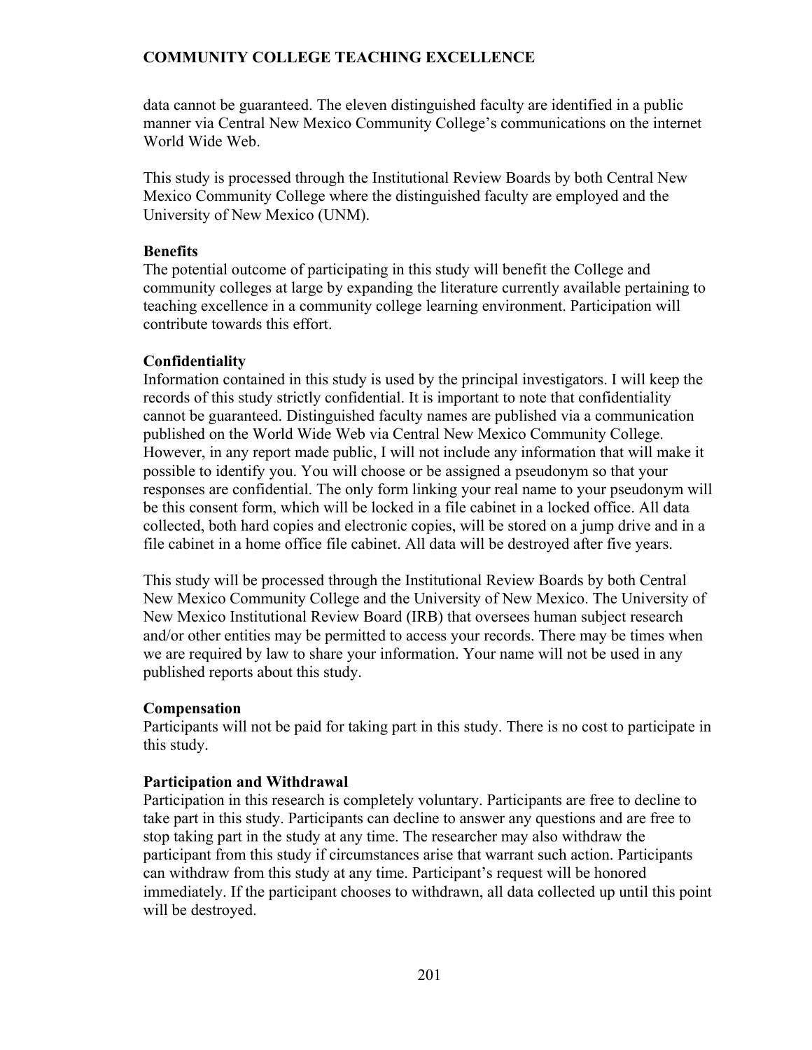data cannot be guaranteed. The eleven distinguished faculty are identified in a public manner via Central New Mexico Community College's communications on the internet World Wide Web.

This study is processed through the Institutional Review Boards by both Central New Mexico Community College where the distinguished faculty are employed and the University of New Mexico (UNM).

**Benefits**

The potential outcome of participating in this study will benefit the College and community colleges at large by expanding the literature currently available pertaining to teaching excellence in a community college learning environment. Participation will contribute towards this effort.

**Confidentiality**

Information contained in this study is used by the principal investigators. I will keep the records of this study strictly confidential. It is important to note that confidentiality cannot be guaranteed. Distinguished faculty names are published via a communication published on the World Wide Web via Central New Mexico Community College. However, in any report made public, I will not include any information that will make it possible to identify you. You will choose or be assigned a pseudonym so that your responses are confidential. The only form linking your real name to your pseudonym will be this consent form, which will be locked in a file cabinet in a locked office. All data collected, both hard copies and electronic copies, will be stored on a jump drive and in a file cabinet in a home office file cabinet. All data will be destroyed after five years.

This study will be processed through the Institutional Review Boards by both Central New Mexico Community College and the University of New Mexico. The University of New Mexico Institutional Review Board (IRB) that oversees human subject research and/or other entities may be permitted to access your records. There may be times when we are required by law to share your information. Your name will not be used in any published reports about this study.

**Compensation**

Participants will not be paid for taking part in this study. There is no cost to participate in this study.

**Participation and Withdrawal**

Participation in this research is completely voluntary. Participants are free to decline to take part in this study. Participants can decline to answer any questions and are free to stop taking part in the study at any time. The researcher may also withdraw the participant from this study if circumstances arise that warrant such action. Participants can withdraw from this study at any time. Participant's request will be honored immediately. If the participant chooses to withdrawn, all data collected up until this point will be destroyed.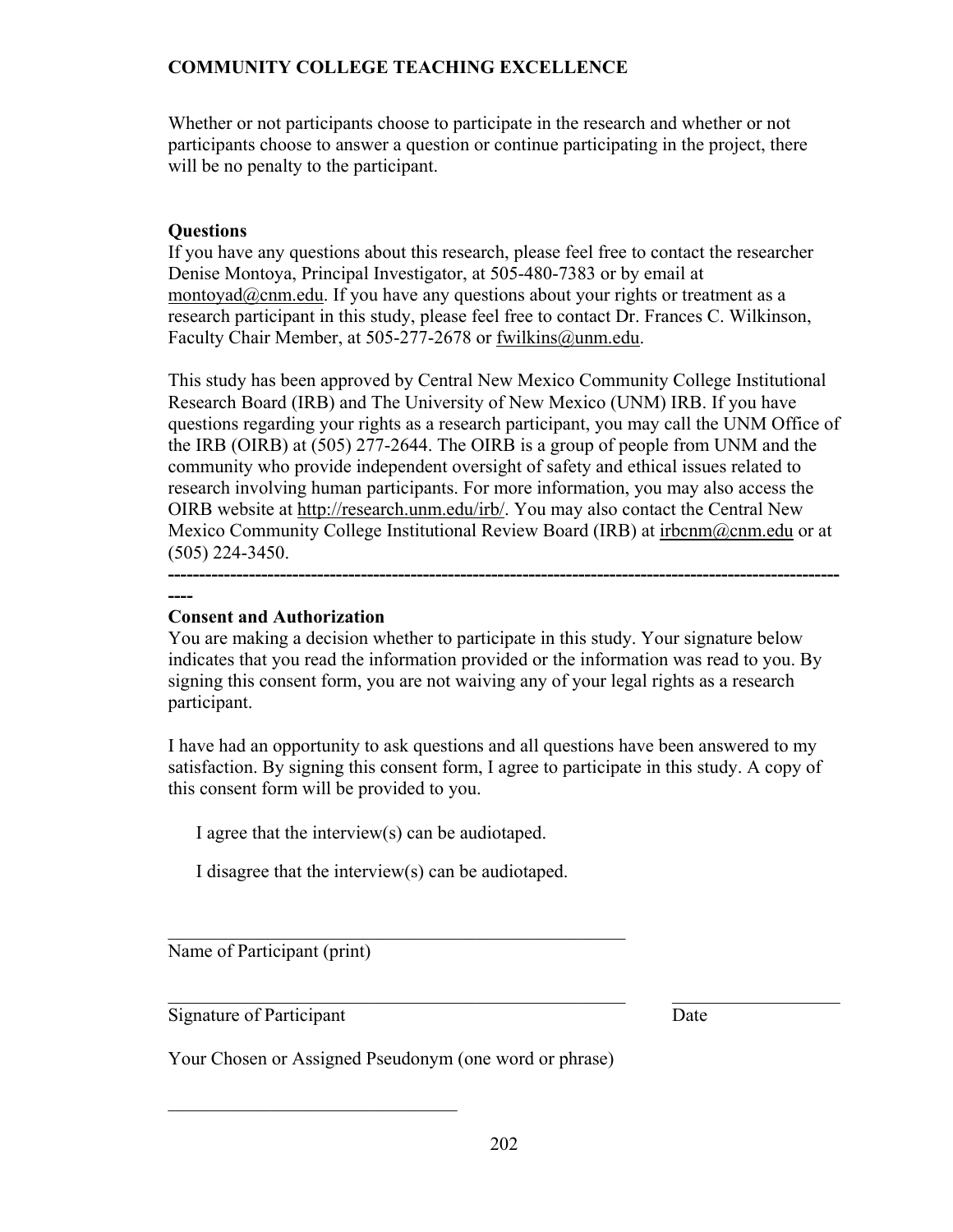Whether or not participants choose to participate in the research and whether or not participants choose to answer a question or continue participating in the project, there will be no penalty to the participant.

**Questions**

If you have any questions about this research, please feel free to contact the researcher Denise Montoya, Principal Investigator, at 505-480-7383 or by email at montoyad@cnm.edu. If you have any questions about your rights or treatment as a research participant in this study, please feel free to contact Dr. Frances C. Wilkinson, Faculty Chair Member, at 505-277-2678 or fwilkins@unm.edu.

This study has been approved by Central New Mexico Community College Institutional Research Board (IRB) and The University of New Mexico (UNM) IRB. If you have questions regarding your rights as a research participant, you may call the UNM Office of the IRB (OIRB) at (505) 277-2644. The OIRB is a group of people from UNM and the community who provide independent oversight of safety and ethical issues related to research involving human participants. For more information, you may also access the OIRB website at http://research.unm.edu/irb/. You may also contact the Central New Mexico Community College Institutional Review Board (IRB) at irbcnm@cnm.edu or at (505) 224-3450.

---

**Consent and Authorization**

You are making a decision whether to participate in this study. Your signature below indicates that you read the information provided or the information was read to you. By signing this consent form, you are not waiving any of your legal rights as a research participant.

I have had an opportunity to ask questions and all questions have been answered to my satisfaction. By signing this consent form, I agree to participate in this study. A copy of this consent form will be provided to you.

I agree that the interview(s) can be audiotaped.

I disagree that the interview(s) can be audiotaped.

\_\_\_\_\_\_\_\_\_\_\_\_\_\_\_\_\_\_\_\_\_\_\_\_\_\_\_\_\_\_\_\_\_\_\_\_\_\_\_\_\_\_\_\_\_\_\_\_
Name of Participant (print)

\_\_\_\_\_\_\_\_\_\_\_\_\_\_\_\_\_\_\_\_\_\_\_\_\_\_\_\_\_\_\_\_\_\_\_\_\_\_\_\_\_\_\_\_\_\_\_\_ \_\_\_\_\_\_\_\_\_\_\_\_\_\_\_\_\_\_
Signature of Participant Date

Your Chosen or Assigned Pseudonym (one word or phrase)

\_\_\_\_\_\_\_\_\_\_\_\_\_\_\_\_\_\_\_\_\_\_\_\_\_\_\_\_\_\_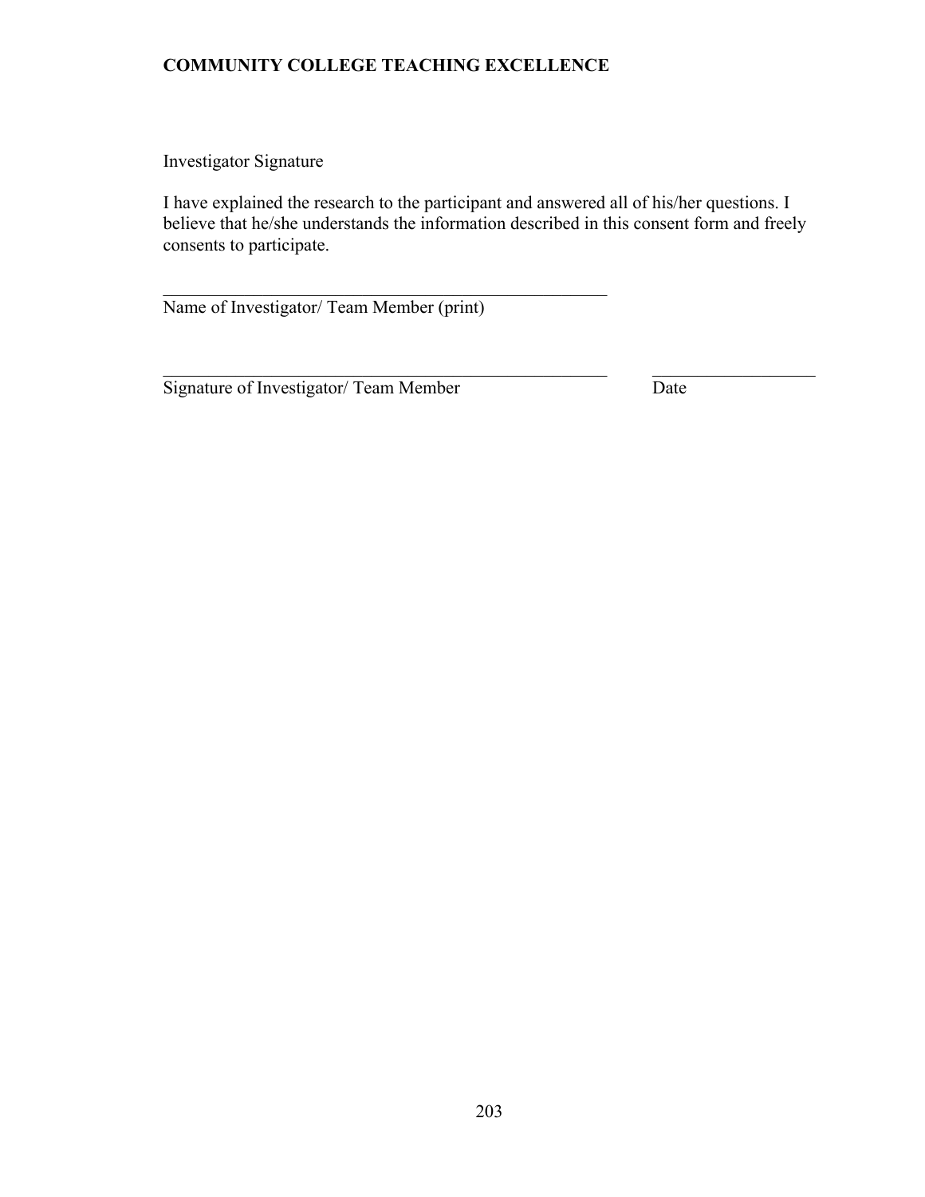Investigator Signature

I have explained the research to the participant and answered all of his/her questions. I believe that he/she understands the information described in this consent form and freely consents to participate.

\_\_\_\_\_\_\_\_\_\_\_\_\_\_\_\_\_\_\_\_\_\_\_\_\_\_\_\_\_\_\_\_\_\_\_\_\_\_\_\_\_\_\_\_\_\_\_\_\_\_\_\_
Name of Investigator/ Team Member (print)

\_\_\_\_\_\_\_\_\_\_\_\_\_\_\_\_\_\_\_\_\_\_\_\_\_\_\_\_\_\_\_\_\_\_\_\_\_\_\_\_\_\_\_\_\_\_\_\_\_\_\_\_ \_\_\_\_\_\_\_\_\_\_\_\_\_\_\_\_\_\_\_\_
Signature of Investigator/ Team Member Date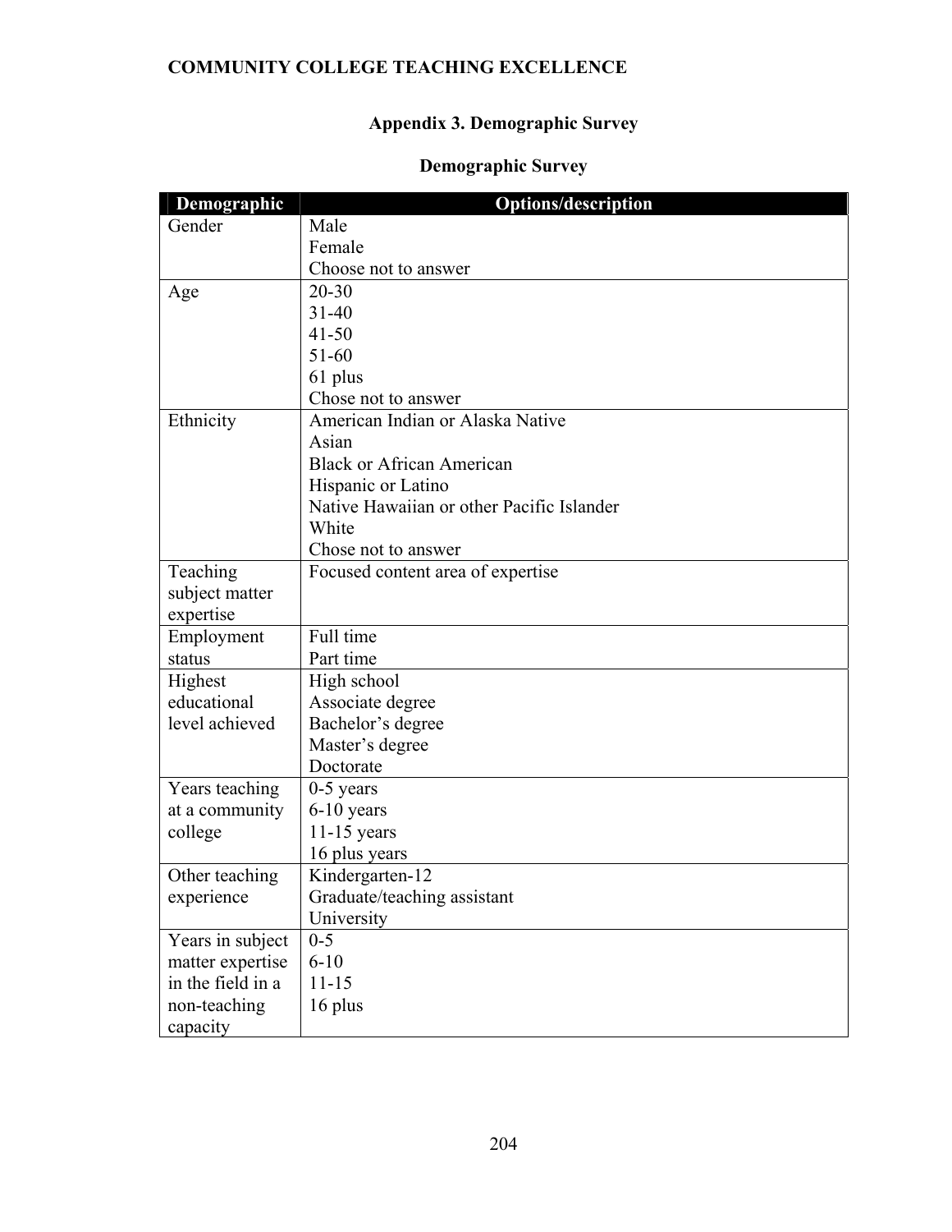## Appendix 3. Demographic Survey

### Demographic Survey

| Demographic | Options/description |
|---|---|
| Gender | Male<br>Female<br>Choose not to answer |
| Age | 20-30<br>31-40<br>41-50<br>51-60<br>61 plus<br>Chose not to answer |
| Ethnicity | American Indian or Alaska Native<br>Asian<br>Black or African American<br>Hispanic or Latino<br>Native Hawaiian or other Pacific Islander<br>White<br>Chose not to answer |
| Teaching subject matter expertise | Focused content area of expertise |
| Employment status | Full time<br>Part time |
| Highest educational level achieved | High school<br>Associate degree<br>Bachelor's degree<br>Master's degree<br>Doctorate |
| Years teaching at a community college | 0-5 years<br>6-10 years<br>11-15 years<br>16 plus years |
| Other teaching experience | Kindergarten-12<br>Graduate/teaching assistant<br>University |
| Years in subject matter expertise in the field in a non-teaching capacity | 0-5<br>6-10<br>11-15<br>16 plus |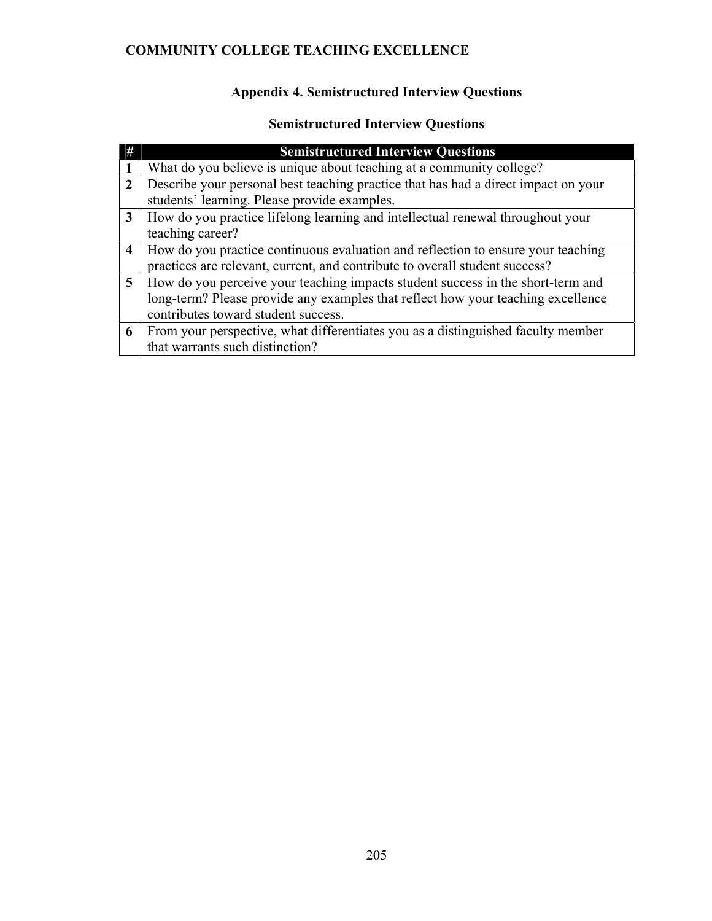## Appendix 4. Semistructured Interview Questions

### Semistructured Interview Questions

| # | Semistructured Interview Questions |
|---|---|
| 1 | What do you believe is unique about teaching at a community college? |
| 2 | Describe your personal best teaching practice that has had a direct impact on your students' learning. Please provide examples. |
| 3 | How do you practice lifelong learning and intellectual renewal throughout your teaching career? |
| 4 | How do you practice continuous evaluation and reflection to ensure your teaching practices are relevant, current, and contribute to overall student success? |
| 5 | How do you perceive your teaching impacts student success in the short-term and long-term? Please provide any examples that reflect how your teaching excellence contributes toward student success. |
| 6 | From your perspective, what differentiates you as a distinguished faculty member that warrants such distinction? |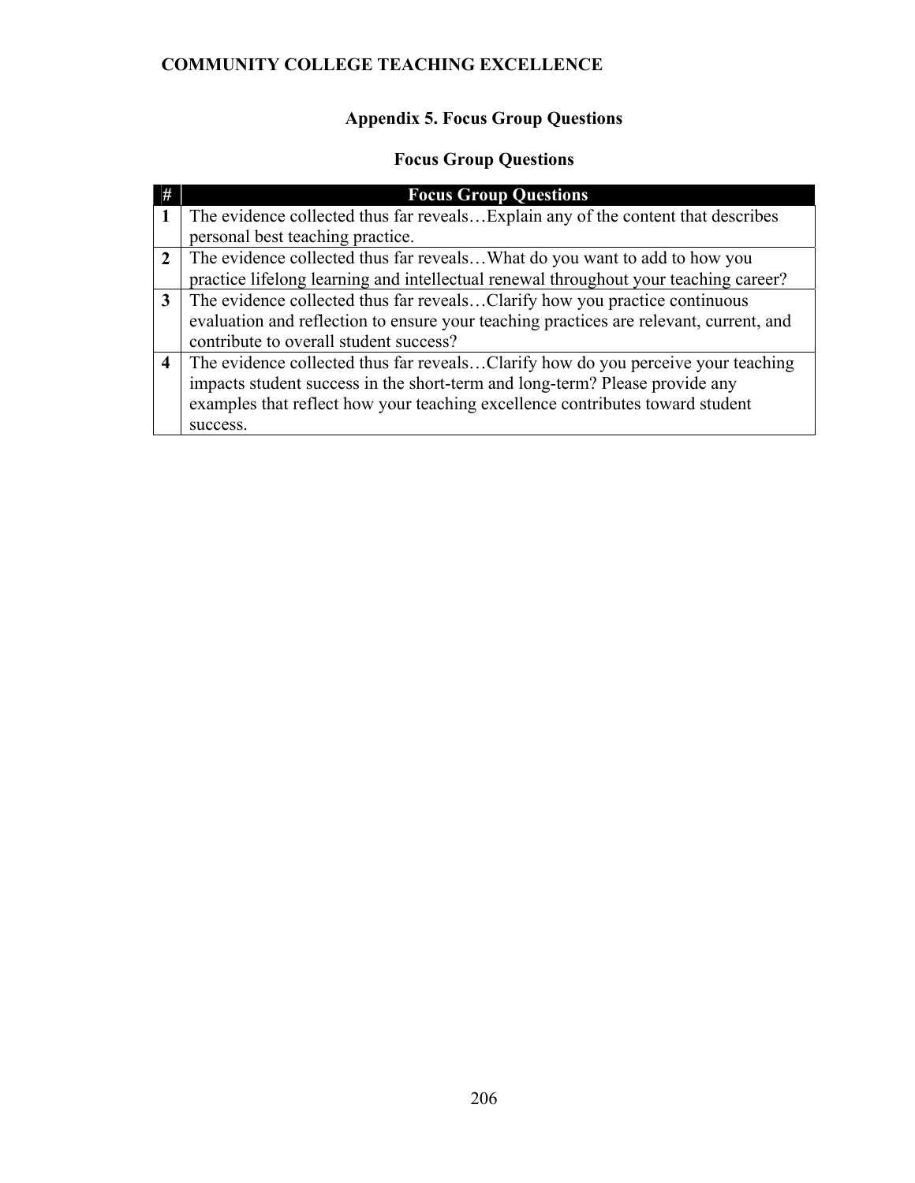## Appendix 5. Focus Group Questions

### Focus Group Questions

| # | Focus Group Questions |
|---|---|
| **1** | The evidence collected thus far reveals…Explain any of the content that describes personal best teaching practice. |
| **2** | The evidence collected thus far reveals…What do you want to add to how you practice lifelong learning and intellectual renewal throughout your teaching career? |
| **3** | The evidence collected thus far reveals…Clarify how you practice continuous evaluation and reflection to ensure your teaching practices are relevant, current, and contribute to overall student success? |
| **4** | The evidence collected thus far reveals…Clarify how do you perceive your teaching impacts student success in the short-term and long-term? Please provide any examples that reflect how your teaching excellence contributes toward student success. |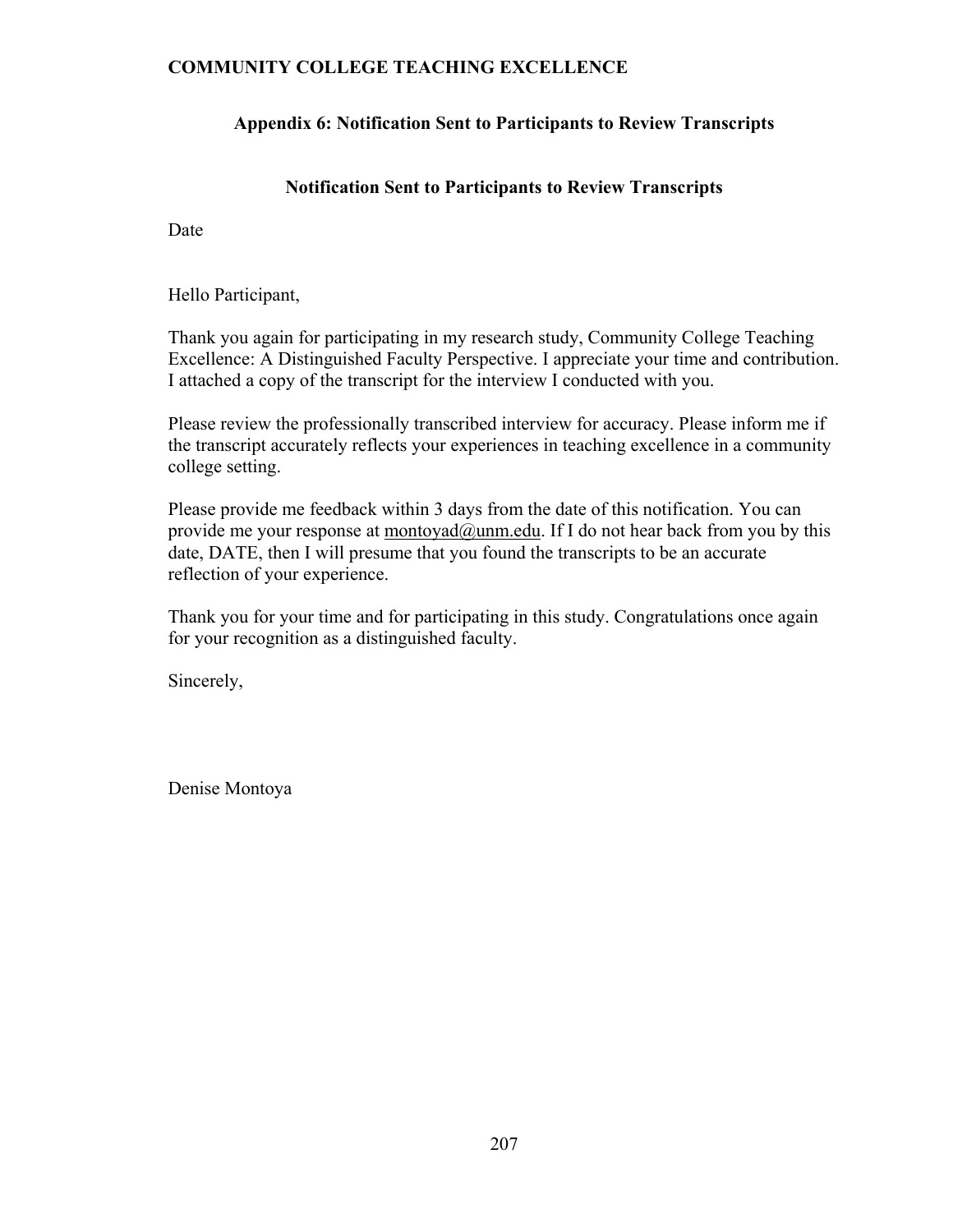## Appendix 6: Notification Sent to Participants to Review Transcripts

### Notification Sent to Participants to Review Transcripts

Date

Hello Participant,

Thank you again for participating in my research study, Community College Teaching Excellence: A Distinguished Faculty Perspective. I appreciate your time and contribution. I attached a copy of the transcript for the interview I conducted with you.

Please review the professionally transcribed interview for accuracy. Please inform me if the transcript accurately reflects your experiences in teaching excellence in a community college setting.

Please provide me feedback within 3 days from the date of this notification. You can provide me your response at montoyad@unm.edu. If I do not hear back from you by this date, DATE, then I will presume that you found the transcripts to be an accurate reflection of your experience.

Thank you for your time and for participating in this study. Congratulations once again for your recognition as a distinguished faculty.

Sincerely,

Denise Montoya